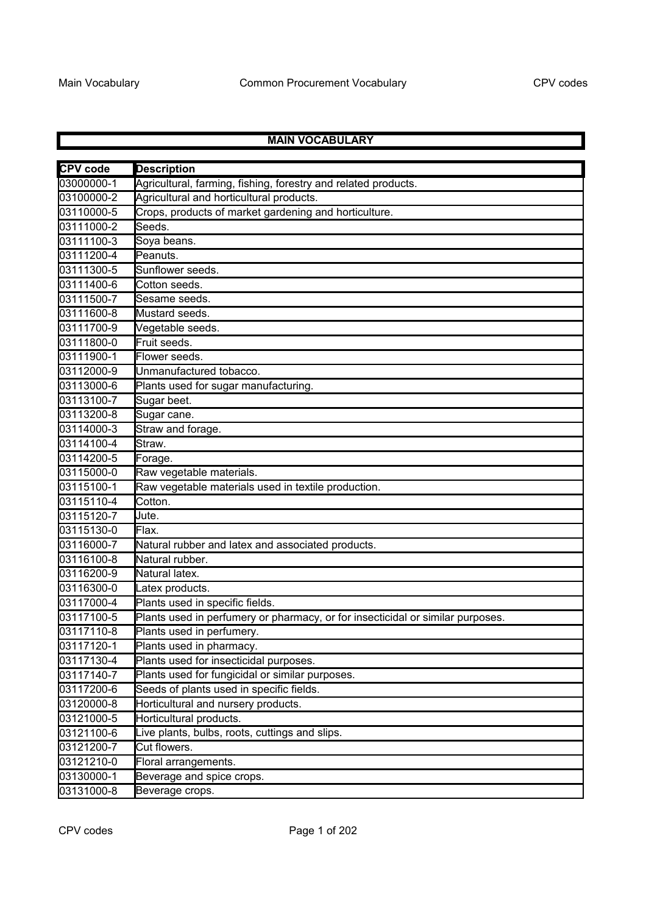## MAIN VOCABULARY

| CPV code | Description |
|---|---|
| 03000000-1 | Agricultural, farming, fishing, forestry and related products. |
| 03100000-2 | Agricultural and horticultural products. |
| 03110000-5 | Crops, products of market gardening and horticulture. |
| 03111000-2 | Seeds. |
| 03111100-3 | Soya beans. |
| 03111200-4 | Peanuts. |
| 03111300-5 | Sunflower seeds. |
| 03111400-6 | Cotton seeds. |
| 03111500-7 | Sesame seeds. |
| 03111600-8 | Mustard seeds. |
| 03111700-9 | Vegetable seeds. |
| 03111800-0 | Fruit seeds. |
| 03111900-1 | Flower seeds. |
| 03112000-9 | Unmanufactured tobacco. |
| 03113000-6 | Plants used for sugar manufacturing. |
| 03113100-7 | Sugar beet. |
| 03113200-8 | Sugar cane. |
| 03114000-3 | Straw and forage. |
| 03114100-4 | Straw. |
| 03114200-5 | Forage. |
| 03115000-0 | Raw vegetable materials. |
| 03115100-1 | Raw vegetable materials used in textile production. |
| 03115110-4 | Cotton. |
| 03115120-7 | Jute. |
| 03115130-0 | Flax. |
| 03116000-7 | Natural rubber and latex and associated products. |
| 03116100-8 | Natural rubber. |
| 03116200-9 | Natural latex. |
| 03116300-0 | Latex products. |
| 03117000-4 | Plants used in specific fields. |
| 03117100-5 | Plants used in perfumery or pharmacy, or for insecticidal or similar purposes. |
| 03117110-8 | Plants used in perfumery. |
| 03117120-1 | Plants used in pharmacy. |
| 03117130-4 | Plants used for insecticidal purposes. |
| 03117140-7 | Plants used for fungicidal or similar purposes. |
| 03117200-6 | Seeds of plants used in specific fields. |
| 03120000-8 | Horticultural and nursery products. |
| 03121000-5 | Horticultural products. |
| 03121100-6 | Live plants, bulbs, roots, cuttings and slips. |
| 03121200-7 | Cut flowers. |
| 03121210-0 | Floral arrangements. |
| 03130000-1 | Beverage and spice crops. |
| 03131000-8 | Beverage crops. |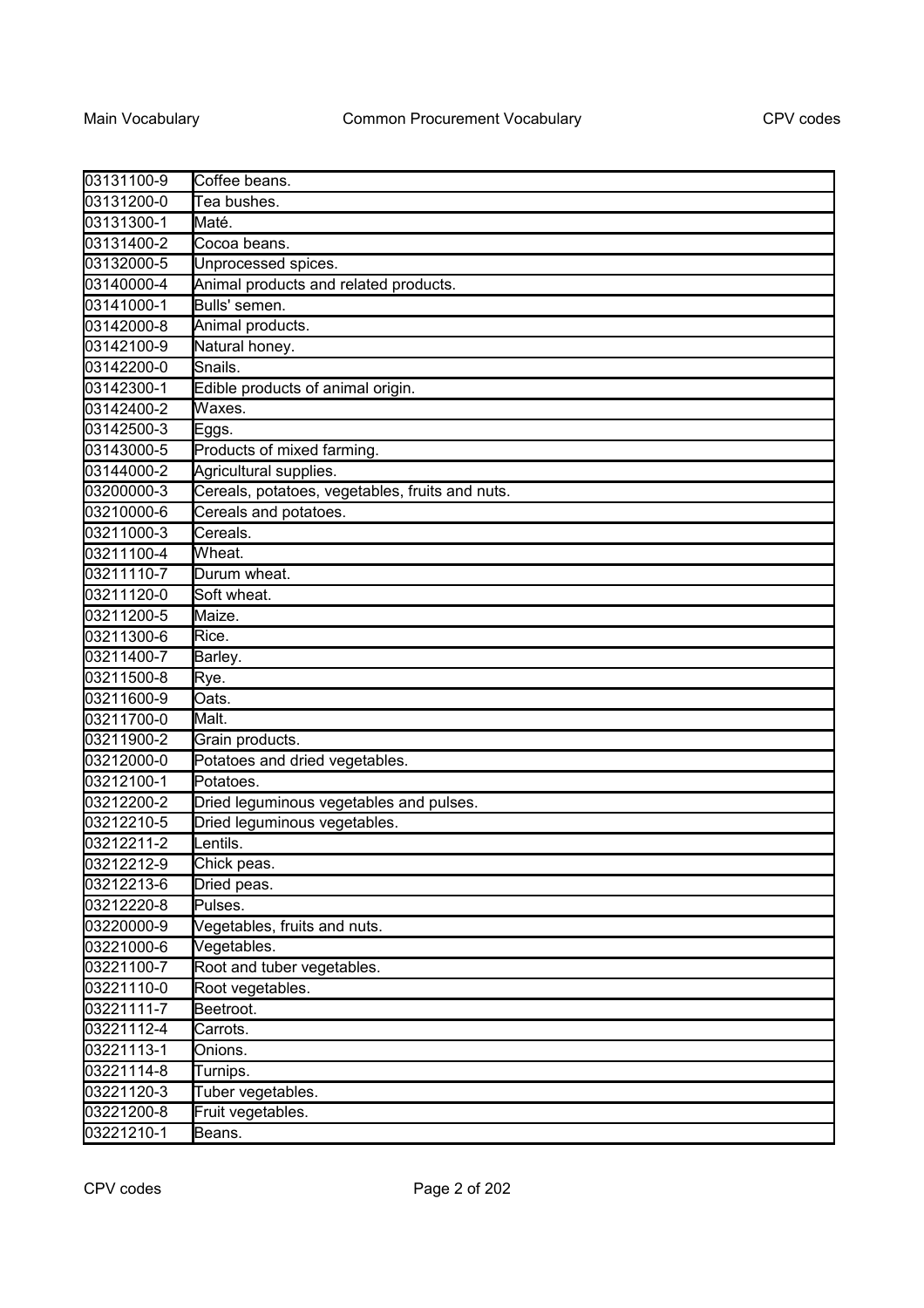| | |
|---|---|
| 03131100-9 | Coffee beans. |
| 03131200-0 | Tea bushes. |
| 03131300-1 | Maté. |
| 03131400-2 | Cocoa beans. |
| 03132000-5 | Unprocessed spices. |
| 03140000-4 | Animal products and related products. |
| 03141000-1 | Bulls' semen. |
| 03142000-8 | Animal products. |
| 03142100-9 | Natural honey. |
| 03142200-0 | Snails. |
| 03142300-1 | Edible products of animal origin. |
| 03142400-2 | Waxes. |
| 03142500-3 | Eggs. |
| 03143000-5 | Products of mixed farming. |
| 03144000-2 | Agricultural supplies. |
| 03200000-3 | Cereals, potatoes, vegetables, fruits and nuts. |
| 03210000-6 | Cereals and potatoes. |
| 03211000-3 | Cereals. |
| 03211100-4 | Wheat. |
| 03211110-7 | Durum wheat. |
| 03211120-0 | Soft wheat. |
| 03211200-5 | Maize. |
| 03211300-6 | Rice. |
| 03211400-7 | Barley. |
| 03211500-8 | Rye. |
| 03211600-9 | Oats. |
| 03211700-0 | Malt. |
| 03211900-2 | Grain products. |
| 03212000-0 | Potatoes and dried vegetables. |
| 03212100-1 | Potatoes. |
| 03212200-2 | Dried leguminous vegetables and pulses. |
| 03212210-5 | Dried leguminous vegetables. |
| 03212211-2 | Lentils. |
| 03212212-9 | Chick peas. |
| 03212213-6 | Dried peas. |
| 03212220-8 | Pulses. |
| 03220000-9 | Vegetables, fruits and nuts. |
| 03221000-6 | Vegetables. |
| 03221100-7 | Root and tuber vegetables. |
| 03221110-0 | Root vegetables. |
| 03221111-7 | Beetroot. |
| 03221112-4 | Carrots. |
| 03221113-1 | Onions. |
| 03221114-8 | Turnips. |
| 03221120-3 | Tuber vegetables. |
| 03221200-8 | Fruit vegetables. |
| 03221210-1 | Beans. |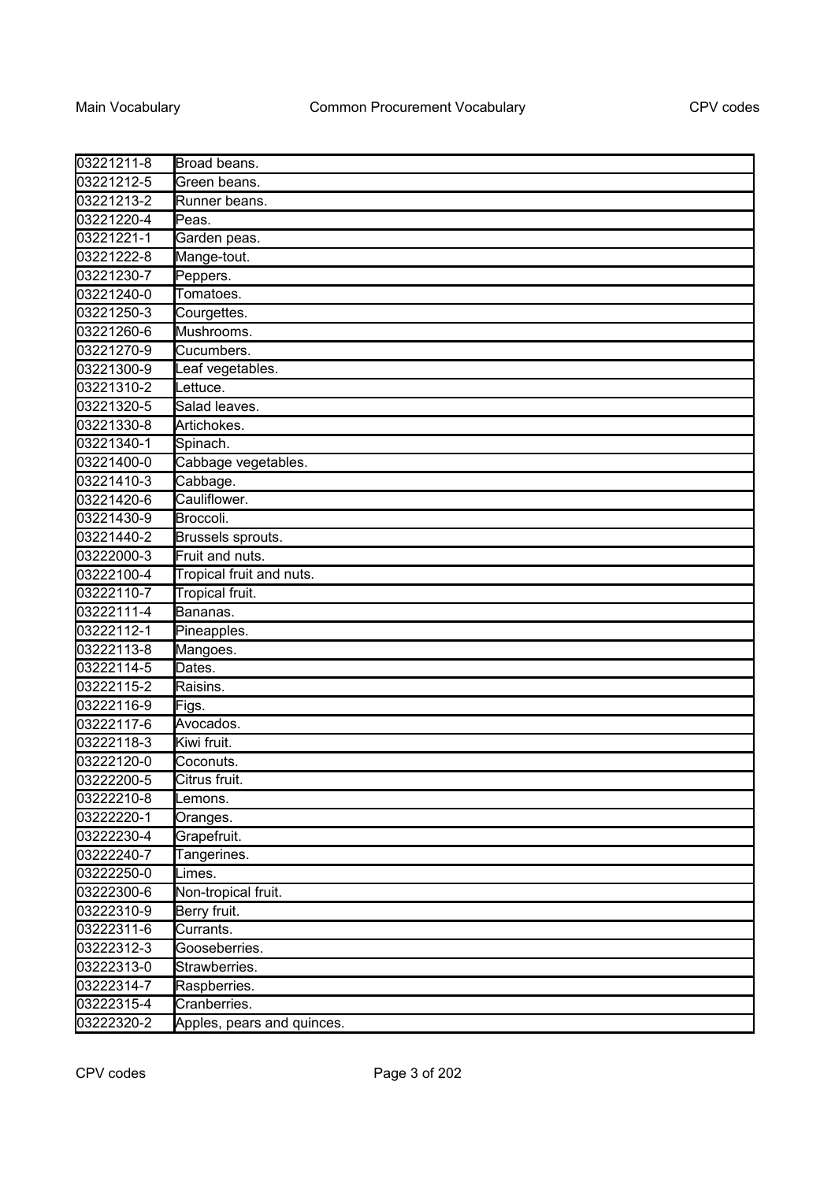| 03221211-8 | Broad beans. |
|---|---|
| 03221212-5 | Green beans. |
| 03221213-2 | Runner beans. |
| 03221220-4 | Peas. |
| 03221221-1 | Garden peas. |
| 03221222-8 | Mange-tout. |
| 03221230-7 | Peppers. |
| 03221240-0 | Tomatoes. |
| 03221250-3 | Courgettes. |
| 03221260-6 | Mushrooms. |
| 03221270-9 | Cucumbers. |
| 03221300-9 | Leaf vegetables. |
| 03221310-2 | Lettuce. |
| 03221320-5 | Salad leaves. |
| 03221330-8 | Artichokes. |
| 03221340-1 | Spinach. |
| 03221400-0 | Cabbage vegetables. |
| 03221410-3 | Cabbage. |
| 03221420-6 | Cauliflower. |
| 03221430-9 | Broccoli. |
| 03221440-2 | Brussels sprouts. |
| 03222000-3 | Fruit and nuts. |
| 03222100-4 | Tropical fruit and nuts. |
| 03222110-7 | Tropical fruit. |
| 03222111-4 | Bananas. |
| 03222112-1 | Pineapples. |
| 03222113-8 | Mangoes. |
| 03222114-5 | Dates. |
| 03222115-2 | Raisins. |
| 03222116-9 | Figs. |
| 03222117-6 | Avocados. |
| 03222118-3 | Kiwi fruit. |
| 03222120-0 | Coconuts. |
| 03222200-5 | Citrus fruit. |
| 03222210-8 | Lemons. |
| 03222220-1 | Oranges. |
| 03222230-4 | Grapefruit. |
| 03222240-7 | Tangerines. |
| 03222250-0 | Limes. |
| 03222300-6 | Non-tropical fruit. |
| 03222310-9 | Berry fruit. |
| 03222311-6 | Currants. |
| 03222312-3 | Gooseberries. |
| 03222313-0 | Strawberries. |
| 03222314-7 | Raspberries. |
| 03222315-4 | Cranberries. |
| 03222320-2 | Apples, pears and quinces. |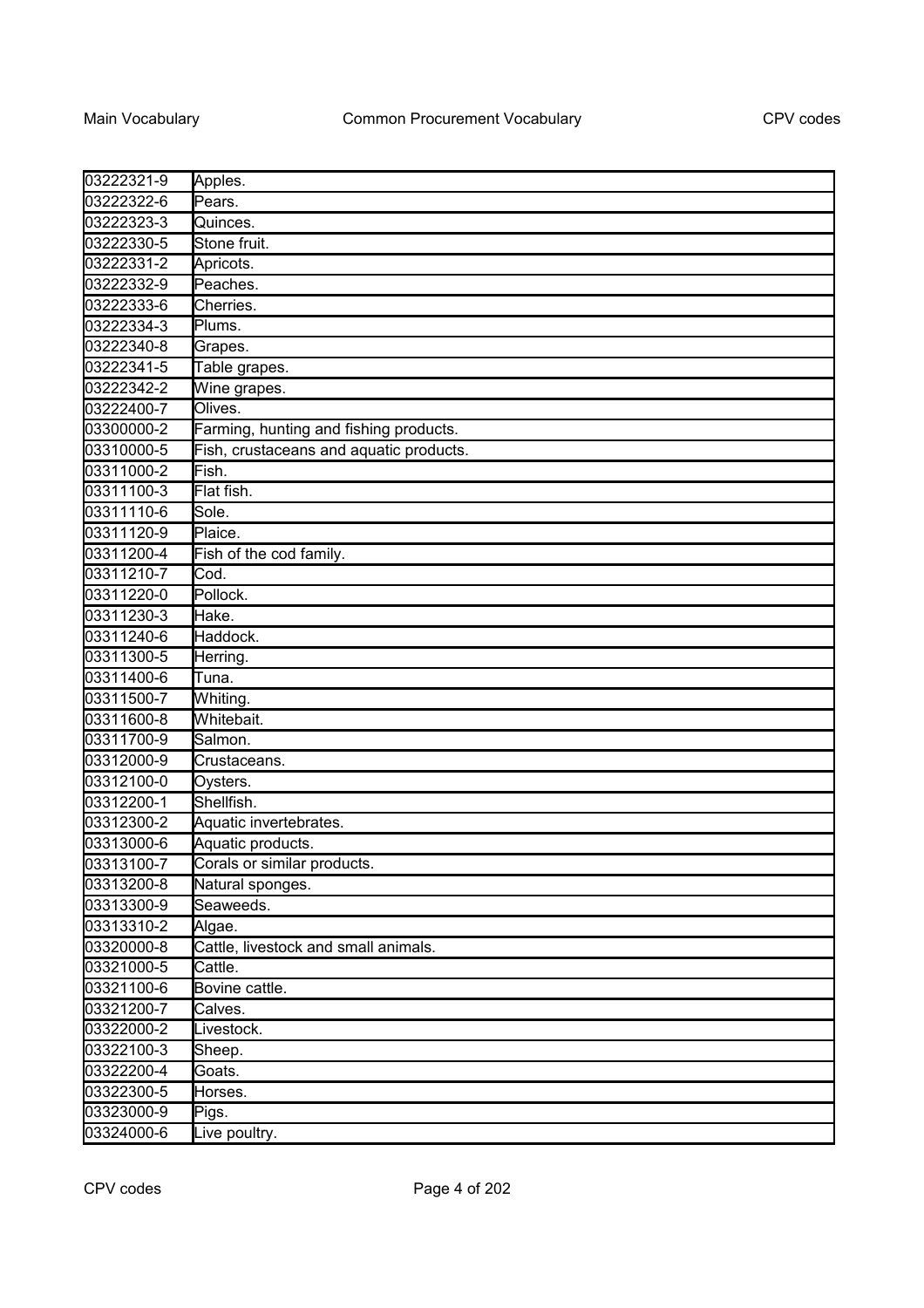| | |
|---|---|
| 03222321-9 | Apples. |
| 03222322-6 | Pears. |
| 03222323-3 | Quinces. |
| 03222330-5 | Stone fruit. |
| 03222331-2 | Apricots. |
| 03222332-9 | Peaches. |
| 03222333-6 | Cherries. |
| 03222334-3 | Plums. |
| 03222340-8 | Grapes. |
| 03222341-5 | Table grapes. |
| 03222342-2 | Wine grapes. |
| 03222400-7 | Olives. |
| 03300000-2 | Farming, hunting and fishing products. |
| 03310000-5 | Fish, crustaceans and aquatic products. |
| 03311000-2 | Fish. |
| 03311100-3 | Flat fish. |
| 03311110-6 | Sole. |
| 03311120-9 | Plaice. |
| 03311200-4 | Fish of the cod family. |
| 03311210-7 | Cod. |
| 03311220-0 | Pollock. |
| 03311230-3 | Hake. |
| 03311240-6 | Haddock. |
| 03311300-5 | Herring. |
| 03311400-6 | Tuna. |
| 03311500-7 | Whiting. |
| 03311600-8 | Whitebait. |
| 03311700-9 | Salmon. |
| 03312000-9 | Crustaceans. |
| 03312100-0 | Oysters. |
| 03312200-1 | Shellfish. |
| 03312300-2 | Aquatic invertebrates. |
| 03313000-6 | Aquatic products. |
| 03313100-7 | Corals or similar products. |
| 03313200-8 | Natural sponges. |
| 03313300-9 | Seaweeds. |
| 03313310-2 | Algae. |
| 03320000-8 | Cattle, livestock and small animals. |
| 03321000-5 | Cattle. |
| 03321100-6 | Bovine cattle. |
| 03321200-7 | Calves. |
| 03322000-2 | Livestock. |
| 03322100-3 | Sheep. |
| 03322200-4 | Goats. |
| 03322300-5 | Horses. |
| 03323000-9 | Pigs. |
| 03324000-6 | Live poultry. |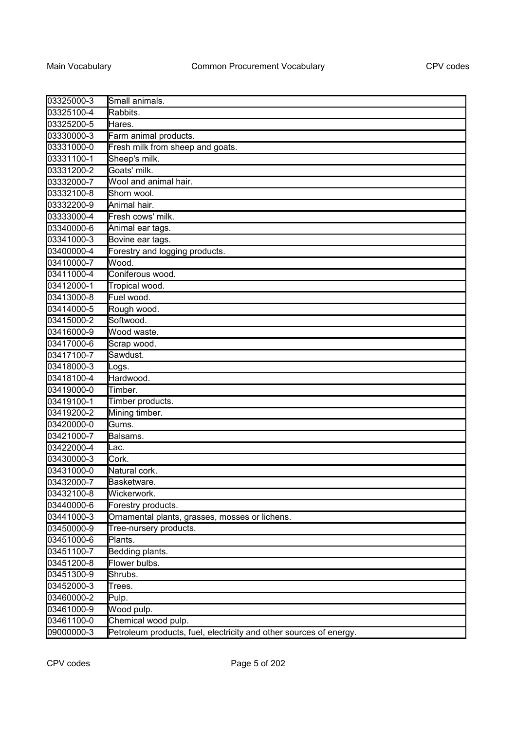| | |
|---|---|
| 03325000-3 | Small animals. |
| 03325100-4 | Rabbits. |
| 03325200-5 | Hares. |
| 03330000-3 | Farm animal products. |
| 03331000-0 | Fresh milk from sheep and goats. |
| 03331100-1 | Sheep's milk. |
| 03331200-2 | Goats' milk. |
| 03332000-7 | Wool and animal hair. |
| 03332100-8 | Shorn wool. |
| 03332200-9 | Animal hair. |
| 03333000-4 | Fresh cows' milk. |
| 03340000-6 | Animal ear tags. |
| 03341000-3 | Bovine ear tags. |
| 03400000-4 | Forestry and logging products. |
| 03410000-7 | Wood. |
| 03411000-4 | Coniferous wood. |
| 03412000-1 | Tropical wood. |
| 03413000-8 | Fuel wood. |
| 03414000-5 | Rough wood. |
| 03415000-2 | Softwood. |
| 03416000-9 | Wood waste. |
| 03417000-6 | Scrap wood. |
| 03417100-7 | Sawdust. |
| 03418000-3 | Logs. |
| 03418100-4 | Hardwood. |
| 03419000-0 | Timber. |
| 03419100-1 | Timber products. |
| 03419200-2 | Mining timber. |
| 03420000-0 | Gums. |
| 03421000-7 | Balsams. |
| 03422000-4 | Lac. |
| 03430000-3 | Cork. |
| 03431000-0 | Natural cork. |
| 03432000-7 | Basketware. |
| 03432100-8 | Wickerwork. |
| 03440000-6 | Forestry products. |
| 03441000-3 | Ornamental plants, grasses, mosses or lichens. |
| 03450000-9 | Tree-nursery products. |
| 03451000-6 | Plants. |
| 03451100-7 | Bedding plants. |
| 03451200-8 | Flower bulbs. |
| 03451300-9 | Shrubs. |
| 03452000-3 | Trees. |
| 03460000-2 | Pulp. |
| 03461000-9 | Wood pulp. |
| 03461100-0 | Chemical wood pulp. |
| 09000000-3 | Petroleum products, fuel, electricity and other sources of energy. |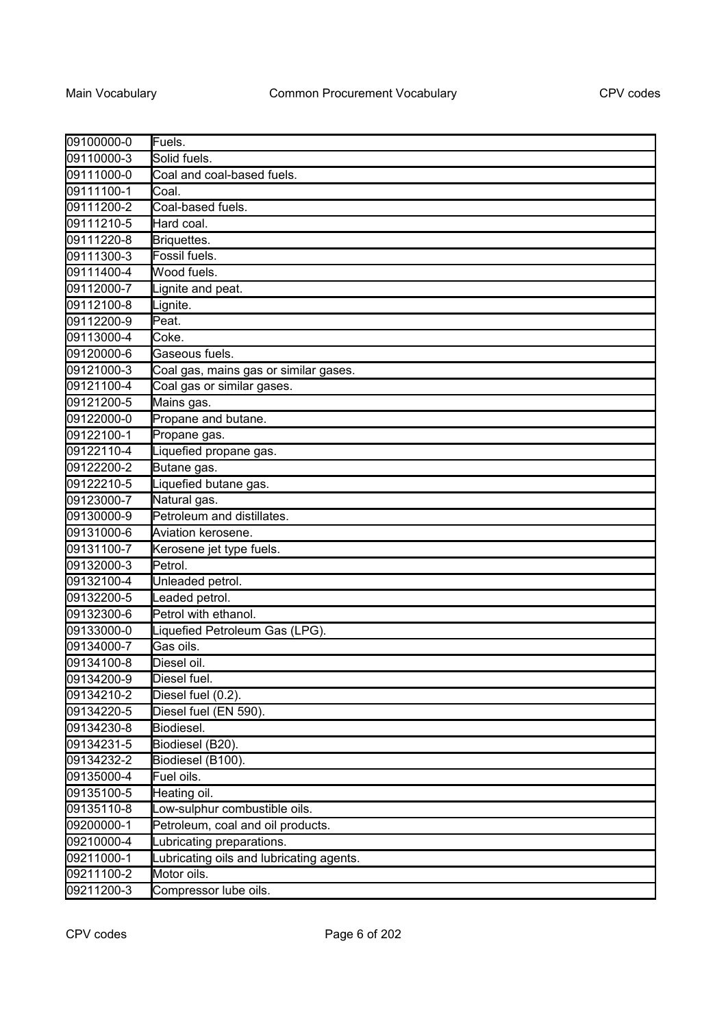| | |
|---|---|
| 09100000-0 | Fuels. |
| 09110000-3 | Solid fuels. |
| 09111000-0 | Coal and coal-based fuels. |
| 09111100-1 | Coal. |
| 09111200-2 | Coal-based fuels. |
| 09111210-5 | Hard coal. |
| 09111220-8 | Briquettes. |
| 09111300-3 | Fossil fuels. |
| 09111400-4 | Wood fuels. |
| 09112000-7 | Lignite and peat. |
| 09112100-8 | Lignite. |
| 09112200-9 | Peat. |
| 09113000-4 | Coke. |
| 09120000-6 | Gaseous fuels. |
| 09121000-3 | Coal gas, mains gas or similar gases. |
| 09121100-4 | Coal gas or similar gases. |
| 09121200-5 | Mains gas. |
| 09122000-0 | Propane and butane. |
| 09122100-1 | Propane gas. |
| 09122110-4 | Liquefied propane gas. |
| 09122200-2 | Butane gas. |
| 09122210-5 | Liquefied butane gas. |
| 09123000-7 | Natural gas. |
| 09130000-9 | Petroleum and distillates. |
| 09131000-6 | Aviation kerosene. |
| 09131100-7 | Kerosene jet type fuels. |
| 09132000-3 | Petrol. |
| 09132100-4 | Unleaded petrol. |
| 09132200-5 | Leaded petrol. |
| 09132300-6 | Petrol with ethanol. |
| 09133000-0 | Liquefied Petroleum Gas (LPG). |
| 09134000-7 | Gas oils. |
| 09134100-8 | Diesel oil. |
| 09134200-9 | Diesel fuel. |
| 09134210-2 | Diesel fuel (0.2). |
| 09134220-5 | Diesel fuel (EN 590). |
| 09134230-8 | Biodiesel. |
| 09134231-5 | Biodiesel (B20). |
| 09134232-2 | Biodiesel (B100). |
| 09135000-4 | Fuel oils. |
| 09135100-5 | Heating oil. |
| 09135110-8 | Low-sulphur combustible oils. |
| 09200000-1 | Petroleum, coal and oil products. |
| 09210000-4 | Lubricating preparations. |
| 09211000-1 | Lubricating oils and lubricating agents. |
| 09211100-2 | Motor oils. |
| 09211200-3 | Compressor lube oils. |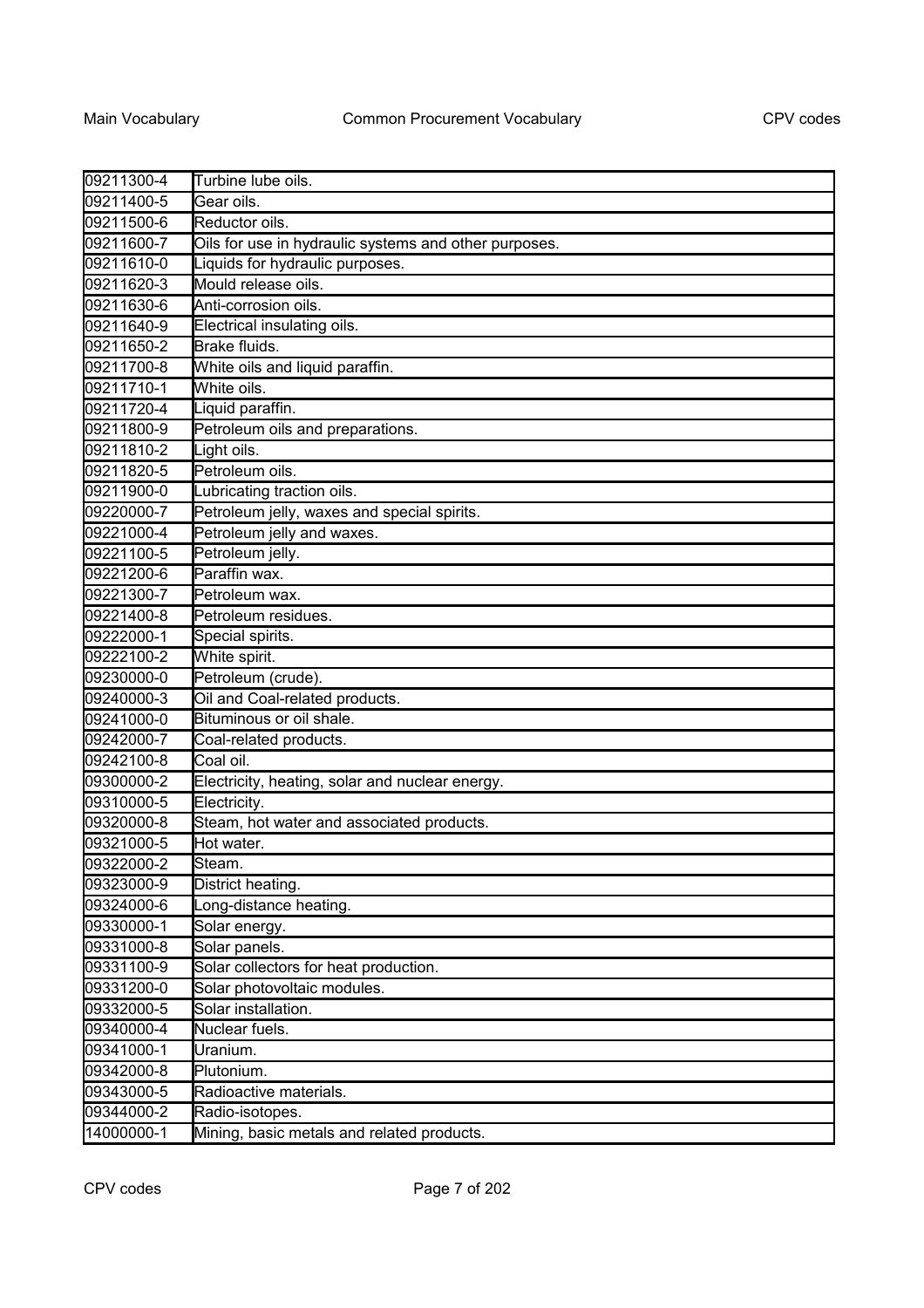| | |
|---|---|
| 09211300-4 | Turbine lube oils. |
| 09211400-5 | Gear oils. |
| 09211500-6 | Reductor oils. |
| 09211600-7 | Oils for use in hydraulic systems and other purposes. |
| 09211610-0 | Liquids for hydraulic purposes. |
| 09211620-3 | Mould release oils. |
| 09211630-6 | Anti-corrosion oils. |
| 09211640-9 | Electrical insulating oils. |
| 09211650-2 | Brake fluids. |
| 09211700-8 | White oils and liquid paraffin. |
| 09211710-1 | White oils. |
| 09211720-4 | Liquid paraffin. |
| 09211800-9 | Petroleum oils and preparations. |
| 09211810-2 | Light oils. |
| 09211820-5 | Petroleum oils. |
| 09211900-0 | Lubricating traction oils. |
| 09220000-7 | Petroleum jelly, waxes and special spirits. |
| 09221000-4 | Petroleum jelly and waxes. |
| 09221100-5 | Petroleum jelly. |
| 09221200-6 | Paraffin wax. |
| 09221300-7 | Petroleum wax. |
| 09221400-8 | Petroleum residues. |
| 09222000-1 | Special spirits. |
| 09222100-2 | White spirit. |
| 09230000-0 | Petroleum (crude). |
| 09240000-3 | Oil and Coal-related products. |
| 09241000-0 | Bituminous or oil shale. |
| 09242000-7 | Coal-related products. |
| 09242100-8 | Coal oil. |
| 09300000-2 | Electricity, heating, solar and nuclear energy. |
| 09310000-5 | Electricity. |
| 09320000-8 | Steam, hot water and associated products. |
| 09321000-5 | Hot water. |
| 09322000-2 | Steam. |
| 09323000-9 | District heating. |
| 09324000-6 | Long-distance heating. |
| 09330000-1 | Solar energy. |
| 09331000-8 | Solar panels. |
| 09331100-9 | Solar collectors for heat production. |
| 09331200-0 | Solar photovoltaic modules. |
| 09332000-5 | Solar installation. |
| 09340000-4 | Nuclear fuels. |
| 09341000-1 | Uranium. |
| 09342000-8 | Plutonium. |
| 09343000-5 | Radioactive materials. |
| 09344000-2 | Radio-isotopes. |
| 14000000-1 | Mining, basic metals and related products. |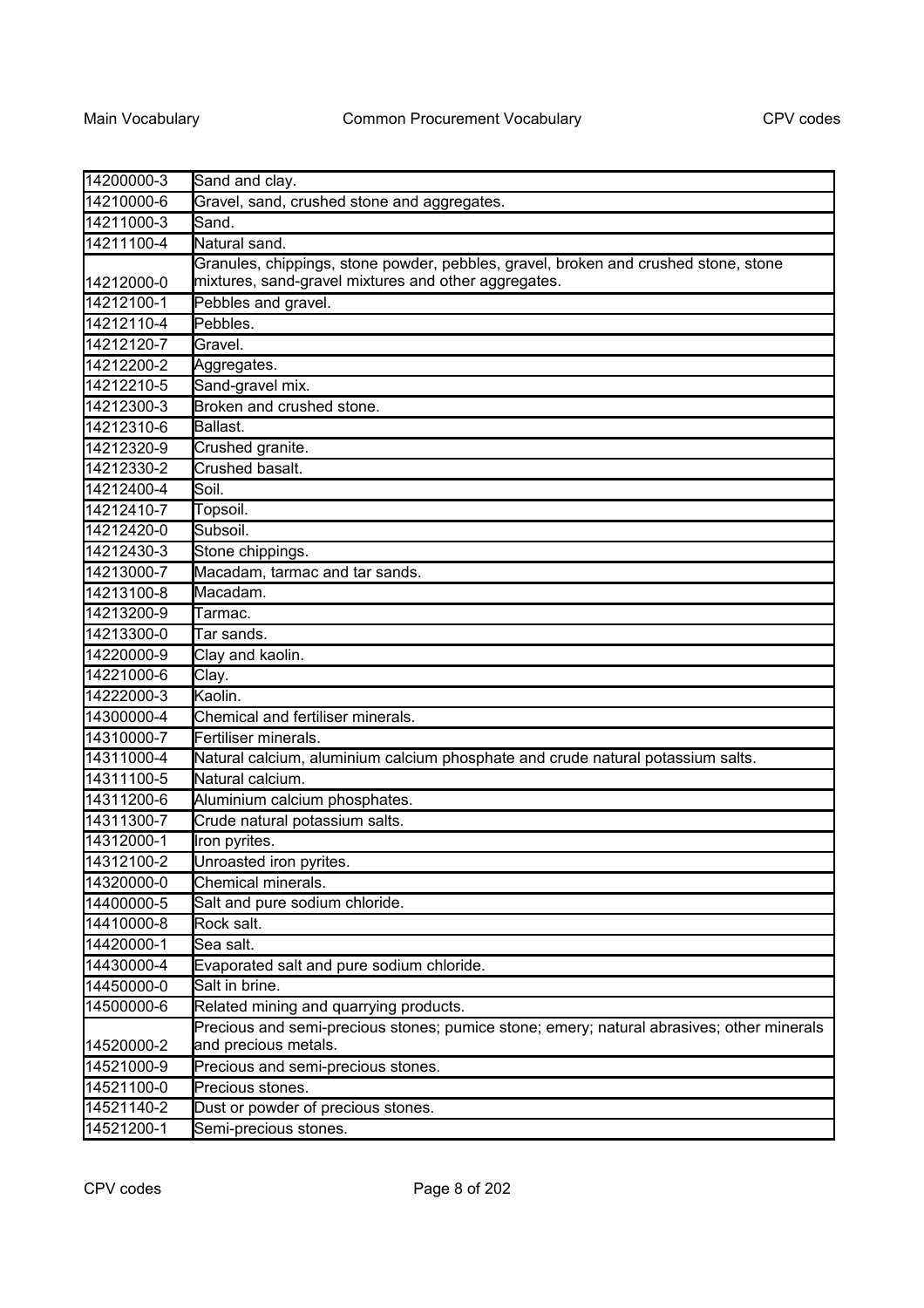| | |
|---|---|
| 14200000-3 | Sand and clay. |
| 14210000-6 | Gravel, sand, crushed stone and aggregates. |
| 14211000-3 | Sand. |
| 14211100-4 | Natural sand. |
| 14212000-0 | Granules, chippings, stone powder, pebbles, gravel, broken and crushed stone, stone mixtures, sand-gravel mixtures and other aggregates. |
| 14212100-1 | Pebbles and gravel. |
| 14212110-4 | Pebbles. |
| 14212120-7 | Gravel. |
| 14212200-2 | Aggregates. |
| 14212210-5 | Sand-gravel mix. |
| 14212300-3 | Broken and crushed stone. |
| 14212310-6 | Ballast. |
| 14212320-9 | Crushed granite. |
| 14212330-2 | Crushed basalt. |
| 14212400-4 | Soil. |
| 14212410-7 | Topsoil. |
| 14212420-0 | Subsoil. |
| 14212430-3 | Stone chippings. |
| 14213000-7 | Macadam, tarmac and tar sands. |
| 14213100-8 | Macadam. |
| 14213200-9 | Tarmac. |
| 14213300-0 | Tar sands. |
| 14220000-9 | Clay and kaolin. |
| 14221000-6 | Clay. |
| 14222000-3 | Kaolin. |
| 14300000-4 | Chemical and fertiliser minerals. |
| 14310000-7 | Fertiliser minerals. |
| 14311000-4 | Natural calcium, aluminium calcium phosphate and crude natural potassium salts. |
| 14311100-5 | Natural calcium. |
| 14311200-6 | Aluminium calcium phosphates. |
| 14311300-7 | Crude natural potassium salts. |
| 14312000-1 | Iron pyrites. |
| 14312100-2 | Unroasted iron pyrites. |
| 14320000-0 | Chemical minerals. |
| 14400000-5 | Salt and pure sodium chloride. |
| 14410000-8 | Rock salt. |
| 14420000-1 | Sea salt. |
| 14430000-4 | Evaporated salt and pure sodium chloride. |
| 14450000-0 | Salt in brine. |
| 14500000-6 | Related mining and quarrying products. |
| 14520000-2 | Precious and semi-precious stones; pumice stone; emery; natural abrasives; other minerals and precious metals. |
| 14521000-9 | Precious and semi-precious stones. |
| 14521100-0 | Precious stones. |
| 14521140-2 | Dust or powder of precious stones. |
| 14521200-1 | Semi-precious stones. |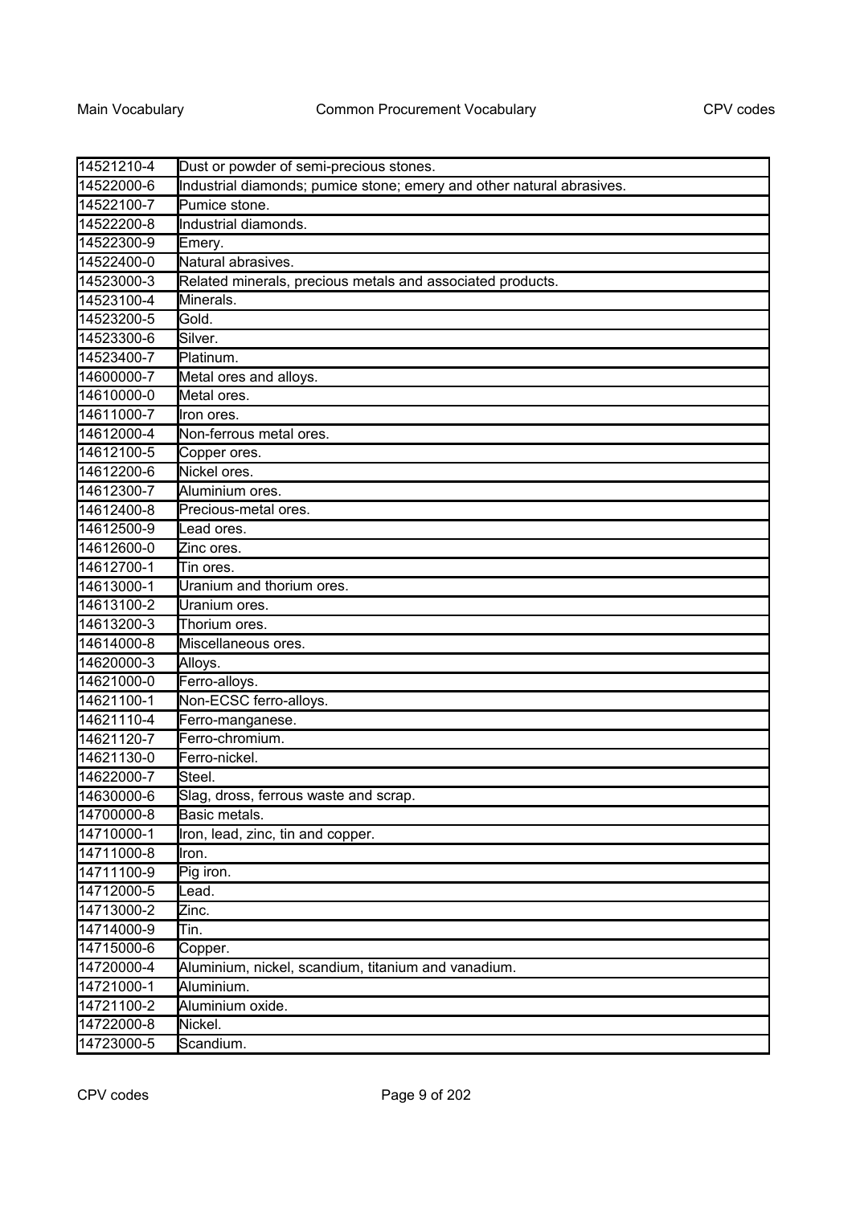| 14521210-4 | Dust or powder of semi-precious stones. |
|---|---|
| 14522000-6 | Industrial diamonds; pumice stone; emery and other natural abrasives. |
| 14522100-7 | Pumice stone. |
| 14522200-8 | Industrial diamonds. |
| 14522300-9 | Emery. |
| 14522400-0 | Natural abrasives. |
| 14523000-3 | Related minerals, precious metals and associated products. |
| 14523100-4 | Minerals. |
| 14523200-5 | Gold. |
| 14523300-6 | Silver. |
| 14523400-7 | Platinum. |
| 14600000-7 | Metal ores and alloys. |
| 14610000-0 | Metal ores. |
| 14611000-7 | Iron ores. |
| 14612000-4 | Non-ferrous metal ores. |
| 14612100-5 | Copper ores. |
| 14612200-6 | Nickel ores. |
| 14612300-7 | Aluminium ores. |
| 14612400-8 | Precious-metal ores. |
| 14612500-9 | Lead ores. |
| 14612600-0 | Zinc ores. |
| 14612700-1 | Tin ores. |
| 14613000-1 | Uranium and thorium ores. |
| 14613100-2 | Uranium ores. |
| 14613200-3 | Thorium ores. |
| 14614000-8 | Miscellaneous ores. |
| 14620000-3 | Alloys. |
| 14621000-0 | Ferro-alloys. |
| 14621100-1 | Non-ECSC ferro-alloys. |
| 14621110-4 | Ferro-manganese. |
| 14621120-7 | Ferro-chromium. |
| 14621130-0 | Ferro-nickel. |
| 14622000-7 | Steel. |
| 14630000-6 | Slag, dross, ferrous waste and scrap. |
| 14700000-8 | Basic metals. |
| 14710000-1 | Iron, lead, zinc, tin and copper. |
| 14711000-8 | Iron. |
| 14711100-9 | Pig iron. |
| 14712000-5 | Lead. |
| 14713000-2 | Zinc. |
| 14714000-9 | Tin. |
| 14715000-6 | Copper. |
| 14720000-4 | Aluminium, nickel, scandium, titanium and vanadium. |
| 14721000-1 | Aluminium. |
| 14721100-2 | Aluminium oxide. |
| 14722000-8 | Nickel. |
| 14723000-5 | Scandium. |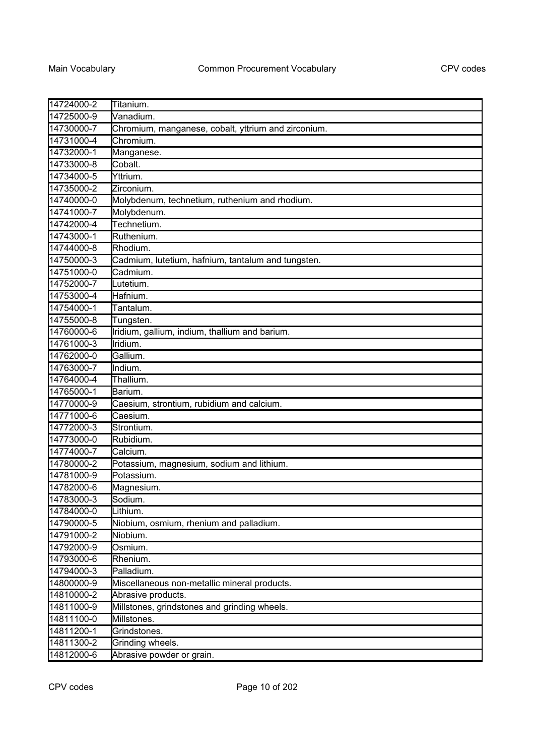| | |
|---|---|
| 14724000-2 | Titanium. |
| 14725000-9 | Vanadium. |
| 14730000-7 | Chromium, manganese, cobalt, yttrium and zirconium. |
| 14731000-4 | Chromium. |
| 14732000-1 | Manganese. |
| 14733000-8 | Cobalt. |
| 14734000-5 | Yttrium. |
| 14735000-2 | Zirconium. |
| 14740000-0 | Molybdenum, technetium, ruthenium and rhodium. |
| 14741000-7 | Molybdenum. |
| 14742000-4 | Technetium. |
| 14743000-1 | Ruthenium. |
| 14744000-8 | Rhodium. |
| 14750000-3 | Cadmium, lutetium, hafnium, tantalum and tungsten. |
| 14751000-0 | Cadmium. |
| 14752000-7 | Lutetium. |
| 14753000-4 | Hafnium. |
| 14754000-1 | Tantalum. |
| 14755000-8 | Tungsten. |
| 14760000-6 | Iridium, gallium, indium, thallium and barium. |
| 14761000-3 | Iridium. |
| 14762000-0 | Gallium. |
| 14763000-7 | Indium. |
| 14764000-4 | Thallium. |
| 14765000-1 | Barium. |
| 14770000-9 | Caesium, strontium, rubidium and calcium. |
| 14771000-6 | Caesium. |
| 14772000-3 | Strontium. |
| 14773000-0 | Rubidium. |
| 14774000-7 | Calcium. |
| 14780000-2 | Potassium, magnesium, sodium and lithium. |
| 14781000-9 | Potassium. |
| 14782000-6 | Magnesium. |
| 14783000-3 | Sodium. |
| 14784000-0 | Lithium. |
| 14790000-5 | Niobium, osmium, rhenium and palladium. |
| 14791000-2 | Niobium. |
| 14792000-9 | Osmium. |
| 14793000-6 | Rhenium. |
| 14794000-3 | Palladium. |
| 14800000-9 | Miscellaneous non-metallic mineral products. |
| 14810000-2 | Abrasive products. |
| 14811000-9 | Millstones, grindstones and grinding wheels. |
| 14811100-0 | Millstones. |
| 14811200-1 | Grindstones. |
| 14811300-2 | Grinding wheels. |
| 14812000-6 | Abrasive powder or grain. |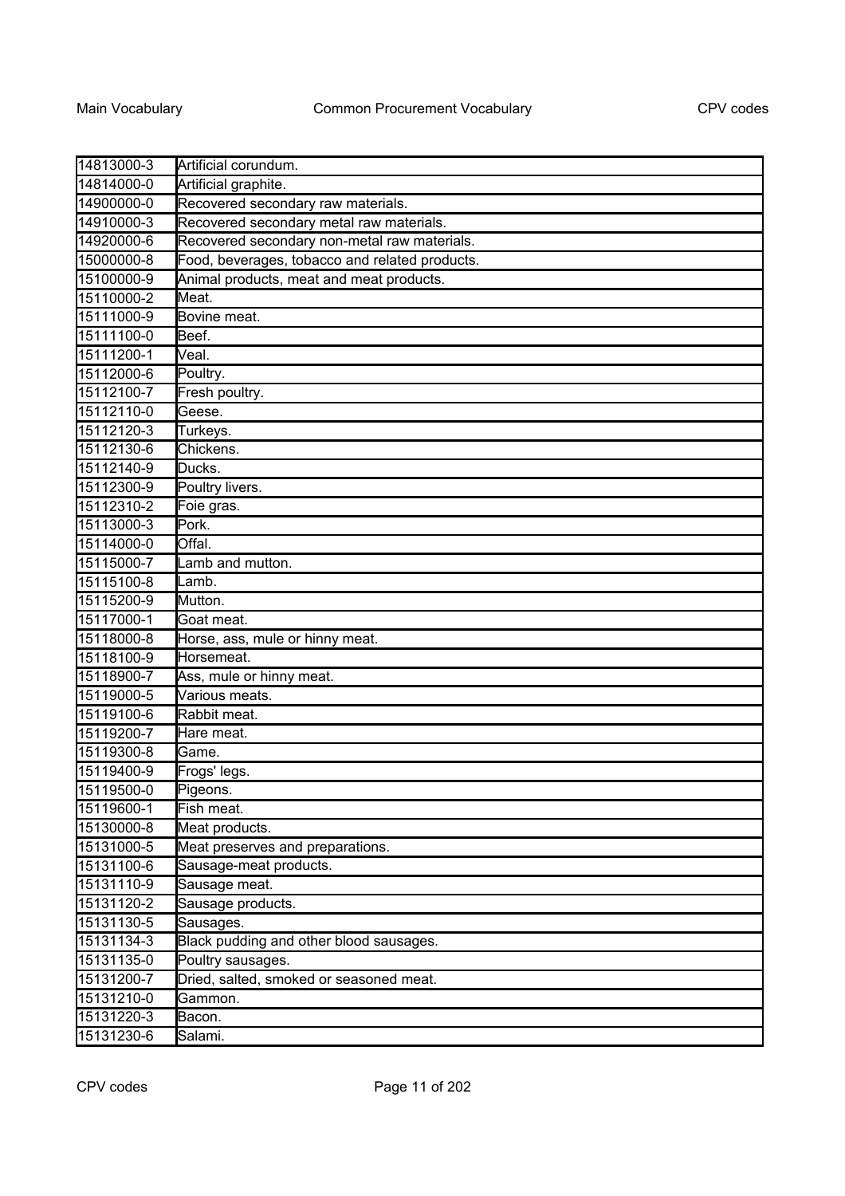| | |
|---|---|
| 14813000-3 | Artificial corundum. |
| 14814000-0 | Artificial graphite. |
| 14900000-0 | Recovered secondary raw materials. |
| 14910000-3 | Recovered secondary metal raw materials. |
| 14920000-6 | Recovered secondary non-metal raw materials. |
| 15000000-8 | Food, beverages, tobacco and related products. |
| 15100000-9 | Animal products, meat and meat products. |
| 15110000-2 | Meat. |
| 15111000-9 | Bovine meat. |
| 15111100-0 | Beef. |
| 15111200-1 | Veal. |
| 15112000-6 | Poultry. |
| 15112100-7 | Fresh poultry. |
| 15112110-0 | Geese. |
| 15112120-3 | Turkeys. |
| 15112130-6 | Chickens. |
| 15112140-9 | Ducks. |
| 15112300-9 | Poultry livers. |
| 15112310-2 | Foie gras. |
| 15113000-3 | Pork. |
| 15114000-0 | Offal. |
| 15115000-7 | Lamb and mutton. |
| 15115100-8 | Lamb. |
| 15115200-9 | Mutton. |
| 15117000-1 | Goat meat. |
| 15118000-8 | Horse, ass, mule or hinny meat. |
| 15118100-9 | Horsemeat. |
| 15118900-7 | Ass, mule or hinny meat. |
| 15119000-5 | Various meats. |
| 15119100-6 | Rabbit meat. |
| 15119200-7 | Hare meat. |
| 15119300-8 | Game. |
| 15119400-9 | Frogs' legs. |
| 15119500-0 | Pigeons. |
| 15119600-1 | Fish meat. |
| 15130000-8 | Meat products. |
| 15131000-5 | Meat preserves and preparations. |
| 15131100-6 | Sausage-meat products. |
| 15131110-9 | Sausage meat. |
| 15131120-2 | Sausage products. |
| 15131130-5 | Sausages. |
| 15131134-3 | Black pudding and other blood sausages. |
| 15131135-0 | Poultry sausages. |
| 15131200-7 | Dried, salted, smoked or seasoned meat. |
| 15131210-0 | Gammon. |
| 15131220-3 | Bacon. |
| 15131230-6 | Salami. |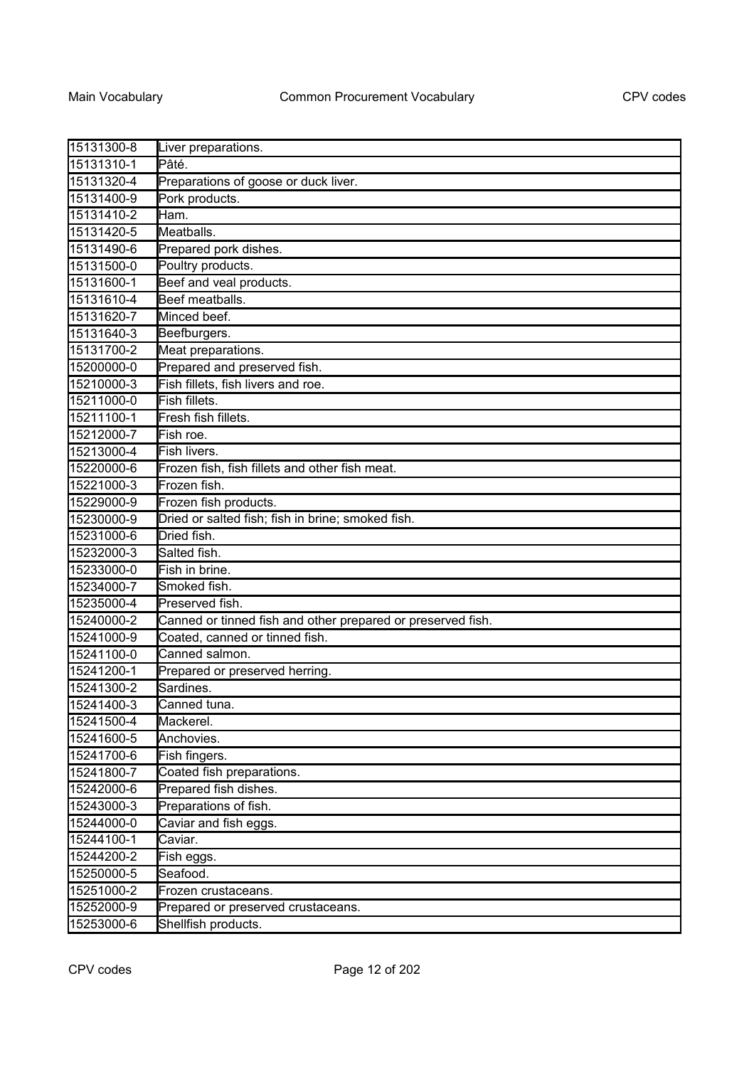| | |
|---|---|
| 15131300-8 | Liver preparations. |
| 15131310-1 | Pâté. |
| 15131320-4 | Preparations of goose or duck liver. |
| 15131400-9 | Pork products. |
| 15131410-2 | Ham. |
| 15131420-5 | Meatballs. |
| 15131490-6 | Prepared pork dishes. |
| 15131500-0 | Poultry products. |
| 15131600-1 | Beef and veal products. |
| 15131610-4 | Beef meatballs. |
| 15131620-7 | Minced beef. |
| 15131640-3 | Beefburgers. |
| 15131700-2 | Meat preparations. |
| 15200000-0 | Prepared and preserved fish. |
| 15210000-3 | Fish fillets, fish livers and roe. |
| 15211000-0 | Fish fillets. |
| 15211100-1 | Fresh fish fillets. |
| 15212000-7 | Fish roe. |
| 15213000-4 | Fish livers. |
| 15220000-6 | Frozen fish, fish fillets and other fish meat. |
| 15221000-3 | Frozen fish. |
| 15229000-9 | Frozen fish products. |
| 15230000-9 | Dried or salted fish; fish in brine; smoked fish. |
| 15231000-6 | Dried fish. |
| 15232000-3 | Salted fish. |
| 15233000-0 | Fish in brine. |
| 15234000-7 | Smoked fish. |
| 15235000-4 | Preserved fish. |
| 15240000-2 | Canned or tinned fish and other prepared or preserved fish. |
| 15241000-9 | Coated, canned or tinned fish. |
| 15241100-0 | Canned salmon. |
| 15241200-1 | Prepared or preserved herring. |
| 15241300-2 | Sardines. |
| 15241400-3 | Canned tuna. |
| 15241500-4 | Mackerel. |
| 15241600-5 | Anchovies. |
| 15241700-6 | Fish fingers. |
| 15241800-7 | Coated fish preparations. |
| 15242000-6 | Prepared fish dishes. |
| 15243000-3 | Preparations of fish. |
| 15244000-0 | Caviar and fish eggs. |
| 15244100-1 | Caviar. |
| 15244200-2 | Fish eggs. |
| 15250000-5 | Seafood. |
| 15251000-2 | Frozen crustaceans. |
| 15252000-9 | Prepared or preserved crustaceans. |
| 15253000-6 | Shellfish products. |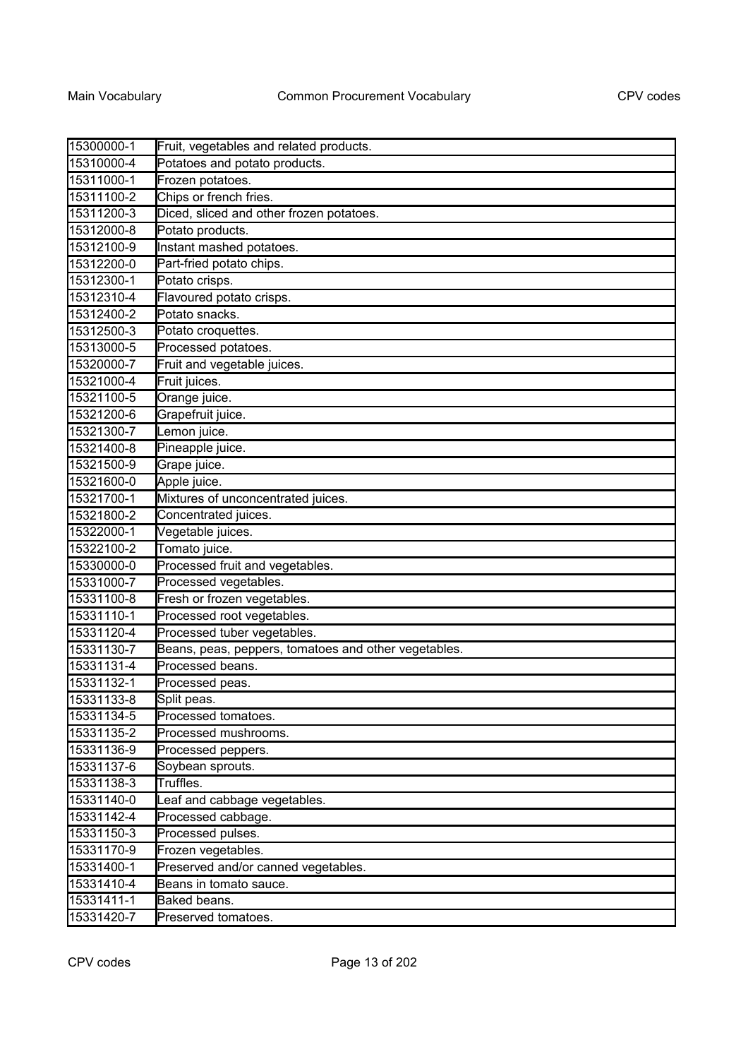| 15300000-1 | Fruit, vegetables and related products. |
|---|---|
| 15310000-4 | Potatoes and potato products. |
| 15311000-1 | Frozen potatoes. |
| 15311100-2 | Chips or french fries. |
| 15311200-3 | Diced, sliced and other frozen potatoes. |
| 15312000-8 | Potato products. |
| 15312100-9 | Instant mashed potatoes. |
| 15312200-0 | Part-fried potato chips. |
| 15312300-1 | Potato crisps. |
| 15312310-4 | Flavoured potato crisps. |
| 15312400-2 | Potato snacks. |
| 15312500-3 | Potato croquettes. |
| 15313000-5 | Processed potatoes. |
| 15320000-7 | Fruit and vegetable juices. |
| 15321000-4 | Fruit juices. |
| 15321100-5 | Orange juice. |
| 15321200-6 | Grapefruit juice. |
| 15321300-7 | Lemon juice. |
| 15321400-8 | Pineapple juice. |
| 15321500-9 | Grape juice. |
| 15321600-0 | Apple juice. |
| 15321700-1 | Mixtures of unconcentrated juices. |
| 15321800-2 | Concentrated juices. |
| 15322000-1 | Vegetable juices. |
| 15322100-2 | Tomato juice. |
| 15330000-0 | Processed fruit and vegetables. |
| 15331000-7 | Processed vegetables. |
| 15331100-8 | Fresh or frozen vegetables. |
| 15331110-1 | Processed root vegetables. |
| 15331120-4 | Processed tuber vegetables. |
| 15331130-7 | Beans, peas, peppers, tomatoes and other vegetables. |
| 15331131-4 | Processed beans. |
| 15331132-1 | Processed peas. |
| 15331133-8 | Split peas. |
| 15331134-5 | Processed tomatoes. |
| 15331135-2 | Processed mushrooms. |
| 15331136-9 | Processed peppers. |
| 15331137-6 | Soybean sprouts. |
| 15331138-3 | Truffles. |
| 15331140-0 | Leaf and cabbage vegetables. |
| 15331142-4 | Processed cabbage. |
| 15331150-3 | Processed pulses. |
| 15331170-9 | Frozen vegetables. |
| 15331400-1 | Preserved and/or canned vegetables. |
| 15331410-4 | Beans in tomato sauce. |
| 15331411-1 | Baked beans. |
| 15331420-7 | Preserved tomatoes. |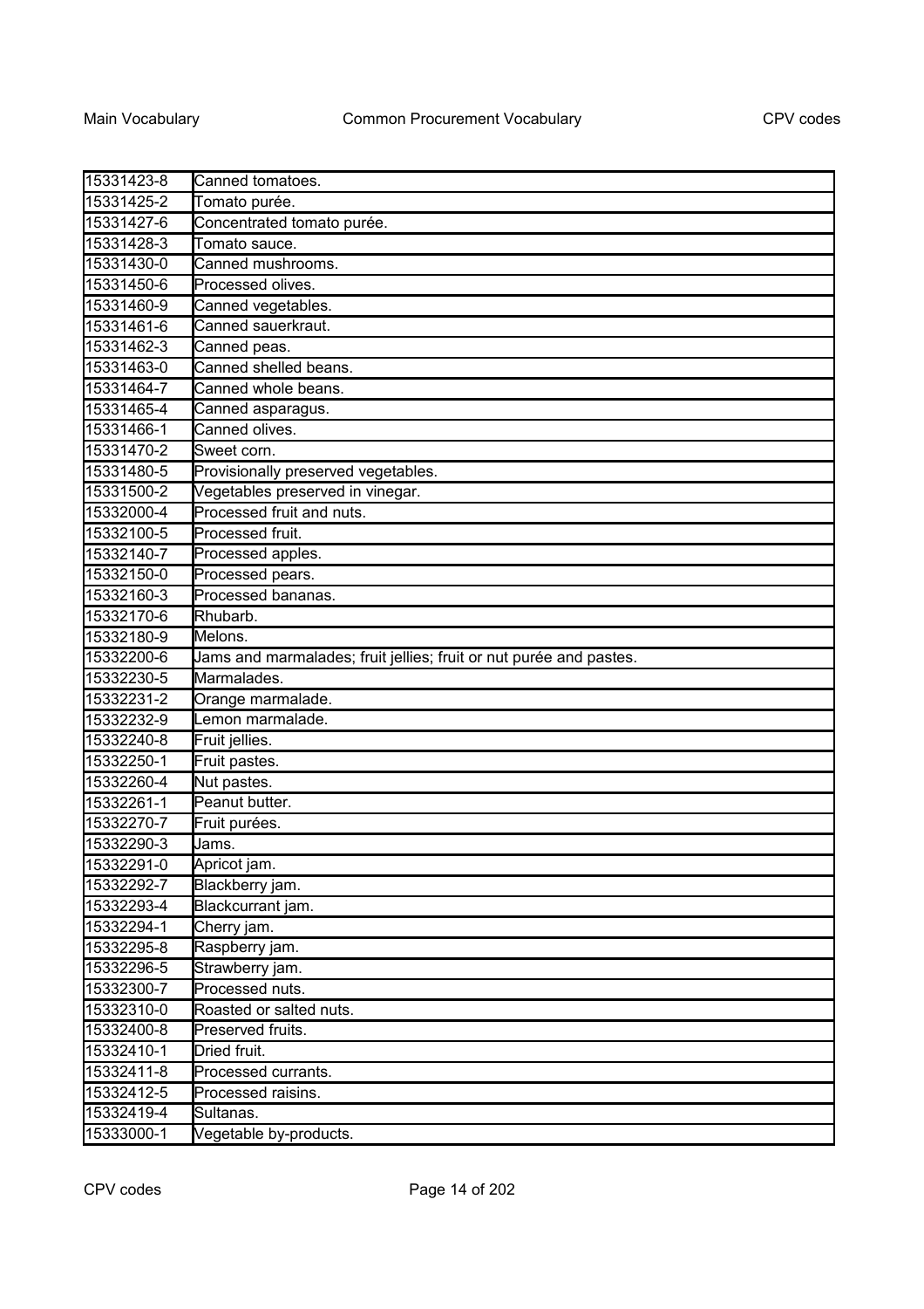| | |
|---|---|
| 15331423-8 | Canned tomatoes. |
| 15331425-2 | Tomato purée. |
| 15331427-6 | Concentrated tomato purée. |
| 15331428-3 | Tomato sauce. |
| 15331430-0 | Canned mushrooms. |
| 15331450-6 | Processed olives. |
| 15331460-9 | Canned vegetables. |
| 15331461-6 | Canned sauerkraut. |
| 15331462-3 | Canned peas. |
| 15331463-0 | Canned shelled beans. |
| 15331464-7 | Canned whole beans. |
| 15331465-4 | Canned asparagus. |
| 15331466-1 | Canned olives. |
| 15331470-2 | Sweet corn. |
| 15331480-5 | Provisionally preserved vegetables. |
| 15331500-2 | Vegetables preserved in vinegar. |
| 15332000-4 | Processed fruit and nuts. |
| 15332100-5 | Processed fruit. |
| 15332140-7 | Processed apples. |
| 15332150-0 | Processed pears. |
| 15332160-3 | Processed bananas. |
| 15332170-6 | Rhubarb. |
| 15332180-9 | Melons. |
| 15332200-6 | Jams and marmalades; fruit jellies; fruit or nut purée and pastes. |
| 15332230-5 | Marmalades. |
| 15332231-2 | Orange marmalade. |
| 15332232-9 | Lemon marmalade. |
| 15332240-8 | Fruit jellies. |
| 15332250-1 | Fruit pastes. |
| 15332260-4 | Nut pastes. |
| 15332261-1 | Peanut butter. |
| 15332270-7 | Fruit purées. |
| 15332290-3 | Jams. |
| 15332291-0 | Apricot jam. |
| 15332292-7 | Blackberry jam. |
| 15332293-4 | Blackcurrant jam. |
| 15332294-1 | Cherry jam. |
| 15332295-8 | Raspberry jam. |
| 15332296-5 | Strawberry jam. |
| 15332300-7 | Processed nuts. |
| 15332310-0 | Roasted or salted nuts. |
| 15332400-8 | Preserved fruits. |
| 15332410-1 | Dried fruit. |
| 15332411-8 | Processed currants. |
| 15332412-5 | Processed raisins. |
| 15332419-4 | Sultanas. |
| 15333000-1 | Vegetable by-products. |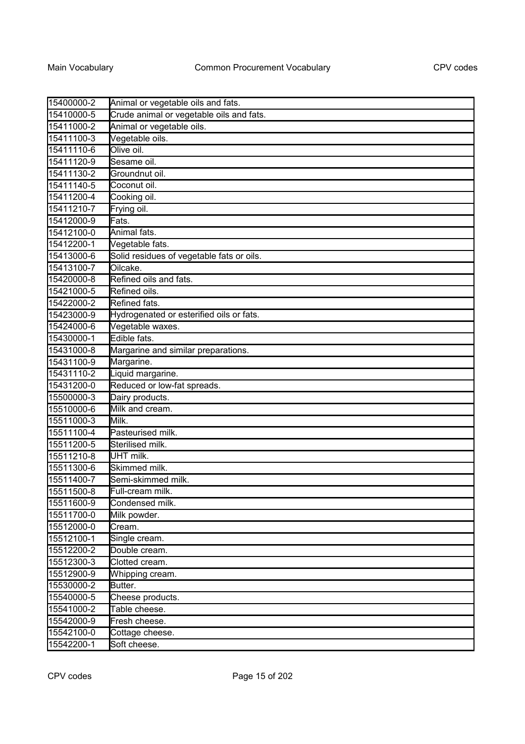| 15400000-2 | Animal or vegetable oils and fats. |
|---|---|
| 15410000-5 | Crude animal or vegetable oils and fats. |
| 15411000-2 | Animal or vegetable oils. |
| 15411100-3 | Vegetable oils. |
| 15411110-6 | Olive oil. |
| 15411120-9 | Sesame oil. |
| 15411130-2 | Groundnut oil. |
| 15411140-5 | Coconut oil. |
| 15411200-4 | Cooking oil. |
| 15411210-7 | Frying oil. |
| 15412000-9 | Fats. |
| 15412100-0 | Animal fats. |
| 15412200-1 | Vegetable fats. |
| 15413000-6 | Solid residues of vegetable fats or oils. |
| 15413100-7 | Oilcake. |
| 15420000-8 | Refined oils and fats. |
| 15421000-5 | Refined oils. |
| 15422000-2 | Refined fats. |
| 15423000-9 | Hydrogenated or esterified oils or fats. |
| 15424000-6 | Vegetable waxes. |
| 15430000-1 | Edible fats. |
| 15431000-8 | Margarine and similar preparations. |
| 15431100-9 | Margarine. |
| 15431110-2 | Liquid margarine. |
| 15431200-0 | Reduced or low-fat spreads. |
| 15500000-3 | Dairy products. |
| 15510000-6 | Milk and cream. |
| 15511000-3 | Milk. |
| 15511100-4 | Pasteurised milk. |
| 15511200-5 | Sterilised milk. |
| 15511210-8 | UHT milk. |
| 15511300-6 | Skimmed milk. |
| 15511400-7 | Semi-skimmed milk. |
| 15511500-8 | Full-cream milk. |
| 15511600-9 | Condensed milk. |
| 15511700-0 | Milk powder. |
| 15512000-0 | Cream. |
| 15512100-1 | Single cream. |
| 15512200-2 | Double cream. |
| 15512300-3 | Clotted cream. |
| 15512900-9 | Whipping cream. |
| 15530000-2 | Butter. |
| 15540000-5 | Cheese products. |
| 15541000-2 | Table cheese. |
| 15542000-9 | Fresh cheese. |
| 15542100-0 | Cottage cheese. |
| 15542200-1 | Soft cheese. |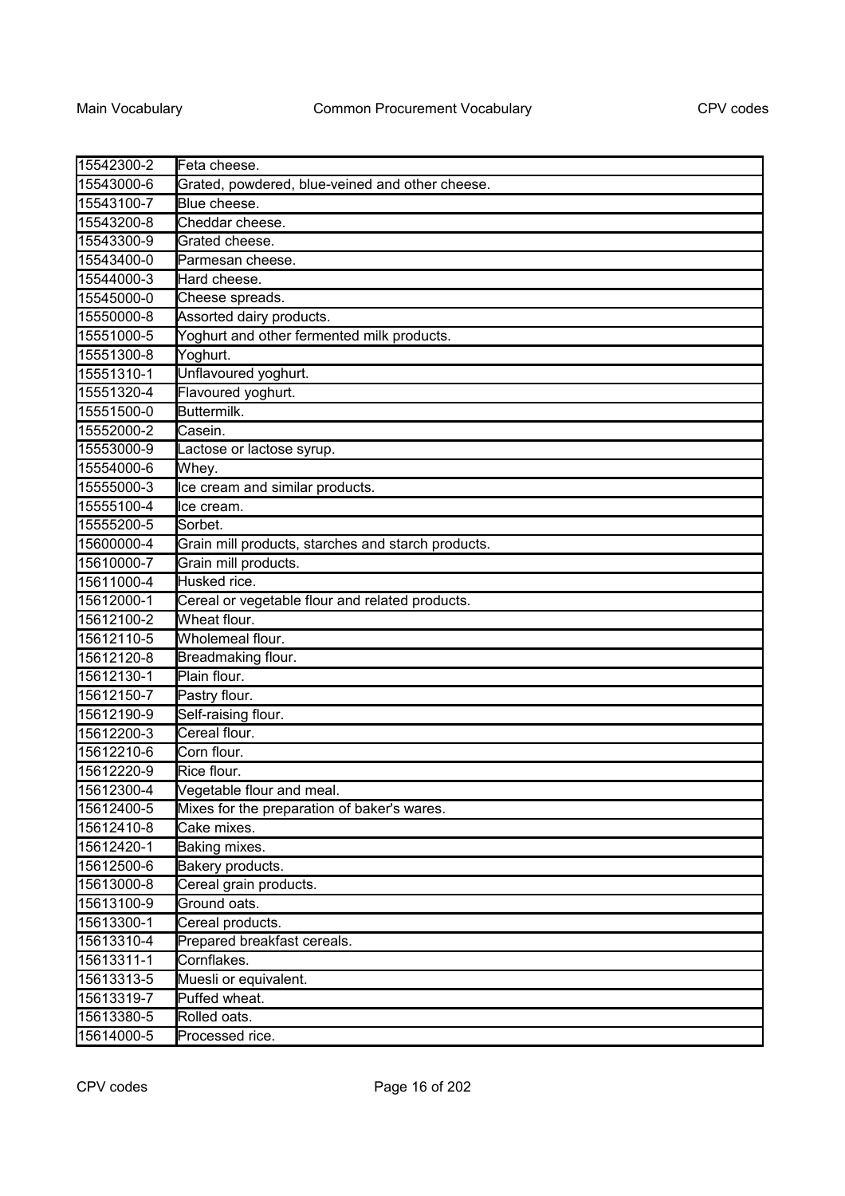| | |
|---|---|
| 15542300-2 | Feta cheese. |
| 15543000-6 | Grated, powdered, blue-veined and other cheese. |
| 15543100-7 | Blue cheese. |
| 15543200-8 | Cheddar cheese. |
| 15543300-9 | Grated cheese. |
| 15543400-0 | Parmesan cheese. |
| 15544000-3 | Hard cheese. |
| 15545000-0 | Cheese spreads. |
| 15550000-8 | Assorted dairy products. |
| 15551000-5 | Yoghurt and other fermented milk products. |
| 15551300-8 | Yoghurt. |
| 15551310-1 | Unflavoured yoghurt. |
| 15551320-4 | Flavoured yoghurt. |
| 15551500-0 | Buttermilk. |
| 15552000-2 | Casein. |
| 15553000-9 | Lactose or lactose syrup. |
| 15554000-6 | Whey. |
| 15555000-3 | Ice cream and similar products. |
| 15555100-4 | Ice cream. |
| 15555200-5 | Sorbet. |
| 15600000-4 | Grain mill products, starches and starch products. |
| 15610000-7 | Grain mill products. |
| 15611000-4 | Husked rice. |
| 15612000-1 | Cereal or vegetable flour and related products. |
| 15612100-2 | Wheat flour. |
| 15612110-5 | Wholemeal flour. |
| 15612120-8 | Breadmaking flour. |
| 15612130-1 | Plain flour. |
| 15612150-7 | Pastry flour. |
| 15612190-9 | Self-raising flour. |
| 15612200-3 | Cereal flour. |
| 15612210-6 | Corn flour. |
| 15612220-9 | Rice flour. |
| 15612300-4 | Vegetable flour and meal. |
| 15612400-5 | Mixes for the preparation of baker's wares. |
| 15612410-8 | Cake mixes. |
| 15612420-1 | Baking mixes. |
| 15612500-6 | Bakery products. |
| 15613000-8 | Cereal grain products. |
| 15613100-9 | Ground oats. |
| 15613300-1 | Cereal products. |
| 15613310-4 | Prepared breakfast cereals. |
| 15613311-1 | Cornflakes. |
| 15613313-5 | Muesli or equivalent. |
| 15613319-7 | Puffed wheat. |
| 15613380-5 | Rolled oats. |
| 15614000-5 | Processed rice. |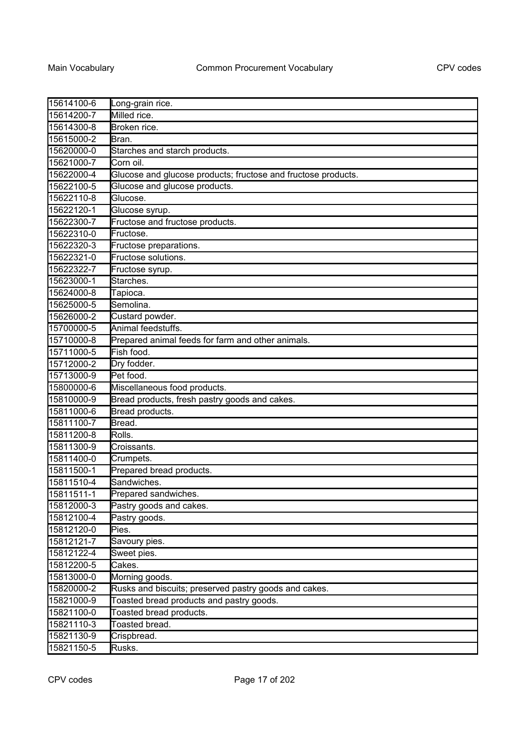| 15614100-6 | Long-grain rice. |
| --- | --- |
| 15614200-7 | Milled rice. |
| 15614300-8 | Broken rice. |
| 15615000-2 | Bran. |
| 15620000-0 | Starches and starch products. |
| 15621000-7 | Corn oil. |
| 15622000-4 | Glucose and glucose products; fructose and fructose products. |
| 15622100-5 | Glucose and glucose products. |
| 15622110-8 | Glucose. |
| 15622120-1 | Glucose syrup. |
| 15622300-7 | Fructose and fructose products. |
| 15622310-0 | Fructose. |
| 15622320-3 | Fructose preparations. |
| 15622321-0 | Fructose solutions. |
| 15622322-7 | Fructose syrup. |
| 15623000-1 | Starches. |
| 15624000-8 | Tapioca. |
| 15625000-5 | Semolina. |
| 15626000-2 | Custard powder. |
| 15700000-5 | Animal feedstuffs. |
| 15710000-8 | Prepared animal feeds for farm and other animals. |
| 15711000-5 | Fish food. |
| 15712000-2 | Dry fodder. |
| 15713000-9 | Pet food. |
| 15800000-6 | Miscellaneous food products. |
| 15810000-9 | Bread products, fresh pastry goods and cakes. |
| 15811000-6 | Bread products. |
| 15811100-7 | Bread. |
| 15811200-8 | Rolls. |
| 15811300-9 | Croissants. |
| 15811400-0 | Crumpets. |
| 15811500-1 | Prepared bread products. |
| 15811510-4 | Sandwiches. |
| 15811511-1 | Prepared sandwiches. |
| 15812000-3 | Pastry goods and cakes. |
| 15812100-4 | Pastry goods. |
| 15812120-0 | Pies. |
| 15812121-7 | Savoury pies. |
| 15812122-4 | Sweet pies. |
| 15812200-5 | Cakes. |
| 15813000-0 | Morning goods. |
| 15820000-2 | Rusks and biscuits; preserved pastry goods and cakes. |
| 15821000-9 | Toasted bread products and pastry goods. |
| 15821100-0 | Toasted bread products. |
| 15821110-3 | Toasted bread. |
| 15821130-9 | Crispbread. |
| 15821150-5 | Rusks. |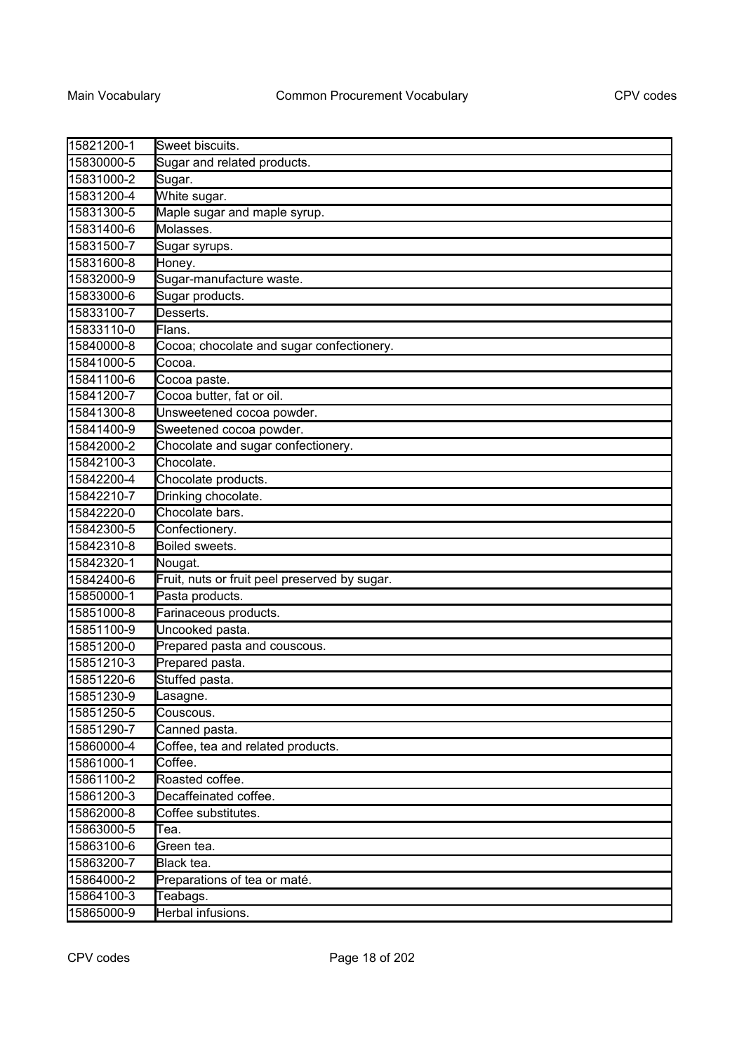| | |
|---|---|
| 15821200-1 | Sweet biscuits. |
| 15830000-5 | Sugar and related products. |
| 15831000-2 | Sugar. |
| 15831200-4 | White sugar. |
| 15831300-5 | Maple sugar and maple syrup. |
| 15831400-6 | Molasses. |
| 15831500-7 | Sugar syrups. |
| 15831600-8 | Honey. |
| 15832000-9 | Sugar-manufacture waste. |
| 15833000-6 | Sugar products. |
| 15833100-7 | Desserts. |
| 15833110-0 | Flans. |
| 15840000-8 | Cocoa; chocolate and sugar confectionery. |
| 15841000-5 | Cocoa. |
| 15841100-6 | Cocoa paste. |
| 15841200-7 | Cocoa butter, fat or oil. |
| 15841300-8 | Unsweetened cocoa powder. |
| 15841400-9 | Sweetened cocoa powder. |
| 15842000-2 | Chocolate and sugar confectionery. |
| 15842100-3 | Chocolate. |
| 15842200-4 | Chocolate products. |
| 15842210-7 | Drinking chocolate. |
| 15842220-0 | Chocolate bars. |
| 15842300-5 | Confectionery. |
| 15842310-8 | Boiled sweets. |
| 15842320-1 | Nougat. |
| 15842400-6 | Fruit, nuts or fruit peel preserved by sugar. |
| 15850000-1 | Pasta products. |
| 15851000-8 | Farinaceous products. |
| 15851100-9 | Uncooked pasta. |
| 15851200-0 | Prepared pasta and couscous. |
| 15851210-3 | Prepared pasta. |
| 15851220-6 | Stuffed pasta. |
| 15851230-9 | Lasagne. |
| 15851250-5 | Couscous. |
| 15851290-7 | Canned pasta. |
| 15860000-4 | Coffee, tea and related products. |
| 15861000-1 | Coffee. |
| 15861100-2 | Roasted coffee. |
| 15861200-3 | Decaffeinated coffee. |
| 15862000-8 | Coffee substitutes. |
| 15863000-5 | Tea. |
| 15863100-6 | Green tea. |
| 15863200-7 | Black tea. |
| 15864000-2 | Preparations of tea or maté. |
| 15864100-3 | Teabags. |
| 15865000-9 | Herbal infusions. |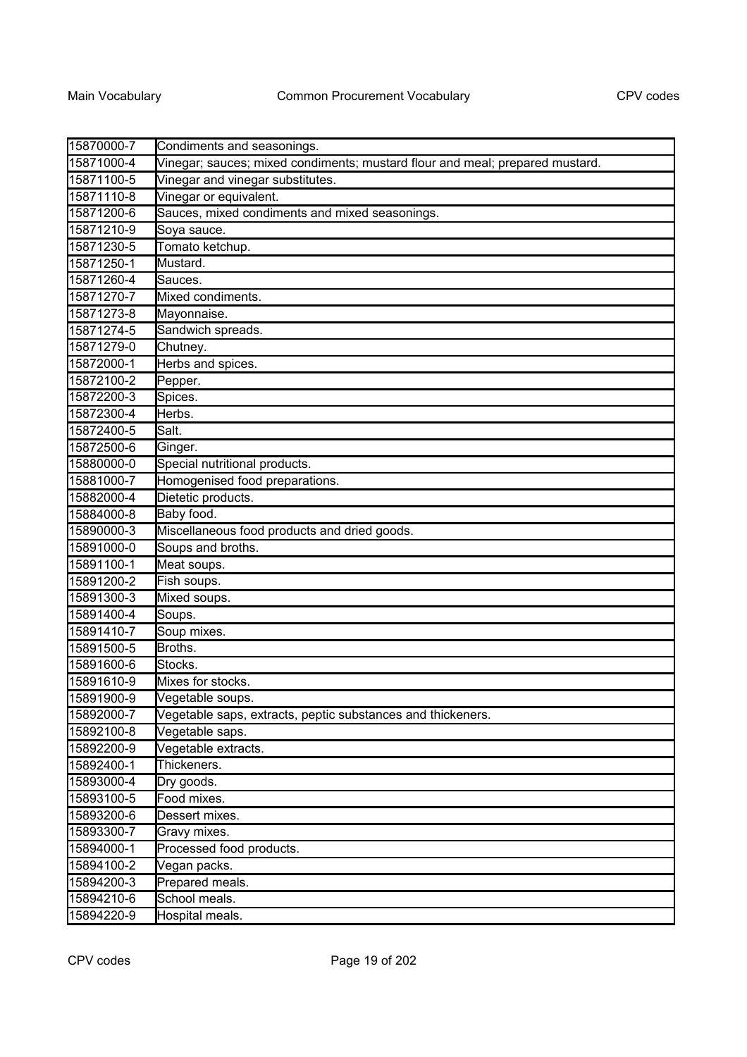| | |
|---|---|
| 15870000-7 | Condiments and seasonings. |
| 15871000-4 | Vinegar; sauces; mixed condiments; mustard flour and meal; prepared mustard. |
| 15871100-5 | Vinegar and vinegar substitutes. |
| 15871110-8 | Vinegar or equivalent. |
| 15871200-6 | Sauces, mixed condiments and mixed seasonings. |
| 15871210-9 | Soya sauce. |
| 15871230-5 | Tomato ketchup. |
| 15871250-1 | Mustard. |
| 15871260-4 | Sauces. |
| 15871270-7 | Mixed condiments. |
| 15871273-8 | Mayonnaise. |
| 15871274-5 | Sandwich spreads. |
| 15871279-0 | Chutney. |
| 15872000-1 | Herbs and spices. |
| 15872100-2 | Pepper. |
| 15872200-3 | Spices. |
| 15872300-4 | Herbs. |
| 15872400-5 | Salt. |
| 15872500-6 | Ginger. |
| 15880000-0 | Special nutritional products. |
| 15881000-7 | Homogenised food preparations. |
| 15882000-4 | Dietetic products. |
| 15884000-8 | Baby food. |
| 15890000-3 | Miscellaneous food products and dried goods. |
| 15891000-0 | Soups and broths. |
| 15891100-1 | Meat soups. |
| 15891200-2 | Fish soups. |
| 15891300-3 | Mixed soups. |
| 15891400-4 | Soups. |
| 15891410-7 | Soup mixes. |
| 15891500-5 | Broths. |
| 15891600-6 | Stocks. |
| 15891610-9 | Mixes for stocks. |
| 15891900-9 | Vegetable soups. |
| 15892000-7 | Vegetable saps, extracts, peptic substances and thickeners. |
| 15892100-8 | Vegetable saps. |
| 15892200-9 | Vegetable extracts. |
| 15892400-1 | Thickeners. |
| 15893000-4 | Dry goods. |
| 15893100-5 | Food mixes. |
| 15893200-6 | Dessert mixes. |
| 15893300-7 | Gravy mixes. |
| 15894000-1 | Processed food products. |
| 15894100-2 | Vegan packs. |
| 15894200-3 | Prepared meals. |
| 15894210-6 | School meals. |
| 15894220-9 | Hospital meals. |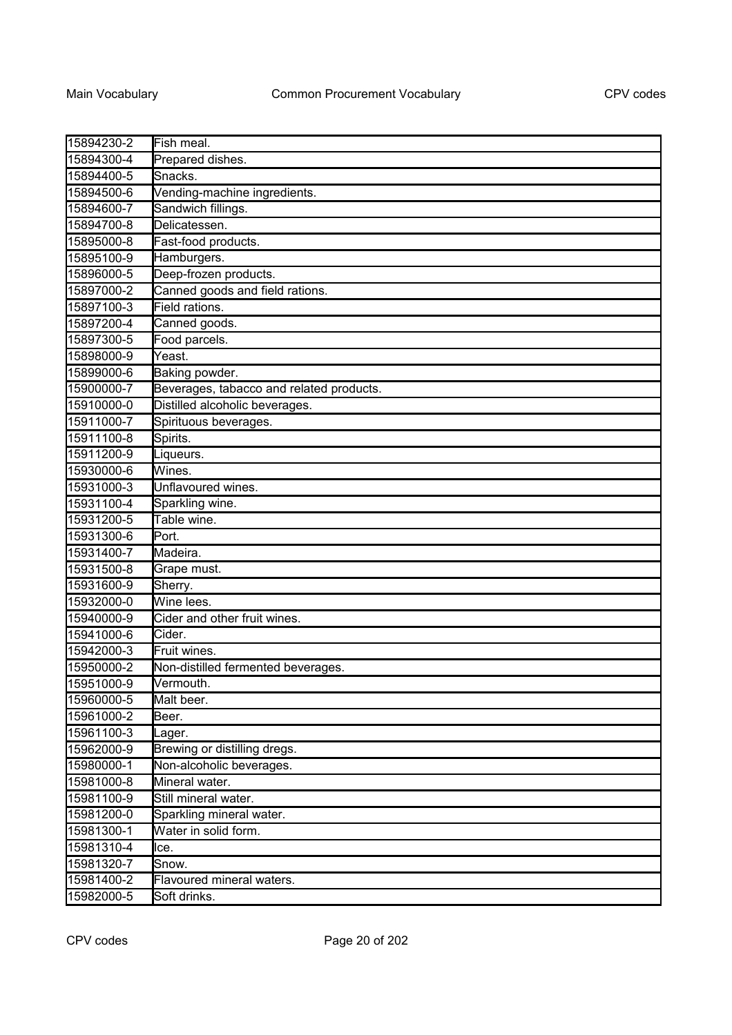| | |
|---|---|
| 15894230-2 | Fish meal. |
| 15894300-4 | Prepared dishes. |
| 15894400-5 | Snacks. |
| 15894500-6 | Vending-machine ingredients. |
| 15894600-7 | Sandwich fillings. |
| 15894700-8 | Delicatessen. |
| 15895000-8 | Fast-food products. |
| 15895100-9 | Hamburgers. |
| 15896000-5 | Deep-frozen products. |
| 15897000-2 | Canned goods and field rations. |
| 15897100-3 | Field rations. |
| 15897200-4 | Canned goods. |
| 15897300-5 | Food parcels. |
| 15898000-9 | Yeast. |
| 15899000-6 | Baking powder. |
| 15900000-7 | Beverages, tobacco and related products. |
| 15910000-0 | Distilled alcoholic beverages. |
| 15911000-7 | Spirituous beverages. |
| 15911100-8 | Spirits. |
| 15911200-9 | Liqueurs. |
| 15930000-6 | Wines. |
| 15931000-3 | Unflavoured wines. |
| 15931100-4 | Sparkling wine. |
| 15931200-5 | Table wine. |
| 15931300-6 | Port. |
| 15931400-7 | Madeira. |
| 15931500-8 | Grape must. |
| 15931600-9 | Sherry. |
| 15932000-0 | Wine lees. |
| 15940000-9 | Cider and other fruit wines. |
| 15941000-6 | Cider. |
| 15942000-3 | Fruit wines. |
| 15950000-2 | Non-distilled fermented beverages. |
| 15951000-9 | Vermouth. |
| 15960000-5 | Malt beer. |
| 15961000-2 | Beer. |
| 15961100-3 | Lager. |
| 15962000-9 | Brewing or distilling dregs. |
| 15980000-1 | Non-alcoholic beverages. |
| 15981000-8 | Mineral water. |
| 15981100-9 | Still mineral water. |
| 15981200-0 | Sparkling mineral water. |
| 15981300-1 | Water in solid form. |
| 15981310-4 | Ice. |
| 15981320-7 | Snow. |
| 15981400-2 | Flavoured mineral waters. |
| 15982000-5 | Soft drinks. |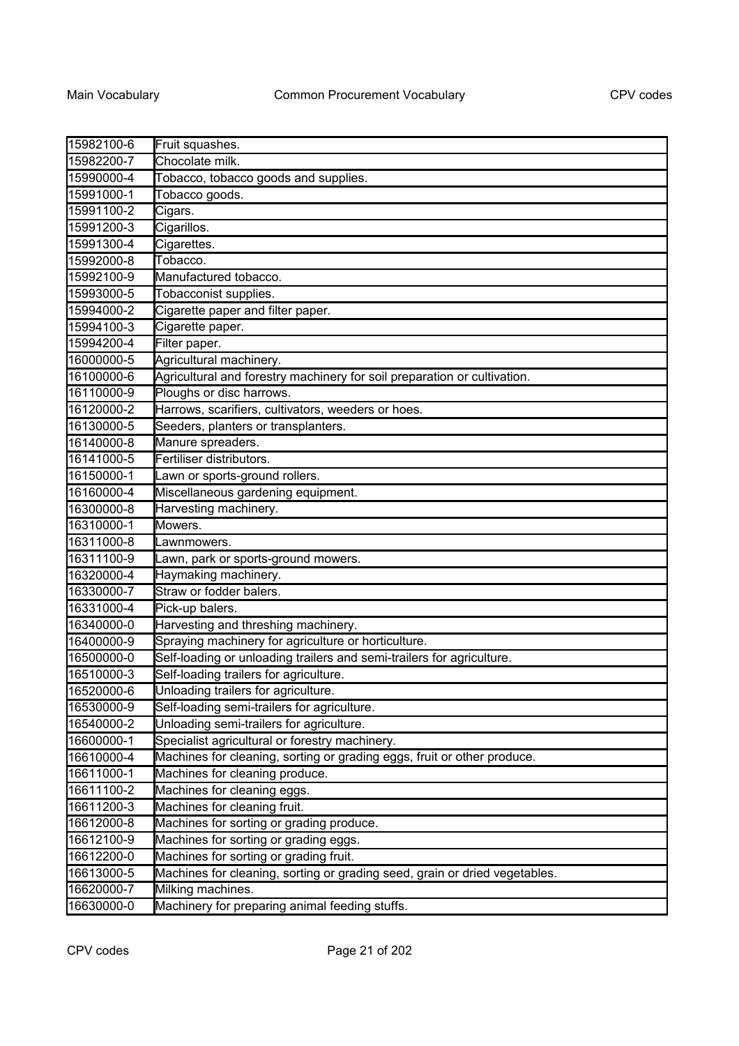| 15982100-6 | Fruit squashes. |
|---|---|
| 15982200-7 | Chocolate milk. |
| 15990000-4 | Tobacco, tobacco goods and supplies. |
| 15991000-1 | Tobacco goods. |
| 15991100-2 | Cigars. |
| 15991200-3 | Cigarillos. |
| 15991300-4 | Cigarettes. |
| 15992000-8 | Tobacco. |
| 15992100-9 | Manufactured tobacco. |
| 15993000-5 | Tobacconist supplies. |
| 15994000-2 | Cigarette paper and filter paper. |
| 15994100-3 | Cigarette paper. |
| 15994200-4 | Filter paper. |
| 16000000-5 | Agricultural machinery. |
| 16100000-6 | Agricultural and forestry machinery for soil preparation or cultivation. |
| 16110000-9 | Ploughs or disc harrows. |
| 16120000-2 | Harrows, scarifiers, cultivators, weeders or hoes. |
| 16130000-5 | Seeders, planters or transplanters. |
| 16140000-8 | Manure spreaders. |
| 16141000-5 | Fertiliser distributors. |
| 16150000-1 | Lawn or sports-ground rollers. |
| 16160000-4 | Miscellaneous gardening equipment. |
| 16300000-8 | Harvesting machinery. |
| 16310000-1 | Mowers. |
| 16311000-8 | Lawnmowers. |
| 16311100-9 | Lawn, park or sports-ground mowers. |
| 16320000-4 | Haymaking machinery. |
| 16330000-7 | Straw or fodder balers. |
| 16331000-4 | Pick-up balers. |
| 16340000-0 | Harvesting and threshing machinery. |
| 16400000-9 | Spraying machinery for agriculture or horticulture. |
| 16500000-0 | Self-loading or unloading trailers and semi-trailers for agriculture. |
| 16510000-3 | Self-loading trailers for agriculture. |
| 16520000-6 | Unloading trailers for agriculture. |
| 16530000-9 | Self-loading semi-trailers for agriculture. |
| 16540000-2 | Unloading semi-trailers for agriculture. |
| 16600000-1 | Specialist agricultural or forestry machinery. |
| 16610000-4 | Machines for cleaning, sorting or grading eggs, fruit or other produce. |
| 16611000-1 | Machines for cleaning produce. |
| 16611100-2 | Machines for cleaning eggs. |
| 16611200-3 | Machines for cleaning fruit. |
| 16612000-8 | Machines for sorting or grading produce. |
| 16612100-9 | Machines for sorting or grading eggs. |
| 16612200-0 | Machines for sorting or grading fruit. |
| 16613000-5 | Machines for cleaning, sorting or grading seed, grain or dried vegetables. |
| 16620000-7 | Milking machines. |
| 16630000-0 | Machinery for preparing animal feeding stuffs. |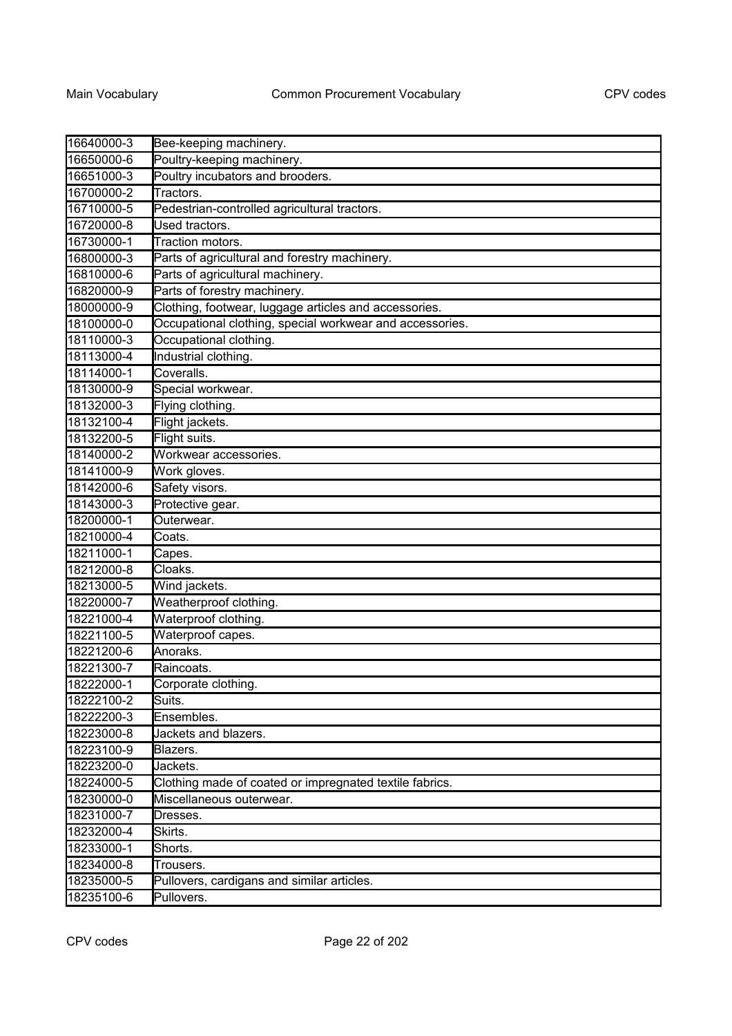| | |
|---|---|
| 16640000-3 | Bee-keeping machinery. |
| 16650000-6 | Poultry-keeping machinery. |
| 16651000-3 | Poultry incubators and brooders. |
| 16700000-2 | Tractors. |
| 16710000-5 | Pedestrian-controlled agricultural tractors. |
| 16720000-8 | Used tractors. |
| 16730000-1 | Traction motors. |
| 16800000-3 | Parts of agricultural and forestry machinery. |
| 16810000-6 | Parts of agricultural machinery. |
| 16820000-9 | Parts of forestry machinery. |
| 18000000-9 | Clothing, footwear, luggage articles and accessories. |
| 18100000-0 | Occupational clothing, special workwear and accessories. |
| 18110000-3 | Occupational clothing. |
| 18113000-4 | Industrial clothing. |
| 18114000-1 | Coveralls. |
| 18130000-9 | Special workwear. |
| 18132000-3 | Flying clothing. |
| 18132100-4 | Flight jackets. |
| 18132200-5 | Flight suits. |
| 18140000-2 | Workwear accessories. |
| 18141000-9 | Work gloves. |
| 18142000-6 | Safety visors. |
| 18143000-3 | Protective gear. |
| 18200000-1 | Outerwear. |
| 18210000-4 | Coats. |
| 18211000-1 | Capes. |
| 18212000-8 | Cloaks. |
| 18213000-5 | Wind jackets. |
| 18220000-7 | Weatherproof clothing. |
| 18221000-4 | Waterproof clothing. |
| 18221100-5 | Waterproof capes. |
| 18221200-6 | Anoraks. |
| 18221300-7 | Raincoats. |
| 18222000-1 | Corporate clothing. |
| 18222100-2 | Suits. |
| 18222200-3 | Ensembles. |
| 18223000-8 | Jackets and blazers. |
| 18223100-9 | Blazers. |
| 18223200-0 | Jackets. |
| 18224000-5 | Clothing made of coated or impregnated textile fabrics. |
| 18230000-0 | Miscellaneous outerwear. |
| 18231000-7 | Dresses. |
| 18232000-4 | Skirts. |
| 18233000-1 | Shorts. |
| 18234000-8 | Trousers. |
| 18235000-5 | Pullovers, cardigans and similar articles. |
| 18235100-6 | Pullovers. |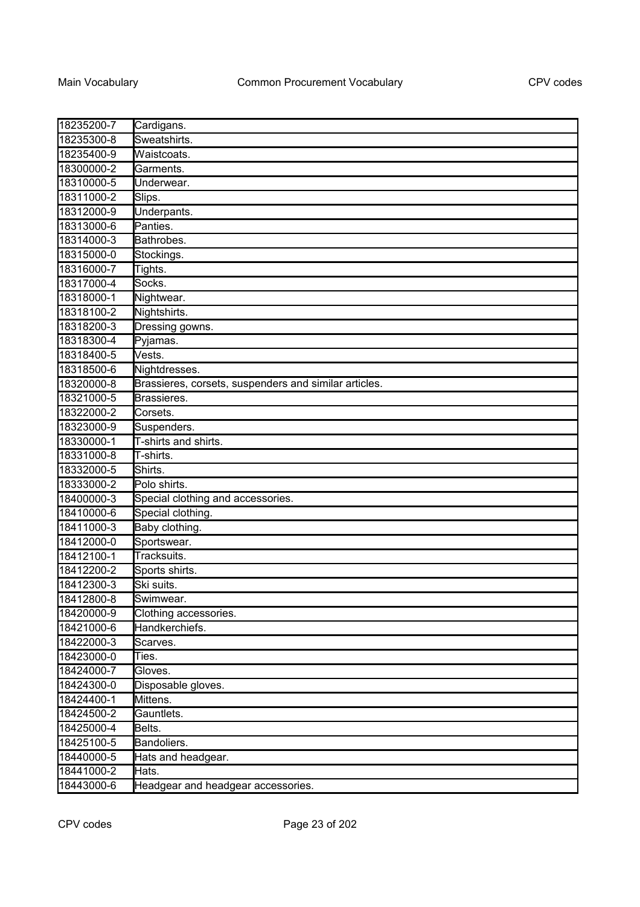| | |
|---|---|
| 18235200-7 | Cardigans. |
| 18235300-8 | Sweatshirts. |
| 18235400-9 | Waistcoats. |
| 18300000-2 | Garments. |
| 18310000-5 | Underwear. |
| 18311000-2 | Slips. |
| 18312000-9 | Underpants. |
| 18313000-6 | Panties. |
| 18314000-3 | Bathrobes. |
| 18315000-0 | Stockings. |
| 18316000-7 | Tights. |
| 18317000-4 | Socks. |
| 18318000-1 | Nightwear. |
| 18318100-2 | Nightshirts. |
| 18318200-3 | Dressing gowns. |
| 18318300-4 | Pyjamas. |
| 18318400-5 | Vests. |
| 18318500-6 | Nightdresses. |
| 18320000-8 | Brassieres, corsets, suspenders and similar articles. |
| 18321000-5 | Brassieres. |
| 18322000-2 | Corsets. |
| 18323000-9 | Suspenders. |
| 18330000-1 | T-shirts and shirts. |
| 18331000-8 | T-shirts. |
| 18332000-5 | Shirts. |
| 18333000-2 | Polo shirts. |
| 18400000-3 | Special clothing and accessories. |
| 18410000-6 | Special clothing. |
| 18411000-3 | Baby clothing. |
| 18412000-0 | Sportswear. |
| 18412100-1 | Tracksuits. |
| 18412200-2 | Sports shirts. |
| 18412300-3 | Ski suits. |
| 18412800-8 | Swimwear. |
| 18420000-9 | Clothing accessories. |
| 18421000-6 | Handkerchiefs. |
| 18422000-3 | Scarves. |
| 18423000-0 | Ties. |
| 18424000-7 | Gloves. |
| 18424300-0 | Disposable gloves. |
| 18424400-1 | Mittens. |
| 18424500-2 | Gauntlets. |
| 18425000-4 | Belts. |
| 18425100-5 | Bandoliers. |
| 18440000-5 | Hats and headgear. |
| 18441000-2 | Hats. |
| 18443000-6 | Headgear and headgear accessories. |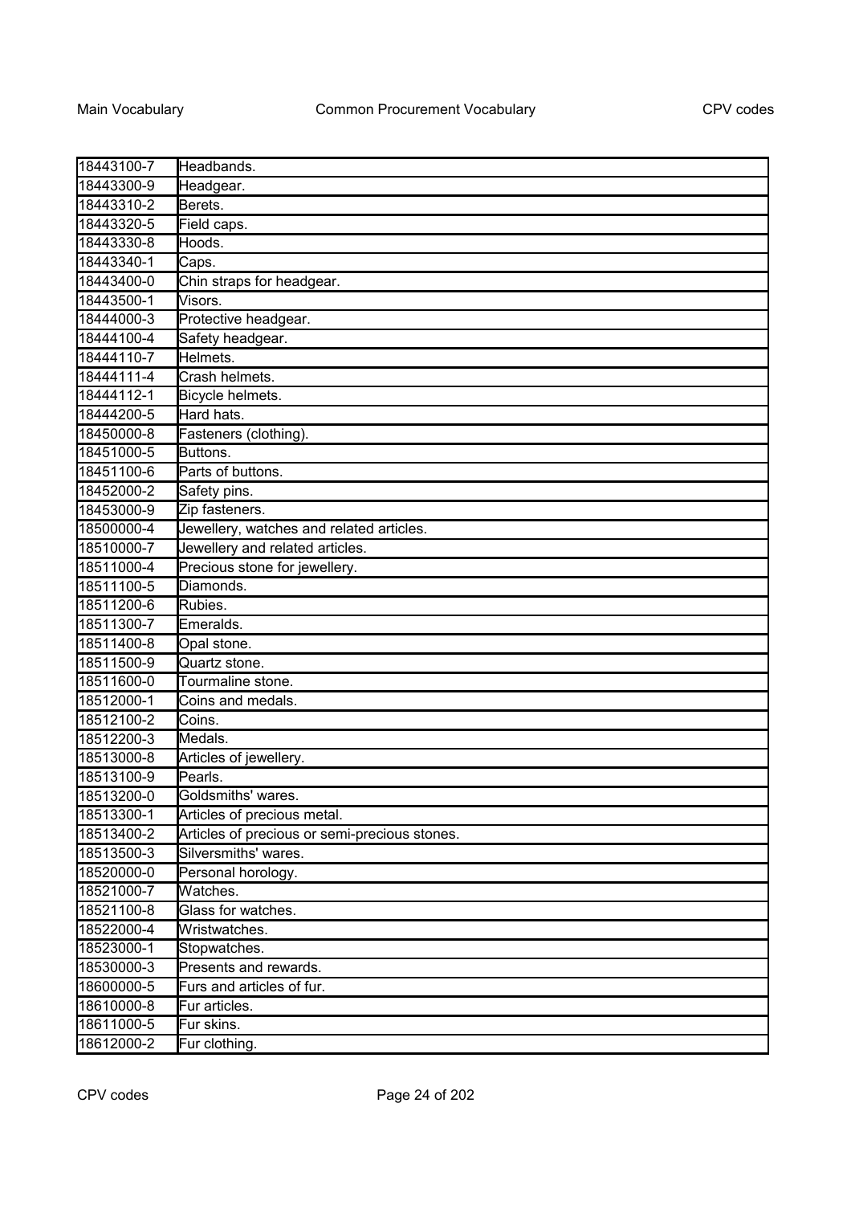| | |
|---|---|
| 18443100-7 | Headbands. |
| 18443300-9 | Headgear. |
| 18443310-2 | Berets. |
| 18443320-5 | Field caps. |
| 18443330-8 | Hoods. |
| 18443340-1 | Caps. |
| 18443400-0 | Chin straps for headgear. |
| 18443500-1 | Visors. |
| 18444000-3 | Protective headgear. |
| 18444100-4 | Safety headgear. |
| 18444110-7 | Helmets. |
| 18444111-4 | Crash helmets. |
| 18444112-1 | Bicycle helmets. |
| 18444200-5 | Hard hats. |
| 18450000-8 | Fasteners (clothing). |
| 18451000-5 | Buttons. |
| 18451100-6 | Parts of buttons. |
| 18452000-2 | Safety pins. |
| 18453000-9 | Zip fasteners. |
| 18500000-4 | Jewellery, watches and related articles. |
| 18510000-7 | Jewellery and related articles. |
| 18511000-4 | Precious stone for jewellery. |
| 18511100-5 | Diamonds. |
| 18511200-6 | Rubies. |
| 18511300-7 | Emeralds. |
| 18511400-8 | Opal stone. |
| 18511500-9 | Quartz stone. |
| 18511600-0 | Tourmaline stone. |
| 18512000-1 | Coins and medals. |
| 18512100-2 | Coins. |
| 18512200-3 | Medals. |
| 18513000-8 | Articles of jewellery. |
| 18513100-9 | Pearls. |
| 18513200-0 | Goldsmiths' wares. |
| 18513300-1 | Articles of precious metal. |
| 18513400-2 | Articles of precious or semi-precious stones. |
| 18513500-3 | Silversmiths' wares. |
| 18520000-0 | Personal horology. |
| 18521000-7 | Watches. |
| 18521100-8 | Glass for watches. |
| 18522000-4 | Wristwatches. |
| 18523000-1 | Stopwatches. |
| 18530000-3 | Presents and rewards. |
| 18600000-5 | Furs and articles of fur. |
| 18610000-8 | Fur articles. |
| 18611000-5 | Fur skins. |
| 18612000-2 | Fur clothing. |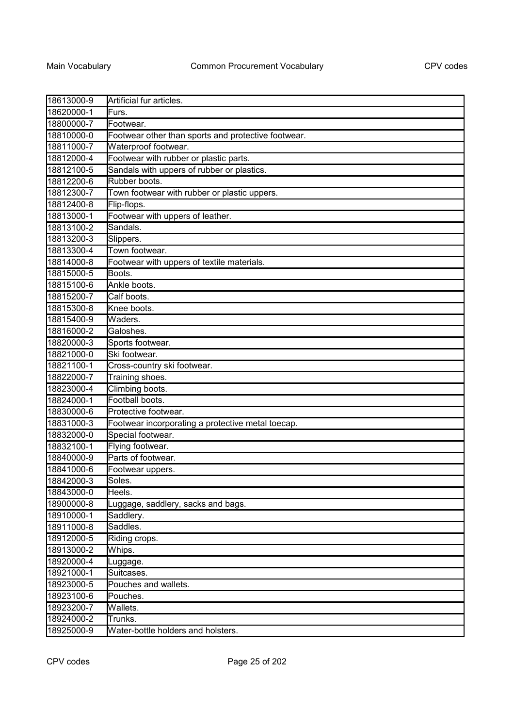| | |
|---|---|
| 18613000-9 | Artificial fur articles. |
| 18620000-1 | Furs. |
| 18800000-7 | Footwear. |
| 18810000-0 | Footwear other than sports and protective footwear. |
| 18811000-7 | Waterproof footwear. |
| 18812000-4 | Footwear with rubber or plastic parts. |
| 18812100-5 | Sandals with uppers of rubber or plastics. |
| 18812200-6 | Rubber boots. |
| 18812300-7 | Town footwear with rubber or plastic uppers. |
| 18812400-8 | Flip-flops. |
| 18813000-1 | Footwear with uppers of leather. |
| 18813100-2 | Sandals. |
| 18813200-3 | Slippers. |
| 18813300-4 | Town footwear. |
| 18814000-8 | Footwear with uppers of textile materials. |
| 18815000-5 | Boots. |
| 18815100-6 | Ankle boots. |
| 18815200-7 | Calf boots. |
| 18815300-8 | Knee boots. |
| 18815400-9 | Waders. |
| 18816000-2 | Galoshes. |
| 18820000-3 | Sports footwear. |
| 18821000-0 | Ski footwear. |
| 18821100-1 | Cross-country ski footwear. |
| 18822000-7 | Training shoes. |
| 18823000-4 | Climbing boots. |
| 18824000-1 | Football boots. |
| 18830000-6 | Protective footwear. |
| 18831000-3 | Footwear incorporating a protective metal toecap. |
| 18832000-0 | Special footwear. |
| 18832100-1 | Flying footwear. |
| 18840000-9 | Parts of footwear. |
| 18841000-6 | Footwear uppers. |
| 18842000-3 | Soles. |
| 18843000-0 | Heels. |
| 18900000-8 | Luggage, saddlery, sacks and bags. |
| 18910000-1 | Saddlery. |
| 18911000-8 | Saddles. |
| 18912000-5 | Riding crops. |
| 18913000-2 | Whips. |
| 18920000-4 | Luggage. |
| 18921000-1 | Suitcases. |
| 18923000-5 | Pouches and wallets. |
| 18923100-6 | Pouches. |
| 18923200-7 | Wallets. |
| 18924000-2 | Trunks. |
| 18925000-9 | Water-bottle holders and holsters. |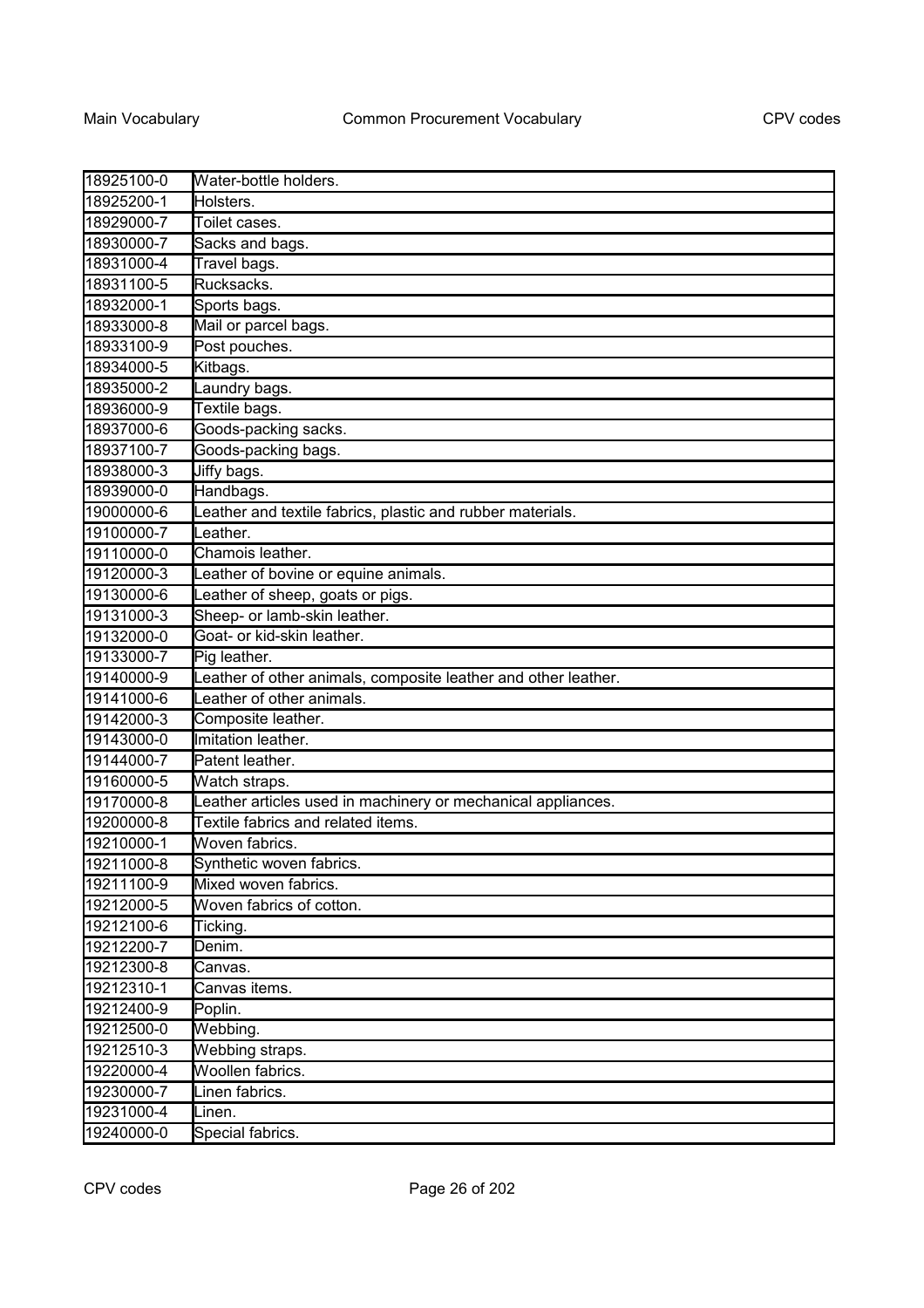| | |
|---|---|
| 18925100-0 | Water-bottle holders. |
| 18925200-1 | Holsters. |
| 18929000-7 | Toilet cases. |
| 18930000-7 | Sacks and bags. |
| 18931000-4 | Travel bags. |
| 18931100-5 | Rucksacks. |
| 18932000-1 | Sports bags. |
| 18933000-8 | Mail or parcel bags. |
| 18933100-9 | Post pouches. |
| 18934000-5 | Kitbags. |
| 18935000-2 | Laundry bags. |
| 18936000-9 | Textile bags. |
| 18937000-6 | Goods-packing sacks. |
| 18937100-7 | Goods-packing bags. |
| 18938000-3 | Jiffy bags. |
| 18939000-0 | Handbags. |
| 19000000-6 | Leather and textile fabrics, plastic and rubber materials. |
| 19100000-7 | Leather. |
| 19110000-0 | Chamois leather. |
| 19120000-3 | Leather of bovine or equine animals. |
| 19130000-6 | Leather of sheep, goats or pigs. |
| 19131000-3 | Sheep- or lamb-skin leather. |
| 19132000-0 | Goat- or kid-skin leather. |
| 19133000-7 | Pig leather. |
| 19140000-9 | Leather of other animals, composite leather and other leather. |
| 19141000-6 | Leather of other animals. |
| 19142000-3 | Composite leather. |
| 19143000-0 | Imitation leather. |
| 19144000-7 | Patent leather. |
| 19160000-5 | Watch straps. |
| 19170000-8 | Leather articles used in machinery or mechanical appliances. |
| 19200000-8 | Textile fabrics and related items. |
| 19210000-1 | Woven fabrics. |
| 19211000-8 | Synthetic woven fabrics. |
| 19211100-9 | Mixed woven fabrics. |
| 19212000-5 | Woven fabrics of cotton. |
| 19212100-6 | Ticking. |
| 19212200-7 | Denim. |
| 19212300-8 | Canvas. |
| 19212310-1 | Canvas items. |
| 19212400-9 | Poplin. |
| 19212500-0 | Webbing. |
| 19212510-3 | Webbing straps. |
| 19220000-4 | Woollen fabrics. |
| 19230000-7 | Linen fabrics. |
| 19231000-4 | Linen. |
| 19240000-0 | Special fabrics. |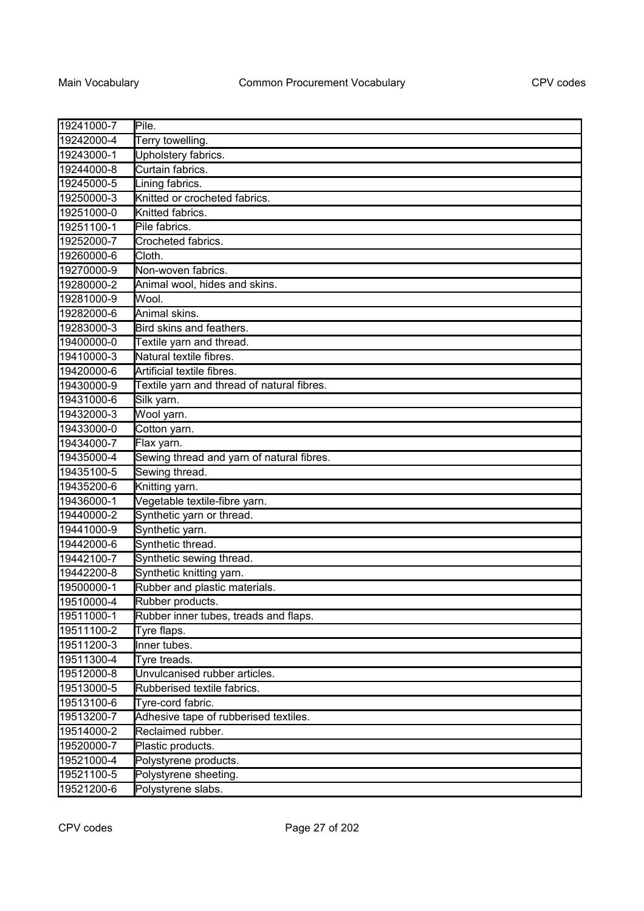| | |
|---|---|
| 19241000-7 | Pile. |
| 19242000-4 | Terry towelling. |
| 19243000-1 | Upholstery fabrics. |
| 19244000-8 | Curtain fabrics. |
| 19245000-5 | Lining fabrics. |
| 19250000-3 | Knitted or crocheted fabrics. |
| 19251000-0 | Knitted fabrics. |
| 19251100-1 | Pile fabrics. |
| 19252000-7 | Crocheted fabrics. |
| 19260000-6 | Cloth. |
| 19270000-9 | Non-woven fabrics. |
| 19280000-2 | Animal wool, hides and skins. |
| 19281000-9 | Wool. |
| 19282000-6 | Animal skins. |
| 19283000-3 | Bird skins and feathers. |
| 19400000-0 | Textile yarn and thread. |
| 19410000-3 | Natural textile fibres. |
| 19420000-6 | Artificial textile fibres. |
| 19430000-9 | Textile yarn and thread of natural fibres. |
| 19431000-6 | Silk yarn. |
| 19432000-3 | Wool yarn. |
| 19433000-0 | Cotton yarn. |
| 19434000-7 | Flax yarn. |
| 19435000-4 | Sewing thread and yarn of natural fibres. |
| 19435100-5 | Sewing thread. |
| 19435200-6 | Knitting yarn. |
| 19436000-1 | Vegetable textile-fibre yarn. |
| 19440000-2 | Synthetic yarn or thread. |
| 19441000-9 | Synthetic yarn. |
| 19442000-6 | Synthetic thread. |
| 19442100-7 | Synthetic sewing thread. |
| 19442200-8 | Synthetic knitting yarn. |
| 19500000-1 | Rubber and plastic materials. |
| 19510000-4 | Rubber products. |
| 19511000-1 | Rubber inner tubes, treads and flaps. |
| 19511100-2 | Tyre flaps. |
| 19511200-3 | Inner tubes. |
| 19511300-4 | Tyre treads. |
| 19512000-8 | Unvulcanised rubber articles. |
| 19513000-5 | Rubberised textile fabrics. |
| 19513100-6 | Tyre-cord fabric. |
| 19513200-7 | Adhesive tape of rubberised textiles. |
| 19514000-2 | Reclaimed rubber. |
| 19520000-7 | Plastic products. |
| 19521000-4 | Polystyrene products. |
| 19521100-5 | Polystyrene sheeting. |
| 19521200-6 | Polystyrene slabs. |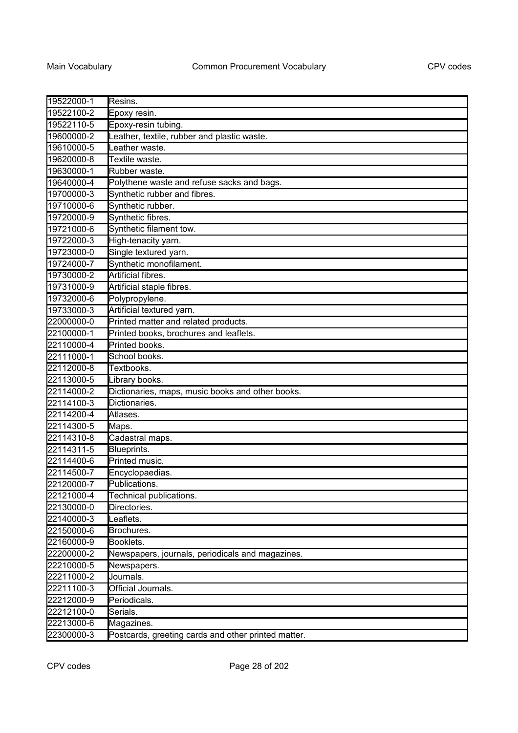| | |
|---|---|
| 19522000-1 | Resins. |
| 19522100-2 | Epoxy resin. |
| 19522110-5 | Epoxy-resin tubing. |
| 19600000-2 | Leather, textile, rubber and plastic waste. |
| 19610000-5 | Leather waste. |
| 19620000-8 | Textile waste. |
| 19630000-1 | Rubber waste. |
| 19640000-4 | Polythene waste and refuse sacks and bags. |
| 19700000-3 | Synthetic rubber and fibres. |
| 19710000-6 | Synthetic rubber. |
| 19720000-9 | Synthetic fibres. |
| 19721000-6 | Synthetic filament tow. |
| 19722000-3 | High-tenacity yarn. |
| 19723000-0 | Single textured yarn. |
| 19724000-7 | Synthetic monofilament. |
| 19730000-2 | Artificial fibres. |
| 19731000-9 | Artificial staple fibres. |
| 19732000-6 | Polypropylene. |
| 19733000-3 | Artificial textured yarn. |
| 22000000-0 | Printed matter and related products. |
| 22100000-1 | Printed books, brochures and leaflets. |
| 22110000-4 | Printed books. |
| 22111000-1 | School books. |
| 22112000-8 | Textbooks. |
| 22113000-5 | Library books. |
| 22114000-2 | Dictionaries, maps, music books and other books. |
| 22114100-3 | Dictionaries. |
| 22114200-4 | Atlases. |
| 22114300-5 | Maps. |
| 22114310-8 | Cadastral maps. |
| 22114311-5 | Blueprints. |
| 22114400-6 | Printed music. |
| 22114500-7 | Encyclopaedias. |
| 22120000-7 | Publications. |
| 22121000-4 | Technical publications. |
| 22130000-0 | Directories. |
| 22140000-3 | Leaflets. |
| 22150000-6 | Brochures. |
| 22160000-9 | Booklets. |
| 22200000-2 | Newspapers, journals, periodicals and magazines. |
| 22210000-5 | Newspapers. |
| 22211000-2 | Journals. |
| 22211100-3 | Official Journals. |
| 22212000-9 | Periodicals. |
| 22212100-0 | Serials. |
| 22213000-6 | Magazines. |
| 22300000-3 | Postcards, greeting cards and other printed matter. |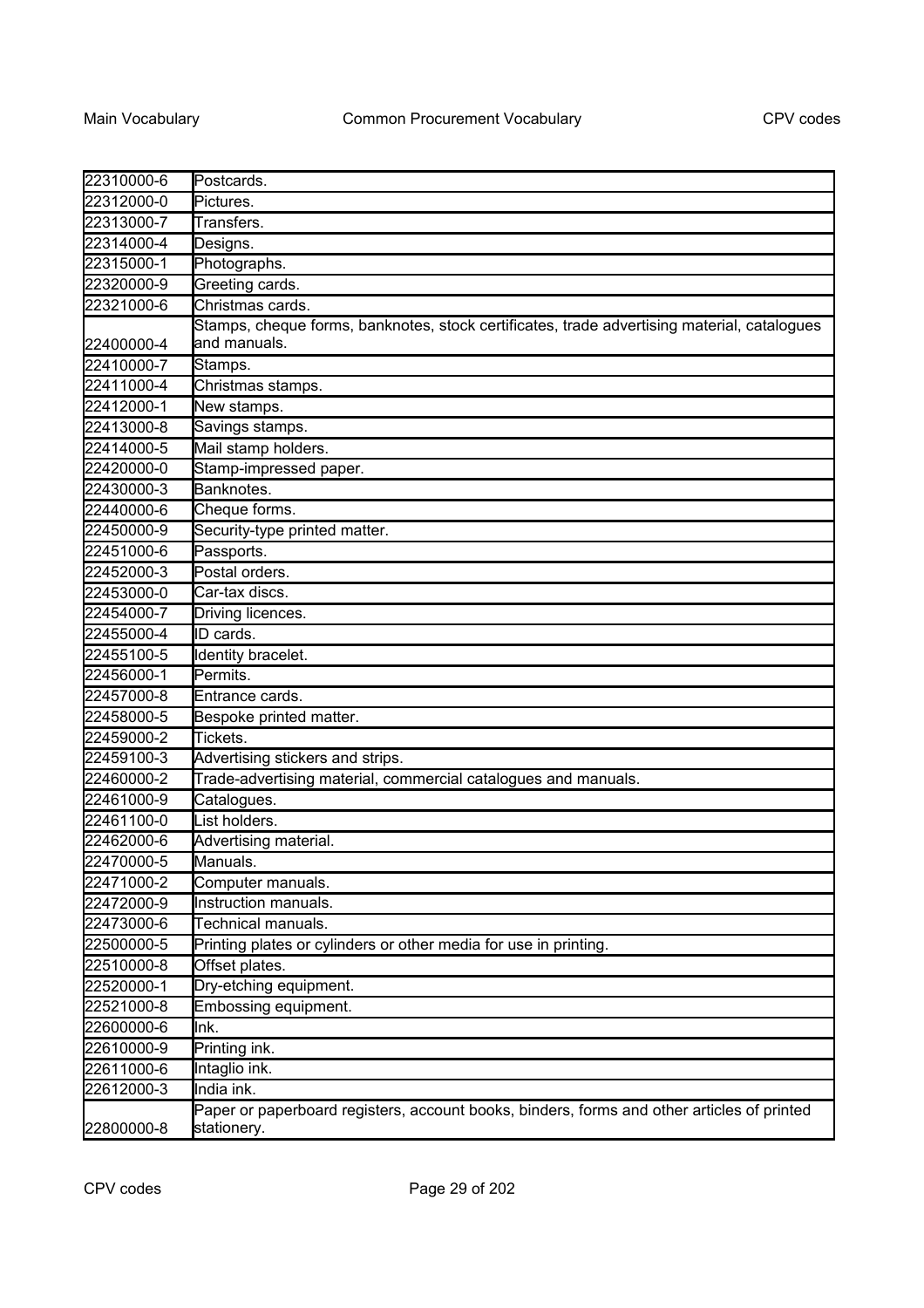| | |
|---|---|
| 22310000-6 | Postcards. |
| 22312000-0 | Pictures. |
| 22313000-7 | Transfers. |
| 22314000-4 | Designs. |
| 22315000-1 | Photographs. |
| 22320000-9 | Greeting cards. |
| 22321000-6 | Christmas cards. |
| 22400000-4 | Stamps, cheque forms, banknotes, stock certificates, trade advertising material, catalogues and manuals. |
| 22410000-7 | Stamps. |
| 22411000-4 | Christmas stamps. |
| 22412000-1 | New stamps. |
| 22413000-8 | Savings stamps. |
| 22414000-5 | Mail stamp holders. |
| 22420000-0 | Stamp-impressed paper. |
| 22430000-3 | Banknotes. |
| 22440000-6 | Cheque forms. |
| 22450000-9 | Security-type printed matter. |
| 22451000-6 | Passports. |
| 22452000-3 | Postal orders. |
| 22453000-0 | Car-tax discs. |
| 22454000-7 | Driving licences. |
| 22455000-4 | ID cards. |
| 22455100-5 | Identity bracelet. |
| 22456000-1 | Permits. |
| 22457000-8 | Entrance cards. |
| 22458000-5 | Bespoke printed matter. |
| 22459000-2 | Tickets. |
| 22459100-3 | Advertising stickers and strips. |
| 22460000-2 | Trade-advertising material, commercial catalogues and manuals. |
| 22461000-9 | Catalogues. |
| 22461100-0 | List holders. |
| 22462000-6 | Advertising material. |
| 22470000-5 | Manuals. |
| 22471000-2 | Computer manuals. |
| 22472000-9 | Instruction manuals. |
| 22473000-6 | Technical manuals. |
| 22500000-5 | Printing plates or cylinders or other media for use in printing. |
| 22510000-8 | Offset plates. |
| 22520000-1 | Dry-etching equipment. |
| 22521000-8 | Embossing equipment. |
| 22600000-6 | Ink. |
| 22610000-9 | Printing ink. |
| 22611000-6 | Intaglio ink. |
| 22612000-3 | India ink. |
| 22800000-8 | Paper or paperboard registers, account books, binders, forms and other articles of printed stationery. |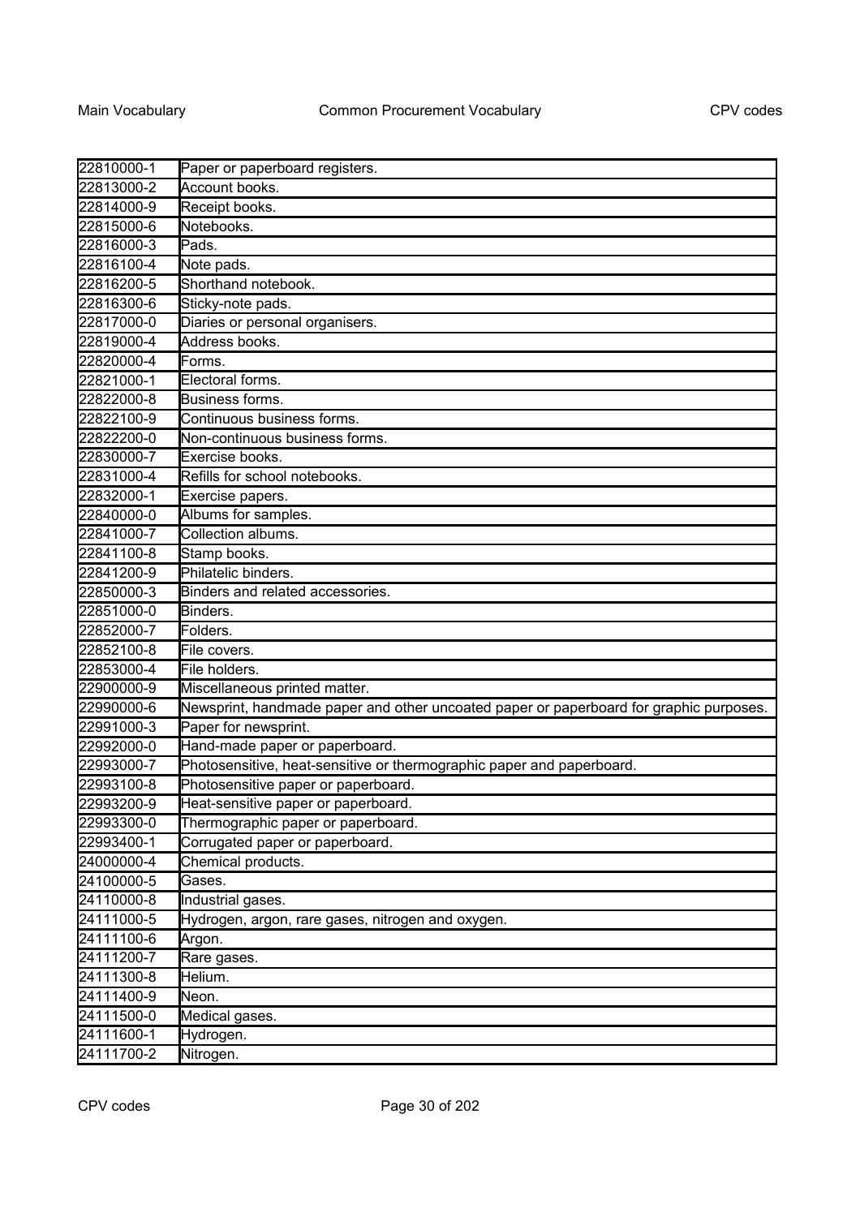| | |
|---|---|
| 22810000-1 | Paper or paperboard registers. |
| 22813000-2 | Account books. |
| 22814000-9 | Receipt books. |
| 22815000-6 | Notebooks. |
| 22816000-3 | Pads. |
| 22816100-4 | Note pads. |
| 22816200-5 | Shorthand notebook. |
| 22816300-6 | Sticky-note pads. |
| 22817000-0 | Diaries or personal organisers. |
| 22819000-4 | Address books. |
| 22820000-4 | Forms. |
| 22821000-1 | Electoral forms. |
| 22822000-8 | Business forms. |
| 22822100-9 | Continuous business forms. |
| 22822200-0 | Non-continuous business forms. |
| 22830000-7 | Exercise books. |
| 22831000-4 | Refills for school notebooks. |
| 22832000-1 | Exercise papers. |
| 22840000-0 | Albums for samples. |
| 22841000-7 | Collection albums. |
| 22841100-8 | Stamp books. |
| 22841200-9 | Philatelic binders. |
| 22850000-3 | Binders and related accessories. |
| 22851000-0 | Binders. |
| 22852000-7 | Folders. |
| 22852100-8 | File covers. |
| 22853000-4 | File holders. |
| 22900000-9 | Miscellaneous printed matter. |
| 22990000-6 | Newsprint, handmade paper and other uncoated paper or paperboard for graphic purposes. |
| 22991000-3 | Paper for newsprint. |
| 22992000-0 | Hand-made paper or paperboard. |
| 22993000-7 | Photosensitive, heat-sensitive or thermographic paper and paperboard. |
| 22993100-8 | Photosensitive paper or paperboard. |
| 22993200-9 | Heat-sensitive paper or paperboard. |
| 22993300-0 | Thermographic paper or paperboard. |
| 22993400-1 | Corrugated paper or paperboard. |
| 24000000-4 | Chemical products. |
| 24100000-5 | Gases. |
| 24110000-8 | Industrial gases. |
| 24111000-5 | Hydrogen, argon, rare gases, nitrogen and oxygen. |
| 24111100-6 | Argon. |
| 24111200-7 | Rare gases. |
| 24111300-8 | Helium. |
| 24111400-9 | Neon. |
| 24111500-0 | Medical gases. |
| 24111600-1 | Hydrogen. |
| 24111700-2 | Nitrogen. |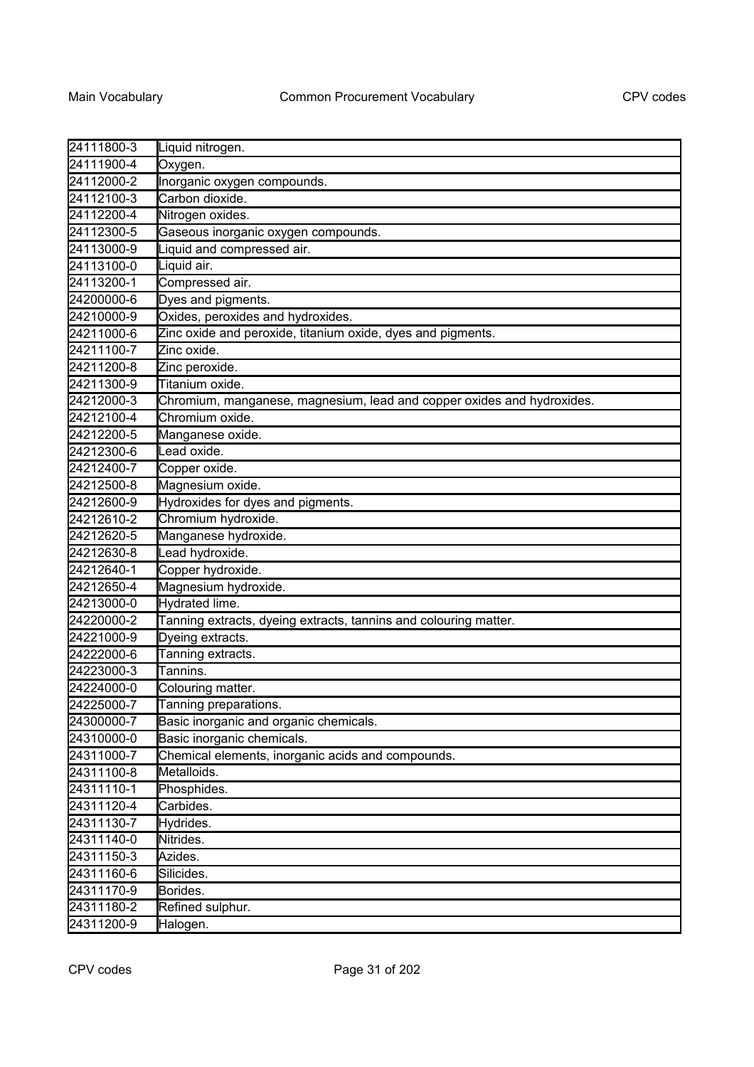| | |
|---|---|
| 24111800-3 | Liquid nitrogen. |
| 24111900-4 | Oxygen. |
| 24112000-2 | Inorganic oxygen compounds. |
| 24112100-3 | Carbon dioxide. |
| 24112200-4 | Nitrogen oxides. |
| 24112300-5 | Gaseous inorganic oxygen compounds. |
| 24113000-9 | Liquid and compressed air. |
| 24113100-0 | Liquid air. |
| 24113200-1 | Compressed air. |
| 24200000-6 | Dyes and pigments. |
| 24210000-9 | Oxides, peroxides and hydroxides. |
| 24211000-6 | Zinc oxide and peroxide, titanium oxide, dyes and pigments. |
| 24211100-7 | Zinc oxide. |
| 24211200-8 | Zinc peroxide. |
| 24211300-9 | Titanium oxide. |
| 24212000-3 | Chromium, manganese, magnesium, lead and copper oxides and hydroxides. |
| 24212100-4 | Chromium oxide. |
| 24212200-5 | Manganese oxide. |
| 24212300-6 | Lead oxide. |
| 24212400-7 | Copper oxide. |
| 24212500-8 | Magnesium oxide. |
| 24212600-9 | Hydroxides for dyes and pigments. |
| 24212610-2 | Chromium hydroxide. |
| 24212620-5 | Manganese hydroxide. |
| 24212630-8 | Lead hydroxide. |
| 24212640-1 | Copper hydroxide. |
| 24212650-4 | Magnesium hydroxide. |
| 24213000-0 | Hydrated lime. |
| 24220000-2 | Tanning extracts, dyeing extracts, tannins and colouring matter. |
| 24221000-9 | Dyeing extracts. |
| 24222000-6 | Tanning extracts. |
| 24223000-3 | Tannins. |
| 24224000-0 | Colouring matter. |
| 24225000-7 | Tanning preparations. |
| 24300000-7 | Basic inorganic and organic chemicals. |
| 24310000-0 | Basic inorganic chemicals. |
| 24311000-7 | Chemical elements, inorganic acids and compounds. |
| 24311100-8 | Metalloids. |
| 24311110-1 | Phosphides. |
| 24311120-4 | Carbides. |
| 24311130-7 | Hydrides. |
| 24311140-0 | Nitrides. |
| 24311150-3 | Azides. |
| 24311160-6 | Silicides. |
| 24311170-9 | Borides. |
| 24311180-2 | Refined sulphur. |
| 24311200-9 | Halogen. |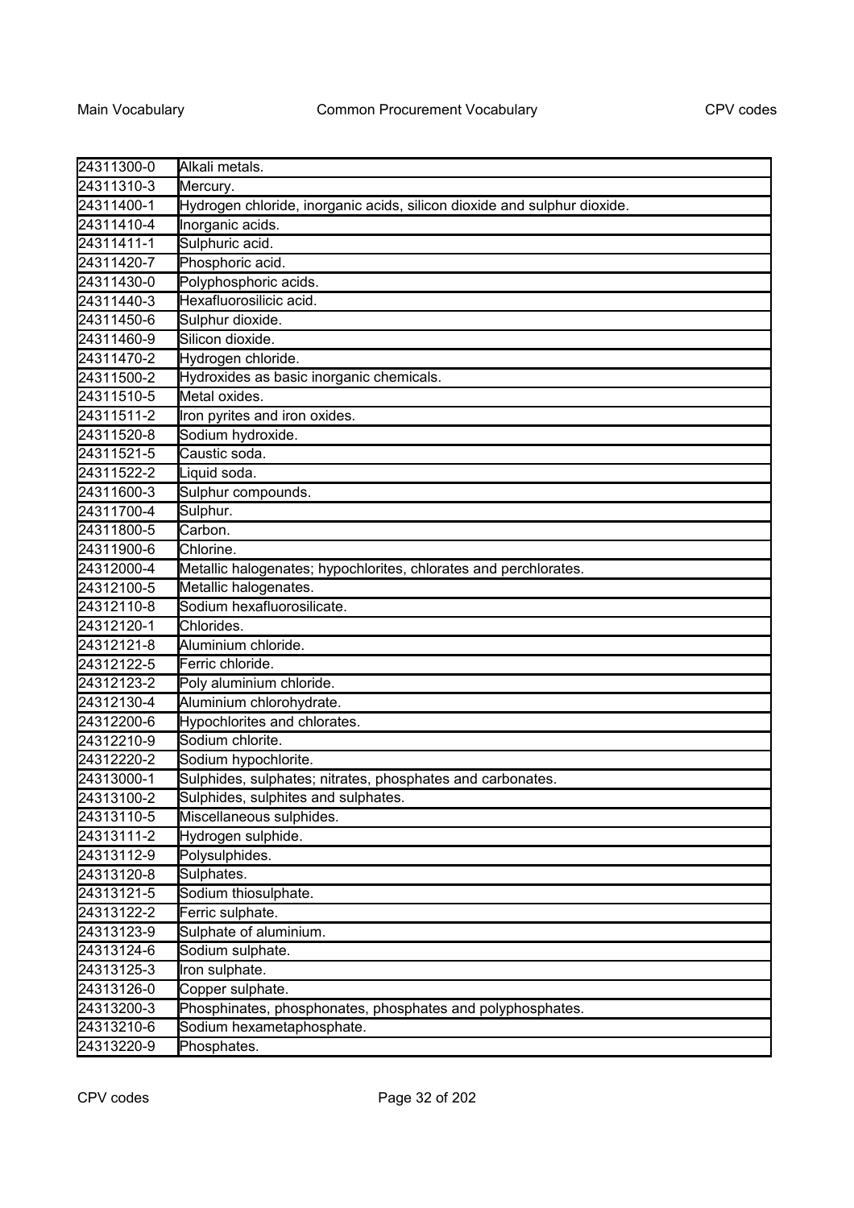| | |
|---|---|
| 24311300-0 | Alkali metals. |
| 24311310-3 | Mercury. |
| 24311400-1 | Hydrogen chloride, inorganic acids, silicon dioxide and sulphur dioxide. |
| 24311410-4 | Inorganic acids. |
| 24311411-1 | Sulphuric acid. |
| 24311420-7 | Phosphoric acid. |
| 24311430-0 | Polyphosphoric acids. |
| 24311440-3 | Hexafluorosilicic acid. |
| 24311450-6 | Sulphur dioxide. |
| 24311460-9 | Silicon dioxide. |
| 24311470-2 | Hydrogen chloride. |
| 24311500-2 | Hydroxides as basic inorganic chemicals. |
| 24311510-5 | Metal oxides. |
| 24311511-2 | Iron pyrites and iron oxides. |
| 24311520-8 | Sodium hydroxide. |
| 24311521-5 | Caustic soda. |
| 24311522-2 | Liquid soda. |
| 24311600-3 | Sulphur compounds. |
| 24311700-4 | Sulphur. |
| 24311800-5 | Carbon. |
| 24311900-6 | Chlorine. |
| 24312000-4 | Metallic halogenates; hypochlorites, chlorates and perchlorates. |
| 24312100-5 | Metallic halogenates. |
| 24312110-8 | Sodium hexafluorosilicate. |
| 24312120-1 | Chlorides. |
| 24312121-8 | Aluminium chloride. |
| 24312122-5 | Ferric chloride. |
| 24312123-2 | Poly aluminium chloride. |
| 24312130-4 | Aluminium chlorohydrate. |
| 24312200-6 | Hypochlorites and chlorates. |
| 24312210-9 | Sodium chlorite. |
| 24312220-2 | Sodium hypochlorite. |
| 24313000-1 | Sulphides, sulphates; nitrates, phosphates and carbonates. |
| 24313100-2 | Sulphides, sulphites and sulphates. |
| 24313110-5 | Miscellaneous sulphides. |
| 24313111-2 | Hydrogen sulphide. |
| 24313112-9 | Polysulphides. |
| 24313120-8 | Sulphates. |
| 24313121-5 | Sodium thiosulphate. |
| 24313122-2 | Ferric sulphate. |
| 24313123-9 | Sulphate of aluminium. |
| 24313124-6 | Sodium sulphate. |
| 24313125-3 | Iron sulphate. |
| 24313126-0 | Copper sulphate. |
| 24313200-3 | Phosphinates, phosphonates, phosphates and polyphosphates. |
| 24313210-6 | Sodium hexametaphosphate. |
| 24313220-9 | Phosphates. |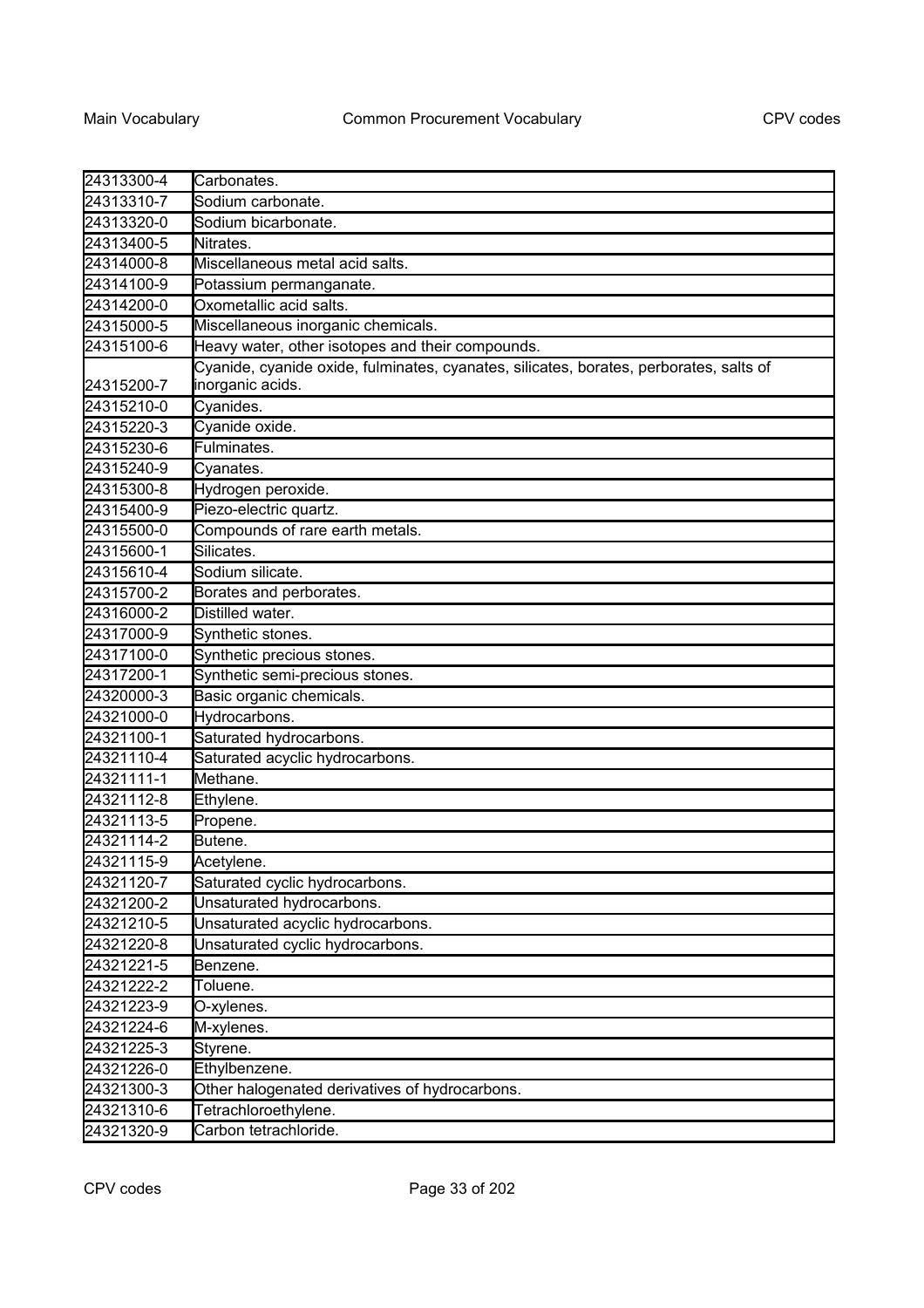| | |
|---|---|
| 24313300-4 | Carbonates. |
| 24313310-7 | Sodium carbonate. |
| 24313320-0 | Sodium bicarbonate. |
| 24313400-5 | Nitrates. |
| 24314000-8 | Miscellaneous metal acid salts. |
| 24314100-9 | Potassium permanganate. |
| 24314200-0 | Oxometallic acid salts. |
| 24315000-5 | Miscellaneous inorganic chemicals. |
| 24315100-6 | Heavy water, other isotopes and their compounds. |
| 24315200-7 | Cyanide, cyanide oxide, fulminates, cyanates, silicates, borates, perborates, salts of inorganic acids. |
| 24315210-0 | Cyanides. |
| 24315220-3 | Cyanide oxide. |
| 24315230-6 | Fulminates. |
| 24315240-9 | Cyanates. |
| 24315300-8 | Hydrogen peroxide. |
| 24315400-9 | Piezo-electric quartz. |
| 24315500-0 | Compounds of rare earth metals. |
| 24315600-1 | Silicates. |
| 24315610-4 | Sodium silicate. |
| 24315700-2 | Borates and perborates. |
| 24316000-2 | Distilled water. |
| 24317000-9 | Synthetic stones. |
| 24317100-0 | Synthetic precious stones. |
| 24317200-1 | Synthetic semi-precious stones. |
| 24320000-3 | Basic organic chemicals. |
| 24321000-0 | Hydrocarbons. |
| 24321100-1 | Saturated hydrocarbons. |
| 24321110-4 | Saturated acyclic hydrocarbons. |
| 24321111-1 | Methane. |
| 24321112-8 | Ethylene. |
| 24321113-5 | Propene. |
| 24321114-2 | Butene. |
| 24321115-9 | Acetylene. |
| 24321120-7 | Saturated cyclic hydrocarbons. |
| 24321200-2 | Unsaturated hydrocarbons. |
| 24321210-5 | Unsaturated acyclic hydrocarbons. |
| 24321220-8 | Unsaturated cyclic hydrocarbons. |
| 24321221-5 | Benzene. |
| 24321222-2 | Toluene. |
| 24321223-9 | O-xylenes. |
| 24321224-6 | M-xylenes. |
| 24321225-3 | Styrene. |
| 24321226-0 | Ethylbenzene. |
| 24321300-3 | Other halogenated derivatives of hydrocarbons. |
| 24321310-6 | Tetrachloroethylene. |
| 24321320-9 | Carbon tetrachloride. |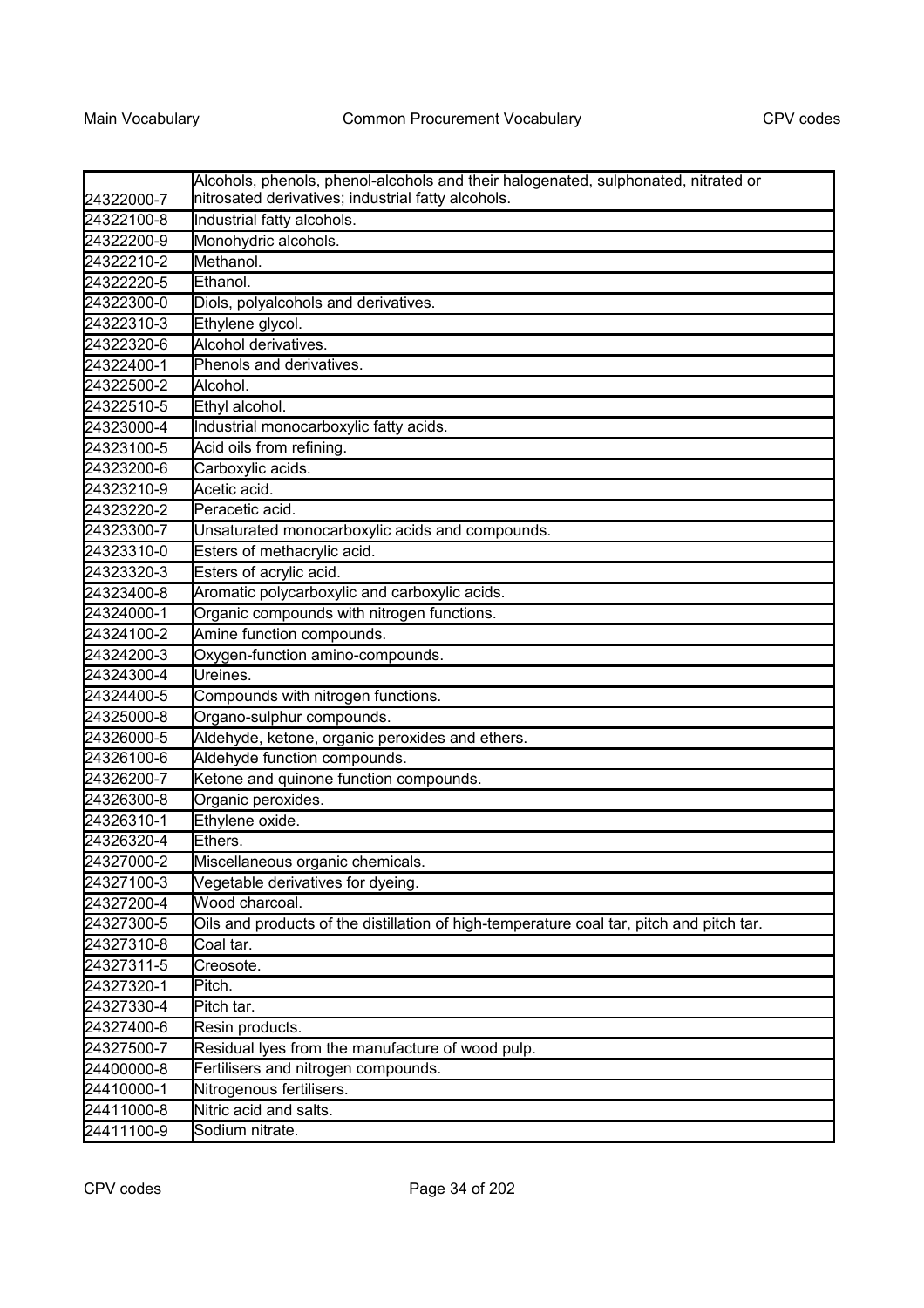| | |
|---|---|
| 24322000-7 | Alcohols, phenols, phenol-alcohols and their halogenated, sulphonated, nitrated or nitrosated derivatives; industrial fatty alcohols. |
| 24322100-8 | Industrial fatty alcohols. |
| 24322200-9 | Monohydric alcohols. |
| 24322210-2 | Methanol. |
| 24322220-5 | Ethanol. |
| 24322300-0 | Diols, polyalcohols and derivatives. |
| 24322310-3 | Ethylene glycol. |
| 24322320-6 | Alcohol derivatives. |
| 24322400-1 | Phenols and derivatives. |
| 24322500-2 | Alcohol. |
| 24322510-5 | Ethyl alcohol. |
| 24323000-4 | Industrial monocarboxylic fatty acids. |
| 24323100-5 | Acid oils from refining. |
| 24323200-6 | Carboxylic acids. |
| 24323210-9 | Acetic acid. |
| 24323220-2 | Peracetic acid. |
| 24323300-7 | Unsaturated monocarboxylic acids and compounds. |
| 24323310-0 | Esters of methacrylic acid. |
| 24323320-3 | Esters of acrylic acid. |
| 24323400-8 | Aromatic polycarboxylic and carboxylic acids. |
| 24324000-1 | Organic compounds with nitrogen functions. |
| 24324100-2 | Amine function compounds. |
| 24324200-3 | Oxygen-function amino-compounds. |
| 24324300-4 | Ureines. |
| 24324400-5 | Compounds with nitrogen functions. |
| 24325000-8 | Organo-sulphur compounds. |
| 24326000-5 | Aldehyde, ketone, organic peroxides and ethers. |
| 24326100-6 | Aldehyde function compounds. |
| 24326200-7 | Ketone and quinone function compounds. |
| 24326300-8 | Organic peroxides. |
| 24326310-1 | Ethylene oxide. |
| 24326320-4 | Ethers. |
| 24327000-2 | Miscellaneous organic chemicals. |
| 24327100-3 | Vegetable derivatives for dyeing. |
| 24327200-4 | Wood charcoal. |
| 24327300-5 | Oils and products of the distillation of high-temperature coal tar, pitch and pitch tar. |
| 24327310-8 | Coal tar. |
| 24327311-5 | Creosote. |
| 24327320-1 | Pitch. |
| 24327330-4 | Pitch tar. |
| 24327400-6 | Resin products. |
| 24327500-7 | Residual lyes from the manufacture of wood pulp. |
| 24400000-8 | Fertilisers and nitrogen compounds. |
| 24410000-1 | Nitrogenous fertilisers. |
| 24411000-8 | Nitric acid and salts. |
| 24411100-9 | Sodium nitrate. |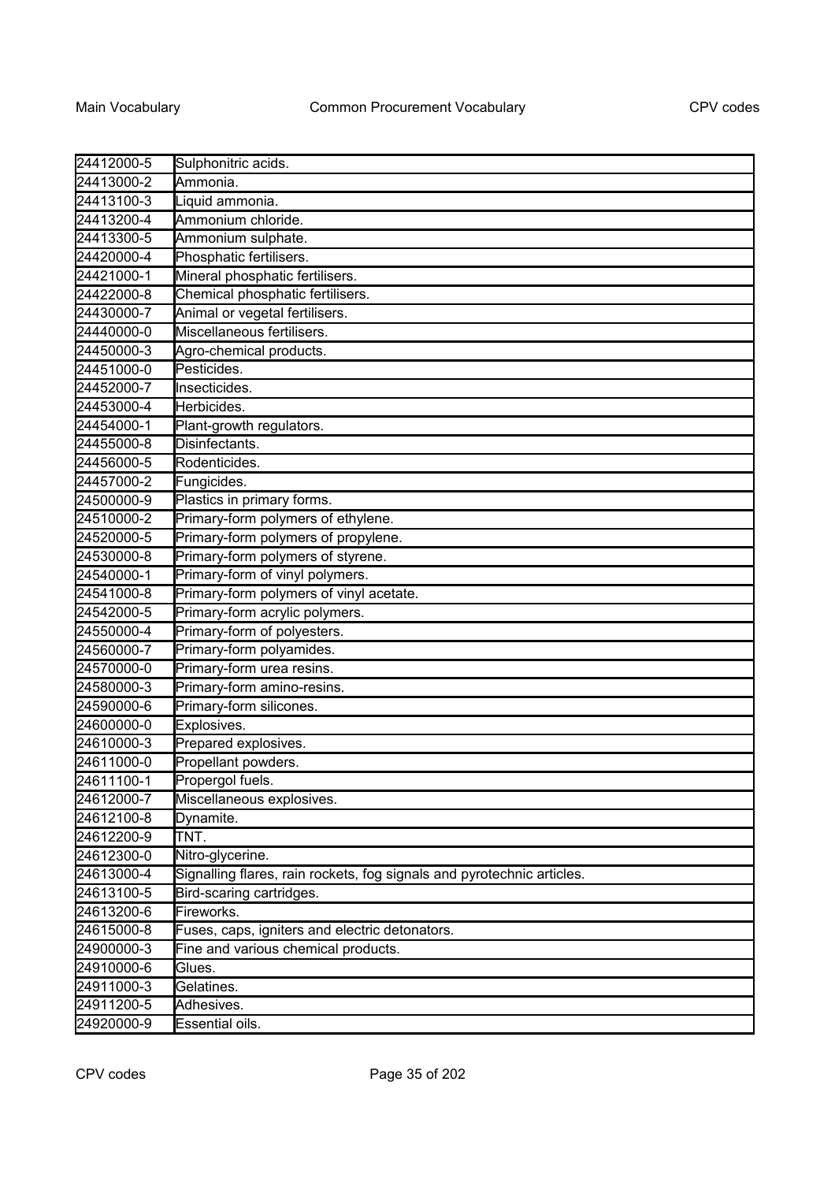| | |
|---|---|
| 24412000-5 | Sulphonitric acids. |
| 24413000-2 | Ammonia. |
| 24413100-3 | Liquid ammonia. |
| 24413200-4 | Ammonium chloride. |
| 24413300-5 | Ammonium sulphate. |
| 24420000-4 | Phosphatic fertilisers. |
| 24421000-1 | Mineral phosphatic fertilisers. |
| 24422000-8 | Chemical phosphatic fertilisers. |
| 24430000-7 | Animal or vegetal fertilisers. |
| 24440000-0 | Miscellaneous fertilisers. |
| 24450000-3 | Agro-chemical products. |
| 24451000-0 | Pesticides. |
| 24452000-7 | Insecticides. |
| 24453000-4 | Herbicides. |
| 24454000-1 | Plant-growth regulators. |
| 24455000-8 | Disinfectants. |
| 24456000-5 | Rodenticides. |
| 24457000-2 | Fungicides. |
| 24500000-9 | Plastics in primary forms. |
| 24510000-2 | Primary-form polymers of ethylene. |
| 24520000-5 | Primary-form polymers of propylene. |
| 24530000-8 | Primary-form polymers of styrene. |
| 24540000-1 | Primary-form of vinyl polymers. |
| 24541000-8 | Primary-form polymers of vinyl acetate. |
| 24542000-5 | Primary-form acrylic polymers. |
| 24550000-4 | Primary-form of polyesters. |
| 24560000-7 | Primary-form polyamides. |
| 24570000-0 | Primary-form urea resins. |
| 24580000-3 | Primary-form amino-resins. |
| 24590000-6 | Primary-form silicones. |
| 24600000-0 | Explosives. |
| 24610000-3 | Prepared explosives. |
| 24611000-0 | Propellant powders. |
| 24611100-1 | Propergol fuels. |
| 24612000-7 | Miscellaneous explosives. |
| 24612100-8 | Dynamite. |
| 24612200-9 | TNT. |
| 24612300-0 | Nitro-glycerine. |
| 24613000-4 | Signalling flares, rain rockets, fog signals and pyrotechnic articles. |
| 24613100-5 | Bird-scaring cartridges. |
| 24613200-6 | Fireworks. |
| 24615000-8 | Fuses, caps, igniters and electric detonators. |
| 24900000-3 | Fine and various chemical products. |
| 24910000-6 | Glues. |
| 24911000-3 | Gelatines. |
| 24911200-5 | Adhesives. |
| 24920000-9 | Essential oils. |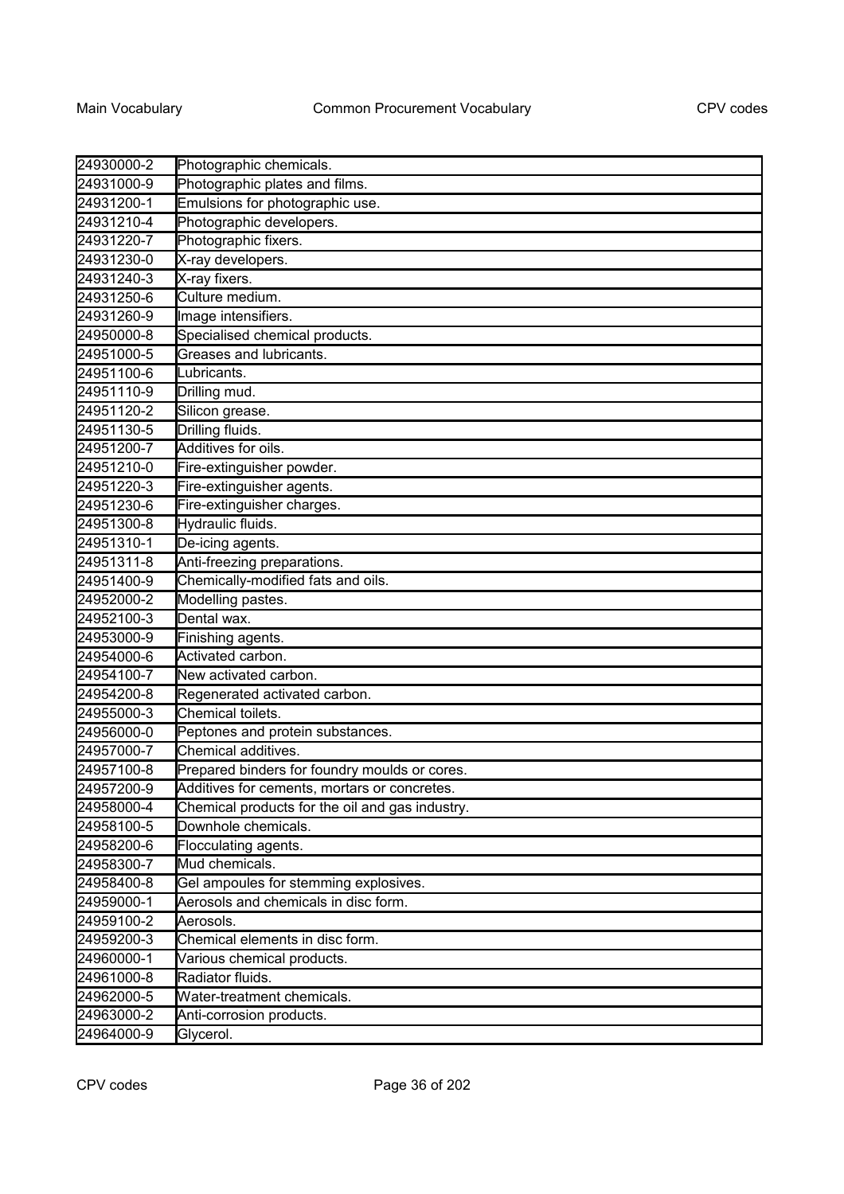| | |
|---|---|
| 24930000-2 | Photographic chemicals. |
| 24931000-9 | Photographic plates and films. |
| 24931200-1 | Emulsions for photographic use. |
| 24931210-4 | Photographic developers. |
| 24931220-7 | Photographic fixers. |
| 24931230-0 | X-ray developers. |
| 24931240-3 | X-ray fixers. |
| 24931250-6 | Culture medium. |
| 24931260-9 | Image intensifiers. |
| 24950000-8 | Specialised chemical products. |
| 24951000-5 | Greases and lubricants. |
| 24951100-6 | Lubricants. |
| 24951110-9 | Drilling mud. |
| 24951120-2 | Silicon grease. |
| 24951130-5 | Drilling fluids. |
| 24951200-7 | Additives for oils. |
| 24951210-0 | Fire-extinguisher powder. |
| 24951220-3 | Fire-extinguisher agents. |
| 24951230-6 | Fire-extinguisher charges. |
| 24951300-8 | Hydraulic fluids. |
| 24951310-1 | De-icing agents. |
| 24951311-8 | Anti-freezing preparations. |
| 24951400-9 | Chemically-modified fats and oils. |
| 24952000-2 | Modelling pastes. |
| 24952100-3 | Dental wax. |
| 24953000-9 | Finishing agents. |
| 24954000-6 | Activated carbon. |
| 24954100-7 | New activated carbon. |
| 24954200-8 | Regenerated activated carbon. |
| 24955000-3 | Chemical toilets. |
| 24956000-0 | Peptones and protein substances. |
| 24957000-7 | Chemical additives. |
| 24957100-8 | Prepared binders for foundry moulds or cores. |
| 24957200-9 | Additives for cements, mortars or concretes. |
| 24958000-4 | Chemical products for the oil and gas industry. |
| 24958100-5 | Downhole chemicals. |
| 24958200-6 | Flocculating agents. |
| 24958300-7 | Mud chemicals. |
| 24958400-8 | Gel ampoules for stemming explosives. |
| 24959000-1 | Aerosols and chemicals in disc form. |
| 24959100-2 | Aerosols. |
| 24959200-3 | Chemical elements in disc form. |
| 24960000-1 | Various chemical products. |
| 24961000-8 | Radiator fluids. |
| 24962000-5 | Water-treatment chemicals. |
| 24963000-2 | Anti-corrosion products. |
| 24964000-9 | Glycerol. |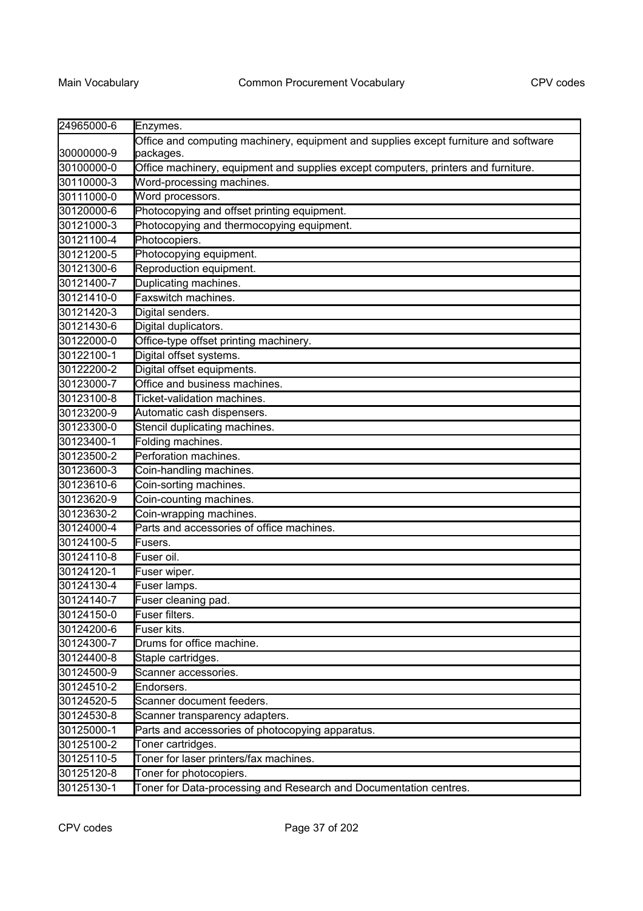| | |
|---|---|
| 24965000-6 | Enzymes. |
| 30000000-9 | Office and computing machinery, equipment and supplies except furniture and software packages. |
| 30100000-0 | Office machinery, equipment and supplies except computers, printers and furniture. |
| 30110000-3 | Word-processing machines. |
| 30111000-0 | Word processors. |
| 30120000-6 | Photocopying and offset printing equipment. |
| 30121000-3 | Photocopying and thermocopying equipment. |
| 30121100-4 | Photocopiers. |
| 30121200-5 | Photocopying equipment. |
| 30121300-6 | Reproduction equipment. |
| 30121400-7 | Duplicating machines. |
| 30121410-0 | Faxswitch machines. |
| 30121420-3 | Digital senders. |
| 30121430-6 | Digital duplicators. |
| 30122000-0 | Office-type offset printing machinery. |
| 30122100-1 | Digital offset systems. |
| 30122200-2 | Digital offset equipments. |
| 30123000-7 | Office and business machines. |
| 30123100-8 | Ticket-validation machines. |
| 30123200-9 | Automatic cash dispensers. |
| 30123300-0 | Stencil duplicating machines. |
| 30123400-1 | Folding machines. |
| 30123500-2 | Perforation machines. |
| 30123600-3 | Coin-handling machines. |
| 30123610-6 | Coin-sorting machines. |
| 30123620-9 | Coin-counting machines. |
| 30123630-2 | Coin-wrapping machines. |
| 30124000-4 | Parts and accessories of office machines. |
| 30124100-5 | Fusers. |
| 30124110-8 | Fuser oil. |
| 30124120-1 | Fuser wiper. |
| 30124130-4 | Fuser lamps. |
| 30124140-7 | Fuser cleaning pad. |
| 30124150-0 | Fuser filters. |
| 30124200-6 | Fuser kits. |
| 30124300-7 | Drums for office machine. |
| 30124400-8 | Staple cartridges. |
| 30124500-9 | Scanner accessories. |
| 30124510-2 | Endorsers. |
| 30124520-5 | Scanner document feeders. |
| 30124530-8 | Scanner transparency adapters. |
| 30125000-1 | Parts and accessories of photocopying apparatus. |
| 30125100-2 | Toner cartridges. |
| 30125110-5 | Toner for laser printers/fax machines. |
| 30125120-8 | Toner for photocopiers. |
| 30125130-1 | Toner for Data-processing and Research and Documentation centres. |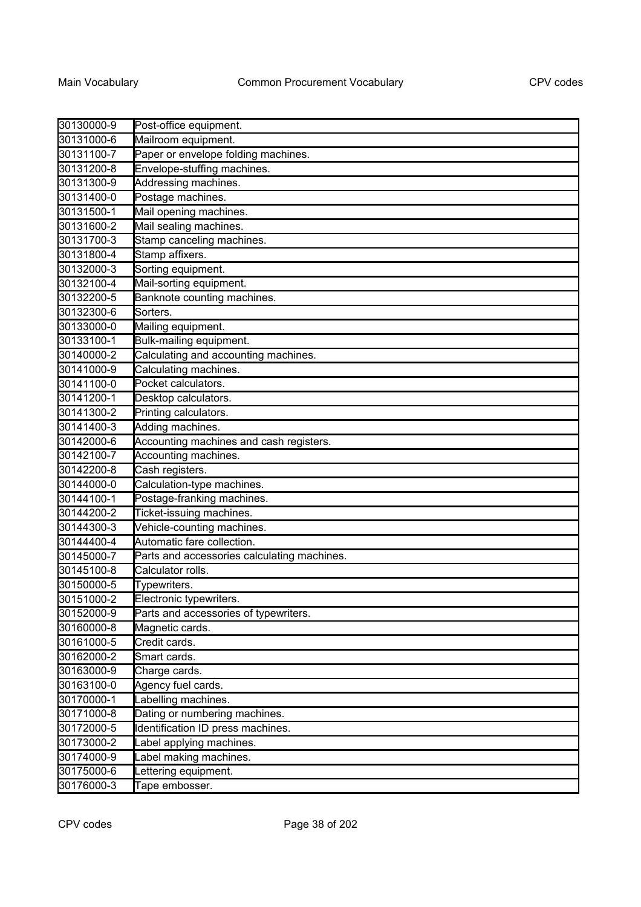| | |
|---|---|
| 30130000-9 | Post-office equipment. |
| 30131000-6 | Mailroom equipment. |
| 30131100-7 | Paper or envelope folding machines. |
| 30131200-8 | Envelope-stuffing machines. |
| 30131300-9 | Addressing machines. |
| 30131400-0 | Postage machines. |
| 30131500-1 | Mail opening machines. |
| 30131600-2 | Mail sealing machines. |
| 30131700-3 | Stamp canceling machines. |
| 30131800-4 | Stamp affixers. |
| 30132000-3 | Sorting equipment. |
| 30132100-4 | Mail-sorting equipment. |
| 30132200-5 | Banknote counting machines. |
| 30132300-6 | Sorters. |
| 30133000-0 | Mailing equipment. |
| 30133100-1 | Bulk-mailing equipment. |
| 30140000-2 | Calculating and accounting machines. |
| 30141000-9 | Calculating machines. |
| 30141100-0 | Pocket calculators. |
| 30141200-1 | Desktop calculators. |
| 30141300-2 | Printing calculators. |
| 30141400-3 | Adding machines. |
| 30142000-6 | Accounting machines and cash registers. |
| 30142100-7 | Accounting machines. |
| 30142200-8 | Cash registers. |
| 30144000-0 | Calculation-type machines. |
| 30144100-1 | Postage-franking machines. |
| 30144200-2 | Ticket-issuing machines. |
| 30144300-3 | Vehicle-counting machines. |
| 30144400-4 | Automatic fare collection. |
| 30145000-7 | Parts and accessories calculating machines. |
| 30145100-8 | Calculator rolls. |
| 30150000-5 | Typewriters. |
| 30151000-2 | Electronic typewriters. |
| 30152000-9 | Parts and accessories of typewriters. |
| 30160000-8 | Magnetic cards. |
| 30161000-5 | Credit cards. |
| 30162000-2 | Smart cards. |
| 30163000-9 | Charge cards. |
| 30163100-0 | Agency fuel cards. |
| 30170000-1 | Labelling machines. |
| 30171000-8 | Dating or numbering machines. |
| 30172000-5 | Identification ID press machines. |
| 30173000-2 | Label applying machines. |
| 30174000-9 | Label making machines. |
| 30175000-6 | Lettering equipment. |
| 30176000-3 | Tape embosser. |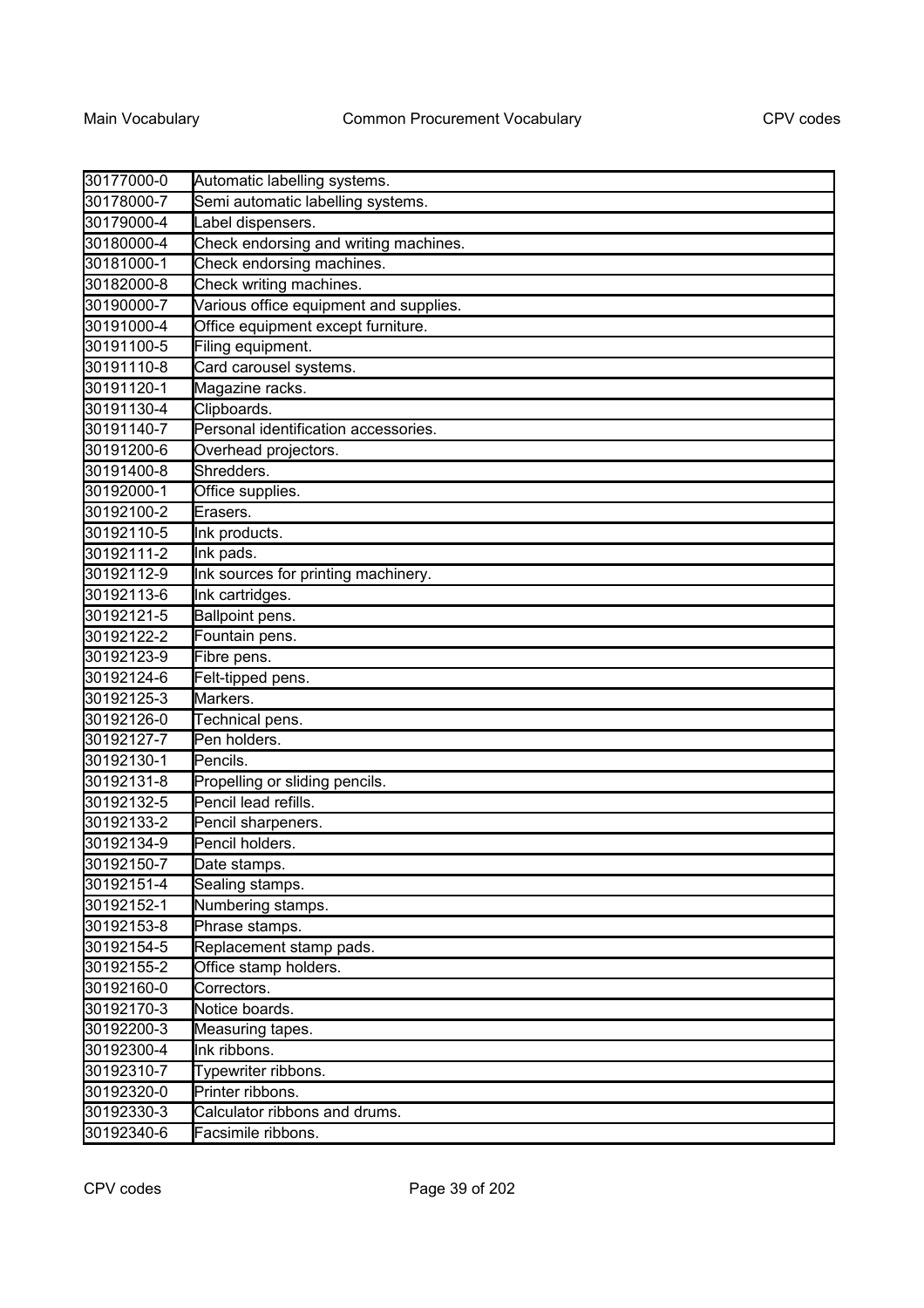| | |
|---|---|
| 30177000-0 | Automatic labelling systems. |
| 30178000-7 | Semi automatic labelling systems. |
| 30179000-4 | Label dispensers. |
| 30180000-4 | Check endorsing and writing machines. |
| 30181000-1 | Check endorsing machines. |
| 30182000-8 | Check writing machines. |
| 30190000-7 | Various office equipment and supplies. |
| 30191000-4 | Office equipment except furniture. |
| 30191100-5 | Filing equipment. |
| 30191110-8 | Card carousel systems. |
| 30191120-1 | Magazine racks. |
| 30191130-4 | Clipboards. |
| 30191140-7 | Personal identification accessories. |
| 30191200-6 | Overhead projectors. |
| 30191400-8 | Shredders. |
| 30192000-1 | Office supplies. |
| 30192100-2 | Erasers. |
| 30192110-5 | Ink products. |
| 30192111-2 | Ink pads. |
| 30192112-9 | Ink sources for printing machinery. |
| 30192113-6 | Ink cartridges. |
| 30192121-5 | Ballpoint pens. |
| 30192122-2 | Fountain pens. |
| 30192123-9 | Fibre pens. |
| 30192124-6 | Felt-tipped pens. |
| 30192125-3 | Markers. |
| 30192126-0 | Technical pens. |
| 30192127-7 | Pen holders. |
| 30192130-1 | Pencils. |
| 30192131-8 | Propelling or sliding pencils. |
| 30192132-5 | Pencil lead refills. |
| 30192133-2 | Pencil sharpeners. |
| 30192134-9 | Pencil holders. |
| 30192150-7 | Date stamps. |
| 30192151-4 | Sealing stamps. |
| 30192152-1 | Numbering stamps. |
| 30192153-8 | Phrase stamps. |
| 30192154-5 | Replacement stamp pads. |
| 30192155-2 | Office stamp holders. |
| 30192160-0 | Correctors. |
| 30192170-3 | Notice boards. |
| 30192200-3 | Measuring tapes. |
| 30192300-4 | Ink ribbons. |
| 30192310-7 | Typewriter ribbons. |
| 30192320-0 | Printer ribbons. |
| 30192330-3 | Calculator ribbons and drums. |
| 30192340-6 | Facsimile ribbons. |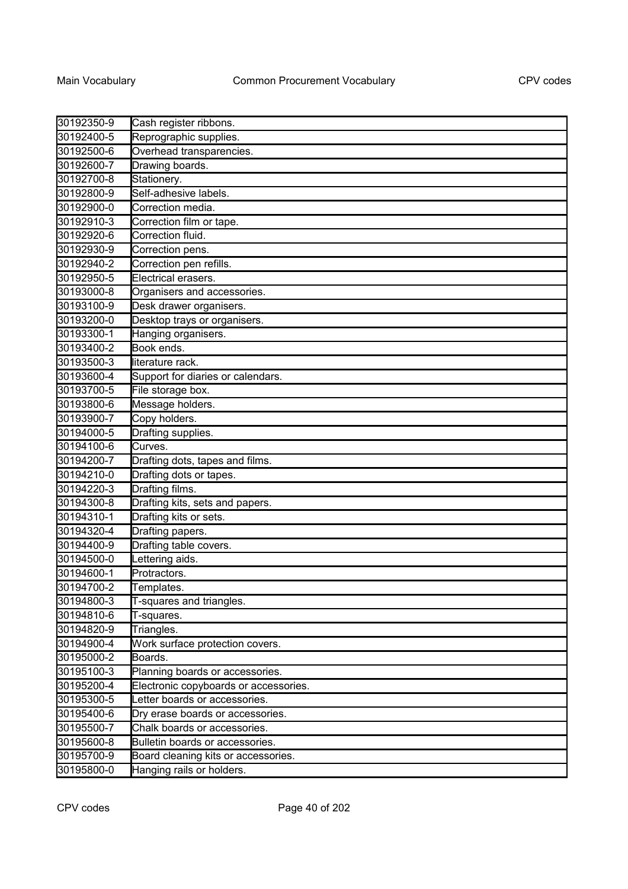| | |
|---|---|
| 30192350-9 | Cash register ribbons. |
| 30192400-5 | Reprographic supplies. |
| 30192500-6 | Overhead transparencies. |
| 30192600-7 | Drawing boards. |
| 30192700-8 | Stationery. |
| 30192800-9 | Self-adhesive labels. |
| 30192900-0 | Correction media. |
| 30192910-3 | Correction film or tape. |
| 30192920-6 | Correction fluid. |
| 30192930-9 | Correction pens. |
| 30192940-2 | Correction pen refills. |
| 30192950-5 | Electrical erasers. |
| 30193000-8 | Organisers and accessories. |
| 30193100-9 | Desk drawer organisers. |
| 30193200-0 | Desktop trays or organisers. |
| 30193300-1 | Hanging organisers. |
| 30193400-2 | Book ends. |
| 30193500-3 | literature rack. |
| 30193600-4 | Support for diaries or calendars. |
| 30193700-5 | File storage box. |
| 30193800-6 | Message holders. |
| 30193900-7 | Copy holders. |
| 30194000-5 | Drafting supplies. |
| 30194100-6 | Curves. |
| 30194200-7 | Drafting dots, tapes and films. |
| 30194210-0 | Drafting dots or tapes. |
| 30194220-3 | Drafting films. |
| 30194300-8 | Drafting kits, sets and papers. |
| 30194310-1 | Drafting kits or sets. |
| 30194320-4 | Drafting papers. |
| 30194400-9 | Drafting table covers. |
| 30194500-0 | Lettering aids. |
| 30194600-1 | Protractors. |
| 30194700-2 | Templates. |
| 30194800-3 | T-squares and triangles. |
| 30194810-6 | T-squares. |
| 30194820-9 | Triangles. |
| 30194900-4 | Work surface protection covers. |
| 30195000-2 | Boards. |
| 30195100-3 | Planning boards or accessories. |
| 30195200-4 | Electronic copyboards or accessories. |
| 30195300-5 | Letter boards or accessories. |
| 30195400-6 | Dry erase boards or accessories. |
| 30195500-7 | Chalk boards or accessories. |
| 30195600-8 | Bulletin boards or accessories. |
| 30195700-9 | Board cleaning kits or accessories. |
| 30195800-0 | Hanging rails or holders. |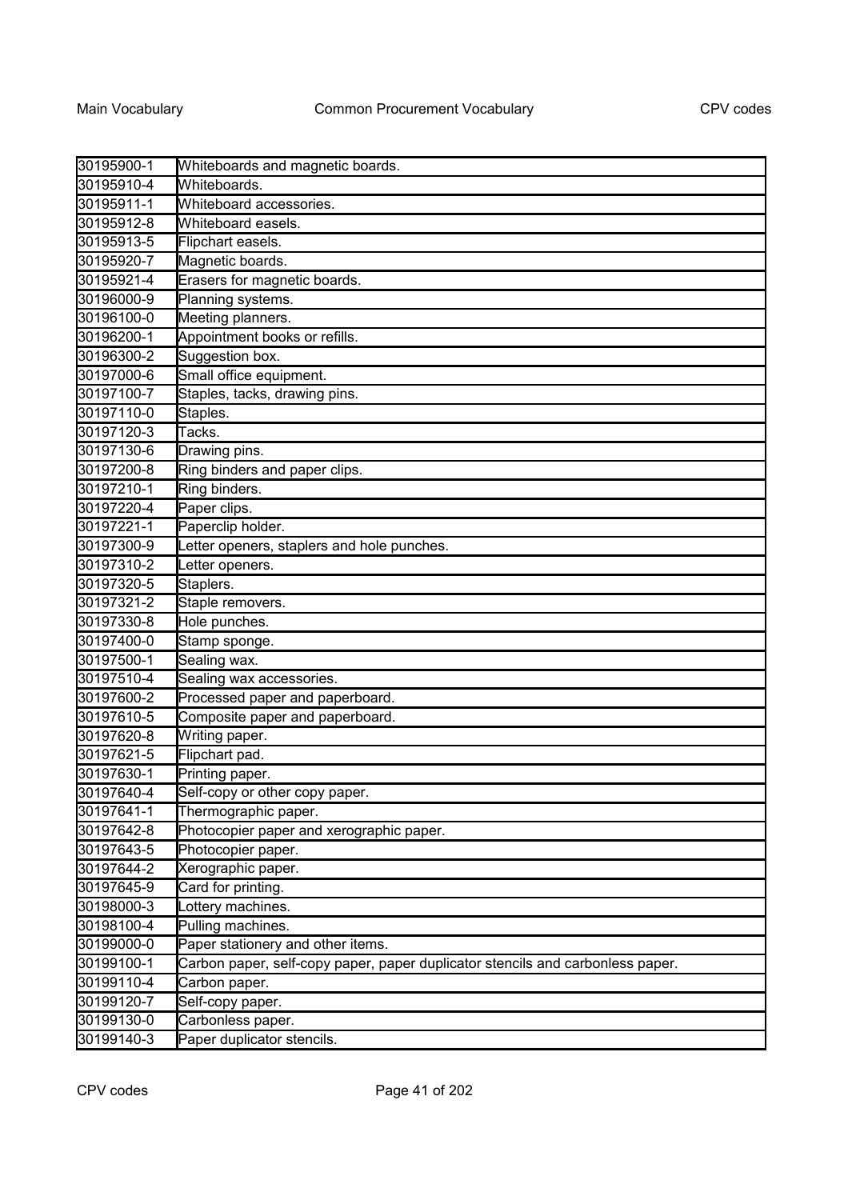| | |
|---|---|
| 30195900-1 | Whiteboards and magnetic boards. |
| 30195910-4 | Whiteboards. |
| 30195911-1 | Whiteboard accessories. |
| 30195912-8 | Whiteboard easels. |
| 30195913-5 | Flipchart easels. |
| 30195920-7 | Magnetic boards. |
| 30195921-4 | Erasers for magnetic boards. |
| 30196000-9 | Planning systems. |
| 30196100-0 | Meeting planners. |
| 30196200-1 | Appointment books or refills. |
| 30196300-2 | Suggestion box. |
| 30197000-6 | Small office equipment. |
| 30197100-7 | Staples, tacks, drawing pins. |
| 30197110-0 | Staples. |
| 30197120-3 | Tacks. |
| 30197130-6 | Drawing pins. |
| 30197200-8 | Ring binders and paper clips. |
| 30197210-1 | Ring binders. |
| 30197220-4 | Paper clips. |
| 30197221-1 | Paperclip holder. |
| 30197300-9 | Letter openers, staplers and hole punches. |
| 30197310-2 | Letter openers. |
| 30197320-5 | Staplers. |
| 30197321-2 | Staple removers. |
| 30197330-8 | Hole punches. |
| 30197400-0 | Stamp sponge. |
| 30197500-1 | Sealing wax. |
| 30197510-4 | Sealing wax accessories. |
| 30197600-2 | Processed paper and paperboard. |
| 30197610-5 | Composite paper and paperboard. |
| 30197620-8 | Writing paper. |
| 30197621-5 | Flipchart pad. |
| 30197630-1 | Printing paper. |
| 30197640-4 | Self-copy or other copy paper. |
| 30197641-1 | Thermographic paper. |
| 30197642-8 | Photocopier paper and xerographic paper. |
| 30197643-5 | Photocopier paper. |
| 30197644-2 | Xerographic paper. |
| 30197645-9 | Card for printing. |
| 30198000-3 | Lottery machines. |
| 30198100-4 | Pulling machines. |
| 30199000-0 | Paper stationery and other items. |
| 30199100-1 | Carbon paper, self-copy paper, paper duplicator stencils and carbonless paper. |
| 30199110-4 | Carbon paper. |
| 30199120-7 | Self-copy paper. |
| 30199130-0 | Carbonless paper. |
| 30199140-3 | Paper duplicator stencils. |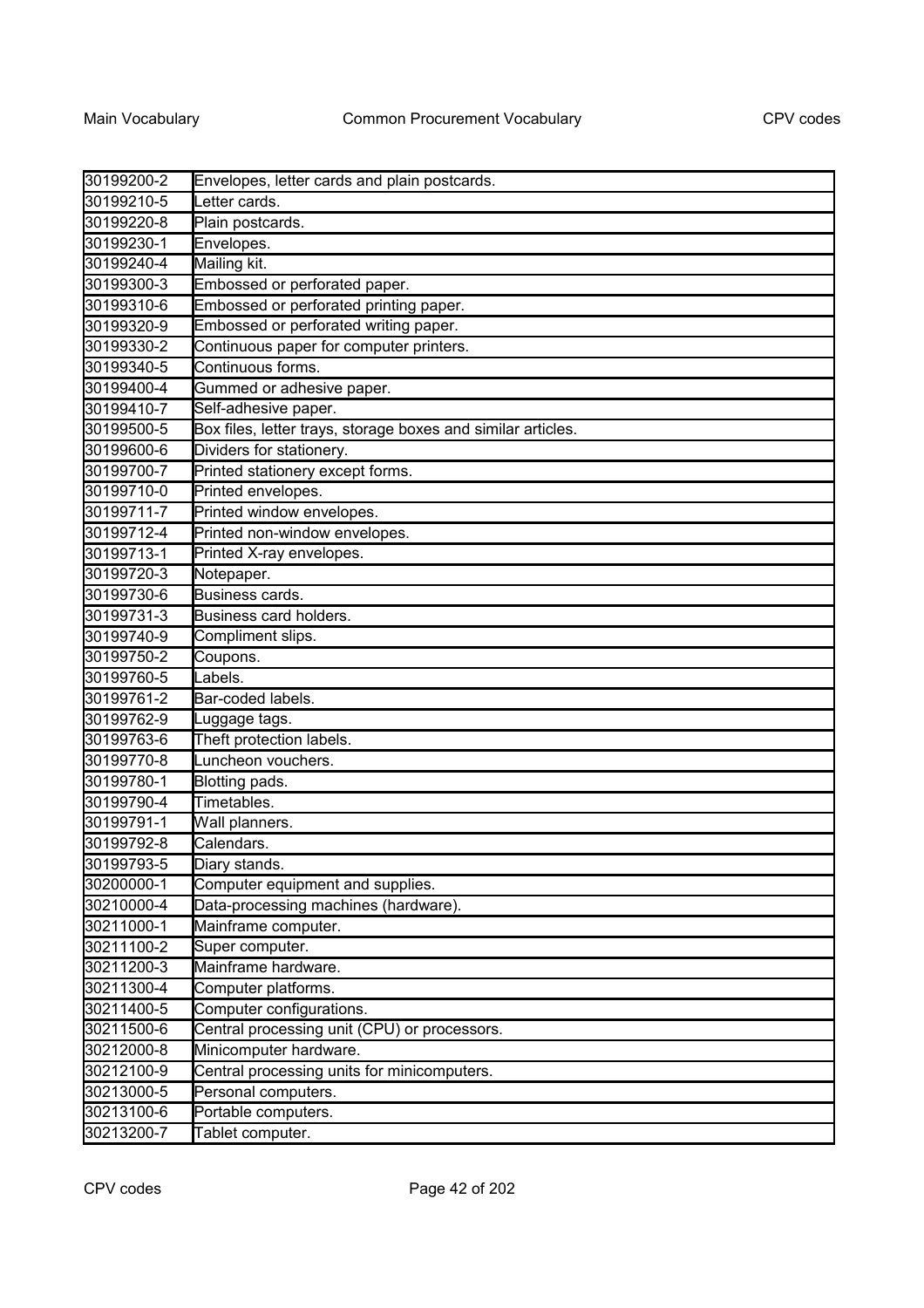| | |
|---|---|
| 30199200-2 | Envelopes, letter cards and plain postcards. |
| 30199210-5 | Letter cards. |
| 30199220-8 | Plain postcards. |
| 30199230-1 | Envelopes. |
| 30199240-4 | Mailing kit. |
| 30199300-3 | Embossed or perforated paper. |
| 30199310-6 | Embossed or perforated printing paper. |
| 30199320-9 | Embossed or perforated writing paper. |
| 30199330-2 | Continuous paper for computer printers. |
| 30199340-5 | Continuous forms. |
| 30199400-4 | Gummed or adhesive paper. |
| 30199410-7 | Self-adhesive paper. |
| 30199500-5 | Box files, letter trays, storage boxes and similar articles. |
| 30199600-6 | Dividers for stationery. |
| 30199700-7 | Printed stationery except forms. |
| 30199710-0 | Printed envelopes. |
| 30199711-7 | Printed window envelopes. |
| 30199712-4 | Printed non-window envelopes. |
| 30199713-1 | Printed X-ray envelopes. |
| 30199720-3 | Notepaper. |
| 30199730-6 | Business cards. |
| 30199731-3 | Business card holders. |
| 30199740-9 | Compliment slips. |
| 30199750-2 | Coupons. |
| 30199760-5 | Labels. |
| 30199761-2 | Bar-coded labels. |
| 30199762-9 | Luggage tags. |
| 30199763-6 | Theft protection labels. |
| 30199770-8 | Luncheon vouchers. |
| 30199780-1 | Blotting pads. |
| 30199790-4 | Timetables. |
| 30199791-1 | Wall planners. |
| 30199792-8 | Calendars. |
| 30199793-5 | Diary stands. |
| 30200000-1 | Computer equipment and supplies. |
| 30210000-4 | Data-processing machines (hardware). |
| 30211000-1 | Mainframe computer. |
| 30211100-2 | Super computer. |
| 30211200-3 | Mainframe hardware. |
| 30211300-4 | Computer platforms. |
| 30211400-5 | Computer configurations. |
| 30211500-6 | Central processing unit (CPU) or processors. |
| 30212000-8 | Minicomputer hardware. |
| 30212100-9 | Central processing units for minicomputers. |
| 30213000-5 | Personal computers. |
| 30213100-6 | Portable computers. |
| 30213200-7 | Tablet computer. |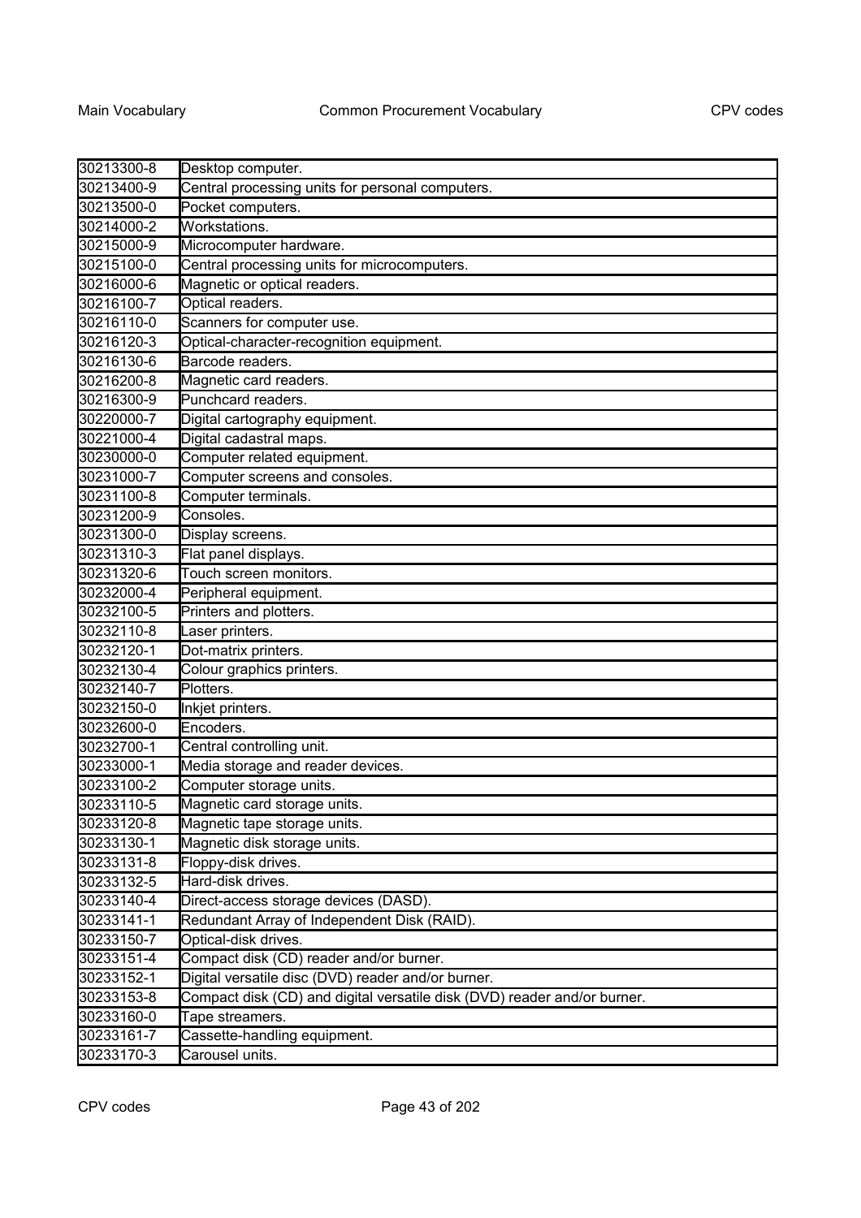| | |
|---|---|
| 30213300-8 | Desktop computer. |
| 30213400-9 | Central processing units for personal computers. |
| 30213500-0 | Pocket computers. |
| 30214000-2 | Workstations. |
| 30215000-9 | Microcomputer hardware. |
| 30215100-0 | Central processing units for microcomputers. |
| 30216000-6 | Magnetic or optical readers. |
| 30216100-7 | Optical readers. |
| 30216110-0 | Scanners for computer use. |
| 30216120-3 | Optical-character-recognition equipment. |
| 30216130-6 | Barcode readers. |
| 30216200-8 | Magnetic card readers. |
| 30216300-9 | Punchcard readers. |
| 30220000-7 | Digital cartography equipment. |
| 30221000-4 | Digital cadastral maps. |
| 30230000-0 | Computer related equipment. |
| 30231000-7 | Computer screens and consoles. |
| 30231100-8 | Computer terminals. |
| 30231200-9 | Consoles. |
| 30231300-0 | Display screens. |
| 30231310-3 | Flat panel displays. |
| 30231320-6 | Touch screen monitors. |
| 30232000-4 | Peripheral equipment. |
| 30232100-5 | Printers and plotters. |
| 30232110-8 | Laser printers. |
| 30232120-1 | Dot-matrix printers. |
| 30232130-4 | Colour graphics printers. |
| 30232140-7 | Plotters. |
| 30232150-0 | Inkjet printers. |
| 30232600-0 | Encoders. |
| 30232700-1 | Central controlling unit. |
| 30233000-1 | Media storage and reader devices. |
| 30233100-2 | Computer storage units. |
| 30233110-5 | Magnetic card storage units. |
| 30233120-8 | Magnetic tape storage units. |
| 30233130-1 | Magnetic disk storage units. |
| 30233131-8 | Floppy-disk drives. |
| 30233132-5 | Hard-disk drives. |
| 30233140-4 | Direct-access storage devices (DASD). |
| 30233141-1 | Redundant Array of Independent Disk (RAID). |
| 30233150-7 | Optical-disk drives. |
| 30233151-4 | Compact disk (CD) reader and/or burner. |
| 30233152-1 | Digital versatile disc (DVD) reader and/or burner. |
| 30233153-8 | Compact disk (CD) and digital versatile disk (DVD) reader and/or burner. |
| 30233160-0 | Tape streamers. |
| 30233161-7 | Cassette-handling equipment. |
| 30233170-3 | Carousel units. |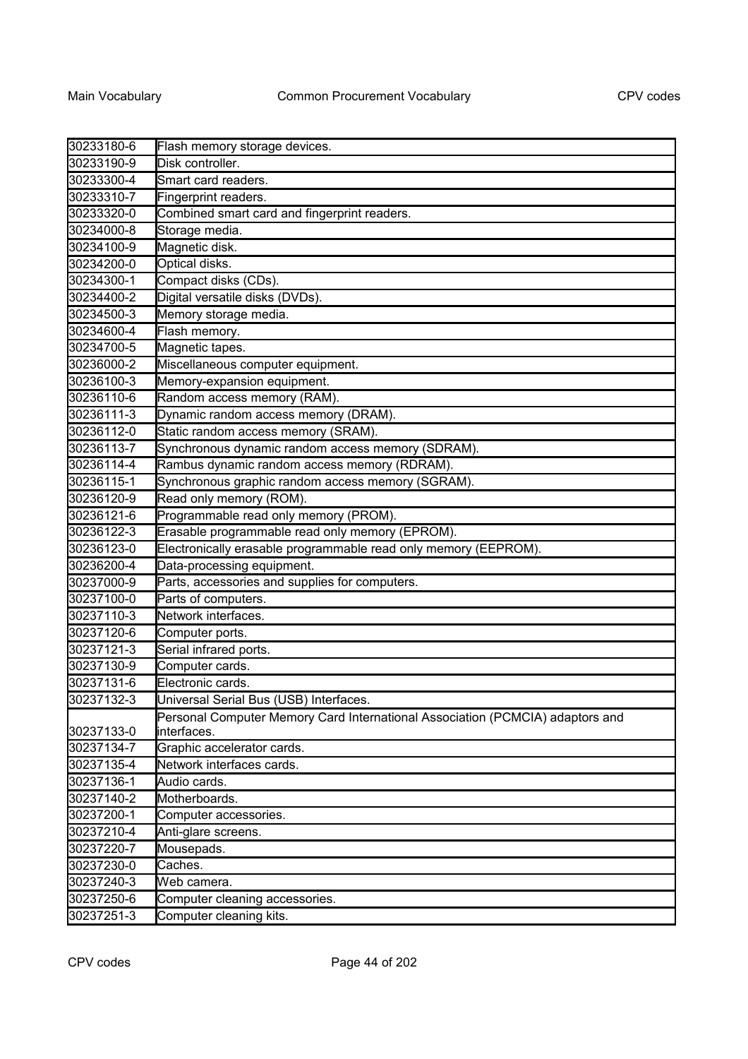| | |
|---|---|
| 30233180-6 | Flash memory storage devices. |
| 30233190-9 | Disk controller. |
| 30233300-4 | Smart card readers. |
| 30233310-7 | Fingerprint readers. |
| 30233320-0 | Combined smart card and fingerprint readers. |
| 30234000-8 | Storage media. |
| 30234100-9 | Magnetic disk. |
| 30234200-0 | Optical disks. |
| 30234300-1 | Compact disks (CDs). |
| 30234400-2 | Digital versatile disks (DVDs). |
| 30234500-3 | Memory storage media. |
| 30234600-4 | Flash memory. |
| 30234700-5 | Magnetic tapes. |
| 30236000-2 | Miscellaneous computer equipment. |
| 30236100-3 | Memory-expansion equipment. |
| 30236110-6 | Random access memory (RAM). |
| 30236111-3 | Dynamic random access memory (DRAM). |
| 30236112-0 | Static random access memory (SRAM). |
| 30236113-7 | Synchronous dynamic random access memory (SDRAM). |
| 30236114-4 | Rambus dynamic random access memory (RDRAM). |
| 30236115-1 | Synchronous graphic random access memory (SGRAM). |
| 30236120-9 | Read only memory (ROM). |
| 30236121-6 | Programmable read only memory (PROM). |
| 30236122-3 | Erasable programmable read only memory (EPROM). |
| 30236123-0 | Electronically erasable programmable read only memory (EEPROM). |
| 30236200-4 | Data-processing equipment. |
| 30237000-9 | Parts, accessories and supplies for computers. |
| 30237100-0 | Parts of computers. |
| 30237110-3 | Network interfaces. |
| 30237120-6 | Computer ports. |
| 30237121-3 | Serial infrared ports. |
| 30237130-9 | Computer cards. |
| 30237131-6 | Electronic cards. |
| 30237132-3 | Universal Serial Bus (USB) Interfaces. |
| 30237133-0 | Personal Computer Memory Card International Association (PCMCIA) adaptors and interfaces. |
| 30237134-7 | Graphic accelerator cards. |
| 30237135-4 | Network interfaces cards. |
| 30237136-1 | Audio cards. |
| 30237140-2 | Motherboards. |
| 30237200-1 | Computer accessories. |
| 30237210-4 | Anti-glare screens. |
| 30237220-7 | Mousepads. |
| 30237230-0 | Caches. |
| 30237240-3 | Web camera. |
| 30237250-6 | Computer cleaning accessories. |
| 30237251-3 | Computer cleaning kits. |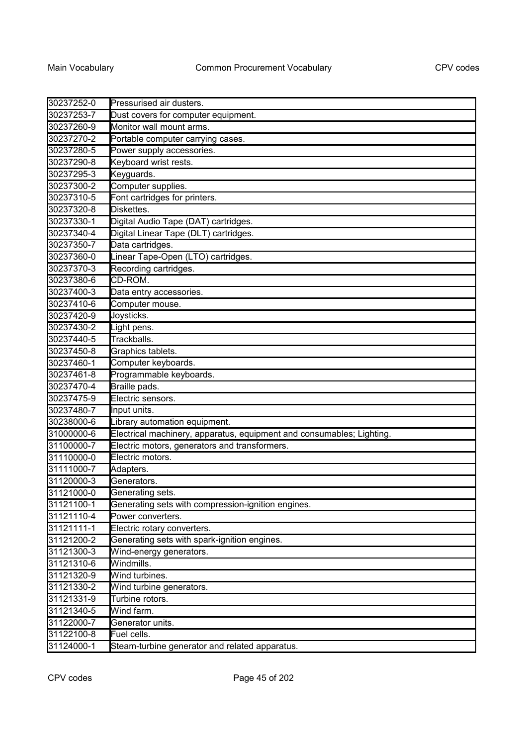| | |
|---|---|
| 30237252-0 | Pressurised air dusters. |
| 30237253-7 | Dust covers for computer equipment. |
| 30237260-9 | Monitor wall mount arms. |
| 30237270-2 | Portable computer carrying cases. |
| 30237280-5 | Power supply accessories. |
| 30237290-8 | Keyboard wrist rests. |
| 30237295-3 | Keyguards. |
| 30237300-2 | Computer supplies. |
| 30237310-5 | Font cartridges for printers. |
| 30237320-8 | Diskettes. |
| 30237330-1 | Digital Audio Tape (DAT) cartridges. |
| 30237340-4 | Digital Linear Tape (DLT) cartridges. |
| 30237350-7 | Data cartridges. |
| 30237360-0 | Linear Tape-Open (LTO) cartridges. |
| 30237370-3 | Recording cartridges. |
| 30237380-6 | CD-ROM. |
| 30237400-3 | Data entry accessories. |
| 30237410-6 | Computer mouse. |
| 30237420-9 | Joysticks. |
| 30237430-2 | Light pens. |
| 30237440-5 | Trackballs. |
| 30237450-8 | Graphics tablets. |
| 30237460-1 | Computer keyboards. |
| 30237461-8 | Programmable keyboards. |
| 30237470-4 | Braille pads. |
| 30237475-9 | Electric sensors. |
| 30237480-7 | Input units. |
| 30238000-6 | Library automation equipment. |
| 31000000-6 | Electrical machinery, apparatus, equipment and consumables; Lighting. |
| 31100000-7 | Electric motors, generators and transformers. |
| 31110000-0 | Electric motors. |
| 31111000-7 | Adapters. |
| 31120000-3 | Generators. |
| 31121000-0 | Generating sets. |
| 31121100-1 | Generating sets with compression-ignition engines. |
| 31121110-4 | Power converters. |
| 31121111-1 | Electric rotary converters. |
| 31121200-2 | Generating sets with spark-ignition engines. |
| 31121300-3 | Wind-energy generators. |
| 31121310-6 | Windmills. |
| 31121320-9 | Wind turbines. |
| 31121330-2 | Wind turbine generators. |
| 31121331-9 | Turbine rotors. |
| 31121340-5 | Wind farm. |
| 31122000-7 | Generator units. |
| 31122100-8 | Fuel cells. |
| 31124000-1 | Steam-turbine generator and related apparatus. |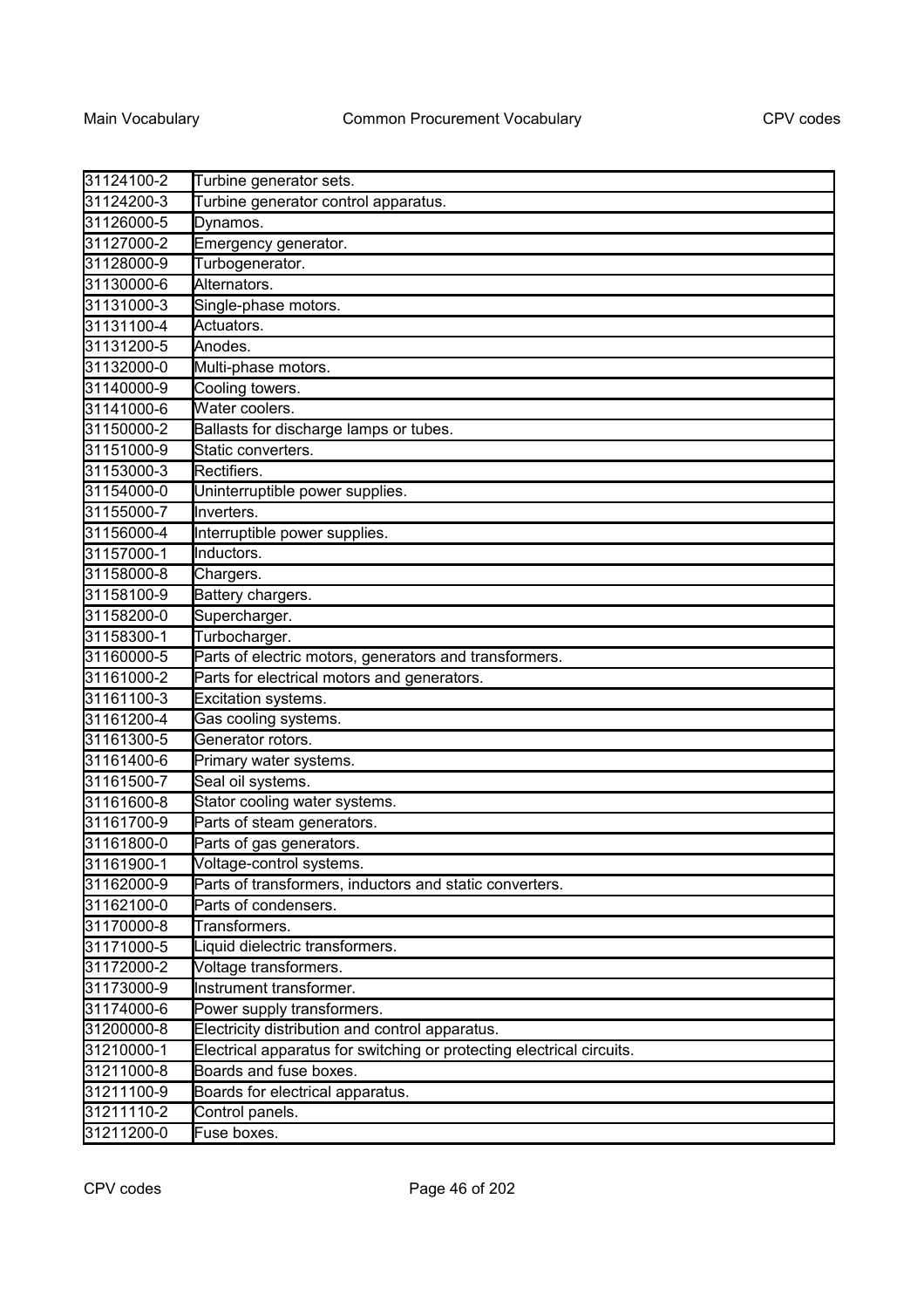| | |
|---|---|
| 31124100-2 | Turbine generator sets. |
| 31124200-3 | Turbine generator control apparatus. |
| 31126000-5 | Dynamos. |
| 31127000-2 | Emergency generator. |
| 31128000-9 | Turbogenerator. |
| 31130000-6 | Alternators. |
| 31131000-3 | Single-phase motors. |
| 31131100-4 | Actuators. |
| 31131200-5 | Anodes. |
| 31132000-0 | Multi-phase motors. |
| 31140000-9 | Cooling towers. |
| 31141000-6 | Water coolers. |
| 31150000-2 | Ballasts for discharge lamps or tubes. |
| 31151000-9 | Static converters. |
| 31153000-3 | Rectifiers. |
| 31154000-0 | Uninterruptible power supplies. |
| 31155000-7 | Inverters. |
| 31156000-4 | Interruptible power supplies. |
| 31157000-1 | Inductors. |
| 31158000-8 | Chargers. |
| 31158100-9 | Battery chargers. |
| 31158200-0 | Supercharger. |
| 31158300-1 | Turbocharger. |
| 31160000-5 | Parts of electric motors, generators and transformers. |
| 31161000-2 | Parts for electrical motors and generators. |
| 31161100-3 | Excitation systems. |
| 31161200-4 | Gas cooling systems. |
| 31161300-5 | Generator rotors. |
| 31161400-6 | Primary water systems. |
| 31161500-7 | Seal oil systems. |
| 31161600-8 | Stator cooling water systems. |
| 31161700-9 | Parts of steam generators. |
| 31161800-0 | Parts of gas generators. |
| 31161900-1 | Voltage-control systems. |
| 31162000-9 | Parts of transformers, inductors and static converters. |
| 31162100-0 | Parts of condensers. |
| 31170000-8 | Transformers. |
| 31171000-5 | Liquid dielectric transformers. |
| 31172000-2 | Voltage transformers. |
| 31173000-9 | Instrument transformer. |
| 31174000-6 | Power supply transformers. |
| 31200000-8 | Electricity distribution and control apparatus. |
| 31210000-1 | Electrical apparatus for switching or protecting electrical circuits. |
| 31211000-8 | Boards and fuse boxes. |
| 31211100-9 | Boards for electrical apparatus. |
| 31211110-2 | Control panels. |
| 31211200-0 | Fuse boxes. |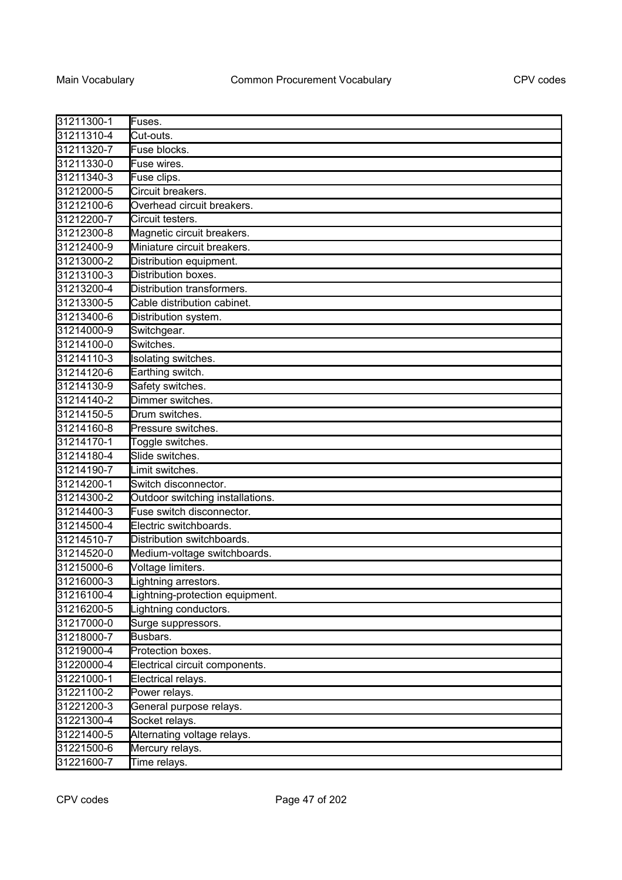| | |
|---|---|
| 31211300-1 | Fuses. |
| 31211310-4 | Cut-outs. |
| 31211320-7 | Fuse blocks. |
| 31211330-0 | Fuse wires. |
| 31211340-3 | Fuse clips. |
| 31212000-5 | Circuit breakers. |
| 31212100-6 | Overhead circuit breakers. |
| 31212200-7 | Circuit testers. |
| 31212300-8 | Magnetic circuit breakers. |
| 31212400-9 | Miniature circuit breakers. |
| 31213000-2 | Distribution equipment. |
| 31213100-3 | Distribution boxes. |
| 31213200-4 | Distribution transformers. |
| 31213300-5 | Cable distribution cabinet. |
| 31213400-6 | Distribution system. |
| 31214000-9 | Switchgear. |
| 31214100-0 | Switches. |
| 31214110-3 | Isolating switches. |
| 31214120-6 | Earthing switch. |
| 31214130-9 | Safety switches. |
| 31214140-2 | Dimmer switches. |
| 31214150-5 | Drum switches. |
| 31214160-8 | Pressure switches. |
| 31214170-1 | Toggle switches. |
| 31214180-4 | Slide switches. |
| 31214190-7 | Limit switches. |
| 31214200-1 | Switch disconnector. |
| 31214300-2 | Outdoor switching installations. |
| 31214400-3 | Fuse switch disconnector. |
| 31214500-4 | Electric switchboards. |
| 31214510-7 | Distribution switchboards. |
| 31214520-0 | Medium-voltage switchboards. |
| 31215000-6 | Voltage limiters. |
| 31216000-3 | Lightning arrestors. |
| 31216100-4 | Lightning-protection equipment. |
| 31216200-5 | Lightning conductors. |
| 31217000-0 | Surge suppressors. |
| 31218000-7 | Busbars. |
| 31219000-4 | Protection boxes. |
| 31220000-4 | Electrical circuit components. |
| 31221000-1 | Electrical relays. |
| 31221100-2 | Power relays. |
| 31221200-3 | General purpose relays. |
| 31221300-4 | Socket relays. |
| 31221400-5 | Alternating voltage relays. |
| 31221500-6 | Mercury relays. |
| 31221600-7 | Time relays. |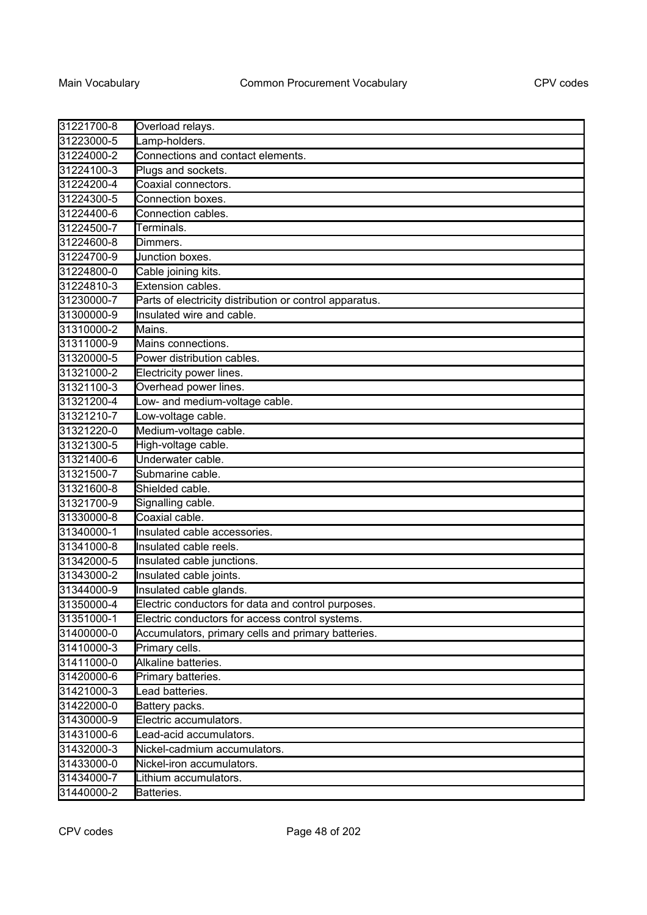| 31221700-8 | Overload relays. |
|---|---|
| 31223000-5 | Lamp-holders. |
| 31224000-2 | Connections and contact elements. |
| 31224100-3 | Plugs and sockets. |
| 31224200-4 | Coaxial connectors. |
| 31224300-5 | Connection boxes. |
| 31224400-6 | Connection cables. |
| 31224500-7 | Terminals. |
| 31224600-8 | Dimmers. |
| 31224700-9 | Junction boxes. |
| 31224800-0 | Cable joining kits. |
| 31224810-3 | Extension cables. |
| 31230000-7 | Parts of electricity distribution or control apparatus. |
| 31300000-9 | Insulated wire and cable. |
| 31310000-2 | Mains. |
| 31311000-9 | Mains connections. |
| 31320000-5 | Power distribution cables. |
| 31321000-2 | Electricity power lines. |
| 31321100-3 | Overhead power lines. |
| 31321200-4 | Low- and medium-voltage cable. |
| 31321210-7 | Low-voltage cable. |
| 31321220-0 | Medium-voltage cable. |
| 31321300-5 | High-voltage cable. |
| 31321400-6 | Underwater cable. |
| 31321500-7 | Submarine cable. |
| 31321600-8 | Shielded cable. |
| 31321700-9 | Signalling cable. |
| 31330000-8 | Coaxial cable. |
| 31340000-1 | Insulated cable accessories. |
| 31341000-8 | Insulated cable reels. |
| 31342000-5 | Insulated cable junctions. |
| 31343000-2 | Insulated cable joints. |
| 31344000-9 | Insulated cable glands. |
| 31350000-4 | Electric conductors for data and control purposes. |
| 31351000-1 | Electric conductors for access control systems. |
| 31400000-0 | Accumulators, primary cells and primary batteries. |
| 31410000-3 | Primary cells. |
| 31411000-0 | Alkaline batteries. |
| 31420000-6 | Primary batteries. |
| 31421000-3 | Lead batteries. |
| 31422000-0 | Battery packs. |
| 31430000-9 | Electric accumulators. |
| 31431000-6 | Lead-acid accumulators. |
| 31432000-3 | Nickel-cadmium accumulators. |
| 31433000-0 | Nickel-iron accumulators. |
| 31434000-7 | Lithium accumulators. |
| 31440000-2 | Batteries. |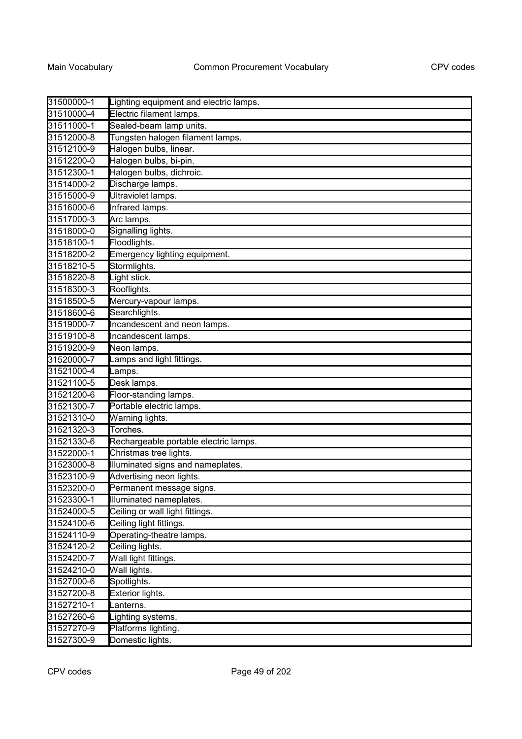| | |
|---|---|
| 31500000-1 | Lighting equipment and electric lamps. |
| 31510000-4 | Electric filament lamps. |
| 31511000-1 | Sealed-beam lamp units. |
| 31512000-8 | Tungsten halogen filament lamps. |
| 31512100-9 | Halogen bulbs, linear. |
| 31512200-0 | Halogen bulbs, bi-pin. |
| 31512300-1 | Halogen bulbs, dichroic. |
| 31514000-2 | Discharge lamps. |
| 31515000-9 | Ultraviolet lamps. |
| 31516000-6 | Infrared lamps. |
| 31517000-3 | Arc lamps. |
| 31518000-0 | Signalling lights. |
| 31518100-1 | Floodlights. |
| 31518200-2 | Emergency lighting equipment. |
| 31518210-5 | Stormlights. |
| 31518220-8 | Light stick. |
| 31518300-3 | Rooflights. |
| 31518500-5 | Mercury-vapour lamps. |
| 31518600-6 | Searchlights. |
| 31519000-7 | Incandescent and neon lamps. |
| 31519100-8 | Incandescent lamps. |
| 31519200-9 | Neon lamps. |
| 31520000-7 | Lamps and light fittings. |
| 31521000-4 | Lamps. |
| 31521100-5 | Desk lamps. |
| 31521200-6 | Floor-standing lamps. |
| 31521300-7 | Portable electric lamps. |
| 31521310-0 | Warning lights. |
| 31521320-3 | Torches. |
| 31521330-6 | Rechargeable portable electric lamps. |
| 31522000-1 | Christmas tree lights. |
| 31523000-8 | Illuminated signs and nameplates. |
| 31523100-9 | Advertising neon lights. |
| 31523200-0 | Permanent message signs. |
| 31523300-1 | Illuminated nameplates. |
| 31524000-5 | Ceiling or wall light fittings. |
| 31524100-6 | Ceiling light fittings. |
| 31524110-9 | Operating-theatre lamps. |
| 31524120-2 | Ceiling lights. |
| 31524200-7 | Wall light fittings. |
| 31524210-0 | Wall lights. |
| 31527000-6 | Spotlights. |
| 31527200-8 | Exterior lights. |
| 31527210-1 | Lanterns. |
| 31527260-6 | Lighting systems. |
| 31527270-9 | Platforms lighting. |
| 31527300-9 | Domestic lights. |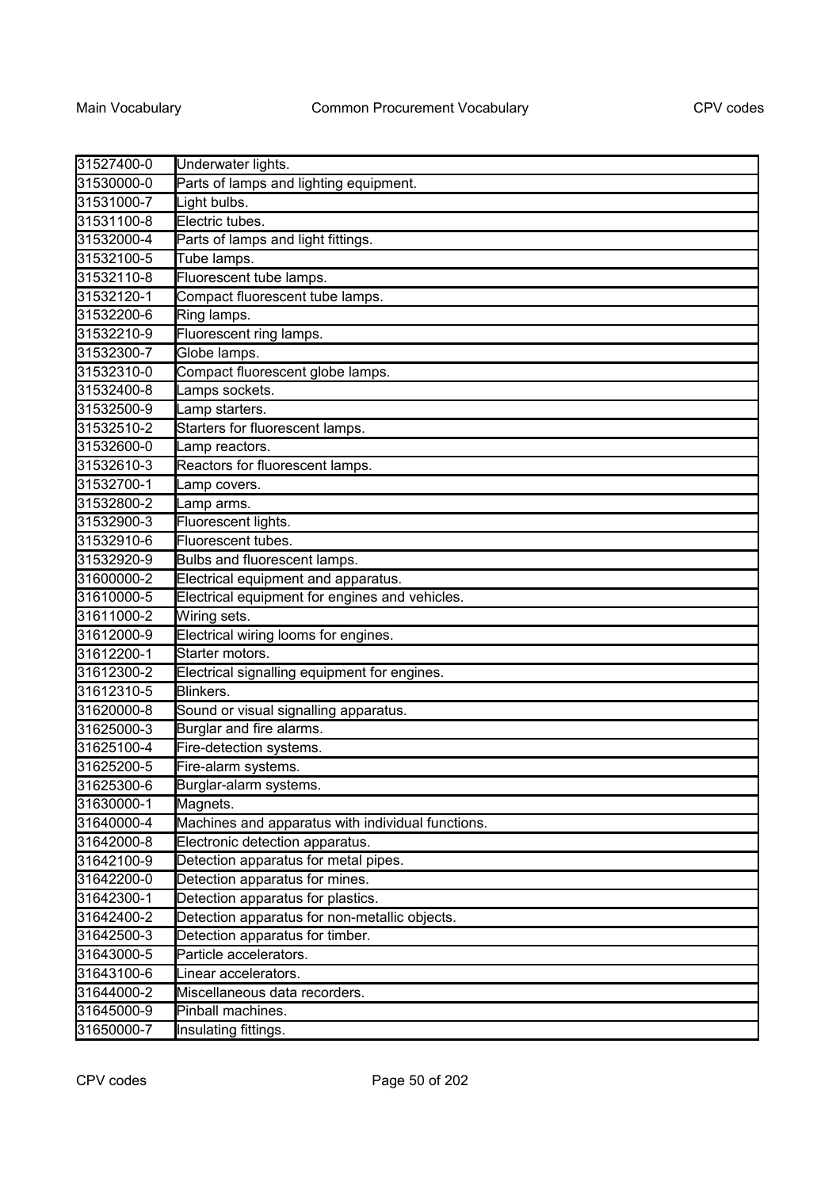| | |
|---|---|
| 31527400-0 | Underwater lights. |
| 31530000-0 | Parts of lamps and lighting equipment. |
| 31531000-7 | Light bulbs. |
| 31531100-8 | Electric tubes. |
| 31532000-4 | Parts of lamps and light fittings. |
| 31532100-5 | Tube lamps. |
| 31532110-8 | Fluorescent tube lamps. |
| 31532120-1 | Compact fluorescent tube lamps. |
| 31532200-6 | Ring lamps. |
| 31532210-9 | Fluorescent ring lamps. |
| 31532300-7 | Globe lamps. |
| 31532310-0 | Compact fluorescent globe lamps. |
| 31532400-8 | Lamps sockets. |
| 31532500-9 | Lamp starters. |
| 31532510-2 | Starters for fluorescent lamps. |
| 31532600-0 | Lamp reactors. |
| 31532610-3 | Reactors for fluorescent lamps. |
| 31532700-1 | Lamp covers. |
| 31532800-2 | Lamp arms. |
| 31532900-3 | Fluorescent lights. |
| 31532910-6 | Fluorescent tubes. |
| 31532920-9 | Bulbs and fluorescent lamps. |
| 31600000-2 | Electrical equipment and apparatus. |
| 31610000-5 | Electrical equipment for engines and vehicles. |
| 31611000-2 | Wiring sets. |
| 31612000-9 | Electrical wiring looms for engines. |
| 31612200-1 | Starter motors. |
| 31612300-2 | Electrical signalling equipment for engines. |
| 31612310-5 | Blinkers. |
| 31620000-8 | Sound or visual signalling apparatus. |
| 31625000-3 | Burglar and fire alarms. |
| 31625100-4 | Fire-detection systems. |
| 31625200-5 | Fire-alarm systems. |
| 31625300-6 | Burglar-alarm systems. |
| 31630000-1 | Magnets. |
| 31640000-4 | Machines and apparatus with individual functions. |
| 31642000-8 | Electronic detection apparatus. |
| 31642100-9 | Detection apparatus for metal pipes. |
| 31642200-0 | Detection apparatus for mines. |
| 31642300-1 | Detection apparatus for plastics. |
| 31642400-2 | Detection apparatus for non-metallic objects. |
| 31642500-3 | Detection apparatus for timber. |
| 31643000-5 | Particle accelerators. |
| 31643100-6 | Linear accelerators. |
| 31644000-2 | Miscellaneous data recorders. |
| 31645000-9 | Pinball machines. |
| 31650000-7 | Insulating fittings. |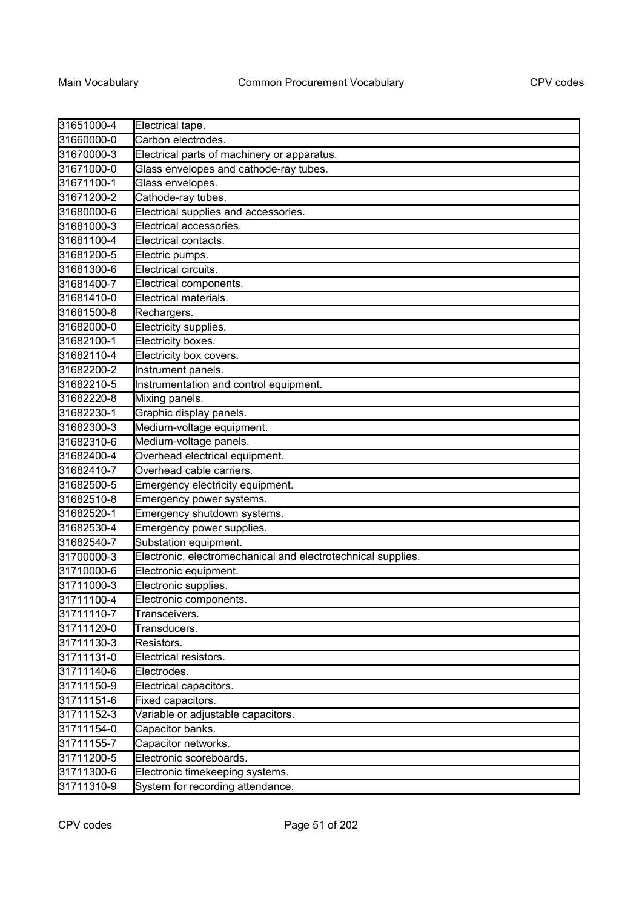| | |
|---|---|
| 31651000-4 | Electrical tape. |
| 31660000-0 | Carbon electrodes. |
| 31670000-3 | Electrical parts of machinery or apparatus. |
| 31671000-0 | Glass envelopes and cathode-ray tubes. |
| 31671100-1 | Glass envelopes. |
| 31671200-2 | Cathode-ray tubes. |
| 31680000-6 | Electrical supplies and accessories. |
| 31681000-3 | Electrical accessories. |
| 31681100-4 | Electrical contacts. |
| 31681200-5 | Electric pumps. |
| 31681300-6 | Electrical circuits. |
| 31681400-7 | Electrical components. |
| 31681410-0 | Electrical materials. |
| 31681500-8 | Rechargers. |
| 31682000-0 | Electricity supplies. |
| 31682100-1 | Electricity boxes. |
| 31682110-4 | Electricity box covers. |
| 31682200-2 | Instrument panels. |
| 31682210-5 | Instrumentation and control equipment. |
| 31682220-8 | Mixing panels. |
| 31682230-1 | Graphic display panels. |
| 31682300-3 | Medium-voltage equipment. |
| 31682310-6 | Medium-voltage panels. |
| 31682400-4 | Overhead electrical equipment. |
| 31682410-7 | Overhead cable carriers. |
| 31682500-5 | Emergency electricity equipment. |
| 31682510-8 | Emergency power systems. |
| 31682520-1 | Emergency shutdown systems. |
| 31682530-4 | Emergency power supplies. |
| 31682540-7 | Substation equipment. |
| 31700000-3 | Electronic, electromechanical and electrotechnical supplies. |
| 31710000-6 | Electronic equipment. |
| 31711000-3 | Electronic supplies. |
| 31711100-4 | Electronic components. |
| 31711110-7 | Transceivers. |
| 31711120-0 | Transducers. |
| 31711130-3 | Resistors. |
| 31711131-0 | Electrical resistors. |
| 31711140-6 | Electrodes. |
| 31711150-9 | Electrical capacitors. |
| 31711151-6 | Fixed capacitors. |
| 31711152-3 | Variable or adjustable capacitors. |
| 31711154-0 | Capacitor banks. |
| 31711155-7 | Capacitor networks. |
| 31711200-5 | Electronic scoreboards. |
| 31711300-6 | Electronic timekeeping systems. |
| 31711310-9 | System for recording attendance. |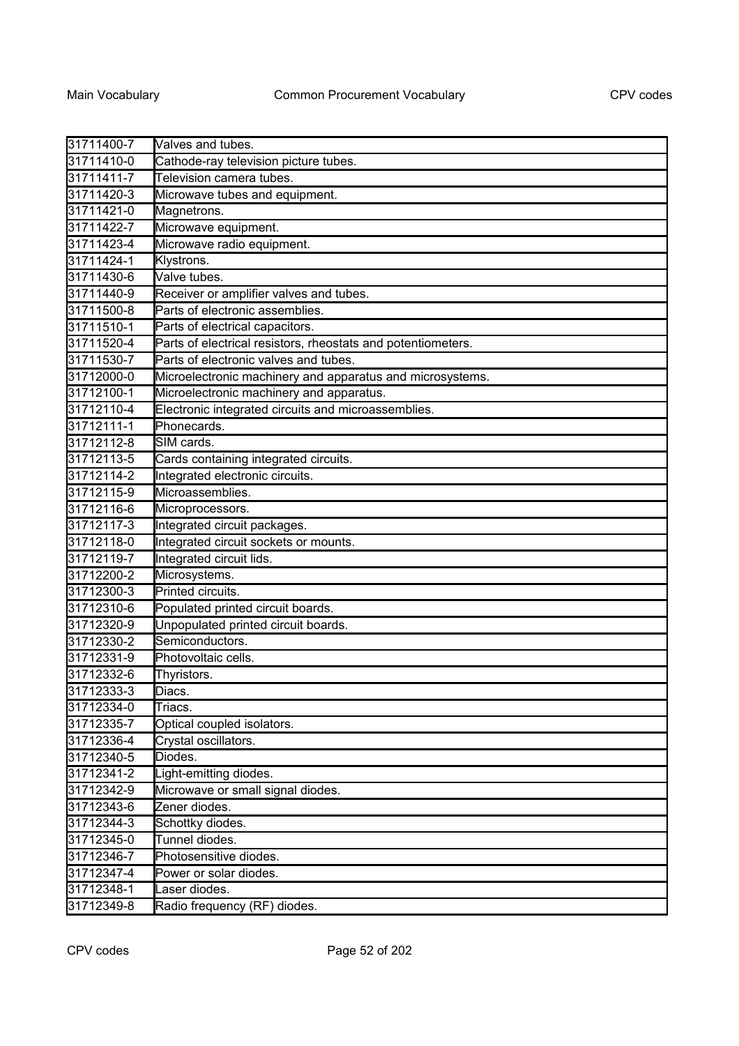| 31711400-7 | Valves and tubes. |
|---|---|
| 31711410-0 | Cathode-ray television picture tubes. |
| 31711411-7 | Television camera tubes. |
| 31711420-3 | Microwave tubes and equipment. |
| 31711421-0 | Magnetrons. |
| 31711422-7 | Microwave equipment. |
| 31711423-4 | Microwave radio equipment. |
| 31711424-1 | Klystrons. |
| 31711430-6 | Valve tubes. |
| 31711440-9 | Receiver or amplifier valves and tubes. |
| 31711500-8 | Parts of electronic assemblies. |
| 31711510-1 | Parts of electrical capacitors. |
| 31711520-4 | Parts of electrical resistors, rheostats and potentiometers. |
| 31711530-7 | Parts of electronic valves and tubes. |
| 31712000-0 | Microelectronic machinery and apparatus and microsystems. |
| 31712100-1 | Microelectronic machinery and apparatus. |
| 31712110-4 | Electronic integrated circuits and microassemblies. |
| 31712111-1 | Phonecards. |
| 31712112-8 | SIM cards. |
| 31712113-5 | Cards containing integrated circuits. |
| 31712114-2 | Integrated electronic circuits. |
| 31712115-9 | Microassemblies. |
| 31712116-6 | Microprocessors. |
| 31712117-3 | Integrated circuit packages. |
| 31712118-0 | Integrated circuit sockets or mounts. |
| 31712119-7 | Integrated circuit lids. |
| 31712200-2 | Microsystems. |
| 31712300-3 | Printed circuits. |
| 31712310-6 | Populated printed circuit boards. |
| 31712320-9 | Unpopulated printed circuit boards. |
| 31712330-2 | Semiconductors. |
| 31712331-9 | Photovoltaic cells. |
| 31712332-6 | Thyristors. |
| 31712333-3 | Diacs. |
| 31712334-0 | Triacs. |
| 31712335-7 | Optical coupled isolators. |
| 31712336-4 | Crystal oscillators. |
| 31712340-5 | Diodes. |
| 31712341-2 | Light-emitting diodes. |
| 31712342-9 | Microwave or small signal diodes. |
| 31712343-6 | Zener diodes. |
| 31712344-3 | Schottky diodes. |
| 31712345-0 | Tunnel diodes. |
| 31712346-7 | Photosensitive diodes. |
| 31712347-4 | Power or solar diodes. |
| 31712348-1 | Laser diodes. |
| 31712349-8 | Radio frequency (RF) diodes. |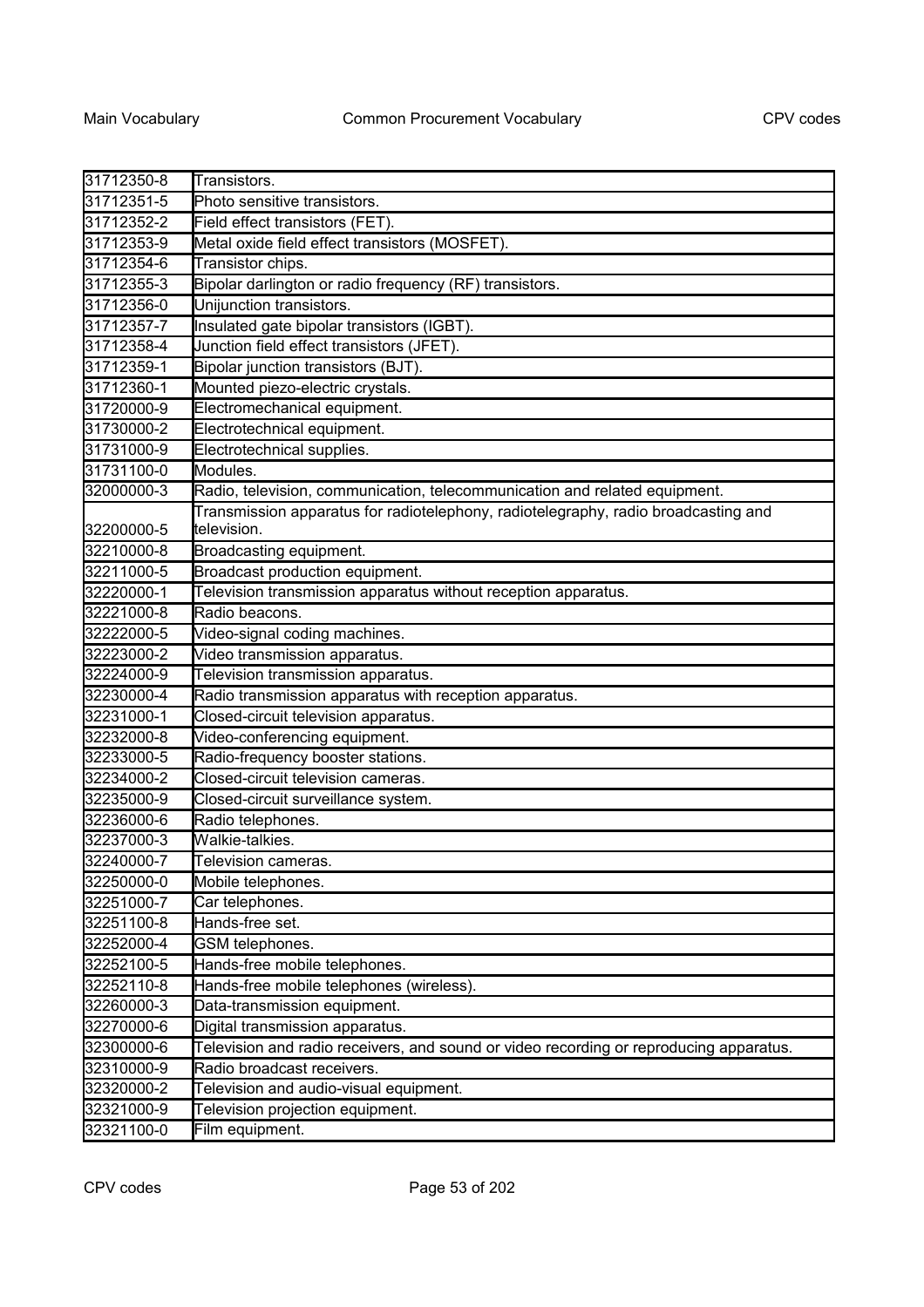| | |
|---|---|
| 31712350-8 | Transistors. |
| 31712351-5 | Photo sensitive transistors. |
| 31712352-2 | Field effect transistors (FET). |
| 31712353-9 | Metal oxide field effect transistors (MOSFET). |
| 31712354-6 | Transistor chips. |
| 31712355-3 | Bipolar darlington or radio frequency (RF) transistors. |
| 31712356-0 | Unijunction transistors. |
| 31712357-7 | Insulated gate bipolar transistors (IGBT). |
| 31712358-4 | Junction field effect transistors (JFET). |
| 31712359-1 | Bipolar junction transistors (BJT). |
| 31712360-1 | Mounted piezo-electric crystals. |
| 31720000-9 | Electromechanical equipment. |
| 31730000-2 | Electrotechnical equipment. |
| 31731000-9 | Electrotechnical supplies. |
| 31731100-0 | Modules. |
| 32000000-3 | Radio, television, communication, telecommunication and related equipment. |
| 32200000-5 | Transmission apparatus for radiotelephony, radiotelegraphy, radio broadcasting and television. |
| 32210000-8 | Broadcasting equipment. |
| 32211000-5 | Broadcast production equipment. |
| 32220000-1 | Television transmission apparatus without reception apparatus. |
| 32221000-8 | Radio beacons. |
| 32222000-5 | Video-signal coding machines. |
| 32223000-2 | Video transmission apparatus. |
| 32224000-9 | Television transmission apparatus. |
| 32230000-4 | Radio transmission apparatus with reception apparatus. |
| 32231000-1 | Closed-circuit television apparatus. |
| 32232000-8 | Video-conferencing equipment. |
| 32233000-5 | Radio-frequency booster stations. |
| 32234000-2 | Closed-circuit television cameras. |
| 32235000-9 | Closed-circuit surveillance system. |
| 32236000-6 | Radio telephones. |
| 32237000-3 | Walkie-talkies. |
| 32240000-7 | Television cameras. |
| 32250000-0 | Mobile telephones. |
| 32251000-7 | Car telephones. |
| 32251100-8 | Hands-free set. |
| 32252000-4 | GSM telephones. |
| 32252100-5 | Hands-free mobile telephones. |
| 32252110-8 | Hands-free mobile telephones (wireless). |
| 32260000-3 | Data-transmission equipment. |
| 32270000-6 | Digital transmission apparatus. |
| 32300000-6 | Television and radio receivers, and sound or video recording or reproducing apparatus. |
| 32310000-9 | Radio broadcast receivers. |
| 32320000-2 | Television and audio-visual equipment. |
| 32321000-9 | Television projection equipment. |
| 32321100-0 | Film equipment. |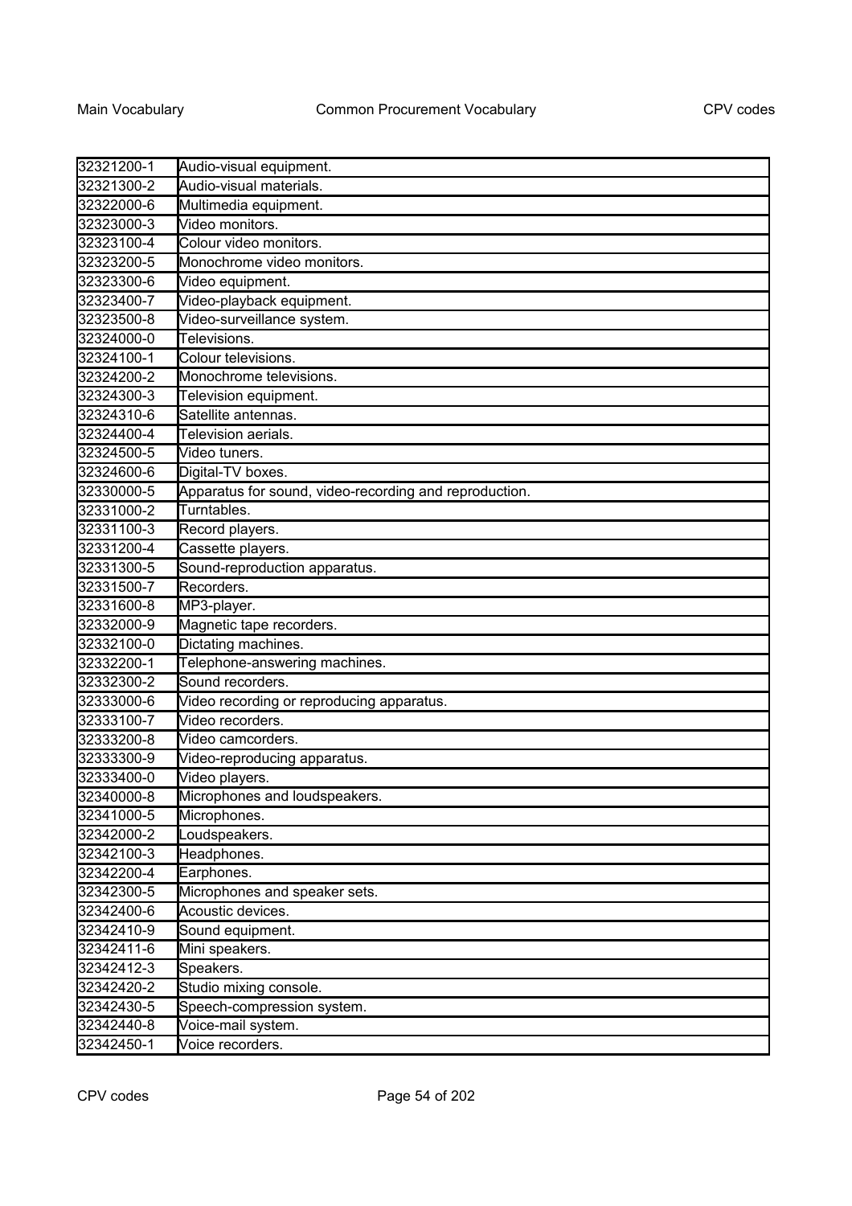| 32321200-1 | Audio-visual equipment. |
|---|---|
| 32321300-2 | Audio-visual materials. |
| 32322000-6 | Multimedia equipment. |
| 32323000-3 | Video monitors. |
| 32323100-4 | Colour video monitors. |
| 32323200-5 | Monochrome video monitors. |
| 32323300-6 | Video equipment. |
| 32323400-7 | Video-playback equipment. |
| 32323500-8 | Video-surveillance system. |
| 32324000-0 | Televisions. |
| 32324100-1 | Colour televisions. |
| 32324200-2 | Monochrome televisions. |
| 32324300-3 | Television equipment. |
| 32324310-6 | Satellite antennas. |
| 32324400-4 | Television aerials. |
| 32324500-5 | Video tuners. |
| 32324600-6 | Digital-TV boxes. |
| 32330000-5 | Apparatus for sound, video-recording and reproduction. |
| 32331000-2 | Turntables. |
| 32331100-3 | Record players. |
| 32331200-4 | Cassette players. |
| 32331300-5 | Sound-reproduction apparatus. |
| 32331500-7 | Recorders. |
| 32331600-8 | MP3-player. |
| 32332000-9 | Magnetic tape recorders. |
| 32332100-0 | Dictating machines. |
| 32332200-1 | Telephone-answering machines. |
| 32332300-2 | Sound recorders. |
| 32333000-6 | Video recording or reproducing apparatus. |
| 32333100-7 | Video recorders. |
| 32333200-8 | Video camcorders. |
| 32333300-9 | Video-reproducing apparatus. |
| 32333400-0 | Video players. |
| 32340000-8 | Microphones and loudspeakers. |
| 32341000-5 | Microphones. |
| 32342000-2 | Loudspeakers. |
| 32342100-3 | Headphones. |
| 32342200-4 | Earphones. |
| 32342300-5 | Microphones and speaker sets. |
| 32342400-6 | Acoustic devices. |
| 32342410-9 | Sound equipment. |
| 32342411-6 | Mini speakers. |
| 32342412-3 | Speakers. |
| 32342420-2 | Studio mixing console. |
| 32342430-5 | Speech-compression system. |
| 32342440-8 | Voice-mail system. |
| 32342450-1 | Voice recorders. |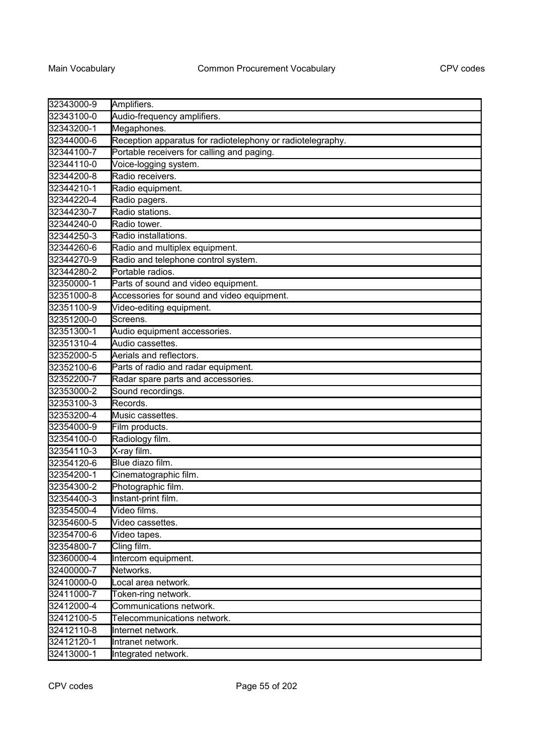| | |
|---|---|
| 32343000-9 | Amplifiers. |
| 32343100-0 | Audio-frequency amplifiers. |
| 32343200-1 | Megaphones. |
| 32344000-6 | Reception apparatus for radiotelephony or radiotelegraphy. |
| 32344100-7 | Portable receivers for calling and paging. |
| 32344110-0 | Voice-logging system. |
| 32344200-8 | Radio receivers. |
| 32344210-1 | Radio equipment. |
| 32344220-4 | Radio pagers. |
| 32344230-7 | Radio stations. |
| 32344240-0 | Radio tower. |
| 32344250-3 | Radio installations. |
| 32344260-6 | Radio and multiplex equipment. |
| 32344270-9 | Radio and telephone control system. |
| 32344280-2 | Portable radios. |
| 32350000-1 | Parts of sound and video equipment. |
| 32351000-8 | Accessories for sound and video equipment. |
| 32351100-9 | Video-editing equipment. |
| 32351200-0 | Screens. |
| 32351300-1 | Audio equipment accessories. |
| 32351310-4 | Audio cassettes. |
| 32352000-5 | Aerials and reflectors. |
| 32352100-6 | Parts of radio and radar equipment. |
| 32352200-7 | Radar spare parts and accessories. |
| 32353000-2 | Sound recordings. |
| 32353100-3 | Records. |
| 32353200-4 | Music cassettes. |
| 32354000-9 | Film products. |
| 32354100-0 | Radiology film. |
| 32354110-3 | X-ray film. |
| 32354120-6 | Blue diazo film. |
| 32354200-1 | Cinematographic film. |
| 32354300-2 | Photographic film. |
| 32354400-3 | Instant-print film. |
| 32354500-4 | Video films. |
| 32354600-5 | Video cassettes. |
| 32354700-6 | Video tapes. |
| 32354800-7 | Cling film. |
| 32360000-4 | Intercom equipment. |
| 32400000-7 | Networks. |
| 32410000-0 | Local area network. |
| 32411000-7 | Token-ring network. |
| 32412000-4 | Communications network. |
| 32412100-5 | Telecommunications network. |
| 32412110-8 | Internet network. |
| 32412120-1 | Intranet network. |
| 32413000-1 | Integrated network. |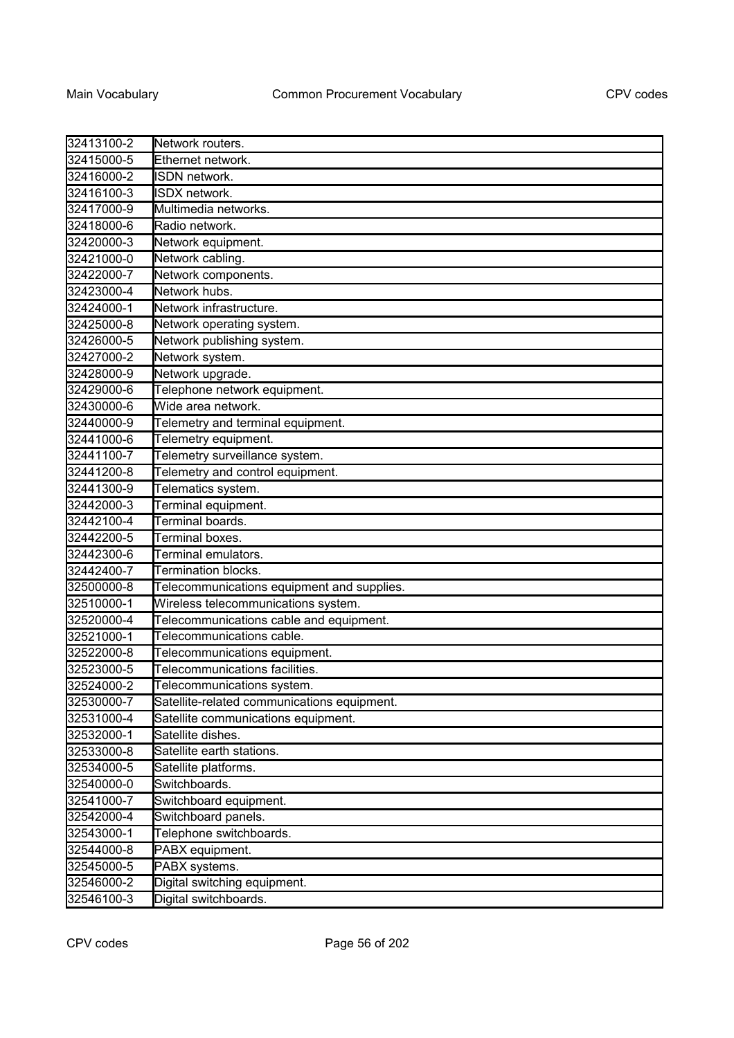| | |
|---|---|
| 32413100-2 | Network routers. |
| 32415000-5 | Ethernet network. |
| 32416000-2 | ISDN network. |
| 32416100-3 | ISDX network. |
| 32417000-9 | Multimedia networks. |
| 32418000-6 | Radio network. |
| 32420000-3 | Network equipment. |
| 32421000-0 | Network cabling. |
| 32422000-7 | Network components. |
| 32423000-4 | Network hubs. |
| 32424000-1 | Network infrastructure. |
| 32425000-8 | Network operating system. |
| 32426000-5 | Network publishing system. |
| 32427000-2 | Network system. |
| 32428000-9 | Network upgrade. |
| 32429000-6 | Telephone network equipment. |
| 32430000-6 | Wide area network. |
| 32440000-9 | Telemetry and terminal equipment. |
| 32441000-6 | Telemetry equipment. |
| 32441100-7 | Telemetry surveillance system. |
| 32441200-8 | Telemetry and control equipment. |
| 32441300-9 | Telematics system. |
| 32442000-3 | Terminal equipment. |
| 32442100-4 | Terminal boards. |
| 32442200-5 | Terminal boxes. |
| 32442300-6 | Terminal emulators. |
| 32442400-7 | Termination blocks. |
| 32500000-8 | Telecommunications equipment and supplies. |
| 32510000-1 | Wireless telecommunications system. |
| 32520000-4 | Telecommunications cable and equipment. |
| 32521000-1 | Telecommunications cable. |
| 32522000-8 | Telecommunications equipment. |
| 32523000-5 | Telecommunications facilities. |
| 32524000-2 | Telecommunications system. |
| 32530000-7 | Satellite-related communications equipment. |
| 32531000-4 | Satellite communications equipment. |
| 32532000-1 | Satellite dishes. |
| 32533000-8 | Satellite earth stations. |
| 32534000-5 | Satellite platforms. |
| 32540000-0 | Switchboards. |
| 32541000-7 | Switchboard equipment. |
| 32542000-4 | Switchboard panels. |
| 32543000-1 | Telephone switchboards. |
| 32544000-8 | PABX equipment. |
| 32545000-5 | PABX systems. |
| 32546000-2 | Digital switching equipment. |
| 32546100-3 | Digital switchboards. |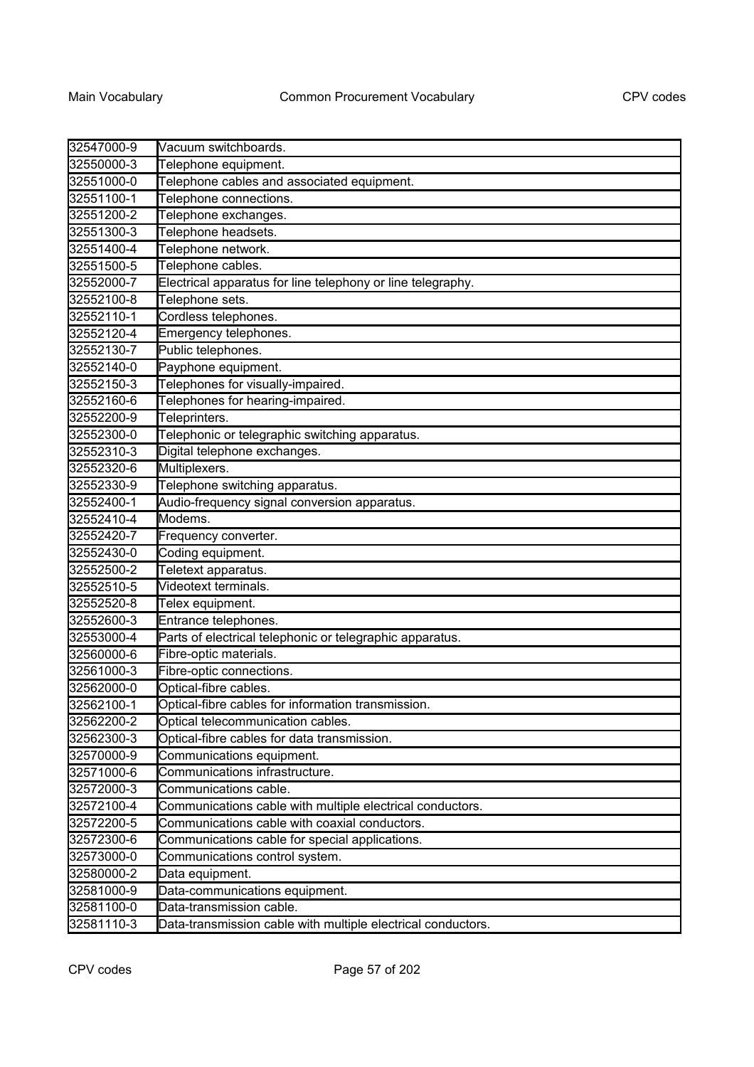| | |
|---|---|
| 32547000-9 | Vacuum switchboards. |
| 32550000-3 | Telephone equipment. |
| 32551000-0 | Telephone cables and associated equipment. |
| 32551100-1 | Telephone connections. |
| 32551200-2 | Telephone exchanges. |
| 32551300-3 | Telephone headsets. |
| 32551400-4 | Telephone network. |
| 32551500-5 | Telephone cables. |
| 32552000-7 | Electrical apparatus for line telephony or line telegraphy. |
| 32552100-8 | Telephone sets. |
| 32552110-1 | Cordless telephones. |
| 32552120-4 | Emergency telephones. |
| 32552130-7 | Public telephones. |
| 32552140-0 | Payphone equipment. |
| 32552150-3 | Telephones for visually-impaired. |
| 32552160-6 | Telephones for hearing-impaired. |
| 32552200-9 | Teleprinters. |
| 32552300-0 | Telephonic or telegraphic switching apparatus. |
| 32552310-3 | Digital telephone exchanges. |
| 32552320-6 | Multiplexers. |
| 32552330-9 | Telephone switching apparatus. |
| 32552400-1 | Audio-frequency signal conversion apparatus. |
| 32552410-4 | Modems. |
| 32552420-7 | Frequency converter. |
| 32552430-0 | Coding equipment. |
| 32552500-2 | Teletext apparatus. |
| 32552510-5 | Videotext terminals. |
| 32552520-8 | Telex equipment. |
| 32552600-3 | Entrance telephones. |
| 32553000-4 | Parts of electrical telephonic or telegraphic apparatus. |
| 32560000-6 | Fibre-optic materials. |
| 32561000-3 | Fibre-optic connections. |
| 32562000-0 | Optical-fibre cables. |
| 32562100-1 | Optical-fibre cables for information transmission. |
| 32562200-2 | Optical telecommunication cables. |
| 32562300-3 | Optical-fibre cables for data transmission. |
| 32570000-9 | Communications equipment. |
| 32571000-6 | Communications infrastructure. |
| 32572000-3 | Communications cable. |
| 32572100-4 | Communications cable with multiple electrical conductors. |
| 32572200-5 | Communications cable with coaxial conductors. |
| 32572300-6 | Communications cable for special applications. |
| 32573000-0 | Communications control system. |
| 32580000-2 | Data equipment. |
| 32581000-9 | Data-communications equipment. |
| 32581100-0 | Data-transmission cable. |
| 32581110-3 | Data-transmission cable with multiple electrical conductors. |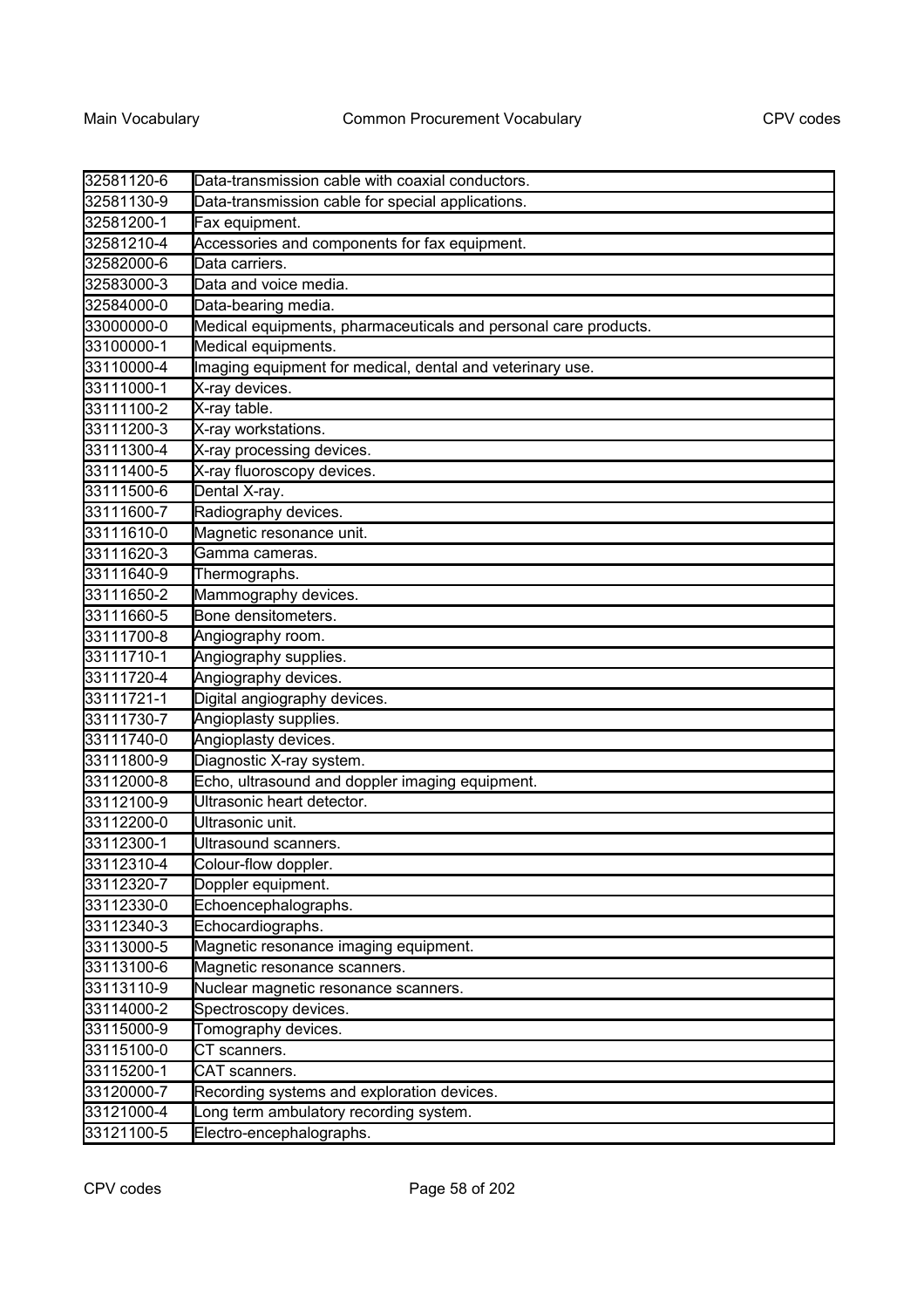| 32581120-6 | Data-transmission cable with coaxial conductors. |
|---|---|
| 32581130-9 | Data-transmission cable for special applications. |
| 32581200-1 | Fax equipment. |
| 32581210-4 | Accessories and components for fax equipment. |
| 32582000-6 | Data carriers. |
| 32583000-3 | Data and voice media. |
| 32584000-0 | Data-bearing media. |
| 33000000-0 | Medical equipments, pharmaceuticals and personal care products. |
| 33100000-1 | Medical equipments. |
| 33110000-4 | Imaging equipment for medical, dental and veterinary use. |
| 33111000-1 | X-ray devices. |
| 33111100-2 | X-ray table. |
| 33111200-3 | X-ray workstations. |
| 33111300-4 | X-ray processing devices. |
| 33111400-5 | X-ray fluoroscopy devices. |
| 33111500-6 | Dental X-ray. |
| 33111600-7 | Radiography devices. |
| 33111610-0 | Magnetic resonance unit. |
| 33111620-3 | Gamma cameras. |
| 33111640-9 | Thermographs. |
| 33111650-2 | Mammography devices. |
| 33111660-5 | Bone densitometers. |
| 33111700-8 | Angiography room. |
| 33111710-1 | Angiography supplies. |
| 33111720-4 | Angiography devices. |
| 33111721-1 | Digital angiography devices. |
| 33111730-7 | Angioplasty supplies. |
| 33111740-0 | Angioplasty devices. |
| 33111800-9 | Diagnostic X-ray system. |
| 33112000-8 | Echo, ultrasound and doppler imaging equipment. |
| 33112100-9 | Ultrasonic heart detector. |
| 33112200-0 | Ultrasonic unit. |
| 33112300-1 | Ultrasound scanners. |
| 33112310-4 | Colour-flow doppler. |
| 33112320-7 | Doppler equipment. |
| 33112330-0 | Echoencephalographs. |
| 33112340-3 | Echocardiographs. |
| 33113000-5 | Magnetic resonance imaging equipment. |
| 33113100-6 | Magnetic resonance scanners. |
| 33113110-9 | Nuclear magnetic resonance scanners. |
| 33114000-2 | Spectroscopy devices. |
| 33115000-9 | Tomography devices. |
| 33115100-0 | CT scanners. |
| 33115200-1 | CAT scanners. |
| 33120000-7 | Recording systems and exploration devices. |
| 33121000-4 | Long term ambulatory recording system. |
| 33121100-5 | Electro-encephalographs. |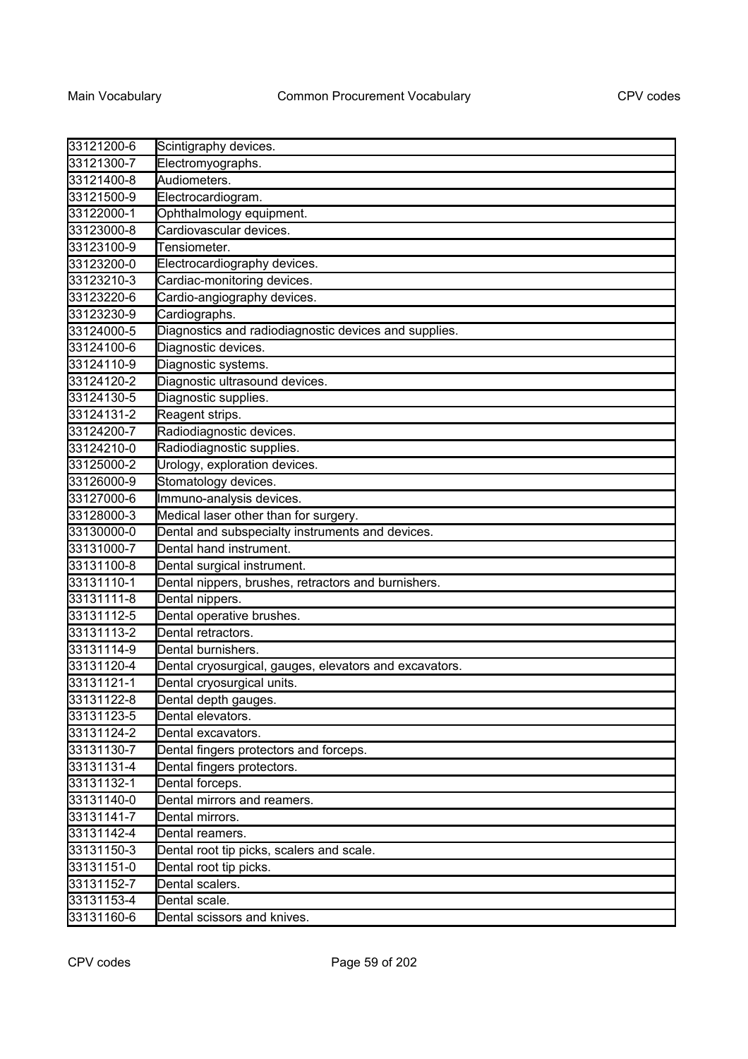| | |
|---|---|
| 33121200-6 | Scintigraphy devices. |
| 33121300-7 | Electromyographs. |
| 33121400-8 | Audiometers. |
| 33121500-9 | Electrocardiogram. |
| 33122000-1 | Ophthalmology equipment. |
| 33123000-8 | Cardiovascular devices. |
| 33123100-9 | Tensiometer. |
| 33123200-0 | Electrocardiography devices. |
| 33123210-3 | Cardiac-monitoring devices. |
| 33123220-6 | Cardio-angiography devices. |
| 33123230-9 | Cardiographs. |
| 33124000-5 | Diagnostics and radiodiagnostic devices and supplies. |
| 33124100-6 | Diagnostic devices. |
| 33124110-9 | Diagnostic systems. |
| 33124120-2 | Diagnostic ultrasound devices. |
| 33124130-5 | Diagnostic supplies. |
| 33124131-2 | Reagent strips. |
| 33124200-7 | Radiodiagnostic devices. |
| 33124210-0 | Radiodiagnostic supplies. |
| 33125000-2 | Urology, exploration devices. |
| 33126000-9 | Stomatology devices. |
| 33127000-6 | Immuno-analysis devices. |
| 33128000-3 | Medical laser other than for surgery. |
| 33130000-0 | Dental and subspecialty instruments and devices. |
| 33131000-7 | Dental hand instrument. |
| 33131100-8 | Dental surgical instrument. |
| 33131110-1 | Dental nippers, brushes, retractors and burnishers. |
| 33131111-8 | Dental nippers. |
| 33131112-5 | Dental operative brushes. |
| 33131113-2 | Dental retractors. |
| 33131114-9 | Dental burnishers. |
| 33131120-4 | Dental cryosurgical, gauges, elevators and excavators. |
| 33131121-1 | Dental cryosurgical units. |
| 33131122-8 | Dental depth gauges. |
| 33131123-5 | Dental elevators. |
| 33131124-2 | Dental excavators. |
| 33131130-7 | Dental fingers protectors and forceps. |
| 33131131-4 | Dental fingers protectors. |
| 33131132-1 | Dental forceps. |
| 33131140-0 | Dental mirrors and reamers. |
| 33131141-7 | Dental mirrors. |
| 33131142-4 | Dental reamers. |
| 33131150-3 | Dental root tip picks, scalers and scale. |
| 33131151-0 | Dental root tip picks. |
| 33131152-7 | Dental scalers. |
| 33131153-4 | Dental scale. |
| 33131160-6 | Dental scissors and knives. |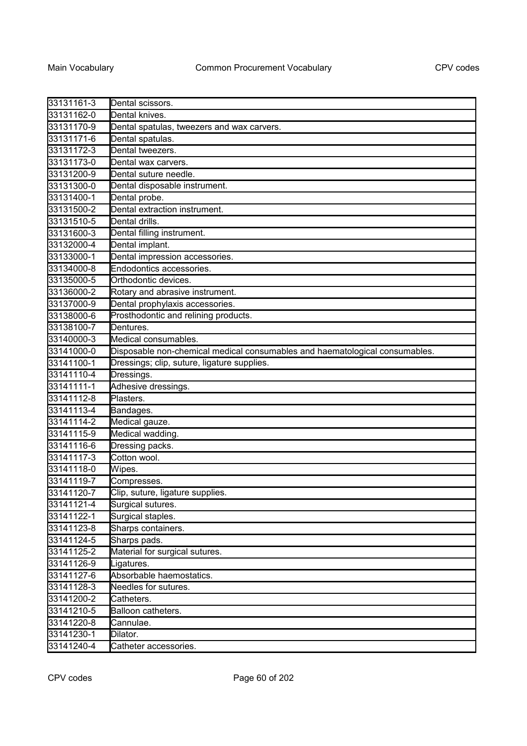| | |
|---|---|
| 33131161-3 | Dental scissors. |
| 33131162-0 | Dental knives. |
| 33131170-9 | Dental spatulas, tweezers and wax carvers. |
| 33131171-6 | Dental spatulas. |
| 33131172-3 | Dental tweezers. |
| 33131173-0 | Dental wax carvers. |
| 33131200-9 | Dental suture needle. |
| 33131300-0 | Dental disposable instrument. |
| 33131400-1 | Dental probe. |
| 33131500-2 | Dental extraction instrument. |
| 33131510-5 | Dental drills. |
| 33131600-3 | Dental filling instrument. |
| 33132000-4 | Dental implant. |
| 33133000-1 | Dental impression accessories. |
| 33134000-8 | Endodontics accessories. |
| 33135000-5 | Orthodontic devices. |
| 33136000-2 | Rotary and abrasive instrument. |
| 33137000-9 | Dental prophylaxis accessories. |
| 33138000-6 | Prosthodontic and relining products. |
| 33138100-7 | Dentures. |
| 33140000-3 | Medical consumables. |
| 33141000-0 | Disposable non-chemical medical consumables and haematological consumables. |
| 33141100-1 | Dressings; clip, suture, ligature supplies. |
| 33141110-4 | Dressings. |
| 33141111-1 | Adhesive dressings. |
| 33141112-8 | Plasters. |
| 33141113-4 | Bandages. |
| 33141114-2 | Medical gauze. |
| 33141115-9 | Medical wadding. |
| 33141116-6 | Dressing packs. |
| 33141117-3 | Cotton wool. |
| 33141118-0 | Wipes. |
| 33141119-7 | Compresses. |
| 33141120-7 | Clip, suture, ligature supplies. |
| 33141121-4 | Surgical sutures. |
| 33141122-1 | Surgical staples. |
| 33141123-8 | Sharps containers. |
| 33141124-5 | Sharps pads. |
| 33141125-2 | Material for surgical sutures. |
| 33141126-9 | Ligatures. |
| 33141127-6 | Absorbable haemostatics. |
| 33141128-3 | Needles for sutures. |
| 33141200-2 | Catheters. |
| 33141210-5 | Balloon catheters. |
| 33141220-8 | Cannulae. |
| 33141230-1 | Dilator. |
| 33141240-4 | Catheter accessories. |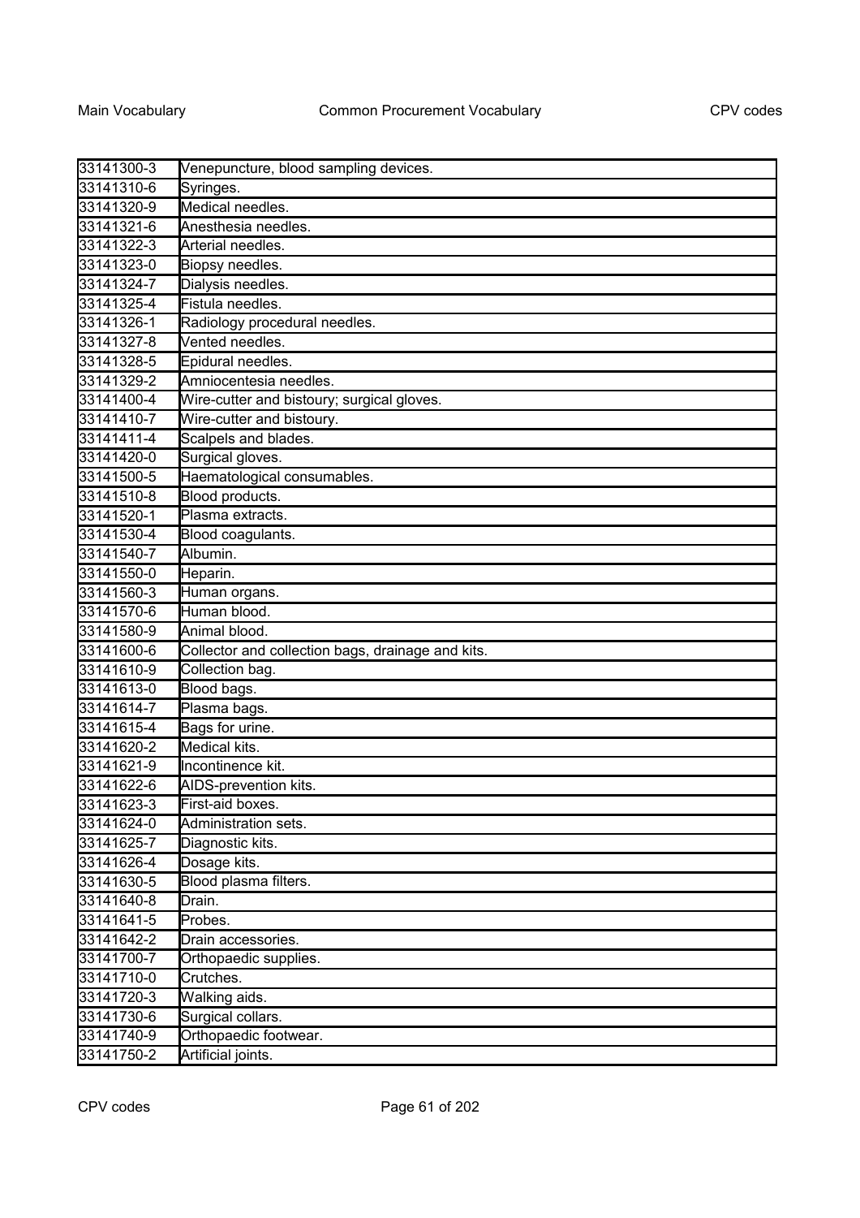| | |
|---|---|
| 33141300-3 | Venepuncture, blood sampling devices. |
| 33141310-6 | Syringes. |
| 33141320-9 | Medical needles. |
| 33141321-6 | Anesthesia needles. |
| 33141322-3 | Arterial needles. |
| 33141323-0 | Biopsy needles. |
| 33141324-7 | Dialysis needles. |
| 33141325-4 | Fistula needles. |
| 33141326-1 | Radiology procedural needles. |
| 33141327-8 | Vented needles. |
| 33141328-5 | Epidural needles. |
| 33141329-2 | Amniocentesia needles. |
| 33141400-4 | Wire-cutter and bistoury; surgical gloves. |
| 33141410-7 | Wire-cutter and bistoury. |
| 33141411-4 | Scalpels and blades. |
| 33141420-0 | Surgical gloves. |
| 33141500-5 | Haematological consumables. |
| 33141510-8 | Blood products. |
| 33141520-1 | Plasma extracts. |
| 33141530-4 | Blood coagulants. |
| 33141540-7 | Albumin. |
| 33141550-0 | Heparin. |
| 33141560-3 | Human organs. |
| 33141570-6 | Human blood. |
| 33141580-9 | Animal blood. |
| 33141600-6 | Collector and collection bags, drainage and kits. |
| 33141610-9 | Collection bag. |
| 33141613-0 | Blood bags. |
| 33141614-7 | Plasma bags. |
| 33141615-4 | Bags for urine. |
| 33141620-2 | Medical kits. |
| 33141621-9 | Incontinence kit. |
| 33141622-6 | AIDS-prevention kits. |
| 33141623-3 | First-aid boxes. |
| 33141624-0 | Administration sets. |
| 33141625-7 | Diagnostic kits. |
| 33141626-4 | Dosage kits. |
| 33141630-5 | Blood plasma filters. |
| 33141640-8 | Drain. |
| 33141641-5 | Probes. |
| 33141642-2 | Drain accessories. |
| 33141700-7 | Orthopaedic supplies. |
| 33141710-0 | Crutches. |
| 33141720-3 | Walking aids. |
| 33141730-6 | Surgical collars. |
| 33141740-9 | Orthopaedic footwear. |
| 33141750-2 | Artificial joints. |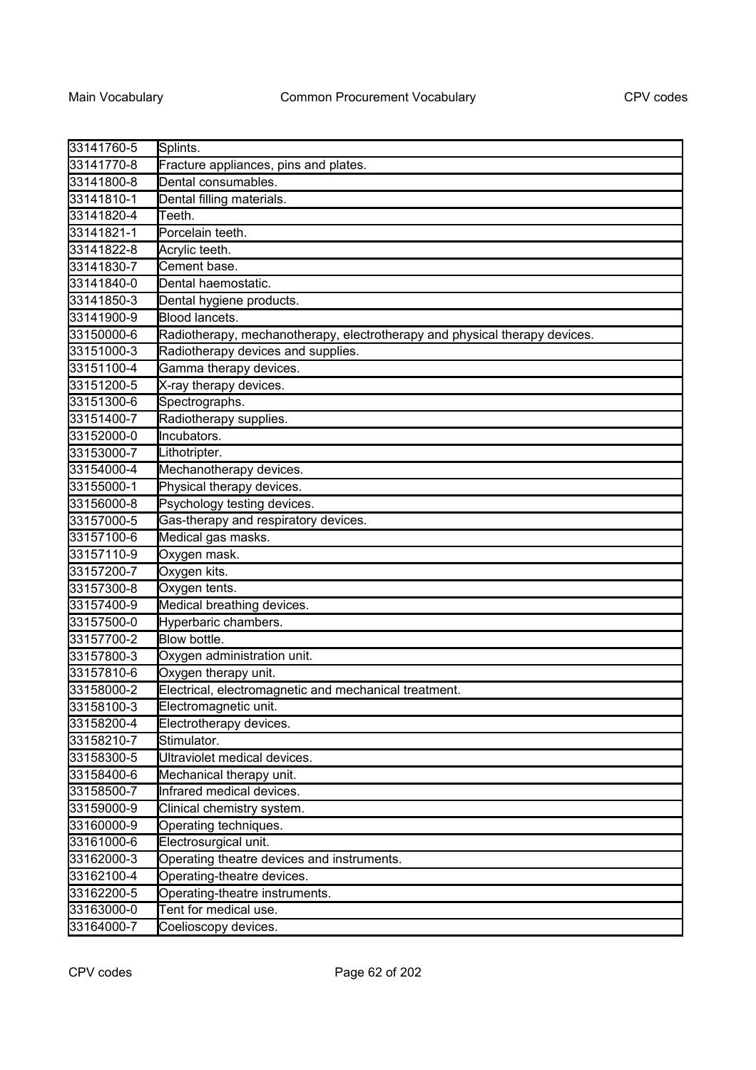| | |
|---|---|
| 33141760-5 | Splints. |
| 33141770-8 | Fracture appliances, pins and plates. |
| 33141800-8 | Dental consumables. |
| 33141810-1 | Dental filling materials. |
| 33141820-4 | Teeth. |
| 33141821-1 | Porcelain teeth. |
| 33141822-8 | Acrylic teeth. |
| 33141830-7 | Cement base. |
| 33141840-0 | Dental haemostatic. |
| 33141850-3 | Dental hygiene products. |
| 33141900-9 | Blood lancets. |
| 33150000-6 | Radiotherapy, mechanotherapy, electrotherapy and physical therapy devices. |
| 33151000-3 | Radiotherapy devices and supplies. |
| 33151100-4 | Gamma therapy devices. |
| 33151200-5 | X-ray therapy devices. |
| 33151300-6 | Spectrographs. |
| 33151400-7 | Radiotherapy supplies. |
| 33152000-0 | Incubators. |
| 33153000-7 | Lithotripter. |
| 33154000-4 | Mechanotherapy devices. |
| 33155000-1 | Physical therapy devices. |
| 33156000-8 | Psychology testing devices. |
| 33157000-5 | Gas-therapy and respiratory devices. |
| 33157100-6 | Medical gas masks. |
| 33157110-9 | Oxygen mask. |
| 33157200-7 | Oxygen kits. |
| 33157300-8 | Oxygen tents. |
| 33157400-9 | Medical breathing devices. |
| 33157500-0 | Hyperbaric chambers. |
| 33157700-2 | Blow bottle. |
| 33157800-3 | Oxygen administration unit. |
| 33157810-6 | Oxygen therapy unit. |
| 33158000-2 | Electrical, electromagnetic and mechanical treatment. |
| 33158100-3 | Electromagnetic unit. |
| 33158200-4 | Electrotherapy devices. |
| 33158210-7 | Stimulator. |
| 33158300-5 | Ultraviolet medical devices. |
| 33158400-6 | Mechanical therapy unit. |
| 33158500-7 | Infrared medical devices. |
| 33159000-9 | Clinical chemistry system. |
| 33160000-9 | Operating techniques. |
| 33161000-6 | Electrosurgical unit. |
| 33162000-3 | Operating theatre devices and instruments. |
| 33162100-4 | Operating-theatre devices. |
| 33162200-5 | Operating-theatre instruments. |
| 33163000-0 | Tent for medical use. |
| 33164000-7 | Coelioscopy devices. |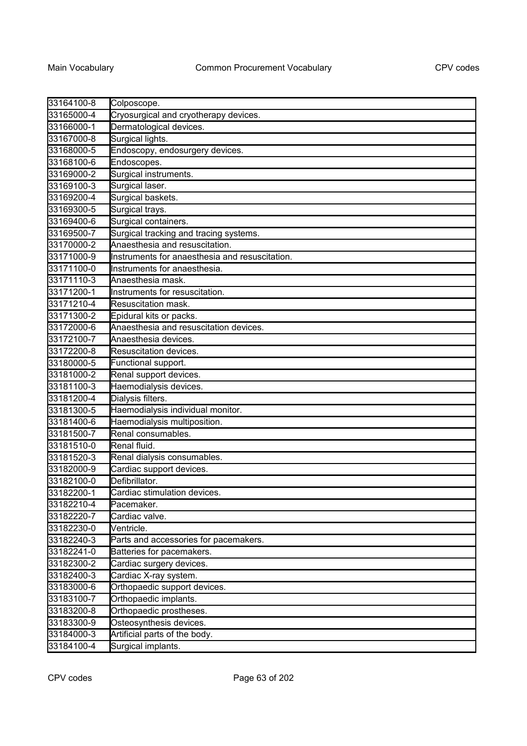| | |
|---|---|
| 33164100-8 | Colposcope. |
| 33165000-4 | Cryosurgical and cryotherapy devices. |
| 33166000-1 | Dermatological devices. |
| 33167000-8 | Surgical lights. |
| 33168000-5 | Endoscopy, endosurgery devices. |
| 33168100-6 | Endoscopes. |
| 33169000-2 | Surgical instruments. |
| 33169100-3 | Surgical laser. |
| 33169200-4 | Surgical baskets. |
| 33169300-5 | Surgical trays. |
| 33169400-6 | Surgical containers. |
| 33169500-7 | Surgical tracking and tracing systems. |
| 33170000-2 | Anaesthesia and resuscitation. |
| 33171000-9 | Instruments for anaesthesia and resuscitation. |
| 33171100-0 | Instruments for anaesthesia. |
| 33171110-3 | Anaesthesia mask. |
| 33171200-1 | Instruments for resuscitation. |
| 33171210-4 | Resuscitation mask. |
| 33171300-2 | Epidural kits or packs. |
| 33172000-6 | Anaesthesia and resuscitation devices. |
| 33172100-7 | Anaesthesia devices. |
| 33172200-8 | Resuscitation devices. |
| 33180000-5 | Functional support. |
| 33181000-2 | Renal support devices. |
| 33181100-3 | Haemodialysis devices. |
| 33181200-4 | Dialysis filters. |
| 33181300-5 | Haemodialysis individual monitor. |
| 33181400-6 | Haemodialysis multiposition. |
| 33181500-7 | Renal consumables. |
| 33181510-0 | Renal fluid. |
| 33181520-3 | Renal dialysis consumables. |
| 33182000-9 | Cardiac support devices. |
| 33182100-0 | Defibrillator. |
| 33182200-1 | Cardiac stimulation devices. |
| 33182210-4 | Pacemaker. |
| 33182220-7 | Cardiac valve. |
| 33182230-0 | Ventricle. |
| 33182240-3 | Parts and accessories for pacemakers. |
| 33182241-0 | Batteries for pacemakers. |
| 33182300-2 | Cardiac surgery devices. |
| 33182400-3 | Cardiac X-ray system. |
| 33183000-6 | Orthopaedic support devices. |
| 33183100-7 | Orthopaedic implants. |
| 33183200-8 | Orthopaedic prostheses. |
| 33183300-9 | Osteosynthesis devices. |
| 33184000-3 | Artificial parts of the body. |
| 33184100-4 | Surgical implants. |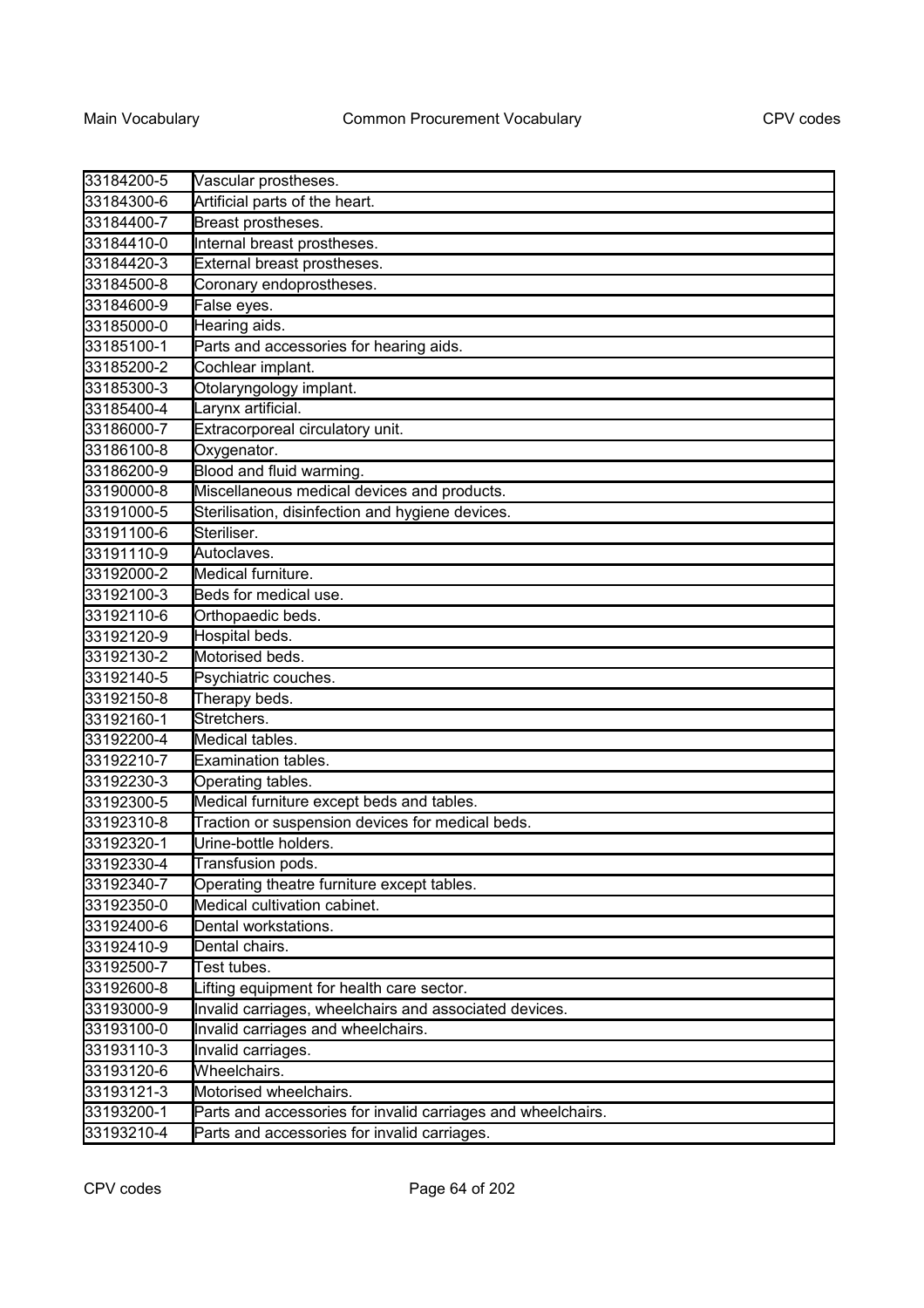| | |
|---|---|
| 33184200-5 | Vascular prostheses. |
| 33184300-6 | Artificial parts of the heart. |
| 33184400-7 | Breast prostheses. |
| 33184410-0 | Internal breast prostheses. |
| 33184420-3 | External breast prostheses. |
| 33184500-8 | Coronary endoprostheses. |
| 33184600-9 | False eyes. |
| 33185000-0 | Hearing aids. |
| 33185100-1 | Parts and accessories for hearing aids. |
| 33185200-2 | Cochlear implant. |
| 33185300-3 | Otolaryngology implant. |
| 33185400-4 | Larynx artificial. |
| 33186000-7 | Extracorporeal circulatory unit. |
| 33186100-8 | Oxygenator. |
| 33186200-9 | Blood and fluid warming. |
| 33190000-8 | Miscellaneous medical devices and products. |
| 33191000-5 | Sterilisation, disinfection and hygiene devices. |
| 33191100-6 | Steriliser. |
| 33191110-9 | Autoclaves. |
| 33192000-2 | Medical furniture. |
| 33192100-3 | Beds for medical use. |
| 33192110-6 | Orthopaedic beds. |
| 33192120-9 | Hospital beds. |
| 33192130-2 | Motorised beds. |
| 33192140-5 | Psychiatric couches. |
| 33192150-8 | Therapy beds. |
| 33192160-1 | Stretchers. |
| 33192200-4 | Medical tables. |
| 33192210-7 | Examination tables. |
| 33192230-3 | Operating tables. |
| 33192300-5 | Medical furniture except beds and tables. |
| 33192310-8 | Traction or suspension devices for medical beds. |
| 33192320-1 | Urine-bottle holders. |
| 33192330-4 | Transfusion pods. |
| 33192340-7 | Operating theatre furniture except tables. |
| 33192350-0 | Medical cultivation cabinet. |
| 33192400-6 | Dental workstations. |
| 33192410-9 | Dental chairs. |
| 33192500-7 | Test tubes. |
| 33192600-8 | Lifting equipment for health care sector. |
| 33193000-9 | Invalid carriages, wheelchairs and associated devices. |
| 33193100-0 | Invalid carriages and wheelchairs. |
| 33193110-3 | Invalid carriages. |
| 33193120-6 | Wheelchairs. |
| 33193121-3 | Motorised wheelchairs. |
| 33193200-1 | Parts and accessories for invalid carriages and wheelchairs. |
| 33193210-4 | Parts and accessories for invalid carriages. |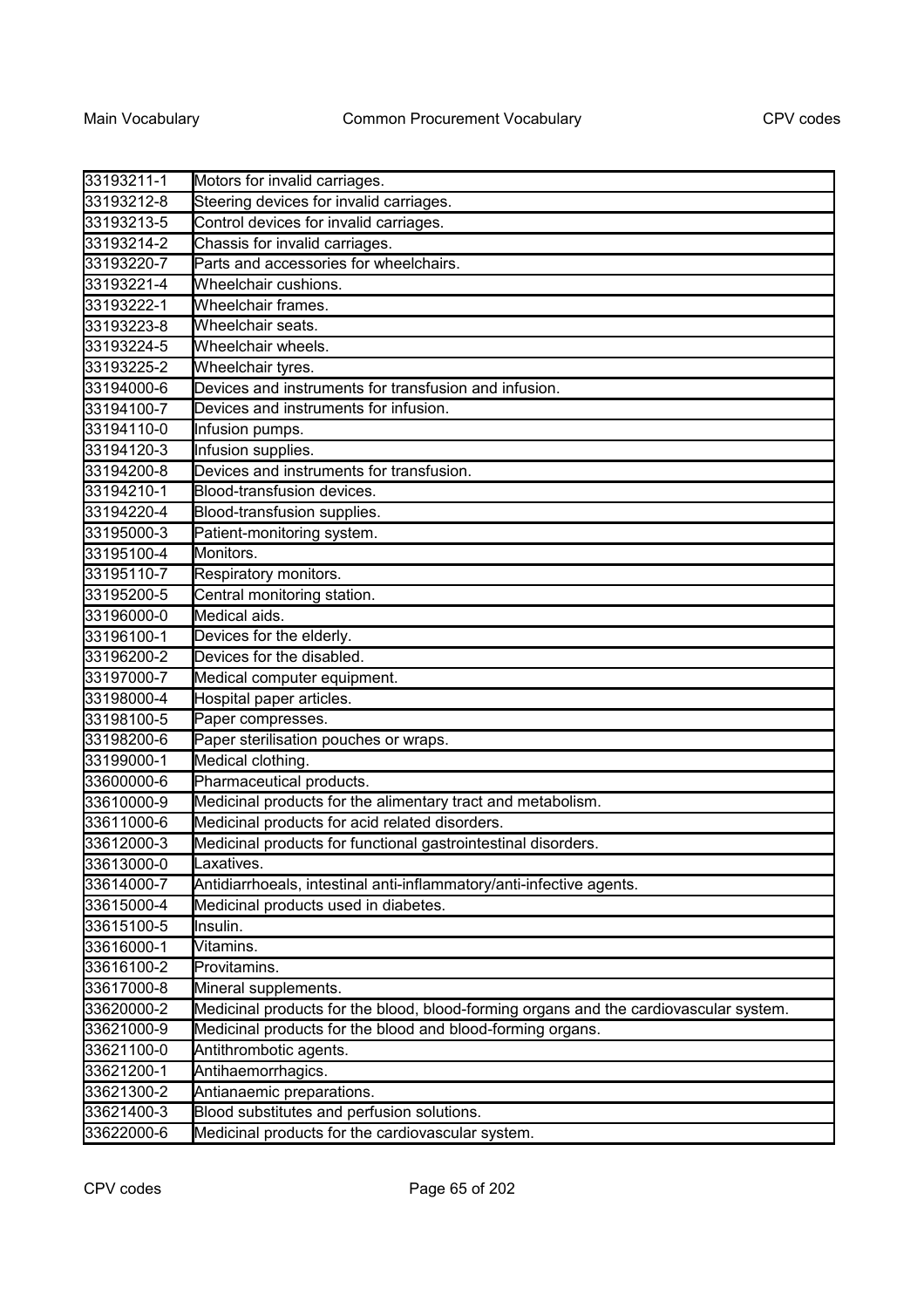| | |
|---|---|
| 33193211-1 | Motors for invalid carriages. |
| 33193212-8 | Steering devices for invalid carriages. |
| 33193213-5 | Control devices for invalid carriages. |
| 33193214-2 | Chassis for invalid carriages. |
| 33193220-7 | Parts and accessories for wheelchairs. |
| 33193221-4 | Wheelchair cushions. |
| 33193222-1 | Wheelchair frames. |
| 33193223-8 | Wheelchair seats. |
| 33193224-5 | Wheelchair wheels. |
| 33193225-2 | Wheelchair tyres. |
| 33194000-6 | Devices and instruments for transfusion and infusion. |
| 33194100-7 | Devices and instruments for infusion. |
| 33194110-0 | Infusion pumps. |
| 33194120-3 | Infusion supplies. |
| 33194200-8 | Devices and instruments for transfusion. |
| 33194210-1 | Blood-transfusion devices. |
| 33194220-4 | Blood-transfusion supplies. |
| 33195000-3 | Patient-monitoring system. |
| 33195100-4 | Monitors. |
| 33195110-7 | Respiratory monitors. |
| 33195200-5 | Central monitoring station. |
| 33196000-0 | Medical aids. |
| 33196100-1 | Devices for the elderly. |
| 33196200-2 | Devices for the disabled. |
| 33197000-7 | Medical computer equipment. |
| 33198000-4 | Hospital paper articles. |
| 33198100-5 | Paper compresses. |
| 33198200-6 | Paper sterilisation pouches or wraps. |
| 33199000-1 | Medical clothing. |
| 33600000-6 | Pharmaceutical products. |
| 33610000-9 | Medicinal products for the alimentary tract and metabolism. |
| 33611000-6 | Medicinal products for acid related disorders. |
| 33612000-3 | Medicinal products for functional gastrointestinal disorders. |
| 33613000-0 | Laxatives. |
| 33614000-7 | Antidiarrhoeals, intestinal anti-inflammatory/anti-infective agents. |
| 33615000-4 | Medicinal products used in diabetes. |
| 33615100-5 | Insulin. |
| 33616000-1 | Vitamins. |
| 33616100-2 | Provitamins. |
| 33617000-8 | Mineral supplements. |
| 33620000-2 | Medicinal products for the blood, blood-forming organs and the cardiovascular system. |
| 33621000-9 | Medicinal products for the blood and blood-forming organs. |
| 33621100-0 | Antithrombotic agents. |
| 33621200-1 | Antihaemorrhagics. |
| 33621300-2 | Antianaemic preparations. |
| 33621400-3 | Blood substitutes and perfusion solutions. |
| 33622000-6 | Medicinal products for the cardiovascular system. |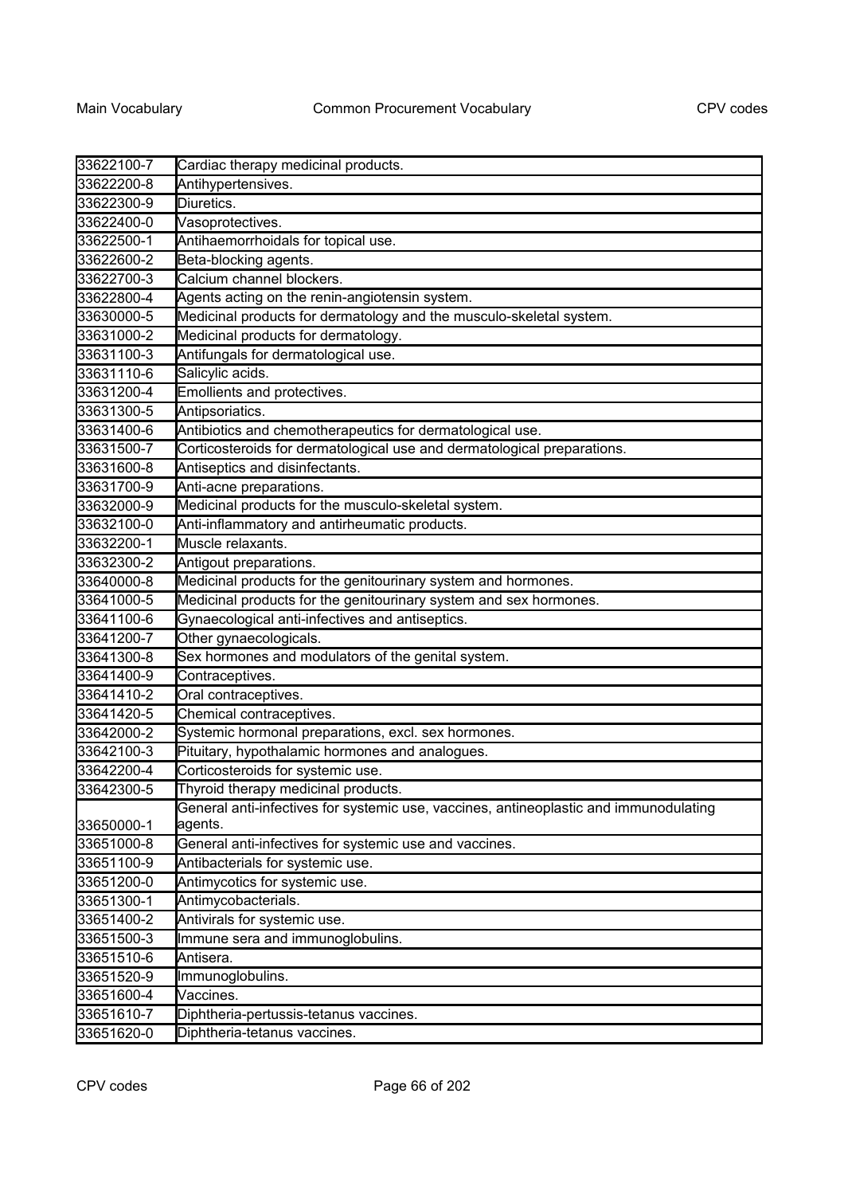| | |
|---|---|
| 33622100-7 | Cardiac therapy medicinal products. |
| 33622200-8 | Antihypertensives. |
| 33622300-9 | Diuretics. |
| 33622400-0 | Vasoprotectives. |
| 33622500-1 | Antihaemorrhoidals for topical use. |
| 33622600-2 | Beta-blocking agents. |
| 33622700-3 | Calcium channel blockers. |
| 33622800-4 | Agents acting on the renin-angiotensin system. |
| 33630000-5 | Medicinal products for dermatology and the musculo-skeletal system. |
| 33631000-2 | Medicinal products for dermatology. |
| 33631100-3 | Antifungals for dermatological use. |
| 33631110-6 | Salicylic acids. |
| 33631200-4 | Emollients and protectives. |
| 33631300-5 | Antipsoriatics. |
| 33631400-6 | Antibiotics and chemotherapeutics for dermatological use. |
| 33631500-7 | Corticosteroids for dermatological use and dermatological preparations. |
| 33631600-8 | Antiseptics and disinfectants. |
| 33631700-9 | Anti-acne preparations. |
| 33632000-9 | Medicinal products for the musculo-skeletal system. |
| 33632100-0 | Anti-inflammatory and antirheumatic products. |
| 33632200-1 | Muscle relaxants. |
| 33632300-2 | Antigout preparations. |
| 33640000-8 | Medicinal products for the genitourinary system and hormones. |
| 33641000-5 | Medicinal products for the genitourinary system and sex hormones. |
| 33641100-6 | Gynaecological anti-infectives and antiseptics. |
| 33641200-7 | Other gynaecologicals. |
| 33641300-8 | Sex hormones and modulators of the genital system. |
| 33641400-9 | Contraceptives. |
| 33641410-2 | Oral contraceptives. |
| 33641420-5 | Chemical contraceptives. |
| 33642000-2 | Systemic hormonal preparations, excl. sex hormones. |
| 33642100-3 | Pituitary, hypothalamic hormones and analogues. |
| 33642200-4 | Corticosteroids for systemic use. |
| 33642300-5 | Thyroid therapy medicinal products. |
| 33650000-1 | General anti-infectives for systemic use, vaccines, antineoplastic and immunodulating agents. |
| 33651000-8 | General anti-infectives for systemic use and vaccines. |
| 33651100-9 | Antibacterials for systemic use. |
| 33651200-0 | Antimycotics for systemic use. |
| 33651300-1 | Antimycobacterials. |
| 33651400-2 | Antivirals for systemic use. |
| 33651500-3 | Immune sera and immunoglobulins. |
| 33651510-6 | Antisera. |
| 33651520-9 | Immunoglobulins. |
| 33651600-4 | Vaccines. |
| 33651610-7 | Diphtheria-pertussis-tetanus vaccines. |
| 33651620-0 | Diphtheria-tetanus vaccines. |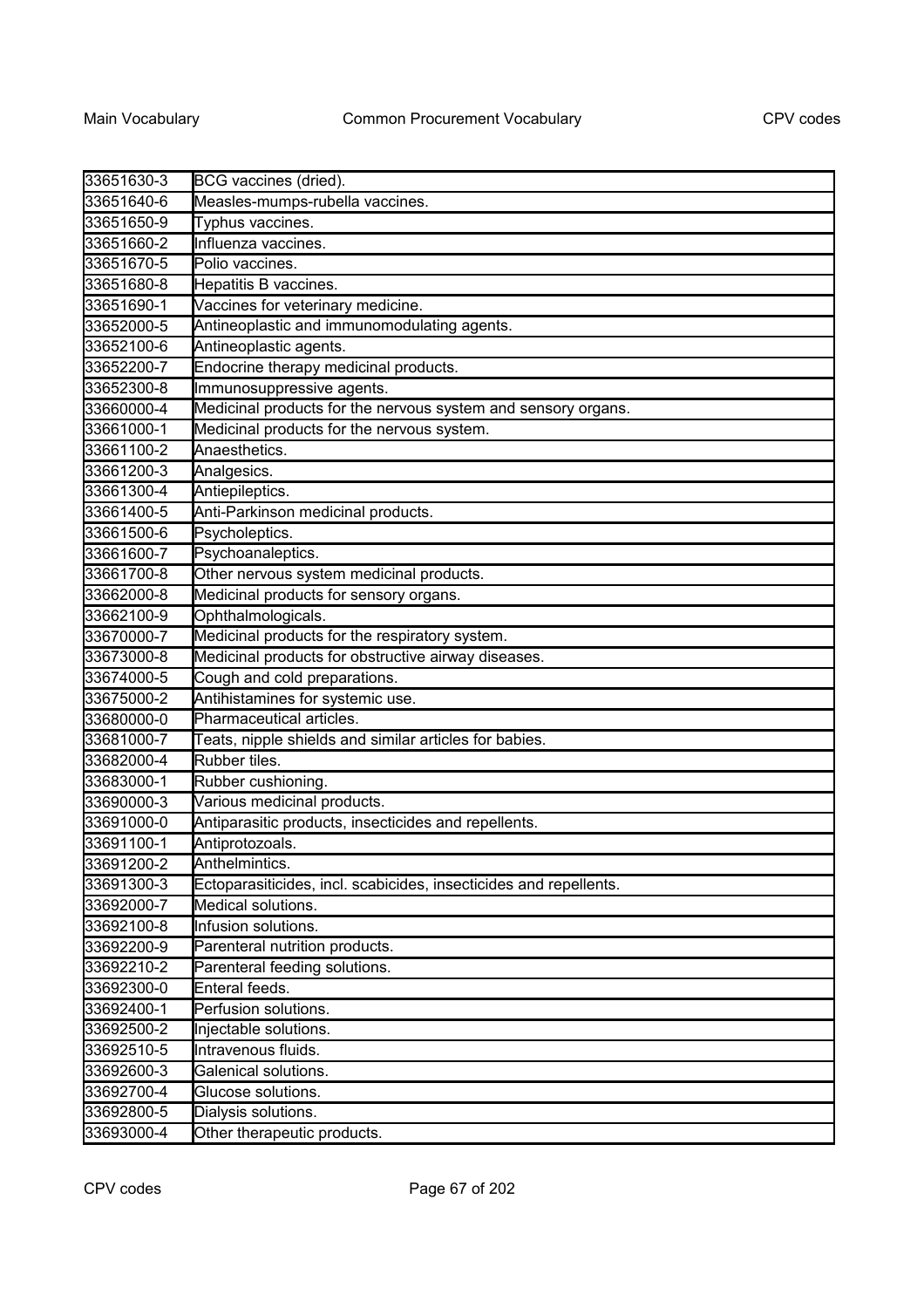| | |
|---|---|
| 33651630-3 | BCG vaccines (dried). |
| 33651640-6 | Measles-mumps-rubella vaccines. |
| 33651650-9 | Typhus vaccines. |
| 33651660-2 | Influenza vaccines. |
| 33651670-5 | Polio vaccines. |
| 33651680-8 | Hepatitis B vaccines. |
| 33651690-1 | Vaccines for veterinary medicine. |
| 33652000-5 | Antineoplastic and immunomodulating agents. |
| 33652100-6 | Antineoplastic agents. |
| 33652200-7 | Endocrine therapy medicinal products. |
| 33652300-8 | Immunosuppressive agents. |
| 33660000-4 | Medicinal products for the nervous system and sensory organs. |
| 33661000-1 | Medicinal products for the nervous system. |
| 33661100-2 | Anaesthetics. |
| 33661200-3 | Analgesics. |
| 33661300-4 | Antiepileptics. |
| 33661400-5 | Anti-Parkinson medicinal products. |
| 33661500-6 | Psycholeptics. |
| 33661600-7 | Psychoanaleptics. |
| 33661700-8 | Other nervous system medicinal products. |
| 33662000-8 | Medicinal products for sensory organs. |
| 33662100-9 | Ophthalmologicals. |
| 33670000-7 | Medicinal products for the respiratory system. |
| 33673000-8 | Medicinal products for obstructive airway diseases. |
| 33674000-5 | Cough and cold preparations. |
| 33675000-2 | Antihistamines for systemic use. |
| 33680000-0 | Pharmaceutical articles. |
| 33681000-7 | Teats, nipple shields and similar articles for babies. |
| 33682000-4 | Rubber tiles. |
| 33683000-1 | Rubber cushioning. |
| 33690000-3 | Various medicinal products. |
| 33691000-0 | Antiparasitic products, insecticides and repellents. |
| 33691100-1 | Antiprotozoals. |
| 33691200-2 | Anthelmintics. |
| 33691300-3 | Ectoparasiticides, incl. scabicides, insecticides and repellents. |
| 33692000-7 | Medical solutions. |
| 33692100-8 | Infusion solutions. |
| 33692200-9 | Parenteral nutrition products. |
| 33692210-2 | Parenteral feeding solutions. |
| 33692300-0 | Enteral feeds. |
| 33692400-1 | Perfusion solutions. |
| 33692500-2 | Injectable solutions. |
| 33692510-5 | Intravenous fluids. |
| 33692600-3 | Galenical solutions. |
| 33692700-4 | Glucose solutions. |
| 33692800-5 | Dialysis solutions. |
| 33693000-4 | Other therapeutic products. |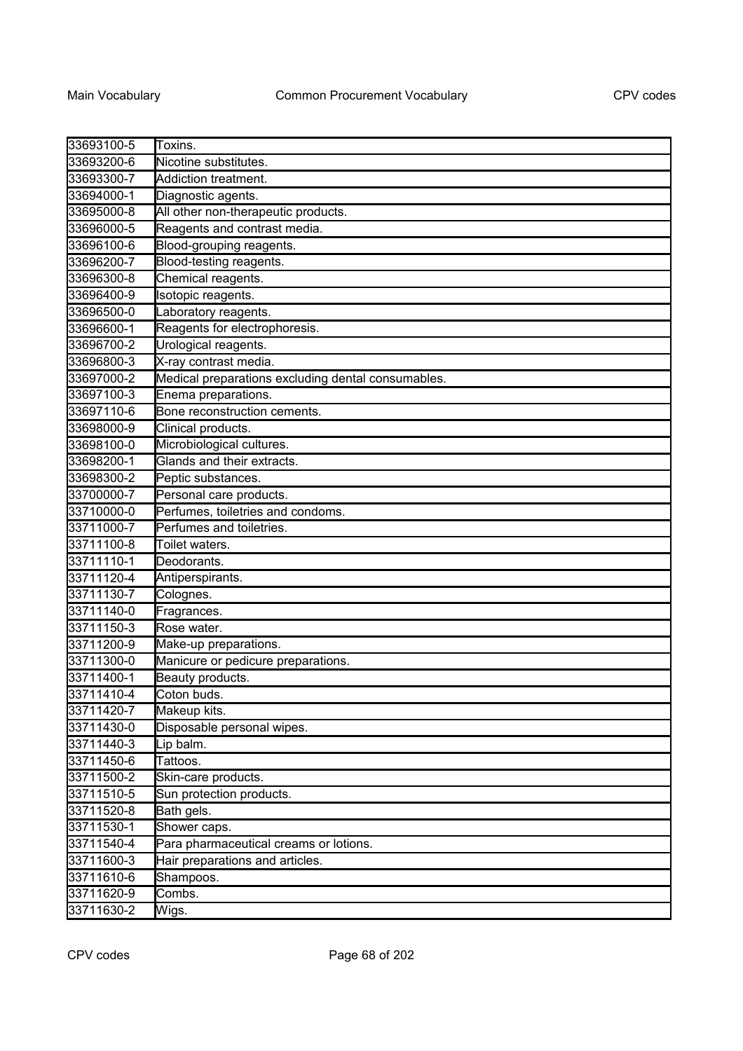| | |
|---|---|
| 33693100-5 | Toxins. |
| 33693200-6 | Nicotine substitutes. |
| 33693300-7 | Addiction treatment. |
| 33694000-1 | Diagnostic agents. |
| 33695000-8 | All other non-therapeutic products. |
| 33696000-5 | Reagents and contrast media. |
| 33696100-6 | Blood-grouping reagents. |
| 33696200-7 | Blood-testing reagents. |
| 33696300-8 | Chemical reagents. |
| 33696400-9 | Isotopic reagents. |
| 33696500-0 | Laboratory reagents. |
| 33696600-1 | Reagents for electrophoresis. |
| 33696700-2 | Urological reagents. |
| 33696800-3 | X-ray contrast media. |
| 33697000-2 | Medical preparations excluding dental consumables. |
| 33697100-3 | Enema preparations. |
| 33697110-6 | Bone reconstruction cements. |
| 33698000-9 | Clinical products. |
| 33698100-0 | Microbiological cultures. |
| 33698200-1 | Glands and their extracts. |
| 33698300-2 | Peptic substances. |
| 33700000-7 | Personal care products. |
| 33710000-0 | Perfumes, toiletries and condoms. |
| 33711000-7 | Perfumes and toiletries. |
| 33711100-8 | Toilet waters. |
| 33711110-1 | Deodorants. |
| 33711120-4 | Antiperspirants. |
| 33711130-7 | Colognes. |
| 33711140-0 | Fragrances. |
| 33711150-3 | Rose water. |
| 33711200-9 | Make-up preparations. |
| 33711300-0 | Manicure or pedicure preparations. |
| 33711400-1 | Beauty products. |
| 33711410-4 | Coton buds. |
| 33711420-7 | Makeup kits. |
| 33711430-0 | Disposable personal wipes. |
| 33711440-3 | Lip balm. |
| 33711450-6 | Tattoos. |
| 33711500-2 | Skin-care products. |
| 33711510-5 | Sun protection products. |
| 33711520-8 | Bath gels. |
| 33711530-1 | Shower caps. |
| 33711540-4 | Para pharmaceutical creams or lotions. |
| 33711600-3 | Hair preparations and articles. |
| 33711610-6 | Shampoos. |
| 33711620-9 | Combs. |
| 33711630-2 | Wigs. |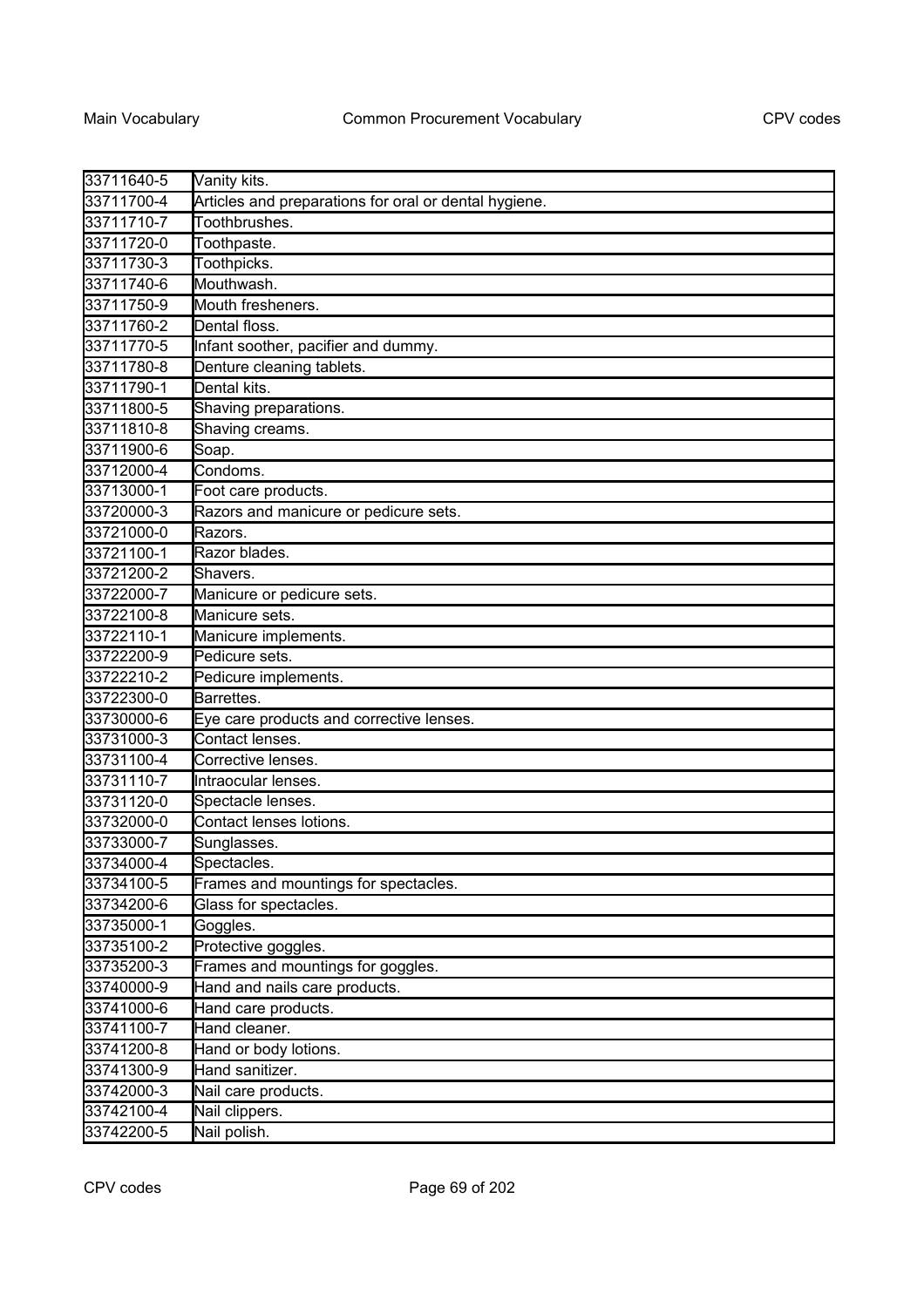| 33711640-5 | Vanity kits. |
|---|---|
| 33711700-4 | Articles and preparations for oral or dental hygiene. |
| 33711710-7 | Toothbrushes. |
| 33711720-0 | Toothpaste. |
| 33711730-3 | Toothpicks. |
| 33711740-6 | Mouthwash. |
| 33711750-9 | Mouth fresheners. |
| 33711760-2 | Dental floss. |
| 33711770-5 | Infant soother, pacifier and dummy. |
| 33711780-8 | Denture cleaning tablets. |
| 33711790-1 | Dental kits. |
| 33711800-5 | Shaving preparations. |
| 33711810-8 | Shaving creams. |
| 33711900-6 | Soap. |
| 33712000-4 | Condoms. |
| 33713000-1 | Foot care products. |
| 33720000-3 | Razors and manicure or pedicure sets. |
| 33721000-0 | Razors. |
| 33721100-1 | Razor blades. |
| 33721200-2 | Shavers. |
| 33722000-7 | Manicure or pedicure sets. |
| 33722100-8 | Manicure sets. |
| 33722110-1 | Manicure implements. |
| 33722200-9 | Pedicure sets. |
| 33722210-2 | Pedicure implements. |
| 33722300-0 | Barrettes. |
| 33730000-6 | Eye care products and corrective lenses. |
| 33731000-3 | Contact lenses. |
| 33731100-4 | Corrective lenses. |
| 33731110-7 | Intraocular lenses. |
| 33731120-0 | Spectacle lenses. |
| 33732000-0 | Contact lenses lotions. |
| 33733000-7 | Sunglasses. |
| 33734000-4 | Spectacles. |
| 33734100-5 | Frames and mountings for spectacles. |
| 33734200-6 | Glass for spectacles. |
| 33735000-1 | Goggles. |
| 33735100-2 | Protective goggles. |
| 33735200-3 | Frames and mountings for goggles. |
| 33740000-9 | Hand and nails care products. |
| 33741000-6 | Hand care products. |
| 33741100-7 | Hand cleaner. |
| 33741200-8 | Hand or body lotions. |
| 33741300-9 | Hand sanitizer. |
| 33742000-3 | Nail care products. |
| 33742100-4 | Nail clippers. |
| 33742200-5 | Nail polish. |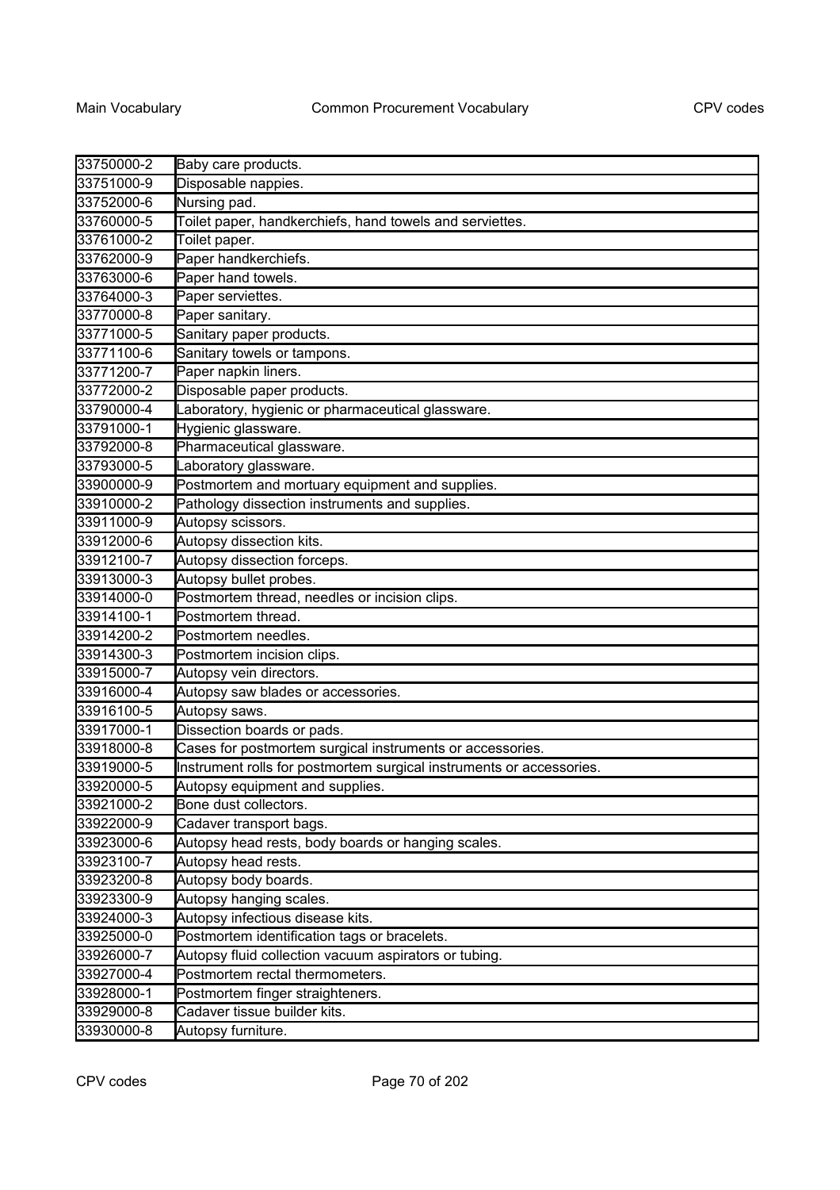| | |
|---|---|
| 33750000-2 | Baby care products. |
| 33751000-9 | Disposable nappies. |
| 33752000-6 | Nursing pad. |
| 33760000-5 | Toilet paper, handkerchiefs, hand towels and serviettes. |
| 33761000-2 | Toilet paper. |
| 33762000-9 | Paper handkerchiefs. |
| 33763000-6 | Paper hand towels. |
| 33764000-3 | Paper serviettes. |
| 33770000-8 | Paper sanitary. |
| 33771000-5 | Sanitary paper products. |
| 33771100-6 | Sanitary towels or tampons. |
| 33771200-7 | Paper napkin liners. |
| 33772000-2 | Disposable paper products. |
| 33790000-4 | Laboratory, hygienic or pharmaceutical glassware. |
| 33791000-1 | Hygienic glassware. |
| 33792000-8 | Pharmaceutical glassware. |
| 33793000-5 | Laboratory glassware. |
| 33900000-9 | Postmortem and mortuary equipment and supplies. |
| 33910000-2 | Pathology dissection instruments and supplies. |
| 33911000-9 | Autopsy scissors. |
| 33912000-6 | Autopsy dissection kits. |
| 33912100-7 | Autopsy dissection forceps. |
| 33913000-3 | Autopsy bullet probes. |
| 33914000-0 | Postmortem thread, needles or incision clips. |
| 33914100-1 | Postmortem thread. |
| 33914200-2 | Postmortem needles. |
| 33914300-3 | Postmortem incision clips. |
| 33915000-7 | Autopsy vein directors. |
| 33916000-4 | Autopsy saw blades or accessories. |
| 33916100-5 | Autopsy saws. |
| 33917000-1 | Dissection boards or pads. |
| 33918000-8 | Cases for postmortem surgical instruments or accessories. |
| 33919000-5 | Instrument rolls for postmortem surgical instruments or accessories. |
| 33920000-5 | Autopsy equipment and supplies. |
| 33921000-2 | Bone dust collectors. |
| 33922000-9 | Cadaver transport bags. |
| 33923000-6 | Autopsy head rests, body boards or hanging scales. |
| 33923100-7 | Autopsy head rests. |
| 33923200-8 | Autopsy body boards. |
| 33923300-9 | Autopsy hanging scales. |
| 33924000-3 | Autopsy infectious disease kits. |
| 33925000-0 | Postmortem identification tags or bracelets. |
| 33926000-7 | Autopsy fluid collection vacuum aspirators or tubing. |
| 33927000-4 | Postmortem rectal thermometers. |
| 33928000-1 | Postmortem finger straighteners. |
| 33929000-8 | Cadaver tissue builder kits. |
| 33930000-8 | Autopsy furniture. |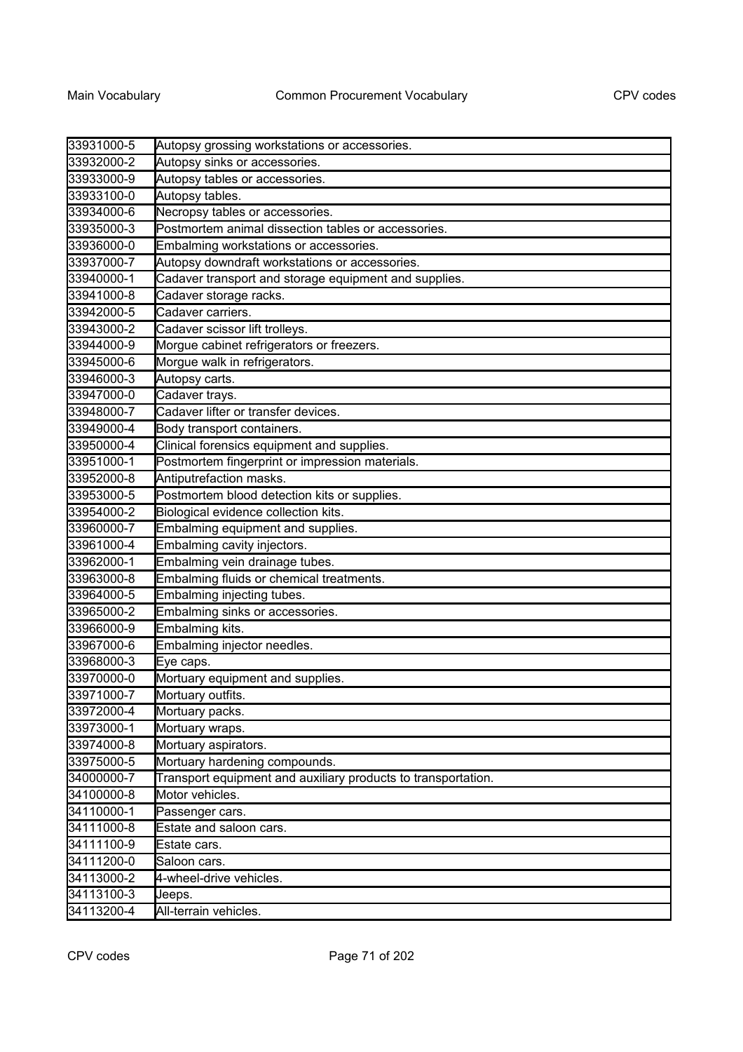| | |
|---|---|
| 33931000-5 | Autopsy grossing workstations or accessories. |
| 33932000-2 | Autopsy sinks or accessories. |
| 33933000-9 | Autopsy tables or accessories. |
| 33933100-0 | Autopsy tables. |
| 33934000-6 | Necropsy tables or accessories. |
| 33935000-3 | Postmortem animal dissection tables or accessories. |
| 33936000-0 | Embalming workstations or accessories. |
| 33937000-7 | Autopsy downdraft workstations or accessories. |
| 33940000-1 | Cadaver transport and storage equipment and supplies. |
| 33941000-8 | Cadaver storage racks. |
| 33942000-5 | Cadaver carriers. |
| 33943000-2 | Cadaver scissor lift trolleys. |
| 33944000-9 | Morgue cabinet refrigerators or freezers. |
| 33945000-6 | Morgue walk in refrigerators. |
| 33946000-3 | Autopsy carts. |
| 33947000-0 | Cadaver trays. |
| 33948000-7 | Cadaver lifter or transfer devices. |
| 33949000-4 | Body transport containers. |
| 33950000-4 | Clinical forensics equipment and supplies. |
| 33951000-1 | Postmortem fingerprint or impression materials. |
| 33952000-8 | Antiputrefaction masks. |
| 33953000-5 | Postmortem blood detection kits or supplies. |
| 33954000-2 | Biological evidence collection kits. |
| 33960000-7 | Embalming equipment and supplies. |
| 33961000-4 | Embalming cavity injectors. |
| 33962000-1 | Embalming vein drainage tubes. |
| 33963000-8 | Embalming fluids or chemical treatments. |
| 33964000-5 | Embalming injecting tubes. |
| 33965000-2 | Embalming sinks or accessories. |
| 33966000-9 | Embalming kits. |
| 33967000-6 | Embalming injector needles. |
| 33968000-3 | Eye caps. |
| 33970000-0 | Mortuary equipment and supplies. |
| 33971000-7 | Mortuary outfits. |
| 33972000-4 | Mortuary packs. |
| 33973000-1 | Mortuary wraps. |
| 33974000-8 | Mortuary aspirators. |
| 33975000-5 | Mortuary hardening compounds. |
| 34000000-7 | Transport equipment and auxiliary products to transportation. |
| 34100000-8 | Motor vehicles. |
| 34110000-1 | Passenger cars. |
| 34111000-8 | Estate and saloon cars. |
| 34111100-9 | Estate cars. |
| 34111200-0 | Saloon cars. |
| 34113000-2 | 4-wheel-drive vehicles. |
| 34113100-3 | Jeeps. |
| 34113200-4 | All-terrain vehicles. |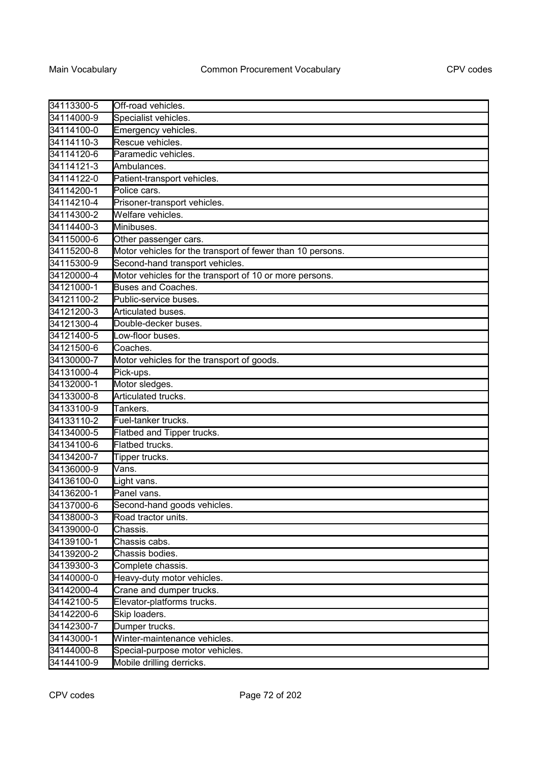| | |
|---|---|
| 34113300-5 | Off-road vehicles. |
| 34114000-9 | Specialist vehicles. |
| 34114100-0 | Emergency vehicles. |
| 34114110-3 | Rescue vehicles. |
| 34114120-6 | Paramedic vehicles. |
| 34114121-3 | Ambulances. |
| 34114122-0 | Patient-transport vehicles. |
| 34114200-1 | Police cars. |
| 34114210-4 | Prisoner-transport vehicles. |
| 34114300-2 | Welfare vehicles. |
| 34114400-3 | Minibuses. |
| 34115000-6 | Other passenger cars. |
| 34115200-8 | Motor vehicles for the transport of fewer than 10 persons. |
| 34115300-9 | Second-hand transport vehicles. |
| 34120000-4 | Motor vehicles for the transport of 10 or more persons. |
| 34121000-1 | Buses and Coaches. |
| 34121100-2 | Public-service buses. |
| 34121200-3 | Articulated buses. |
| 34121300-4 | Double-decker buses. |
| 34121400-5 | Low-floor buses. |
| 34121500-6 | Coaches. |
| 34130000-7 | Motor vehicles for the transport of goods. |
| 34131000-4 | Pick-ups. |
| 34132000-1 | Motor sledges. |
| 34133000-8 | Articulated trucks. |
| 34133100-9 | Tankers. |
| 34133110-2 | Fuel-tanker trucks. |
| 34134000-5 | Flatbed and Tipper trucks. |
| 34134100-6 | Flatbed trucks. |
| 34134200-7 | Tipper trucks. |
| 34136000-9 | Vans. |
| 34136100-0 | Light vans. |
| 34136200-1 | Panel vans. |
| 34137000-6 | Second-hand goods vehicles. |
| 34138000-3 | Road tractor units. |
| 34139000-0 | Chassis. |
| 34139100-1 | Chassis cabs. |
| 34139200-2 | Chassis bodies. |
| 34139300-3 | Complete chassis. |
| 34140000-0 | Heavy-duty motor vehicles. |
| 34142000-4 | Crane and dumper trucks. |
| 34142100-5 | Elevator-platforms trucks. |
| 34142200-6 | Skip loaders. |
| 34142300-7 | Dumper trucks. |
| 34143000-1 | Winter-maintenance vehicles. |
| 34144000-8 | Special-purpose motor vehicles. |
| 34144100-9 | Mobile drilling derricks. |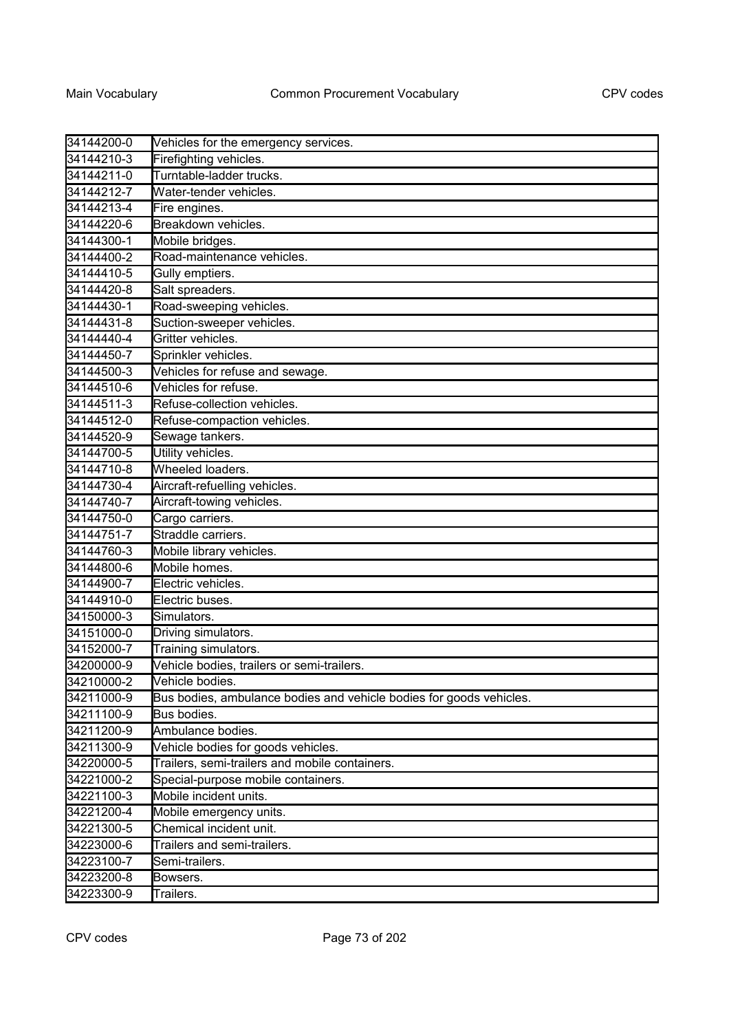| | |
|---|---|
| 34144200-0 | Vehicles for the emergency services. |
| 34144210-3 | Firefighting vehicles. |
| 34144211-0 | Turntable-ladder trucks. |
| 34144212-7 | Water-tender vehicles. |
| 34144213-4 | Fire engines. |
| 34144220-6 | Breakdown vehicles. |
| 34144300-1 | Mobile bridges. |
| 34144400-2 | Road-maintenance vehicles. |
| 34144410-5 | Gully emptiers. |
| 34144420-8 | Salt spreaders. |
| 34144430-1 | Road-sweeping vehicles. |
| 34144431-8 | Suction-sweeper vehicles. |
| 34144440-4 | Gritter vehicles. |
| 34144450-7 | Sprinkler vehicles. |
| 34144500-3 | Vehicles for refuse and sewage. |
| 34144510-6 | Vehicles for refuse. |
| 34144511-3 | Refuse-collection vehicles. |
| 34144512-0 | Refuse-compaction vehicles. |
| 34144520-9 | Sewage tankers. |
| 34144700-5 | Utility vehicles. |
| 34144710-8 | Wheeled loaders. |
| 34144730-4 | Aircraft-refuelling vehicles. |
| 34144740-7 | Aircraft-towing vehicles. |
| 34144750-0 | Cargo carriers. |
| 34144751-7 | Straddle carriers. |
| 34144760-3 | Mobile library vehicles. |
| 34144800-6 | Mobile homes. |
| 34144900-7 | Electric vehicles. |
| 34144910-0 | Electric buses. |
| 34150000-3 | Simulators. |
| 34151000-0 | Driving simulators. |
| 34152000-7 | Training simulators. |
| 34200000-9 | Vehicle bodies, trailers or semi-trailers. |
| 34210000-2 | Vehicle bodies. |
| 34211000-9 | Bus bodies, ambulance bodies and vehicle bodies for goods vehicles. |
| 34211100-9 | Bus bodies. |
| 34211200-9 | Ambulance bodies. |
| 34211300-9 | Vehicle bodies for goods vehicles. |
| 34220000-5 | Trailers, semi-trailers and mobile containers. |
| 34221000-2 | Special-purpose mobile containers. |
| 34221100-3 | Mobile incident units. |
| 34221200-4 | Mobile emergency units. |
| 34221300-5 | Chemical incident unit. |
| 34223000-6 | Trailers and semi-trailers. |
| 34223100-7 | Semi-trailers. |
| 34223200-8 | Bowsers. |
| 34223300-9 | Trailers. |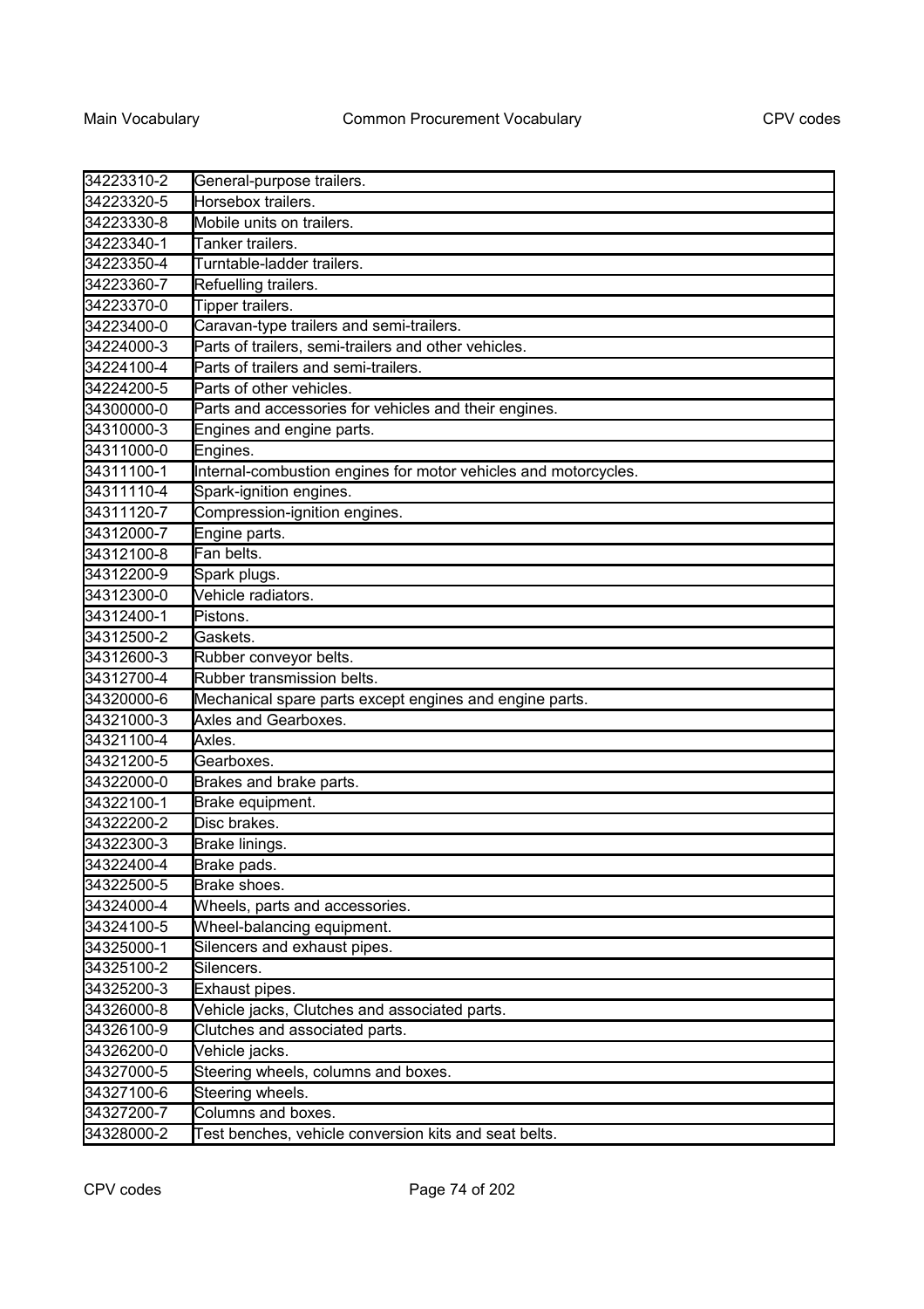| | |
|---|---|
| 34223310-2 | General-purpose trailers. |
| 34223320-5 | Horsebox trailers. |
| 34223330-8 | Mobile units on trailers. |
| 34223340-1 | Tanker trailers. |
| 34223350-4 | Turntable-ladder trailers. |
| 34223360-7 | Refuelling trailers. |
| 34223370-0 | Tipper trailers. |
| 34223400-0 | Caravan-type trailers and semi-trailers. |
| 34224000-3 | Parts of trailers, semi-trailers and other vehicles. |
| 34224100-4 | Parts of trailers and semi-trailers. |
| 34224200-5 | Parts of other vehicles. |
| 34300000-0 | Parts and accessories for vehicles and their engines. |
| 34310000-3 | Engines and engine parts. |
| 34311000-0 | Engines. |
| 34311100-1 | Internal-combustion engines for motor vehicles and motorcycles. |
| 34311110-4 | Spark-ignition engines. |
| 34311120-7 | Compression-ignition engines. |
| 34312000-7 | Engine parts. |
| 34312100-8 | Fan belts. |
| 34312200-9 | Spark plugs. |
| 34312300-0 | Vehicle radiators. |
| 34312400-1 | Pistons. |
| 34312500-2 | Gaskets. |
| 34312600-3 | Rubber conveyor belts. |
| 34312700-4 | Rubber transmission belts. |
| 34320000-6 | Mechanical spare parts except engines and engine parts. |
| 34321000-3 | Axles and Gearboxes. |
| 34321100-4 | Axles. |
| 34321200-5 | Gearboxes. |
| 34322000-0 | Brakes and brake parts. |
| 34322100-1 | Brake equipment. |
| 34322200-2 | Disc brakes. |
| 34322300-3 | Brake linings. |
| 34322400-4 | Brake pads. |
| 34322500-5 | Brake shoes. |
| 34324000-4 | Wheels, parts and accessories. |
| 34324100-5 | Wheel-balancing equipment. |
| 34325000-1 | Silencers and exhaust pipes. |
| 34325100-2 | Silencers. |
| 34325200-3 | Exhaust pipes. |
| 34326000-8 | Vehicle jacks, Clutches and associated parts. |
| 34326100-9 | Clutches and associated parts. |
| 34326200-0 | Vehicle jacks. |
| 34327000-5 | Steering wheels, columns and boxes. |
| 34327100-6 | Steering wheels. |
| 34327200-7 | Columns and boxes. |
| 34328000-2 | Test benches, vehicle conversion kits and seat belts. |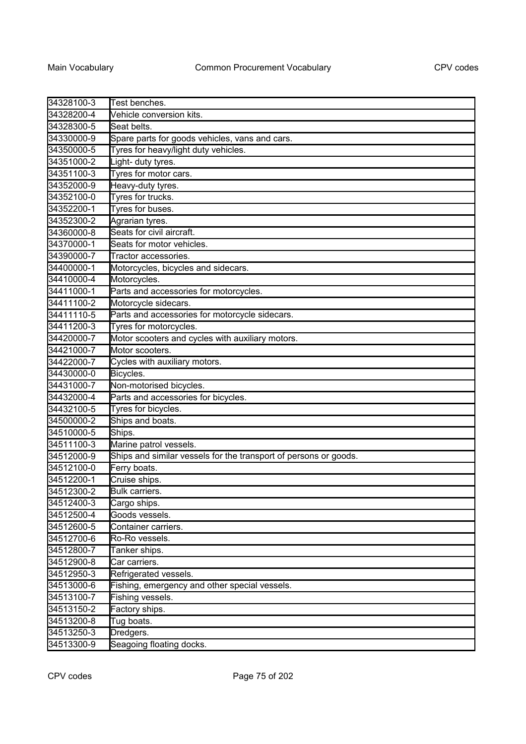| | |
|---|---|
| 34328100-3 | Test benches. |
| 34328200-4 | Vehicle conversion kits. |
| 34328300-5 | Seat belts. |
| 34330000-9 | Spare parts for goods vehicles, vans and cars. |
| 34350000-5 | Tyres for heavy/light duty vehicles. |
| 34351000-2 | Light- duty tyres. |
| 34351100-3 | Tyres for motor cars. |
| 34352000-9 | Heavy-duty tyres. |
| 34352100-0 | Tyres for trucks. |
| 34352200-1 | Tyres for buses. |
| 34352300-2 | Agrarian tyres. |
| 34360000-8 | Seats for civil aircraft. |
| 34370000-1 | Seats for motor vehicles. |
| 34390000-7 | Tractor accessories. |
| 34400000-1 | Motorcycles, bicycles and sidecars. |
| 34410000-4 | Motorcycles. |
| 34411000-1 | Parts and accessories for motorcycles. |
| 34411100-2 | Motorcycle sidecars. |
| 34411110-5 | Parts and accessories for motorcycle sidecars. |
| 34411200-3 | Tyres for motorcycles. |
| 34420000-7 | Motor scooters and cycles with auxiliary motors. |
| 34421000-7 | Motor scooters. |
| 34422000-7 | Cycles with auxiliary motors. |
| 34430000-0 | Bicycles. |
| 34431000-7 | Non-motorised bicycles. |
| 34432000-4 | Parts and accessories for bicycles. |
| 34432100-5 | Tyres for bicycles. |
| 34500000-2 | Ships and boats. |
| 34510000-5 | Ships. |
| 34511100-3 | Marine patrol vessels. |
| 34512000-9 | Ships and similar vessels for the transport of persons or goods. |
| 34512100-0 | Ferry boats. |
| 34512200-1 | Cruise ships. |
| 34512300-2 | Bulk carriers. |
| 34512400-3 | Cargo ships. |
| 34512500-4 | Goods vessels. |
| 34512600-5 | Container carriers. |
| 34512700-6 | Ro-Ro vessels. |
| 34512800-7 | Tanker ships. |
| 34512900-8 | Car carriers. |
| 34512950-3 | Refrigerated vessels. |
| 34513000-6 | Fishing, emergency and other special vessels. |
| 34513100-7 | Fishing vessels. |
| 34513150-2 | Factory ships. |
| 34513200-8 | Tug boats. |
| 34513250-3 | Dredgers. |
| 34513300-9 | Seagoing floating docks. |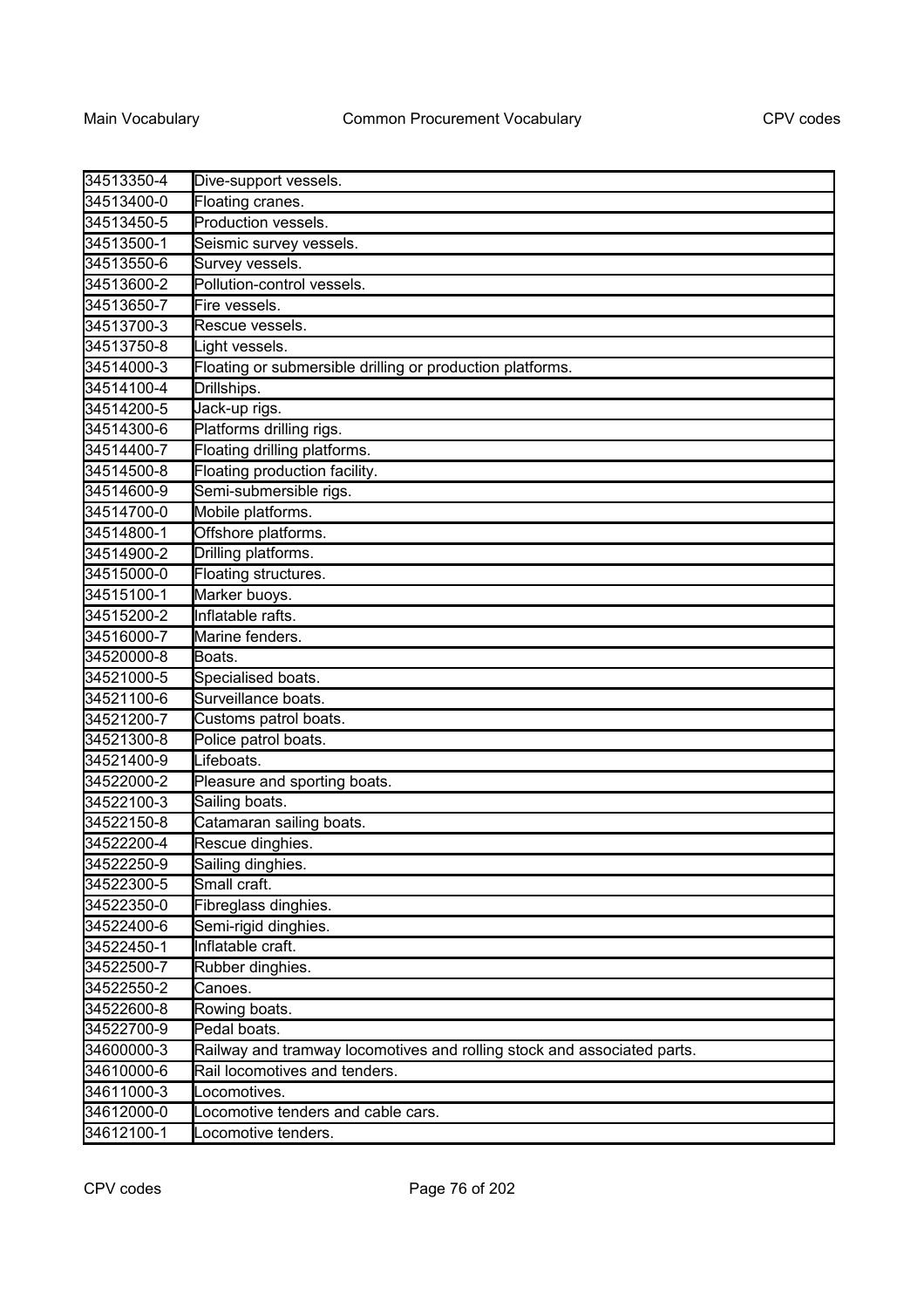| | |
|---|---|
| 34513350-4 | Dive-support vessels. |
| 34513400-0 | Floating cranes. |
| 34513450-5 | Production vessels. |
| 34513500-1 | Seismic survey vessels. |
| 34513550-6 | Survey vessels. |
| 34513600-2 | Pollution-control vessels. |
| 34513650-7 | Fire vessels. |
| 34513700-3 | Rescue vessels. |
| 34513750-8 | Light vessels. |
| 34514000-3 | Floating or submersible drilling or production platforms. |
| 34514100-4 | Drillships. |
| 34514200-5 | Jack-up rigs. |
| 34514300-6 | Platforms drilling rigs. |
| 34514400-7 | Floating drilling platforms. |
| 34514500-8 | Floating production facility. |
| 34514600-9 | Semi-submersible rigs. |
| 34514700-0 | Mobile platforms. |
| 34514800-1 | Offshore platforms. |
| 34514900-2 | Drilling platforms. |
| 34515000-0 | Floating structures. |
| 34515100-1 | Marker buoys. |
| 34515200-2 | Inflatable rafts. |
| 34516000-7 | Marine fenders. |
| 34520000-8 | Boats. |
| 34521000-5 | Specialised boats. |
| 34521100-6 | Surveillance boats. |
| 34521200-7 | Customs patrol boats. |
| 34521300-8 | Police patrol boats. |
| 34521400-9 | Lifeboats. |
| 34522000-2 | Pleasure and sporting boats. |
| 34522100-3 | Sailing boats. |
| 34522150-8 | Catamaran sailing boats. |
| 34522200-4 | Rescue dinghies. |
| 34522250-9 | Sailing dinghies. |
| 34522300-5 | Small craft. |
| 34522350-0 | Fibreglass dinghies. |
| 34522400-6 | Semi-rigid dinghies. |
| 34522450-1 | Inflatable craft. |
| 34522500-7 | Rubber dinghies. |
| 34522550-2 | Canoes. |
| 34522600-8 | Rowing boats. |
| 34522700-9 | Pedal boats. |
| 34600000-3 | Railway and tramway locomotives and rolling stock and associated parts. |
| 34610000-6 | Rail locomotives and tenders. |
| 34611000-3 | Locomotives. |
| 34612000-0 | Locomotive tenders and cable cars. |
| 34612100-1 | Locomotive tenders. |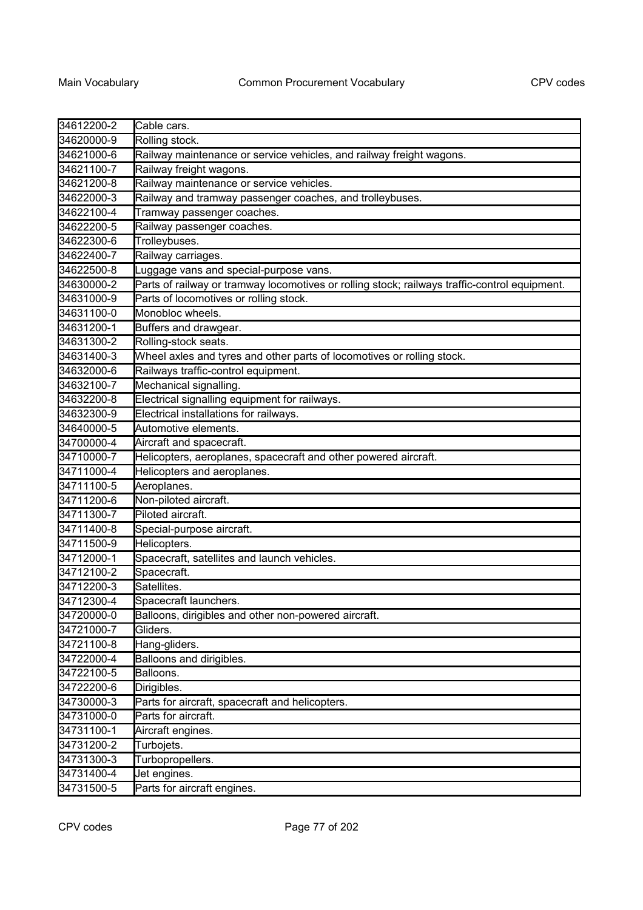| | |
|---|---|
| 34612200-2 | Cable cars. |
| 34620000-9 | Rolling stock. |
| 34621000-6 | Railway maintenance or service vehicles, and railway freight wagons. |
| 34621100-7 | Railway freight wagons. |
| 34621200-8 | Railway maintenance or service vehicles. |
| 34622000-3 | Railway and tramway passenger coaches, and trolleybuses. |
| 34622100-4 | Tramway passenger coaches. |
| 34622200-5 | Railway passenger coaches. |
| 34622300-6 | Trolleybuses. |
| 34622400-7 | Railway carriages. |
| 34622500-8 | Luggage vans and special-purpose vans. |
| 34630000-2 | Parts of railway or tramway locomotives or rolling stock; railways traffic-control equipment. |
| 34631000-9 | Parts of locomotives or rolling stock. |
| 34631100-0 | Monobloc wheels. |
| 34631200-1 | Buffers and drawgear. |
| 34631300-2 | Rolling-stock seats. |
| 34631400-3 | Wheel axles and tyres and other parts of locomotives or rolling stock. |
| 34632000-6 | Railways traffic-control equipment. |
| 34632100-7 | Mechanical signalling. |
| 34632200-8 | Electrical signalling equipment for railways. |
| 34632300-9 | Electrical installations for railways. |
| 34640000-5 | Automotive elements. |
| 34700000-4 | Aircraft and spacecraft. |
| 34710000-7 | Helicopters, aeroplanes, spacecraft and other powered aircraft. |
| 34711000-4 | Helicopters and aeroplanes. |
| 34711100-5 | Aeroplanes. |
| 34711200-6 | Non-piloted aircraft. |
| 34711300-7 | Piloted aircraft. |
| 34711400-8 | Special-purpose aircraft. |
| 34711500-9 | Helicopters. |
| 34712000-1 | Spacecraft, satellites and launch vehicles. |
| 34712100-2 | Spacecraft. |
| 34712200-3 | Satellites. |
| 34712300-4 | Spacecraft launchers. |
| 34720000-0 | Balloons, dirigibles and other non-powered aircraft. |
| 34721000-7 | Gliders. |
| 34721100-8 | Hang-gliders. |
| 34722000-4 | Balloons and dirigibles. |
| 34722100-5 | Balloons. |
| 34722200-6 | Dirigibles. |
| 34730000-3 | Parts for aircraft, spacecraft and helicopters. |
| 34731000-0 | Parts for aircraft. |
| 34731100-1 | Aircraft engines. |
| 34731200-2 | Turbojets. |
| 34731300-3 | Turbopropellers. |
| 34731400-4 | Jet engines. |
| 34731500-5 | Parts for aircraft engines. |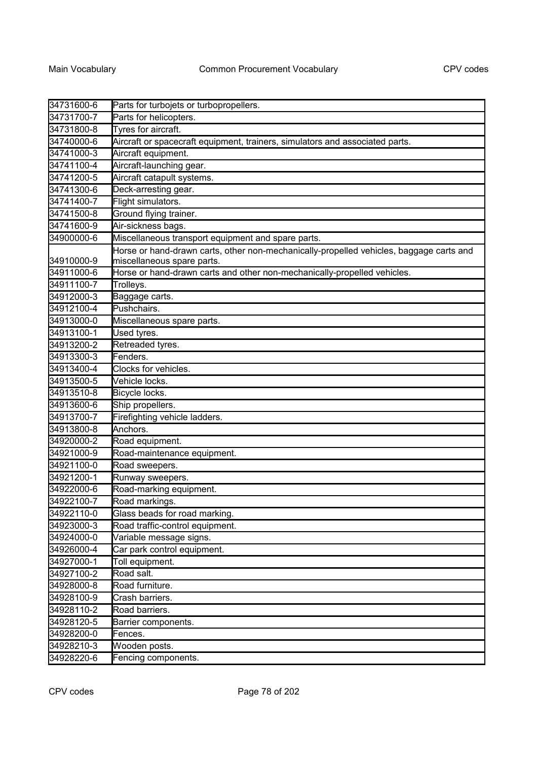| | |
|---|---|
| 34731600-6 | Parts for turbojets or turbopropellers. |
| 34731700-7 | Parts for helicopters. |
| 34731800-8 | Tyres for aircraft. |
| 34740000-6 | Aircraft or spacecraft equipment, trainers, simulators and associated parts. |
| 34741000-3 | Aircraft equipment. |
| 34741100-4 | Aircraft-launching gear. |
| 34741200-5 | Aircraft catapult systems. |
| 34741300-6 | Deck-arresting gear. |
| 34741400-7 | Flight simulators. |
| 34741500-8 | Ground flying trainer. |
| 34741600-9 | Air-sickness bags. |
| 34900000-6 | Miscellaneous transport equipment and spare parts. |
| 34910000-9 | Horse or hand-drawn carts, other non-mechanically-propelled vehicles, baggage carts and miscellaneous spare parts. |
| 34911000-6 | Horse or hand-drawn carts and other non-mechanically-propelled vehicles. |
| 34911100-7 | Trolleys. |
| 34912000-3 | Baggage carts. |
| 34912100-4 | Pushchairs. |
| 34913000-0 | Miscellaneous spare parts. |
| 34913100-1 | Used tyres. |
| 34913200-2 | Retreaded tyres. |
| 34913300-3 | Fenders. |
| 34913400-4 | Clocks for vehicles. |
| 34913500-5 | Vehicle locks. |
| 34913510-8 | Bicycle locks. |
| 34913600-6 | Ship propellers. |
| 34913700-7 | Firefighting vehicle ladders. |
| 34913800-8 | Anchors. |
| 34920000-2 | Road equipment. |
| 34921000-9 | Road-maintenance equipment. |
| 34921100-0 | Road sweepers. |
| 34921200-1 | Runway sweepers. |
| 34922000-6 | Road-marking equipment. |
| 34922100-7 | Road markings. |
| 34922110-0 | Glass beads for road marking. |
| 34923000-3 | Road traffic-control equipment. |
| 34924000-0 | Variable message signs. |
| 34926000-4 | Car park control equipment. |
| 34927000-1 | Toll equipment. |
| 34927100-2 | Road salt. |
| 34928000-8 | Road furniture. |
| 34928100-9 | Crash barriers. |
| 34928110-2 | Road barriers. |
| 34928120-5 | Barrier components. |
| 34928200-0 | Fences. |
| 34928210-3 | Wooden posts. |
| 34928220-6 | Fencing components. |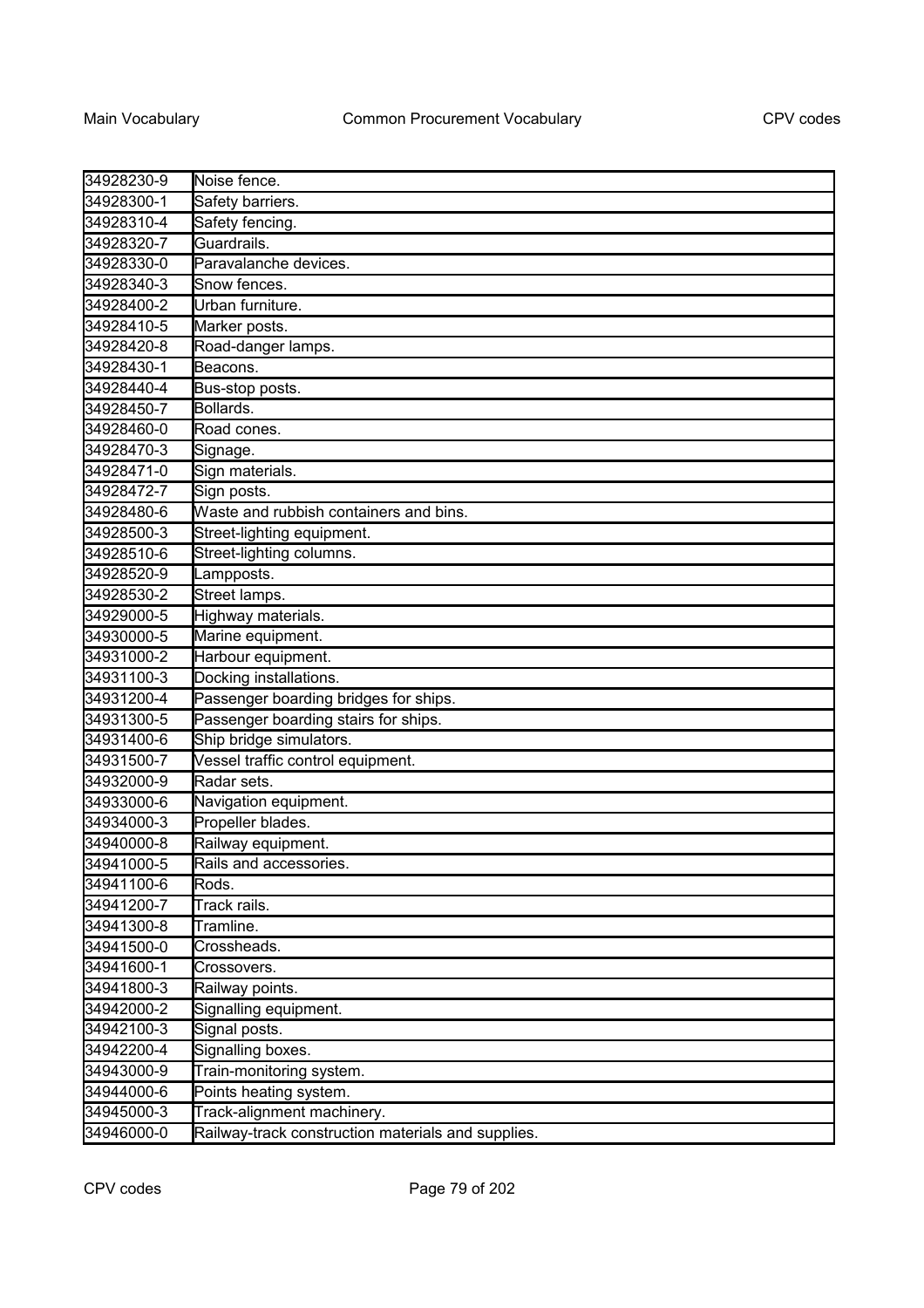| | |
|---|---|
| 34928230-9 | Noise fence. |
| 34928300-1 | Safety barriers. |
| 34928310-4 | Safety fencing. |
| 34928320-7 | Guardrails. |
| 34928330-0 | Paravalanche devices. |
| 34928340-3 | Snow fences. |
| 34928400-2 | Urban furniture. |
| 34928410-5 | Marker posts. |
| 34928420-8 | Road-danger lamps. |
| 34928430-1 | Beacons. |
| 34928440-4 | Bus-stop posts. |
| 34928450-7 | Bollards. |
| 34928460-0 | Road cones. |
| 34928470-3 | Signage. |
| 34928471-0 | Sign materials. |
| 34928472-7 | Sign posts. |
| 34928480-6 | Waste and rubbish containers and bins. |
| 34928500-3 | Street-lighting equipment. |
| 34928510-6 | Street-lighting columns. |
| 34928520-9 | Lampposts. |
| 34928530-2 | Street lamps. |
| 34929000-5 | Highway materials. |
| 34930000-5 | Marine equipment. |
| 34931000-2 | Harbour equipment. |
| 34931100-3 | Docking installations. |
| 34931200-4 | Passenger boarding bridges for ships. |
| 34931300-5 | Passenger boarding stairs for ships. |
| 34931400-6 | Ship bridge simulators. |
| 34931500-7 | Vessel traffic control equipment. |
| 34932000-9 | Radar sets. |
| 34933000-6 | Navigation equipment. |
| 34934000-3 | Propeller blades. |
| 34940000-8 | Railway equipment. |
| 34941000-5 | Rails and accessories. |
| 34941100-6 | Rods. |
| 34941200-7 | Track rails. |
| 34941300-8 | Tramline. |
| 34941500-0 | Crossheads. |
| 34941600-1 | Crossovers. |
| 34941800-3 | Railway points. |
| 34942000-2 | Signalling equipment. |
| 34942100-3 | Signal posts. |
| 34942200-4 | Signalling boxes. |
| 34943000-9 | Train-monitoring system. |
| 34944000-6 | Points heating system. |
| 34945000-3 | Track-alignment machinery. |
| 34946000-0 | Railway-track construction materials and supplies. |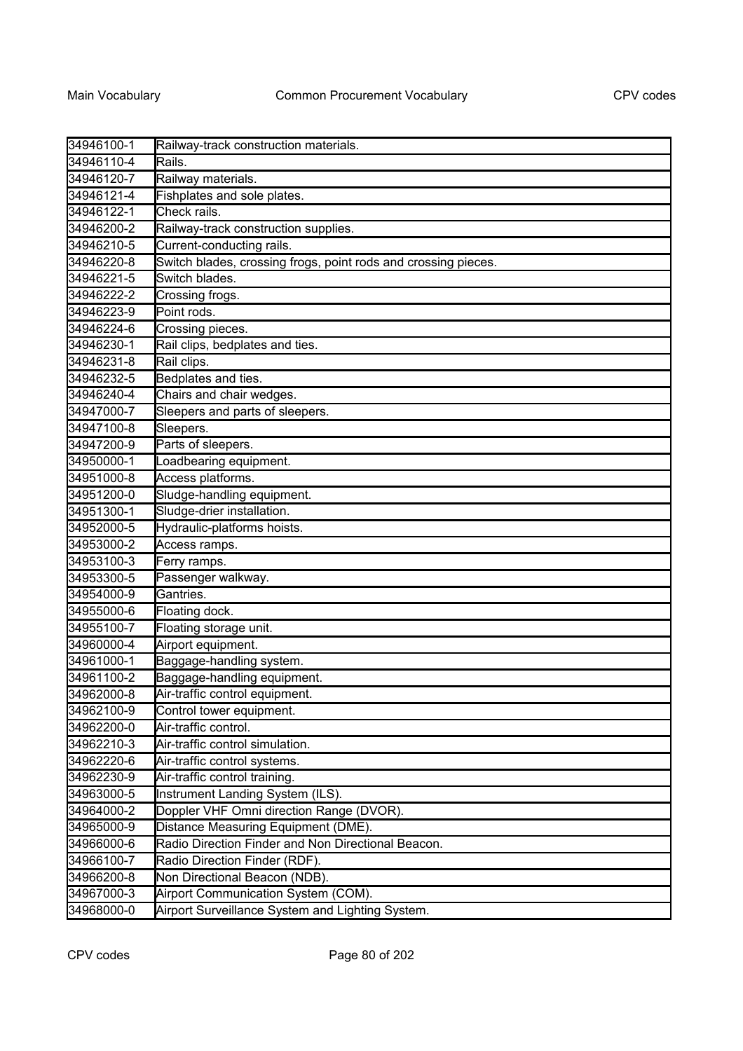| 34946100-1 | Railway-track construction materials. |
|---|---|
| 34946110-4 | Rails. |
| 34946120-7 | Railway materials. |
| 34946121-4 | Fishplates and sole plates. |
| 34946122-1 | Check rails. |
| 34946200-2 | Railway-track construction supplies. |
| 34946210-5 | Current-conducting rails. |
| 34946220-8 | Switch blades, crossing frogs, point rods and crossing pieces. |
| 34946221-5 | Switch blades. |
| 34946222-2 | Crossing frogs. |
| 34946223-9 | Point rods. |
| 34946224-6 | Crossing pieces. |
| 34946230-1 | Rail clips, bedplates and ties. |
| 34946231-8 | Rail clips. |
| 34946232-5 | Bedplates and ties. |
| 34946240-4 | Chairs and chair wedges. |
| 34947000-7 | Sleepers and parts of sleepers. |
| 34947100-8 | Sleepers. |
| 34947200-9 | Parts of sleepers. |
| 34950000-1 | Loadbearing equipment. |
| 34951000-8 | Access platforms. |
| 34951200-0 | Sludge-handling equipment. |
| 34951300-1 | Sludge-drier installation. |
| 34952000-5 | Hydraulic-platforms hoists. |
| 34953000-2 | Access ramps. |
| 34953100-3 | Ferry ramps. |
| 34953300-5 | Passenger walkway. |
| 34954000-9 | Gantries. |
| 34955000-6 | Floating dock. |
| 34955100-7 | Floating storage unit. |
| 34960000-4 | Airport equipment. |
| 34961000-1 | Baggage-handling system. |
| 34961100-2 | Baggage-handling equipment. |
| 34962000-8 | Air-traffic control equipment. |
| 34962100-9 | Control tower equipment. |
| 34962200-0 | Air-traffic control. |
| 34962210-3 | Air-traffic control simulation. |
| 34962220-6 | Air-traffic control systems. |
| 34962230-9 | Air-traffic control training. |
| 34963000-5 | Instrument Landing System (ILS). |
| 34964000-2 | Doppler VHF Omni direction Range (DVOR). |
| 34965000-9 | Distance Measuring Equipment (DME). |
| 34966000-6 | Radio Direction Finder and Non Directional Beacon. |
| 34966100-7 | Radio Direction Finder (RDF). |
| 34966200-8 | Non Directional Beacon (NDB). |
| 34967000-3 | Airport Communication System (COM). |
| 34968000-0 | Airport Surveillance System and Lighting System. |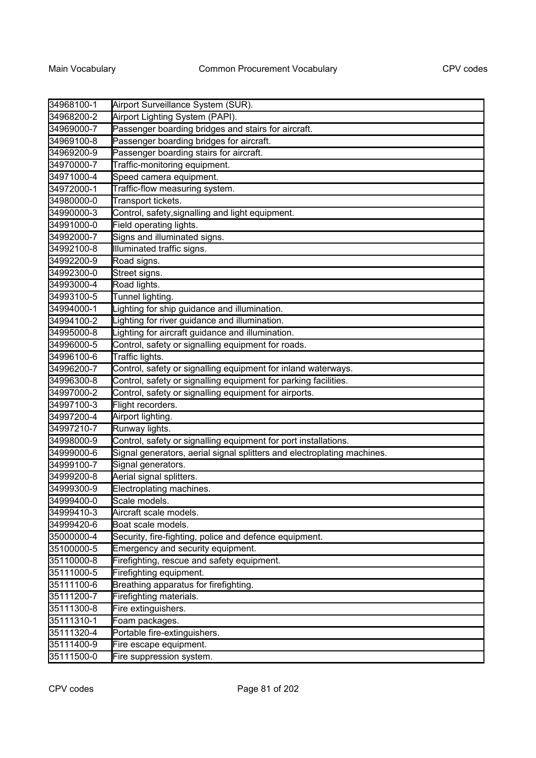| 34968100-1 | Airport Surveillance System (SUR). |
| --- | --- |
| 34968200-2 | Airport Lighting System (PAPI). |
| 34969000-7 | Passenger boarding bridges and stairs for aircraft. |
| 34969100-8 | Passenger boarding bridges for aircraft. |
| 34969200-9 | Passenger boarding stairs for aircraft. |
| 34970000-7 | Traffic-monitoring equipment. |
| 34971000-4 | Speed camera equipment. |
| 34972000-1 | Traffic-flow measuring system. |
| 34980000-0 | Transport tickets. |
| 34990000-3 | Control, safety,signalling and light equipment. |
| 34991000-0 | Field operating lights. |
| 34992000-7 | Signs and illuminated signs. |
| 34992100-8 | Illuminated traffic signs. |
| 34992200-9 | Road signs. |
| 34992300-0 | Street signs. |
| 34993000-4 | Road lights. |
| 34993100-5 | Tunnel lighting. |
| 34994000-1 | Lighting for ship guidance and illumination. |
| 34994100-2 | Lighting for river guidance and illumination. |
| 34995000-8 | Lighting for aircraft guidance and illumination. |
| 34996000-5 | Control, safety or signalling equipment for roads. |
| 34996100-6 | Traffic lights. |
| 34996200-7 | Control, safety or signalling equipment for inland waterways. |
| 34996300-8 | Control, safety or signalling equipment for parking facilities. |
| 34997000-2 | Control, safety or signalling equipment for airports. |
| 34997100-3 | Flight recorders. |
| 34997200-4 | Airport lighting. |
| 34997210-7 | Runway lights. |
| 34998000-9 | Control, safety or signalling equipment for port installations. |
| 34999000-6 | Signal generators, aerial signal splitters and electroplating machines. |
| 34999100-7 | Signal generators. |
| 34999200-8 | Aerial signal splitters. |
| 34999300-9 | Electroplating machines. |
| 34999400-0 | Scale models. |
| 34999410-3 | Aircraft scale models. |
| 34999420-6 | Boat scale models. |
| 35000000-4 | Security, fire-fighting, police and defence equipment. |
| 35100000-5 | Emergency and security equipment. |
| 35110000-8 | Firefighting, rescue and safety equipment. |
| 35111000-5 | Firefighting equipment. |
| 35111100-6 | Breathing apparatus for firefighting. |
| 35111200-7 | Firefighting materials. |
| 35111300-8 | Fire extinguishers. |
| 35111310-1 | Foam packages. |
| 35111320-4 | Portable fire-extinguishers. |
| 35111400-9 | Fire escape equipment. |
| 35111500-0 | Fire suppression system. |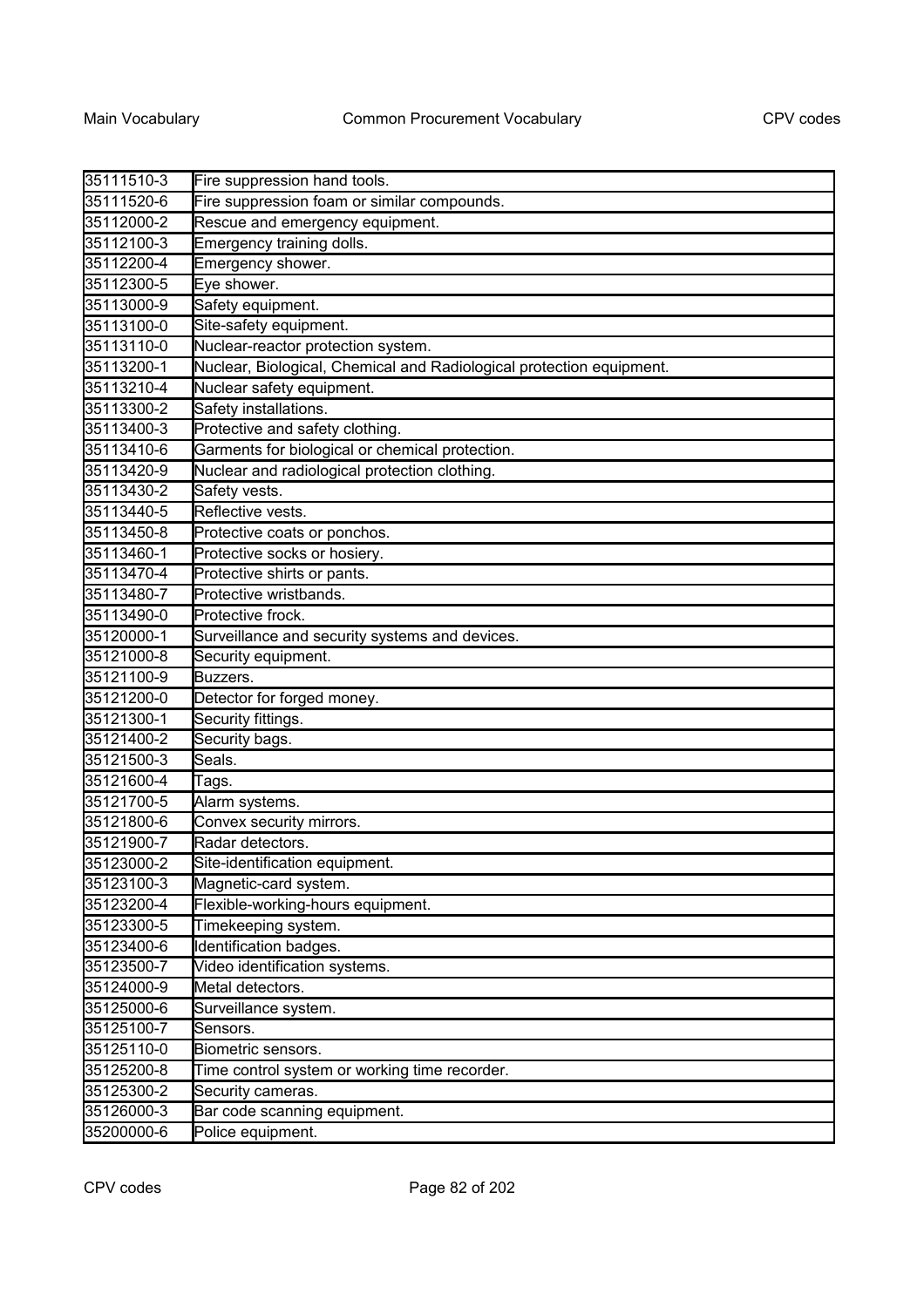| | |
|---|---|
| 35111510-3 | Fire suppression hand tools. |
| 35111520-6 | Fire suppression foam or similar compounds. |
| 35112000-2 | Rescue and emergency equipment. |
| 35112100-3 | Emergency training dolls. |
| 35112200-4 | Emergency shower. |
| 35112300-5 | Eye shower. |
| 35113000-9 | Safety equipment. |
| 35113100-0 | Site-safety equipment. |
| 35113110-0 | Nuclear-reactor protection system. |
| 35113200-1 | Nuclear, Biological, Chemical and Radiological protection equipment. |
| 35113210-4 | Nuclear safety equipment. |
| 35113300-2 | Safety installations. |
| 35113400-3 | Protective and safety clothing. |
| 35113410-6 | Garments for biological or chemical protection. |
| 35113420-9 | Nuclear and radiological protection clothing. |
| 35113430-2 | Safety vests. |
| 35113440-5 | Reflective vests. |
| 35113450-8 | Protective coats or ponchos. |
| 35113460-1 | Protective socks or hosiery. |
| 35113470-4 | Protective shirts or pants. |
| 35113480-7 | Protective wristbands. |
| 35113490-0 | Protective frock. |
| 35120000-1 | Surveillance and security systems and devices. |
| 35121000-8 | Security equipment. |
| 35121100-9 | Buzzers. |
| 35121200-0 | Detector for forged money. |
| 35121300-1 | Security fittings. |
| 35121400-2 | Security bags. |
| 35121500-3 | Seals. |
| 35121600-4 | Tags. |
| 35121700-5 | Alarm systems. |
| 35121800-6 | Convex security mirrors. |
| 35121900-7 | Radar detectors. |
| 35123000-2 | Site-identification equipment. |
| 35123100-3 | Magnetic-card system. |
| 35123200-4 | Flexible-working-hours equipment. |
| 35123300-5 | Timekeeping system. |
| 35123400-6 | Identification badges. |
| 35123500-7 | Video identification systems. |
| 35124000-9 | Metal detectors. |
| 35125000-6 | Surveillance system. |
| 35125100-7 | Sensors. |
| 35125110-0 | Biometric sensors. |
| 35125200-8 | Time control system or working time recorder. |
| 35125300-2 | Security cameras. |
| 35126000-3 | Bar code scanning equipment. |
| 35200000-6 | Police equipment. |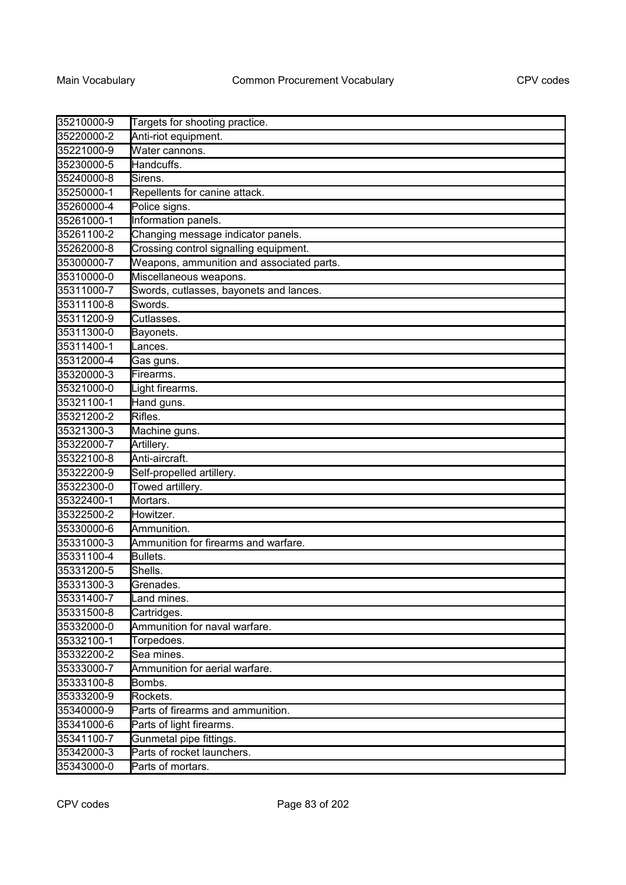| | |
|---|---|
| 35210000-9 | Targets for shooting practice. |
| 35220000-2 | Anti-riot equipment. |
| 35221000-9 | Water cannons. |
| 35230000-5 | Handcuffs. |
| 35240000-8 | Sirens. |
| 35250000-1 | Repellents for canine attack. |
| 35260000-4 | Police signs. |
| 35261000-1 | Information panels. |
| 35261100-2 | Changing message indicator panels. |
| 35262000-8 | Crossing control signalling equipment. |
| 35300000-7 | Weapons, ammunition and associated parts. |
| 35310000-0 | Miscellaneous weapons. |
| 35311000-7 | Swords, cutlasses, bayonets and lances. |
| 35311100-8 | Swords. |
| 35311200-9 | Cutlasses. |
| 35311300-0 | Bayonets. |
| 35311400-1 | Lances. |
| 35312000-4 | Gas guns. |
| 35320000-3 | Firearms. |
| 35321000-0 | Light firearms. |
| 35321100-1 | Hand guns. |
| 35321200-2 | Rifles. |
| 35321300-3 | Machine guns. |
| 35322000-7 | Artillery. |
| 35322100-8 | Anti-aircraft. |
| 35322200-9 | Self-propelled artillery. |
| 35322300-0 | Towed artillery. |
| 35322400-1 | Mortars. |
| 35322500-2 | Howitzer. |
| 35330000-6 | Ammunition. |
| 35331000-3 | Ammunition for firearms and warfare. |
| 35331100-4 | Bullets. |
| 35331200-5 | Shells. |
| 35331300-3 | Grenades. |
| 35331400-7 | Land mines. |
| 35331500-8 | Cartridges. |
| 35332000-0 | Ammunition for naval warfare. |
| 35332100-1 | Torpedoes. |
| 35332200-2 | Sea mines. |
| 35333000-7 | Ammunition for aerial warfare. |
| 35333100-8 | Bombs. |
| 35333200-9 | Rockets. |
| 35340000-9 | Parts of firearms and ammunition. |
| 35341000-6 | Parts of light firearms. |
| 35341100-7 | Gunmetal pipe fittings. |
| 35342000-3 | Parts of rocket launchers. |
| 35343000-0 | Parts of mortars. |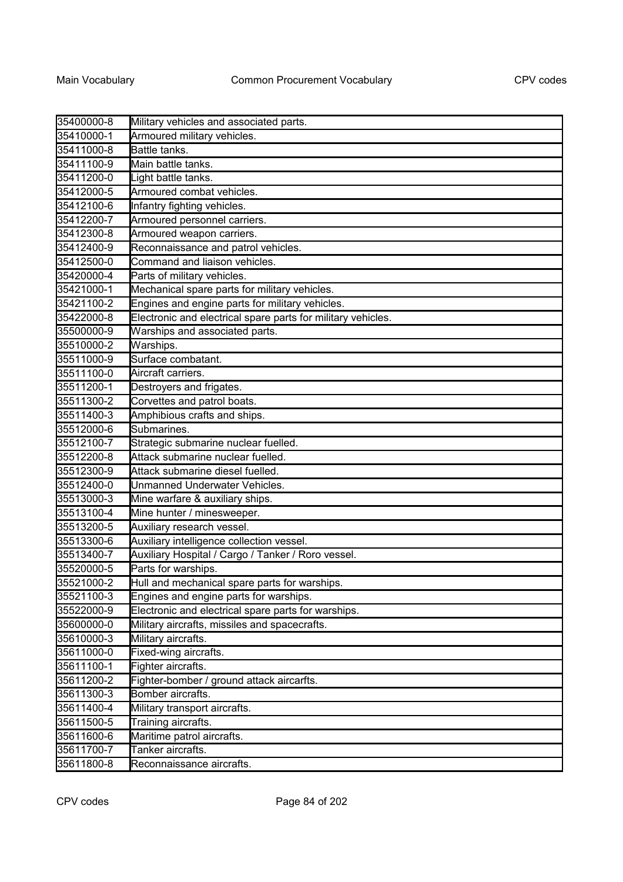| | |
|---|---|
| 35400000-8 | Military vehicles and associated parts. |
| 35410000-1 | Armoured military vehicles. |
| 35411000-8 | Battle tanks. |
| 35411100-9 | Main battle tanks. |
| 35411200-0 | Light battle tanks. |
| 35412000-5 | Armoured combat vehicles. |
| 35412100-6 | Infantry fighting vehicles. |
| 35412200-7 | Armoured personnel carriers. |
| 35412300-8 | Armoured weapon carriers. |
| 35412400-9 | Reconnaissance and patrol vehicles. |
| 35412500-0 | Command and liaison vehicles. |
| 35420000-4 | Parts of military vehicles. |
| 35421000-1 | Mechanical spare parts for military vehicles. |
| 35421100-2 | Engines and engine parts for military vehicles. |
| 35422000-8 | Electronic and electrical spare parts for military vehicles. |
| 35500000-9 | Warships and associated parts. |
| 35510000-2 | Warships. |
| 35511000-9 | Surface combatant. |
| 35511100-0 | Aircraft carriers. |
| 35511200-1 | Destroyers and frigates. |
| 35511300-2 | Corvettes and patrol boats. |
| 35511400-3 | Amphibious crafts and ships. |
| 35512000-6 | Submarines. |
| 35512100-7 | Strategic submarine nuclear fuelled. |
| 35512200-8 | Attack submarine nuclear fuelled. |
| 35512300-9 | Attack submarine diesel fuelled. |
| 35512400-0 | Unmanned Underwater Vehicles. |
| 35513000-3 | Mine warfare & auxiliary ships. |
| 35513100-4 | Mine hunter / minesweeper. |
| 35513200-5 | Auxiliary research vessel. |
| 35513300-6 | Auxiliary intelligence collection vessel. |
| 35513400-7 | Auxiliary Hospital / Cargo / Tanker / Roro vessel. |
| 35520000-5 | Parts for warships. |
| 35521000-2 | Hull and mechanical spare parts for warships. |
| 35521100-3 | Engines and engine parts for warships. |
| 35522000-9 | Electronic and electrical spare parts for warships. |
| 35600000-0 | Military aircrafts, missiles and spacecrafts. |
| 35610000-3 | Military aircrafts. |
| 35611000-0 | Fixed-wing aircrafts. |
| 35611100-1 | Fighter aircrafts. |
| 35611200-2 | Fighter-bomber / ground attack aircarfts. |
| 35611300-3 | Bomber aircrafts. |
| 35611400-4 | Military transport aircrafts. |
| 35611500-5 | Training aircrafts. |
| 35611600-6 | Maritime patrol aircrafts. |
| 35611700-7 | Tanker aircrafts. |
| 35611800-8 | Reconnaissance aircrafts. |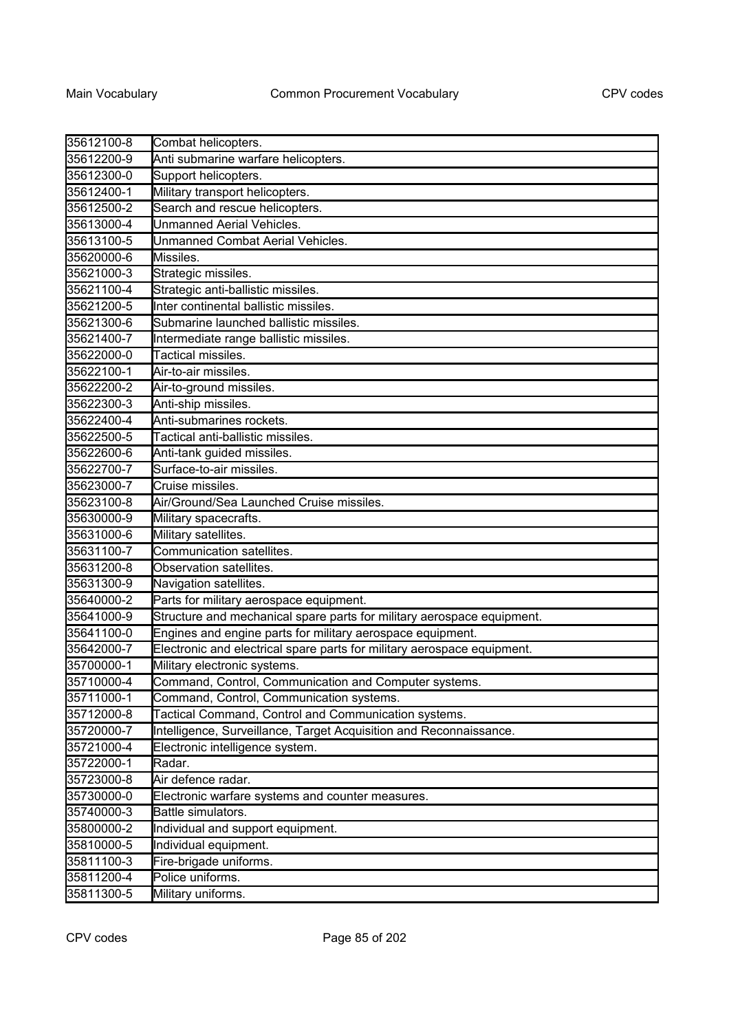| | |
|---|---|
| 35612100-8 | Combat helicopters. |
| 35612200-9 | Anti submarine warfare helicopters. |
| 35612300-0 | Support helicopters. |
| 35612400-1 | Military transport helicopters. |
| 35612500-2 | Search and rescue helicopters. |
| 35613000-4 | Unmanned Aerial Vehicles. |
| 35613100-5 | Unmanned Combat Aerial Vehicles. |
| 35620000-6 | Missiles. |
| 35621000-3 | Strategic missiles. |
| 35621100-4 | Strategic anti-ballistic missiles. |
| 35621200-5 | Inter continental ballistic missiles. |
| 35621300-6 | Submarine launched ballistic missiles. |
| 35621400-7 | Intermediate range ballistic missiles. |
| 35622000-0 | Tactical missiles. |
| 35622100-1 | Air-to-air missiles. |
| 35622200-2 | Air-to-ground missiles. |
| 35622300-3 | Anti-ship missiles. |
| 35622400-4 | Anti-submarines rockets. |
| 35622500-5 | Tactical anti-ballistic missiles. |
| 35622600-6 | Anti-tank guided missiles. |
| 35622700-7 | Surface-to-air missiles. |
| 35623000-7 | Cruise missiles. |
| 35623100-8 | Air/Ground/Sea Launched Cruise missiles. |
| 35630000-9 | Military spacecrafts. |
| 35631000-6 | Military satellites. |
| 35631100-7 | Communication satellites. |
| 35631200-8 | Observation satellites. |
| 35631300-9 | Navigation satellites. |
| 35640000-2 | Parts for military aerospace equipment. |
| 35641000-9 | Structure and mechanical spare parts for military aerospace equipment. |
| 35641100-0 | Engines and engine parts for military aerospace equipment. |
| 35642000-7 | Electronic and electrical spare parts for military aerospace equipment. |
| 35700000-1 | Military electronic systems. |
| 35710000-4 | Command, Control, Communication and Computer systems. |
| 35711000-1 | Command, Control, Communication systems. |
| 35712000-8 | Tactical Command, Control and Communication systems. |
| 35720000-7 | Intelligence, Surveillance, Target Acquisition and Reconnaissance. |
| 35721000-4 | Electronic intelligence system. |
| 35722000-1 | Radar. |
| 35723000-8 | Air defence radar. |
| 35730000-0 | Electronic warfare systems and counter measures. |
| 35740000-3 | Battle simulators. |
| 35800000-2 | Individual and support equipment. |
| 35810000-5 | Individual equipment. |
| 35811100-3 | Fire-brigade uniforms. |
| 35811200-4 | Police uniforms. |
| 35811300-5 | Military uniforms. |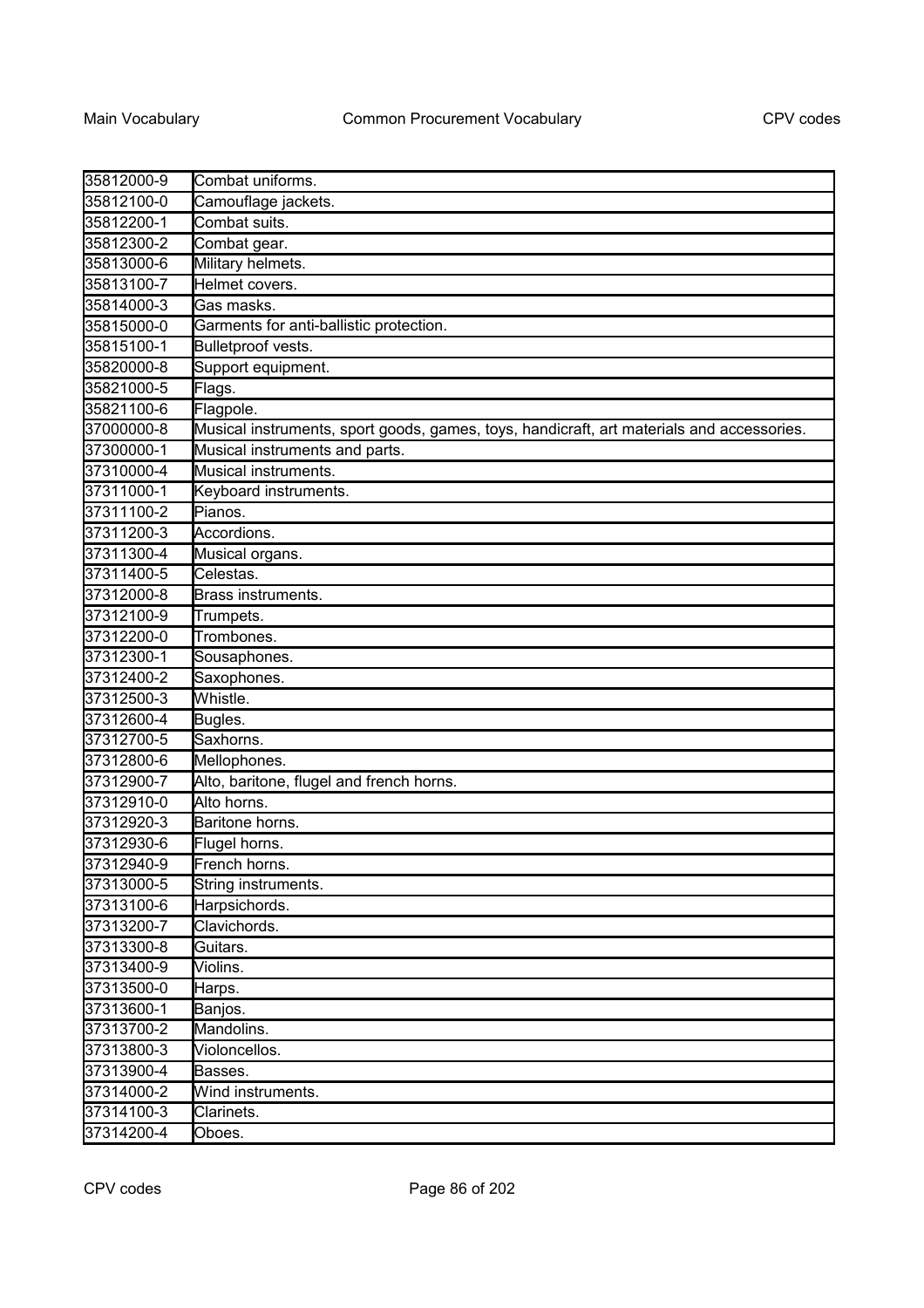| | |
|---|---|
| 35812000-9 | Combat uniforms. |
| 35812100-0 | Camouflage jackets. |
| 35812200-1 | Combat suits. |
| 35812300-2 | Combat gear. |
| 35813000-6 | Military helmets. |
| 35813100-7 | Helmet covers. |
| 35814000-3 | Gas masks. |
| 35815000-0 | Garments for anti-ballistic protection. |
| 35815100-1 | Bulletproof vests. |
| 35820000-8 | Support equipment. |
| 35821000-5 | Flags. |
| 35821100-6 | Flagpole. |
| 37000000-8 | Musical instruments, sport goods, games, toys, handicraft, art materials and accessories. |
| 37300000-1 | Musical instruments and parts. |
| 37310000-4 | Musical instruments. |
| 37311000-1 | Keyboard instruments. |
| 37311100-2 | Pianos. |
| 37311200-3 | Accordions. |
| 37311300-4 | Musical organs. |
| 37311400-5 | Celestas. |
| 37312000-8 | Brass instruments. |
| 37312100-9 | Trumpets. |
| 37312200-0 | Trombones. |
| 37312300-1 | Sousaphones. |
| 37312400-2 | Saxophones. |
| 37312500-3 | Whistle. |
| 37312600-4 | Bugles. |
| 37312700-5 | Saxhorns. |
| 37312800-6 | Mellophones. |
| 37312900-7 | Alto, baritone, flugel and french horns. |
| 37312910-0 | Alto horns. |
| 37312920-3 | Baritone horns. |
| 37312930-6 | Flugel horns. |
| 37312940-9 | French horns. |
| 37313000-5 | String instruments. |
| 37313100-6 | Harpsichords. |
| 37313200-7 | Clavichords. |
| 37313300-8 | Guitars. |
| 37313400-9 | Violins. |
| 37313500-0 | Harps. |
| 37313600-1 | Banjos. |
| 37313700-2 | Mandolins. |
| 37313800-3 | Violoncellos. |
| 37313900-4 | Basses. |
| 37314000-2 | Wind instruments. |
| 37314100-3 | Clarinets. |
| 37314200-4 | Oboes. |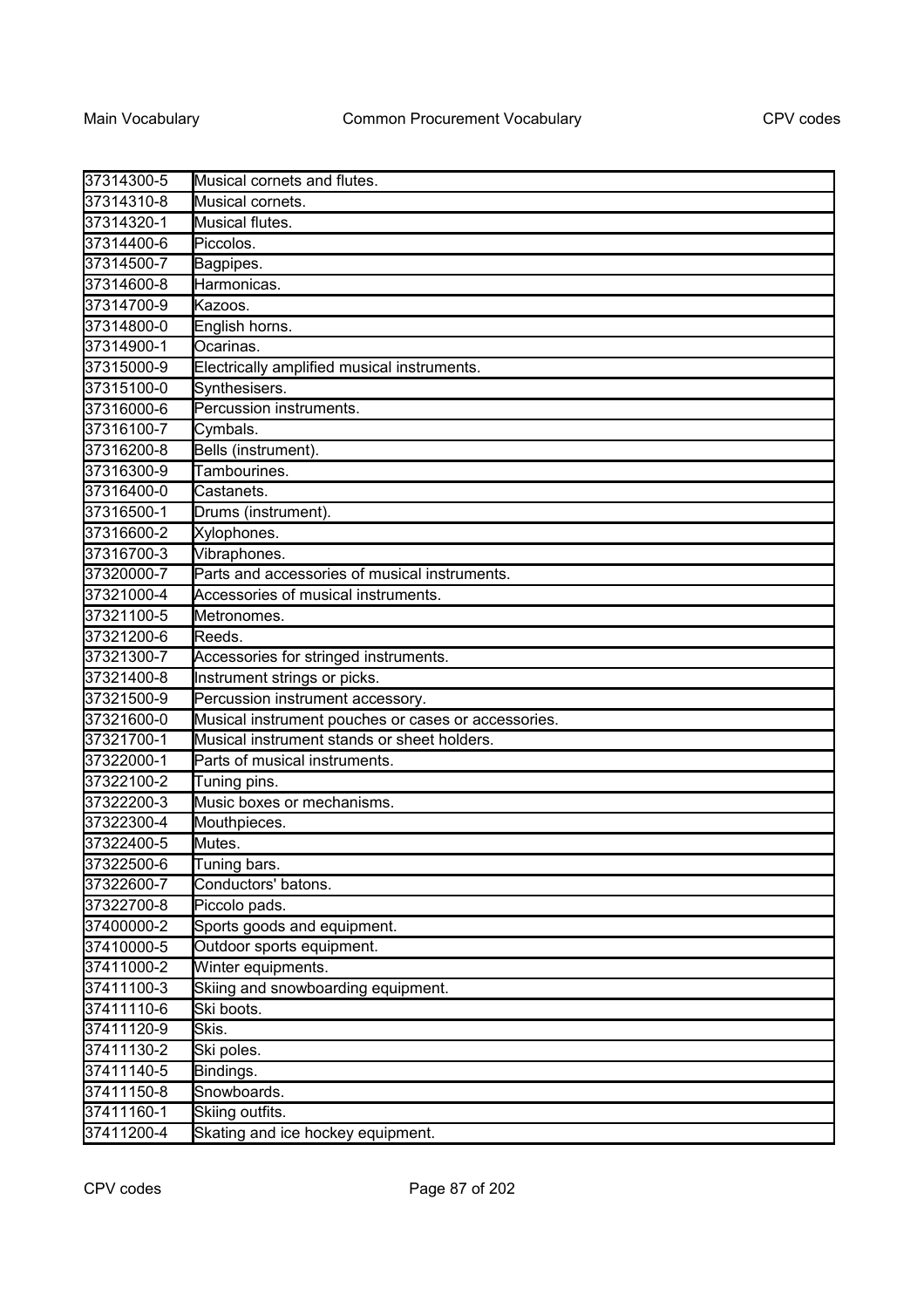| | |
|---|---|
| 37314300-5 | Musical cornets and flutes. |
| 37314310-8 | Musical cornets. |
| 37314320-1 | Musical flutes. |
| 37314400-6 | Piccolos. |
| 37314500-7 | Bagpipes. |
| 37314600-8 | Harmonicas. |
| 37314700-9 | Kazoos. |
| 37314800-0 | English horns. |
| 37314900-1 | Ocarinas. |
| 37315000-9 | Electrically amplified musical instruments. |
| 37315100-0 | Synthesisers. |
| 37316000-6 | Percussion instruments. |
| 37316100-7 | Cymbals. |
| 37316200-8 | Bells (instrument). |
| 37316300-9 | Tambourines. |
| 37316400-0 | Castanets. |
| 37316500-1 | Drums (instrument). |
| 37316600-2 | Xylophones. |
| 37316700-3 | Vibraphones. |
| 37320000-7 | Parts and accessories of musical instruments. |
| 37321000-4 | Accessories of musical instruments. |
| 37321100-5 | Metronomes. |
| 37321200-6 | Reeds. |
| 37321300-7 | Accessories for stringed instruments. |
| 37321400-8 | Instrument strings or picks. |
| 37321500-9 | Percussion instrument accessory. |
| 37321600-0 | Musical instrument pouches or cases or accessories. |
| 37321700-1 | Musical instrument stands or sheet holders. |
| 37322000-1 | Parts of musical instruments. |
| 37322100-2 | Tuning pins. |
| 37322200-3 | Music boxes or mechanisms. |
| 37322300-4 | Mouthpieces. |
| 37322400-5 | Mutes. |
| 37322500-6 | Tuning bars. |
| 37322600-7 | Conductors' batons. |
| 37322700-8 | Piccolo pads. |
| 37400000-2 | Sports goods and equipment. |
| 37410000-5 | Outdoor sports equipment. |
| 37411000-2 | Winter equipments. |
| 37411100-3 | Skiing and snowboarding equipment. |
| 37411110-6 | Ski boots. |
| 37411120-9 | Skis. |
| 37411130-2 | Ski poles. |
| 37411140-5 | Bindings. |
| 37411150-8 | Snowboards. |
| 37411160-1 | Skiing outfits. |
| 37411200-4 | Skating and ice hockey equipment. |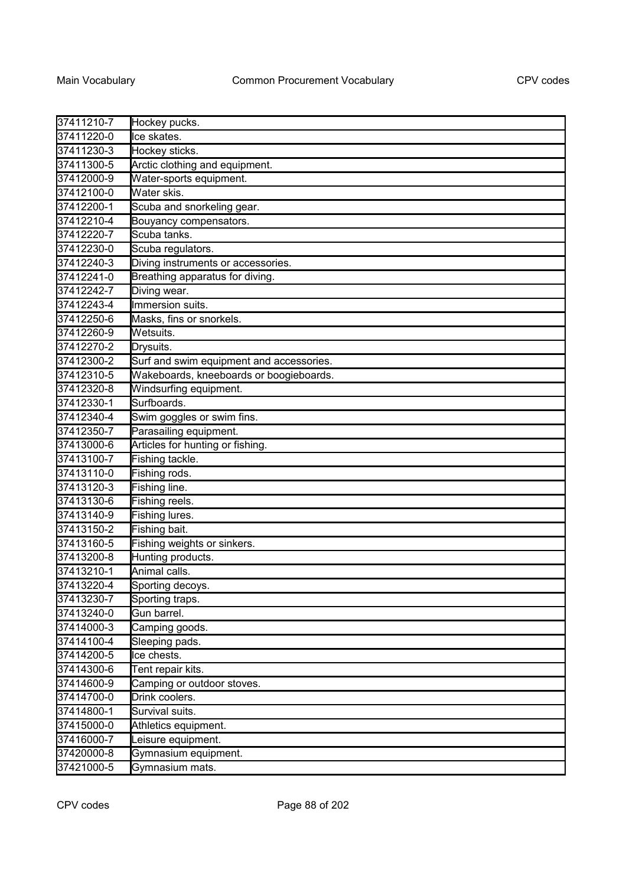| 37411210-7 | Hockey pucks. |
|---|---|
| 37411220-0 | Ice skates. |
| 37411230-3 | Hockey sticks. |
| 37411300-5 | Arctic clothing and equipment. |
| 37412000-9 | Water-sports equipment. |
| 37412100-0 | Water skis. |
| 37412200-1 | Scuba and snorkeling gear. |
| 37412210-4 | Bouyancy compensators. |
| 37412220-7 | Scuba tanks. |
| 37412230-0 | Scuba regulators. |
| 37412240-3 | Diving instruments or accessories. |
| 37412241-0 | Breathing apparatus for diving. |
| 37412242-7 | Diving wear. |
| 37412243-4 | Immersion suits. |
| 37412250-6 | Masks, fins or snorkels. |
| 37412260-9 | Wetsuits. |
| 37412270-2 | Drysuits. |
| 37412300-2 | Surf and swim equipment and accessories. |
| 37412310-5 | Wakeboards, kneeboards or boogieboards. |
| 37412320-8 | Windsurfing equipment. |
| 37412330-1 | Surfboards. |
| 37412340-4 | Swim goggles or swim fins. |
| 37412350-7 | Parasailing equipment. |
| 37413000-6 | Articles for hunting or fishing. |
| 37413100-7 | Fishing tackle. |
| 37413110-0 | Fishing rods. |
| 37413120-3 | Fishing line. |
| 37413130-6 | Fishing reels. |
| 37413140-9 | Fishing lures. |
| 37413150-2 | Fishing bait. |
| 37413160-5 | Fishing weights or sinkers. |
| 37413200-8 | Hunting products. |
| 37413210-1 | Animal calls. |
| 37413220-4 | Sporting decoys. |
| 37413230-7 | Sporting traps. |
| 37413240-0 | Gun barrel. |
| 37414000-3 | Camping goods. |
| 37414100-4 | Sleeping pads. |
| 37414200-5 | Ice chests. |
| 37414300-6 | Tent repair kits. |
| 37414600-9 | Camping or outdoor stoves. |
| 37414700-0 | Drink coolers. |
| 37414800-1 | Survival suits. |
| 37415000-0 | Athletics equipment. |
| 37416000-7 | Leisure equipment. |
| 37420000-8 | Gymnasium equipment. |
| 37421000-5 | Gymnasium mats. |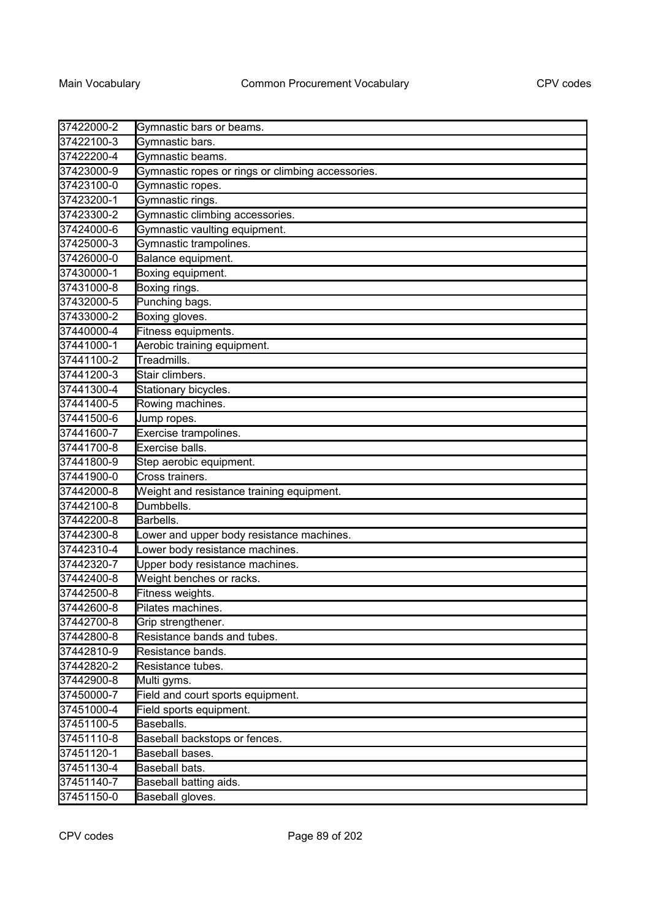| | |
|---|---|
| 37422000-2 | Gymnastic bars or beams. |
| 37422100-3 | Gymnastic bars. |
| 37422200-4 | Gymnastic beams. |
| 37423000-9 | Gymnastic ropes or rings or climbing accessories. |
| 37423100-0 | Gymnastic ropes. |
| 37423200-1 | Gymnastic rings. |
| 37423300-2 | Gymnastic climbing accessories. |
| 37424000-6 | Gymnastic vaulting equipment. |
| 37425000-3 | Gymnastic trampolines. |
| 37426000-0 | Balance equipment. |
| 37430000-1 | Boxing equipment. |
| 37431000-8 | Boxing rings. |
| 37432000-5 | Punching bags. |
| 37433000-2 | Boxing gloves. |
| 37440000-4 | Fitness equipments. |
| 37441000-1 | Aerobic training equipment. |
| 37441100-2 | Treadmills. |
| 37441200-3 | Stair climbers. |
| 37441300-4 | Stationary bicycles. |
| 37441400-5 | Rowing machines. |
| 37441500-6 | Jump ropes. |
| 37441600-7 | Exercise trampolines. |
| 37441700-8 | Exercise balls. |
| 37441800-9 | Step aerobic equipment. |
| 37441900-0 | Cross trainers. |
| 37442000-8 | Weight and resistance training equipment. |
| 37442100-8 | Dumbbells. |
| 37442200-8 | Barbells. |
| 37442300-8 | Lower and upper body resistance machines. |
| 37442310-4 | Lower body resistance machines. |
| 37442320-7 | Upper body resistance machines. |
| 37442400-8 | Weight benches or racks. |
| 37442500-8 | Fitness weights. |
| 37442600-8 | Pilates machines. |
| 37442700-8 | Grip strengthener. |
| 37442800-8 | Resistance bands and tubes. |
| 37442810-9 | Resistance bands. |
| 37442820-2 | Resistance tubes. |
| 37442900-8 | Multi gyms. |
| 37450000-7 | Field and court sports equipment. |
| 37451000-4 | Field sports equipment. |
| 37451100-5 | Baseballs. |
| 37451110-8 | Baseball backstops or fences. |
| 37451120-1 | Baseball bases. |
| 37451130-4 | Baseball bats. |
| 37451140-7 | Baseball batting aids. |
| 37451150-0 | Baseball gloves. |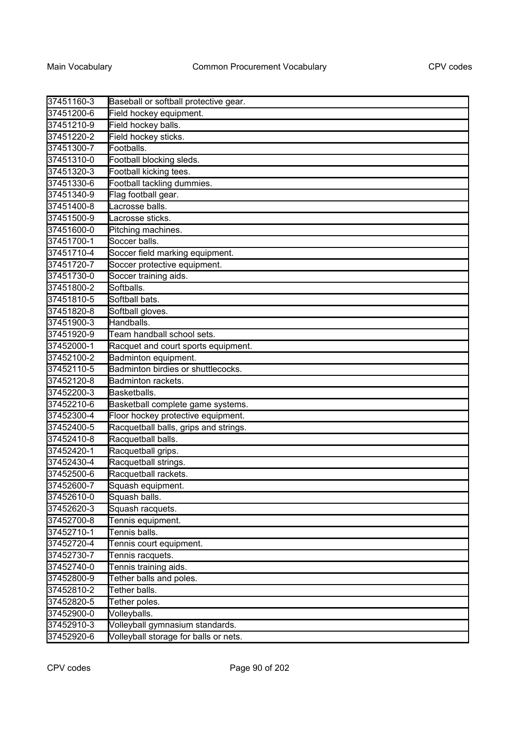| | |
|---|---|
| 37451160-3 | Baseball or softball protective gear. |
| 37451200-6 | Field hockey equipment. |
| 37451210-9 | Field hockey balls. |
| 37451220-2 | Field hockey sticks. |
| 37451300-7 | Footballs. |
| 37451310-0 | Football blocking sleds. |
| 37451320-3 | Football kicking tees. |
| 37451330-6 | Football tackling dummies. |
| 37451340-9 | Flag football gear. |
| 37451400-8 | Lacrosse balls. |
| 37451500-9 | Lacrosse sticks. |
| 37451600-0 | Pitching machines. |
| 37451700-1 | Soccer balls. |
| 37451710-4 | Soccer field marking equipment. |
| 37451720-7 | Soccer protective equipment. |
| 37451730-0 | Soccer training aids. |
| 37451800-2 | Softballs. |
| 37451810-5 | Softball bats. |
| 37451820-8 | Softball gloves. |
| 37451900-3 | Handballs. |
| 37451920-9 | Team handball school sets. |
| 37452000-1 | Racquet and court sports equipment. |
| 37452100-2 | Badminton equipment. |
| 37452110-5 | Badminton birdies or shuttlecocks. |
| 37452120-8 | Badminton rackets. |
| 37452200-3 | Basketballs. |
| 37452210-6 | Basketball complete game systems. |
| 37452300-4 | Floor hockey protective equipment. |
| 37452400-5 | Racquetball balls, grips and strings. |
| 37452410-8 | Racquetball balls. |
| 37452420-1 | Racquetball grips. |
| 37452430-4 | Racquetball strings. |
| 37452500-6 | Racquetball rackets. |
| 37452600-7 | Squash equipment. |
| 37452610-0 | Squash balls. |
| 37452620-3 | Squash racquets. |
| 37452700-8 | Tennis equipment. |
| 37452710-1 | Tennis balls. |
| 37452720-4 | Tennis court equipment. |
| 37452730-7 | Tennis racquets. |
| 37452740-0 | Tennis training aids. |
| 37452800-9 | Tether balls and poles. |
| 37452810-2 | Tether balls. |
| 37452820-5 | Tether poles. |
| 37452900-0 | Volleyballs. |
| 37452910-3 | Volleyball gymnasium standards. |
| 37452920-6 | Volleyball storage for balls or nets. |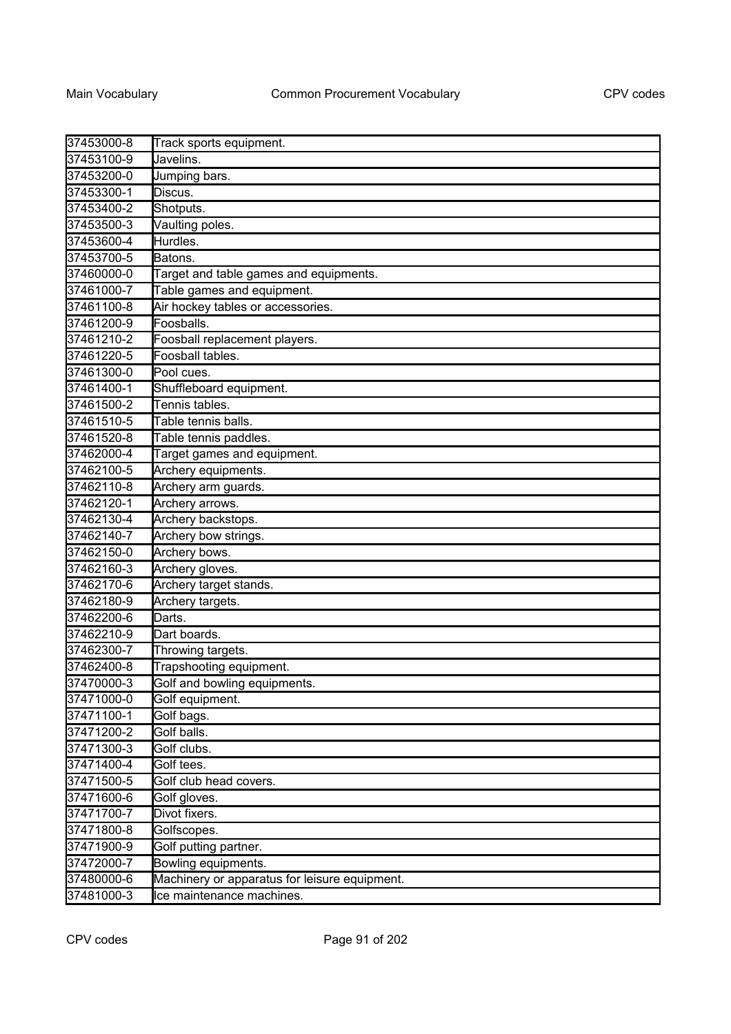| | |
|---|---|
| 37453000-8 | Track sports equipment. |
| 37453100-9 | Javelins. |
| 37453200-0 | Jumping bars. |
| 37453300-1 | Discus. |
| 37453400-2 | Shotputs. |
| 37453500-3 | Vaulting poles. |
| 37453600-4 | Hurdles. |
| 37453700-5 | Batons. |
| 37460000-0 | Target and table games and equipments. |
| 37461000-7 | Table games and equipment. |
| 37461100-8 | Air hockey tables or accessories. |
| 37461200-9 | Foosballs. |
| 37461210-2 | Foosball replacement players. |
| 37461220-5 | Foosball tables. |
| 37461300-0 | Pool cues. |
| 37461400-1 | Shuffleboard equipment. |
| 37461500-2 | Tennis tables. |
| 37461510-5 | Table tennis balls. |
| 37461520-8 | Table tennis paddles. |
| 37462000-4 | Target games and equipment. |
| 37462100-5 | Archery equipments. |
| 37462110-8 | Archery arm guards. |
| 37462120-1 | Archery arrows. |
| 37462130-4 | Archery backstops. |
| 37462140-7 | Archery bow strings. |
| 37462150-0 | Archery bows. |
| 37462160-3 | Archery gloves. |
| 37462170-6 | Archery target stands. |
| 37462180-9 | Archery targets. |
| 37462200-6 | Darts. |
| 37462210-9 | Dart boards. |
| 37462300-7 | Throwing targets. |
| 37462400-8 | Trapshooting equipment. |
| 37470000-3 | Golf and bowling equipments. |
| 37471000-0 | Golf equipment. |
| 37471100-1 | Golf bags. |
| 37471200-2 | Golf balls. |
| 37471300-3 | Golf clubs. |
| 37471400-4 | Golf tees. |
| 37471500-5 | Golf club head covers. |
| 37471600-6 | Golf gloves. |
| 37471700-7 | Divot fixers. |
| 37471800-8 | Golfscopes. |
| 37471900-9 | Golf putting partner. |
| 37472000-7 | Bowling equipments. |
| 37480000-6 | Machinery or apparatus for leisure equipment. |
| 37481000-3 | Ice maintenance machines. |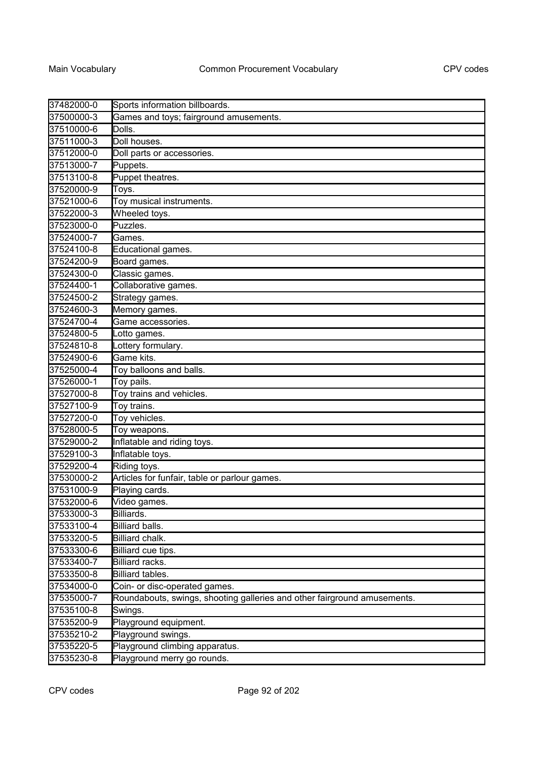| 37482000-0 | Sports information billboards. |
|---|---|
| 37500000-3 | Games and toys; fairground amusements. |
| 37510000-6 | Dolls. |
| 37511000-3 | Doll houses. |
| 37512000-0 | Doll parts or accessories. |
| 37513000-7 | Puppets. |
| 37513100-8 | Puppet theatres. |
| 37520000-9 | Toys. |
| 37521000-6 | Toy musical instruments. |
| 37522000-3 | Wheeled toys. |
| 37523000-0 | Puzzles. |
| 37524000-7 | Games. |
| 37524100-8 | Educational games. |
| 37524200-9 | Board games. |
| 37524300-0 | Classic games. |
| 37524400-1 | Collaborative games. |
| 37524500-2 | Strategy games. |
| 37524600-3 | Memory games. |
| 37524700-4 | Game accessories. |
| 37524800-5 | Lotto games. |
| 37524810-8 | Lottery formulary. |
| 37524900-6 | Game kits. |
| 37525000-4 | Toy balloons and balls. |
| 37526000-1 | Toy pails. |
| 37527000-8 | Toy trains and vehicles. |
| 37527100-9 | Toy trains. |
| 37527200-0 | Toy vehicles. |
| 37528000-5 | Toy weapons. |
| 37529000-2 | Inflatable and riding toys. |
| 37529100-3 | Inflatable toys. |
| 37529200-4 | Riding toys. |
| 37530000-2 | Articles for funfair, table or parlour games. |
| 37531000-9 | Playing cards. |
| 37532000-6 | Video games. |
| 37533000-3 | Billiards. |
| 37533100-4 | Billiard balls. |
| 37533200-5 | Billiard chalk. |
| 37533300-6 | Billiard cue tips. |
| 37533400-7 | Billiard racks. |
| 37533500-8 | Billiard tables. |
| 37534000-0 | Coin- or disc-operated games. |
| 37535000-7 | Roundabouts, swings, shooting galleries and other fairground amusements. |
| 37535100-8 | Swings. |
| 37535200-9 | Playground equipment. |
| 37535210-2 | Playground swings. |
| 37535220-5 | Playground climbing apparatus. |
| 37535230-8 | Playground merry go rounds. |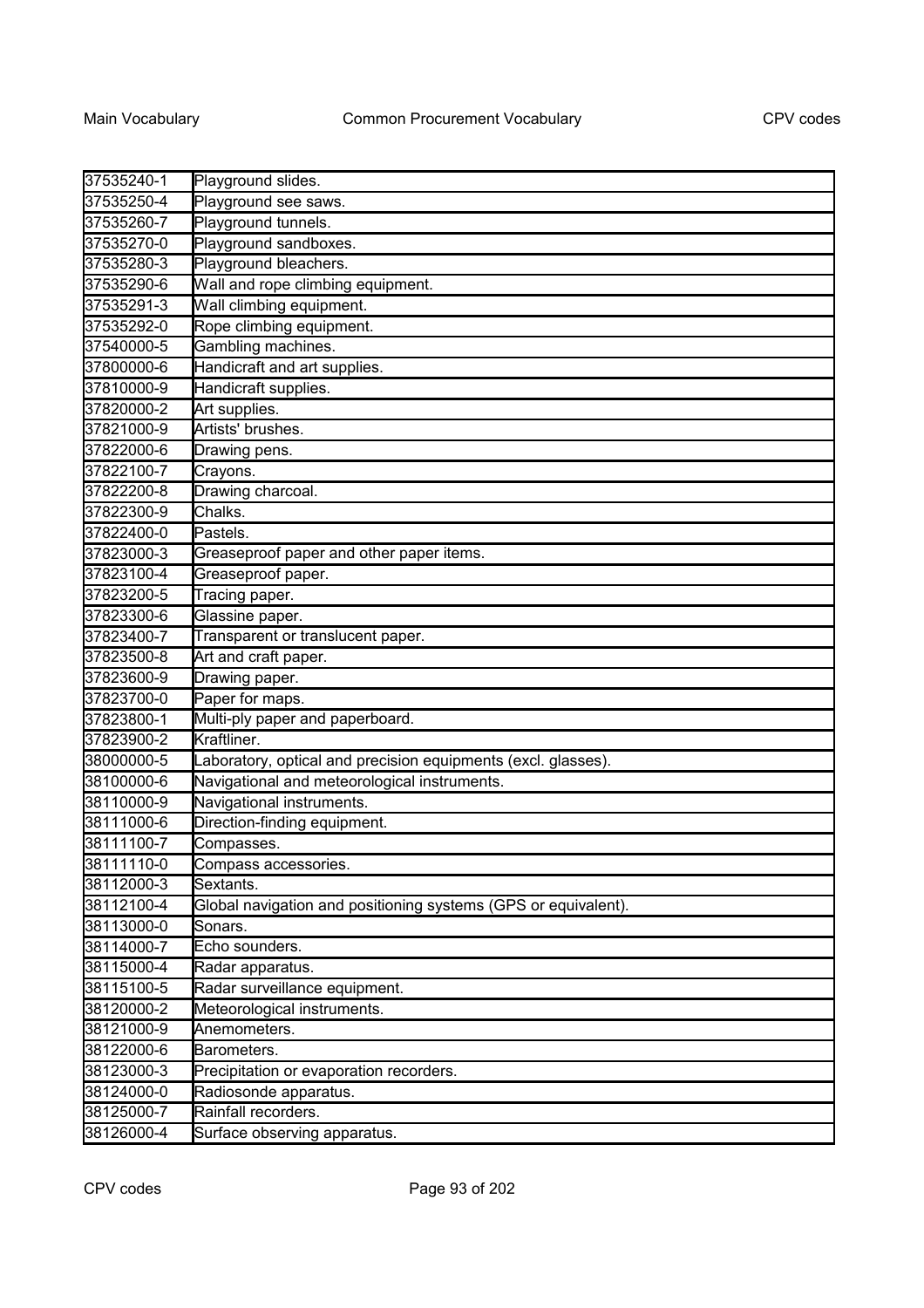| 37535240-1 | Playground slides. |
|---|---|
| 37535250-4 | Playground see saws. |
| 37535260-7 | Playground tunnels. |
| 37535270-0 | Playground sandboxes. |
| 37535280-3 | Playground bleachers. |
| 37535290-6 | Wall and rope climbing equipment. |
| 37535291-3 | Wall climbing equipment. |
| 37535292-0 | Rope climbing equipment. |
| 37540000-5 | Gambling machines. |
| 37800000-6 | Handicraft and art supplies. |
| 37810000-9 | Handicraft supplies. |
| 37820000-2 | Art supplies. |
| 37821000-9 | Artists' brushes. |
| 37822000-6 | Drawing pens. |
| 37822100-7 | Crayons. |
| 37822200-8 | Drawing charcoal. |
| 37822300-9 | Chalks. |
| 37822400-0 | Pastels. |
| 37823000-3 | Greaseproof paper and other paper items. |
| 37823100-4 | Greaseproof paper. |
| 37823200-5 | Tracing paper. |
| 37823300-6 | Glassine paper. |
| 37823400-7 | Transparent or translucent paper. |
| 37823500-8 | Art and craft paper. |
| 37823600-9 | Drawing paper. |
| 37823700-0 | Paper for maps. |
| 37823800-1 | Multi-ply paper and paperboard. |
| 37823900-2 | Kraftliner. |
| 38000000-5 | Laboratory, optical and precision equipments (excl. glasses). |
| 38100000-6 | Navigational and meteorological instruments. |
| 38110000-9 | Navigational instruments. |
| 38111000-6 | Direction-finding equipment. |
| 38111100-7 | Compasses. |
| 38111110-0 | Compass accessories. |
| 38112000-3 | Sextants. |
| 38112100-4 | Global navigation and positioning systems (GPS or equivalent). |
| 38113000-0 | Sonars. |
| 38114000-7 | Echo sounders. |
| 38115000-4 | Radar apparatus. |
| 38115100-5 | Radar surveillance equipment. |
| 38120000-2 | Meteorological instruments. |
| 38121000-9 | Anemometers. |
| 38122000-6 | Barometers. |
| 38123000-3 | Precipitation or evaporation recorders. |
| 38124000-0 | Radiosonde apparatus. |
| 38125000-7 | Rainfall recorders. |
| 38126000-4 | Surface observing apparatus. |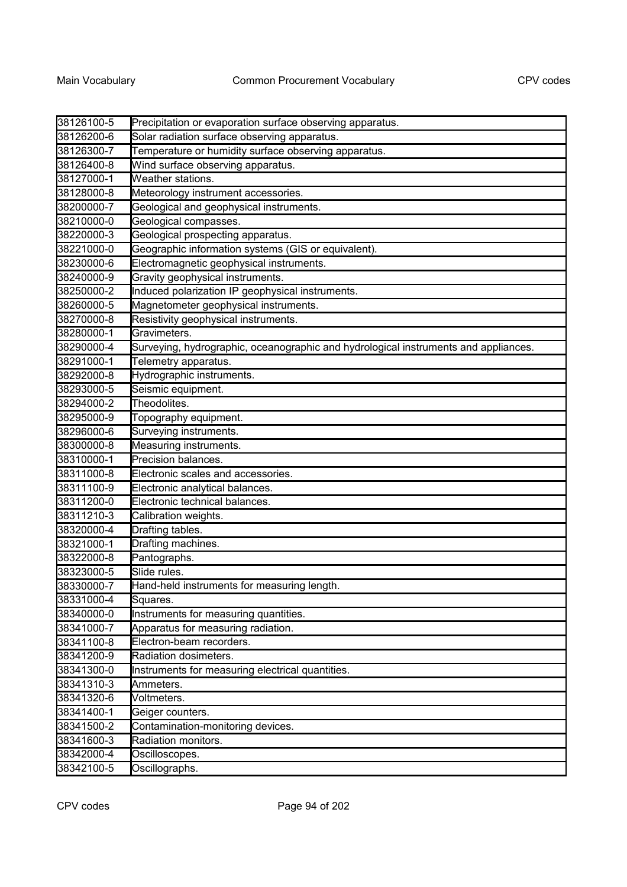| | |
|---|---|
| 38126100-5 | Precipitation or evaporation surface observing apparatus. |
| 38126200-6 | Solar radiation surface observing apparatus. |
| 38126300-7 | Temperature or humidity surface observing apparatus. |
| 38126400-8 | Wind surface observing apparatus. |
| 38127000-1 | Weather stations. |
| 38128000-8 | Meteorology instrument accessories. |
| 38200000-7 | Geological and geophysical instruments. |
| 38210000-0 | Geological compasses. |
| 38220000-3 | Geological prospecting apparatus. |
| 38221000-0 | Geographic information systems (GIS or equivalent). |
| 38230000-6 | Electromagnetic geophysical instruments. |
| 38240000-9 | Gravity geophysical instruments. |
| 38250000-2 | Induced polarization IP geophysical instruments. |
| 38260000-5 | Magnetometer geophysical instruments. |
| 38270000-8 | Resistivity geophysical instruments. |
| 38280000-1 | Gravimeters. |
| 38290000-4 | Surveying, hydrographic, oceanographic and hydrological instruments and appliances. |
| 38291000-1 | Telemetry apparatus. |
| 38292000-8 | Hydrographic instruments. |
| 38293000-5 | Seismic equipment. |
| 38294000-2 | Theodolites. |
| 38295000-9 | Topography equipment. |
| 38296000-6 | Surveying instruments. |
| 38300000-8 | Measuring instruments. |
| 38310000-1 | Precision balances. |
| 38311000-8 | Electronic scales and accessories. |
| 38311100-9 | Electronic analytical balances. |
| 38311200-0 | Electronic technical balances. |
| 38311210-3 | Calibration weights. |
| 38320000-4 | Drafting tables. |
| 38321000-1 | Drafting machines. |
| 38322000-8 | Pantographs. |
| 38323000-5 | Slide rules. |
| 38330000-7 | Hand-held instruments for measuring length. |
| 38331000-4 | Squares. |
| 38340000-0 | Instruments for measuring quantities. |
| 38341000-7 | Apparatus for measuring radiation. |
| 38341100-8 | Electron-beam recorders. |
| 38341200-9 | Radiation dosimeters. |
| 38341300-0 | Instruments for measuring electrical quantities. |
| 38341310-3 | Ammeters. |
| 38341320-6 | Voltmeters. |
| 38341400-1 | Geiger counters. |
| 38341500-2 | Contamination-monitoring devices. |
| 38341600-3 | Radiation monitors. |
| 38342000-4 | Oscilloscopes. |
| 38342100-5 | Oscillographs. |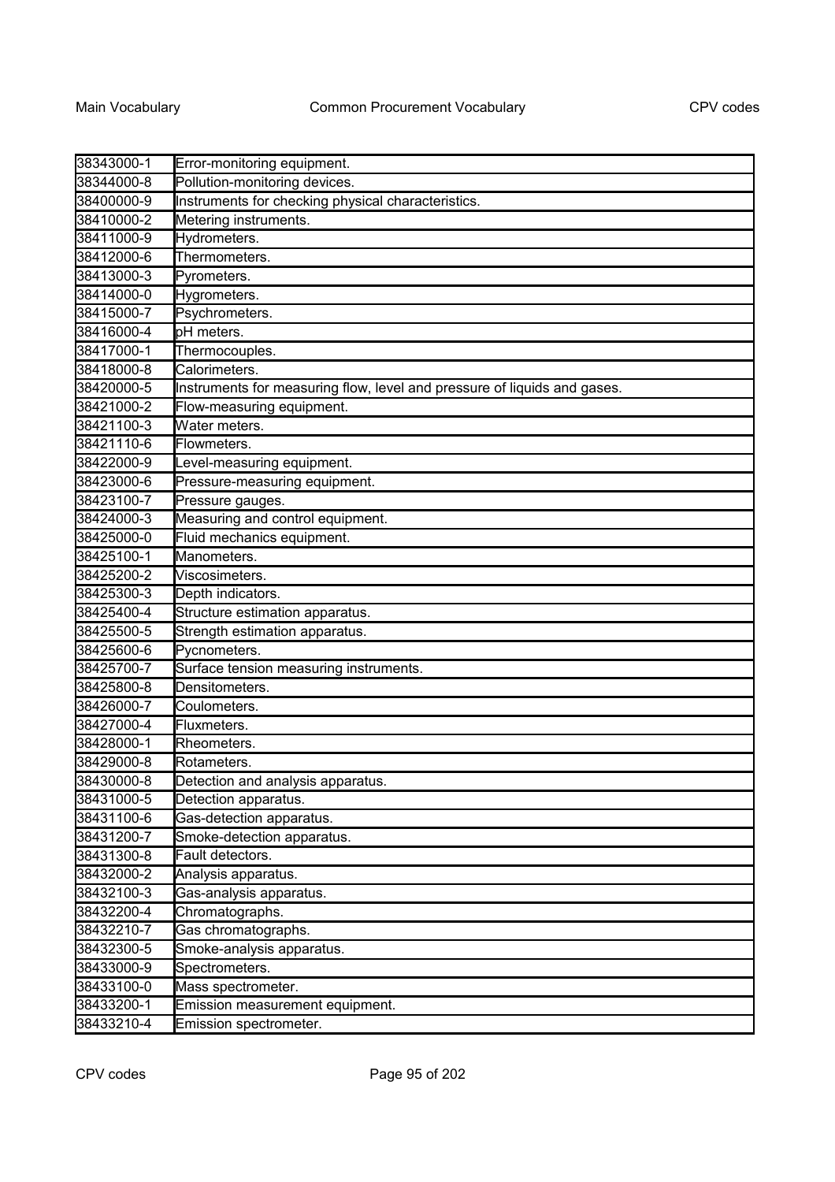| | |
|---|---|
| 38343000-1 | Error-monitoring equipment. |
| 38344000-8 | Pollution-monitoring devices. |
| 38400000-9 | Instruments for checking physical characteristics. |
| 38410000-2 | Metering instruments. |
| 38411000-9 | Hydrometers. |
| 38412000-6 | Thermometers. |
| 38413000-3 | Pyrometers. |
| 38414000-0 | Hygrometers. |
| 38415000-7 | Psychrometers. |
| 38416000-4 | pH meters. |
| 38417000-1 | Thermocouples. |
| 38418000-8 | Calorimeters. |
| 38420000-5 | Instruments for measuring flow, level and pressure of liquids and gases. |
| 38421000-2 | Flow-measuring equipment. |
| 38421100-3 | Water meters. |
| 38421110-6 | Flowmeters. |
| 38422000-9 | Level-measuring equipment. |
| 38423000-6 | Pressure-measuring equipment. |
| 38423100-7 | Pressure gauges. |
| 38424000-3 | Measuring and control equipment. |
| 38425000-0 | Fluid mechanics equipment. |
| 38425100-1 | Manometers. |
| 38425200-2 | Viscosimeters. |
| 38425300-3 | Depth indicators. |
| 38425400-4 | Structure estimation apparatus. |
| 38425500-5 | Strength estimation apparatus. |
| 38425600-6 | Pycnometers. |
| 38425700-7 | Surface tension measuring instruments. |
| 38425800-8 | Densitometers. |
| 38426000-7 | Coulometers. |
| 38427000-4 | Fluxmeters. |
| 38428000-1 | Rheometers. |
| 38429000-8 | Rotameters. |
| 38430000-8 | Detection and analysis apparatus. |
| 38431000-5 | Detection apparatus. |
| 38431100-6 | Gas-detection apparatus. |
| 38431200-7 | Smoke-detection apparatus. |
| 38431300-8 | Fault detectors. |
| 38432000-2 | Analysis apparatus. |
| 38432100-3 | Gas-analysis apparatus. |
| 38432200-4 | Chromatographs. |
| 38432210-7 | Gas chromatographs. |
| 38432300-5 | Smoke-analysis apparatus. |
| 38433000-9 | Spectrometers. |
| 38433100-0 | Mass spectrometer. |
| 38433200-1 | Emission measurement equipment. |
| 38433210-4 | Emission spectrometer. |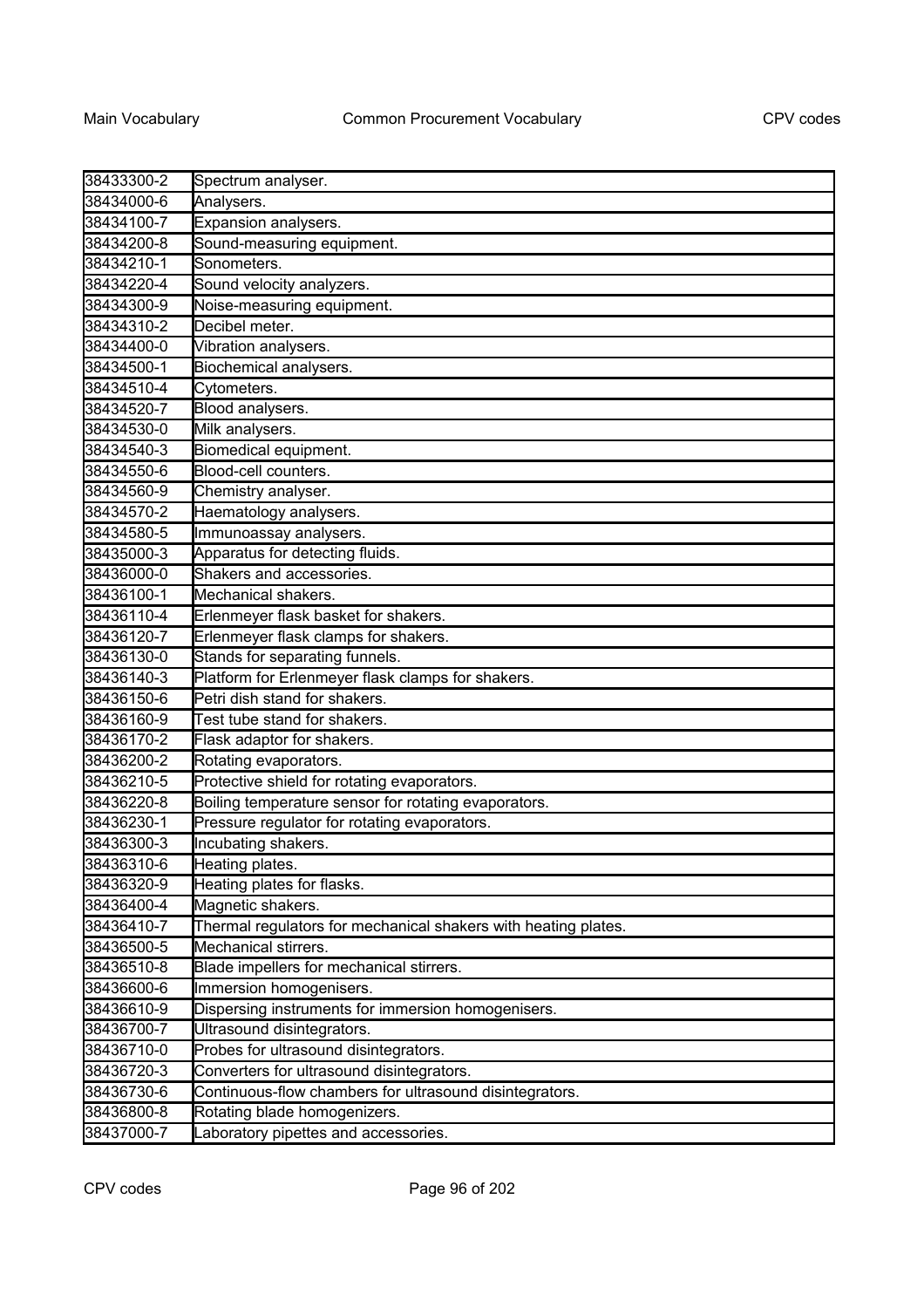| | |
|---|---|
| 38433300-2 | Spectrum analyser. |
| 38434000-6 | Analysers. |
| 38434100-7 | Expansion analysers. |
| 38434200-8 | Sound-measuring equipment. |
| 38434210-1 | Sonometers. |
| 38434220-4 | Sound velocity analyzers. |
| 38434300-9 | Noise-measuring equipment. |
| 38434310-2 | Decibel meter. |
| 38434400-0 | Vibration analysers. |
| 38434500-1 | Biochemical analysers. |
| 38434510-4 | Cytometers. |
| 38434520-7 | Blood analysers. |
| 38434530-0 | Milk analysers. |
| 38434540-3 | Biomedical equipment. |
| 38434550-6 | Blood-cell counters. |
| 38434560-9 | Chemistry analyser. |
| 38434570-2 | Haematology analysers. |
| 38434580-5 | Immunoassay analysers. |
| 38435000-3 | Apparatus for detecting fluids. |
| 38436000-0 | Shakers and accessories. |
| 38436100-1 | Mechanical shakers. |
| 38436110-4 | Erlenmeyer flask basket for shakers. |
| 38436120-7 | Erlenmeyer flask clamps for shakers. |
| 38436130-0 | Stands for separating funnels. |
| 38436140-3 | Platform for Erlenmeyer flask clamps for shakers. |
| 38436150-6 | Petri dish stand for shakers. |
| 38436160-9 | Test tube stand for shakers. |
| 38436170-2 | Flask adaptor for shakers. |
| 38436200-2 | Rotating evaporators. |
| 38436210-5 | Protective shield for rotating evaporators. |
| 38436220-8 | Boiling temperature sensor for rotating evaporators. |
| 38436230-1 | Pressure regulator for rotating evaporators. |
| 38436300-3 | Incubating shakers. |
| 38436310-6 | Heating plates. |
| 38436320-9 | Heating plates for flasks. |
| 38436400-4 | Magnetic shakers. |
| 38436410-7 | Thermal regulators for mechanical shakers with heating plates. |
| 38436500-5 | Mechanical stirrers. |
| 38436510-8 | Blade impellers for mechanical stirrers. |
| 38436600-6 | Immersion homogenisers. |
| 38436610-9 | Dispersing instruments for immersion homogenisers. |
| 38436700-7 | Ultrasound disintegrators. |
| 38436710-0 | Probes for ultrasound disintegrators. |
| 38436720-3 | Converters for ultrasound disintegrators. |
| 38436730-6 | Continuous-flow chambers for ultrasound disintegrators. |
| 38436800-8 | Rotating blade homogenizers. |
| 38437000-7 | Laboratory pipettes and accessories. |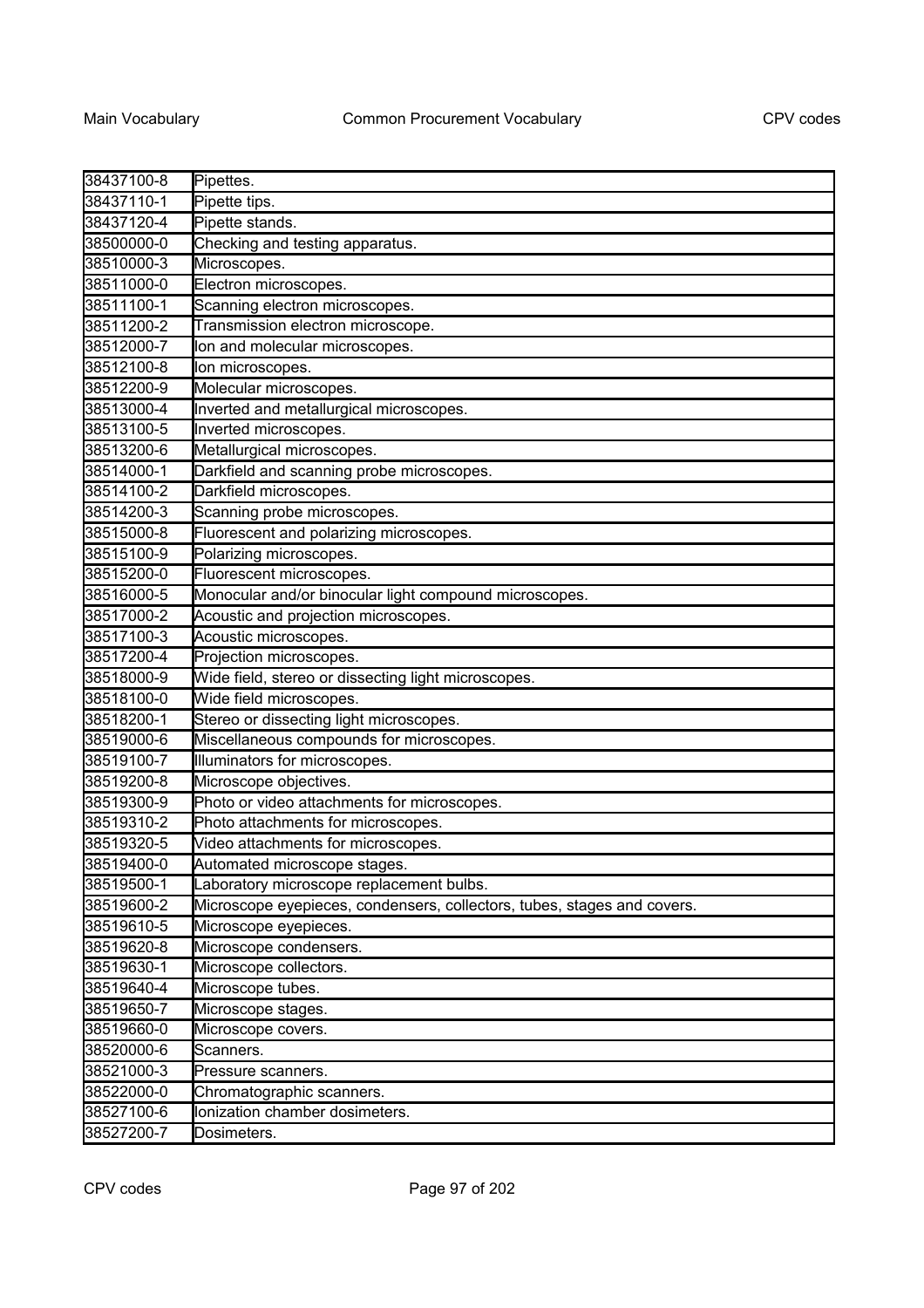| | |
|---|---|
| 38437100-8 | Pipettes. |
| 38437110-1 | Pipette tips. |
| 38437120-4 | Pipette stands. |
| 38500000-0 | Checking and testing apparatus. |
| 38510000-3 | Microscopes. |
| 38511000-0 | Electron microscopes. |
| 38511100-1 | Scanning electron microscopes. |
| 38511200-2 | Transmission electron microscope. |
| 38512000-7 | Ion and molecular microscopes. |
| 38512100-8 | Ion microscopes. |
| 38512200-9 | Molecular microscopes. |
| 38513000-4 | Inverted and metallurgical microscopes. |
| 38513100-5 | Inverted microscopes. |
| 38513200-6 | Metallurgical microscopes. |
| 38514000-1 | Darkfield and scanning probe microscopes. |
| 38514100-2 | Darkfield microscopes. |
| 38514200-3 | Scanning probe microscopes. |
| 38515000-8 | Fluorescent and polarizing microscopes. |
| 38515100-9 | Polarizing microscopes. |
| 38515200-0 | Fluorescent microscopes. |
| 38516000-5 | Monocular and/or binocular light compound microscopes. |
| 38517000-2 | Acoustic and projection microscopes. |
| 38517100-3 | Acoustic microscopes. |
| 38517200-4 | Projection microscopes. |
| 38518000-9 | Wide field, stereo or dissecting light microscopes. |
| 38518100-0 | Wide field microscopes. |
| 38518200-1 | Stereo or dissecting light microscopes. |
| 38519000-6 | Miscellaneous compounds for microscopes. |
| 38519100-7 | Illuminators for microscopes. |
| 38519200-8 | Microscope objectives. |
| 38519300-9 | Photo or video attachments for microscopes. |
| 38519310-2 | Photo attachments for microscopes. |
| 38519320-5 | Video attachments for microscopes. |
| 38519400-0 | Automated microscope stages. |
| 38519500-1 | Laboratory microscope replacement bulbs. |
| 38519600-2 | Microscope eyepieces, condensers, collectors, tubes, stages and covers. |
| 38519610-5 | Microscope eyepieces. |
| 38519620-8 | Microscope condensers. |
| 38519630-1 | Microscope collectors. |
| 38519640-4 | Microscope tubes. |
| 38519650-7 | Microscope stages. |
| 38519660-0 | Microscope covers. |
| 38520000-6 | Scanners. |
| 38521000-3 | Pressure scanners. |
| 38522000-0 | Chromatographic scanners. |
| 38527100-6 | Ionization chamber dosimeters. |
| 38527200-7 | Dosimeters. |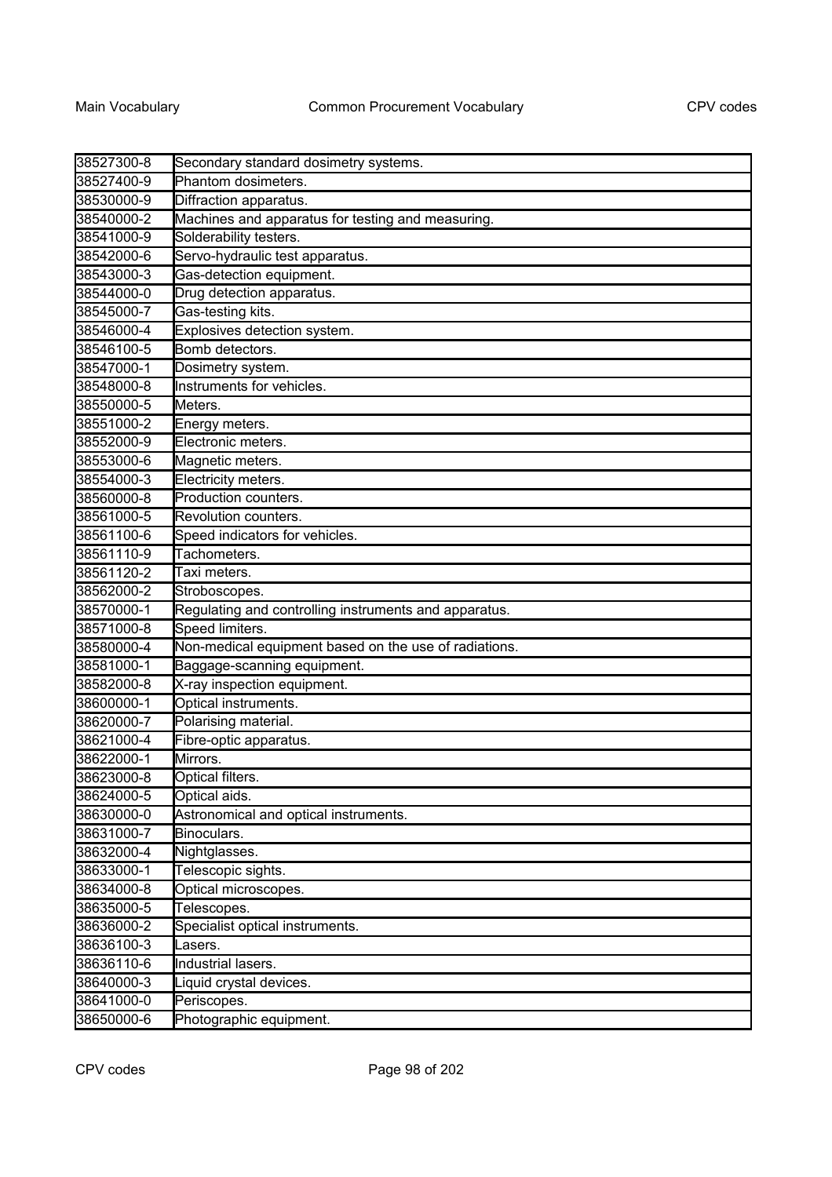| | |
|---|---|
| 38527300-8 | Secondary standard dosimetry systems. |
| 38527400-9 | Phantom dosimeters. |
| 38530000-9 | Diffraction apparatus. |
| 38540000-2 | Machines and apparatus for testing and measuring. |
| 38541000-9 | Solderability testers. |
| 38542000-6 | Servo-hydraulic test apparatus. |
| 38543000-3 | Gas-detection equipment. |
| 38544000-0 | Drug detection apparatus. |
| 38545000-7 | Gas-testing kits. |
| 38546000-4 | Explosives detection system. |
| 38546100-5 | Bomb detectors. |
| 38547000-1 | Dosimetry system. |
| 38548000-8 | Instruments for vehicles. |
| 38550000-5 | Meters. |
| 38551000-2 | Energy meters. |
| 38552000-9 | Electronic meters. |
| 38553000-6 | Magnetic meters. |
| 38554000-3 | Electricity meters. |
| 38560000-8 | Production counters. |
| 38561000-5 | Revolution counters. |
| 38561100-6 | Speed indicators for vehicles. |
| 38561110-9 | Tachometers. |
| 38561120-2 | Taxi meters. |
| 38562000-2 | Stroboscopes. |
| 38570000-1 | Regulating and controlling instruments and apparatus. |
| 38571000-8 | Speed limiters. |
| 38580000-4 | Non-medical equipment based on the use of radiations. |
| 38581000-1 | Baggage-scanning equipment. |
| 38582000-8 | X-ray inspection equipment. |
| 38600000-1 | Optical instruments. |
| 38620000-7 | Polarising material. |
| 38621000-4 | Fibre-optic apparatus. |
| 38622000-1 | Mirrors. |
| 38623000-8 | Optical filters. |
| 38624000-5 | Optical aids. |
| 38630000-0 | Astronomical and optical instruments. |
| 38631000-7 | Binoculars. |
| 38632000-4 | Nightglasses. |
| 38633000-1 | Telescopic sights. |
| 38634000-8 | Optical microscopes. |
| 38635000-5 | Telescopes. |
| 38636000-2 | Specialist optical instruments. |
| 38636100-3 | Lasers. |
| 38636110-6 | Industrial lasers. |
| 38640000-3 | Liquid crystal devices. |
| 38641000-0 | Periscopes. |
| 38650000-6 | Photographic equipment. |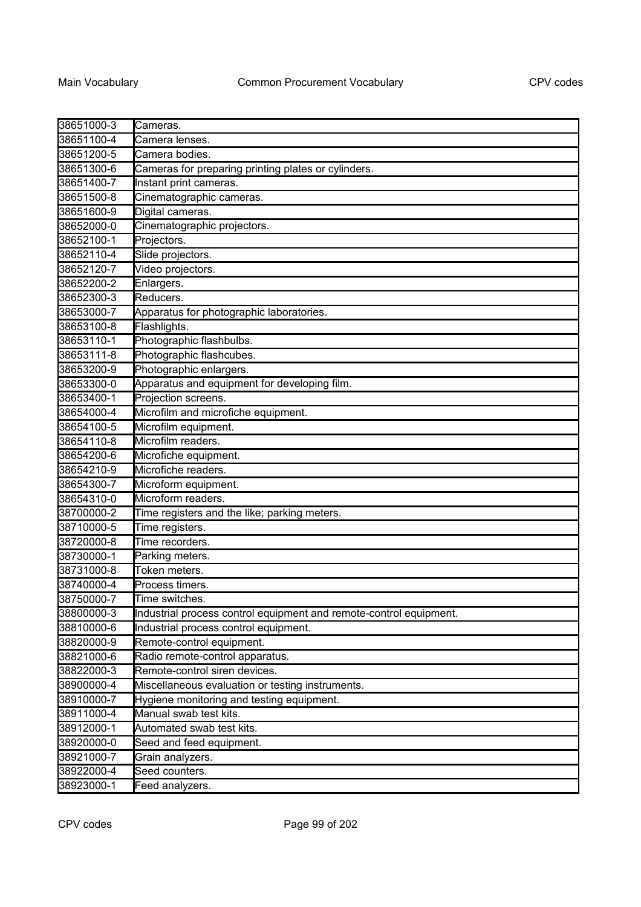| | |
|---|---|
| 38651000-3 | Cameras. |
| 38651100-4 | Camera lenses. |
| 38651200-5 | Camera bodies. |
| 38651300-6 | Cameras for preparing printing plates or cylinders. |
| 38651400-7 | Instant print cameras. |
| 38651500-8 | Cinematographic cameras. |
| 38651600-9 | Digital cameras. |
| 38652000-0 | Cinematographic projectors. |
| 38652100-1 | Projectors. |
| 38652110-4 | Slide projectors. |
| 38652120-7 | Video projectors. |
| 38652200-2 | Enlargers. |
| 38652300-3 | Reducers. |
| 38653000-7 | Apparatus for photographic laboratories. |
| 38653100-8 | Flashlights. |
| 38653110-1 | Photographic flashbulbs. |
| 38653111-8 | Photographic flashcubes. |
| 38653200-9 | Photographic enlargers. |
| 38653300-0 | Apparatus and equipment for developing film. |
| 38653400-1 | Projection screens. |
| 38654000-4 | Microfilm and microfiche equipment. |
| 38654100-5 | Microfilm equipment. |
| 38654110-8 | Microfilm readers. |
| 38654200-6 | Microfiche equipment. |
| 38654210-9 | Microfiche readers. |
| 38654300-7 | Microform equipment. |
| 38654310-0 | Microform readers. |
| 38700000-2 | Time registers and the like; parking meters. |
| 38710000-5 | Time registers. |
| 38720000-8 | Time recorders. |
| 38730000-1 | Parking meters. |
| 38731000-8 | Token meters. |
| 38740000-4 | Process timers. |
| 38750000-7 | Time switches. |
| 38800000-3 | Industrial process control equipment and remote-control equipment. |
| 38810000-6 | Industrial process control equipment. |
| 38820000-9 | Remote-control equipment. |
| 38821000-6 | Radio remote-control apparatus. |
| 38822000-3 | Remote-control siren devices. |
| 38900000-4 | Miscellaneous evaluation or testing instruments. |
| 38910000-7 | Hygiene monitoring and testing equipment. |
| 38911000-4 | Manual swab test kits. |
| 38912000-1 | Automated swab test kits. |
| 38920000-0 | Seed and feed equipment. |
| 38921000-7 | Grain analyzers. |
| 38922000-4 | Seed counters. |
| 38923000-1 | Feed analyzers. |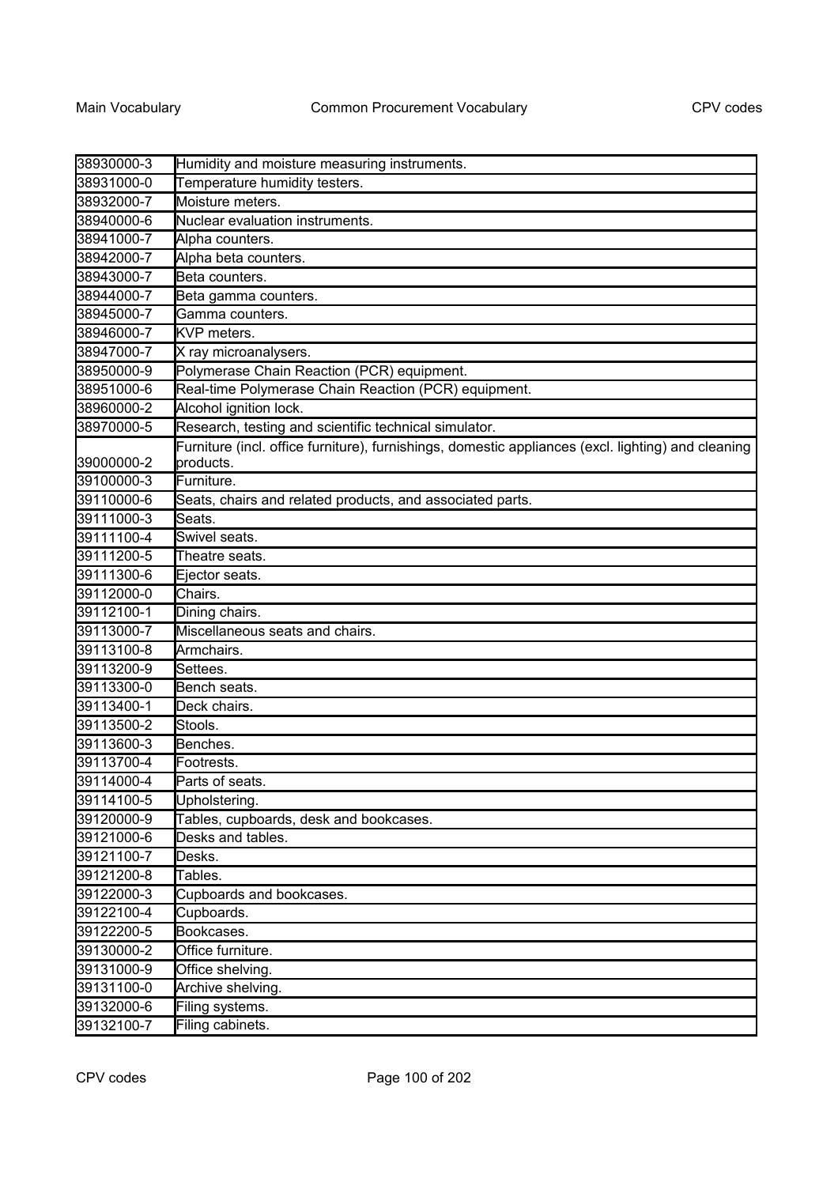| | |
|---|---|
| 38930000-3 | Humidity and moisture measuring instruments. |
| 38931000-0 | Temperature humidity testers. |
| 38932000-7 | Moisture meters. |
| 38940000-6 | Nuclear evaluation instruments. |
| 38941000-7 | Alpha counters. |
| 38942000-7 | Alpha beta counters. |
| 38943000-7 | Beta counters. |
| 38944000-7 | Beta gamma counters. |
| 38945000-7 | Gamma counters. |
| 38946000-7 | KVP meters. |
| 38947000-7 | X ray microanalysers. |
| 38950000-9 | Polymerase Chain Reaction (PCR) equipment. |
| 38951000-6 | Real-time Polymerase Chain Reaction (PCR) equipment. |
| 38960000-2 | Alcohol ignition lock. |
| 38970000-5 | Research, testing and scientific technical simulator. |
| 39000000-2 | Furniture (incl. office furniture), furnishings, domestic appliances (excl. lighting) and cleaning products. |
| 39100000-3 | Furniture. |
| 39110000-6 | Seats, chairs and related products, and associated parts. |
| 39111000-3 | Seats. |
| 39111100-4 | Swivel seats. |
| 39111200-5 | Theatre seats. |
| 39111300-6 | Ejector seats. |
| 39112000-0 | Chairs. |
| 39112100-1 | Dining chairs. |
| 39113000-7 | Miscellaneous seats and chairs. |
| 39113100-8 | Armchairs. |
| 39113200-9 | Settees. |
| 39113300-0 | Bench seats. |
| 39113400-1 | Deck chairs. |
| 39113500-2 | Stools. |
| 39113600-3 | Benches. |
| 39113700-4 | Footrests. |
| 39114000-4 | Parts of seats. |
| 39114100-5 | Upholstering. |
| 39120000-9 | Tables, cupboards, desk and bookcases. |
| 39121000-6 | Desks and tables. |
| 39121100-7 | Desks. |
| 39121200-8 | Tables. |
| 39122000-3 | Cupboards and bookcases. |
| 39122100-4 | Cupboards. |
| 39122200-5 | Bookcases. |
| 39130000-2 | Office furniture. |
| 39131000-9 | Office shelving. |
| 39131100-0 | Archive shelving. |
| 39132000-6 | Filing systems. |
| 39132100-7 | Filing cabinets. |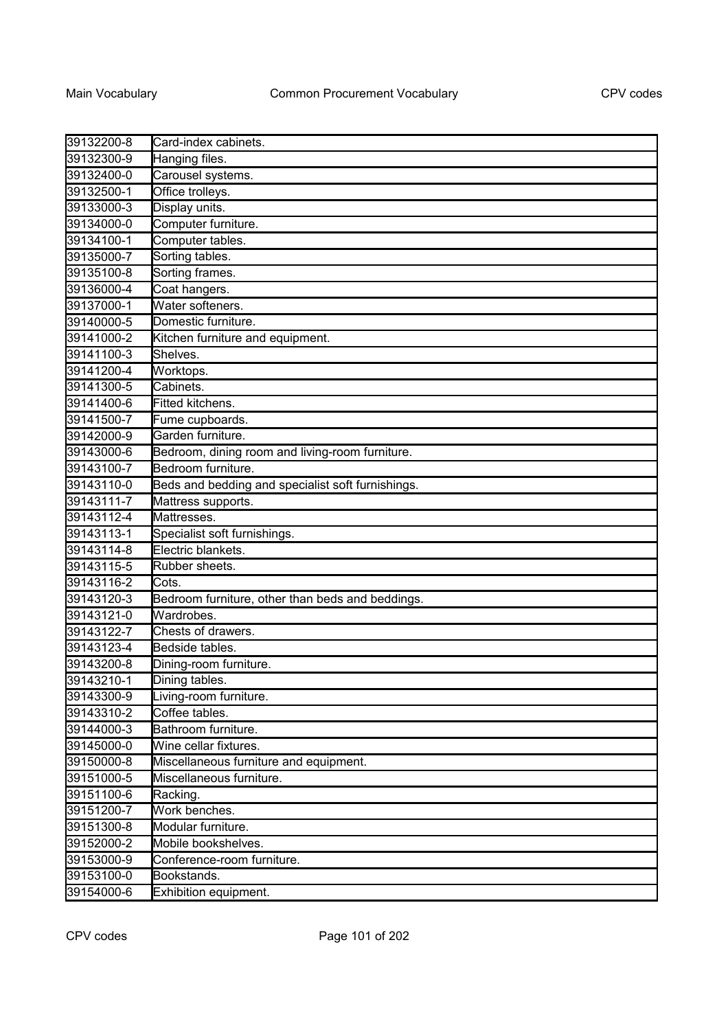| | |
|---|---|
| 39132200-8 | Card-index cabinets. |
| 39132300-9 | Hanging files. |
| 39132400-0 | Carousel systems. |
| 39132500-1 | Office trolleys. |
| 39133000-3 | Display units. |
| 39134000-0 | Computer furniture. |
| 39134100-1 | Computer tables. |
| 39135000-7 | Sorting tables. |
| 39135100-8 | Sorting frames. |
| 39136000-4 | Coat hangers. |
| 39137000-1 | Water softeners. |
| 39140000-5 | Domestic furniture. |
| 39141000-2 | Kitchen furniture and equipment. |
| 39141100-3 | Shelves. |
| 39141200-4 | Worktops. |
| 39141300-5 | Cabinets. |
| 39141400-6 | Fitted kitchens. |
| 39141500-7 | Fume cupboards. |
| 39142000-9 | Garden furniture. |
| 39143000-6 | Bedroom, dining room and living-room furniture. |
| 39143100-7 | Bedroom furniture. |
| 39143110-0 | Beds and bedding and specialist soft furnishings. |
| 39143111-7 | Mattress supports. |
| 39143112-4 | Mattresses. |
| 39143113-1 | Specialist soft furnishings. |
| 39143114-8 | Electric blankets. |
| 39143115-5 | Rubber sheets. |
| 39143116-2 | Cots. |
| 39143120-3 | Bedroom furniture, other than beds and beddings. |
| 39143121-0 | Wardrobes. |
| 39143122-7 | Chests of drawers. |
| 39143123-4 | Bedside tables. |
| 39143200-8 | Dining-room furniture. |
| 39143210-1 | Dining tables. |
| 39143300-9 | Living-room furniture. |
| 39143310-2 | Coffee tables. |
| 39144000-3 | Bathroom furniture. |
| 39145000-0 | Wine cellar fixtures. |
| 39150000-8 | Miscellaneous furniture and equipment. |
| 39151000-5 | Miscellaneous furniture. |
| 39151100-6 | Racking. |
| 39151200-7 | Work benches. |
| 39151300-8 | Modular furniture. |
| 39152000-2 | Mobile bookshelves. |
| 39153000-9 | Conference-room furniture. |
| 39153100-0 | Bookstands. |
| 39154000-6 | Exhibition equipment. |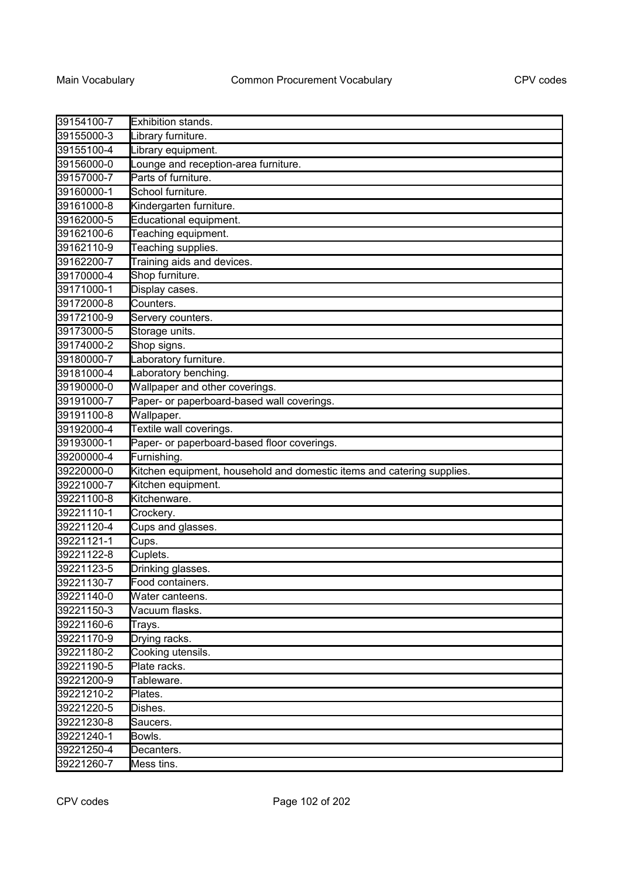| 39154100-7 | Exhibition stands. |
| --- | --- |
| 39155000-3 | Library furniture. |
| 39155100-4 | Library equipment. |
| 39156000-0 | Lounge and reception-area furniture. |
| 39157000-7 | Parts of furniture. |
| 39160000-1 | School furniture. |
| 39161000-8 | Kindergarten furniture. |
| 39162000-5 | Educational equipment. |
| 39162100-6 | Teaching equipment. |
| 39162110-9 | Teaching supplies. |
| 39162200-7 | Training aids and devices. |
| 39170000-4 | Shop furniture. |
| 39171000-1 | Display cases. |
| 39172000-8 | Counters. |
| 39172100-9 | Servery counters. |
| 39173000-5 | Storage units. |
| 39174000-2 | Shop signs. |
| 39180000-7 | Laboratory furniture. |
| 39181000-4 | Laboratory benching. |
| 39190000-0 | Wallpaper and other coverings. |
| 39191000-7 | Paper- or paperboard-based wall coverings. |
| 39191100-8 | Wallpaper. |
| 39192000-4 | Textile wall coverings. |
| 39193000-1 | Paper- or paperboard-based floor coverings. |
| 39200000-4 | Furnishing. |
| 39220000-0 | Kitchen equipment, household and domestic items and catering supplies. |
| 39221000-7 | Kitchen equipment. |
| 39221100-8 | Kitchenware. |
| 39221110-1 | Crockery. |
| 39221120-4 | Cups and glasses. |
| 39221121-1 | Cups. |
| 39221122-8 | Cuplets. |
| 39221123-5 | Drinking glasses. |
| 39221130-7 | Food containers. |
| 39221140-0 | Water canteens. |
| 39221150-3 | Vacuum flasks. |
| 39221160-6 | Trays. |
| 39221170-9 | Drying racks. |
| 39221180-2 | Cooking utensils. |
| 39221190-5 | Plate racks. |
| 39221200-9 | Tableware. |
| 39221210-2 | Plates. |
| 39221220-5 | Dishes. |
| 39221230-8 | Saucers. |
| 39221240-1 | Bowls. |
| 39221250-4 | Decanters. |
| 39221260-7 | Mess tins. |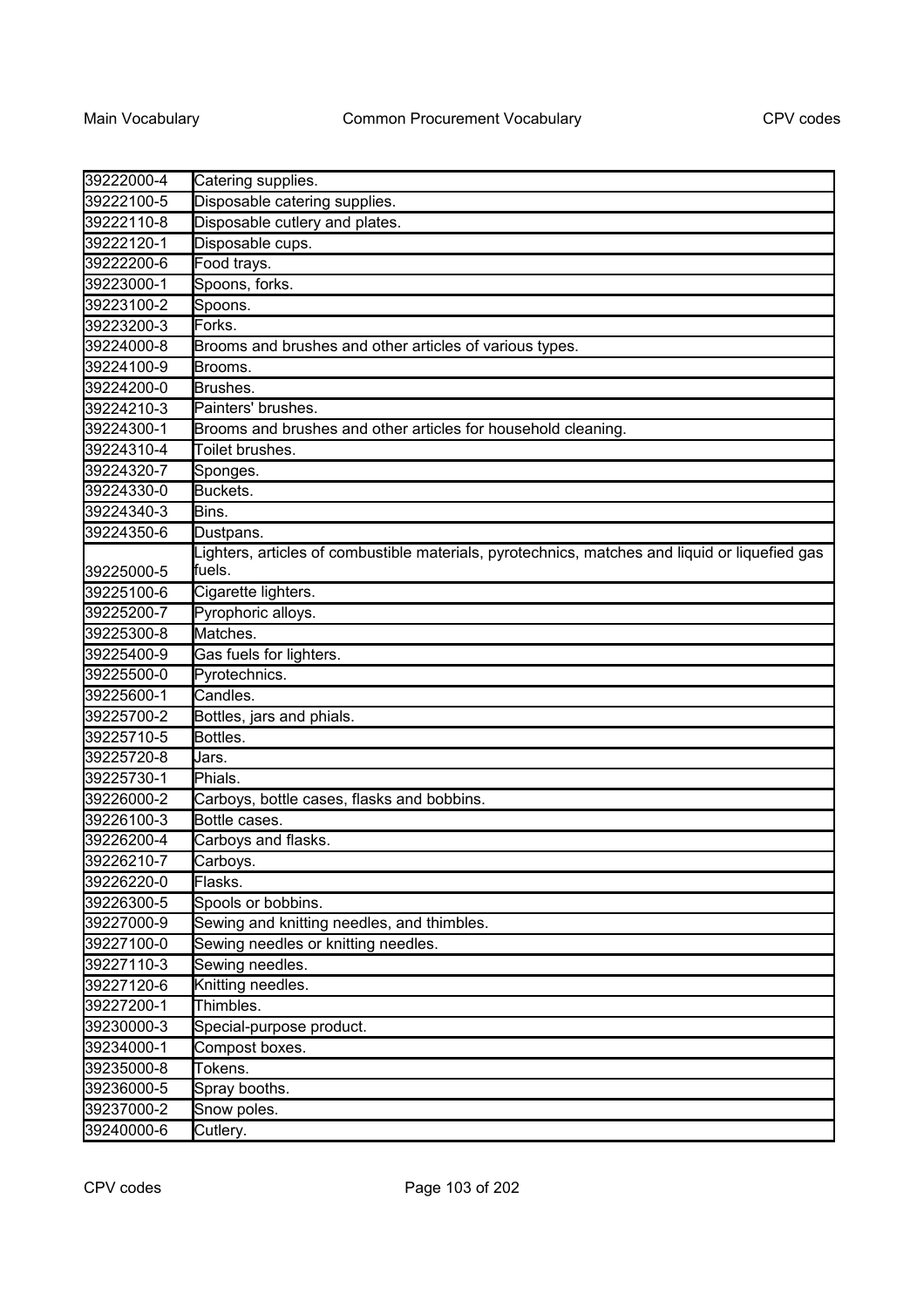| 39222000-4 | Catering supplies. |
|---|---|
| 39222100-5 | Disposable catering supplies. |
| 39222110-8 | Disposable cutlery and plates. |
| 39222120-1 | Disposable cups. |
| 39222200-6 | Food trays. |
| 39223000-1 | Spoons, forks. |
| 39223100-2 | Spoons. |
| 39223200-3 | Forks. |
| 39224000-8 | Brooms and brushes and other articles of various types. |
| 39224100-9 | Brooms. |
| 39224200-0 | Brushes. |
| 39224210-3 | Painters' brushes. |
| 39224300-1 | Brooms and brushes and other articles for household cleaning. |
| 39224310-4 | Toilet brushes. |
| 39224320-7 | Sponges. |
| 39224330-0 | Buckets. |
| 39224340-3 | Bins. |
| 39224350-6 | Dustpans. |
| 39225000-5 | Lighters, articles of combustible materials, pyrotechnics, matches and liquid or liquefied gas fuels. |
| 39225100-6 | Cigarette lighters. |
| 39225200-7 | Pyrophoric alloys. |
| 39225300-8 | Matches. |
| 39225400-9 | Gas fuels for lighters. |
| 39225500-0 | Pyrotechnics. |
| 39225600-1 | Candles. |
| 39225700-2 | Bottles, jars and phials. |
| 39225710-5 | Bottles. |
| 39225720-8 | Jars. |
| 39225730-1 | Phials. |
| 39226000-2 | Carboys, bottle cases, flasks and bobbins. |
| 39226100-3 | Bottle cases. |
| 39226200-4 | Carboys and flasks. |
| 39226210-7 | Carboys. |
| 39226220-0 | Flasks. |
| 39226300-5 | Spools or bobbins. |
| 39227000-9 | Sewing and knitting needles, and thimbles. |
| 39227100-0 | Sewing needles or knitting needles. |
| 39227110-3 | Sewing needles. |
| 39227120-6 | Knitting needles. |
| 39227200-1 | Thimbles. |
| 39230000-3 | Special-purpose product. |
| 39234000-1 | Compost boxes. |
| 39235000-8 | Tokens. |
| 39236000-5 | Spray booths. |
| 39237000-2 | Snow poles. |
| 39240000-6 | Cutlery. |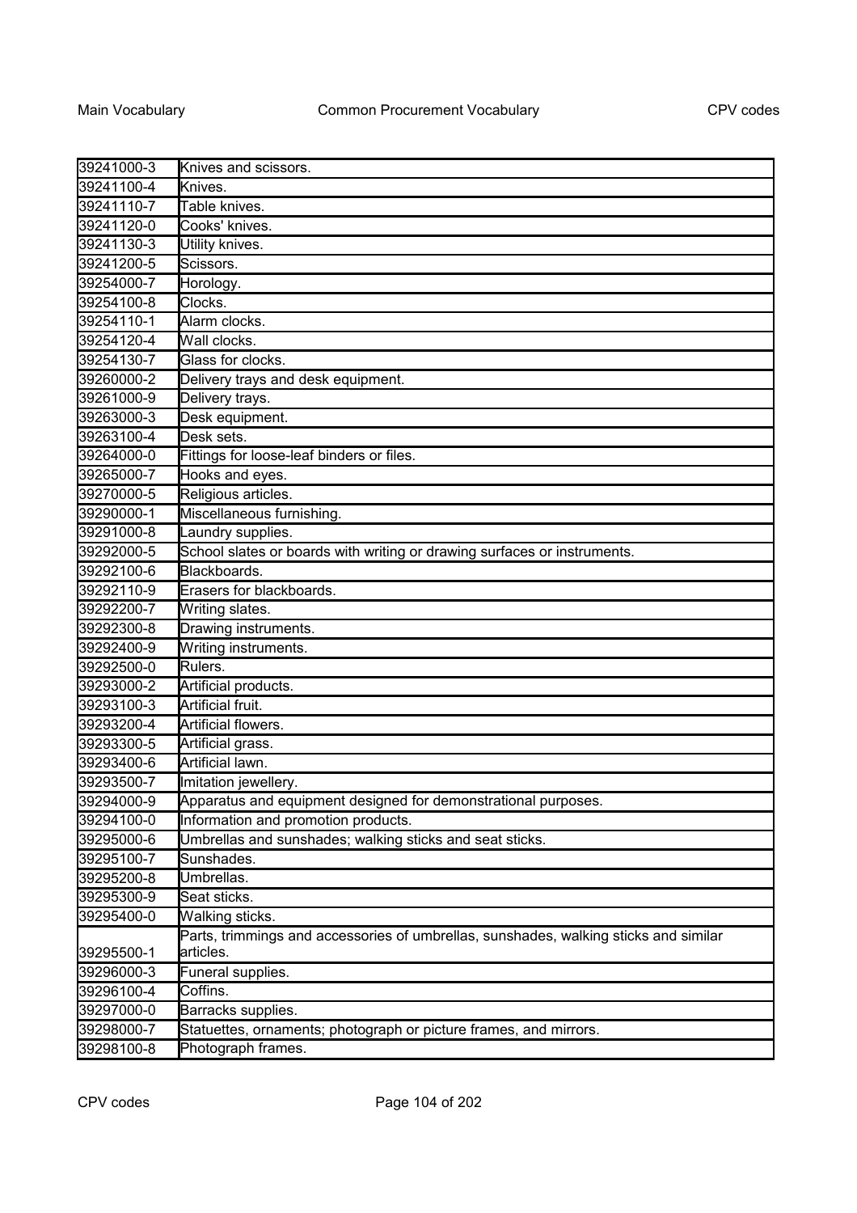| | |
|---|---|
| 39241000-3 | Knives and scissors. |
| 39241100-4 | Knives. |
| 39241110-7 | Table knives. |
| 39241120-0 | Cooks' knives. |
| 39241130-3 | Utility knives. |
| 39241200-5 | Scissors. |
| 39254000-7 | Horology. |
| 39254100-8 | Clocks. |
| 39254110-1 | Alarm clocks. |
| 39254120-4 | Wall clocks. |
| 39254130-7 | Glass for clocks. |
| 39260000-2 | Delivery trays and desk equipment. |
| 39261000-9 | Delivery trays. |
| 39263000-3 | Desk equipment. |
| 39263100-4 | Desk sets. |
| 39264000-0 | Fittings for loose-leaf binders or files. |
| 39265000-7 | Hooks and eyes. |
| 39270000-5 | Religious articles. |
| 39290000-1 | Miscellaneous furnishing. |
| 39291000-8 | Laundry supplies. |
| 39292000-5 | School slates or boards with writing or drawing surfaces or instruments. |
| 39292100-6 | Blackboards. |
| 39292110-9 | Erasers for blackboards. |
| 39292200-7 | Writing slates. |
| 39292300-8 | Drawing instruments. |
| 39292400-9 | Writing instruments. |
| 39292500-0 | Rulers. |
| 39293000-2 | Artificial products. |
| 39293100-3 | Artificial fruit. |
| 39293200-4 | Artificial flowers. |
| 39293300-5 | Artificial grass. |
| 39293400-6 | Artificial lawn. |
| 39293500-7 | Imitation jewellery. |
| 39294000-9 | Apparatus and equipment designed for demonstrational purposes. |
| 39294100-0 | Information and promotion products. |
| 39295000-6 | Umbrellas and sunshades; walking sticks and seat sticks. |
| 39295100-7 | Sunshades. |
| 39295200-8 | Umbrellas. |
| 39295300-9 | Seat sticks. |
| 39295400-0 | Walking sticks. |
| 39295500-1 | Parts, trimmings and accessories of umbrellas, sunshades, walking sticks and similar articles. |
| 39296000-3 | Funeral supplies. |
| 39296100-4 | Coffins. |
| 39297000-0 | Barracks supplies. |
| 39298000-7 | Statuettes, ornaments; photograph or picture frames, and mirrors. |
| 39298100-8 | Photograph frames. |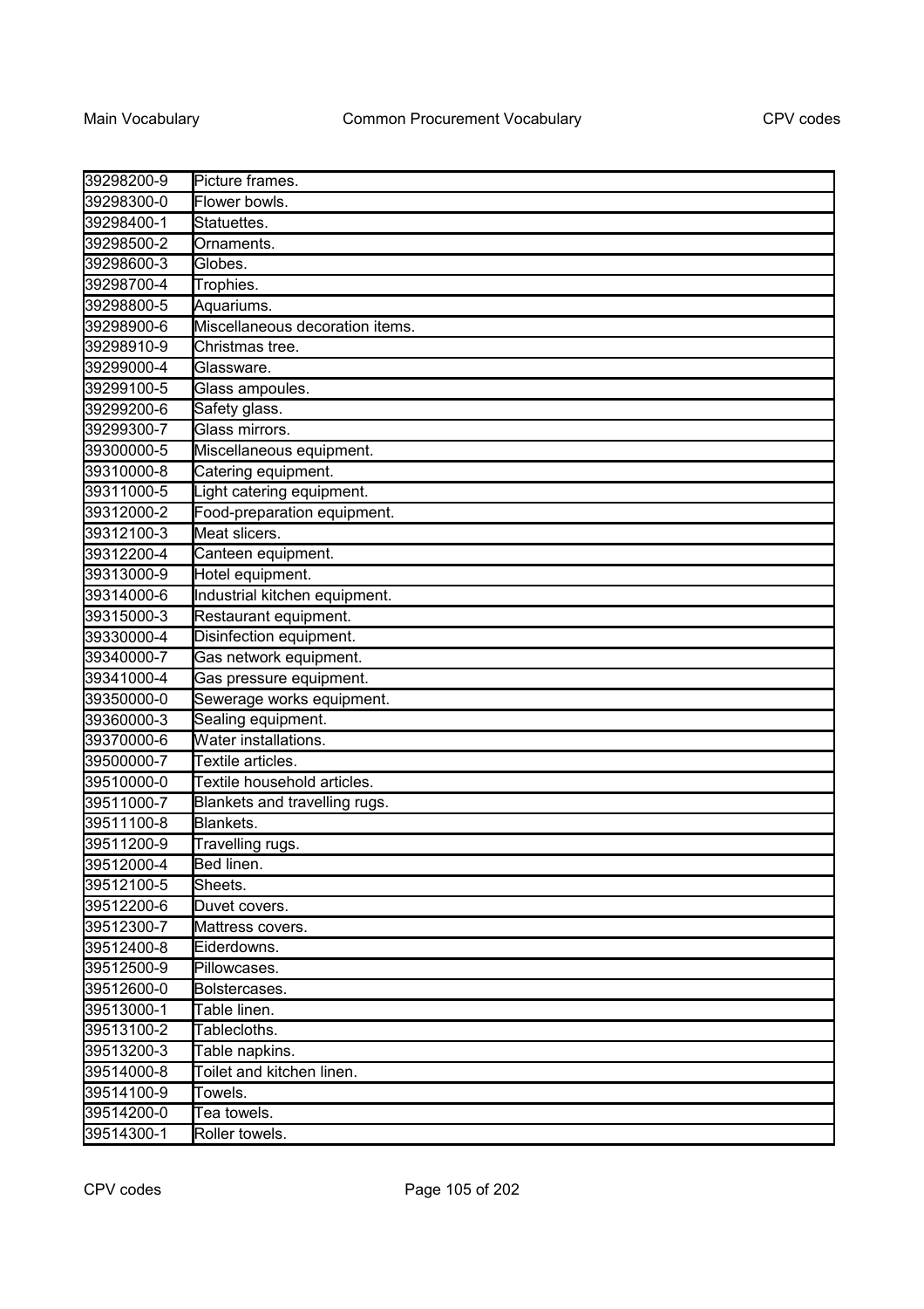| | |
|---|---|
| 39298200-9 | Picture frames. |
| 39298300-0 | Flower bowls. |
| 39298400-1 | Statuettes. |
| 39298500-2 | Ornaments. |
| 39298600-3 | Globes. |
| 39298700-4 | Trophies. |
| 39298800-5 | Aquariums. |
| 39298900-6 | Miscellaneous decoration items. |
| 39298910-9 | Christmas tree. |
| 39299000-4 | Glassware. |
| 39299100-5 | Glass ampoules. |
| 39299200-6 | Safety glass. |
| 39299300-7 | Glass mirrors. |
| 39300000-5 | Miscellaneous equipment. |
| 39310000-8 | Catering equipment. |
| 39311000-5 | Light catering equipment. |
| 39312000-2 | Food-preparation equipment. |
| 39312100-3 | Meat slicers. |
| 39312200-4 | Canteen equipment. |
| 39313000-9 | Hotel equipment. |
| 39314000-6 | Industrial kitchen equipment. |
| 39315000-3 | Restaurant equipment. |
| 39330000-4 | Disinfection equipment. |
| 39340000-7 | Gas network equipment. |
| 39341000-4 | Gas pressure equipment. |
| 39350000-0 | Sewerage works equipment. |
| 39360000-3 | Sealing equipment. |
| 39370000-6 | Water installations. |
| 39500000-7 | Textile articles. |
| 39510000-0 | Textile household articles. |
| 39511000-7 | Blankets and travelling rugs. |
| 39511100-8 | Blankets. |
| 39511200-9 | Travelling rugs. |
| 39512000-4 | Bed linen. |
| 39512100-5 | Sheets. |
| 39512200-6 | Duvet covers. |
| 39512300-7 | Mattress covers. |
| 39512400-8 | Eiderdowns. |
| 39512500-9 | Pillowcases. |
| 39512600-0 | Bolstercases. |
| 39513000-1 | Table linen. |
| 39513100-2 | Tablecloths. |
| 39513200-3 | Table napkins. |
| 39514000-8 | Toilet and kitchen linen. |
| 39514100-9 | Towels. |
| 39514200-0 | Tea towels. |
| 39514300-1 | Roller towels. |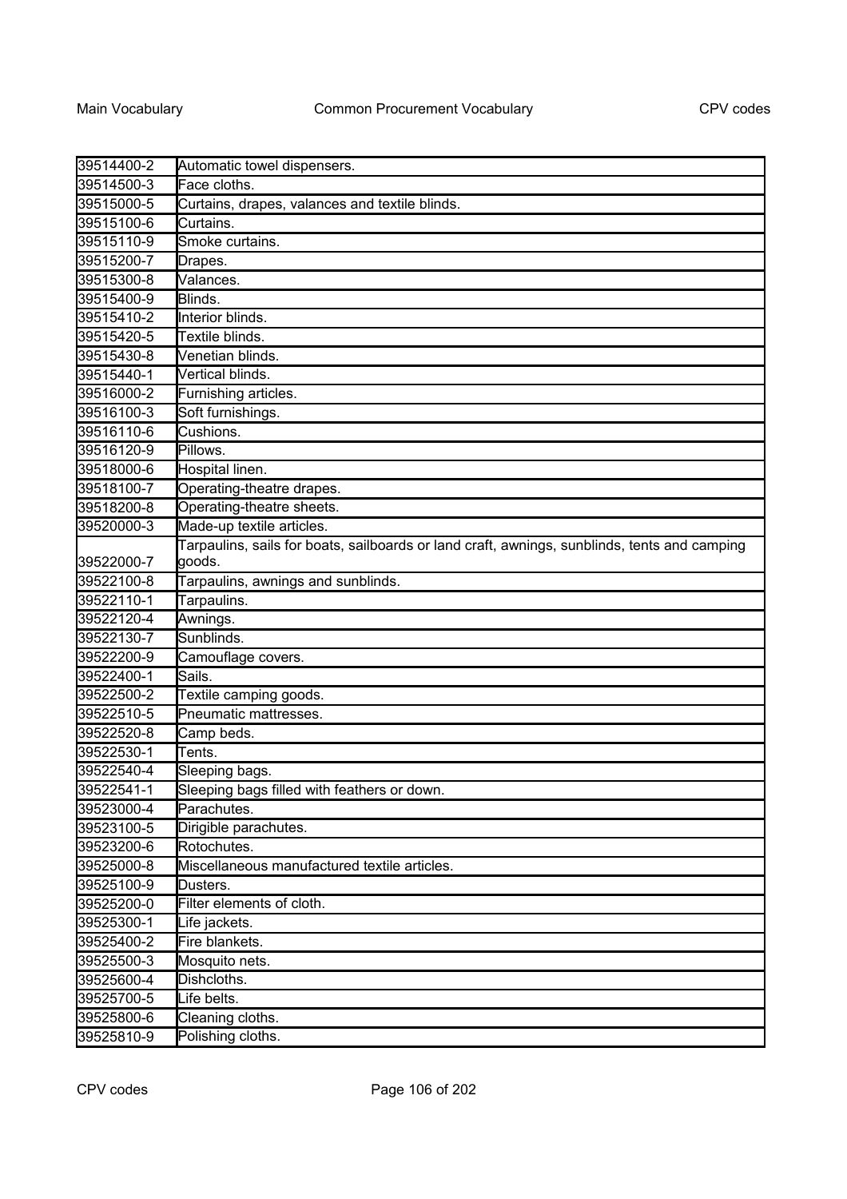| | |
|---|---|
| 39514400-2 | Automatic towel dispensers. |
| 39514500-3 | Face cloths. |
| 39515000-5 | Curtains, drapes, valances and textile blinds. |
| 39515100-6 | Curtains. |
| 39515110-9 | Smoke curtains. |
| 39515200-7 | Drapes. |
| 39515300-8 | Valances. |
| 39515400-9 | Blinds. |
| 39515410-2 | Interior blinds. |
| 39515420-5 | Textile blinds. |
| 39515430-8 | Venetian blinds. |
| 39515440-1 | Vertical blinds. |
| 39516000-2 | Furnishing articles. |
| 39516100-3 | Soft furnishings. |
| 39516110-6 | Cushions. |
| 39516120-9 | Pillows. |
| 39518000-6 | Hospital linen. |
| 39518100-7 | Operating-theatre drapes. |
| 39518200-8 | Operating-theatre sheets. |
| 39520000-3 | Made-up textile articles. |
| 39522000-7 | Tarpaulins, sails for boats, sailboards or land craft, awnings, sunblinds, tents and camping goods. |
| 39522100-8 | Tarpaulins, awnings and sunblinds. |
| 39522110-1 | Tarpaulins. |
| 39522120-4 | Awnings. |
| 39522130-7 | Sunblinds. |
| 39522200-9 | Camouflage covers. |
| 39522400-1 | Sails. |
| 39522500-2 | Textile camping goods. |
| 39522510-5 | Pneumatic mattresses. |
| 39522520-8 | Camp beds. |
| 39522530-1 | Tents. |
| 39522540-4 | Sleeping bags. |
| 39522541-1 | Sleeping bags filled with feathers or down. |
| 39523000-4 | Parachutes. |
| 39523100-5 | Dirigible parachutes. |
| 39523200-6 | Rotochutes. |
| 39525000-8 | Miscellaneous manufactured textile articles. |
| 39525100-9 | Dusters. |
| 39525200-0 | Filter elements of cloth. |
| 39525300-1 | Life jackets. |
| 39525400-2 | Fire blankets. |
| 39525500-3 | Mosquito nets. |
| 39525600-4 | Dishcloths. |
| 39525700-5 | Life belts. |
| 39525800-6 | Cleaning cloths. |
| 39525810-9 | Polishing cloths. |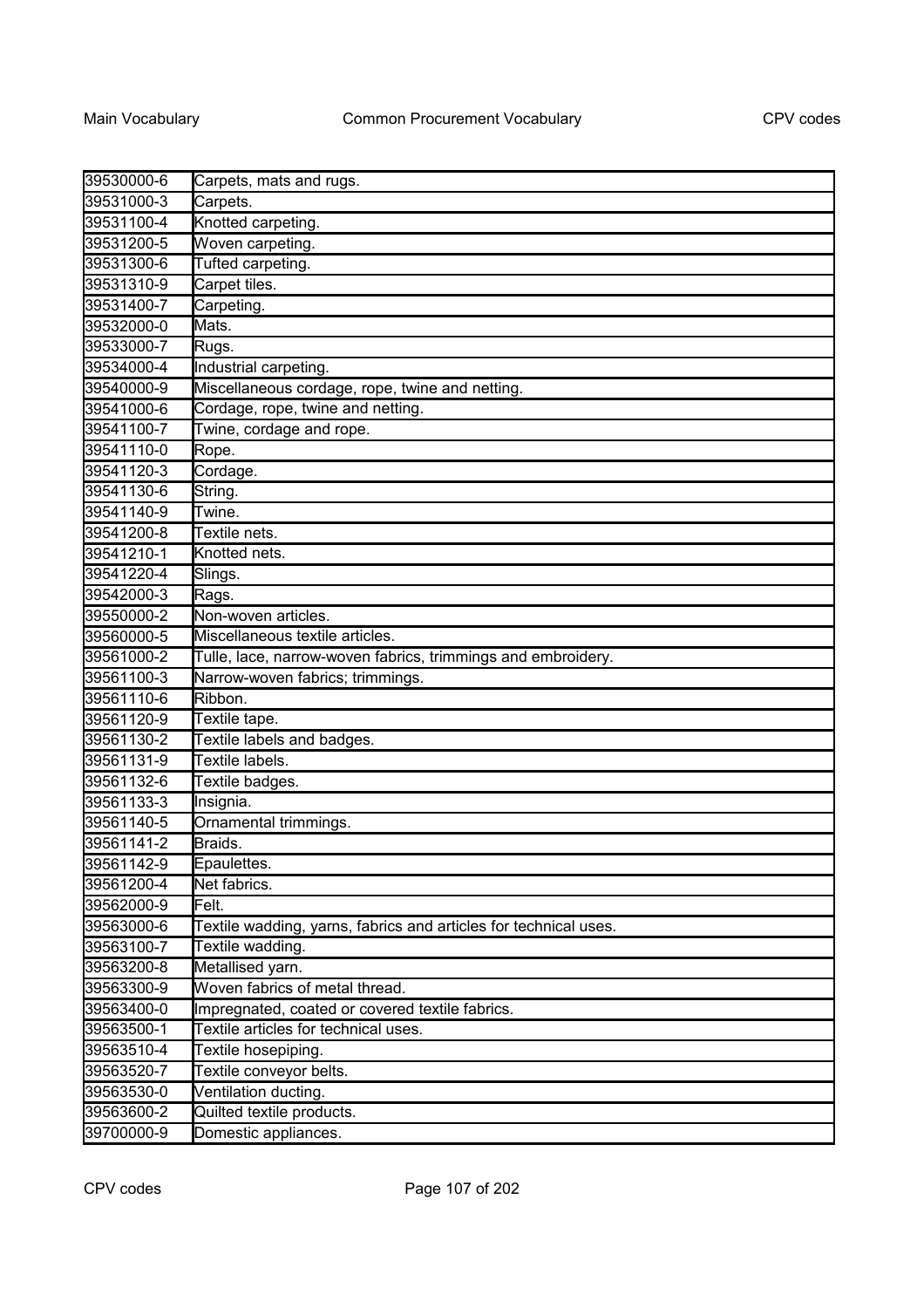| | |
|---|---|
| 39530000-6 | Carpets, mats and rugs. |
| 39531000-3 | Carpets. |
| 39531100-4 | Knotted carpeting. |
| 39531200-5 | Woven carpeting. |
| 39531300-6 | Tufted carpeting. |
| 39531310-9 | Carpet tiles. |
| 39531400-7 | Carpeting. |
| 39532000-0 | Mats. |
| 39533000-7 | Rugs. |
| 39534000-4 | Industrial carpeting. |
| 39540000-9 | Miscellaneous cordage, rope, twine and netting. |
| 39541000-6 | Cordage, rope, twine and netting. |
| 39541100-7 | Twine, cordage and rope. |
| 39541110-0 | Rope. |
| 39541120-3 | Cordage. |
| 39541130-6 | String. |
| 39541140-9 | Twine. |
| 39541200-8 | Textile nets. |
| 39541210-1 | Knotted nets. |
| 39541220-4 | Slings. |
| 39542000-3 | Rags. |
| 39550000-2 | Non-woven articles. |
| 39560000-5 | Miscellaneous textile articles. |
| 39561000-2 | Tulle, lace, narrow-woven fabrics, trimmings and embroidery. |
| 39561100-3 | Narrow-woven fabrics; trimmings. |
| 39561110-6 | Ribbon. |
| 39561120-9 | Textile tape. |
| 39561130-2 | Textile labels and badges. |
| 39561131-9 | Textile labels. |
| 39561132-6 | Textile badges. |
| 39561133-3 | Insignia. |
| 39561140-5 | Ornamental trimmings. |
| 39561141-2 | Braids. |
| 39561142-9 | Epaulettes. |
| 39561200-4 | Net fabrics. |
| 39562000-9 | Felt. |
| 39563000-6 | Textile wadding, yarns, fabrics and articles for technical uses. |
| 39563100-7 | Textile wadding. |
| 39563200-8 | Metallised yarn. |
| 39563300-9 | Woven fabrics of metal thread. |
| 39563400-0 | Impregnated, coated or covered textile fabrics. |
| 39563500-1 | Textile articles for technical uses. |
| 39563510-4 | Textile hosepiping. |
| 39563520-7 | Textile conveyor belts. |
| 39563530-0 | Ventilation ducting. |
| 39563600-2 | Quilted textile products. |
| 39700000-9 | Domestic appliances. |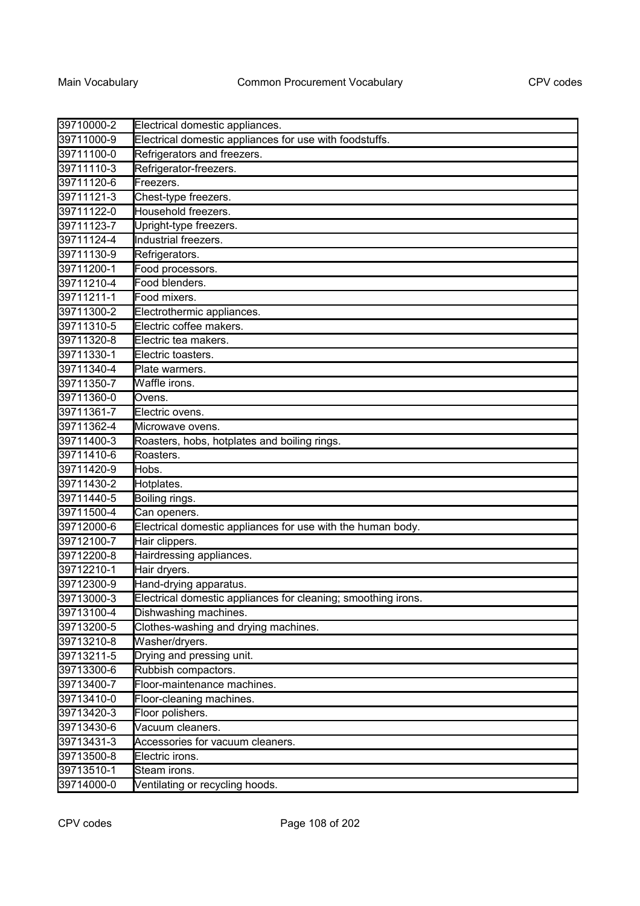| | |
|---|---|
| 39710000-2 | Electrical domestic appliances. |
| 39711000-9 | Electrical domestic appliances for use with foodstuffs. |
| 39711100-0 | Refrigerators and freezers. |
| 39711110-3 | Refrigerator-freezers. |
| 39711120-6 | Freezers. |
| 39711121-3 | Chest-type freezers. |
| 39711122-0 | Household freezers. |
| 39711123-7 | Upright-type freezers. |
| 39711124-4 | Industrial freezers. |
| 39711130-9 | Refrigerators. |
| 39711200-1 | Food processors. |
| 39711210-4 | Food blenders. |
| 39711211-1 | Food mixers. |
| 39711300-2 | Electrothermic appliances. |
| 39711310-5 | Electric coffee makers. |
| 39711320-8 | Electric tea makers. |
| 39711330-1 | Electric toasters. |
| 39711340-4 | Plate warmers. |
| 39711350-7 | Waffle irons. |
| 39711360-0 | Ovens. |
| 39711361-7 | Electric ovens. |
| 39711362-4 | Microwave ovens. |
| 39711400-3 | Roasters, hobs, hotplates and boiling rings. |
| 39711410-6 | Roasters. |
| 39711420-9 | Hobs. |
| 39711430-2 | Hotplates. |
| 39711440-5 | Boiling rings. |
| 39711500-4 | Can openers. |
| 39712000-6 | Electrical domestic appliances for use with the human body. |
| 39712100-7 | Hair clippers. |
| 39712200-8 | Hairdressing appliances. |
| 39712210-1 | Hair dryers. |
| 39712300-9 | Hand-drying apparatus. |
| 39713000-3 | Electrical domestic appliances for cleaning; smoothing irons. |
| 39713100-4 | Dishwashing machines. |
| 39713200-5 | Clothes-washing and drying machines. |
| 39713210-8 | Washer/dryers. |
| 39713211-5 | Drying and pressing unit. |
| 39713300-6 | Rubbish compactors. |
| 39713400-7 | Floor-maintenance machines. |
| 39713410-0 | Floor-cleaning machines. |
| 39713420-3 | Floor polishers. |
| 39713430-6 | Vacuum cleaners. |
| 39713431-3 | Accessories for vacuum cleaners. |
| 39713500-8 | Electric irons. |
| 39713510-1 | Steam irons. |
| 39714000-0 | Ventilating or recycling hoods. |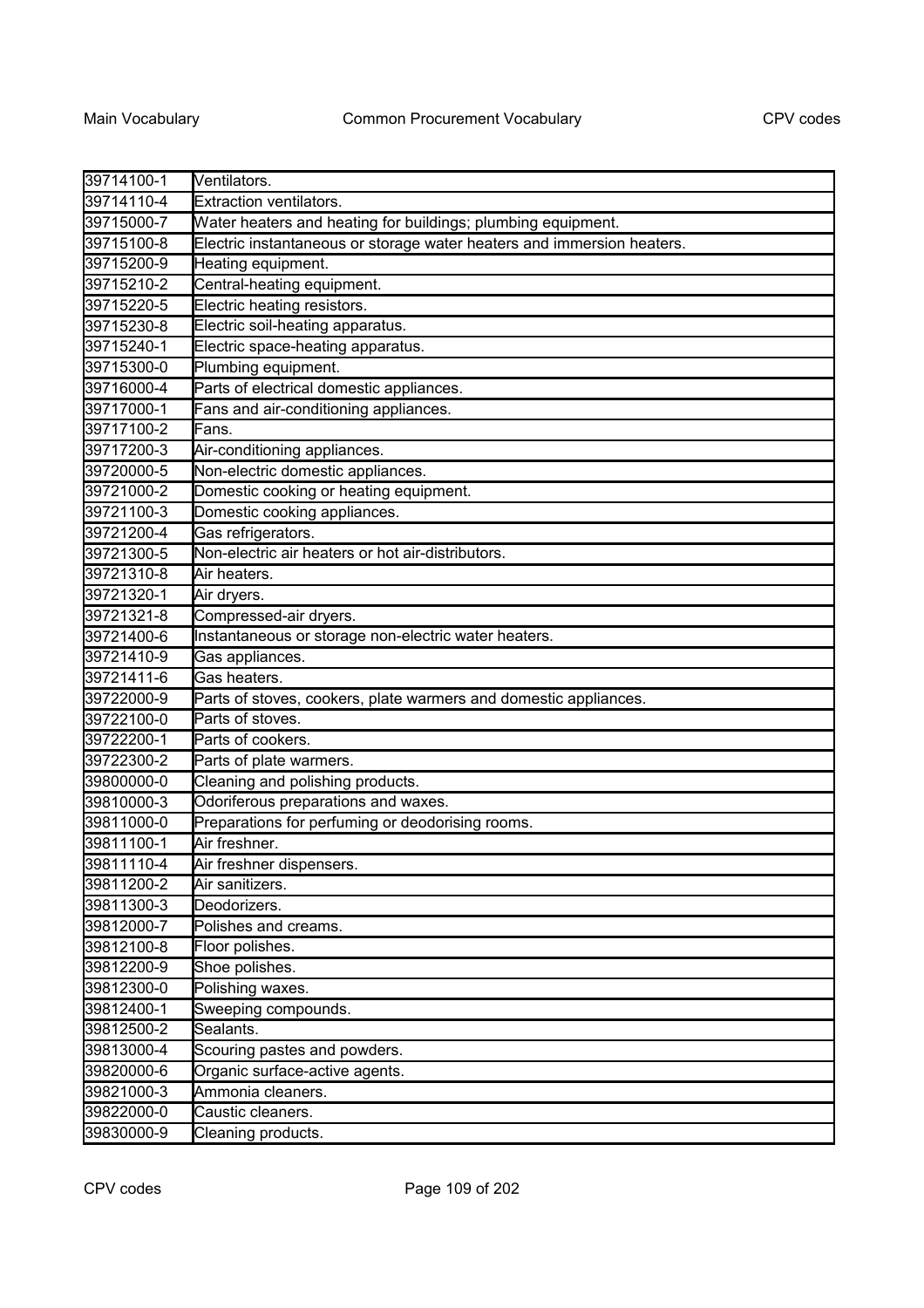| | |
|---|---|
| 39714100-1 | Ventilators. |
| 39714110-4 | Extraction ventilators. |
| 39715000-7 | Water heaters and heating for buildings; plumbing equipment. |
| 39715100-8 | Electric instantaneous or storage water heaters and immersion heaters. |
| 39715200-9 | Heating equipment. |
| 39715210-2 | Central-heating equipment. |
| 39715220-5 | Electric heating resistors. |
| 39715230-8 | Electric soil-heating apparatus. |
| 39715240-1 | Electric space-heating apparatus. |
| 39715300-0 | Plumbing equipment. |
| 39716000-4 | Parts of electrical domestic appliances. |
| 39717000-1 | Fans and air-conditioning appliances. |
| 39717100-2 | Fans. |
| 39717200-3 | Air-conditioning appliances. |
| 39720000-5 | Non-electric domestic appliances. |
| 39721000-2 | Domestic cooking or heating equipment. |
| 39721100-3 | Domestic cooking appliances. |
| 39721200-4 | Gas refrigerators. |
| 39721300-5 | Non-electric air heaters or hot air-distributors. |
| 39721310-8 | Air heaters. |
| 39721320-1 | Air dryers. |
| 39721321-8 | Compressed-air dryers. |
| 39721400-6 | Instantaneous or storage non-electric water heaters. |
| 39721410-9 | Gas appliances. |
| 39721411-6 | Gas heaters. |
| 39722000-9 | Parts of stoves, cookers, plate warmers and domestic appliances. |
| 39722100-0 | Parts of stoves. |
| 39722200-1 | Parts of cookers. |
| 39722300-2 | Parts of plate warmers. |
| 39800000-0 | Cleaning and polishing products. |
| 39810000-3 | Odoriferous preparations and waxes. |
| 39811000-0 | Preparations for perfuming or deodorising rooms. |
| 39811100-1 | Air freshner. |
| 39811110-4 | Air freshner dispensers. |
| 39811200-2 | Air sanitizers. |
| 39811300-3 | Deodorizers. |
| 39812000-7 | Polishes and creams. |
| 39812100-8 | Floor polishes. |
| 39812200-9 | Shoe polishes. |
| 39812300-0 | Polishing waxes. |
| 39812400-1 | Sweeping compounds. |
| 39812500-2 | Sealants. |
| 39813000-4 | Scouring pastes and powders. |
| 39820000-6 | Organic surface-active agents. |
| 39821000-3 | Ammonia cleaners. |
| 39822000-0 | Caustic cleaners. |
| 39830000-9 | Cleaning products. |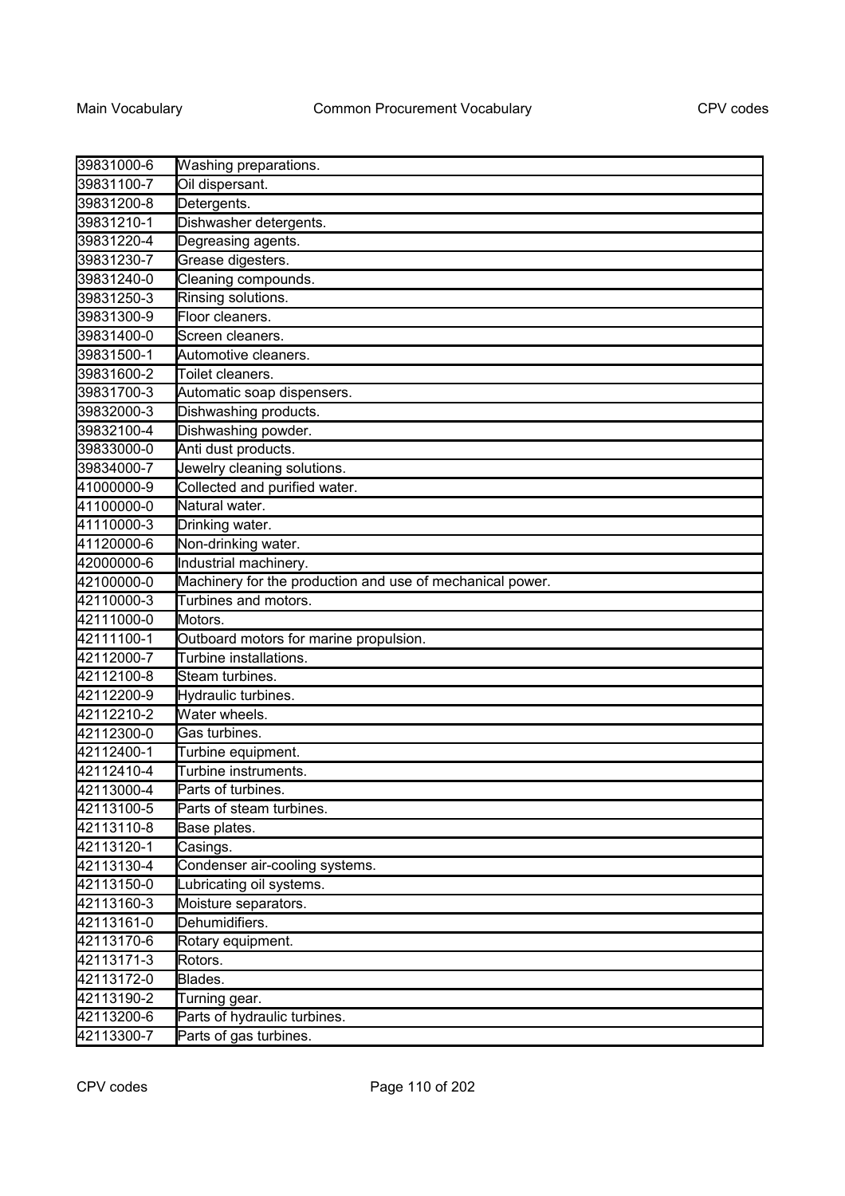| | |
|---|---|
| 39831000-6 | Washing preparations. |
| 39831100-7 | Oil dispersant. |
| 39831200-8 | Detergents. |
| 39831210-1 | Dishwasher detergents. |
| 39831220-4 | Degreasing agents. |
| 39831230-7 | Grease digesters. |
| 39831240-0 | Cleaning compounds. |
| 39831250-3 | Rinsing solutions. |
| 39831300-9 | Floor cleaners. |
| 39831400-0 | Screen cleaners. |
| 39831500-1 | Automotive cleaners. |
| 39831600-2 | Toilet cleaners. |
| 39831700-3 | Automatic soap dispensers. |
| 39832000-3 | Dishwashing products. |
| 39832100-4 | Dishwashing powder. |
| 39833000-0 | Anti dust products. |
| 39834000-7 | Jewelry cleaning solutions. |
| 41000000-9 | Collected and purified water. |
| 41100000-0 | Natural water. |
| 41110000-3 | Drinking water. |
| 41120000-6 | Non-drinking water. |
| 42000000-6 | Industrial machinery. |
| 42100000-0 | Machinery for the production and use of mechanical power. |
| 42110000-3 | Turbines and motors. |
| 42111000-0 | Motors. |
| 42111100-1 | Outboard motors for marine propulsion. |
| 42112000-7 | Turbine installations. |
| 42112100-8 | Steam turbines. |
| 42112200-9 | Hydraulic turbines. |
| 42112210-2 | Water wheels. |
| 42112300-0 | Gas turbines. |
| 42112400-1 | Turbine equipment. |
| 42112410-4 | Turbine instruments. |
| 42113000-4 | Parts of turbines. |
| 42113100-5 | Parts of steam turbines. |
| 42113110-8 | Base plates. |
| 42113120-1 | Casings. |
| 42113130-4 | Condenser air-cooling systems. |
| 42113150-0 | Lubricating oil systems. |
| 42113160-3 | Moisture separators. |
| 42113161-0 | Dehumidifiers. |
| 42113170-6 | Rotary equipment. |
| 42113171-3 | Rotors. |
| 42113172-0 | Blades. |
| 42113190-2 | Turning gear. |
| 42113200-6 | Parts of hydraulic turbines. |
| 42113300-7 | Parts of gas turbines. |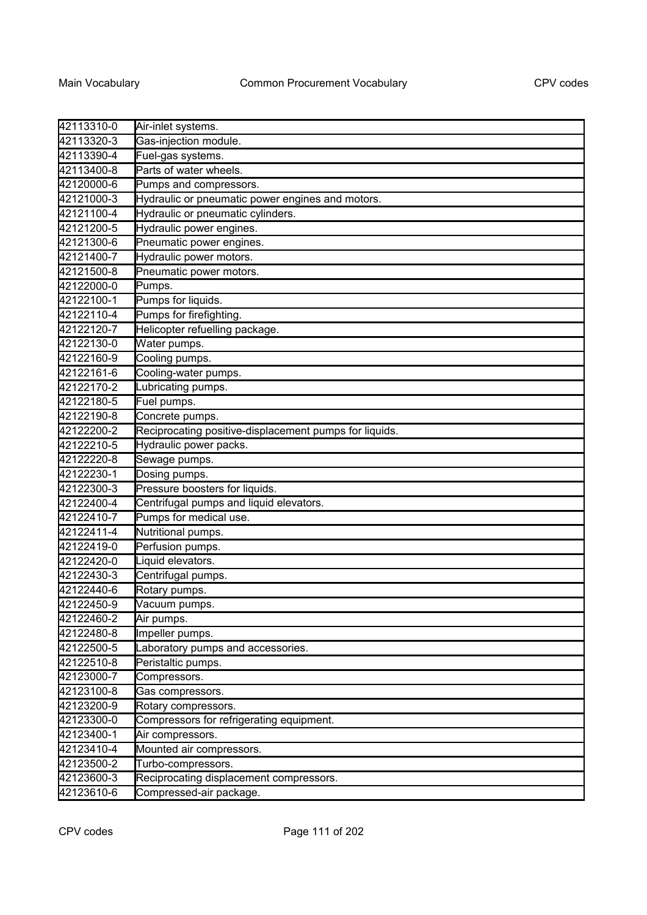| | |
|---|---|
| 42113310-0 | Air-inlet systems. |
| 42113320-3 | Gas-injection module. |
| 42113390-4 | Fuel-gas systems. |
| 42113400-8 | Parts of water wheels. |
| 42120000-6 | Pumps and compressors. |
| 42121000-3 | Hydraulic or pneumatic power engines and motors. |
| 42121100-4 | Hydraulic or pneumatic cylinders. |
| 42121200-5 | Hydraulic power engines. |
| 42121300-6 | Pneumatic power engines. |
| 42121400-7 | Hydraulic power motors. |
| 42121500-8 | Pneumatic power motors. |
| 42122000-0 | Pumps. |
| 42122100-1 | Pumps for liquids. |
| 42122110-4 | Pumps for firefighting. |
| 42122120-7 | Helicopter refuelling package. |
| 42122130-0 | Water pumps. |
| 42122160-9 | Cooling pumps. |
| 42122161-6 | Cooling-water pumps. |
| 42122170-2 | Lubricating pumps. |
| 42122180-5 | Fuel pumps. |
| 42122190-8 | Concrete pumps. |
| 42122200-2 | Reciprocating positive-displacement pumps for liquids. |
| 42122210-5 | Hydraulic power packs. |
| 42122220-8 | Sewage pumps. |
| 42122230-1 | Dosing pumps. |
| 42122300-3 | Pressure boosters for liquids. |
| 42122400-4 | Centrifugal pumps and liquid elevators. |
| 42122410-7 | Pumps for medical use. |
| 42122411-4 | Nutritional pumps. |
| 42122419-0 | Perfusion pumps. |
| 42122420-0 | Liquid elevators. |
| 42122430-3 | Centrifugal pumps. |
| 42122440-6 | Rotary pumps. |
| 42122450-9 | Vacuum pumps. |
| 42122460-2 | Air pumps. |
| 42122480-8 | Impeller pumps. |
| 42122500-5 | Laboratory pumps and accessories. |
| 42122510-8 | Peristaltic pumps. |
| 42123000-7 | Compressors. |
| 42123100-8 | Gas compressors. |
| 42123200-9 | Rotary compressors. |
| 42123300-0 | Compressors for refrigerating equipment. |
| 42123400-1 | Air compressors. |
| 42123410-4 | Mounted air compressors. |
| 42123500-2 | Turbo-compressors. |
| 42123600-3 | Reciprocating displacement compressors. |
| 42123610-6 | Compressed-air package. |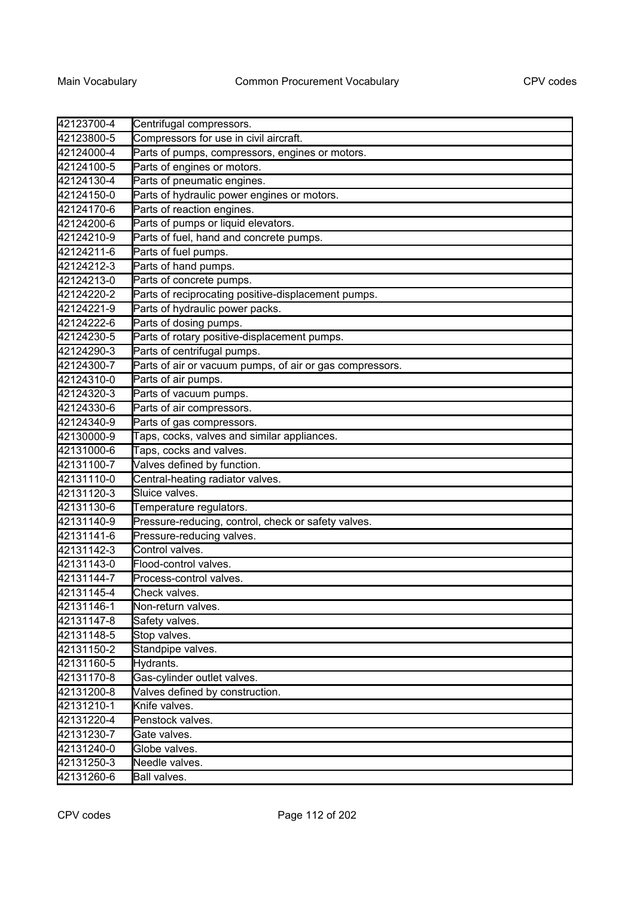| | |
|---|---|
| 42123700-4 | Centrifugal compressors. |
| 42123800-5 | Compressors for use in civil aircraft. |
| 42124000-4 | Parts of pumps, compressors, engines or motors. |
| 42124100-5 | Parts of engines or motors. |
| 42124130-4 | Parts of pneumatic engines. |
| 42124150-0 | Parts of hydraulic power engines or motors. |
| 42124170-6 | Parts of reaction engines. |
| 42124200-6 | Parts of pumps or liquid elevators. |
| 42124210-9 | Parts of fuel, hand and concrete pumps. |
| 42124211-6 | Parts of fuel pumps. |
| 42124212-3 | Parts of hand pumps. |
| 42124213-0 | Parts of concrete pumps. |
| 42124220-2 | Parts of reciprocating positive-displacement pumps. |
| 42124221-9 | Parts of hydraulic power packs. |
| 42124222-6 | Parts of dosing pumps. |
| 42124230-5 | Parts of rotary positive-displacement pumps. |
| 42124290-3 | Parts of centrifugal pumps. |
| 42124300-7 | Parts of air or vacuum pumps, of air or gas compressors. |
| 42124310-0 | Parts of air pumps. |
| 42124320-3 | Parts of vacuum pumps. |
| 42124330-6 | Parts of air compressors. |
| 42124340-9 | Parts of gas compressors. |
| 42130000-9 | Taps, cocks, valves and similar appliances. |
| 42131000-6 | Taps, cocks and valves. |
| 42131100-7 | Valves defined by function. |
| 42131110-0 | Central-heating radiator valves. |
| 42131120-3 | Sluice valves. |
| 42131130-6 | Temperature regulators. |
| 42131140-9 | Pressure-reducing, control, check or safety valves. |
| 42131141-6 | Pressure-reducing valves. |
| 42131142-3 | Control valves. |
| 42131143-0 | Flood-control valves. |
| 42131144-7 | Process-control valves. |
| 42131145-4 | Check valves. |
| 42131146-1 | Non-return valves. |
| 42131147-8 | Safety valves. |
| 42131148-5 | Stop valves. |
| 42131150-2 | Standpipe valves. |
| 42131160-5 | Hydrants. |
| 42131170-8 | Gas-cylinder outlet valves. |
| 42131200-8 | Valves defined by construction. |
| 42131210-1 | Knife valves. |
| 42131220-4 | Penstock valves. |
| 42131230-7 | Gate valves. |
| 42131240-0 | Globe valves. |
| 42131250-3 | Needle valves. |
| 42131260-6 | Ball valves. |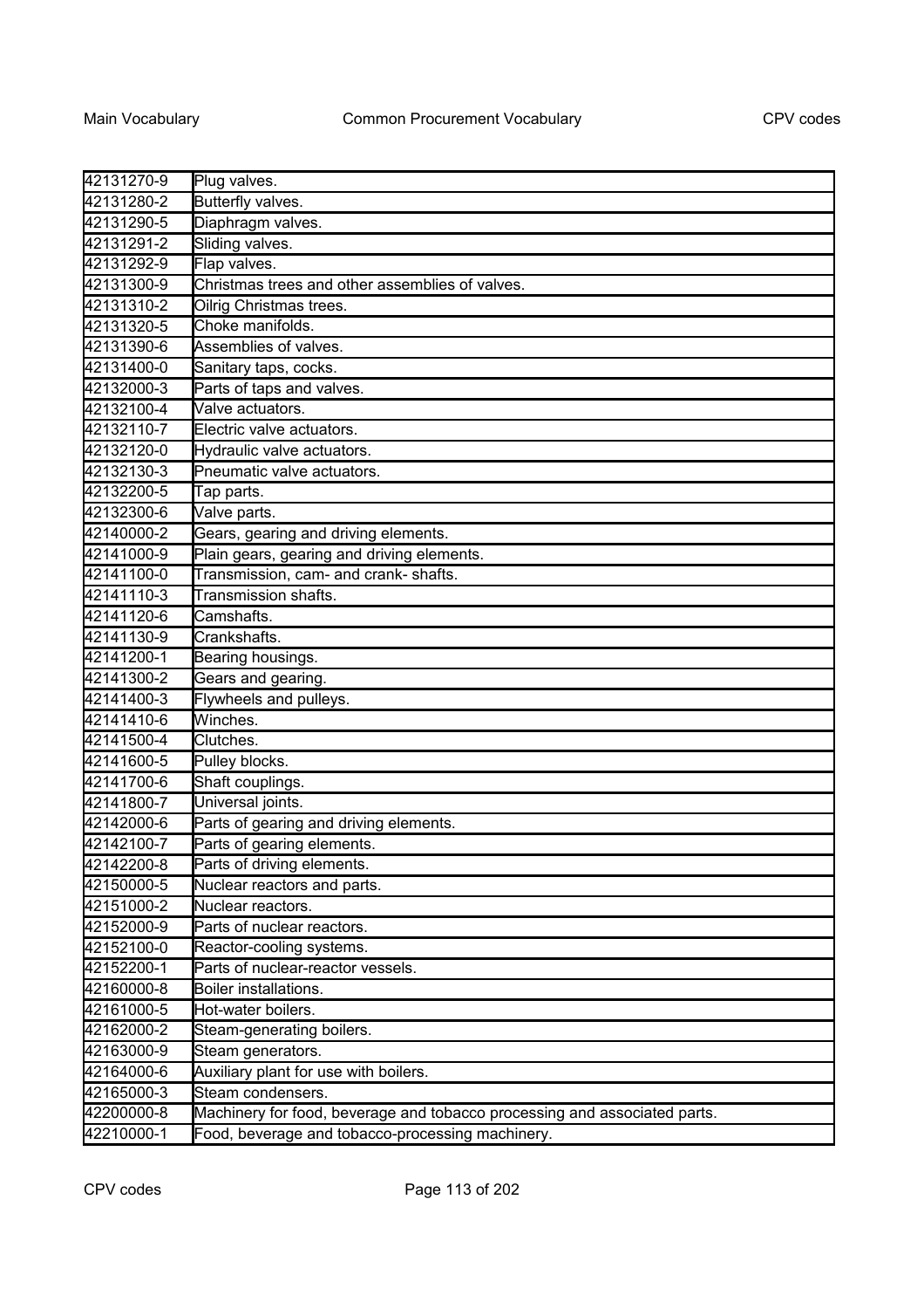| | |
|---|---|
| 42131270-9 | Plug valves. |
| 42131280-2 | Butterfly valves. |
| 42131290-5 | Diaphragm valves. |
| 42131291-2 | Sliding valves. |
| 42131292-9 | Flap valves. |
| 42131300-9 | Christmas trees and other assemblies of valves. |
| 42131310-2 | Oilrig Christmas trees. |
| 42131320-5 | Choke manifolds. |
| 42131390-6 | Assemblies of valves. |
| 42131400-0 | Sanitary taps, cocks. |
| 42132000-3 | Parts of taps and valves. |
| 42132100-4 | Valve actuators. |
| 42132110-7 | Electric valve actuators. |
| 42132120-0 | Hydraulic valve actuators. |
| 42132130-3 | Pneumatic valve actuators. |
| 42132200-5 | Tap parts. |
| 42132300-6 | Valve parts. |
| 42140000-2 | Gears, gearing and driving elements. |
| 42141000-9 | Plain gears, gearing and driving elements. |
| 42141100-0 | Transmission, cam- and crank- shafts. |
| 42141110-3 | Transmission shafts. |
| 42141120-6 | Camshafts. |
| 42141130-9 | Crankshafts. |
| 42141200-1 | Bearing housings. |
| 42141300-2 | Gears and gearing. |
| 42141400-3 | Flywheels and pulleys. |
| 42141410-6 | Winches. |
| 42141500-4 | Clutches. |
| 42141600-5 | Pulley blocks. |
| 42141700-6 | Shaft couplings. |
| 42141800-7 | Universal joints. |
| 42142000-6 | Parts of gearing and driving elements. |
| 42142100-7 | Parts of gearing elements. |
| 42142200-8 | Parts of driving elements. |
| 42150000-5 | Nuclear reactors and parts. |
| 42151000-2 | Nuclear reactors. |
| 42152000-9 | Parts of nuclear reactors. |
| 42152100-0 | Reactor-cooling systems. |
| 42152200-1 | Parts of nuclear-reactor vessels. |
| 42160000-8 | Boiler installations. |
| 42161000-5 | Hot-water boilers. |
| 42162000-2 | Steam-generating boilers. |
| 42163000-9 | Steam generators. |
| 42164000-6 | Auxiliary plant for use with boilers. |
| 42165000-3 | Steam condensers. |
| 42200000-8 | Machinery for food, beverage and tobacco processing and associated parts. |
| 42210000-1 | Food, beverage and tobacco-processing machinery. |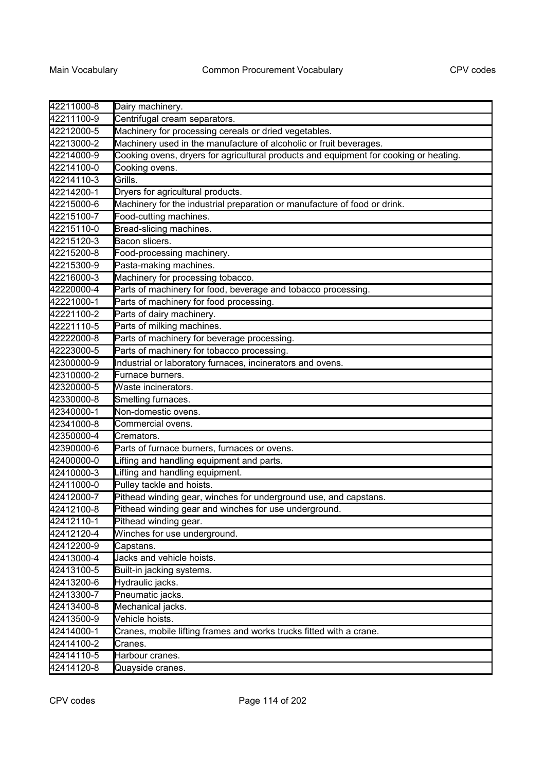| | |
|---|---|
| 42211000-8 | Dairy machinery. |
| 42211100-9 | Centrifugal cream separators. |
| 42212000-5 | Machinery for processing cereals or dried vegetables. |
| 42213000-2 | Machinery used in the manufacture of alcoholic or fruit beverages. |
| 42214000-9 | Cooking ovens, dryers for agricultural products and equipment for cooking or heating. |
| 42214100-0 | Cooking ovens. |
| 42214110-3 | Grills. |
| 42214200-1 | Dryers for agricultural products. |
| 42215000-6 | Machinery for the industrial preparation or manufacture of food or drink. |
| 42215100-7 | Food-cutting machines. |
| 42215110-0 | Bread-slicing machines. |
| 42215120-3 | Bacon slicers. |
| 42215200-8 | Food-processing machinery. |
| 42215300-9 | Pasta-making machines. |
| 42216000-3 | Machinery for processing tobacco. |
| 42220000-4 | Parts of machinery for food, beverage and tobacco processing. |
| 42221000-1 | Parts of machinery for food processing. |
| 42221100-2 | Parts of dairy machinery. |
| 42221110-5 | Parts of milking machines. |
| 42222000-8 | Parts of machinery for beverage processing. |
| 42223000-5 | Parts of machinery for tobacco processing. |
| 42300000-9 | Industrial or laboratory furnaces, incinerators and ovens. |
| 42310000-2 | Furnace burners. |
| 42320000-5 | Waste incinerators. |
| 42330000-8 | Smelting furnaces. |
| 42340000-1 | Non-domestic ovens. |
| 42341000-8 | Commercial ovens. |
| 42350000-4 | Cremators. |
| 42390000-6 | Parts of furnace burners, furnaces or ovens. |
| 42400000-0 | Lifting and handling equipment and parts. |
| 42410000-3 | Lifting and handling equipment. |
| 42411000-0 | Pulley tackle and hoists. |
| 42412000-7 | Pithead winding gear, winches for underground use, and capstans. |
| 42412100-8 | Pithead winding gear and winches for use underground. |
| 42412110-1 | Pithead winding gear. |
| 42412120-4 | Winches for use underground. |
| 42412200-9 | Capstans. |
| 42413000-4 | Jacks and vehicle hoists. |
| 42413100-5 | Built-in jacking systems. |
| 42413200-6 | Hydraulic jacks. |
| 42413300-7 | Pneumatic jacks. |
| 42413400-8 | Mechanical jacks. |
| 42413500-9 | Vehicle hoists. |
| 42414000-1 | Cranes, mobile lifting frames and works trucks fitted with a crane. |
| 42414100-2 | Cranes. |
| 42414110-5 | Harbour cranes. |
| 42414120-8 | Quayside cranes. |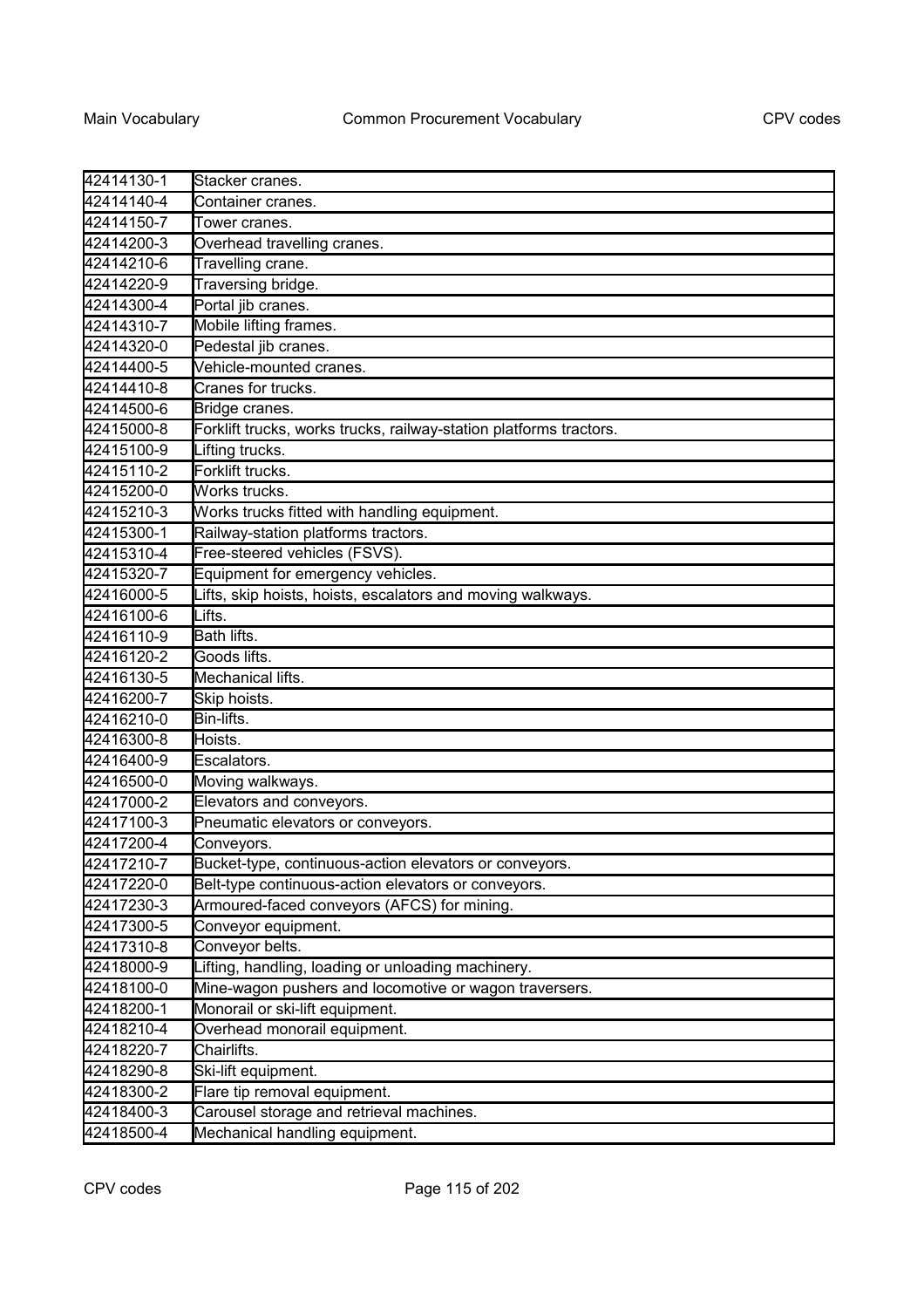| 42414130-1 | Stacker cranes. |
|---|---|
| 42414140-4 | Container cranes. |
| 42414150-7 | Tower cranes. |
| 42414200-3 | Overhead travelling cranes. |
| 42414210-6 | Travelling crane. |
| 42414220-9 | Traversing bridge. |
| 42414300-4 | Portal jib cranes. |
| 42414310-7 | Mobile lifting frames. |
| 42414320-0 | Pedestal jib cranes. |
| 42414400-5 | Vehicle-mounted cranes. |
| 42414410-8 | Cranes for trucks. |
| 42414500-6 | Bridge cranes. |
| 42415000-8 | Forklift trucks, works trucks, railway-station platforms tractors. |
| 42415100-9 | Lifting trucks. |
| 42415110-2 | Forklift trucks. |
| 42415200-0 | Works trucks. |
| 42415210-3 | Works trucks fitted with handling equipment. |
| 42415300-1 | Railway-station platforms tractors. |
| 42415310-4 | Free-steered vehicles (FSVS). |
| 42415320-7 | Equipment for emergency vehicles. |
| 42416000-5 | Lifts, skip hoists, hoists, escalators and moving walkways. |
| 42416100-6 | Lifts. |
| 42416110-9 | Bath lifts. |
| 42416120-2 | Goods lifts. |
| 42416130-5 | Mechanical lifts. |
| 42416200-7 | Skip hoists. |
| 42416210-0 | Bin-lifts. |
| 42416300-8 | Hoists. |
| 42416400-9 | Escalators. |
| 42416500-0 | Moving walkways. |
| 42417000-2 | Elevators and conveyors. |
| 42417100-3 | Pneumatic elevators or conveyors. |
| 42417200-4 | Conveyors. |
| 42417210-7 | Bucket-type, continuous-action elevators or conveyors. |
| 42417220-0 | Belt-type continuous-action elevators or conveyors. |
| 42417230-3 | Armoured-faced conveyors (AFCS) for mining. |
| 42417300-5 | Conveyor equipment. |
| 42417310-8 | Conveyor belts. |
| 42418000-9 | Lifting, handling, loading or unloading machinery. |
| 42418100-0 | Mine-wagon pushers and locomotive or wagon traversers. |
| 42418200-1 | Monorail or ski-lift equipment. |
| 42418210-4 | Overhead monorail equipment. |
| 42418220-7 | Chairlifts. |
| 42418290-8 | Ski-lift equipment. |
| 42418300-2 | Flare tip removal equipment. |
| 42418400-3 | Carousel storage and retrieval machines. |
| 42418500-4 | Mechanical handling equipment. |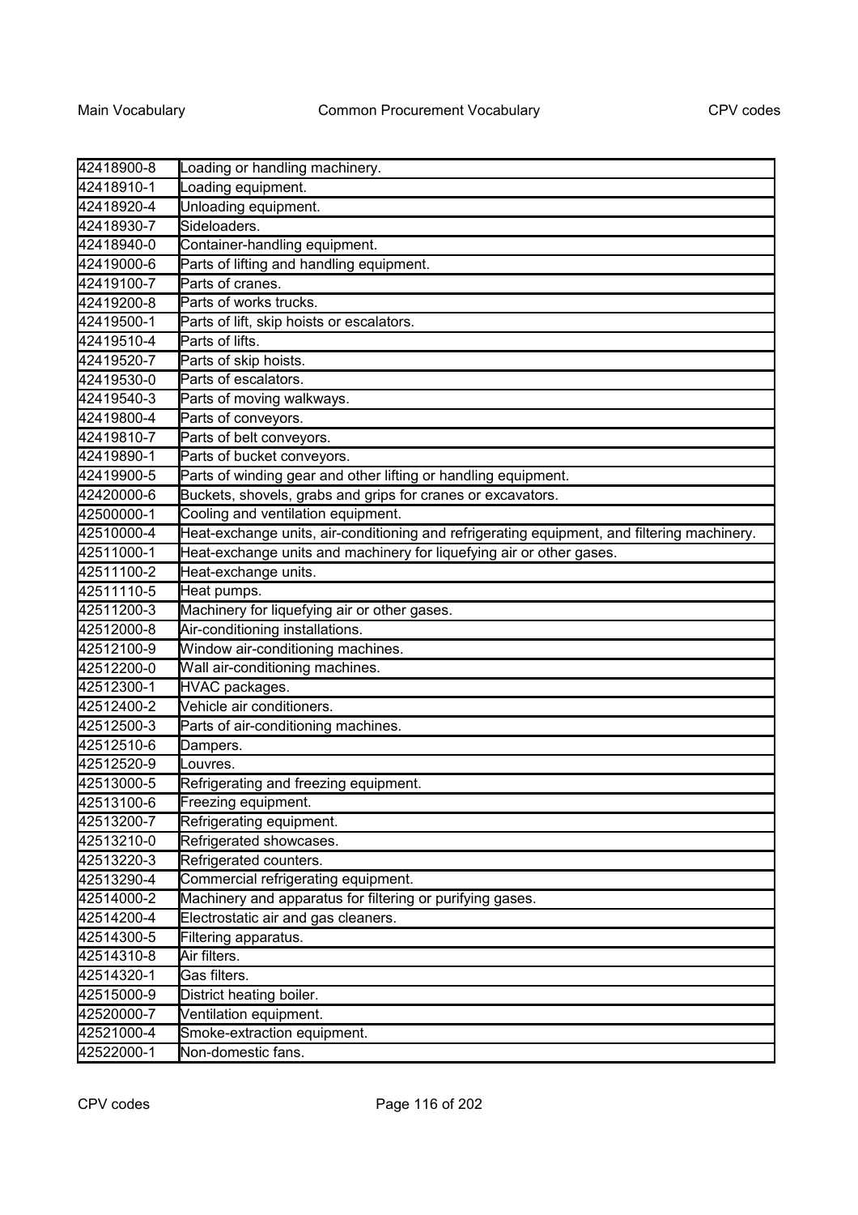| 42418900-8 | Loading or handling machinery. |
|---|---|
| 42418910-1 | Loading equipment. |
| 42418920-4 | Unloading equipment. |
| 42418930-7 | Sideloaders. |
| 42418940-0 | Container-handling equipment. |
| 42419000-6 | Parts of lifting and handling equipment. |
| 42419100-7 | Parts of cranes. |
| 42419200-8 | Parts of works trucks. |
| 42419500-1 | Parts of lift, skip hoists or escalators. |
| 42419510-4 | Parts of lifts. |
| 42419520-7 | Parts of skip hoists. |
| 42419530-0 | Parts of escalators. |
| 42419540-3 | Parts of moving walkways. |
| 42419800-4 | Parts of conveyors. |
| 42419810-7 | Parts of belt conveyors. |
| 42419890-1 | Parts of bucket conveyors. |
| 42419900-5 | Parts of winding gear and other lifting or handling equipment. |
| 42420000-6 | Buckets, shovels, grabs and grips for cranes or excavators. |
| 42500000-1 | Cooling and ventilation equipment. |
| 42510000-4 | Heat-exchange units, air-conditioning and refrigerating equipment, and filtering machinery. |
| 42511000-1 | Heat-exchange units and machinery for liquefying air or other gases. |
| 42511100-2 | Heat-exchange units. |
| 42511110-5 | Heat pumps. |
| 42511200-3 | Machinery for liquefying air or other gases. |
| 42512000-8 | Air-conditioning installations. |
| 42512100-9 | Window air-conditioning machines. |
| 42512200-0 | Wall air-conditioning machines. |
| 42512300-1 | HVAC packages. |
| 42512400-2 | Vehicle air conditioners. |
| 42512500-3 | Parts of air-conditioning machines. |
| 42512510-6 | Dampers. |
| 42512520-9 | Louvres. |
| 42513000-5 | Refrigerating and freezing equipment. |
| 42513100-6 | Freezing equipment. |
| 42513200-7 | Refrigerating equipment. |
| 42513210-0 | Refrigerated showcases. |
| 42513220-3 | Refrigerated counters. |
| 42513290-4 | Commercial refrigerating equipment. |
| 42514000-2 | Machinery and apparatus for filtering or purifying gases. |
| 42514200-4 | Electrostatic air and gas cleaners. |
| 42514300-5 | Filtering apparatus. |
| 42514310-8 | Air filters. |
| 42514320-1 | Gas filters. |
| 42515000-9 | District heating boiler. |
| 42520000-7 | Ventilation equipment. |
| 42521000-4 | Smoke-extraction equipment. |
| 42522000-1 | Non-domestic fans. |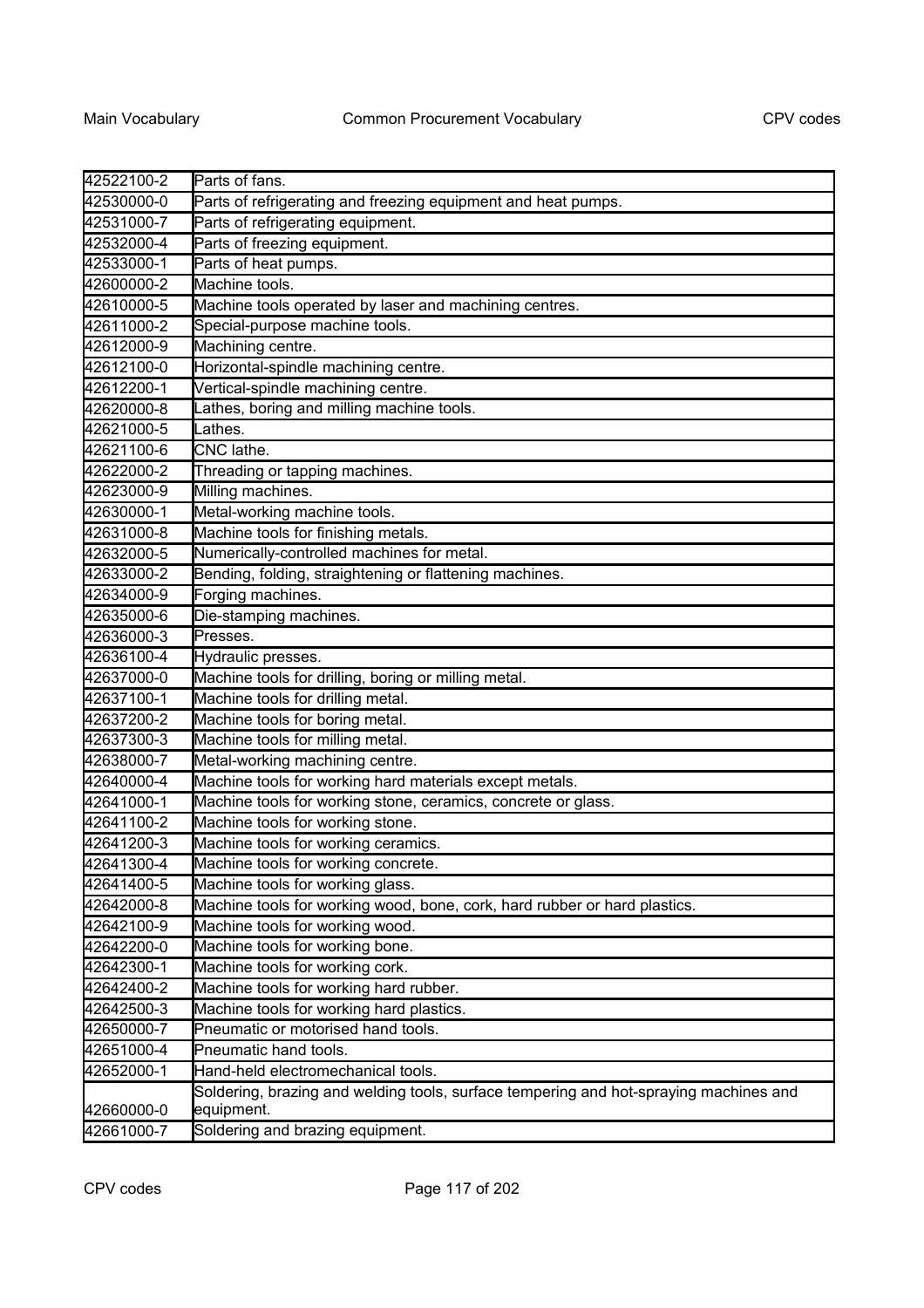| | |
|---|---|
| 42522100-2 | Parts of fans. |
| 42530000-0 | Parts of refrigerating and freezing equipment and heat pumps. |
| 42531000-7 | Parts of refrigerating equipment. |
| 42532000-4 | Parts of freezing equipment. |
| 42533000-1 | Parts of heat pumps. |
| 42600000-2 | Machine tools. |
| 42610000-5 | Machine tools operated by laser and machining centres. |
| 42611000-2 | Special-purpose machine tools. |
| 42612000-9 | Machining centre. |
| 42612100-0 | Horizontal-spindle machining centre. |
| 42612200-1 | Vertical-spindle machining centre. |
| 42620000-8 | Lathes, boring and milling machine tools. |
| 42621000-5 | Lathes. |
| 42621100-6 | CNC lathe. |
| 42622000-2 | Threading or tapping machines. |
| 42623000-9 | Milling machines. |
| 42630000-1 | Metal-working machine tools. |
| 42631000-8 | Machine tools for finishing metals. |
| 42632000-5 | Numerically-controlled machines for metal. |
| 42633000-2 | Bending, folding, straightening or flattening machines. |
| 42634000-9 | Forging machines. |
| 42635000-6 | Die-stamping machines. |
| 42636000-3 | Presses. |
| 42636100-4 | Hydraulic presses. |
| 42637000-0 | Machine tools for drilling, boring or milling metal. |
| 42637100-1 | Machine tools for drilling metal. |
| 42637200-2 | Machine tools for boring metal. |
| 42637300-3 | Machine tools for milling metal. |
| 42638000-7 | Metal-working machining centre. |
| 42640000-4 | Machine tools for working hard materials except metals. |
| 42641000-1 | Machine tools for working stone, ceramics, concrete or glass. |
| 42641100-2 | Machine tools for working stone. |
| 42641200-3 | Machine tools for working ceramics. |
| 42641300-4 | Machine tools for working concrete. |
| 42641400-5 | Machine tools for working glass. |
| 42642000-8 | Machine tools for working wood, bone, cork, hard rubber or hard plastics. |
| 42642100-9 | Machine tools for working wood. |
| 42642200-0 | Machine tools for working bone. |
| 42642300-1 | Machine tools for working cork. |
| 42642400-2 | Machine tools for working hard rubber. |
| 42642500-3 | Machine tools for working hard plastics. |
| 42650000-7 | Pneumatic or motorised hand tools. |
| 42651000-4 | Pneumatic hand tools. |
| 42652000-1 | Hand-held electromechanical tools. |
| 42660000-0 | Soldering, brazing and welding tools, surface tempering and hot-spraying machines and equipment. |
| 42661000-7 | Soldering and brazing equipment. |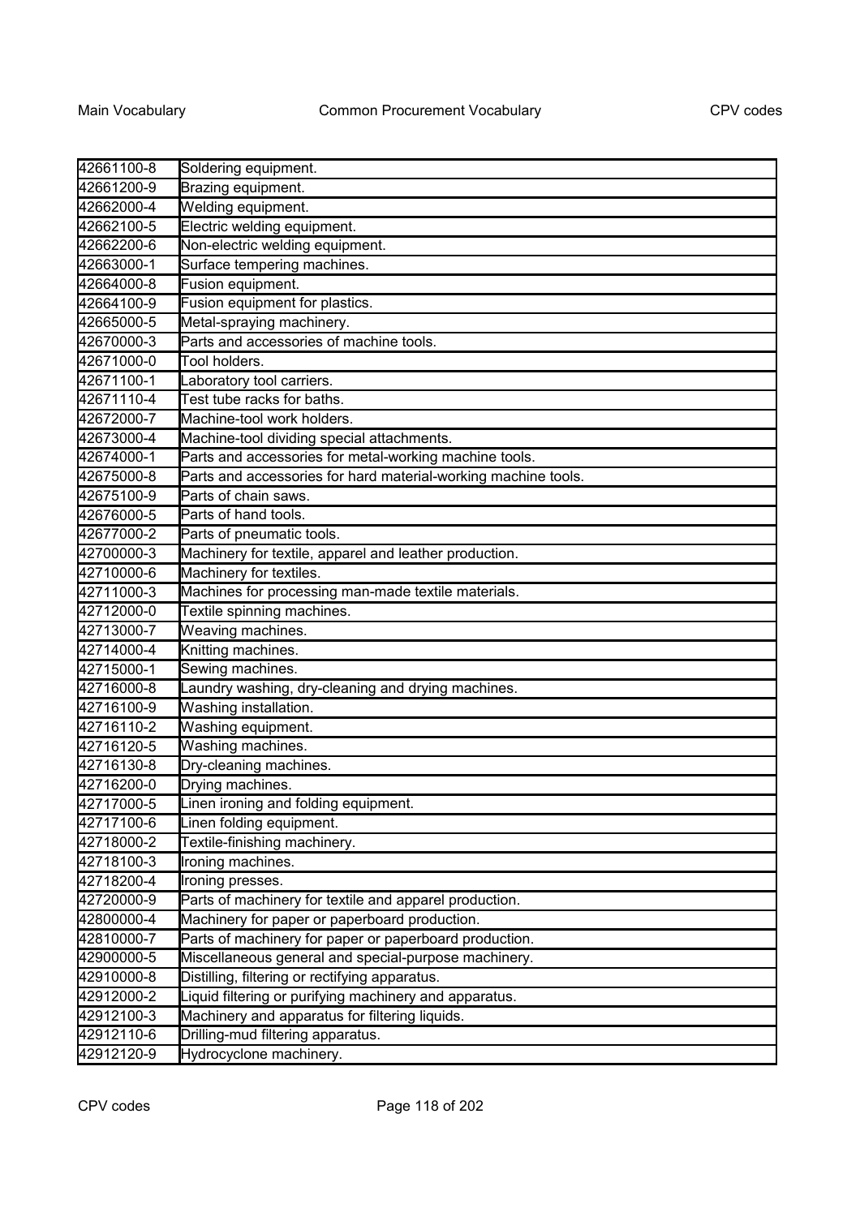| | |
|---|---|
| 42661100-8 | Soldering equipment. |
| 42661200-9 | Brazing equipment. |
| 42662000-4 | Welding equipment. |
| 42662100-5 | Electric welding equipment. |
| 42662200-6 | Non-electric welding equipment. |
| 42663000-1 | Surface tempering machines. |
| 42664000-8 | Fusion equipment. |
| 42664100-9 | Fusion equipment for plastics. |
| 42665000-5 | Metal-spraying machinery. |
| 42670000-3 | Parts and accessories of machine tools. |
| 42671000-0 | Tool holders. |
| 42671100-1 | Laboratory tool carriers. |
| 42671110-4 | Test tube racks for baths. |
| 42672000-7 | Machine-tool work holders. |
| 42673000-4 | Machine-tool dividing special attachments. |
| 42674000-1 | Parts and accessories for metal-working machine tools. |
| 42675000-8 | Parts and accessories for hard material-working machine tools. |
| 42675100-9 | Parts of chain saws. |
| 42676000-5 | Parts of hand tools. |
| 42677000-2 | Parts of pneumatic tools. |
| 42700000-3 | Machinery for textile, apparel and leather production. |
| 42710000-6 | Machinery for textiles. |
| 42711000-3 | Machines for processing man-made textile materials. |
| 42712000-0 | Textile spinning machines. |
| 42713000-7 | Weaving machines. |
| 42714000-4 | Knitting machines. |
| 42715000-1 | Sewing machines. |
| 42716000-8 | Laundry washing, dry-cleaning and drying machines. |
| 42716100-9 | Washing installation. |
| 42716110-2 | Washing equipment. |
| 42716120-5 | Washing machines. |
| 42716130-8 | Dry-cleaning machines. |
| 42716200-0 | Drying machines. |
| 42717000-5 | Linen ironing and folding equipment. |
| 42717100-6 | Linen folding equipment. |
| 42718000-2 | Textile-finishing machinery. |
| 42718100-3 | Ironing machines. |
| 42718200-4 | Ironing presses. |
| 42720000-9 | Parts of machinery for textile and apparel production. |
| 42800000-4 | Machinery for paper or paperboard production. |
| 42810000-7 | Parts of machinery for paper or paperboard production. |
| 42900000-5 | Miscellaneous general and special-purpose machinery. |
| 42910000-8 | Distilling, filtering or rectifying apparatus. |
| 42912000-2 | Liquid filtering or purifying machinery and apparatus. |
| 42912100-3 | Machinery and apparatus for filtering liquids. |
| 42912110-6 | Drilling-mud filtering apparatus. |
| 42912120-9 | Hydrocyclone machinery. |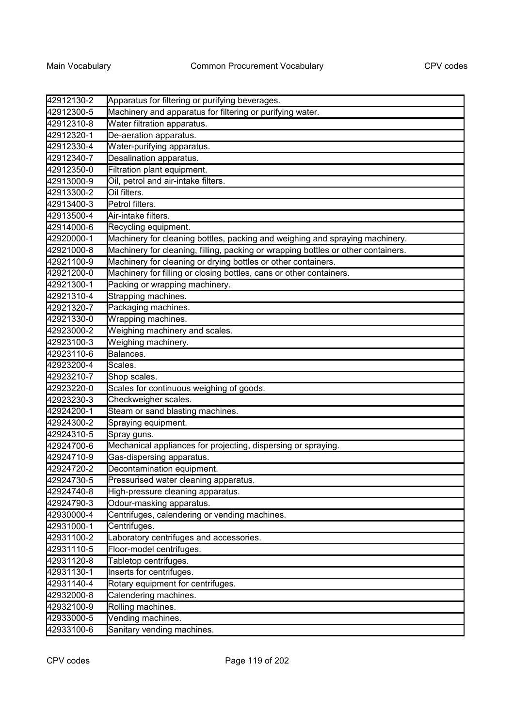| | |
|---|---|
| 42912130-2 | Apparatus for filtering or purifying beverages. |
| 42912300-5 | Machinery and apparatus for filtering or purifying water. |
| 42912310-8 | Water filtration apparatus. |
| 42912320-1 | De-aeration apparatus. |
| 42912330-4 | Water-purifying apparatus. |
| 42912340-7 | Desalination apparatus. |
| 42912350-0 | Filtration plant equipment. |
| 42913000-9 | Oil, petrol and air-intake filters. |
| 42913300-2 | Oil filters. |
| 42913400-3 | Petrol filters. |
| 42913500-4 | Air-intake filters. |
| 42914000-6 | Recycling equipment. |
| 42920000-1 | Machinery for cleaning bottles, packing and weighing and spraying machinery. |
| 42921000-8 | Machinery for cleaning, filling, packing or wrapping bottles or other containers. |
| 42921100-9 | Machinery for cleaning or drying bottles or other containers. |
| 42921200-0 | Machinery for filling or closing bottles, cans or other containers. |
| 42921300-1 | Packing or wrapping machinery. |
| 42921310-4 | Strapping machines. |
| 42921320-7 | Packaging machines. |
| 42921330-0 | Wrapping machines. |
| 42923000-2 | Weighing machinery and scales. |
| 42923100-3 | Weighing machinery. |
| 42923110-6 | Balances. |
| 42923200-4 | Scales. |
| 42923210-7 | Shop scales. |
| 42923220-0 | Scales for continuous weighing of goods. |
| 42923230-3 | Checkweigher scales. |
| 42924200-1 | Steam or sand blasting machines. |
| 42924300-2 | Spraying equipment. |
| 42924310-5 | Spray guns. |
| 42924700-6 | Mechanical appliances for projecting, dispersing or spraying. |
| 42924710-9 | Gas-dispersing apparatus. |
| 42924720-2 | Decontamination equipment. |
| 42924730-5 | Pressurised water cleaning apparatus. |
| 42924740-8 | High-pressure cleaning apparatus. |
| 42924790-3 | Odour-masking apparatus. |
| 42930000-4 | Centrifuges, calendering or vending machines. |
| 42931000-1 | Centrifuges. |
| 42931100-2 | Laboratory centrifuges and accessories. |
| 42931110-5 | Floor-model centrifuges. |
| 42931120-8 | Tabletop centrifuges. |
| 42931130-1 | Inserts for centrifuges. |
| 42931140-4 | Rotary equipment for centrifuges. |
| 42932000-8 | Calendering machines. |
| 42932100-9 | Rolling machines. |
| 42933000-5 | Vending machines. |
| 42933100-6 | Sanitary vending machines. |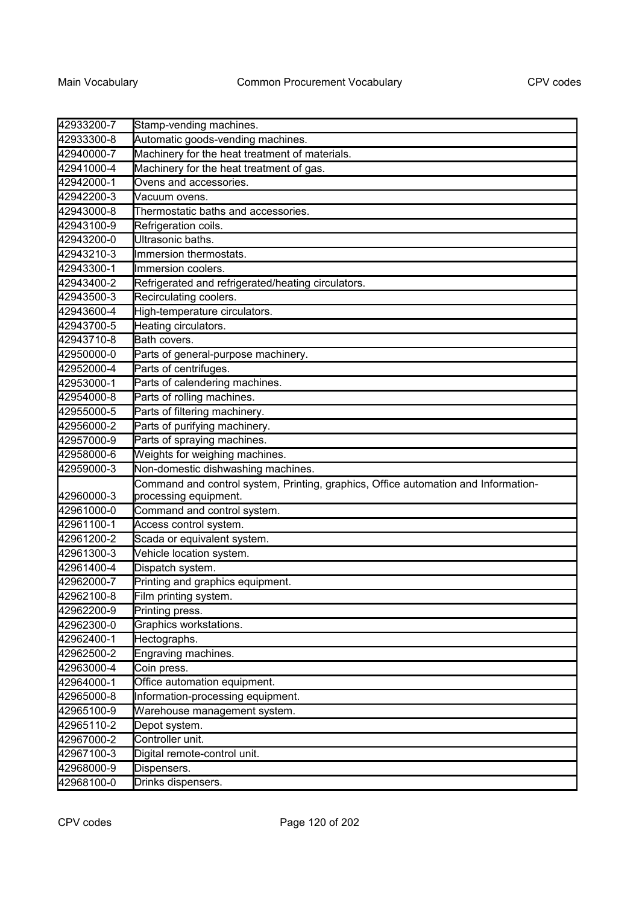| | |
|---|---|
| 42933200-7 | Stamp-vending machines. |
| 42933300-8 | Automatic goods-vending machines. |
| 42940000-7 | Machinery for the heat treatment of materials. |
| 42941000-4 | Machinery for the heat treatment of gas. |
| 42942000-1 | Ovens and accessories. |
| 42942200-3 | Vacuum ovens. |
| 42943000-8 | Thermostatic baths and accessories. |
| 42943100-9 | Refrigeration coils. |
| 42943200-0 | Ultrasonic baths. |
| 42943210-3 | Immersion thermostats. |
| 42943300-1 | Immersion coolers. |
| 42943400-2 | Refrigerated and refrigerated/heating circulators. |
| 42943500-3 | Recirculating coolers. |
| 42943600-4 | High-temperature circulators. |
| 42943700-5 | Heating circulators. |
| 42943710-8 | Bath covers. |
| 42950000-0 | Parts of general-purpose machinery. |
| 42952000-4 | Parts of centrifuges. |
| 42953000-1 | Parts of calendering machines. |
| 42954000-8 | Parts of rolling machines. |
| 42955000-5 | Parts of filtering machinery. |
| 42956000-2 | Parts of purifying machinery. |
| 42957000-9 | Parts of spraying machines. |
| 42958000-6 | Weights for weighing machines. |
| 42959000-3 | Non-domestic dishwashing machines. |
| 42960000-3 | Command and control system, Printing, graphics, Office automation and Information-processing equipment. |
| 42961000-0 | Command and control system. |
| 42961100-1 | Access control system. |
| 42961200-2 | Scada or equivalent system. |
| 42961300-3 | Vehicle location system. |
| 42961400-4 | Dispatch system. |
| 42962000-7 | Printing and graphics equipment. |
| 42962100-8 | Film printing system. |
| 42962200-9 | Printing press. |
| 42962300-0 | Graphics workstations. |
| 42962400-1 | Hectographs. |
| 42962500-2 | Engraving machines. |
| 42963000-4 | Coin press. |
| 42964000-1 | Office automation equipment. |
| 42965000-8 | Information-processing equipment. |
| 42965100-9 | Warehouse management system. |
| 42965110-2 | Depot system. |
| 42967000-2 | Controller unit. |
| 42967100-3 | Digital remote-control unit. |
| 42968000-9 | Dispensers. |
| 42968100-0 | Drinks dispensers. |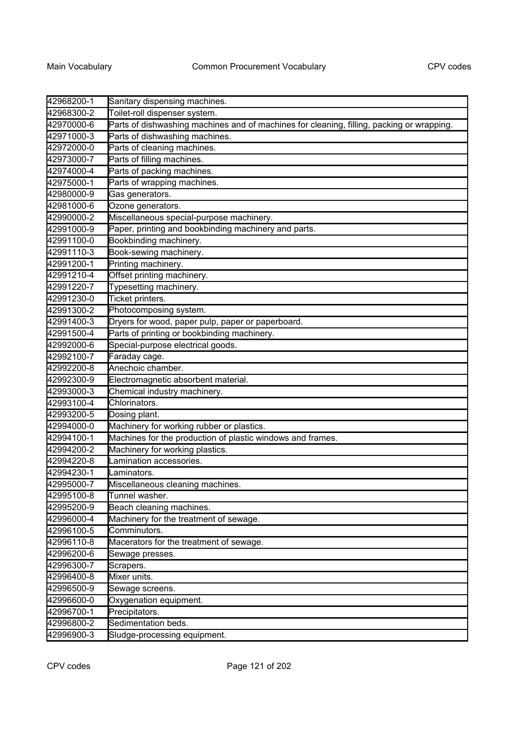| | |
|---|---|
| 42968200-1 | Sanitary dispensing machines. |
| 42968300-2 | Toilet-roll dispenser system. |
| 42970000-6 | Parts of dishwashing machines and of machines for cleaning, filling, packing or wrapping. |
| 42971000-3 | Parts of dishwashing machines. |
| 42972000-0 | Parts of cleaning machines. |
| 42973000-7 | Parts of filling machines. |
| 42974000-4 | Parts of packing machines. |
| 42975000-1 | Parts of wrapping machines. |
| 42980000-9 | Gas generators. |
| 42981000-6 | Ozone generators. |
| 42990000-2 | Miscellaneous special-purpose machinery. |
| 42991000-9 | Paper, printing and bookbinding machinery and parts. |
| 42991100-0 | Bookbinding machinery. |
| 42991110-3 | Book-sewing machinery. |
| 42991200-1 | Printing machinery. |
| 42991210-4 | Offset printing machinery. |
| 42991220-7 | Typesetting machinery. |
| 42991230-0 | Ticket printers. |
| 42991300-2 | Photocomposing system. |
| 42991400-3 | Dryers for wood, paper pulp, paper or paperboard. |
| 42991500-4 | Parts of printing or bookbinding machinery. |
| 42992000-6 | Special-purpose electrical goods. |
| 42992100-7 | Faraday cage. |
| 42992200-8 | Anechoic chamber. |
| 42992300-9 | Electromagnetic absorbent material. |
| 42993000-3 | Chemical industry machinery. |
| 42993100-4 | Chlorinators. |
| 42993200-5 | Dosing plant. |
| 42994000-0 | Machinery for working rubber or plastics. |
| 42994100-1 | Machines for the production of plastic windows and frames. |
| 42994200-2 | Machinery for working plastics. |
| 42994220-8 | Lamination accessories. |
| 42994230-1 | Laminators. |
| 42995000-7 | Miscellaneous cleaning machines. |
| 42995100-8 | Tunnel washer. |
| 42995200-9 | Beach cleaning machines. |
| 42996000-4 | Machinery for the treatment of sewage. |
| 42996100-5 | Comminutors. |
| 42996110-8 | Macerators for the treatment of sewage. |
| 42996200-6 | Sewage presses. |
| 42996300-7 | Scrapers. |
| 42996400-8 | Mixer units. |
| 42996500-9 | Sewage screens. |
| 42996600-0 | Oxygenation equipment. |
| 42996700-1 | Precipitators. |
| 42996800-2 | Sedimentation beds. |
| 42996900-3 | Sludge-processing equipment. |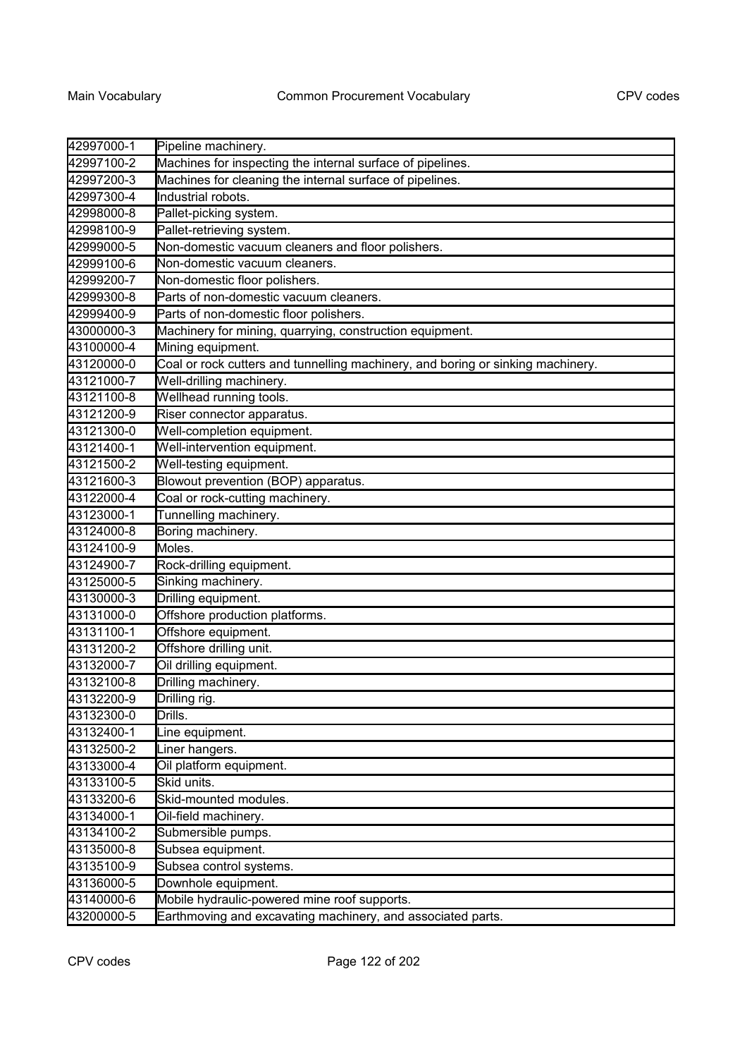| 42997000-1 | Pipeline machinery. |
|---|---|
| 42997100-2 | Machines for inspecting the internal surface of pipelines. |
| 42997200-3 | Machines for cleaning the internal surface of pipelines. |
| 42997300-4 | Industrial robots. |
| 42998000-8 | Pallet-picking system. |
| 42998100-9 | Pallet-retrieving system. |
| 42999000-5 | Non-domestic vacuum cleaners and floor polishers. |
| 42999100-6 | Non-domestic vacuum cleaners. |
| 42999200-7 | Non-domestic floor polishers. |
| 42999300-8 | Parts of non-domestic vacuum cleaners. |
| 42999400-9 | Parts of non-domestic floor polishers. |
| 43000000-3 | Machinery for mining, quarrying, construction equipment. |
| 43100000-4 | Mining equipment. |
| 43120000-0 | Coal or rock cutters and tunnelling machinery, and boring or sinking machinery. |
| 43121000-7 | Well-drilling machinery. |
| 43121100-8 | Wellhead running tools. |
| 43121200-9 | Riser connector apparatus. |
| 43121300-0 | Well-completion equipment. |
| 43121400-1 | Well-intervention equipment. |
| 43121500-2 | Well-testing equipment. |
| 43121600-3 | Blowout prevention (BOP) apparatus. |
| 43122000-4 | Coal or rock-cutting machinery. |
| 43123000-1 | Tunnelling machinery. |
| 43124000-8 | Boring machinery. |
| 43124100-9 | Moles. |
| 43124900-7 | Rock-drilling equipment. |
| 43125000-5 | Sinking machinery. |
| 43130000-3 | Drilling equipment. |
| 43131000-0 | Offshore production platforms. |
| 43131100-1 | Offshore equipment. |
| 43131200-2 | Offshore drilling unit. |
| 43132000-7 | Oil drilling equipment. |
| 43132100-8 | Drilling machinery. |
| 43132200-9 | Drilling rig. |
| 43132300-0 | Drills. |
| 43132400-1 | Line equipment. |
| 43132500-2 | Liner hangers. |
| 43133000-4 | Oil platform equipment. |
| 43133100-5 | Skid units. |
| 43133200-6 | Skid-mounted modules. |
| 43134000-1 | Oil-field machinery. |
| 43134100-2 | Submersible pumps. |
| 43135000-8 | Subsea equipment. |
| 43135100-9 | Subsea control systems. |
| 43136000-5 | Downhole equipment. |
| 43140000-6 | Mobile hydraulic-powered mine roof supports. |
| 43200000-5 | Earthmoving and excavating machinery, and associated parts. |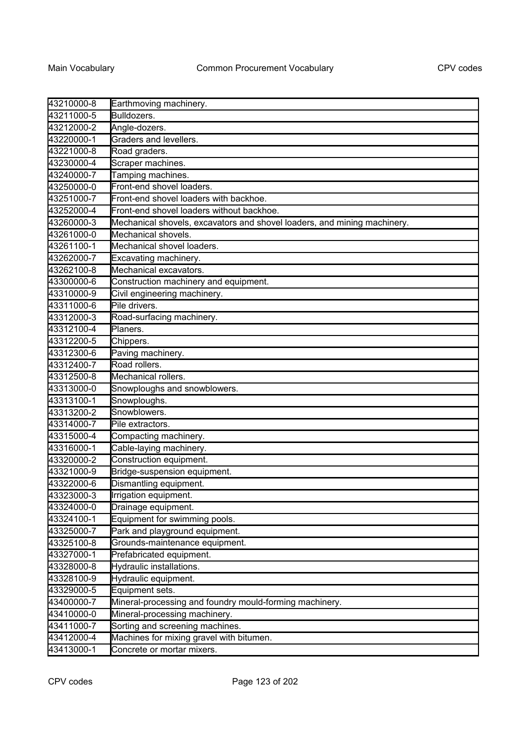| | |
|---|---|
| 43210000-8 | Earthmoving machinery. |
| 43211000-5 | Bulldozers. |
| 43212000-2 | Angle-dozers. |
| 43220000-1 | Graders and levellers. |
| 43221000-8 | Road graders. |
| 43230000-4 | Scraper machines. |
| 43240000-7 | Tamping machines. |
| 43250000-0 | Front-end shovel loaders. |
| 43251000-7 | Front-end shovel loaders with backhoe. |
| 43252000-4 | Front-end shovel loaders without backhoe. |
| 43260000-3 | Mechanical shovels, excavators and shovel loaders, and mining machinery. |
| 43261000-0 | Mechanical shovels. |
| 43261100-1 | Mechanical shovel loaders. |
| 43262000-7 | Excavating machinery. |
| 43262100-8 | Mechanical excavators. |
| 43300000-6 | Construction machinery and equipment. |
| 43310000-9 | Civil engineering machinery. |
| 43311000-6 | Pile drivers. |
| 43312000-3 | Road-surfacing machinery. |
| 43312100-4 | Planers. |
| 43312200-5 | Chippers. |
| 43312300-6 | Paving machinery. |
| 43312400-7 | Road rollers. |
| 43312500-8 | Mechanical rollers. |
| 43313000-0 | Snowploughs and snowblowers. |
| 43313100-1 | Snowploughs. |
| 43313200-2 | Snowblowers. |
| 43314000-7 | Pile extractors. |
| 43315000-4 | Compacting machinery. |
| 43316000-1 | Cable-laying machinery. |
| 43320000-2 | Construction equipment. |
| 43321000-9 | Bridge-suspension equipment. |
| 43322000-6 | Dismantling equipment. |
| 43323000-3 | Irrigation equipment. |
| 43324000-0 | Drainage equipment. |
| 43324100-1 | Equipment for swimming pools. |
| 43325000-7 | Park and playground equipment. |
| 43325100-8 | Grounds-maintenance equipment. |
| 43327000-1 | Prefabricated equipment. |
| 43328000-8 | Hydraulic installations. |
| 43328100-9 | Hydraulic equipment. |
| 43329000-5 | Equipment sets. |
| 43400000-7 | Mineral-processing and foundry mould-forming machinery. |
| 43410000-0 | Mineral-processing machinery. |
| 43411000-7 | Sorting and screening machines. |
| 43412000-4 | Machines for mixing gravel with bitumen. |
| 43413000-1 | Concrete or mortar mixers. |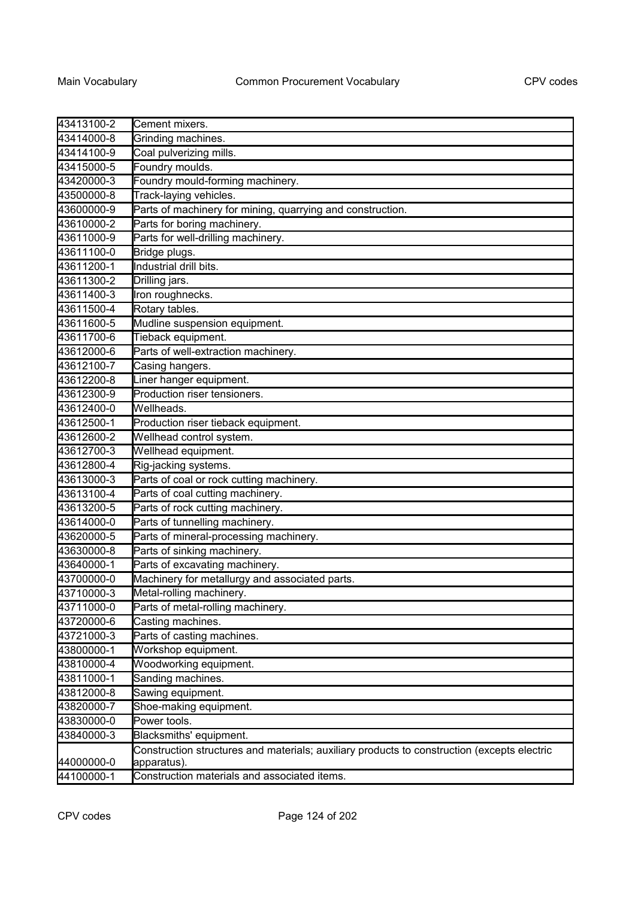| | |
|---|---|
| 43413100-2 | Cement mixers. |
| 43414000-8 | Grinding machines. |
| 43414100-9 | Coal pulverizing mills. |
| 43415000-5 | Foundry moulds. |
| 43420000-3 | Foundry mould-forming machinery. |
| 43500000-8 | Track-laying vehicles. |
| 43600000-9 | Parts of machinery for mining, quarrying and construction. |
| 43610000-2 | Parts for boring machinery. |
| 43611000-9 | Parts for well-drilling machinery. |
| 43611100-0 | Bridge plugs. |
| 43611200-1 | Industrial drill bits. |
| 43611300-2 | Drilling jars. |
| 43611400-3 | Iron roughnecks. |
| 43611500-4 | Rotary tables. |
| 43611600-5 | Mudline suspension equipment. |
| 43611700-6 | Tieback equipment. |
| 43612000-6 | Parts of well-extraction machinery. |
| 43612100-7 | Casing hangers. |
| 43612200-8 | Liner hanger equipment. |
| 43612300-9 | Production riser tensioners. |
| 43612400-0 | Wellheads. |
| 43612500-1 | Production riser tieback equipment. |
| 43612600-2 | Wellhead control system. |
| 43612700-3 | Wellhead equipment. |
| 43612800-4 | Rig-jacking systems. |
| 43613000-3 | Parts of coal or rock cutting machinery. |
| 43613100-4 | Parts of coal cutting machinery. |
| 43613200-5 | Parts of rock cutting machinery. |
| 43614000-0 | Parts of tunnelling machinery. |
| 43620000-5 | Parts of mineral-processing machinery. |
| 43630000-8 | Parts of sinking machinery. |
| 43640000-1 | Parts of excavating machinery. |
| 43700000-0 | Machinery for metallurgy and associated parts. |
| 43710000-3 | Metal-rolling machinery. |
| 43711000-0 | Parts of metal-rolling machinery. |
| 43720000-6 | Casting machines. |
| 43721000-3 | Parts of casting machines. |
| 43800000-1 | Workshop equipment. |
| 43810000-4 | Woodworking equipment. |
| 43811000-1 | Sanding machines. |
| 43812000-8 | Sawing equipment. |
| 43820000-7 | Shoe-making equipment. |
| 43830000-0 | Power tools. |
| 43840000-3 | Blacksmiths' equipment. |
| 44000000-0 | Construction structures and materials; auxiliary products to construction (excepts electric apparatus). |
| 44100000-1 | Construction materials and associated items. |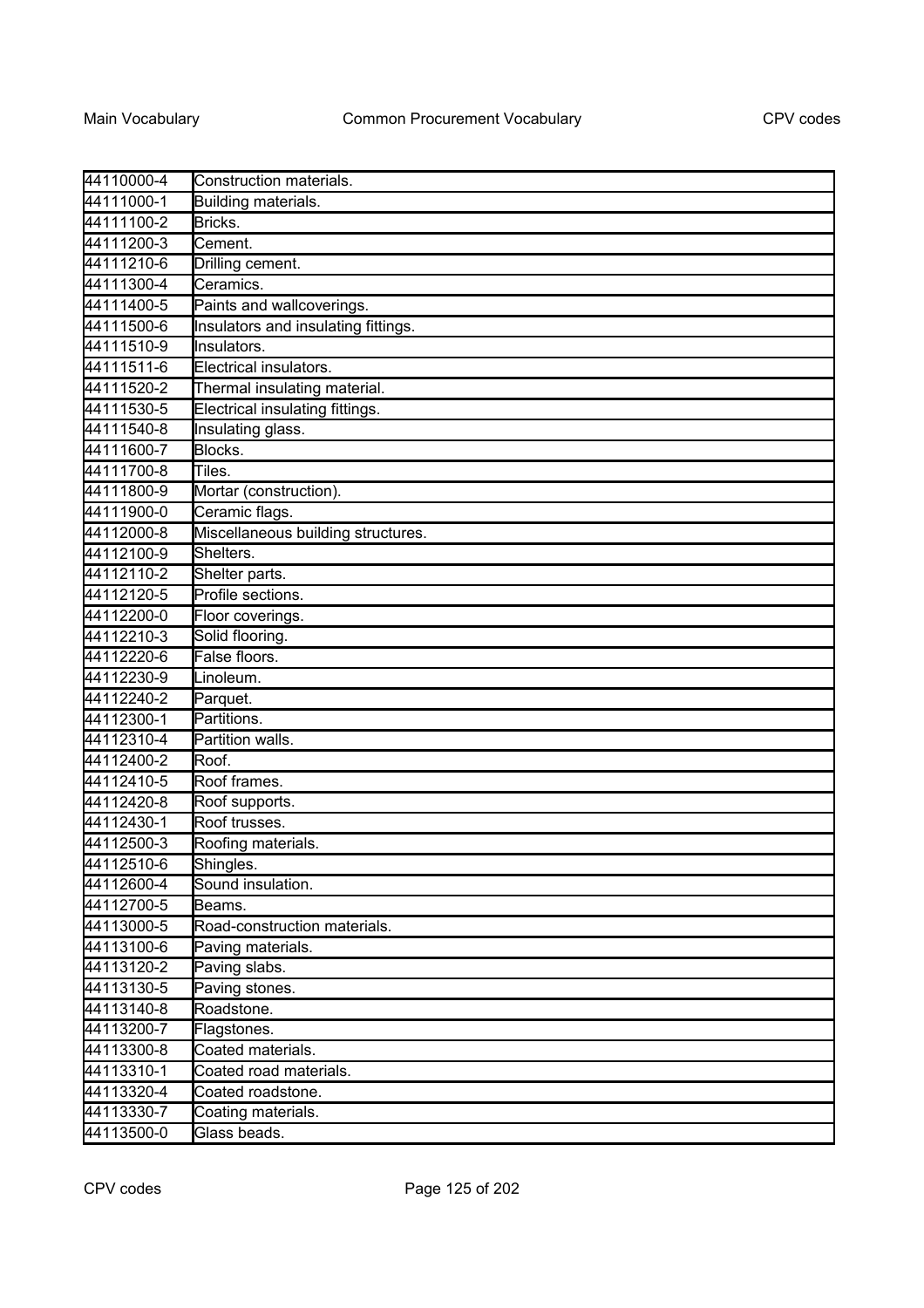| 44110000-4 | Construction materials. |
|---|---|
| 44111000-1 | Building materials. |
| 44111100-2 | Bricks. |
| 44111200-3 | Cement. |
| 44111210-6 | Drilling cement. |
| 44111300-4 | Ceramics. |
| 44111400-5 | Paints and wallcoverings. |
| 44111500-6 | Insulators and insulating fittings. |
| 44111510-9 | Insulators. |
| 44111511-6 | Electrical insulators. |
| 44111520-2 | Thermal insulating material. |
| 44111530-5 | Electrical insulating fittings. |
| 44111540-8 | Insulating glass. |
| 44111600-7 | Blocks. |
| 44111700-8 | Tiles. |
| 44111800-9 | Mortar (construction). |
| 44111900-0 | Ceramic flags. |
| 44112000-8 | Miscellaneous building structures. |
| 44112100-9 | Shelters. |
| 44112110-2 | Shelter parts. |
| 44112120-5 | Profile sections. |
| 44112200-0 | Floor coverings. |
| 44112210-3 | Solid flooring. |
| 44112220-6 | False floors. |
| 44112230-9 | Linoleum. |
| 44112240-2 | Parquet. |
| 44112300-1 | Partitions. |
| 44112310-4 | Partition walls. |
| 44112400-2 | Roof. |
| 44112410-5 | Roof frames. |
| 44112420-8 | Roof supports. |
| 44112430-1 | Roof trusses. |
| 44112500-3 | Roofing materials. |
| 44112510-6 | Shingles. |
| 44112600-4 | Sound insulation. |
| 44112700-5 | Beams. |
| 44113000-5 | Road-construction materials. |
| 44113100-6 | Paving materials. |
| 44113120-2 | Paving slabs. |
| 44113130-5 | Paving stones. |
| 44113140-8 | Roadstone. |
| 44113200-7 | Flagstones. |
| 44113300-8 | Coated materials. |
| 44113310-1 | Coated road materials. |
| 44113320-4 | Coated roadstone. |
| 44113330-7 | Coating materials. |
| 44113500-0 | Glass beads. |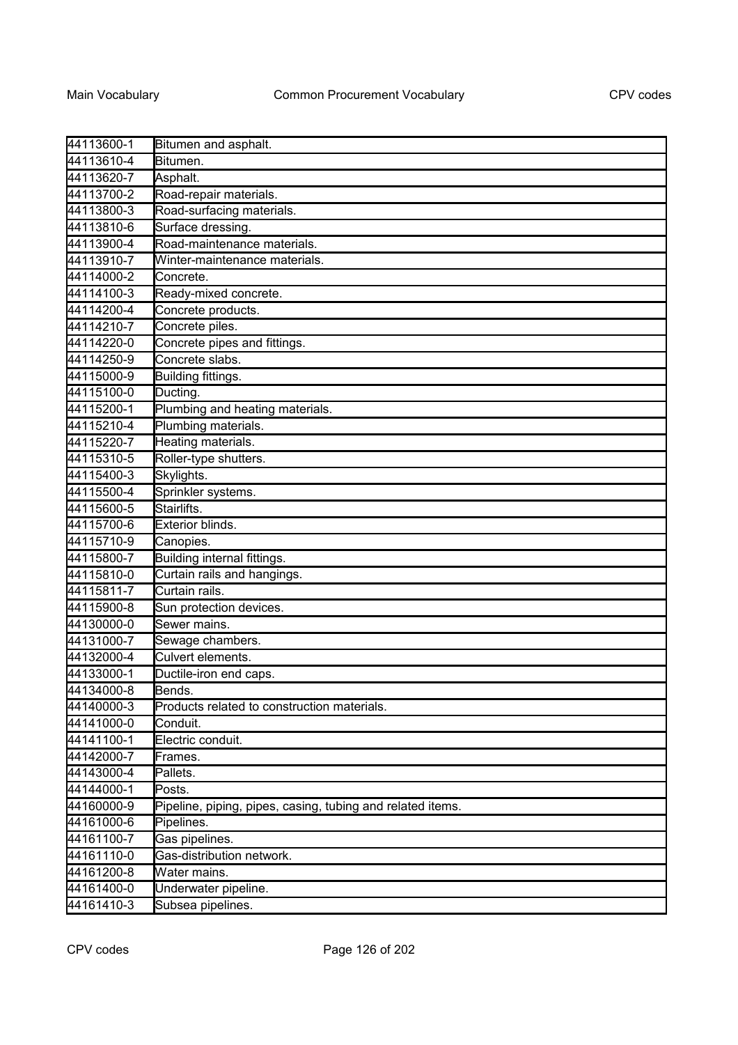| | |
|---|---|
| 44113600-1 | Bitumen and asphalt. |
| 44113610-4 | Bitumen. |
| 44113620-7 | Asphalt. |
| 44113700-2 | Road-repair materials. |
| 44113800-3 | Road-surfacing materials. |
| 44113810-6 | Surface dressing. |
| 44113900-4 | Road-maintenance materials. |
| 44113910-7 | Winter-maintenance materials. |
| 44114000-2 | Concrete. |
| 44114100-3 | Ready-mixed concrete. |
| 44114200-4 | Concrete products. |
| 44114210-7 | Concrete piles. |
| 44114220-0 | Concrete pipes and fittings. |
| 44114250-9 | Concrete slabs. |
| 44115000-9 | Building fittings. |
| 44115100-0 | Ducting. |
| 44115200-1 | Plumbing and heating materials. |
| 44115210-4 | Plumbing materials. |
| 44115220-7 | Heating materials. |
| 44115310-5 | Roller-type shutters. |
| 44115400-3 | Skylights. |
| 44115500-4 | Sprinkler systems. |
| 44115600-5 | Stairlifts. |
| 44115700-6 | Exterior blinds. |
| 44115710-9 | Canopies. |
| 44115800-7 | Building internal fittings. |
| 44115810-0 | Curtain rails and hangings. |
| 44115811-7 | Curtain rails. |
| 44115900-8 | Sun protection devices. |
| 44130000-0 | Sewer mains. |
| 44131000-7 | Sewage chambers. |
| 44132000-4 | Culvert elements. |
| 44133000-1 | Ductile-iron end caps. |
| 44134000-8 | Bends. |
| 44140000-3 | Products related to construction materials. |
| 44141000-0 | Conduit. |
| 44141100-1 | Electric conduit. |
| 44142000-7 | Frames. |
| 44143000-4 | Pallets. |
| 44144000-1 | Posts. |
| 44160000-9 | Pipeline, piping, pipes, casing, tubing and related items. |
| 44161000-6 | Pipelines. |
| 44161100-7 | Gas pipelines. |
| 44161110-0 | Gas-distribution network. |
| 44161200-8 | Water mains. |
| 44161400-0 | Underwater pipeline. |
| 44161410-3 | Subsea pipelines. |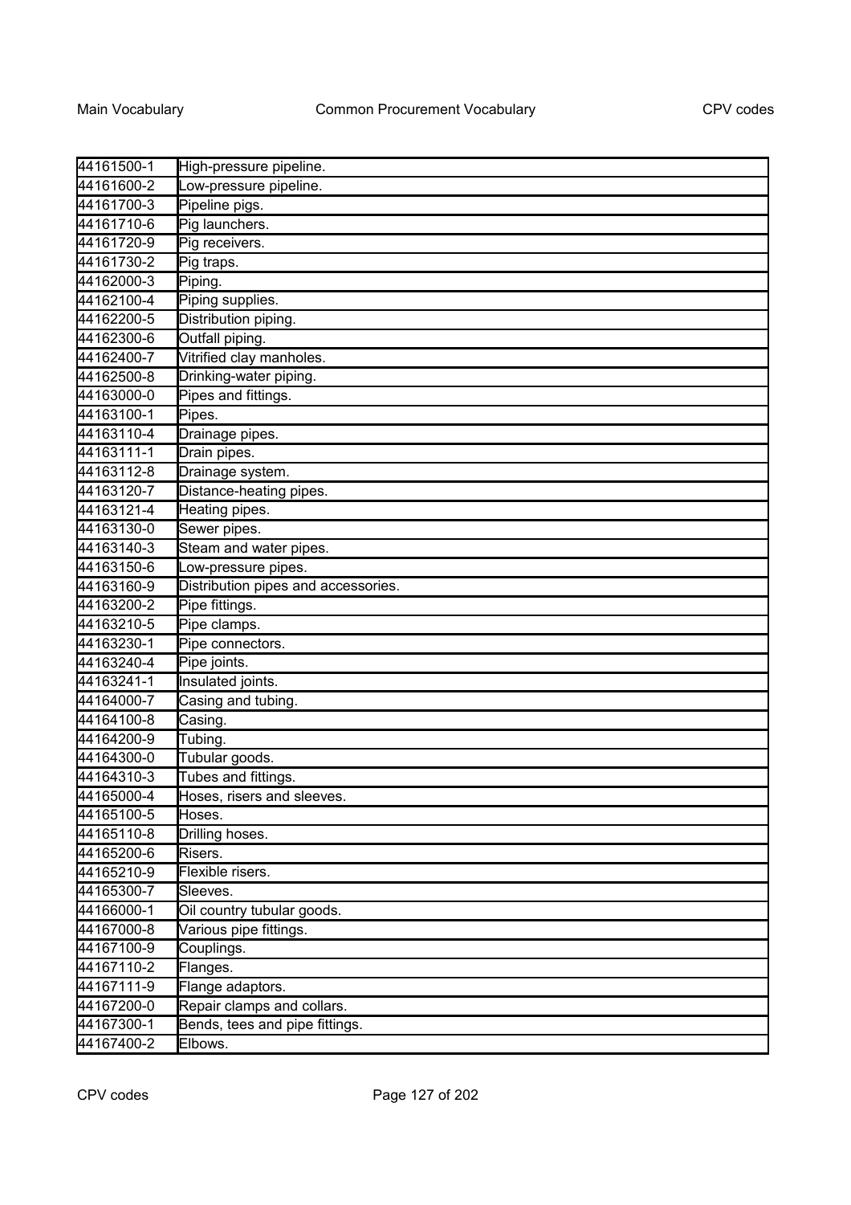| | |
|---|---|
| 44161500-1 | High-pressure pipeline. |
| 44161600-2 | Low-pressure pipeline. |
| 44161700-3 | Pipeline pigs. |
| 44161710-6 | Pig launchers. |
| 44161720-9 | Pig receivers. |
| 44161730-2 | Pig traps. |
| 44162000-3 | Piping. |
| 44162100-4 | Piping supplies. |
| 44162200-5 | Distribution piping. |
| 44162300-6 | Outfall piping. |
| 44162400-7 | Vitrified clay manholes. |
| 44162500-8 | Drinking-water piping. |
| 44163000-0 | Pipes and fittings. |
| 44163100-1 | Pipes. |
| 44163110-4 | Drainage pipes. |
| 44163111-1 | Drain pipes. |
| 44163112-8 | Drainage system. |
| 44163120-7 | Distance-heating pipes. |
| 44163121-4 | Heating pipes. |
| 44163130-0 | Sewer pipes. |
| 44163140-3 | Steam and water pipes. |
| 44163150-6 | Low-pressure pipes. |
| 44163160-9 | Distribution pipes and accessories. |
| 44163200-2 | Pipe fittings. |
| 44163210-5 | Pipe clamps. |
| 44163230-1 | Pipe connectors. |
| 44163240-4 | Pipe joints. |
| 44163241-1 | Insulated joints. |
| 44164000-7 | Casing and tubing. |
| 44164100-8 | Casing. |
| 44164200-9 | Tubing. |
| 44164300-0 | Tubular goods. |
| 44164310-3 | Tubes and fittings. |
| 44165000-4 | Hoses, risers and sleeves. |
| 44165100-5 | Hoses. |
| 44165110-8 | Drilling hoses. |
| 44165200-6 | Risers. |
| 44165210-9 | Flexible risers. |
| 44165300-7 | Sleeves. |
| 44166000-1 | Oil country tubular goods. |
| 44167000-8 | Various pipe fittings. |
| 44167100-9 | Couplings. |
| 44167110-2 | Flanges. |
| 44167111-9 | Flange adaptors. |
| 44167200-0 | Repair clamps and collars. |
| 44167300-1 | Bends, tees and pipe fittings. |
| 44167400-2 | Elbows. |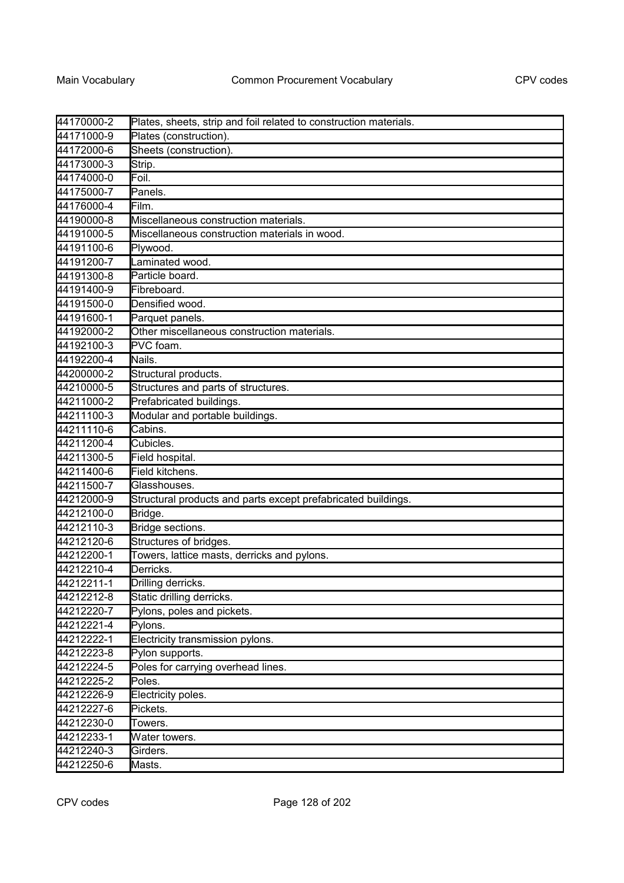| | |
|---|---|
| 44170000-2 | Plates, sheets, strip and foil related to construction materials. |
| 44171000-9 | Plates (construction). |
| 44172000-6 | Sheets (construction). |
| 44173000-3 | Strip. |
| 44174000-0 | Foil. |
| 44175000-7 | Panels. |
| 44176000-4 | Film. |
| 44190000-8 | Miscellaneous construction materials. |
| 44191000-5 | Miscellaneous construction materials in wood. |
| 44191100-6 | Plywood. |
| 44191200-7 | Laminated wood. |
| 44191300-8 | Particle board. |
| 44191400-9 | Fibreboard. |
| 44191500-0 | Densified wood. |
| 44191600-1 | Parquet panels. |
| 44192000-2 | Other miscellaneous construction materials. |
| 44192100-3 | PVC foam. |
| 44192200-4 | Nails. |
| 44200000-2 | Structural products. |
| 44210000-5 | Structures and parts of structures. |
| 44211000-2 | Prefabricated buildings. |
| 44211100-3 | Modular and portable buildings. |
| 44211110-6 | Cabins. |
| 44211200-4 | Cubicles. |
| 44211300-5 | Field hospital. |
| 44211400-6 | Field kitchens. |
| 44211500-7 | Glasshouses. |
| 44212000-9 | Structural products and parts except prefabricated buildings. |
| 44212100-0 | Bridge. |
| 44212110-3 | Bridge sections. |
| 44212120-6 | Structures of bridges. |
| 44212200-1 | Towers, lattice masts, derricks and pylons. |
| 44212210-4 | Derricks. |
| 44212211-1 | Drilling derricks. |
| 44212212-8 | Static drilling derricks. |
| 44212220-7 | Pylons, poles and pickets. |
| 44212221-4 | Pylons. |
| 44212222-1 | Electricity transmission pylons. |
| 44212223-8 | Pylon supports. |
| 44212224-5 | Poles for carrying overhead lines. |
| 44212225-2 | Poles. |
| 44212226-9 | Electricity poles. |
| 44212227-6 | Pickets. |
| 44212230-0 | Towers. |
| 44212233-1 | Water towers. |
| 44212240-3 | Girders. |
| 44212250-6 | Masts. |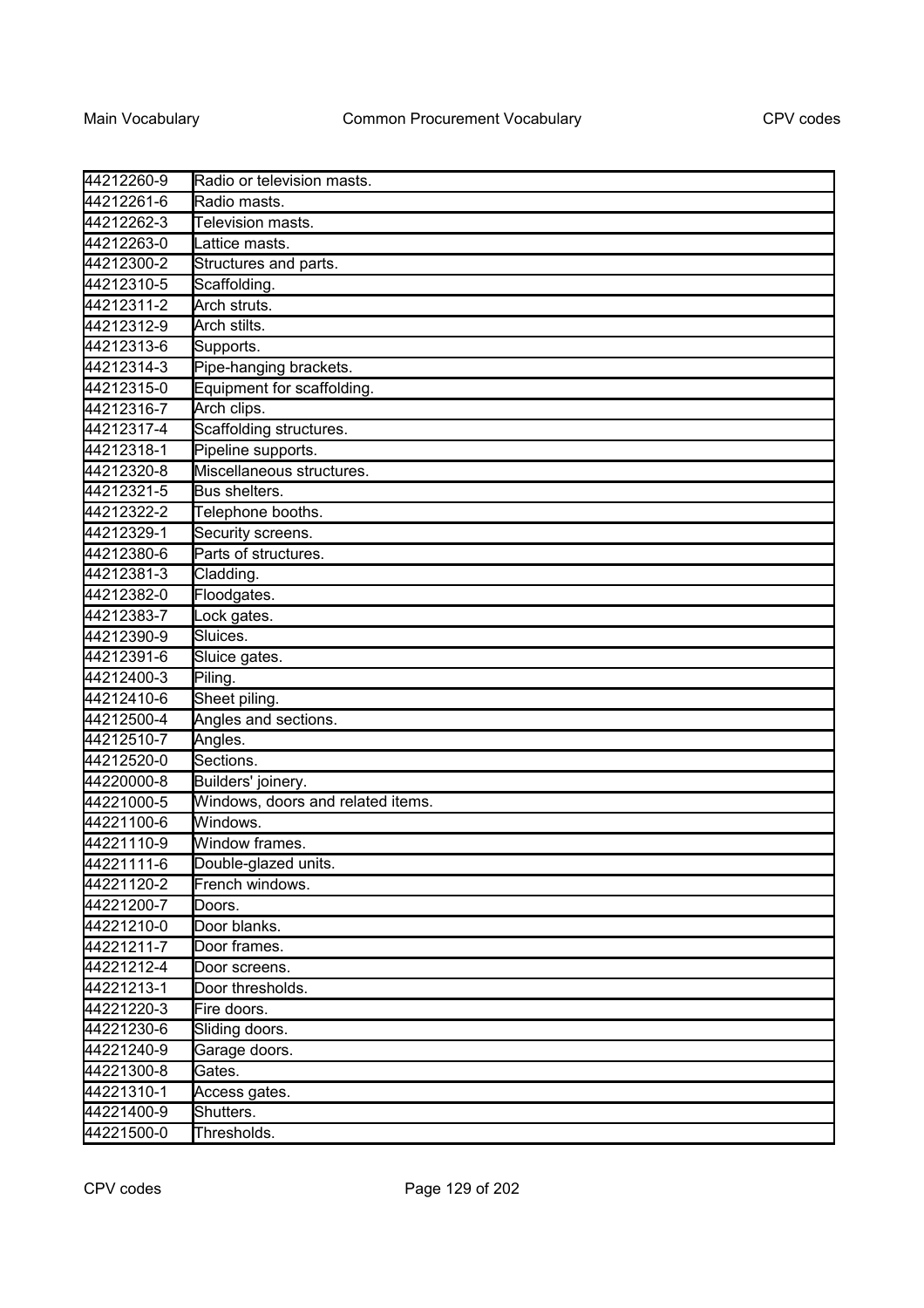| | |
|---|---|
| 44212260-9 | Radio or television masts. |
| 44212261-6 | Radio masts. |
| 44212262-3 | Television masts. |
| 44212263-0 | Lattice masts. |
| 44212300-2 | Structures and parts. |
| 44212310-5 | Scaffolding. |
| 44212311-2 | Arch struts. |
| 44212312-9 | Arch stilts. |
| 44212313-6 | Supports. |
| 44212314-3 | Pipe-hanging brackets. |
| 44212315-0 | Equipment for scaffolding. |
| 44212316-7 | Arch clips. |
| 44212317-4 | Scaffolding structures. |
| 44212318-1 | Pipeline supports. |
| 44212320-8 | Miscellaneous structures. |
| 44212321-5 | Bus shelters. |
| 44212322-2 | Telephone booths. |
| 44212329-1 | Security screens. |
| 44212380-6 | Parts of structures. |
| 44212381-3 | Cladding. |
| 44212382-0 | Floodgates. |
| 44212383-7 | Lock gates. |
| 44212390-9 | Sluices. |
| 44212391-6 | Sluice gates. |
| 44212400-3 | Piling. |
| 44212410-6 | Sheet piling. |
| 44212500-4 | Angles and sections. |
| 44212510-7 | Angles. |
| 44212520-0 | Sections. |
| 44220000-8 | Builders' joinery. |
| 44221000-5 | Windows, doors and related items. |
| 44221100-6 | Windows. |
| 44221110-9 | Window frames. |
| 44221111-6 | Double-glazed units. |
| 44221120-2 | French windows. |
| 44221200-7 | Doors. |
| 44221210-0 | Door blanks. |
| 44221211-7 | Door frames. |
| 44221212-4 | Door screens. |
| 44221213-1 | Door thresholds. |
| 44221220-3 | Fire doors. |
| 44221230-6 | Sliding doors. |
| 44221240-9 | Garage doors. |
| 44221300-8 | Gates. |
| 44221310-1 | Access gates. |
| 44221400-9 | Shutters. |
| 44221500-0 | Thresholds. |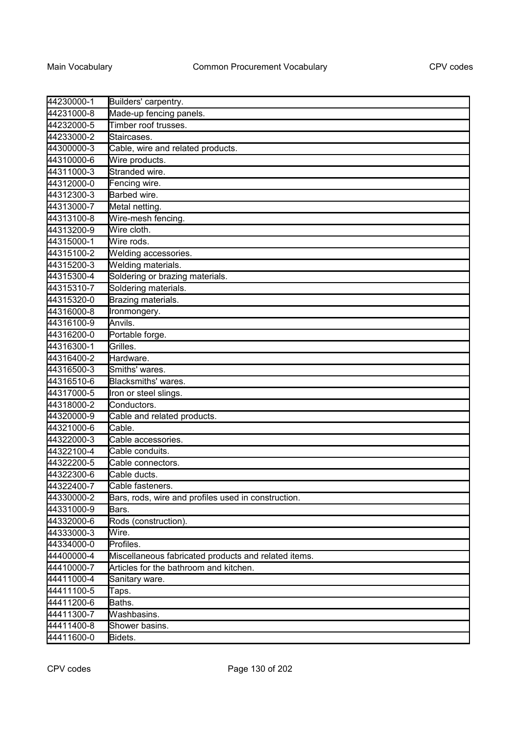| | |
|---|---|
| 44230000-1 | Builders' carpentry. |
| 44231000-8 | Made-up fencing panels. |
| 44232000-5 | Timber roof trusses. |
| 44233000-2 | Staircases. |
| 44300000-3 | Cable, wire and related products. |
| 44310000-6 | Wire products. |
| 44311000-3 | Stranded wire. |
| 44312000-0 | Fencing wire. |
| 44312300-3 | Barbed wire. |
| 44313000-7 | Metal netting. |
| 44313100-8 | Wire-mesh fencing. |
| 44313200-9 | Wire cloth. |
| 44315000-1 | Wire rods. |
| 44315100-2 | Welding accessories. |
| 44315200-3 | Welding materials. |
| 44315300-4 | Soldering or brazing materials. |
| 44315310-7 | Soldering materials. |
| 44315320-0 | Brazing materials. |
| 44316000-8 | Ironmongery. |
| 44316100-9 | Anvils. |
| 44316200-0 | Portable forge. |
| 44316300-1 | Grilles. |
| 44316400-2 | Hardware. |
| 44316500-3 | Smiths' wares. |
| 44316510-6 | Blacksmiths' wares. |
| 44317000-5 | Iron or steel slings. |
| 44318000-2 | Conductors. |
| 44320000-9 | Cable and related products. |
| 44321000-6 | Cable. |
| 44322000-3 | Cable accessories. |
| 44322100-4 | Cable conduits. |
| 44322200-5 | Cable connectors. |
| 44322300-6 | Cable ducts. |
| 44322400-7 | Cable fasteners. |
| 44330000-2 | Bars, rods, wire and profiles used in construction. |
| 44331000-9 | Bars. |
| 44332000-6 | Rods (construction). |
| 44333000-3 | Wire. |
| 44334000-0 | Profiles. |
| 44400000-4 | Miscellaneous fabricated products and related items. |
| 44410000-7 | Articles for the bathroom and kitchen. |
| 44411000-4 | Sanitary ware. |
| 44411100-5 | Taps. |
| 44411200-6 | Baths. |
| 44411300-7 | Washbasins. |
| 44411400-8 | Shower basins. |
| 44411600-0 | Bidets. |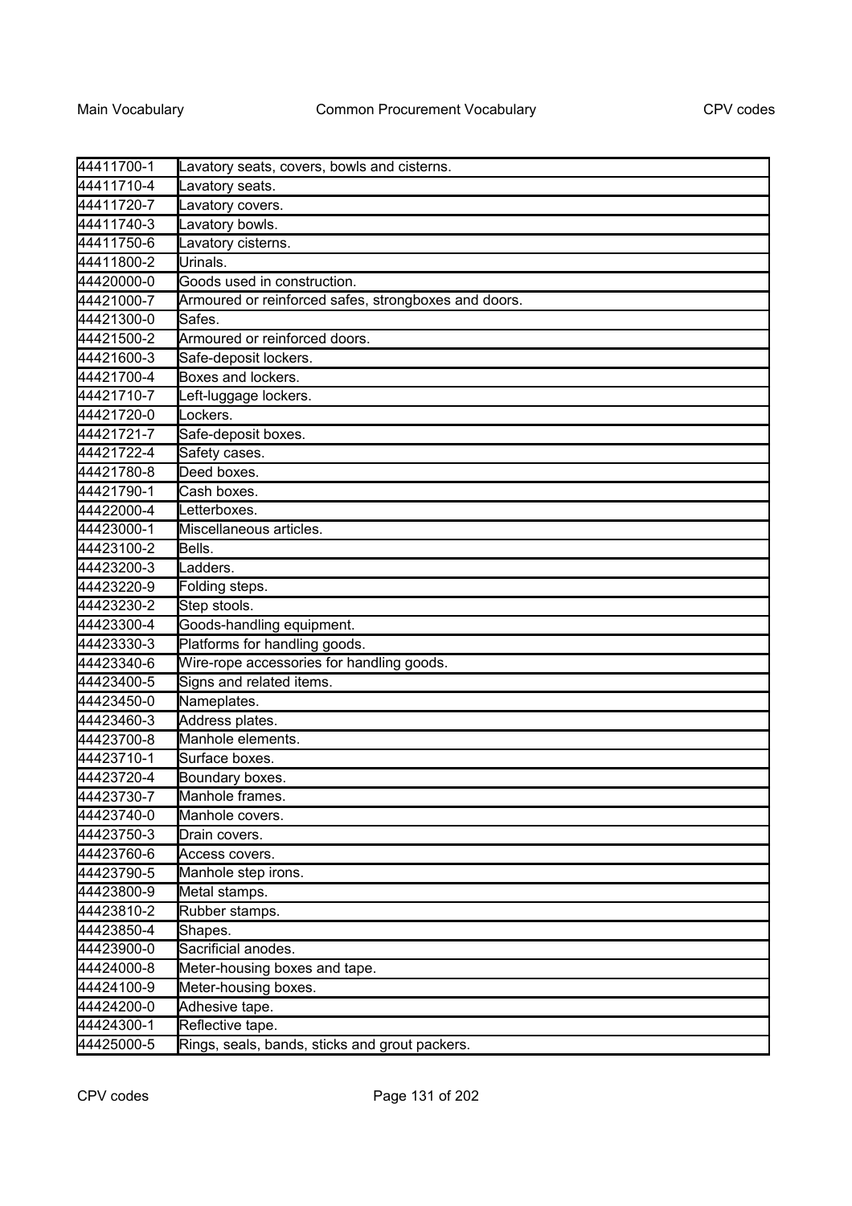| | |
|---|---|
| 44411700-1 | Lavatory seats, covers, bowls and cisterns. |
| 44411710-4 | Lavatory seats. |
| 44411720-7 | Lavatory covers. |
| 44411740-3 | Lavatory bowls. |
| 44411750-6 | Lavatory cisterns. |
| 44411800-2 | Urinals. |
| 44420000-0 | Goods used in construction. |
| 44421000-7 | Armoured or reinforced safes, strongboxes and doors. |
| 44421300-0 | Safes. |
| 44421500-2 | Armoured or reinforced doors. |
| 44421600-3 | Safe-deposit lockers. |
| 44421700-4 | Boxes and lockers. |
| 44421710-7 | Left-luggage lockers. |
| 44421720-0 | Lockers. |
| 44421721-7 | Safe-deposit boxes. |
| 44421722-4 | Safety cases. |
| 44421780-8 | Deed boxes. |
| 44421790-1 | Cash boxes. |
| 44422000-4 | Letterboxes. |
| 44423000-1 | Miscellaneous articles. |
| 44423100-2 | Bells. |
| 44423200-3 | Ladders. |
| 44423220-9 | Folding steps. |
| 44423230-2 | Step stools. |
| 44423300-4 | Goods-handling equipment. |
| 44423330-3 | Platforms for handling goods. |
| 44423340-6 | Wire-rope accessories for handling goods. |
| 44423400-5 | Signs and related items. |
| 44423450-0 | Nameplates. |
| 44423460-3 | Address plates. |
| 44423700-8 | Manhole elements. |
| 44423710-1 | Surface boxes. |
| 44423720-4 | Boundary boxes. |
| 44423730-7 | Manhole frames. |
| 44423740-0 | Manhole covers. |
| 44423750-3 | Drain covers. |
| 44423760-6 | Access covers. |
| 44423790-5 | Manhole step irons. |
| 44423800-9 | Metal stamps. |
| 44423810-2 | Rubber stamps. |
| 44423850-4 | Shapes. |
| 44423900-0 | Sacrificial anodes. |
| 44424000-8 | Meter-housing boxes and tape. |
| 44424100-9 | Meter-housing boxes. |
| 44424200-0 | Adhesive tape. |
| 44424300-1 | Reflective tape. |
| 44425000-5 | Rings, seals, bands, sticks and grout packers. |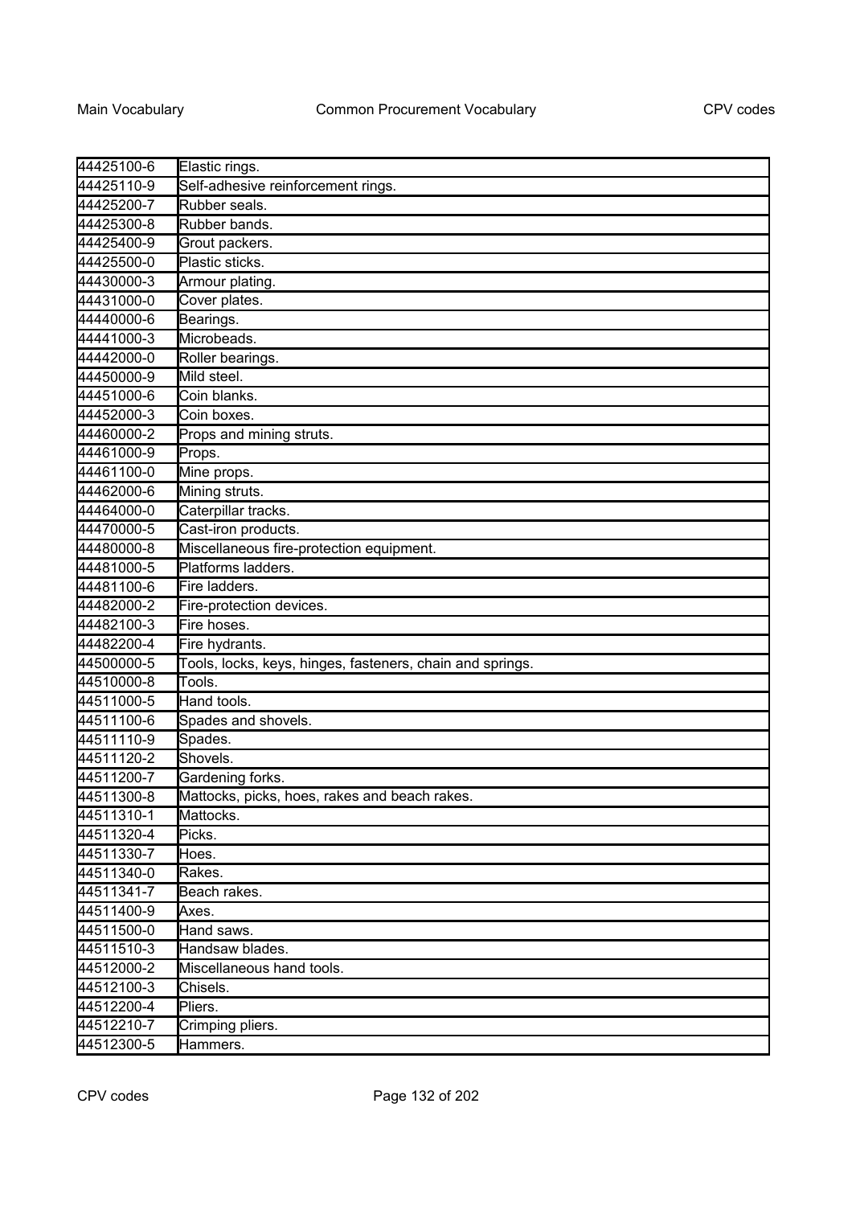| 44425100-6 | Elastic rings. |
|---|---|
| 44425110-9 | Self-adhesive reinforcement rings. |
| 44425200-7 | Rubber seals. |
| 44425300-8 | Rubber bands. |
| 44425400-9 | Grout packers. |
| 44425500-0 | Plastic sticks. |
| 44430000-3 | Armour plating. |
| 44431000-0 | Cover plates. |
| 44440000-6 | Bearings. |
| 44441000-3 | Microbeads. |
| 44442000-0 | Roller bearings. |
| 44450000-9 | Mild steel. |
| 44451000-6 | Coin blanks. |
| 44452000-3 | Coin boxes. |
| 44460000-2 | Props and mining struts. |
| 44461000-9 | Props. |
| 44461100-0 | Mine props. |
| 44462000-6 | Mining struts. |
| 44464000-0 | Caterpillar tracks. |
| 44470000-5 | Cast-iron products. |
| 44480000-8 | Miscellaneous fire-protection equipment. |
| 44481000-5 | Platforms ladders. |
| 44481100-6 | Fire ladders. |
| 44482000-2 | Fire-protection devices. |
| 44482100-3 | Fire hoses. |
| 44482200-4 | Fire hydrants. |
| 44500000-5 | Tools, locks, keys, hinges, fasteners, chain and springs. |
| 44510000-8 | Tools. |
| 44511000-5 | Hand tools. |
| 44511100-6 | Spades and shovels. |
| 44511110-9 | Spades. |
| 44511120-2 | Shovels. |
| 44511200-7 | Gardening forks. |
| 44511300-8 | Mattocks, picks, hoes, rakes and beach rakes. |
| 44511310-1 | Mattocks. |
| 44511320-4 | Picks. |
| 44511330-7 | Hoes. |
| 44511340-0 | Rakes. |
| 44511341-7 | Beach rakes. |
| 44511400-9 | Axes. |
| 44511500-0 | Hand saws. |
| 44511510-3 | Handsaw blades. |
| 44512000-2 | Miscellaneous hand tools. |
| 44512100-3 | Chisels. |
| 44512200-4 | Pliers. |
| 44512210-7 | Crimping pliers. |
| 44512300-5 | Hammers. |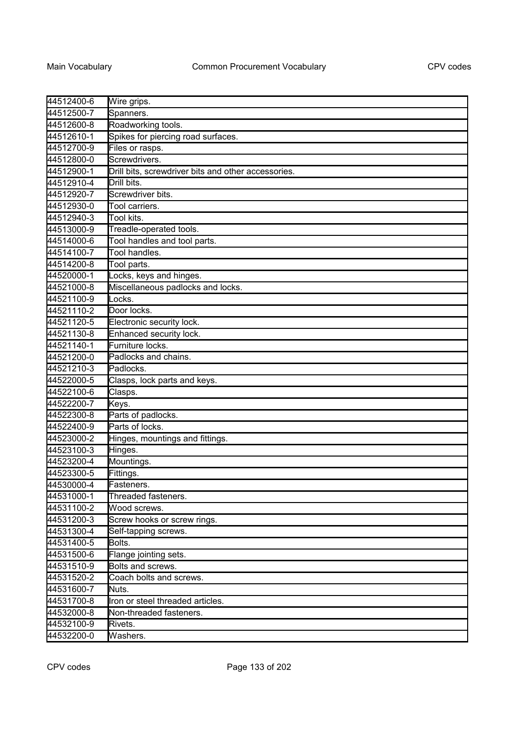| | |
|---|---|
| 44512400-6 | Wire grips. |
| 44512500-7 | Spanners. |
| 44512600-8 | Roadworking tools. |
| 44512610-1 | Spikes for piercing road surfaces. |
| 44512700-9 | Files or rasps. |
| 44512800-0 | Screwdrivers. |
| 44512900-1 | Drill bits, screwdriver bits and other accessories. |
| 44512910-4 | Drill bits. |
| 44512920-7 | Screwdriver bits. |
| 44512930-0 | Tool carriers. |
| 44512940-3 | Tool kits. |
| 44513000-9 | Treadle-operated tools. |
| 44514000-6 | Tool handles and tool parts. |
| 44514100-7 | Tool handles. |
| 44514200-8 | Tool parts. |
| 44520000-1 | Locks, keys and hinges. |
| 44521000-8 | Miscellaneous padlocks and locks. |
| 44521100-9 | Locks. |
| 44521110-2 | Door locks. |
| 44521120-5 | Electronic security lock. |
| 44521130-8 | Enhanced security lock. |
| 44521140-1 | Furniture locks. |
| 44521200-0 | Padlocks and chains. |
| 44521210-3 | Padlocks. |
| 44522000-5 | Clasps, lock parts and keys. |
| 44522100-6 | Clasps. |
| 44522200-7 | Keys. |
| 44522300-8 | Parts of padlocks. |
| 44522400-9 | Parts of locks. |
| 44523000-2 | Hinges, mountings and fittings. |
| 44523100-3 | Hinges. |
| 44523200-4 | Mountings. |
| 44523300-5 | Fittings. |
| 44530000-4 | Fasteners. |
| 44531000-1 | Threaded fasteners. |
| 44531100-2 | Wood screws. |
| 44531200-3 | Screw hooks or screw rings. |
| 44531300-4 | Self-tapping screws. |
| 44531400-5 | Bolts. |
| 44531500-6 | Flange jointing sets. |
| 44531510-9 | Bolts and screws. |
| 44531520-2 | Coach bolts and screws. |
| 44531600-7 | Nuts. |
| 44531700-8 | Iron or steel threaded articles. |
| 44532000-8 | Non-threaded fasteners. |
| 44532100-9 | Rivets. |
| 44532200-0 | Washers. |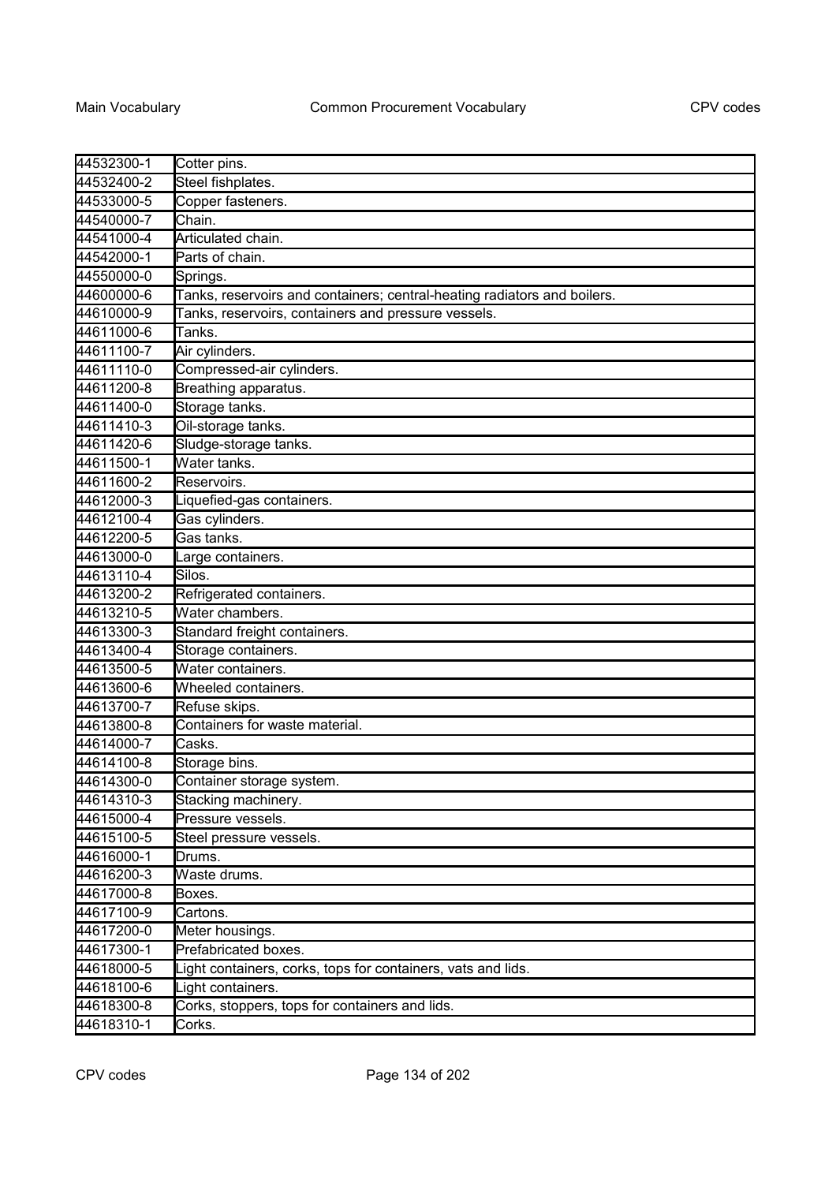| 44532300-1 | Cotter pins. |
|---|---|
| 44532400-2 | Steel fishplates. |
| 44533000-5 | Copper fasteners. |
| 44540000-7 | Chain. |
| 44541000-4 | Articulated chain. |
| 44542000-1 | Parts of chain. |
| 44550000-0 | Springs. |
| 44600000-6 | Tanks, reservoirs and containers; central-heating radiators and boilers. |
| 44610000-9 | Tanks, reservoirs, containers and pressure vessels. |
| 44611000-6 | Tanks. |
| 44611100-7 | Air cylinders. |
| 44611110-0 | Compressed-air cylinders. |
| 44611200-8 | Breathing apparatus. |
| 44611400-0 | Storage tanks. |
| 44611410-3 | Oil-storage tanks. |
| 44611420-6 | Sludge-storage tanks. |
| 44611500-1 | Water tanks. |
| 44611600-2 | Reservoirs. |
| 44612000-3 | Liquefied-gas containers. |
| 44612100-4 | Gas cylinders. |
| 44612200-5 | Gas tanks. |
| 44613000-0 | Large containers. |
| 44613110-4 | Silos. |
| 44613200-2 | Refrigerated containers. |
| 44613210-5 | Water chambers. |
| 44613300-3 | Standard freight containers. |
| 44613400-4 | Storage containers. |
| 44613500-5 | Water containers. |
| 44613600-6 | Wheeled containers. |
| 44613700-7 | Refuse skips. |
| 44613800-8 | Containers for waste material. |
| 44614000-7 | Casks. |
| 44614100-8 | Storage bins. |
| 44614300-0 | Container storage system. |
| 44614310-3 | Stacking machinery. |
| 44615000-4 | Pressure vessels. |
| 44615100-5 | Steel pressure vessels. |
| 44616000-1 | Drums. |
| 44616200-3 | Waste drums. |
| 44617000-8 | Boxes. |
| 44617100-9 | Cartons. |
| 44617200-0 | Meter housings. |
| 44617300-1 | Prefabricated boxes. |
| 44618000-5 | Light containers, corks, tops for containers, vats and lids. |
| 44618100-6 | Light containers. |
| 44618300-8 | Corks, stoppers, tops for containers and lids. |
| 44618310-1 | Corks. |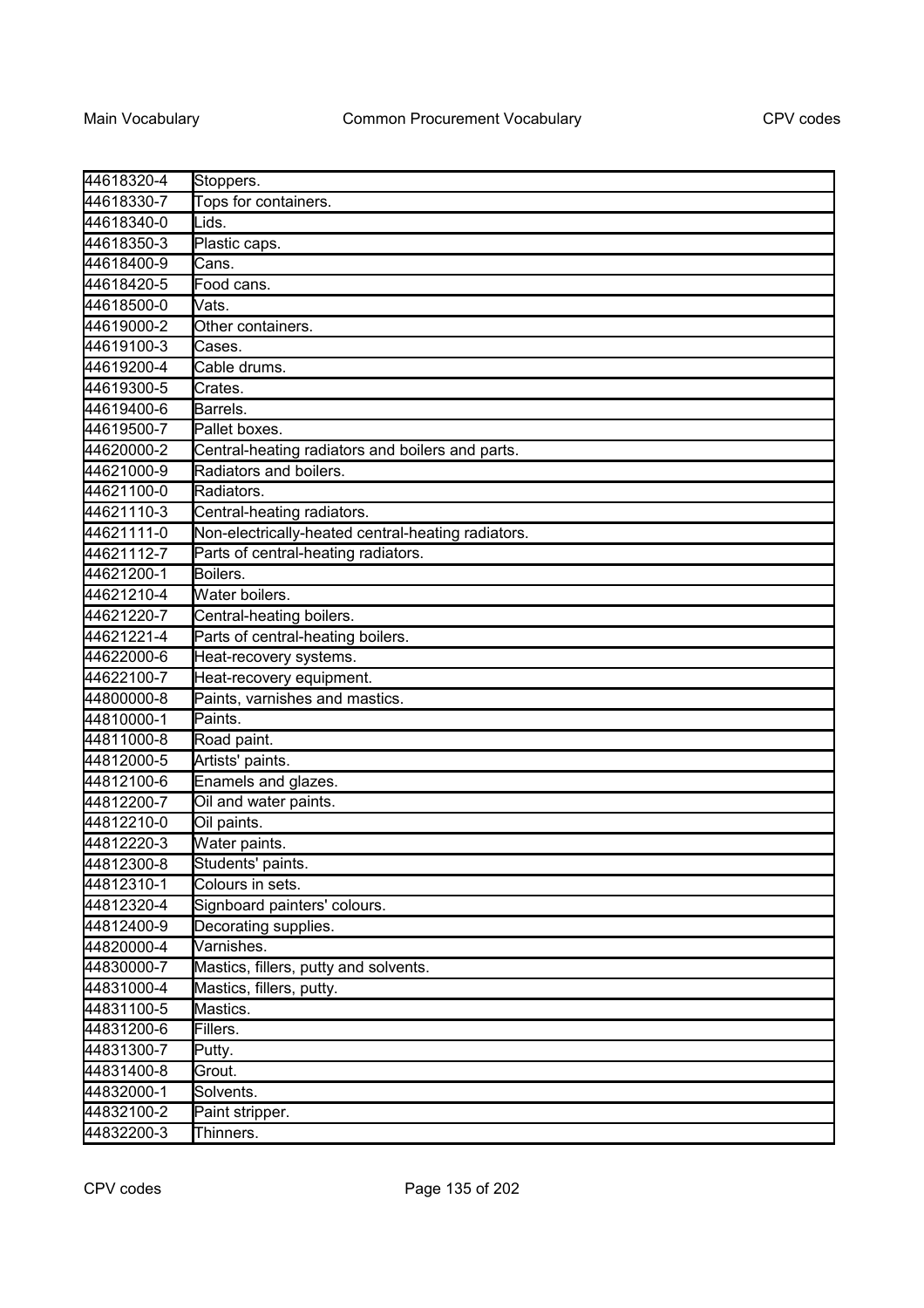| | |
|---|---|
| 44618320-4 | Stoppers. |
| 44618330-7 | Tops for containers. |
| 44618340-0 | Lids. |
| 44618350-3 | Plastic caps. |
| 44618400-9 | Cans. |
| 44618420-5 | Food cans. |
| 44618500-0 | Vats. |
| 44619000-2 | Other containers. |
| 44619100-3 | Cases. |
| 44619200-4 | Cable drums. |
| 44619300-5 | Crates. |
| 44619400-6 | Barrels. |
| 44619500-7 | Pallet boxes. |
| 44620000-2 | Central-heating radiators and boilers and parts. |
| 44621000-9 | Radiators and boilers. |
| 44621100-0 | Radiators. |
| 44621110-3 | Central-heating radiators. |
| 44621111-0 | Non-electrically-heated central-heating radiators. |
| 44621112-7 | Parts of central-heating radiators. |
| 44621200-1 | Boilers. |
| 44621210-4 | Water boilers. |
| 44621220-7 | Central-heating boilers. |
| 44621221-4 | Parts of central-heating boilers. |
| 44622000-6 | Heat-recovery systems. |
| 44622100-7 | Heat-recovery equipment. |
| 44800000-8 | Paints, varnishes and mastics. |
| 44810000-1 | Paints. |
| 44811000-8 | Road paint. |
| 44812000-5 | Artists' paints. |
| 44812100-6 | Enamels and glazes. |
| 44812200-7 | Oil and water paints. |
| 44812210-0 | Oil paints. |
| 44812220-3 | Water paints. |
| 44812300-8 | Students' paints. |
| 44812310-1 | Colours in sets. |
| 44812320-4 | Signboard painters' colours. |
| 44812400-9 | Decorating supplies. |
| 44820000-4 | Varnishes. |
| 44830000-7 | Mastics, fillers, putty and solvents. |
| 44831000-4 | Mastics, fillers, putty. |
| 44831100-5 | Mastics. |
| 44831200-6 | Fillers. |
| 44831300-7 | Putty. |
| 44831400-8 | Grout. |
| 44832000-1 | Solvents. |
| 44832100-2 | Paint stripper. |
| 44832200-3 | Thinners. |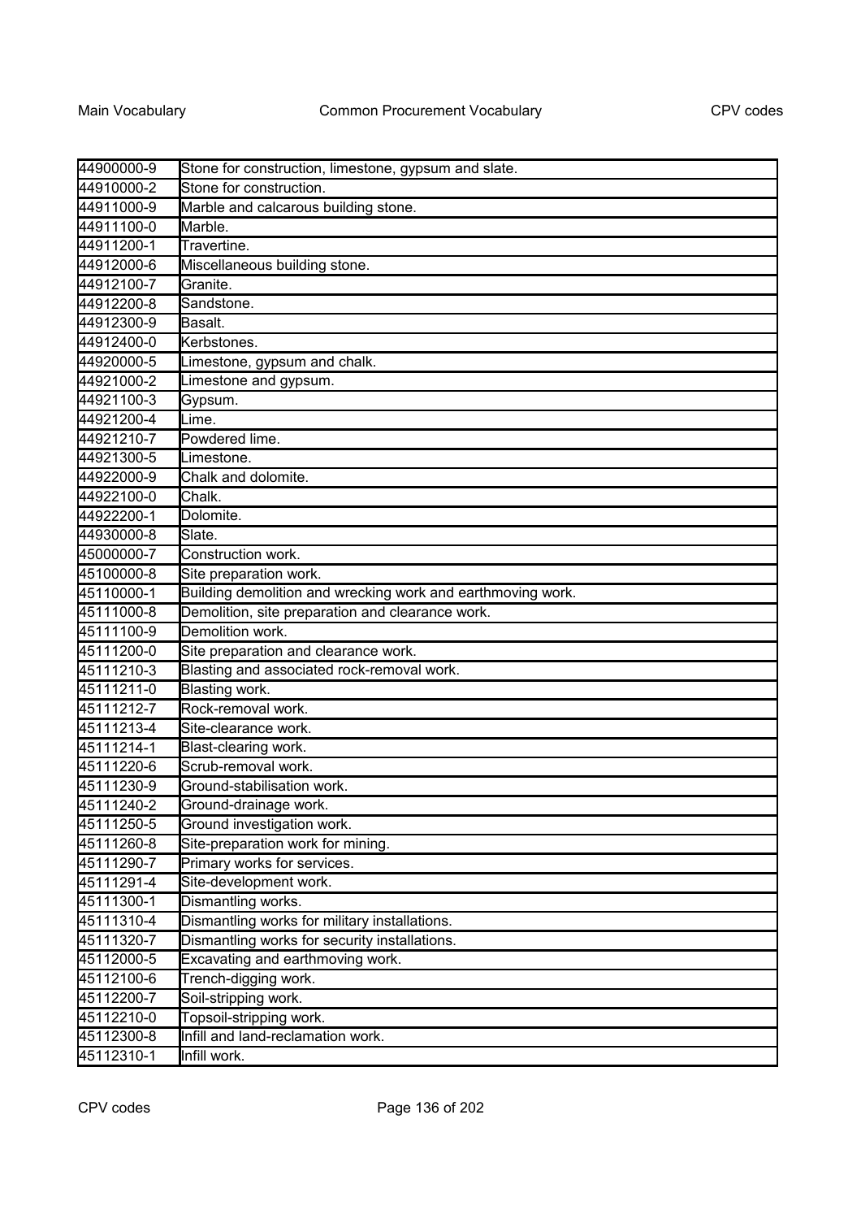| | |
|---|---|
| 44900000-9 | Stone for construction, limestone, gypsum and slate. |
| 44910000-2 | Stone for construction. |
| 44911000-9 | Marble and calcarous building stone. |
| 44911100-0 | Marble. |
| 44911200-1 | Travertine. |
| 44912000-6 | Miscellaneous building stone. |
| 44912100-7 | Granite. |
| 44912200-8 | Sandstone. |
| 44912300-9 | Basalt. |
| 44912400-0 | Kerbstones. |
| 44920000-5 | Limestone, gypsum and chalk. |
| 44921000-2 | Limestone and gypsum. |
| 44921100-3 | Gypsum. |
| 44921200-4 | Lime. |
| 44921210-7 | Powdered lime. |
| 44921300-5 | Limestone. |
| 44922000-9 | Chalk and dolomite. |
| 44922100-0 | Chalk. |
| 44922200-1 | Dolomite. |
| 44930000-8 | Slate. |
| 45000000-7 | Construction work. |
| 45100000-8 | Site preparation work. |
| 45110000-1 | Building demolition and wrecking work and earthmoving work. |
| 45111000-8 | Demolition, site preparation and clearance work. |
| 45111100-9 | Demolition work. |
| 45111200-0 | Site preparation and clearance work. |
| 45111210-3 | Blasting and associated rock-removal work. |
| 45111211-0 | Blasting work. |
| 45111212-7 | Rock-removal work. |
| 45111213-4 | Site-clearance work. |
| 45111214-1 | Blast-clearing work. |
| 45111220-6 | Scrub-removal work. |
| 45111230-9 | Ground-stabilisation work. |
| 45111240-2 | Ground-drainage work. |
| 45111250-5 | Ground investigation work. |
| 45111260-8 | Site-preparation work for mining. |
| 45111290-7 | Primary works for services. |
| 45111291-4 | Site-development work. |
| 45111300-1 | Dismantling works. |
| 45111310-4 | Dismantling works for military installations. |
| 45111320-7 | Dismantling works for security installations. |
| 45112000-5 | Excavating and earthmoving work. |
| 45112100-6 | Trench-digging work. |
| 45112200-7 | Soil-stripping work. |
| 45112210-0 | Topsoil-stripping work. |
| 45112300-8 | Infill and land-reclamation work. |
| 45112310-1 | Infill work. |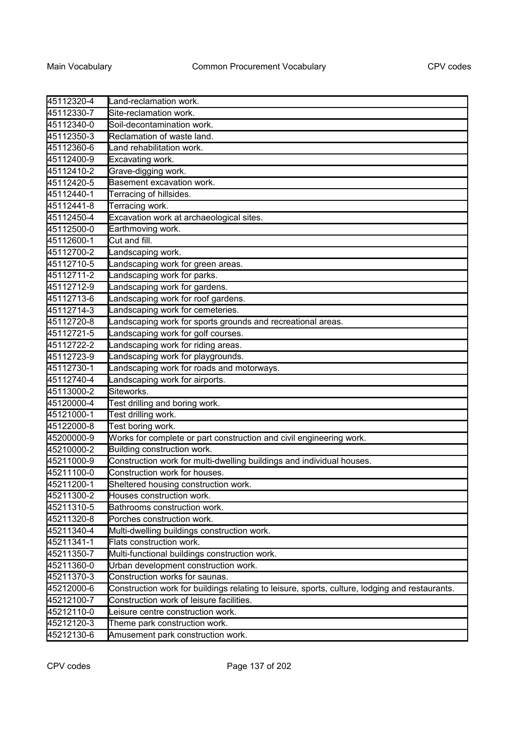| 45112320-4 | Land-reclamation work. |
|---|---|
| 45112330-7 | Site-reclamation work. |
| 45112340-0 | Soil-decontamination work. |
| 45112350-3 | Reclamation of waste land. |
| 45112360-6 | Land rehabilitation work. |
| 45112400-9 | Excavating work. |
| 45112410-2 | Grave-digging work. |
| 45112420-5 | Basement excavation work. |
| 45112440-1 | Terracing of hillsides. |
| 45112441-8 | Terracing work. |
| 45112450-4 | Excavation work at archaeological sites. |
| 45112500-0 | Earthmoving work. |
| 45112600-1 | Cut and fill. |
| 45112700-2 | Landscaping work. |
| 45112710-5 | Landscaping work for green areas. |
| 45112711-2 | Landscaping work for parks. |
| 45112712-9 | Landscaping work for gardens. |
| 45112713-6 | Landscaping work for roof gardens. |
| 45112714-3 | Landscaping work for cemeteries. |
| 45112720-8 | Landscaping work for sports grounds and recreational areas. |
| 45112721-5 | Landscaping work for golf courses. |
| 45112722-2 | Landscaping work for riding areas. |
| 45112723-9 | Landscaping work for playgrounds. |
| 45112730-1 | Landscaping work for roads and motorways. |
| 45112740-4 | Landscaping work for airports. |
| 45113000-2 | Siteworks. |
| 45120000-4 | Test drilling and boring work. |
| 45121000-1 | Test drilling work. |
| 45122000-8 | Test boring work. |
| 45200000-9 | Works for complete or part construction and civil engineering work. |
| 45210000-2 | Building construction work. |
| 45211000-9 | Construction work for multi-dwelling buildings and individual houses. |
| 45211100-0 | Construction work for houses. |
| 45211200-1 | Sheltered housing construction work. |
| 45211300-2 | Houses construction work. |
| 45211310-5 | Bathrooms construction work. |
| 45211320-8 | Porches construction work. |
| 45211340-4 | Multi-dwelling buildings construction work. |
| 45211341-1 | Flats construction work. |
| 45211350-7 | Multi-functional buildings construction work. |
| 45211360-0 | Urban development construction work. |
| 45211370-3 | Construction works for saunas. |
| 45212000-6 | Construction work for buildings relating to leisure, sports, culture, lodging and restaurants. |
| 45212100-7 | Construction work of leisure facilities. |
| 45212110-0 | Leisure centre construction work. |
| 45212120-3 | Theme park construction work. |
| 45212130-6 | Amusement park construction work. |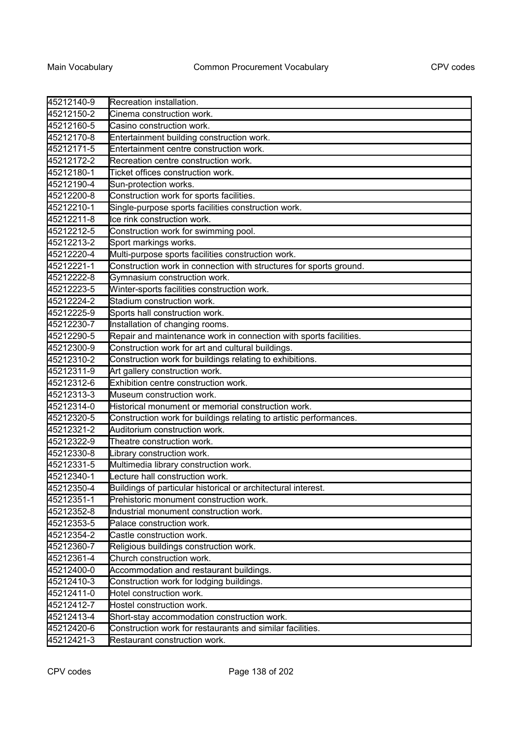| | |
|---|---|
| 45212140-9 | Recreation installation. |
| 45212150-2 | Cinema construction work. |
| 45212160-5 | Casino construction work. |
| 45212170-8 | Entertainment building construction work. |
| 45212171-5 | Entertainment centre construction work. |
| 45212172-2 | Recreation centre construction work. |
| 45212180-1 | Ticket offices construction work. |
| 45212190-4 | Sun-protection works. |
| 45212200-8 | Construction work for sports facilities. |
| 45212210-1 | Single-purpose sports facilities construction work. |
| 45212211-8 | Ice rink construction work. |
| 45212212-5 | Construction work for swimming pool. |
| 45212213-2 | Sport markings works. |
| 45212220-4 | Multi-purpose sports facilities construction work. |
| 45212221-1 | Construction work in connection with structures for sports ground. |
| 45212222-8 | Gymnasium construction work. |
| 45212223-5 | Winter-sports facilities construction work. |
| 45212224-2 | Stadium construction work. |
| 45212225-9 | Sports hall construction work. |
| 45212230-7 | Installation of changing rooms. |
| 45212290-5 | Repair and maintenance work in connection with sports facilities. |
| 45212300-9 | Construction work for art and cultural buildings. |
| 45212310-2 | Construction work for buildings relating to exhibitions. |
| 45212311-9 | Art gallery construction work. |
| 45212312-6 | Exhibition centre construction work. |
| 45212313-3 | Museum construction work. |
| 45212314-0 | Historical monument or memorial construction work. |
| 45212320-5 | Construction work for buildings relating to artistic performances. |
| 45212321-2 | Auditorium construction work. |
| 45212322-9 | Theatre construction work. |
| 45212330-8 | Library construction work. |
| 45212331-5 | Multimedia library construction work. |
| 45212340-1 | Lecture hall construction work. |
| 45212350-4 | Buildings of particular historical or architectural interest. |
| 45212351-1 | Prehistoric monument construction work. |
| 45212352-8 | Industrial monument construction work. |
| 45212353-5 | Palace construction work. |
| 45212354-2 | Castle construction work. |
| 45212360-7 | Religious buildings construction work. |
| 45212361-4 | Church construction work. |
| 45212400-0 | Accommodation and restaurant buildings. |
| 45212410-3 | Construction work for lodging buildings. |
| 45212411-0 | Hotel construction work. |
| 45212412-7 | Hostel construction work. |
| 45212413-4 | Short-stay accommodation construction work. |
| 45212420-6 | Construction work for restaurants and similar facilities. |
| 45212421-3 | Restaurant construction work. |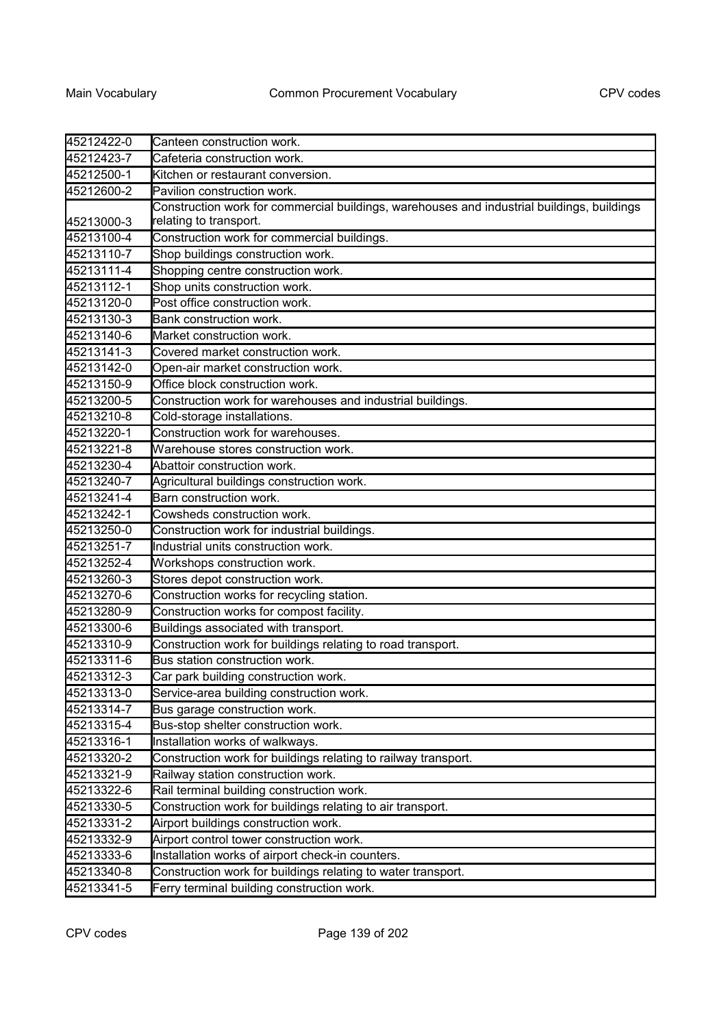| | |
|---|---|
| 45212422-0 | Canteen construction work. |
| 45212423-7 | Cafeteria construction work. |
| 45212500-1 | Kitchen or restaurant conversion. |
| 45212600-2 | Pavilion construction work. |
| 45213000-3 | Construction work for commercial buildings, warehouses and industrial buildings, buildings relating to transport. |
| 45213100-4 | Construction work for commercial buildings. |
| 45213110-7 | Shop buildings construction work. |
| 45213111-4 | Shopping centre construction work. |
| 45213112-1 | Shop units construction work. |
| 45213120-0 | Post office construction work. |
| 45213130-3 | Bank construction work. |
| 45213140-6 | Market construction work. |
| 45213141-3 | Covered market construction work. |
| 45213142-0 | Open-air market construction work. |
| 45213150-9 | Office block construction work. |
| 45213200-5 | Construction work for warehouses and industrial buildings. |
| 45213210-8 | Cold-storage installations. |
| 45213220-1 | Construction work for warehouses. |
| 45213221-8 | Warehouse stores construction work. |
| 45213230-4 | Abattoir construction work. |
| 45213240-7 | Agricultural buildings construction work. |
| 45213241-4 | Barn construction work. |
| 45213242-1 | Cowsheds construction work. |
| 45213250-0 | Construction work for industrial buildings. |
| 45213251-7 | Industrial units construction work. |
| 45213252-4 | Workshops construction work. |
| 45213260-3 | Stores depot construction work. |
| 45213270-6 | Construction works for recycling station. |
| 45213280-9 | Construction works for compost facility. |
| 45213300-6 | Buildings associated with transport. |
| 45213310-9 | Construction work for buildings relating to road transport. |
| 45213311-6 | Bus station construction work. |
| 45213312-3 | Car park building construction work. |
| 45213313-0 | Service-area building construction work. |
| 45213314-7 | Bus garage construction work. |
| 45213315-4 | Bus-stop shelter construction work. |
| 45213316-1 | Installation works of walkways. |
| 45213320-2 | Construction work for buildings relating to railway transport. |
| 45213321-9 | Railway station construction work. |
| 45213322-6 | Rail terminal building construction work. |
| 45213330-5 | Construction work for buildings relating to air transport. |
| 45213331-2 | Airport buildings construction work. |
| 45213332-9 | Airport control tower construction work. |
| 45213333-6 | Installation works of airport check-in counters. |
| 45213340-8 | Construction work for buildings relating to water transport. |
| 45213341-5 | Ferry terminal building construction work. |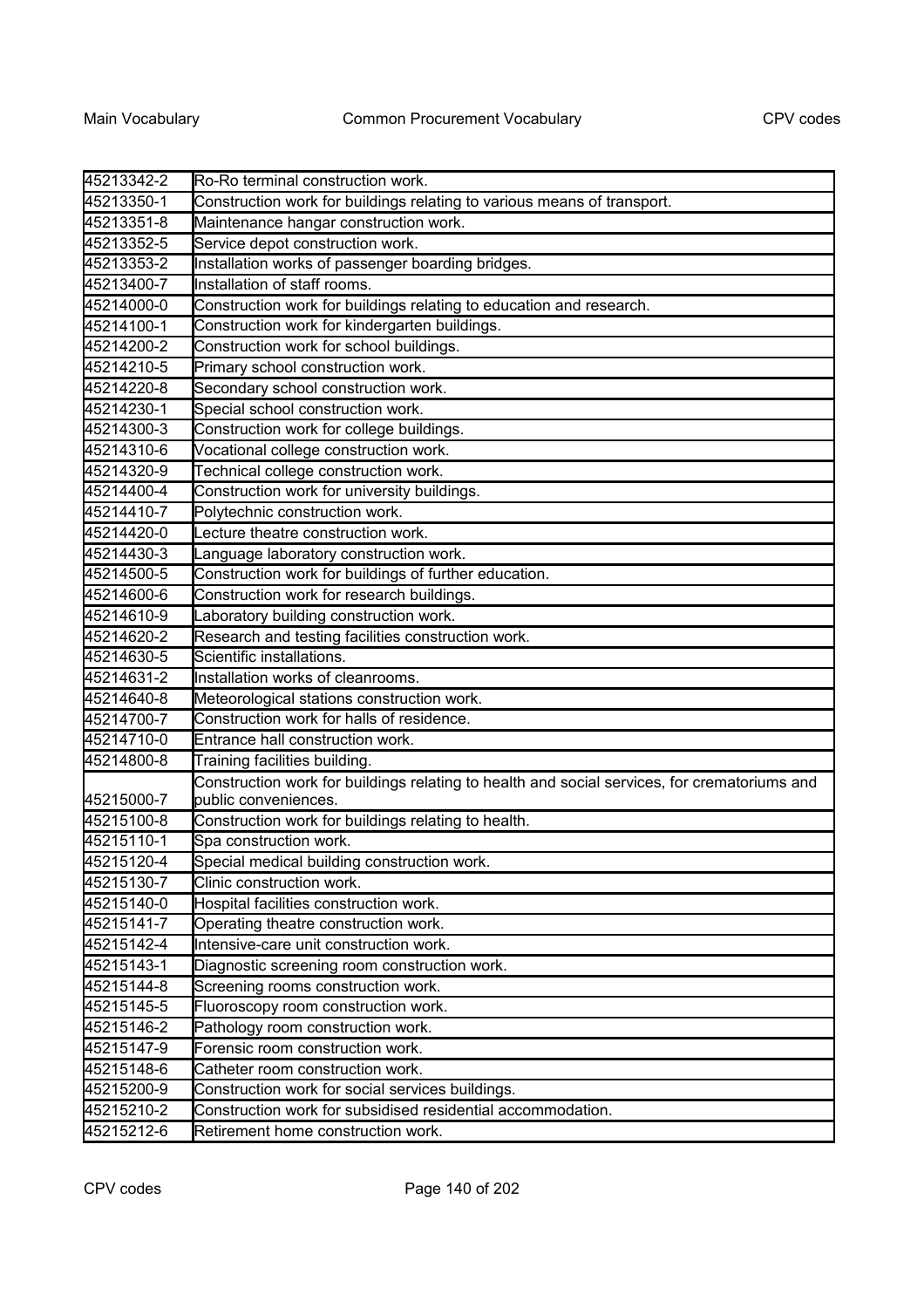| | |
|---|---|
| 45213342-2 | Ro-Ro terminal construction work. |
| 45213350-1 | Construction work for buildings relating to various means of transport. |
| 45213351-8 | Maintenance hangar construction work. |
| 45213352-5 | Service depot construction work. |
| 45213353-2 | Installation works of passenger boarding bridges. |
| 45213400-7 | Installation of staff rooms. |
| 45214000-0 | Construction work for buildings relating to education and research. |
| 45214100-1 | Construction work for kindergarten buildings. |
| 45214200-2 | Construction work for school buildings. |
| 45214210-5 | Primary school construction work. |
| 45214220-8 | Secondary school construction work. |
| 45214230-1 | Special school construction work. |
| 45214300-3 | Construction work for college buildings. |
| 45214310-6 | Vocational college construction work. |
| 45214320-9 | Technical college construction work. |
| 45214400-4 | Construction work for university buildings. |
| 45214410-7 | Polytechnic construction work. |
| 45214420-0 | Lecture theatre construction work. |
| 45214430-3 | Language laboratory construction work. |
| 45214500-5 | Construction work for buildings of further education. |
| 45214600-6 | Construction work for research buildings. |
| 45214610-9 | Laboratory building construction work. |
| 45214620-2 | Research and testing facilities construction work. |
| 45214630-5 | Scientific installations. |
| 45214631-2 | Installation works of cleanrooms. |
| 45214640-8 | Meteorological stations construction work. |
| 45214700-7 | Construction work for halls of residence. |
| 45214710-0 | Entrance hall construction work. |
| 45214800-8 | Training facilities building. |
| 45215000-7 | Construction work for buildings relating to health and social services, for crematoriums and public conveniences. |
| 45215100-8 | Construction work for buildings relating to health. |
| 45215110-1 | Spa construction work. |
| 45215120-4 | Special medical building construction work. |
| 45215130-7 | Clinic construction work. |
| 45215140-0 | Hospital facilities construction work. |
| 45215141-7 | Operating theatre construction work. |
| 45215142-4 | Intensive-care unit construction work. |
| 45215143-1 | Diagnostic screening room construction work. |
| 45215144-8 | Screening rooms construction work. |
| 45215145-5 | Fluoroscopy room construction work. |
| 45215146-2 | Pathology room construction work. |
| 45215147-9 | Forensic room construction work. |
| 45215148-6 | Catheter room construction work. |
| 45215200-9 | Construction work for social services buildings. |
| 45215210-2 | Construction work for subsidised residential accommodation. |
| 45215212-6 | Retirement home construction work. |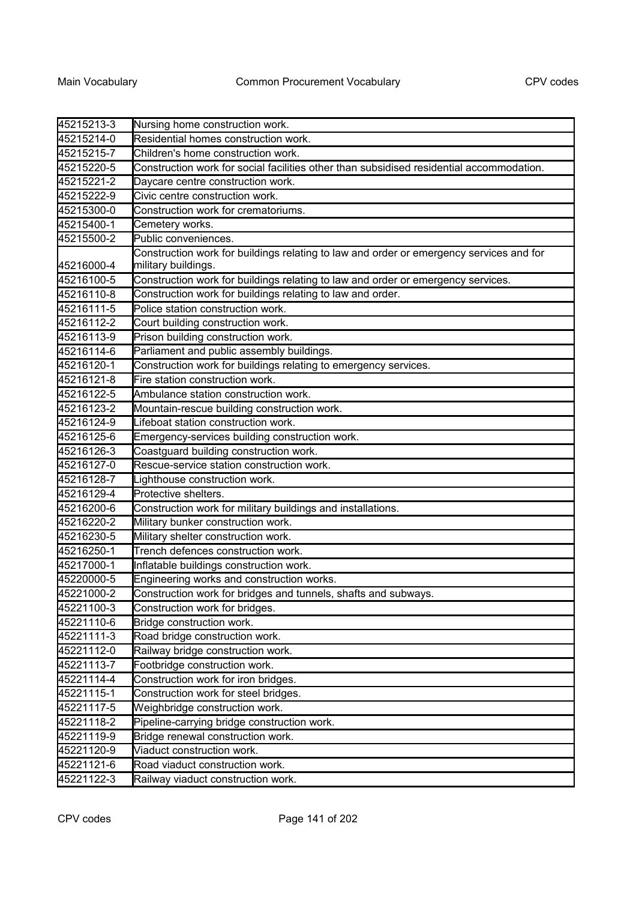| | |
|---|---|
| 45215213-3 | Nursing home construction work. |
| 45215214-0 | Residential homes construction work. |
| 45215215-7 | Children's home construction work. |
| 45215220-5 | Construction work for social facilities other than subsidised residential accommodation. |
| 45215221-2 | Daycare centre construction work. |
| 45215222-9 | Civic centre construction work. |
| 45215300-0 | Construction work for crematoriums. |
| 45215400-1 | Cemetery works. |
| 45215500-2 | Public conveniences. |
| 45216000-4 | Construction work for buildings relating to law and order or emergency services and for military buildings. |
| 45216100-5 | Construction work for buildings relating to law and order or emergency services. |
| 45216110-8 | Construction work for buildings relating to law and order. |
| 45216111-5 | Police station construction work. |
| 45216112-2 | Court building construction work. |
| 45216113-9 | Prison building construction work. |
| 45216114-6 | Parliament and public assembly buildings. |
| 45216120-1 | Construction work for buildings relating to emergency services. |
| 45216121-8 | Fire station construction work. |
| 45216122-5 | Ambulance station construction work. |
| 45216123-2 | Mountain-rescue building construction work. |
| 45216124-9 | Lifeboat station construction work. |
| 45216125-6 | Emergency-services building construction work. |
| 45216126-3 | Coastguard building construction work. |
| 45216127-0 | Rescue-service station construction work. |
| 45216128-7 | Lighthouse construction work. |
| 45216129-4 | Protective shelters. |
| 45216200-6 | Construction work for military buildings and installations. |
| 45216220-2 | Military bunker construction work. |
| 45216230-5 | Military shelter construction work. |
| 45216250-1 | Trench defences construction work. |
| 45217000-1 | Inflatable buildings construction work. |
| 45220000-5 | Engineering works and construction works. |
| 45221000-2 | Construction work for bridges and tunnels, shafts and subways. |
| 45221100-3 | Construction work for bridges. |
| 45221110-6 | Bridge construction work. |
| 45221111-3 | Road bridge construction work. |
| 45221112-0 | Railway bridge construction work. |
| 45221113-7 | Footbridge construction work. |
| 45221114-4 | Construction work for iron bridges. |
| 45221115-1 | Construction work for steel bridges. |
| 45221117-5 | Weighbridge construction work. |
| 45221118-2 | Pipeline-carrying bridge construction work. |
| 45221119-9 | Bridge renewal construction work. |
| 45221120-9 | Viaduct construction work. |
| 45221121-6 | Road viaduct construction work. |
| 45221122-3 | Railway viaduct construction work. |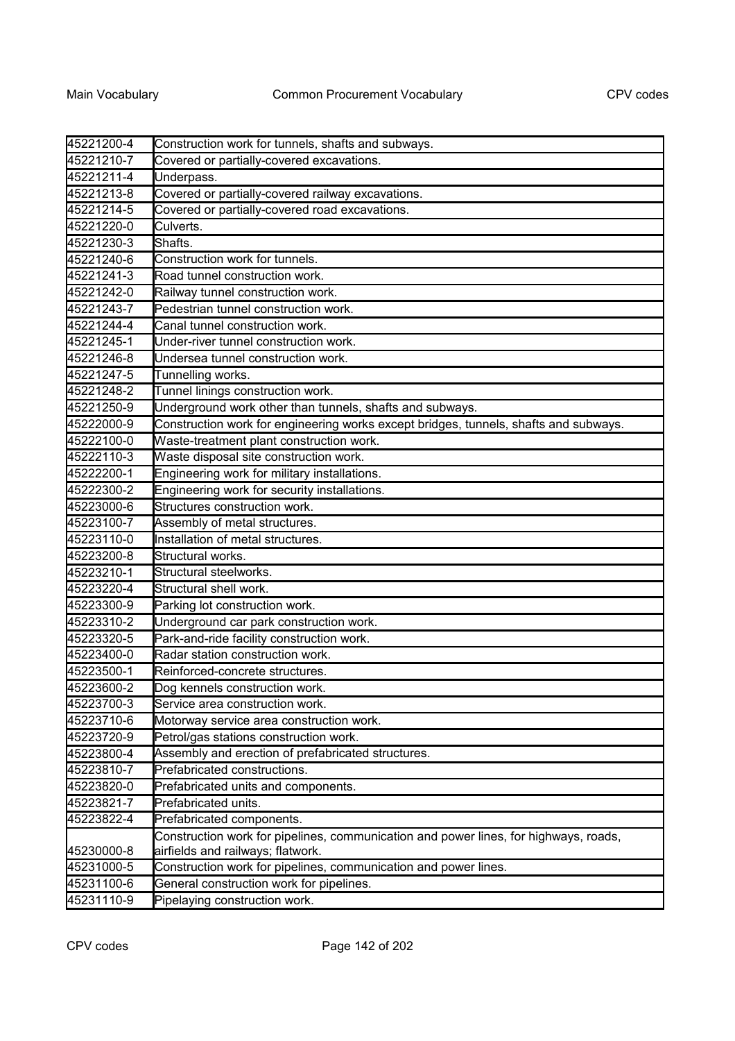| | |
|---|---|
| 45221200-4 | Construction work for tunnels, shafts and subways. |
| 45221210-7 | Covered or partially-covered excavations. |
| 45221211-4 | Underpass. |
| 45221213-8 | Covered or partially-covered railway excavations. |
| 45221214-5 | Covered or partially-covered road excavations. |
| 45221220-0 | Culverts. |
| 45221230-3 | Shafts. |
| 45221240-6 | Construction work for tunnels. |
| 45221241-3 | Road tunnel construction work. |
| 45221242-0 | Railway tunnel construction work. |
| 45221243-7 | Pedestrian tunnel construction work. |
| 45221244-4 | Canal tunnel construction work. |
| 45221245-1 | Under-river tunnel construction work. |
| 45221246-8 | Undersea tunnel construction work. |
| 45221247-5 | Tunnelling works. |
| 45221248-2 | Tunnel linings construction work. |
| 45221250-9 | Underground work other than tunnels, shafts and subways. |
| 45222000-9 | Construction work for engineering works except bridges, tunnels, shafts and subways. |
| 45222100-0 | Waste-treatment plant construction work. |
| 45222110-3 | Waste disposal site construction work. |
| 45222200-1 | Engineering work for military installations. |
| 45222300-2 | Engineering work for security installations. |
| 45223000-6 | Structures construction work. |
| 45223100-7 | Assembly of metal structures. |
| 45223110-0 | Installation of metal structures. |
| 45223200-8 | Structural works. |
| 45223210-1 | Structural steelworks. |
| 45223220-4 | Structural shell work. |
| 45223300-9 | Parking lot construction work. |
| 45223310-2 | Underground car park construction work. |
| 45223320-5 | Park-and-ride facility construction work. |
| 45223400-0 | Radar station construction work. |
| 45223500-1 | Reinforced-concrete structures. |
| 45223600-2 | Dog kennels construction work. |
| 45223700-3 | Service area construction work. |
| 45223710-6 | Motorway service area construction work. |
| 45223720-9 | Petrol/gas stations construction work. |
| 45223800-4 | Assembly and erection of prefabricated structures. |
| 45223810-7 | Prefabricated constructions. |
| 45223820-0 | Prefabricated units and components. |
| 45223821-7 | Prefabricated units. |
| 45223822-4 | Prefabricated components. |
| 45230000-8 | Construction work for pipelines, communication and power lines, for highways, roads, airfields and railways; flatwork. |
| 45231000-5 | Construction work for pipelines, communication and power lines. |
| 45231100-6 | General construction work for pipelines. |
| 45231110-9 | Pipelaying construction work. |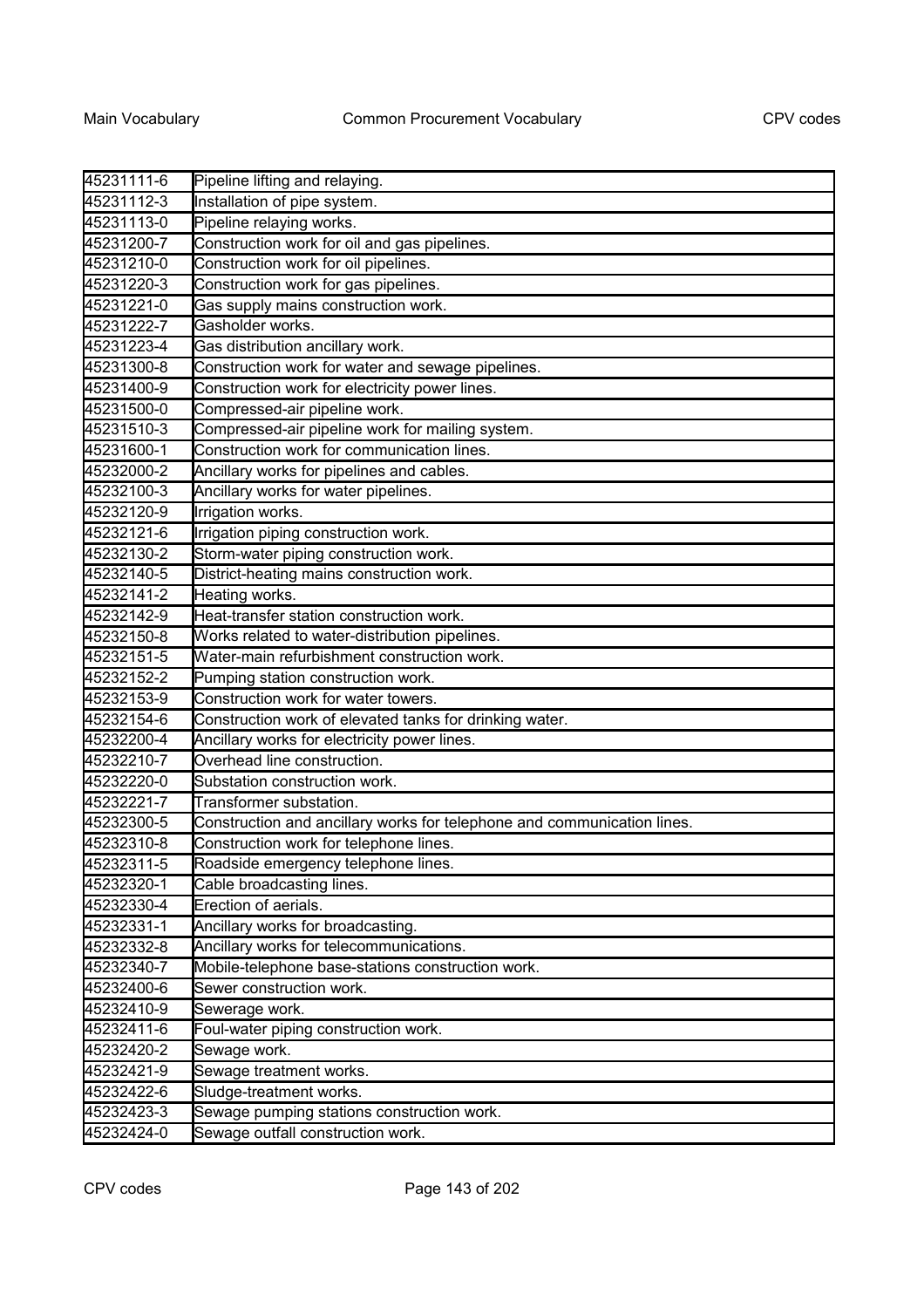| | |
|---|---|
| 45231111-6 | Pipeline lifting and relaying. |
| 45231112-3 | Installation of pipe system. |
| 45231113-0 | Pipeline relaying works. |
| 45231200-7 | Construction work for oil and gas pipelines. |
| 45231210-0 | Construction work for oil pipelines. |
| 45231220-3 | Construction work for gas pipelines. |
| 45231221-0 | Gas supply mains construction work. |
| 45231222-7 | Gasholder works. |
| 45231223-4 | Gas distribution ancillary work. |
| 45231300-8 | Construction work for water and sewage pipelines. |
| 45231400-9 | Construction work for electricity power lines. |
| 45231500-0 | Compressed-air pipeline work. |
| 45231510-3 | Compressed-air pipeline work for mailing system. |
| 45231600-1 | Construction work for communication lines. |
| 45232000-2 | Ancillary works for pipelines and cables. |
| 45232100-3 | Ancillary works for water pipelines. |
| 45232120-9 | Irrigation works. |
| 45232121-6 | Irrigation piping construction work. |
| 45232130-2 | Storm-water piping construction work. |
| 45232140-5 | District-heating mains construction work. |
| 45232141-2 | Heating works. |
| 45232142-9 | Heat-transfer station construction work. |
| 45232150-8 | Works related to water-distribution pipelines. |
| 45232151-5 | Water-main refurbishment construction work. |
| 45232152-2 | Pumping station construction work. |
| 45232153-9 | Construction work for water towers. |
| 45232154-6 | Construction work of elevated tanks for drinking water. |
| 45232200-4 | Ancillary works for electricity power lines. |
| 45232210-7 | Overhead line construction. |
| 45232220-0 | Substation construction work. |
| 45232221-7 | Transformer substation. |
| 45232300-5 | Construction and ancillary works for telephone and communication lines. |
| 45232310-8 | Construction work for telephone lines. |
| 45232311-5 | Roadside emergency telephone lines. |
| 45232320-1 | Cable broadcasting lines. |
| 45232330-4 | Erection of aerials. |
| 45232331-1 | Ancillary works for broadcasting. |
| 45232332-8 | Ancillary works for telecommunications. |
| 45232340-7 | Mobile-telephone base-stations construction work. |
| 45232400-6 | Sewer construction work. |
| 45232410-9 | Sewerage work. |
| 45232411-6 | Foul-water piping construction work. |
| 45232420-2 | Sewage work. |
| 45232421-9 | Sewage treatment works. |
| 45232422-6 | Sludge-treatment works. |
| 45232423-3 | Sewage pumping stations construction work. |
| 45232424-0 | Sewage outfall construction work. |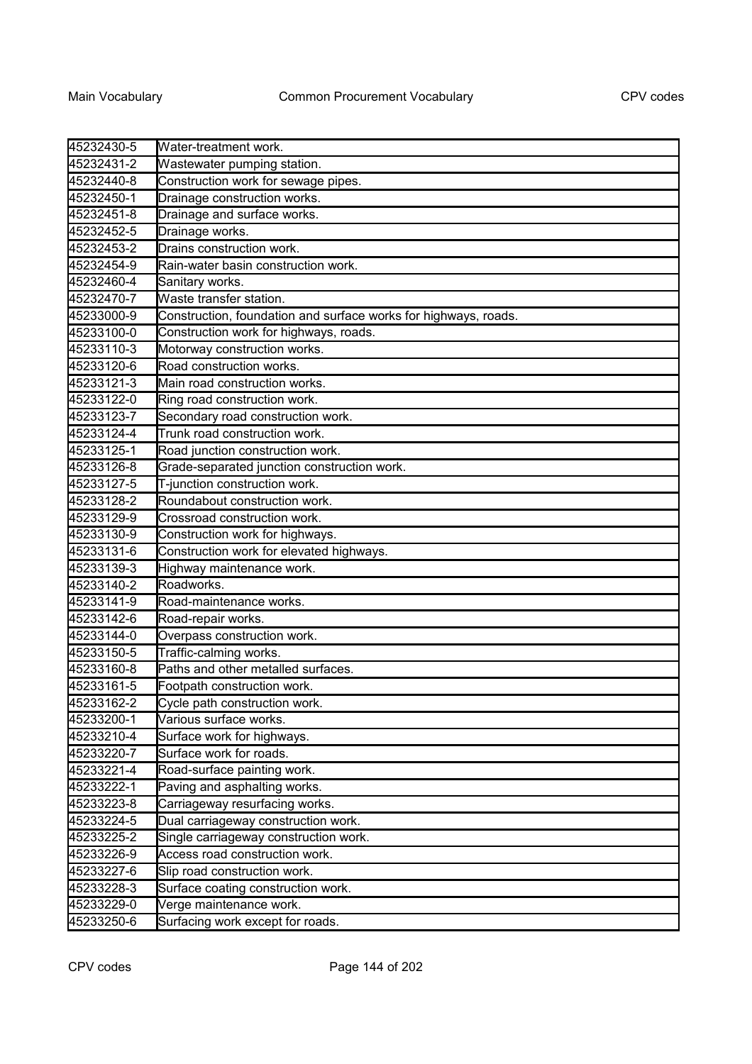| | |
|---|---|
| 45232430-5 | Water-treatment work. |
| 45232431-2 | Wastewater pumping station. |
| 45232440-8 | Construction work for sewage pipes. |
| 45232450-1 | Drainage construction works. |
| 45232451-8 | Drainage and surface works. |
| 45232452-5 | Drainage works. |
| 45232453-2 | Drains construction work. |
| 45232454-9 | Rain-water basin construction work. |
| 45232460-4 | Sanitary works. |
| 45232470-7 | Waste transfer station. |
| 45233000-9 | Construction, foundation and surface works for highways, roads. |
| 45233100-0 | Construction work for highways, roads. |
| 45233110-3 | Motorway construction works. |
| 45233120-6 | Road construction works. |
| 45233121-3 | Main road construction works. |
| 45233122-0 | Ring road construction work. |
| 45233123-7 | Secondary road construction work. |
| 45233124-4 | Trunk road construction work. |
| 45233125-1 | Road junction construction work. |
| 45233126-8 | Grade-separated junction construction work. |
| 45233127-5 | T-junction construction work. |
| 45233128-2 | Roundabout construction work. |
| 45233129-9 | Crossroad construction work. |
| 45233130-9 | Construction work for highways. |
| 45233131-6 | Construction work for elevated highways. |
| 45233139-3 | Highway maintenance work. |
| 45233140-2 | Roadworks. |
| 45233141-9 | Road-maintenance works. |
| 45233142-6 | Road-repair works. |
| 45233144-0 | Overpass construction work. |
| 45233150-5 | Traffic-calming works. |
| 45233160-8 | Paths and other metalled surfaces. |
| 45233161-5 | Footpath construction work. |
| 45233162-2 | Cycle path construction work. |
| 45233200-1 | Various surface works. |
| 45233210-4 | Surface work for highways. |
| 45233220-7 | Surface work for roads. |
| 45233221-4 | Road-surface painting work. |
| 45233222-1 | Paving and asphalting works. |
| 45233223-8 | Carriageway resurfacing works. |
| 45233224-5 | Dual carriageway construction work. |
| 45233225-2 | Single carriageway construction work. |
| 45233226-9 | Access road construction work. |
| 45233227-6 | Slip road construction work. |
| 45233228-3 | Surface coating construction work. |
| 45233229-0 | Verge maintenance work. |
| 45233250-6 | Surfacing work except for roads. |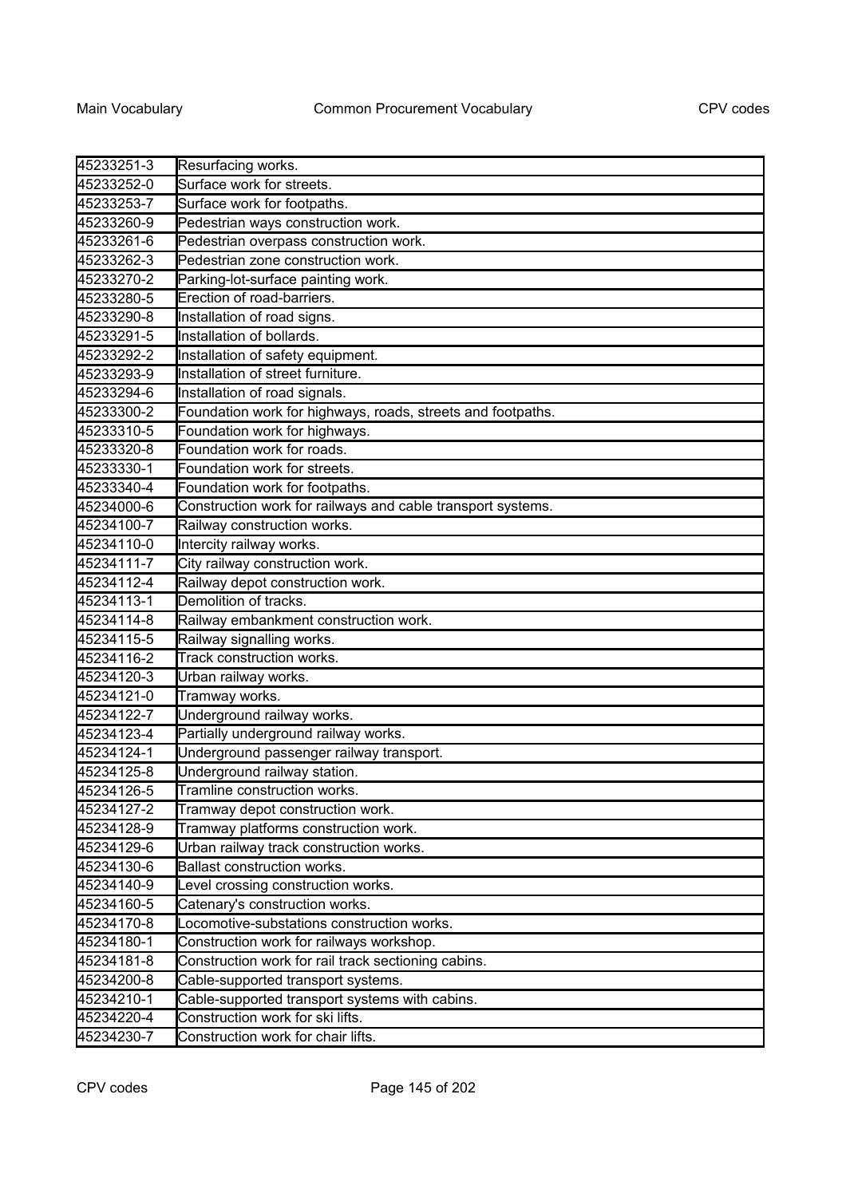| 45233251-3 | Resurfacing works. |
|---|---|
| 45233252-0 | Surface work for streets. |
| 45233253-7 | Surface work for footpaths. |
| 45233260-9 | Pedestrian ways construction work. |
| 45233261-6 | Pedestrian overpass construction work. |
| 45233262-3 | Pedestrian zone construction work. |
| 45233270-2 | Parking-lot-surface painting work. |
| 45233280-5 | Erection of road-barriers. |
| 45233290-8 | Installation of road signs. |
| 45233291-5 | Installation of bollards. |
| 45233292-2 | Installation of safety equipment. |
| 45233293-9 | Installation of street furniture. |
| 45233294-6 | Installation of road signals. |
| 45233300-2 | Foundation work for highways, roads, streets and footpaths. |
| 45233310-5 | Foundation work for highways. |
| 45233320-8 | Foundation work for roads. |
| 45233330-1 | Foundation work for streets. |
| 45233340-4 | Foundation work for footpaths. |
| 45234000-6 | Construction work for railways and cable transport systems. |
| 45234100-7 | Railway construction works. |
| 45234110-0 | Intercity railway works. |
| 45234111-7 | City railway construction work. |
| 45234112-4 | Railway depot construction work. |
| 45234113-1 | Demolition of tracks. |
| 45234114-8 | Railway embankment construction work. |
| 45234115-5 | Railway signalling works. |
| 45234116-2 | Track construction works. |
| 45234120-3 | Urban railway works. |
| 45234121-0 | Tramway works. |
| 45234122-7 | Underground railway works. |
| 45234123-4 | Partially underground railway works. |
| 45234124-1 | Underground passenger railway transport. |
| 45234125-8 | Underground railway station. |
| 45234126-5 | Tramline construction works. |
| 45234127-2 | Tramway depot construction work. |
| 45234128-9 | Tramway platforms construction work. |
| 45234129-6 | Urban railway track construction works. |
| 45234130-6 | Ballast construction works. |
| 45234140-9 | Level crossing construction works. |
| 45234160-5 | Catenary's construction works. |
| 45234170-8 | Locomotive-substations construction works. |
| 45234180-1 | Construction work for railways workshop. |
| 45234181-8 | Construction work for rail track sectioning cabins. |
| 45234200-8 | Cable-supported transport systems. |
| 45234210-1 | Cable-supported transport systems with cabins. |
| 45234220-4 | Construction work for ski lifts. |
| 45234230-7 | Construction work for chair lifts. |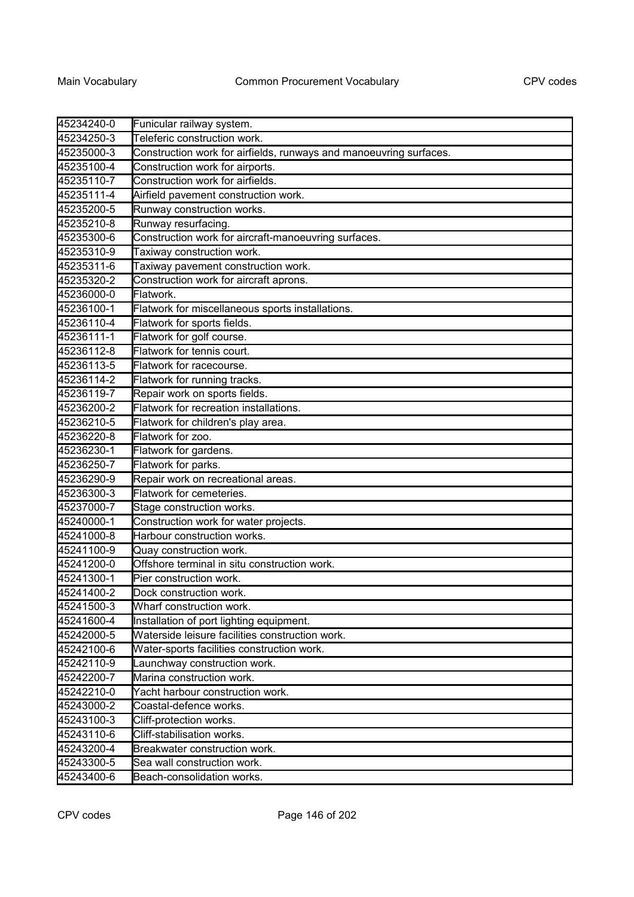| | |
|---|---|
| 45234240-0 | Funicular railway system. |
| 45234250-3 | Teleferic construction work. |
| 45235000-3 | Construction work for airfields, runways and manoeuvring surfaces. |
| 45235100-4 | Construction work for airports. |
| 45235110-7 | Construction work for airfields. |
| 45235111-4 | Airfield pavement construction work. |
| 45235200-5 | Runway construction works. |
| 45235210-8 | Runway resurfacing. |
| 45235300-6 | Construction work for aircraft-manoeuvring surfaces. |
| 45235310-9 | Taxiway construction work. |
| 45235311-6 | Taxiway pavement construction work. |
| 45235320-2 | Construction work for aircraft aprons. |
| 45236000-0 | Flatwork. |
| 45236100-1 | Flatwork for miscellaneous sports installations. |
| 45236110-4 | Flatwork for sports fields. |
| 45236111-1 | Flatwork for golf course. |
| 45236112-8 | Flatwork for tennis court. |
| 45236113-5 | Flatwork for racecourse. |
| 45236114-2 | Flatwork for running tracks. |
| 45236119-7 | Repair work on sports fields. |
| 45236200-2 | Flatwork for recreation installations. |
| 45236210-5 | Flatwork for children's play area. |
| 45236220-8 | Flatwork for zoo. |
| 45236230-1 | Flatwork for gardens. |
| 45236250-7 | Flatwork for parks. |
| 45236290-9 | Repair work on recreational areas. |
| 45236300-3 | Flatwork for cemeteries. |
| 45237000-7 | Stage construction works. |
| 45240000-1 | Construction work for water projects. |
| 45241000-8 | Harbour construction works. |
| 45241100-9 | Quay construction work. |
| 45241200-0 | Offshore terminal in situ construction work. |
| 45241300-1 | Pier construction work. |
| 45241400-2 | Dock construction work. |
| 45241500-3 | Wharf construction work. |
| 45241600-4 | Installation of port lighting equipment. |
| 45242000-5 | Waterside leisure facilities construction work. |
| 45242100-6 | Water-sports facilities construction work. |
| 45242110-9 | Launchway construction work. |
| 45242200-7 | Marina construction work. |
| 45242210-0 | Yacht harbour construction work. |
| 45243000-2 | Coastal-defence works. |
| 45243100-3 | Cliff-protection works. |
| 45243110-6 | Cliff-stabilisation works. |
| 45243200-4 | Breakwater construction work. |
| 45243300-5 | Sea wall construction work. |
| 45243400-6 | Beach-consolidation works. |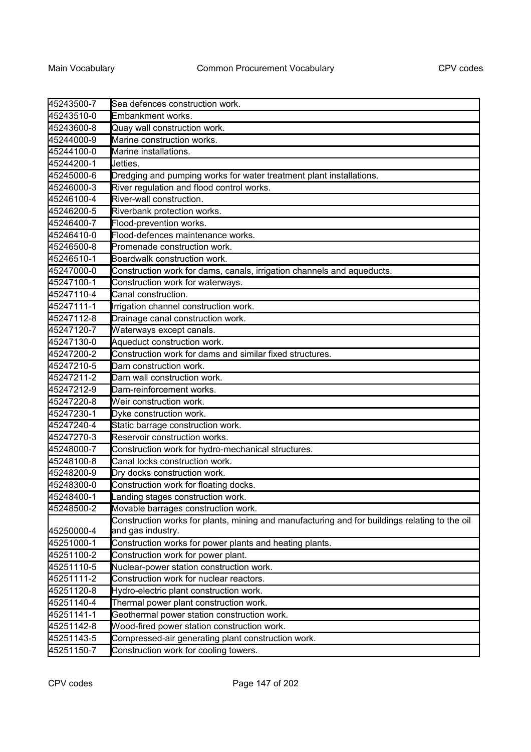| | |
|---|---|
| 45243500-7 | Sea defences construction work. |
| 45243510-0 | Embankment works. |
| 45243600-8 | Quay wall construction work. |
| 45244000-9 | Marine construction works. |
| 45244100-0 | Marine installations. |
| 45244200-1 | Jetties. |
| 45245000-6 | Dredging and pumping works for water treatment plant installations. |
| 45246000-3 | River regulation and flood control works. |
| 45246100-4 | River-wall construction. |
| 45246200-5 | Riverbank protection works. |
| 45246400-7 | Flood-prevention works. |
| 45246410-0 | Flood-defences maintenance works. |
| 45246500-8 | Promenade construction work. |
| 45246510-1 | Boardwalk construction work. |
| 45247000-0 | Construction work for dams, canals, irrigation channels and aqueducts. |
| 45247100-1 | Construction work for waterways. |
| 45247110-4 | Canal construction. |
| 45247111-1 | Irrigation channel construction work. |
| 45247112-8 | Drainage canal construction work. |
| 45247120-7 | Waterways except canals. |
| 45247130-0 | Aqueduct construction work. |
| 45247200-2 | Construction work for dams and similar fixed structures. |
| 45247210-5 | Dam construction work. |
| 45247211-2 | Dam wall construction work. |
| 45247212-9 | Dam-reinforcement works. |
| 45247220-8 | Weir construction work. |
| 45247230-1 | Dyke construction work. |
| 45247240-4 | Static barrage construction work. |
| 45247270-3 | Reservoir construction works. |
| 45248000-7 | Construction work for hydro-mechanical structures. |
| 45248100-8 | Canal locks construction work. |
| 45248200-9 | Dry docks construction work. |
| 45248300-0 | Construction work for floating docks. |
| 45248400-1 | Landing stages construction work. |
| 45248500-2 | Movable barrages construction work. |
| 45250000-4 | Construction works for plants, mining and manufacturing and for buildings relating to the oil and gas industry. |
| 45251000-1 | Construction works for power plants and heating plants. |
| 45251100-2 | Construction work for power plant. |
| 45251110-5 | Nuclear-power station construction work. |
| 45251111-2 | Construction work for nuclear reactors. |
| 45251120-8 | Hydro-electric plant construction work. |
| 45251140-4 | Thermal power plant construction work. |
| 45251141-1 | Geothermal power station construction work. |
| 45251142-8 | Wood-fired power station construction work. |
| 45251143-5 | Compressed-air generating plant construction work. |
| 45251150-7 | Construction work for cooling towers. |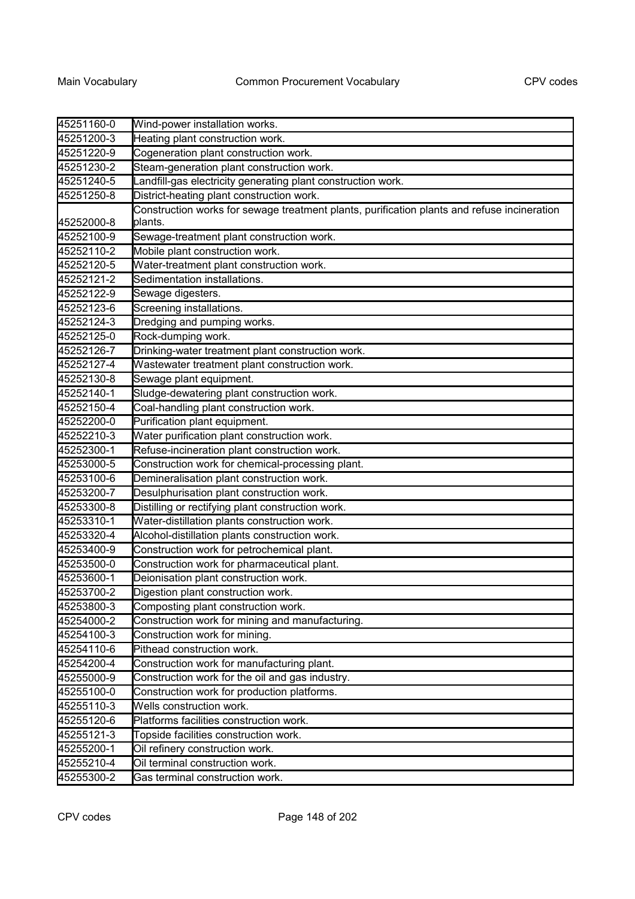| | |
|---|---|
| 45251160-0 | Wind-power installation works. |
| 45251200-3 | Heating plant construction work. |
| 45251220-9 | Cogeneration plant construction work. |
| 45251230-2 | Steam-generation plant construction work. |
| 45251240-5 | Landfill-gas electricity generating plant construction work. |
| 45251250-8 | District-heating plant construction work. |
| 45252000-8 | Construction works for sewage treatment plants, purification plants and refuse incineration plants. |
| 45252100-9 | Sewage-treatment plant construction work. |
| 45252110-2 | Mobile plant construction work. |
| 45252120-5 | Water-treatment plant construction work. |
| 45252121-2 | Sedimentation installations. |
| 45252122-9 | Sewage digesters. |
| 45252123-6 | Screening installations. |
| 45252124-3 | Dredging and pumping works. |
| 45252125-0 | Rock-dumping work. |
| 45252126-7 | Drinking-water treatment plant construction work. |
| 45252127-4 | Wastewater treatment plant construction work. |
| 45252130-8 | Sewage plant equipment. |
| 45252140-1 | Sludge-dewatering plant construction work. |
| 45252150-4 | Coal-handling plant construction work. |
| 45252200-0 | Purification plant equipment. |
| 45252210-3 | Water purification plant construction work. |
| 45252300-1 | Refuse-incineration plant construction work. |
| 45253000-5 | Construction work for chemical-processing plant. |
| 45253100-6 | Demineralisation plant construction work. |
| 45253200-7 | Desulphurisation plant construction work. |
| 45253300-8 | Distilling or rectifying plant construction work. |
| 45253310-1 | Water-distillation plants construction work. |
| 45253320-4 | Alcohol-distillation plants construction work. |
| 45253400-9 | Construction work for petrochemical plant. |
| 45253500-0 | Construction work for pharmaceutical plant. |
| 45253600-1 | Deionisation plant construction work. |
| 45253700-2 | Digestion plant construction work. |
| 45253800-3 | Composting plant construction work. |
| 45254000-2 | Construction work for mining and manufacturing. |
| 45254100-3 | Construction work for mining. |
| 45254110-6 | Pithead construction work. |
| 45254200-4 | Construction work for manufacturing plant. |
| 45255000-9 | Construction work for the oil and gas industry. |
| 45255100-0 | Construction work for production platforms. |
| 45255110-3 | Wells construction work. |
| 45255120-6 | Platforms facilities construction work. |
| 45255121-3 | Topside facilities construction work. |
| 45255200-1 | Oil refinery construction work. |
| 45255210-4 | Oil terminal construction work. |
| 45255300-2 | Gas terminal construction work. |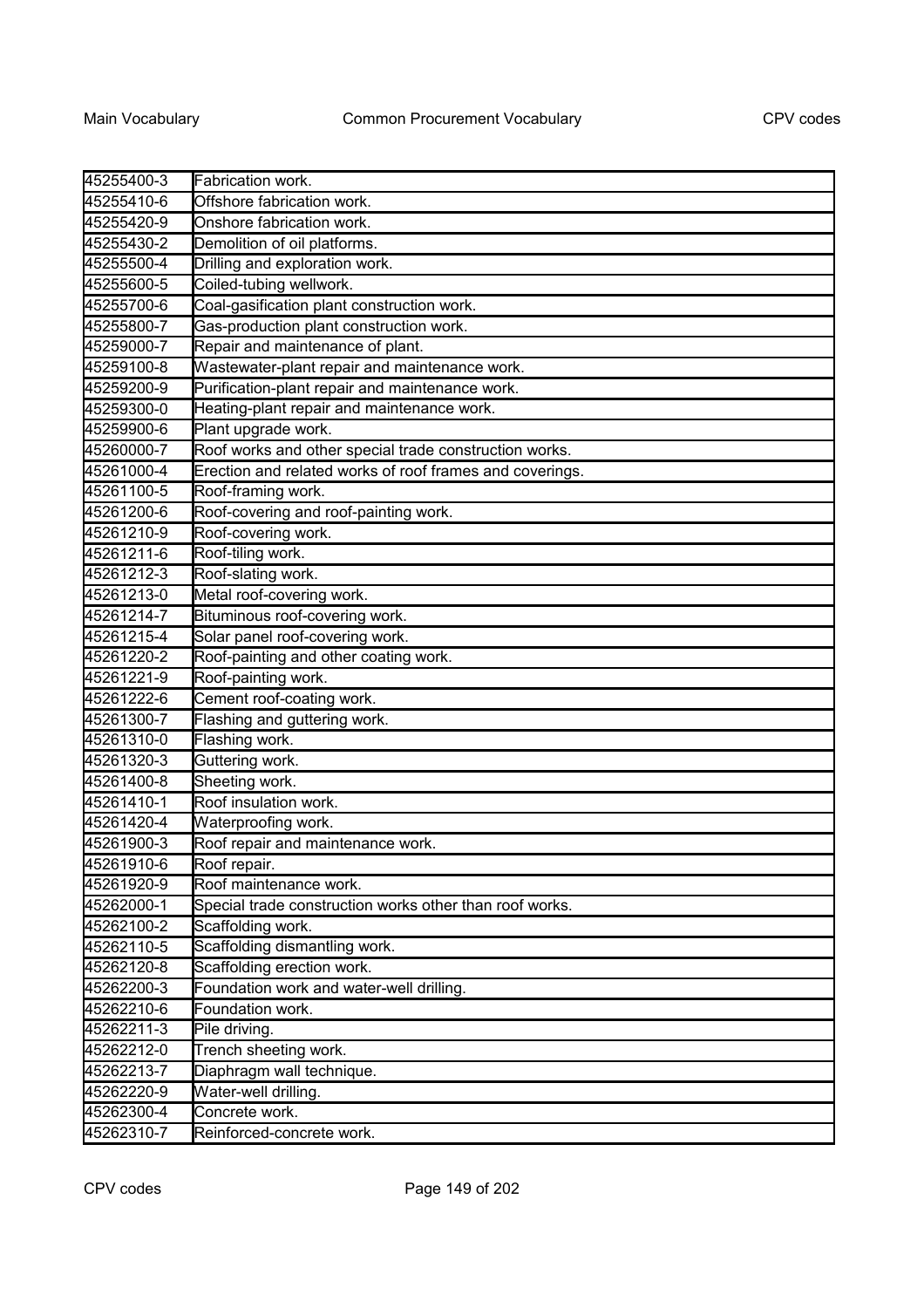| | |
|---|---|
| 45255400-3 | Fabrication work. |
| 45255410-6 | Offshore fabrication work. |
| 45255420-9 | Onshore fabrication work. |
| 45255430-2 | Demolition of oil platforms. |
| 45255500-4 | Drilling and exploration work. |
| 45255600-5 | Coiled-tubing wellwork. |
| 45255700-6 | Coal-gasification plant construction work. |
| 45255800-7 | Gas-production plant construction work. |
| 45259000-7 | Repair and maintenance of plant. |
| 45259100-8 | Wastewater-plant repair and maintenance work. |
| 45259200-9 | Purification-plant repair and maintenance work. |
| 45259300-0 | Heating-plant repair and maintenance work. |
| 45259900-6 | Plant upgrade work. |
| 45260000-7 | Roof works and other special trade construction works. |
| 45261000-4 | Erection and related works of roof frames and coverings. |
| 45261100-5 | Roof-framing work. |
| 45261200-6 | Roof-covering and roof-painting work. |
| 45261210-9 | Roof-covering work. |
| 45261211-6 | Roof-tiling work. |
| 45261212-3 | Roof-slating work. |
| 45261213-0 | Metal roof-covering work. |
| 45261214-7 | Bituminous roof-covering work. |
| 45261215-4 | Solar panel roof-covering work. |
| 45261220-2 | Roof-painting and other coating work. |
| 45261221-9 | Roof-painting work. |
| 45261222-6 | Cement roof-coating work. |
| 45261300-7 | Flashing and guttering work. |
| 45261310-0 | Flashing work. |
| 45261320-3 | Guttering work. |
| 45261400-8 | Sheeting work. |
| 45261410-1 | Roof insulation work. |
| 45261420-4 | Waterproofing work. |
| 45261900-3 | Roof repair and maintenance work. |
| 45261910-6 | Roof repair. |
| 45261920-9 | Roof maintenance work. |
| 45262000-1 | Special trade construction works other than roof works. |
| 45262100-2 | Scaffolding work. |
| 45262110-5 | Scaffolding dismantling work. |
| 45262120-8 | Scaffolding erection work. |
| 45262200-3 | Foundation work and water-well drilling. |
| 45262210-6 | Foundation work. |
| 45262211-3 | Pile driving. |
| 45262212-0 | Trench sheeting work. |
| 45262213-7 | Diaphragm wall technique. |
| 45262220-9 | Water-well drilling. |
| 45262300-4 | Concrete work. |
| 45262310-7 | Reinforced-concrete work. |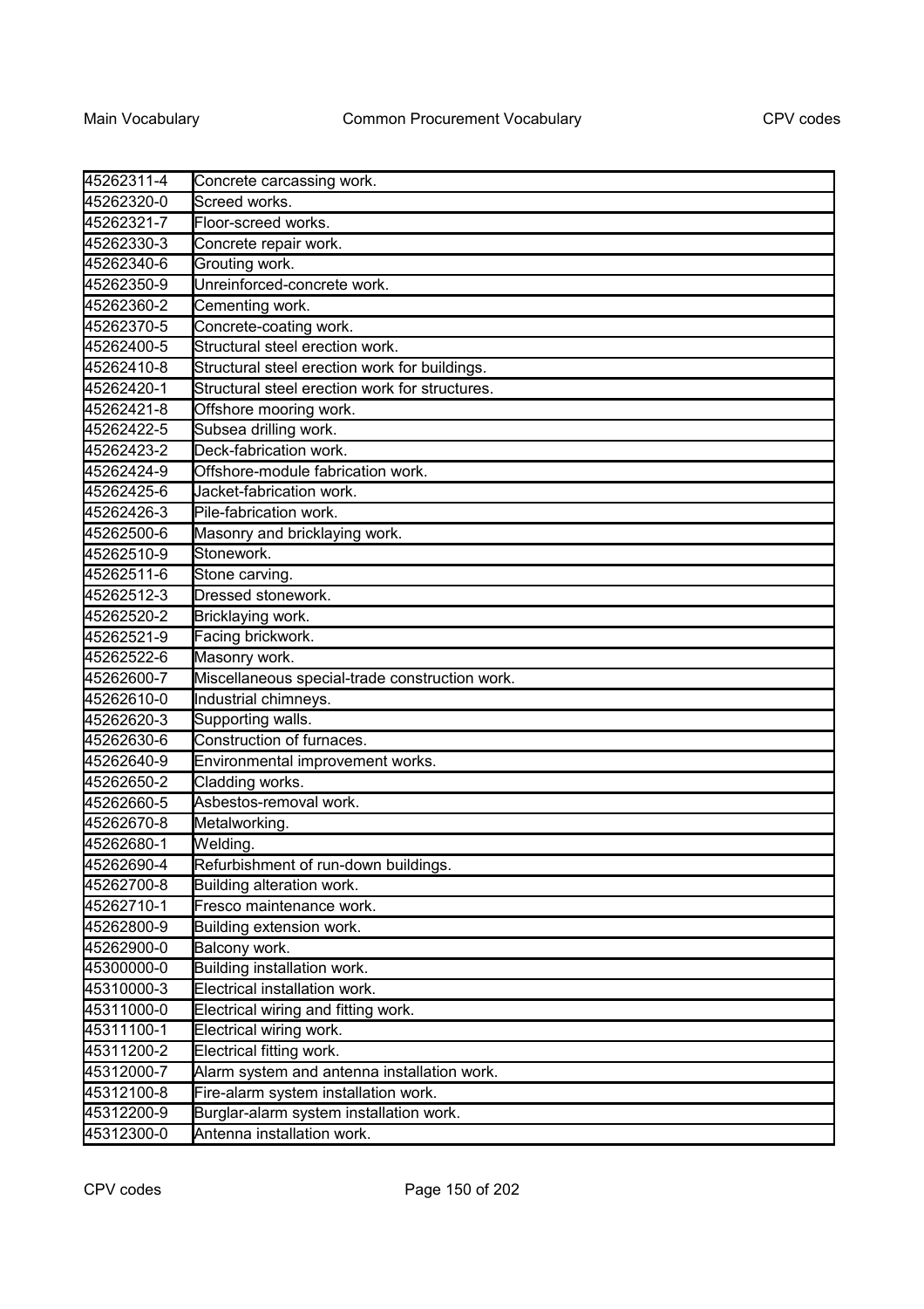| | |
|---|---|
| 45262311-4 | Concrete carcassing work. |
| 45262320-0 | Screed works. |
| 45262321-7 | Floor-screed works. |
| 45262330-3 | Concrete repair work. |
| 45262340-6 | Grouting work. |
| 45262350-9 | Unreinforced-concrete work. |
| 45262360-2 | Cementing work. |
| 45262370-5 | Concrete-coating work. |
| 45262400-5 | Structural steel erection work. |
| 45262410-8 | Structural steel erection work for buildings. |
| 45262420-1 | Structural steel erection work for structures. |
| 45262421-8 | Offshore mooring work. |
| 45262422-5 | Subsea drilling work. |
| 45262423-2 | Deck-fabrication work. |
| 45262424-9 | Offshore-module fabrication work. |
| 45262425-6 | Jacket-fabrication work. |
| 45262426-3 | Pile-fabrication work. |
| 45262500-6 | Masonry and bricklaying work. |
| 45262510-9 | Stonework. |
| 45262511-6 | Stone carving. |
| 45262512-3 | Dressed stonework. |
| 45262520-2 | Bricklaying work. |
| 45262521-9 | Facing brickwork. |
| 45262522-6 | Masonry work. |
| 45262600-7 | Miscellaneous special-trade construction work. |
| 45262610-0 | Industrial chimneys. |
| 45262620-3 | Supporting walls. |
| 45262630-6 | Construction of furnaces. |
| 45262640-9 | Environmental improvement works. |
| 45262650-2 | Cladding works. |
| 45262660-5 | Asbestos-removal work. |
| 45262670-8 | Metalworking. |
| 45262680-1 | Welding. |
| 45262690-4 | Refurbishment of run-down buildings. |
| 45262700-8 | Building alteration work. |
| 45262710-1 | Fresco maintenance work. |
| 45262800-9 | Building extension work. |
| 45262900-0 | Balcony work. |
| 45300000-0 | Building installation work. |
| 45310000-3 | Electrical installation work. |
| 45311000-0 | Electrical wiring and fitting work. |
| 45311100-1 | Electrical wiring work. |
| 45311200-2 | Electrical fitting work. |
| 45312000-7 | Alarm system and antenna installation work. |
| 45312100-8 | Fire-alarm system installation work. |
| 45312200-9 | Burglar-alarm system installation work. |
| 45312300-0 | Antenna installation work. |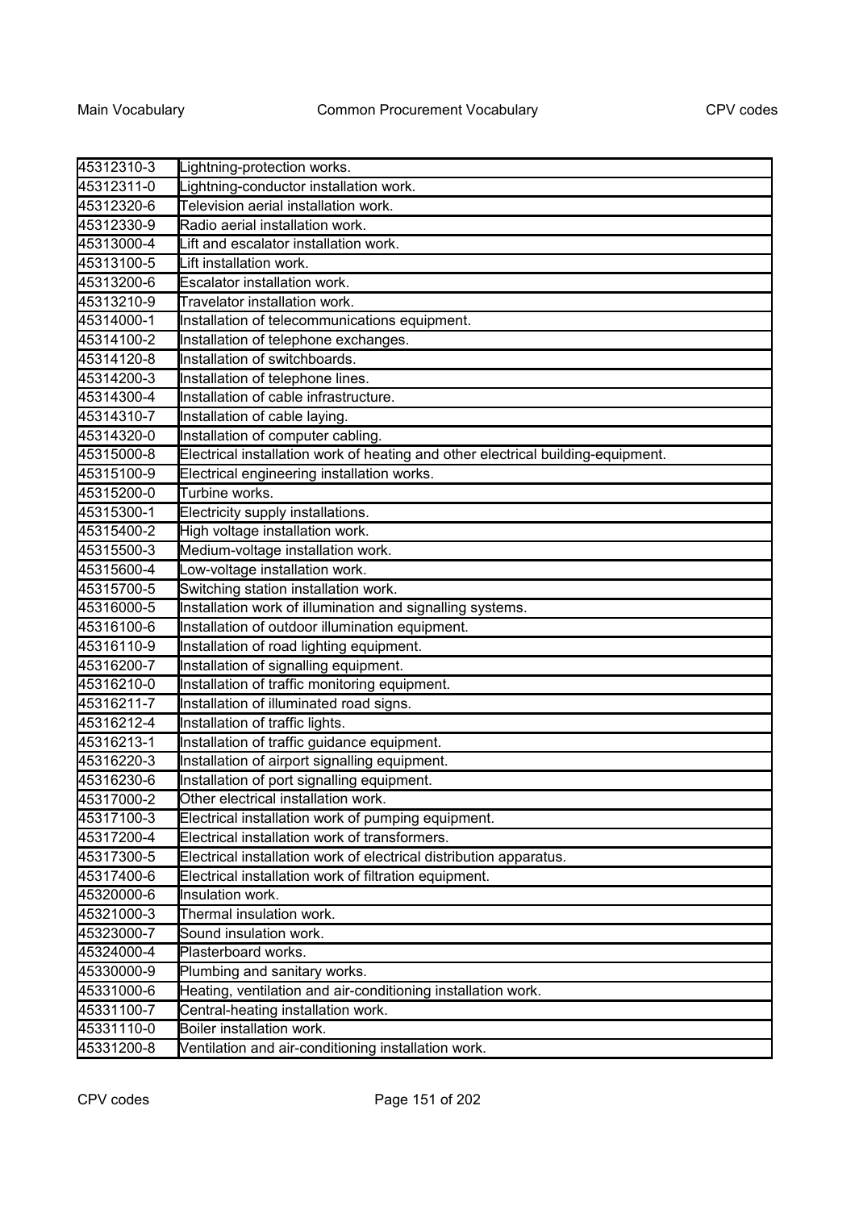| | |
|---|---|
| 45312310-3 | Lightning-protection works. |
| 45312311-0 | Lightning-conductor installation work. |
| 45312320-6 | Television aerial installation work. |
| 45312330-9 | Radio aerial installation work. |
| 45313000-4 | Lift and escalator installation work. |
| 45313100-5 | Lift installation work. |
| 45313200-6 | Escalator installation work. |
| 45313210-9 | Travelator installation work. |
| 45314000-1 | Installation of telecommunications equipment. |
| 45314100-2 | Installation of telephone exchanges. |
| 45314120-8 | Installation of switchboards. |
| 45314200-3 | Installation of telephone lines. |
| 45314300-4 | Installation of cable infrastructure. |
| 45314310-7 | Installation of cable laying. |
| 45314320-0 | Installation of computer cabling. |
| 45315000-8 | Electrical installation work of heating and other electrical building-equipment. |
| 45315100-9 | Electrical engineering installation works. |
| 45315200-0 | Turbine works. |
| 45315300-1 | Electricity supply installations. |
| 45315400-2 | High voltage installation work. |
| 45315500-3 | Medium-voltage installation work. |
| 45315600-4 | Low-voltage installation work. |
| 45315700-5 | Switching station installation work. |
| 45316000-5 | Installation work of illumination and signalling systems. |
| 45316100-6 | Installation of outdoor illumination equipment. |
| 45316110-9 | Installation of road lighting equipment. |
| 45316200-7 | Installation of signalling equipment. |
| 45316210-0 | Installation of traffic monitoring equipment. |
| 45316211-7 | Installation of illuminated road signs. |
| 45316212-4 | Installation of traffic lights. |
| 45316213-1 | Installation of traffic guidance equipment. |
| 45316220-3 | Installation of airport signalling equipment. |
| 45316230-6 | Installation of port signalling equipment. |
| 45317000-2 | Other electrical installation work. |
| 45317100-3 | Electrical installation work of pumping equipment. |
| 45317200-4 | Electrical installation work of transformers. |
| 45317300-5 | Electrical installation work of electrical distribution apparatus. |
| 45317400-6 | Electrical installation work of filtration equipment. |
| 45320000-6 | Insulation work. |
| 45321000-3 | Thermal insulation work. |
| 45323000-7 | Sound insulation work. |
| 45324000-4 | Plasterboard works. |
| 45330000-9 | Plumbing and sanitary works. |
| 45331000-6 | Heating, ventilation and air-conditioning installation work. |
| 45331100-7 | Central-heating installation work. |
| 45331110-0 | Boiler installation work. |
| 45331200-8 | Ventilation and air-conditioning installation work. |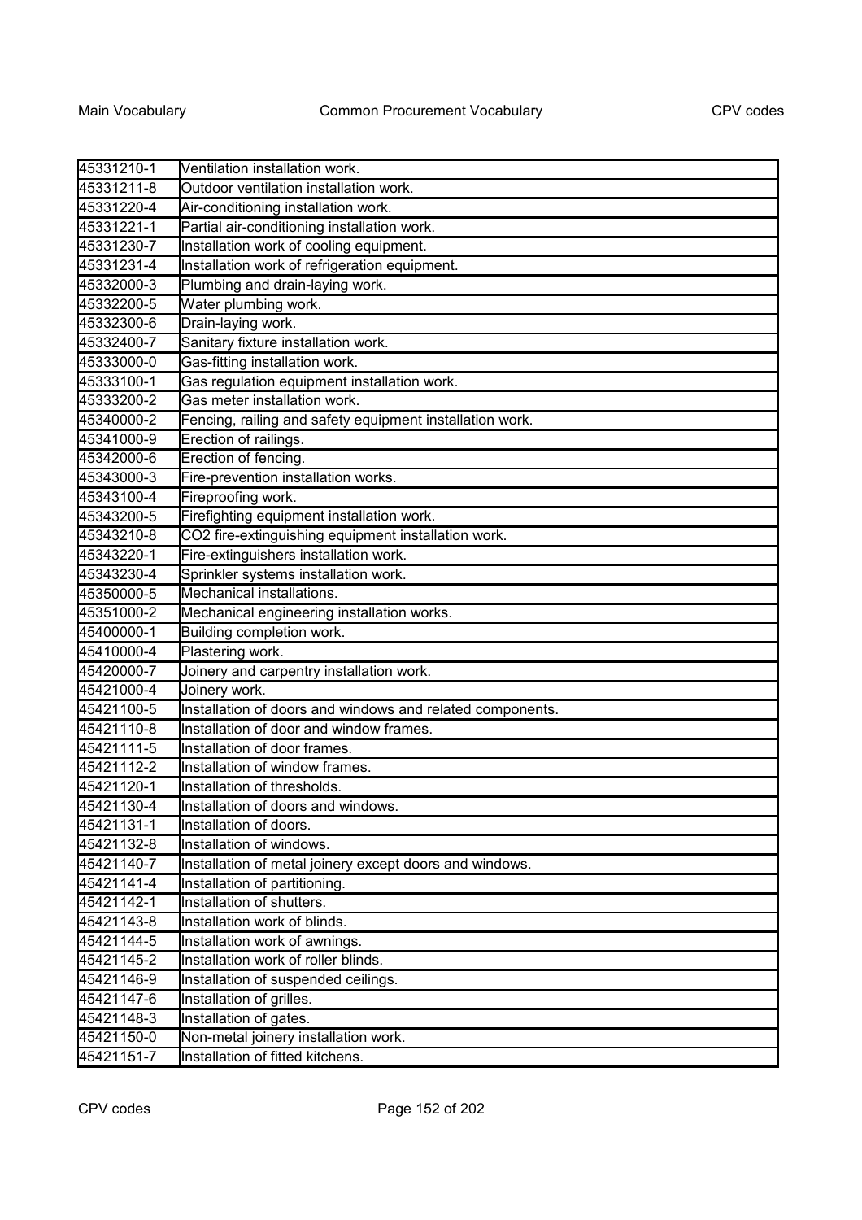| | |
|---|---|
| 45331210-1 | Ventilation installation work. |
| 45331211-8 | Outdoor ventilation installation work. |
| 45331220-4 | Air-conditioning installation work. |
| 45331221-1 | Partial air-conditioning installation work. |
| 45331230-7 | Installation work of cooling equipment. |
| 45331231-4 | Installation work of refrigeration equipment. |
| 45332000-3 | Plumbing and drain-laying work. |
| 45332200-5 | Water plumbing work. |
| 45332300-6 | Drain-laying work. |
| 45332400-7 | Sanitary fixture installation work. |
| 45333000-0 | Gas-fitting installation work. |
| 45333100-1 | Gas regulation equipment installation work. |
| 45333200-2 | Gas meter installation work. |
| 45340000-2 | Fencing, railing and safety equipment installation work. |
| 45341000-9 | Erection of railings. |
| 45342000-6 | Erection of fencing. |
| 45343000-3 | Fire-prevention installation works. |
| 45343100-4 | Fireproofing work. |
| 45343200-5 | Firefighting equipment installation work. |
| 45343210-8 | $CO_2$ fire-extinguishing equipment installation work. |
| 45343220-1 | Fire-extinguishers installation work. |
| 45343230-4 | Sprinkler systems installation work. |
| 45350000-5 | Mechanical installations. |
| 45351000-2 | Mechanical engineering installation works. |
| 45400000-1 | Building completion work. |
| 45410000-4 | Plastering work. |
| 45420000-7 | Joinery and carpentry installation work. |
| 45421000-4 | Joinery work. |
| 45421100-5 | Installation of doors and windows and related components. |
| 45421110-8 | Installation of door and window frames. |
| 45421111-5 | Installation of door frames. |
| 45421112-2 | Installation of window frames. |
| 45421120-1 | Installation of thresholds. |
| 45421130-4 | Installation of doors and windows. |
| 45421131-1 | Installation of doors. |
| 45421132-8 | Installation of windows. |
| 45421140-7 | Installation of metal joinery except doors and windows. |
| 45421141-4 | Installation of partitioning. |
| 45421142-1 | Installation of shutters. |
| 45421143-8 | Installation work of blinds. |
| 45421144-5 | Installation work of awnings. |
| 45421145-2 | Installation work of roller blinds. |
| 45421146-9 | Installation of suspended ceilings. |
| 45421147-6 | Installation of grilles. |
| 45421148-3 | Installation of gates. |
| 45421150-0 | Non-metal joinery installation work. |
| 45421151-7 | Installation of fitted kitchens. |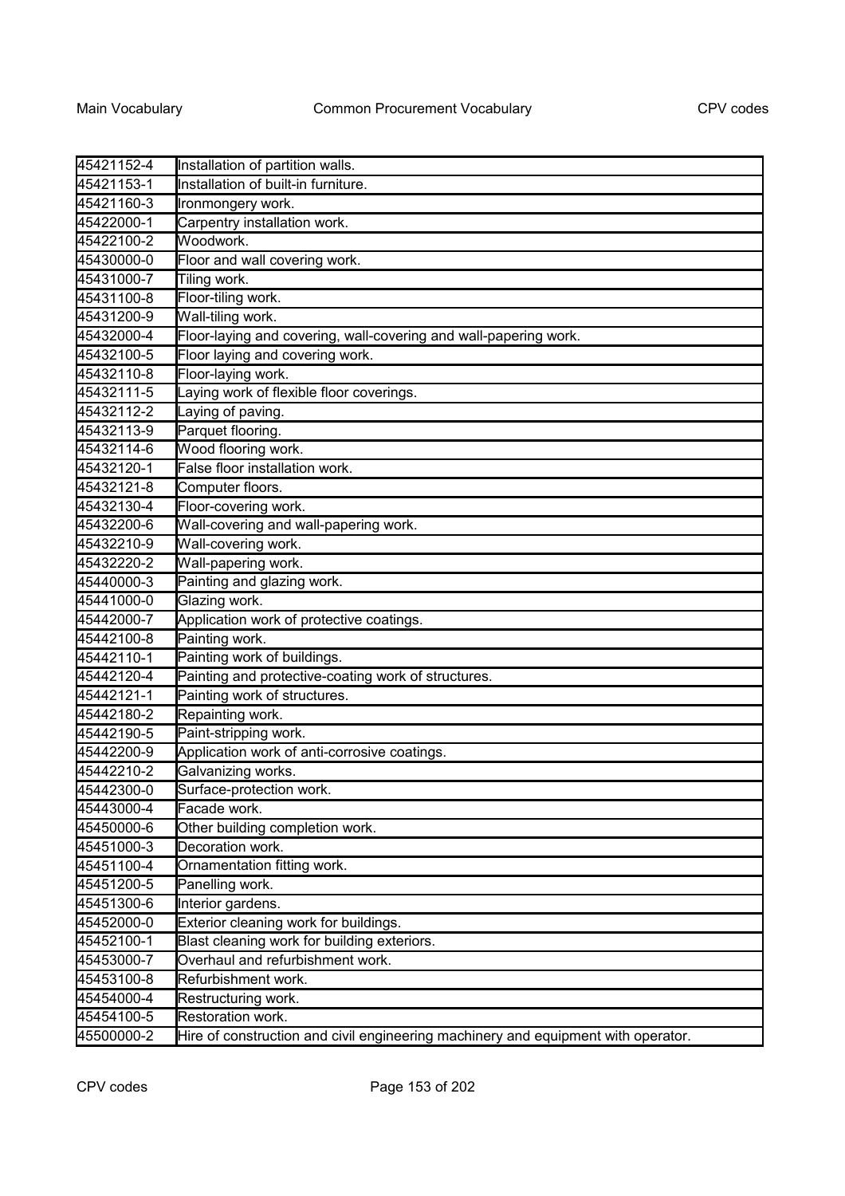| | |
|---|---|
| 45421152-4 | Installation of partition walls. |
| 45421153-1 | Installation of built-in furniture. |
| 45421160-3 | Ironmongery work. |
| 45422000-1 | Carpentry installation work. |
| 45422100-2 | Woodwork. |
| 45430000-0 | Floor and wall covering work. |
| 45431000-7 | Tiling work. |
| 45431100-8 | Floor-tiling work. |
| 45431200-9 | Wall-tiling work. |
| 45432000-4 | Floor-laying and covering, wall-covering and wall-papering work. |
| 45432100-5 | Floor laying and covering work. |
| 45432110-8 | Floor-laying work. |
| 45432111-5 | Laying work of flexible floor coverings. |
| 45432112-2 | Laying of paving. |
| 45432113-9 | Parquet flooring. |
| 45432114-6 | Wood flooring work. |
| 45432120-1 | False floor installation work. |
| 45432121-8 | Computer floors. |
| 45432130-4 | Floor-covering work. |
| 45432200-6 | Wall-covering and wall-papering work. |
| 45432210-9 | Wall-covering work. |
| 45432220-2 | Wall-papering work. |
| 45440000-3 | Painting and glazing work. |
| 45441000-0 | Glazing work. |
| 45442000-7 | Application work of protective coatings. |
| 45442100-8 | Painting work. |
| 45442110-1 | Painting work of buildings. |
| 45442120-4 | Painting and protective-coating work of structures. |
| 45442121-1 | Painting work of structures. |
| 45442180-2 | Repainting work. |
| 45442190-5 | Paint-stripping work. |
| 45442200-9 | Application work of anti-corrosive coatings. |
| 45442210-2 | Galvanizing works. |
| 45442300-0 | Surface-protection work. |
| 45443000-4 | Facade work. |
| 45450000-6 | Other building completion work. |
| 45451000-3 | Decoration work. |
| 45451100-4 | Ornamentation fitting work. |
| 45451200-5 | Panelling work. |
| 45451300-6 | Interior gardens. |
| 45452000-0 | Exterior cleaning work for buildings. |
| 45452100-1 | Blast cleaning work for building exteriors. |
| 45453000-7 | Overhaul and refurbishment work. |
| 45453100-8 | Refurbishment work. |
| 45454000-4 | Restructuring work. |
| 45454100-5 | Restoration work. |
| 45500000-2 | Hire of construction and civil engineering machinery and equipment with operator. |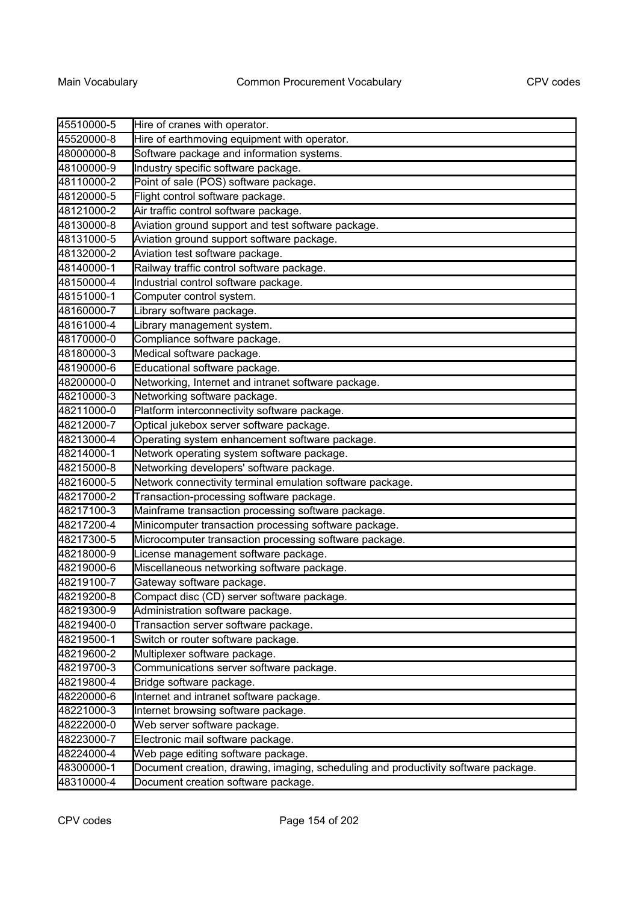| | |
|---|---|
| 45510000-5 | Hire of cranes with operator. |
| 45520000-8 | Hire of earthmoving equipment with operator. |
| 48000000-8 | Software package and information systems. |
| 48100000-9 | Industry specific software package. |
| 48110000-2 | Point of sale (POS) software package. |
| 48120000-5 | Flight control software package. |
| 48121000-2 | Air traffic control software package. |
| 48130000-8 | Aviation ground support and test software package. |
| 48131000-5 | Aviation ground support software package. |
| 48132000-2 | Aviation test software package. |
| 48140000-1 | Railway traffic control software package. |
| 48150000-4 | Industrial control software package. |
| 48151000-1 | Computer control system. |
| 48160000-7 | Library software package. |
| 48161000-4 | Library management system. |
| 48170000-0 | Compliance software package. |
| 48180000-3 | Medical software package. |
| 48190000-6 | Educational software package. |
| 48200000-0 | Networking, Internet and intranet software package. |
| 48210000-3 | Networking software package. |
| 48211000-0 | Platform interconnectivity software package. |
| 48212000-7 | Optical jukebox server software package. |
| 48213000-4 | Operating system enhancement software package. |
| 48214000-1 | Network operating system software package. |
| 48215000-8 | Networking developers' software package. |
| 48216000-5 | Network connectivity terminal emulation software package. |
| 48217000-2 | Transaction-processing software package. |
| 48217100-3 | Mainframe transaction processing software package. |
| 48217200-4 | Minicomputer transaction processing software package. |
| 48217300-5 | Microcomputer transaction processing software package. |
| 48218000-9 | License management software package. |
| 48219000-6 | Miscellaneous networking software package. |
| 48219100-7 | Gateway software package. |
| 48219200-8 | Compact disc (CD) server software package. |
| 48219300-9 | Administration software package. |
| 48219400-0 | Transaction server software package. |
| 48219500-1 | Switch or router software package. |
| 48219600-2 | Multiplexer software package. |
| 48219700-3 | Communications server software package. |
| 48219800-4 | Bridge software package. |
| 48220000-6 | Internet and intranet software package. |
| 48221000-3 | Internet browsing software package. |
| 48222000-0 | Web server software package. |
| 48223000-7 | Electronic mail software package. |
| 48224000-4 | Web page editing software package. |
| 48300000-1 | Document creation, drawing, imaging, scheduling and productivity software package. |
| 48310000-4 | Document creation software package. |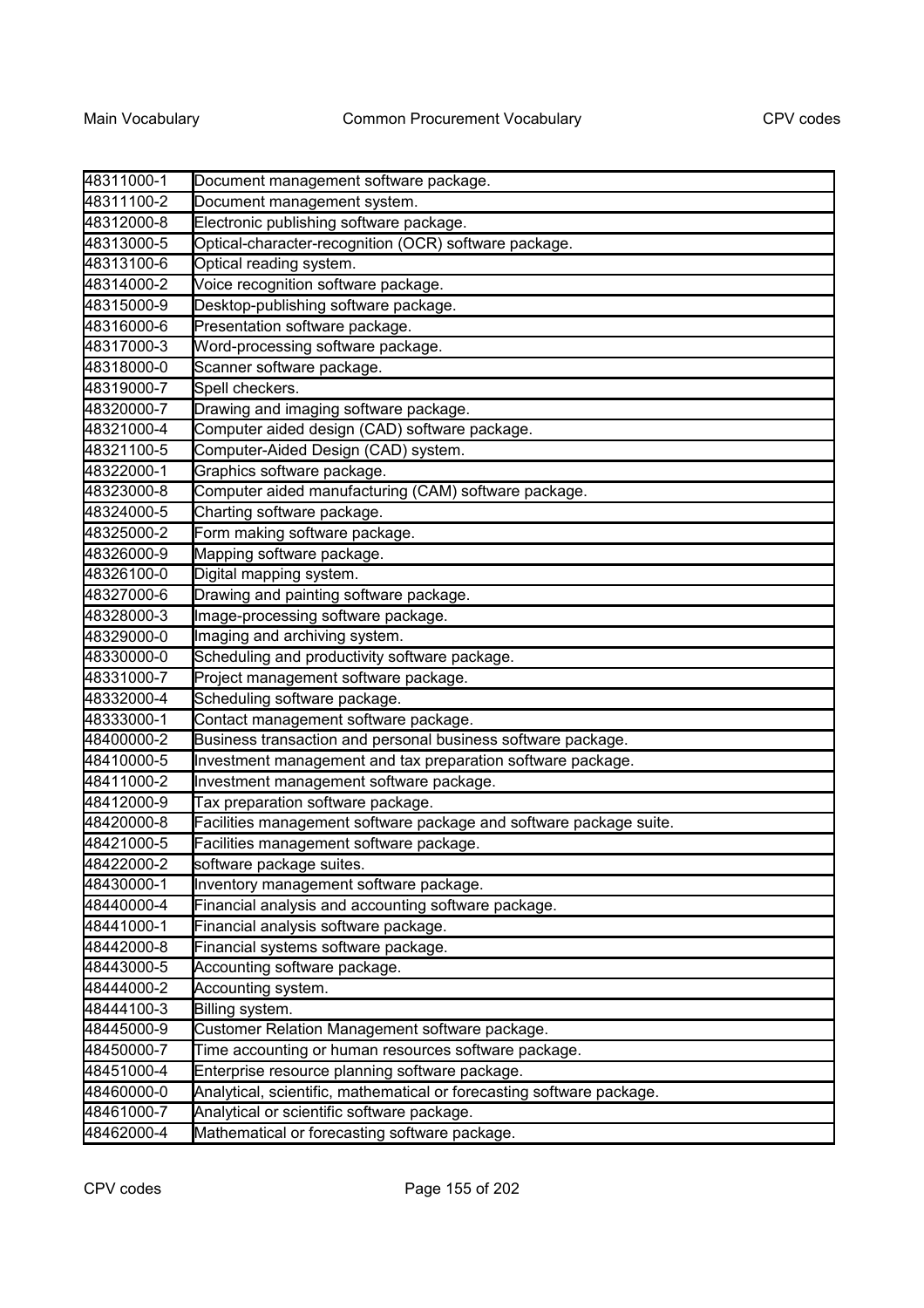| | |
|---|---|
| 48311000-1 | Document management software package. |
| 48311100-2 | Document management system. |
| 48312000-8 | Electronic publishing software package. |
| 48313000-5 | Optical-character-recognition (OCR) software package. |
| 48313100-6 | Optical reading system. |
| 48314000-2 | Voice recognition software package. |
| 48315000-9 | Desktop-publishing software package. |
| 48316000-6 | Presentation software package. |
| 48317000-3 | Word-processing software package. |
| 48318000-0 | Scanner software package. |
| 48319000-7 | Spell checkers. |
| 48320000-7 | Drawing and imaging software package. |
| 48321000-4 | Computer aided design (CAD) software package. |
| 48321100-5 | Computer-Aided Design (CAD) system. |
| 48322000-1 | Graphics software package. |
| 48323000-8 | Computer aided manufacturing (CAM) software package. |
| 48324000-5 | Charting software package. |
| 48325000-2 | Form making software package. |
| 48326000-9 | Mapping software package. |
| 48326100-0 | Digital mapping system. |
| 48327000-6 | Drawing and painting software package. |
| 48328000-3 | Image-processing software package. |
| 48329000-0 | Imaging and archiving system. |
| 48330000-0 | Scheduling and productivity software package. |
| 48331000-7 | Project management software package. |
| 48332000-4 | Scheduling software package. |
| 48333000-1 | Contact management software package. |
| 48400000-2 | Business transaction and personal business software package. |
| 48410000-5 | Investment management and tax preparation software package. |
| 48411000-2 | Investment management software package. |
| 48412000-9 | Tax preparation software package. |
| 48420000-8 | Facilities management software package and software package suite. |
| 48421000-5 | Facilities management software package. |
| 48422000-2 | software package suites. |
| 48430000-1 | Inventory management software package. |
| 48440000-4 | Financial analysis and accounting software package. |
| 48441000-1 | Financial analysis software package. |
| 48442000-8 | Financial systems software package. |
| 48443000-5 | Accounting software package. |
| 48444000-2 | Accounting system. |
| 48444100-3 | Billing system. |
| 48445000-9 | Customer Relation Management software package. |
| 48450000-7 | Time accounting or human resources software package. |
| 48451000-4 | Enterprise resource planning software package. |
| 48460000-0 | Analytical, scientific, mathematical or forecasting software package. |
| 48461000-7 | Analytical or scientific software package. |
| 48462000-4 | Mathematical or forecasting software package. |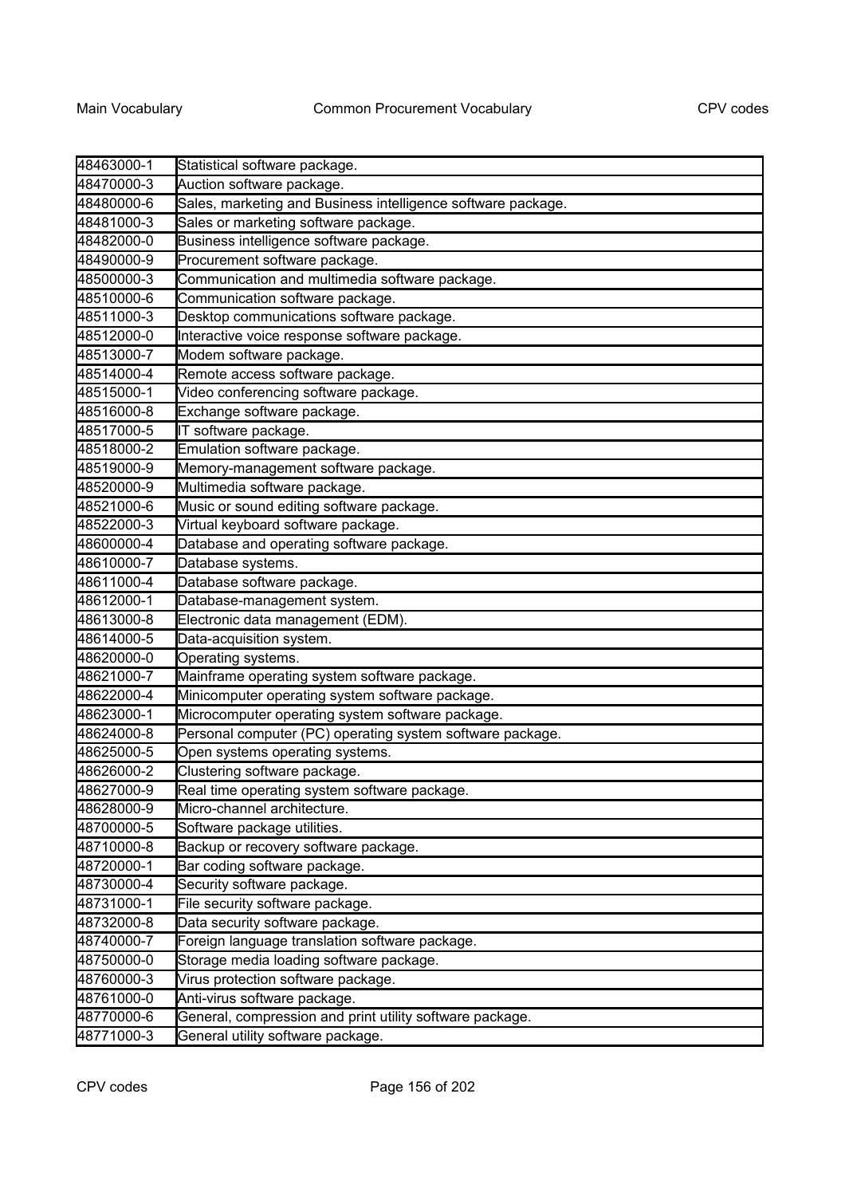| | |
|---|---|
| 48463000-1 | Statistical software package. |
| 48470000-3 | Auction software package. |
| 48480000-6 | Sales, marketing and Business intelligence software package. |
| 48481000-3 | Sales or marketing software package. |
| 48482000-0 | Business intelligence software package. |
| 48490000-9 | Procurement software package. |
| 48500000-3 | Communication and multimedia software package. |
| 48510000-6 | Communication software package. |
| 48511000-3 | Desktop communications software package. |
| 48512000-0 | Interactive voice response software package. |
| 48513000-7 | Modem software package. |
| 48514000-4 | Remote access software package. |
| 48515000-1 | Video conferencing software package. |
| 48516000-8 | Exchange software package. |
| 48517000-5 | IT software package. |
| 48518000-2 | Emulation software package. |
| 48519000-9 | Memory-management software package. |
| 48520000-9 | Multimedia software package. |
| 48521000-6 | Music or sound editing software package. |
| 48522000-3 | Virtual keyboard software package. |
| 48600000-4 | Database and operating software package. |
| 48610000-7 | Database systems. |
| 48611000-4 | Database software package. |
| 48612000-1 | Database-management system. |
| 48613000-8 | Electronic data management (EDM). |
| 48614000-5 | Data-acquisition system. |
| 48620000-0 | Operating systems. |
| 48621000-7 | Mainframe operating system software package. |
| 48622000-4 | Minicomputer operating system software package. |
| 48623000-1 | Microcomputer operating system software package. |
| 48624000-8 | Personal computer (PC) operating system software package. |
| 48625000-5 | Open systems operating systems. |
| 48626000-2 | Clustering software package. |
| 48627000-9 | Real time operating system software package. |
| 48628000-9 | Micro-channel architecture. |
| 48700000-5 | Software package utilities. |
| 48710000-8 | Backup or recovery software package. |
| 48720000-1 | Bar coding software package. |
| 48730000-4 | Security software package. |
| 48731000-1 | File security software package. |
| 48732000-8 | Data security software package. |
| 48740000-7 | Foreign language translation software package. |
| 48750000-0 | Storage media loading software package. |
| 48760000-3 | Virus protection software package. |
| 48761000-0 | Anti-virus software package. |
| 48770000-6 | General, compression and print utility software package. |
| 48771000-3 | General utility software package. |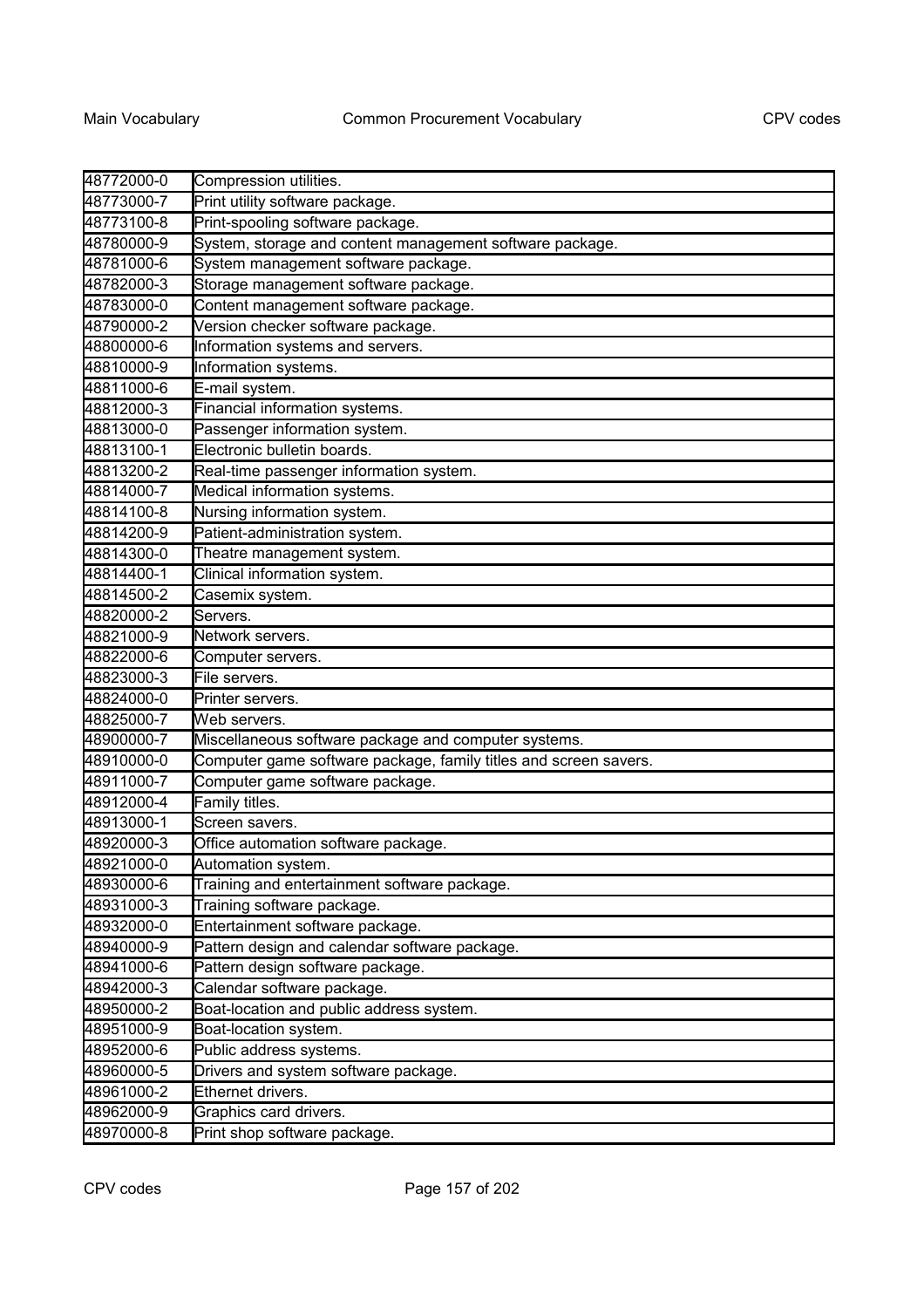| 48772000-0 | Compression utilities. |
|---|---|
| 48773000-7 | Print utility software package. |
| 48773100-8 | Print-spooling software package. |
| 48780000-9 | System, storage and content management software package. |
| 48781000-6 | System management software package. |
| 48782000-3 | Storage management software package. |
| 48783000-0 | Content management software package. |
| 48790000-2 | Version checker software package. |
| 48800000-6 | Information systems and servers. |
| 48810000-9 | Information systems. |
| 48811000-6 | E-mail system. |
| 48812000-3 | Financial information systems. |
| 48813000-0 | Passenger information system. |
| 48813100-1 | Electronic bulletin boards. |
| 48813200-2 | Real-time passenger information system. |
| 48814000-7 | Medical information systems. |
| 48814100-8 | Nursing information system. |
| 48814200-9 | Patient-administration system. |
| 48814300-0 | Theatre management system. |
| 48814400-1 | Clinical information system. |
| 48814500-2 | Casemix system. |
| 48820000-2 | Servers. |
| 48821000-9 | Network servers. |
| 48822000-6 | Computer servers. |
| 48823000-3 | File servers. |
| 48824000-0 | Printer servers. |
| 48825000-7 | Web servers. |
| 48900000-7 | Miscellaneous software package and computer systems. |
| 48910000-0 | Computer game software package, family titles and screen savers. |
| 48911000-7 | Computer game software package. |
| 48912000-4 | Family titles. |
| 48913000-1 | Screen savers. |
| 48920000-3 | Office automation software package. |
| 48921000-0 | Automation system. |
| 48930000-6 | Training and entertainment software package. |
| 48931000-3 | Training software package. |
| 48932000-0 | Entertainment software package. |
| 48940000-9 | Pattern design and calendar software package. |
| 48941000-6 | Pattern design software package. |
| 48942000-3 | Calendar software package. |
| 48950000-2 | Boat-location and public address system. |
| 48951000-9 | Boat-location system. |
| 48952000-6 | Public address systems. |
| 48960000-5 | Drivers and system software package. |
| 48961000-2 | Ethernet drivers. |
| 48962000-9 | Graphics card drivers. |
| 48970000-8 | Print shop software package. |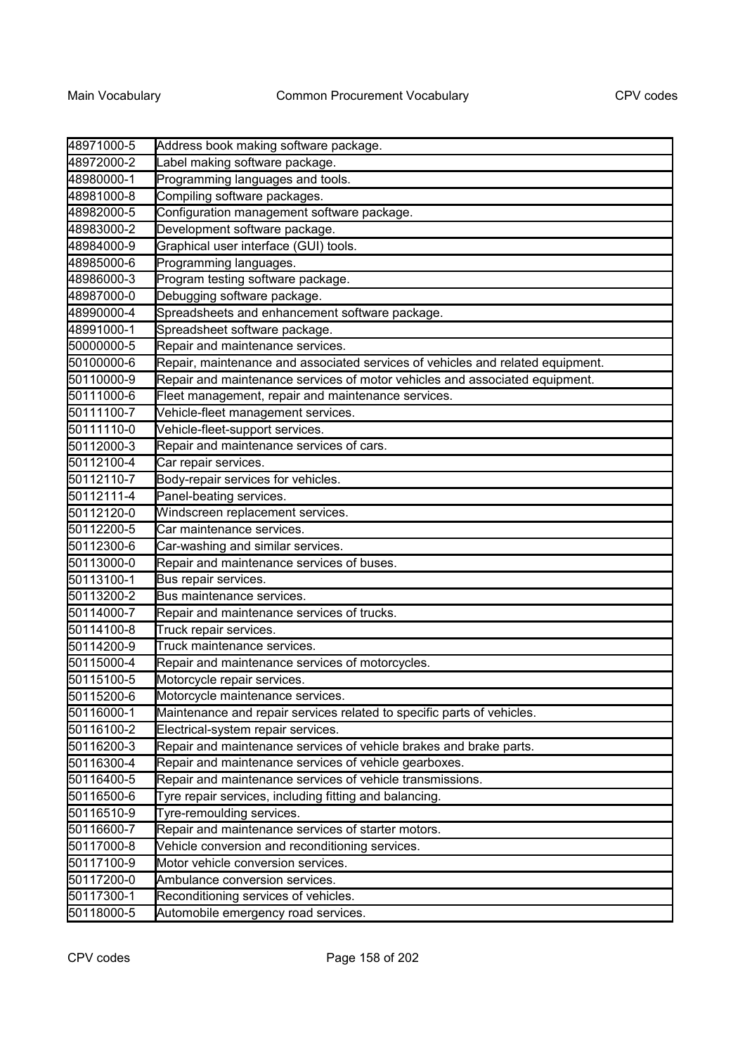| | |
|---|---|
| 48971000-5 | Address book making software package. |
| 48972000-2 | Label making software package. |
| 48980000-1 | Programming languages and tools. |
| 48981000-8 | Compiling software packages. |
| 48982000-5 | Configuration management software package. |
| 48983000-2 | Development software package. |
| 48984000-9 | Graphical user interface (GUI) tools. |
| 48985000-6 | Programming languages. |
| 48986000-3 | Program testing software package. |
| 48987000-0 | Debugging software package. |
| 48990000-4 | Spreadsheets and enhancement software package. |
| 48991000-1 | Spreadsheet software package. |
| 50000000-5 | Repair and maintenance services. |
| 50100000-6 | Repair, maintenance and associated services of vehicles and related equipment. |
| 50110000-9 | Repair and maintenance services of motor vehicles and associated equipment. |
| 50111000-6 | Fleet management, repair and maintenance services. |
| 50111100-7 | Vehicle-fleet management services. |
| 50111110-0 | Vehicle-fleet-support services. |
| 50112000-3 | Repair and maintenance services of cars. |
| 50112100-4 | Car repair services. |
| 50112110-7 | Body-repair services for vehicles. |
| 50112111-4 | Panel-beating services. |
| 50112120-0 | Windscreen replacement services. |
| 50112200-5 | Car maintenance services. |
| 50112300-6 | Car-washing and similar services. |
| 50113000-0 | Repair and maintenance services of buses. |
| 50113100-1 | Bus repair services. |
| 50113200-2 | Bus maintenance services. |
| 50114000-7 | Repair and maintenance services of trucks. |
| 50114100-8 | Truck repair services. |
| 50114200-9 | Truck maintenance services. |
| 50115000-4 | Repair and maintenance services of motorcycles. |
| 50115100-5 | Motorcycle repair services. |
| 50115200-6 | Motorcycle maintenance services. |
| 50116000-1 | Maintenance and repair services related to specific parts of vehicles. |
| 50116100-2 | Electrical-system repair services. |
| 50116200-3 | Repair and maintenance services of vehicle brakes and brake parts. |
| 50116300-4 | Repair and maintenance services of vehicle gearboxes. |
| 50116400-5 | Repair and maintenance services of vehicle transmissions. |
| 50116500-6 | Tyre repair services, including fitting and balancing. |
| 50116510-9 | Tyre-remoulding services. |
| 50116600-7 | Repair and maintenance services of starter motors. |
| 50117000-8 | Vehicle conversion and reconditioning services. |
| 50117100-9 | Motor vehicle conversion services. |
| 50117200-0 | Ambulance conversion services. |
| 50117300-1 | Reconditioning services of vehicles. |
| 50118000-5 | Automobile emergency road services. |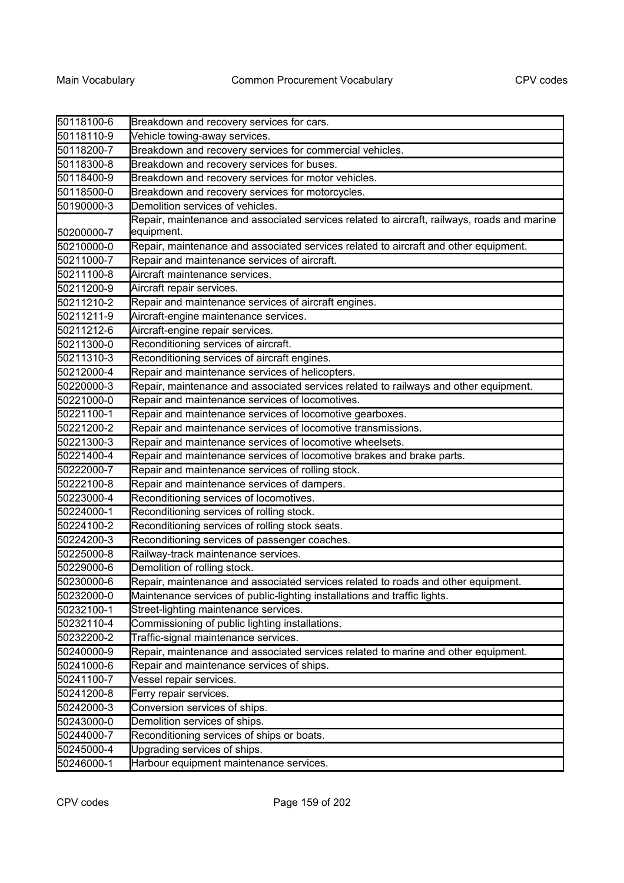| | |
|---|---|
| 50118100-6 | Breakdown and recovery services for cars. |
| 50118110-9 | Vehicle towing-away services. |
| 50118200-7 | Breakdown and recovery services for commercial vehicles. |
| 50118300-8 | Breakdown and recovery services for buses. |
| 50118400-9 | Breakdown and recovery services for motor vehicles. |
| 50118500-0 | Breakdown and recovery services for motorcycles. |
| 50190000-3 | Demolition services of vehicles. |
| 50200000-7 | Repair, maintenance and associated services related to aircraft, railways, roads and marine equipment. |
| 50210000-0 | Repair, maintenance and associated services related to aircraft and other equipment. |
| 50211000-7 | Repair and maintenance services of aircraft. |
| 50211100-8 | Aircraft maintenance services. |
| 50211200-9 | Aircraft repair services. |
| 50211210-2 | Repair and maintenance services of aircraft engines. |
| 50211211-9 | Aircraft-engine maintenance services. |
| 50211212-6 | Aircraft-engine repair services. |
| 50211300-0 | Reconditioning services of aircraft. |
| 50211310-3 | Reconditioning services of aircraft engines. |
| 50212000-4 | Repair and maintenance services of helicopters. |
| 50220000-3 | Repair, maintenance and associated services related to railways and other equipment. |
| 50221000-0 | Repair and maintenance services of locomotives. |
| 50221100-1 | Repair and maintenance services of locomotive gearboxes. |
| 50221200-2 | Repair and maintenance services of locomotive transmissions. |
| 50221300-3 | Repair and maintenance services of locomotive wheelsets. |
| 50221400-4 | Repair and maintenance services of locomotive brakes and brake parts. |
| 50222000-7 | Repair and maintenance services of rolling stock. |
| 50222100-8 | Repair and maintenance services of dampers. |
| 50223000-4 | Reconditioning services of locomotives. |
| 50224000-1 | Reconditioning services of rolling stock. |
| 50224100-2 | Reconditioning services of rolling stock seats. |
| 50224200-3 | Reconditioning services of passenger coaches. |
| 50225000-8 | Railway-track maintenance services. |
| 50229000-6 | Demolition of rolling stock. |
| 50230000-6 | Repair, maintenance and associated services related to roads and other equipment. |
| 50232000-0 | Maintenance services of public-lighting installations and traffic lights. |
| 50232100-1 | Street-lighting maintenance services. |
| 50232110-4 | Commissioning of public lighting installations. |
| 50232200-2 | Traffic-signal maintenance services. |
| 50240000-9 | Repair, maintenance and associated services related to marine and other equipment. |
| 50241000-6 | Repair and maintenance services of ships. |
| 50241100-7 | Vessel repair services. |
| 50241200-8 | Ferry repair services. |
| 50242000-3 | Conversion services of ships. |
| 50243000-0 | Demolition services of ships. |
| 50244000-7 | Reconditioning services of ships or boats. |
| 50245000-4 | Upgrading services of ships. |
| 50246000-1 | Harbour equipment maintenance services. |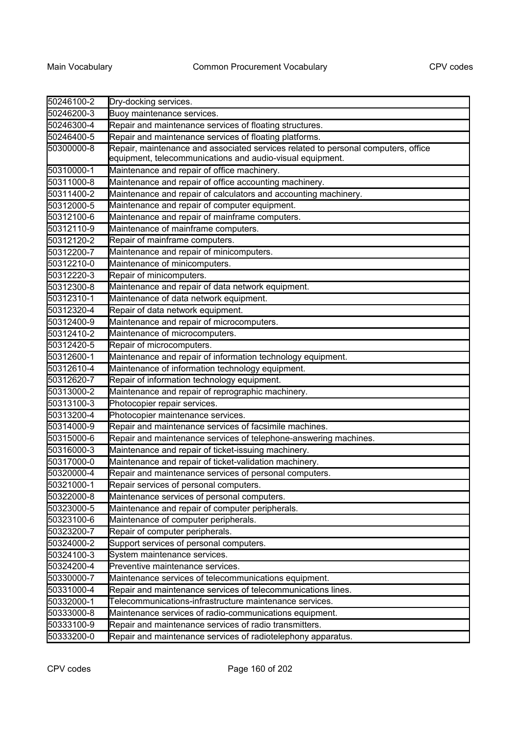| | |
|---|---|
| 50246100-2 | Dry-docking services. |
| 50246200-3 | Buoy maintenance services. |
| 50246300-4 | Repair and maintenance services of floating structures. |
| 50246400-5 | Repair and maintenance services of floating platforms. |
| 50300000-8 | Repair, maintenance and associated services related to personal computers, office equipment, telecommunications and audio-visual equipment. |
| 50310000-1 | Maintenance and repair of office machinery. |
| 50311000-8 | Maintenance and repair of office accounting machinery. |
| 50311400-2 | Maintenance and repair of calculators and accounting machinery. |
| 50312000-5 | Maintenance and repair of computer equipment. |
| 50312100-6 | Maintenance and repair of mainframe computers. |
| 50312110-9 | Maintenance of mainframe computers. |
| 50312120-2 | Repair of mainframe computers. |
| 50312200-7 | Maintenance and repair of minicomputers. |
| 50312210-0 | Maintenance of minicomputers. |
| 50312220-3 | Repair of minicomputers. |
| 50312300-8 | Maintenance and repair of data network equipment. |
| 50312310-1 | Maintenance of data network equipment. |
| 50312320-4 | Repair of data network equipment. |
| 50312400-9 | Maintenance and repair of microcomputers. |
| 50312410-2 | Maintenance of microcomputers. |
| 50312420-5 | Repair of microcomputers. |
| 50312600-1 | Maintenance and repair of information technology equipment. |
| 50312610-4 | Maintenance of information technology equipment. |
| 50312620-7 | Repair of information technology equipment. |
| 50313000-2 | Maintenance and repair of reprographic machinery. |
| 50313100-3 | Photocopier repair services. |
| 50313200-4 | Photocopier maintenance services. |
| 50314000-9 | Repair and maintenance services of facsimile machines. |
| 50315000-6 | Repair and maintenance services of telephone-answering machines. |
| 50316000-3 | Maintenance and repair of ticket-issuing machinery. |
| 50317000-0 | Maintenance and repair of ticket-validation machinery. |
| 50320000-4 | Repair and maintenance services of personal computers. |
| 50321000-1 | Repair services of personal computers. |
| 50322000-8 | Maintenance services of personal computers. |
| 50323000-5 | Maintenance and repair of computer peripherals. |
| 50323100-6 | Maintenance of computer peripherals. |
| 50323200-7 | Repair of computer peripherals. |
| 50324000-2 | Support services of personal computers. |
| 50324100-3 | System maintenance services. |
| 50324200-4 | Preventive maintenance services. |
| 50330000-7 | Maintenance services of telecommunications equipment. |
| 50331000-4 | Repair and maintenance services of telecommunications lines. |
| 50332000-1 | Telecommunications-infrastructure maintenance services. |
| 50333000-8 | Maintenance services of radio-communications equipment. |
| 50333100-9 | Repair and maintenance services of radio transmitters. |
| 50333200-0 | Repair and maintenance services of radiotelephony apparatus. |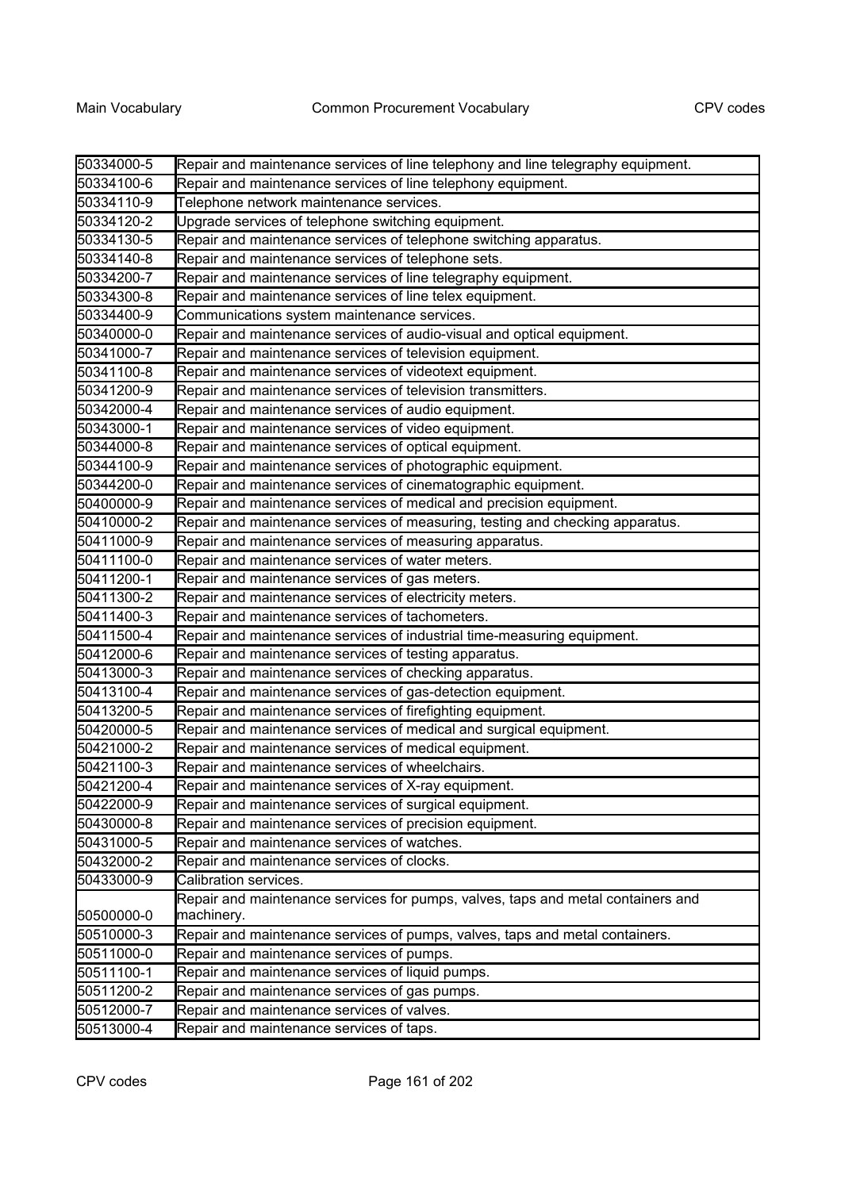| 50334000-5 | Repair and maintenance services of line telephony and line telegraphy equipment. |
|---|---|
| 50334100-6 | Repair and maintenance services of line telephony equipment. |
| 50334110-9 | Telephone network maintenance services. |
| 50334120-2 | Upgrade services of telephone switching equipment. |
| 50334130-5 | Repair and maintenance services of telephone switching apparatus. |
| 50334140-8 | Repair and maintenance services of telephone sets. |
| 50334200-7 | Repair and maintenance services of line telegraphy equipment. |
| 50334300-8 | Repair and maintenance services of line telex equipment. |
| 50334400-9 | Communications system maintenance services. |
| 50340000-0 | Repair and maintenance services of audio-visual and optical equipment. |
| 50341000-7 | Repair and maintenance services of television equipment. |
| 50341100-8 | Repair and maintenance services of videotext equipment. |
| 50341200-9 | Repair and maintenance services of television transmitters. |
| 50342000-4 | Repair and maintenance services of audio equipment. |
| 50343000-1 | Repair and maintenance services of video equipment. |
| 50344000-8 | Repair and maintenance services of optical equipment. |
| 50344100-9 | Repair and maintenance services of photographic equipment. |
| 50344200-0 | Repair and maintenance services of cinematographic equipment. |
| 50400000-9 | Repair and maintenance services of medical and precision equipment. |
| 50410000-2 | Repair and maintenance services of measuring, testing and checking apparatus. |
| 50411000-9 | Repair and maintenance services of measuring apparatus. |
| 50411100-0 | Repair and maintenance services of water meters. |
| 50411200-1 | Repair and maintenance services of gas meters. |
| 50411300-2 | Repair and maintenance services of electricity meters. |
| 50411400-3 | Repair and maintenance services of tachometers. |
| 50411500-4 | Repair and maintenance services of industrial time-measuring equipment. |
| 50412000-6 | Repair and maintenance services of testing apparatus. |
| 50413000-3 | Repair and maintenance services of checking apparatus. |
| 50413100-4 | Repair and maintenance services of gas-detection equipment. |
| 50413200-5 | Repair and maintenance services of firefighting equipment. |
| 50420000-5 | Repair and maintenance services of medical and surgical equipment. |
| 50421000-2 | Repair and maintenance services of medical equipment. |
| 50421100-3 | Repair and maintenance services of wheelchairs. |
| 50421200-4 | Repair and maintenance services of X-ray equipment. |
| 50422000-9 | Repair and maintenance services of surgical equipment. |
| 50430000-8 | Repair and maintenance services of precision equipment. |
| 50431000-5 | Repair and maintenance services of watches. |
| 50432000-2 | Repair and maintenance services of clocks. |
| 50433000-9 | Calibration services. |
| 50500000-0 | Repair and maintenance services for pumps, valves, taps and metal containers and machinery. |
| 50510000-3 | Repair and maintenance services of pumps, valves, taps and metal containers. |
| 50511000-0 | Repair and maintenance services of pumps. |
| 50511100-1 | Repair and maintenance services of liquid pumps. |
| 50511200-2 | Repair and maintenance services of gas pumps. |
| 50512000-7 | Repair and maintenance services of valves. |
| 50513000-4 | Repair and maintenance services of taps. |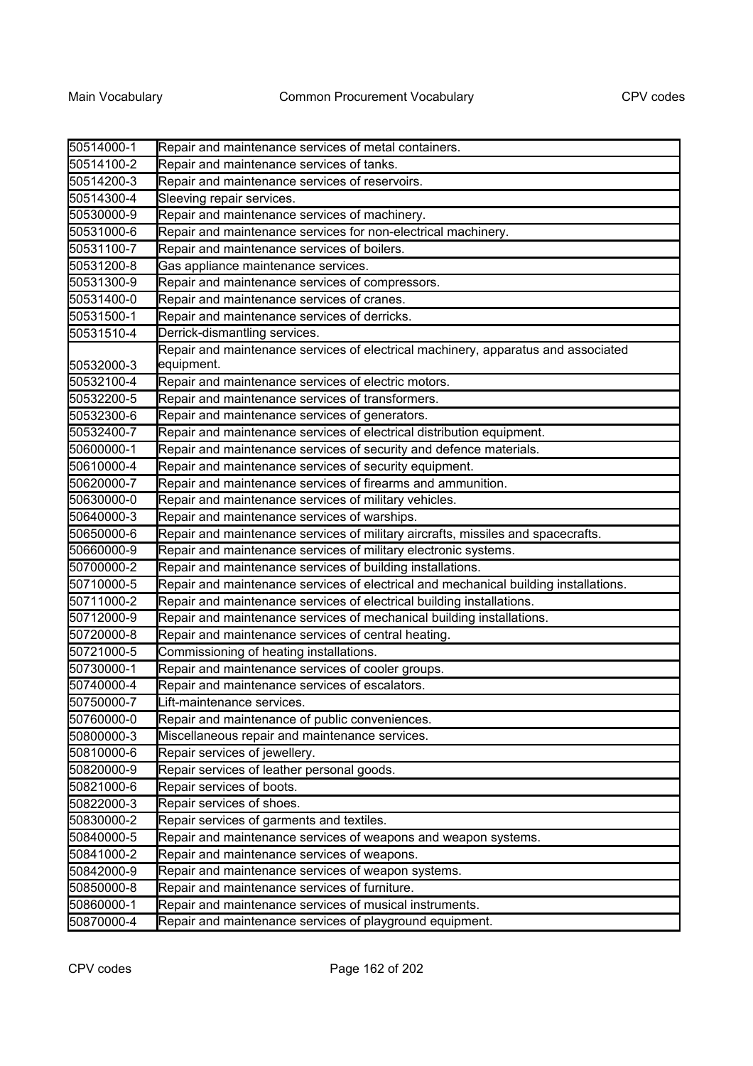| | |
|---|---|
| 50514000-1 | Repair and maintenance services of metal containers. |
| 50514100-2 | Repair and maintenance services of tanks. |
| 50514200-3 | Repair and maintenance services of reservoirs. |
| 50514300-4 | Sleeving repair services. |
| 50530000-9 | Repair and maintenance services of machinery. |
| 50531000-6 | Repair and maintenance services for non-electrical machinery. |
| 50531100-7 | Repair and maintenance services of boilers. |
| 50531200-8 | Gas appliance maintenance services. |
| 50531300-9 | Repair and maintenance services of compressors. |
| 50531400-0 | Repair and maintenance services of cranes. |
| 50531500-1 | Repair and maintenance services of derricks. |
| 50531510-4 | Derrick-dismantling services. |
| 50532000-3 | Repair and maintenance services of electrical machinery, apparatus and associated equipment. |
| 50532100-4 | Repair and maintenance services of electric motors. |
| 50532200-5 | Repair and maintenance services of transformers. |
| 50532300-6 | Repair and maintenance services of generators. |
| 50532400-7 | Repair and maintenance services of electrical distribution equipment. |
| 50600000-1 | Repair and maintenance services of security and defence materials. |
| 50610000-4 | Repair and maintenance services of security equipment. |
| 50620000-7 | Repair and maintenance services of firearms and ammunition. |
| 50630000-0 | Repair and maintenance services of military vehicles. |
| 50640000-3 | Repair and maintenance services of warships. |
| 50650000-6 | Repair and maintenance services of military aircrafts, missiles and spacecrafts. |
| 50660000-9 | Repair and maintenance services of military electronic systems. |
| 50700000-2 | Repair and maintenance services of building installations. |
| 50710000-5 | Repair and maintenance services of electrical and mechanical building installations. |
| 50711000-2 | Repair and maintenance services of electrical building installations. |
| 50712000-9 | Repair and maintenance services of mechanical building installations. |
| 50720000-8 | Repair and maintenance services of central heating. |
| 50721000-5 | Commissioning of heating installations. |
| 50730000-1 | Repair and maintenance services of cooler groups. |
| 50740000-4 | Repair and maintenance services of escalators. |
| 50750000-7 | Lift-maintenance services. |
| 50760000-0 | Repair and maintenance of public conveniences. |
| 50800000-3 | Miscellaneous repair and maintenance services. |
| 50810000-6 | Repair services of jewellery. |
| 50820000-9 | Repair services of leather personal goods. |
| 50821000-6 | Repair services of boots. |
| 50822000-3 | Repair services of shoes. |
| 50830000-2 | Repair services of garments and textiles. |
| 50840000-5 | Repair and maintenance services of weapons and weapon systems. |
| 50841000-2 | Repair and maintenance services of weapons. |
| 50842000-9 | Repair and maintenance services of weapon systems. |
| 50850000-8 | Repair and maintenance services of furniture. |
| 50860000-1 | Repair and maintenance services of musical instruments. |
| 50870000-4 | Repair and maintenance services of playground equipment. |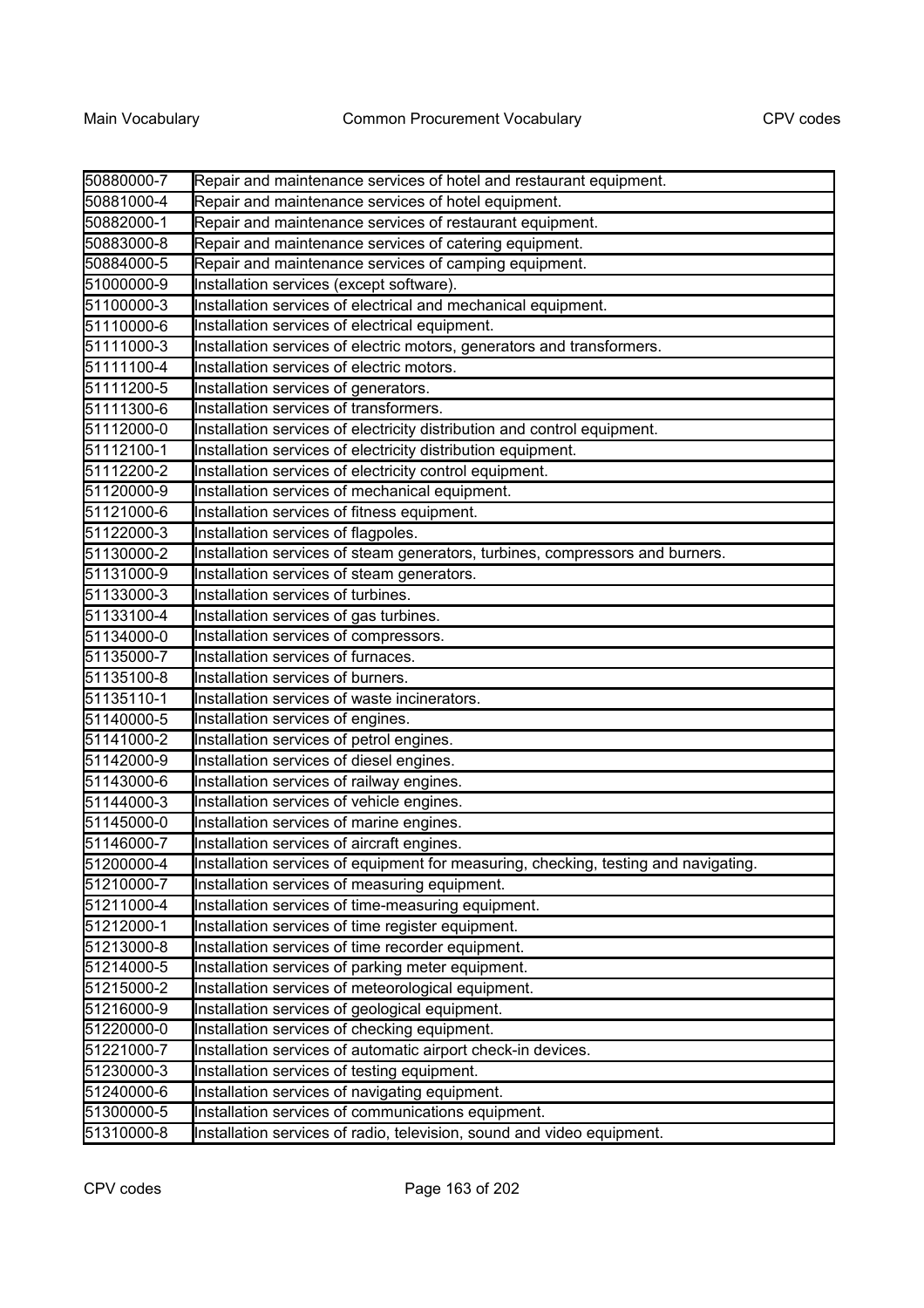| | |
|---|---|
| 50880000-7 | Repair and maintenance services of hotel and restaurant equipment. |
| 50881000-4 | Repair and maintenance services of hotel equipment. |
| 50882000-1 | Repair and maintenance services of restaurant equipment. |
| 50883000-8 | Repair and maintenance services of catering equipment. |
| 50884000-5 | Repair and maintenance services of camping equipment. |
| 51000000-9 | Installation services (except software). |
| 51100000-3 | Installation services of electrical and mechanical equipment. |
| 51110000-6 | Installation services of electrical equipment. |
| 51111000-3 | Installation services of electric motors, generators and transformers. |
| 51111100-4 | Installation services of electric motors. |
| 51111200-5 | Installation services of generators. |
| 51111300-6 | Installation services of transformers. |
| 51112000-0 | Installation services of electricity distribution and control equipment. |
| 51112100-1 | Installation services of electricity distribution equipment. |
| 51112200-2 | Installation services of electricity control equipment. |
| 51120000-9 | Installation services of mechanical equipment. |
| 51121000-6 | Installation services of fitness equipment. |
| 51122000-3 | Installation services of flagpoles. |
| 51130000-2 | Installation services of steam generators, turbines, compressors and burners. |
| 51131000-9 | Installation services of steam generators. |
| 51133000-3 | Installation services of turbines. |
| 51133100-4 | Installation services of gas turbines. |
| 51134000-0 | Installation services of compressors. |
| 51135000-7 | Installation services of furnaces. |
| 51135100-8 | Installation services of burners. |
| 51135110-1 | Installation services of waste incinerators. |
| 51140000-5 | Installation services of engines. |
| 51141000-2 | Installation services of petrol engines. |
| 51142000-9 | Installation services of diesel engines. |
| 51143000-6 | Installation services of railway engines. |
| 51144000-3 | Installation services of vehicle engines. |
| 51145000-0 | Installation services of marine engines. |
| 51146000-7 | Installation services of aircraft engines. |
| 51200000-4 | Installation services of equipment for measuring, checking, testing and navigating. |
| 51210000-7 | Installation services of measuring equipment. |
| 51211000-4 | Installation services of time-measuring equipment. |
| 51212000-1 | Installation services of time register equipment. |
| 51213000-8 | Installation services of time recorder equipment. |
| 51214000-5 | Installation services of parking meter equipment. |
| 51215000-2 | Installation services of meteorological equipment. |
| 51216000-9 | Installation services of geological equipment. |
| 51220000-0 | Installation services of checking equipment. |
| 51221000-7 | Installation services of automatic airport check-in devices. |
| 51230000-3 | Installation services of testing equipment. |
| 51240000-6 | Installation services of navigating equipment. |
| 51300000-5 | Installation services of communications equipment. |
| 51310000-8 | Installation services of radio, television, sound and video equipment. |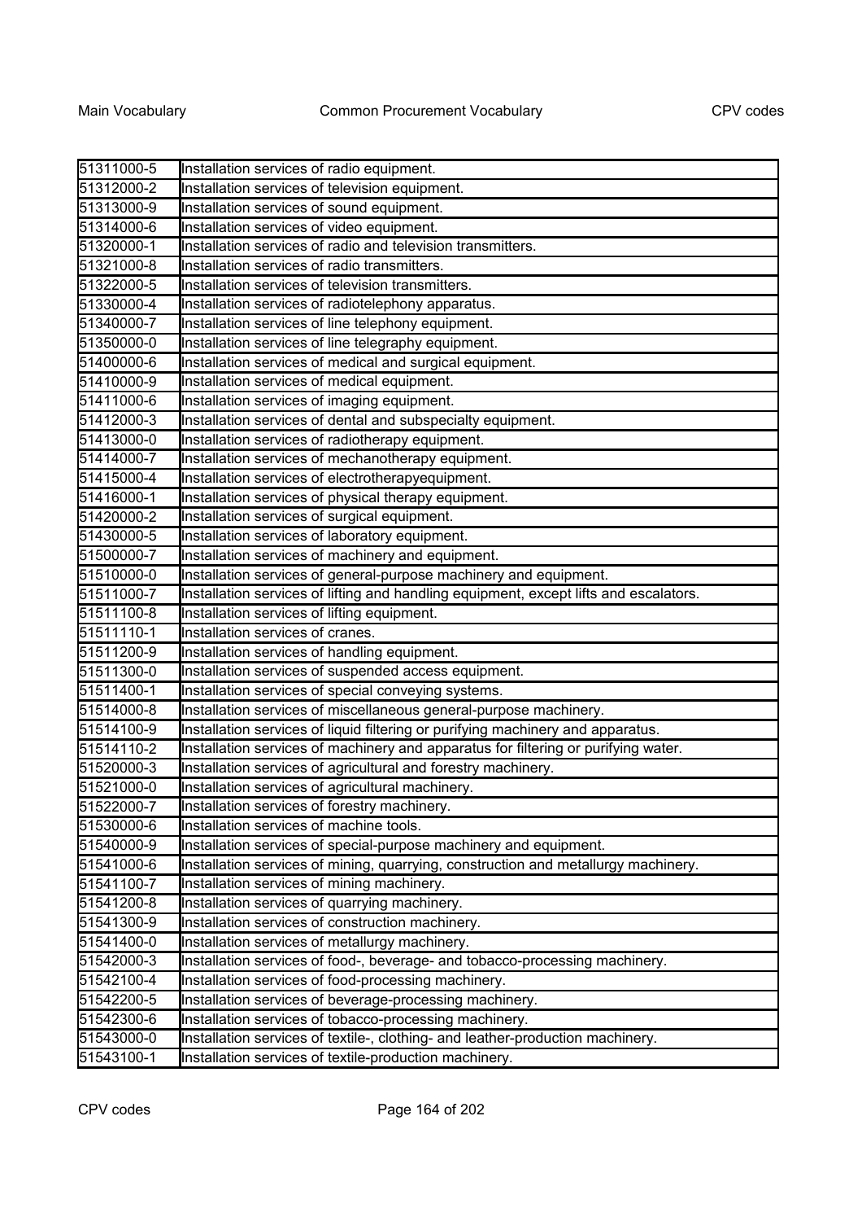| 51311000-5 | Installation services of radio equipment. |
|---|---|
| 51312000-2 | Installation services of television equipment. |
| 51313000-9 | Installation services of sound equipment. |
| 51314000-6 | Installation services of video equipment. |
| 51320000-1 | Installation services of radio and television transmitters. |
| 51321000-8 | Installation services of radio transmitters. |
| 51322000-5 | Installation services of television transmitters. |
| 51330000-4 | Installation services of radiotelephony apparatus. |
| 51340000-7 | Installation services of line telephony equipment. |
| 51350000-0 | Installation services of line telegraphy equipment. |
| 51400000-6 | Installation services of medical and surgical equipment. |
| 51410000-9 | Installation services of medical equipment. |
| 51411000-6 | Installation services of imaging equipment. |
| 51412000-3 | Installation services of dental and subspecialty equipment. |
| 51413000-0 | Installation services of radiotherapy equipment. |
| 51414000-7 | Installation services of mechanotherapy equipment. |
| 51415000-4 | Installation services of electrotherapyequipment. |
| 51416000-1 | Installation services of physical therapy equipment. |
| 51420000-2 | Installation services of surgical equipment. |
| 51430000-5 | Installation services of laboratory equipment. |
| 51500000-7 | Installation services of machinery and equipment. |
| 51510000-0 | Installation services of general-purpose machinery and equipment. |
| 51511000-7 | Installation services of lifting and handling equipment, except lifts and escalators. |
| 51511100-8 | Installation services of lifting equipment. |
| 51511110-1 | Installation services of cranes. |
| 51511200-9 | Installation services of handling equipment. |
| 51511300-0 | Installation services of suspended access equipment. |
| 51511400-1 | Installation services of special conveying systems. |
| 51514000-8 | Installation services of miscellaneous general-purpose machinery. |
| 51514100-9 | Installation services of liquid filtering or purifying machinery and apparatus. |
| 51514110-2 | Installation services of machinery and apparatus for filtering or purifying water. |
| 51520000-3 | Installation services of agricultural and forestry machinery. |
| 51521000-0 | Installation services of agricultural machinery. |
| 51522000-7 | Installation services of forestry machinery. |
| 51530000-6 | Installation services of machine tools. |
| 51540000-9 | Installation services of special-purpose machinery and equipment. |
| 51541000-6 | Installation services of mining, quarrying, construction and metallurgy machinery. |
| 51541100-7 | Installation services of mining machinery. |
| 51541200-8 | Installation services of quarrying machinery. |
| 51541300-9 | Installation services of construction machinery. |
| 51541400-0 | Installation services of metallurgy machinery. |
| 51542000-3 | Installation services of food-, beverage- and tobacco-processing machinery. |
| 51542100-4 | Installation services of food-processing machinery. |
| 51542200-5 | Installation services of beverage-processing machinery. |
| 51542300-6 | Installation services of tobacco-processing machinery. |
| 51543000-0 | Installation services of textile-, clothing- and leather-production machinery. |
| 51543100-1 | Installation services of textile-production machinery. |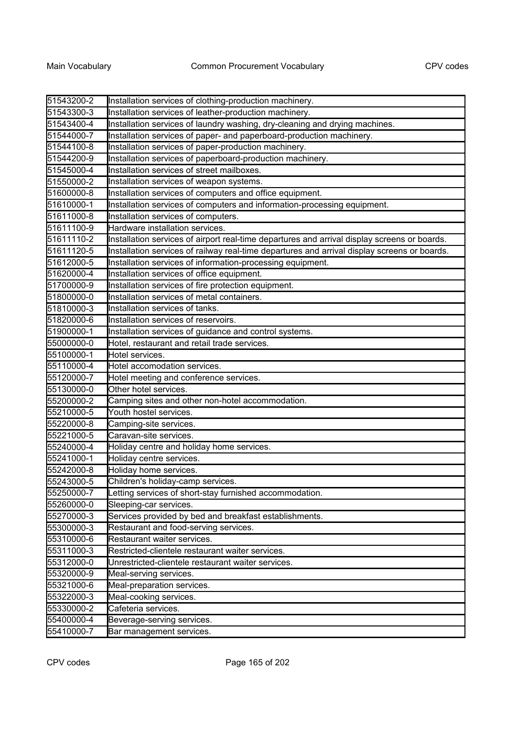| | |
|---|---|
| 51543200-2 | Installation services of clothing-production machinery. |
| 51543300-3 | Installation services of leather-production machinery. |
| 51543400-4 | Installation services of laundry washing, dry-cleaning and drying machines. |
| 51544000-7 | Installation services of paper- and paperboard-production machinery. |
| 51544100-8 | Installation services of paper-production machinery. |
| 51544200-9 | Installation services of paperboard-production machinery. |
| 51545000-4 | Installation services of street mailboxes. |
| 51550000-2 | Installation services of weapon systems. |
| 51600000-8 | Installation services of computers and office equipment. |
| 51610000-1 | Installation services of computers and information-processing equipment. |
| 51611000-8 | Installation services of computers. |
| 51611100-9 | Hardware installation services. |
| 51611110-2 | Installation services of airport real-time departures and arrival display screens or boards. |
| 51611120-5 | Installation services of railway real-time departures and arrival display screens or boards. |
| 51612000-5 | Installation services of information-processing equipment. |
| 51620000-4 | Installation services of office equipment. |
| 51700000-9 | Installation services of fire protection equipment. |
| 51800000-0 | Installation services of metal containers. |
| 51810000-3 | Installation services of tanks. |
| 51820000-6 | Installation services of reservoirs. |
| 51900000-1 | Installation services of guidance and control systems. |
| 55000000-0 | Hotel, restaurant and retail trade services. |
| 55100000-1 | Hotel services. |
| 55110000-4 | Hotel accomodation services. |
| 55120000-7 | Hotel meeting and conference services. |
| 55130000-0 | Other hotel services. |
| 55200000-2 | Camping sites and other non-hotel accommodation. |
| 55210000-5 | Youth hostel services. |
| 55220000-8 | Camping-site services. |
| 55221000-5 | Caravan-site services. |
| 55240000-4 | Holiday centre and holiday home services. |
| 55241000-1 | Holiday centre services. |
| 55242000-8 | Holiday home services. |
| 55243000-5 | Children's holiday-camp services. |
| 55250000-7 | Letting services of short-stay furnished accommodation. |
| 55260000-0 | Sleeping-car services. |
| 55270000-3 | Services provided by bed and breakfast establishments. |
| 55300000-3 | Restaurant and food-serving services. |
| 55310000-6 | Restaurant waiter services. |
| 55311000-3 | Restricted-clientele restaurant waiter services. |
| 55312000-0 | Unrestricted-clientele restaurant waiter services. |
| 55320000-9 | Meal-serving services. |
| 55321000-6 | Meal-preparation services. |
| 55322000-3 | Meal-cooking services. |
| 55330000-2 | Cafeteria services. |
| 55400000-4 | Beverage-serving services. |
| 55410000-7 | Bar management services. |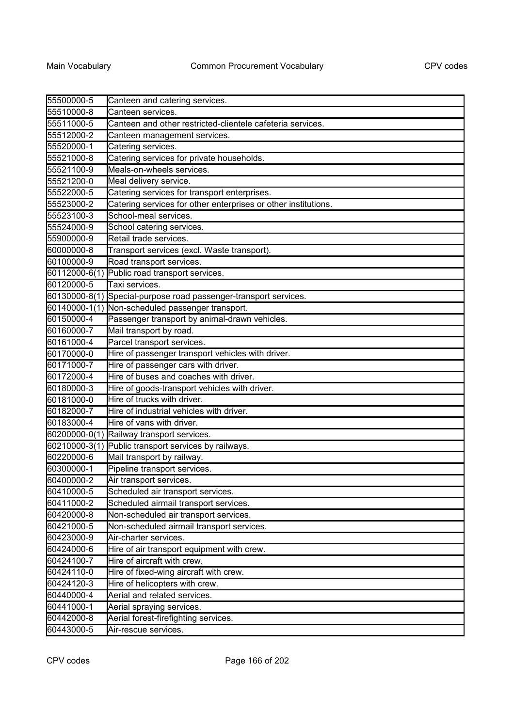| | |
|---|---|
| 55500000-5 | Canteen and catering services. |
| 55510000-8 | Canteen services. |
| 55511000-5 | Canteen and other restricted-clientele cafeteria services. |
| 55512000-2 | Canteen management services. |
| 55520000-1 | Catering services. |
| 55521000-8 | Catering services for private households. |
| 55521100-9 | Meals-on-wheels services. |
| 55521200-0 | Meal delivery service. |
| 55522000-5 | Catering services for transport enterprises. |
| 55523000-2 | Catering services for other enterprises or other institutions. |
| 55523100-3 | School-meal services. |
| 55524000-9 | School catering services. |
| 55900000-9 | Retail trade services. |
| 60000000-8 | Transport services (excl. Waste transport). |
| 60100000-9 | Road transport services. |
| 60112000-6(1) | Public road transport services. |
| 60120000-5 | Taxi services. |
| 60130000-8(1) | Special-purpose road passenger-transport services. |
| 60140000-1(1) | Non-scheduled passenger transport. |
| 60150000-4 | Passenger transport by animal-drawn vehicles. |
| 60160000-7 | Mail transport by road. |
| 60161000-4 | Parcel transport services. |
| 60170000-0 | Hire of passenger transport vehicles with driver. |
| 60171000-7 | Hire of passenger cars with driver. |
| 60172000-4 | Hire of buses and coaches with driver. |
| 60180000-3 | Hire of goods-transport vehicles with driver. |
| 60181000-0 | Hire of trucks with driver. |
| 60182000-7 | Hire of industrial vehicles with driver. |
| 60183000-4 | Hire of vans with driver. |
| 60200000-0(1) | Railway transport services. |
| 60210000-3(1) | Public transport services by railways. |
| 60220000-6 | Mail transport by railway. |
| 60300000-1 | Pipeline transport services. |
| 60400000-2 | Air transport services. |
| 60410000-5 | Scheduled air transport services. |
| 60411000-2 | Scheduled airmail transport services. |
| 60420000-8 | Non-scheduled air transport services. |
| 60421000-5 | Non-scheduled airmail transport services. |
| 60423000-9 | Air-charter services. |
| 60424000-6 | Hire of air transport equipment with crew. |
| 60424100-7 | Hire of aircraft with crew. |
| 60424110-0 | Hire of fixed-wing aircraft with crew. |
| 60424120-3 | Hire of helicopters with crew. |
| 60440000-4 | Aerial and related services. |
| 60441000-1 | Aerial spraying services. |
| 60442000-8 | Aerial forest-firefighting services. |
| 60443000-5 | Air-rescue services. |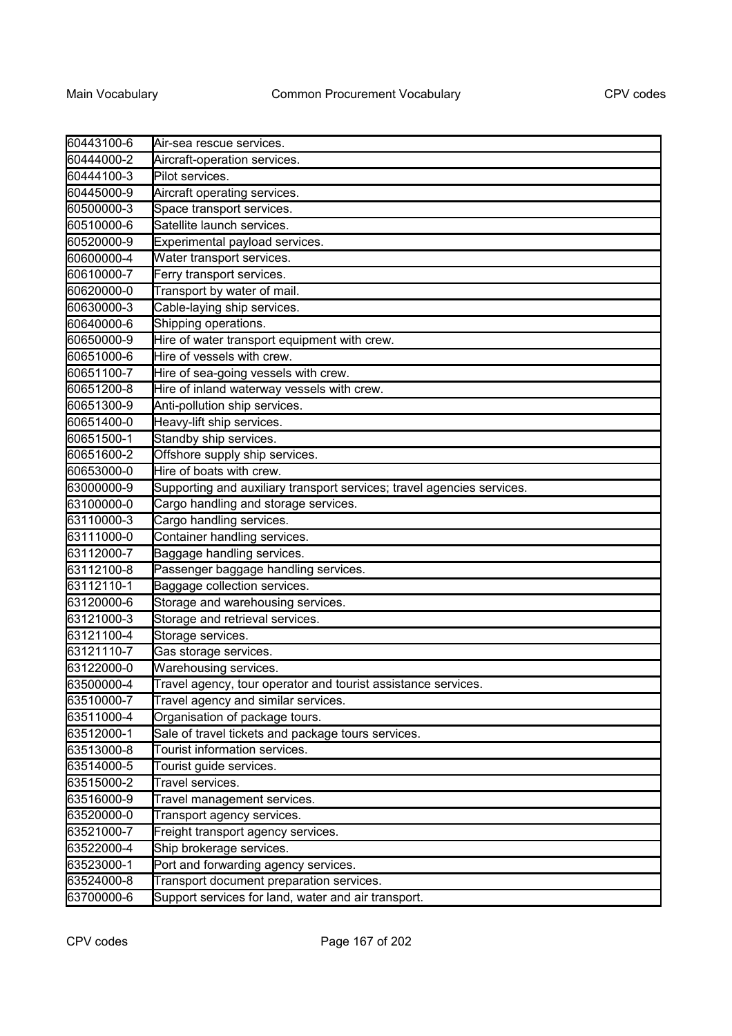| 60443100-6 | Air-sea rescue services. |
|---|---|
| 60444000-2 | Aircraft-operation services. |
| 60444100-3 | Pilot services. |
| 60445000-9 | Aircraft operating services. |
| 60500000-3 | Space transport services. |
| 60510000-6 | Satellite launch services. |
| 60520000-9 | Experimental payload services. |
| 60600000-4 | Water transport services. |
| 60610000-7 | Ferry transport services. |
| 60620000-0 | Transport by water of mail. |
| 60630000-3 | Cable-laying ship services. |
| 60640000-6 | Shipping operations. |
| 60650000-9 | Hire of water transport equipment with crew. |
| 60651000-6 | Hire of vessels with crew. |
| 60651100-7 | Hire of sea-going vessels with crew. |
| 60651200-8 | Hire of inland waterway vessels with crew. |
| 60651300-9 | Anti-pollution ship services. |
| 60651400-0 | Heavy-lift ship services. |
| 60651500-1 | Standby ship services. |
| 60651600-2 | Offshore supply ship services. |
| 60653000-0 | Hire of boats with crew. |
| 63000000-9 | Supporting and auxiliary transport services; travel agencies services. |
| 63100000-0 | Cargo handling and storage services. |
| 63110000-3 | Cargo handling services. |
| 63111000-0 | Container handling services. |
| 63112000-7 | Baggage handling services. |
| 63112100-8 | Passenger baggage handling services. |
| 63112110-1 | Baggage collection services. |
| 63120000-6 | Storage and warehousing services. |
| 63121000-3 | Storage and retrieval services. |
| 63121100-4 | Storage services. |
| 63121110-7 | Gas storage services. |
| 63122000-0 | Warehousing services. |
| 63500000-4 | Travel agency, tour operator and tourist assistance services. |
| 63510000-7 | Travel agency and similar services. |
| 63511000-4 | Organisation of package tours. |
| 63512000-1 | Sale of travel tickets and package tours services. |
| 63513000-8 | Tourist information services. |
| 63514000-5 | Tourist guide services. |
| 63515000-2 | Travel services. |
| 63516000-9 | Travel management services. |
| 63520000-0 | Transport agency services. |
| 63521000-7 | Freight transport agency services. |
| 63522000-4 | Ship brokerage services. |
| 63523000-1 | Port and forwarding agency services. |
| 63524000-8 | Transport document preparation services. |
| 63700000-6 | Support services for land, water and air transport. |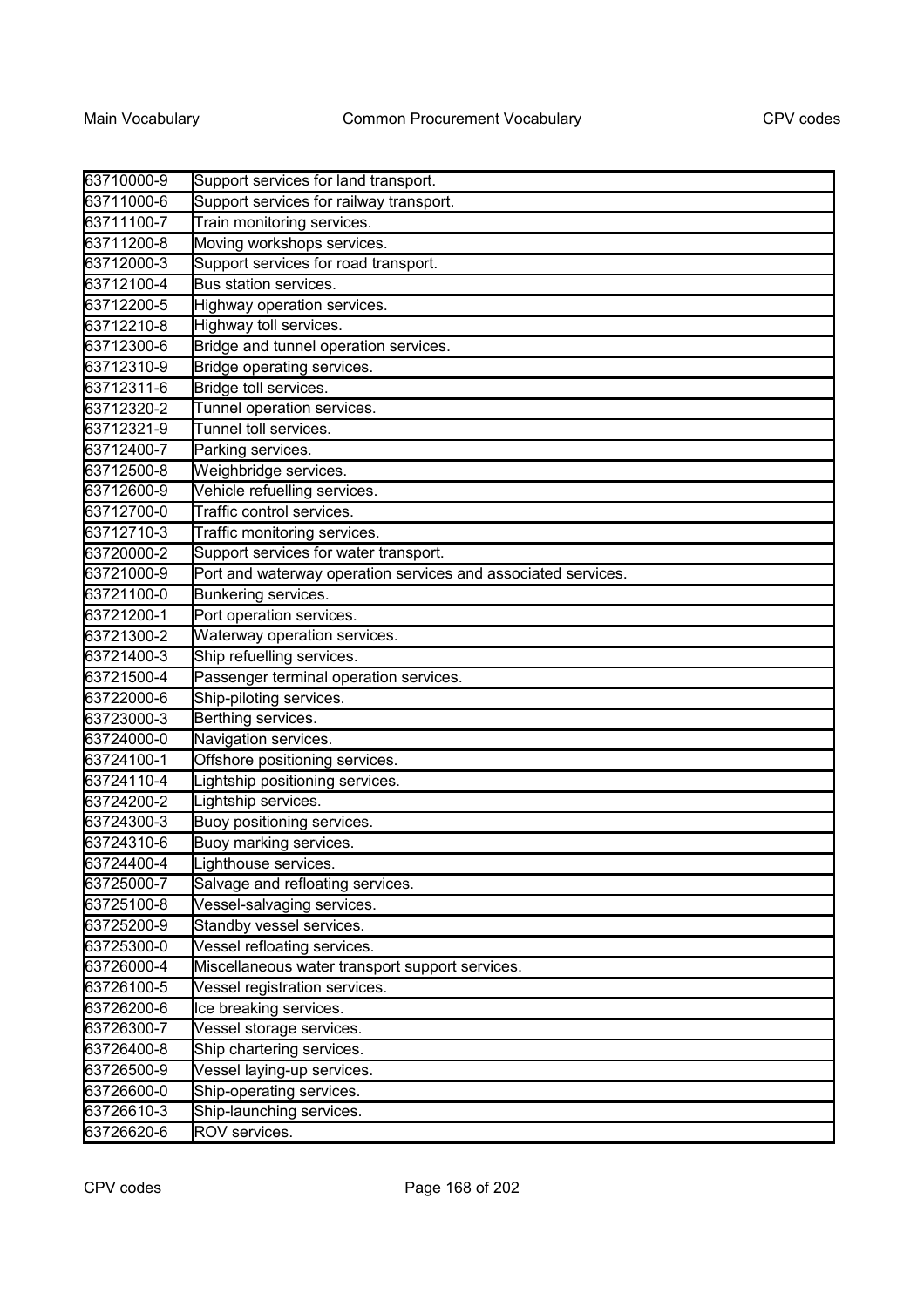| | |
|---|---|
| 63710000-9 | Support services for land transport. |
| 63711000-6 | Support services for railway transport. |
| 63711100-7 | Train monitoring services. |
| 63711200-8 | Moving workshops services. |
| 63712000-3 | Support services for road transport. |
| 63712100-4 | Bus station services. |
| 63712200-5 | Highway operation services. |
| 63712210-8 | Highway toll services. |
| 63712300-6 | Bridge and tunnel operation services. |
| 63712310-9 | Bridge operating services. |
| 63712311-6 | Bridge toll services. |
| 63712320-2 | Tunnel operation services. |
| 63712321-9 | Tunnel toll services. |
| 63712400-7 | Parking services. |
| 63712500-8 | Weighbridge services. |
| 63712600-9 | Vehicle refuelling services. |
| 63712700-0 | Traffic control services. |
| 63712710-3 | Traffic monitoring services. |
| 63720000-2 | Support services for water transport. |
| 63721000-9 | Port and waterway operation services and associated services. |
| 63721100-0 | Bunkering services. |
| 63721200-1 | Port operation services. |
| 63721300-2 | Waterway operation services. |
| 63721400-3 | Ship refuelling services. |
| 63721500-4 | Passenger terminal operation services. |
| 63722000-6 | Ship-piloting services. |
| 63723000-3 | Berthing services. |
| 63724000-0 | Navigation services. |
| 63724100-1 | Offshore positioning services. |
| 63724110-4 | Lightship positioning services. |
| 63724200-2 | Lightship services. |
| 63724300-3 | Buoy positioning services. |
| 63724310-6 | Buoy marking services. |
| 63724400-4 | Lighthouse services. |
| 63725000-7 | Salvage and refloating services. |
| 63725100-8 | Vessel-salvaging services. |
| 63725200-9 | Standby vessel services. |
| 63725300-0 | Vessel refloating services. |
| 63726000-4 | Miscellaneous water transport support services. |
| 63726100-5 | Vessel registration services. |
| 63726200-6 | Ice breaking services. |
| 63726300-7 | Vessel storage services. |
| 63726400-8 | Ship chartering services. |
| 63726500-9 | Vessel laying-up services. |
| 63726600-0 | Ship-operating services. |
| 63726610-3 | Ship-launching services. |
| 63726620-6 | ROV services. |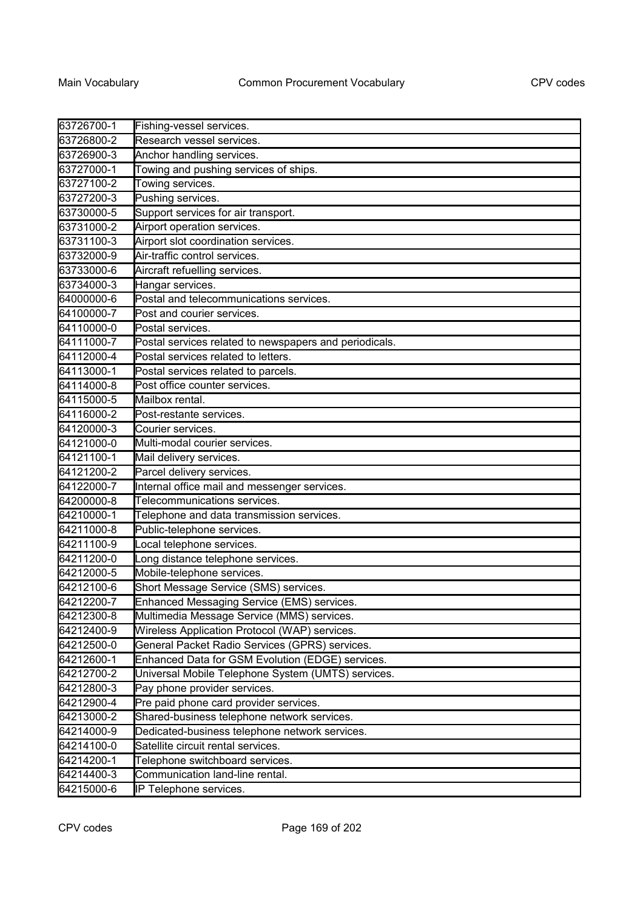| | |
|---|---|
| 63726700-1 | Fishing-vessel services. |
| 63726800-2 | Research vessel services. |
| 63726900-3 | Anchor handling services. |
| 63727000-1 | Towing and pushing services of ships. |
| 63727100-2 | Towing services. |
| 63727200-3 | Pushing services. |
| 63730000-5 | Support services for air transport. |
| 63731000-2 | Airport operation services. |
| 63731100-3 | Airport slot coordination services. |
| 63732000-9 | Air-traffic control services. |
| 63733000-6 | Aircraft refuelling services. |
| 63734000-3 | Hangar services. |
| 64000000-6 | Postal and telecommunications services. |
| 64100000-7 | Post and courier services. |
| 64110000-0 | Postal services. |
| 64111000-7 | Postal services related to newspapers and periodicals. |
| 64112000-4 | Postal services related to letters. |
| 64113000-1 | Postal services related to parcels. |
| 64114000-8 | Post office counter services. |
| 64115000-5 | Mailbox rental. |
| 64116000-2 | Post-restante services. |
| 64120000-3 | Courier services. |
| 64121000-0 | Multi-modal courier services. |
| 64121100-1 | Mail delivery services. |
| 64121200-2 | Parcel delivery services. |
| 64122000-7 | Internal office mail and messenger services. |
| 64200000-8 | Telecommunications services. |
| 64210000-1 | Telephone and data transmission services. |
| 64211000-8 | Public-telephone services. |
| 64211100-9 | Local telephone services. |
| 64211200-0 | Long distance telephone services. |
| 64212000-5 | Mobile-telephone services. |
| 64212100-6 | Short Message Service (SMS) services. |
| 64212200-7 | Enhanced Messaging Service (EMS) services. |
| 64212300-8 | Multimedia Message Service (MMS) services. |
| 64212400-9 | Wireless Application Protocol (WAP) services. |
| 64212500-0 | General Packet Radio Services (GPRS) services. |
| 64212600-1 | Enhanced Data for GSM Evolution (EDGE) services. |
| 64212700-2 | Universal Mobile Telephone System (UMTS) services. |
| 64212800-3 | Pay phone provider services. |
| 64212900-4 | Pre paid phone card provider services. |
| 64213000-2 | Shared-business telephone network services. |
| 64214000-9 | Dedicated-business telephone network services. |
| 64214100-0 | Satellite circuit rental services. |
| 64214200-1 | Telephone switchboard services. |
| 64214400-3 | Communication land-line rental. |
| 64215000-6 | IP Telephone services. |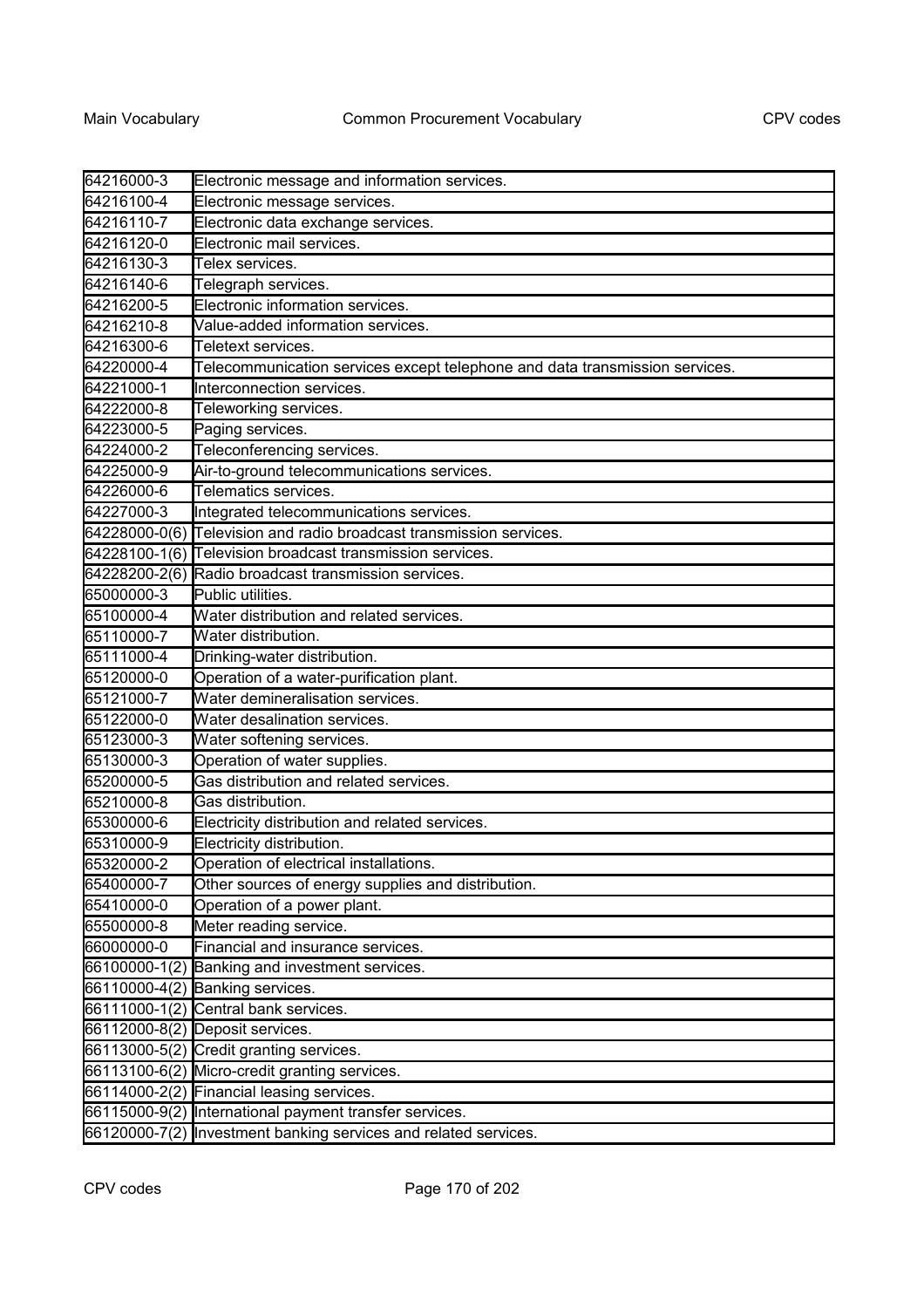| 64216000-3 | Electronic message and information services. |
|---|---|
| 64216100-4 | Electronic message services. |
| 64216110-7 | Electronic data exchange services. |
| 64216120-0 | Electronic mail services. |
| 64216130-3 | Telex services. |
| 64216140-6 | Telegraph services. |
| 64216200-5 | Electronic information services. |
| 64216210-8 | Value-added information services. |
| 64216300-6 | Teletext services. |
| 64220000-4 | Telecommunication services except telephone and data transmission services. |
| 64221000-1 | Interconnection services. |
| 64222000-8 | Teleworking services. |
| 64223000-5 | Paging services. |
| 64224000-2 | Teleconferencing services. |
| 64225000-9 | Air-to-ground telecommunications services. |
| 64226000-6 | Telematics services. |
| 64227000-3 | Integrated telecommunications services. |
| 64228000-0(6) | Television and radio broadcast transmission services. |
| 64228100-1(6) | Television broadcast transmission services. |
| 64228200-2(6) | Radio broadcast transmission services. |
| 65000000-3 | Public utilities. |
| 65100000-4 | Water distribution and related services. |
| 65110000-7 | Water distribution. |
| 65111000-4 | Drinking-water distribution. |
| 65120000-0 | Operation of a water-purification plant. |
| 65121000-7 | Water demineralisation services. |
| 65122000-0 | Water desalination services. |
| 65123000-3 | Water softening services. |
| 65130000-3 | Operation of water supplies. |
| 65200000-5 | Gas distribution and related services. |
| 65210000-8 | Gas distribution. |
| 65300000-6 | Electricity distribution and related services. |
| 65310000-9 | Electricity distribution. |
| 65320000-2 | Operation of electrical installations. |
| 65400000-7 | Other sources of energy supplies and distribution. |
| 65410000-0 | Operation of a power plant. |
| 65500000-8 | Meter reading service. |
| 66000000-0 | Financial and insurance services. |
| 66100000-1(2) | Banking and investment services. |
| 66110000-4(2) | Banking services. |
| 66111000-1(2) | Central bank services. |
| 66112000-8(2) | Deposit services. |
| 66113000-5(2) | Credit granting services. |
| 66113100-6(2) | Micro-credit granting services. |
| 66114000-2(2) | Financial leasing services. |
| 66115000-9(2) | International payment transfer services. |
| 66120000-7(2) | Investment banking services and related services. |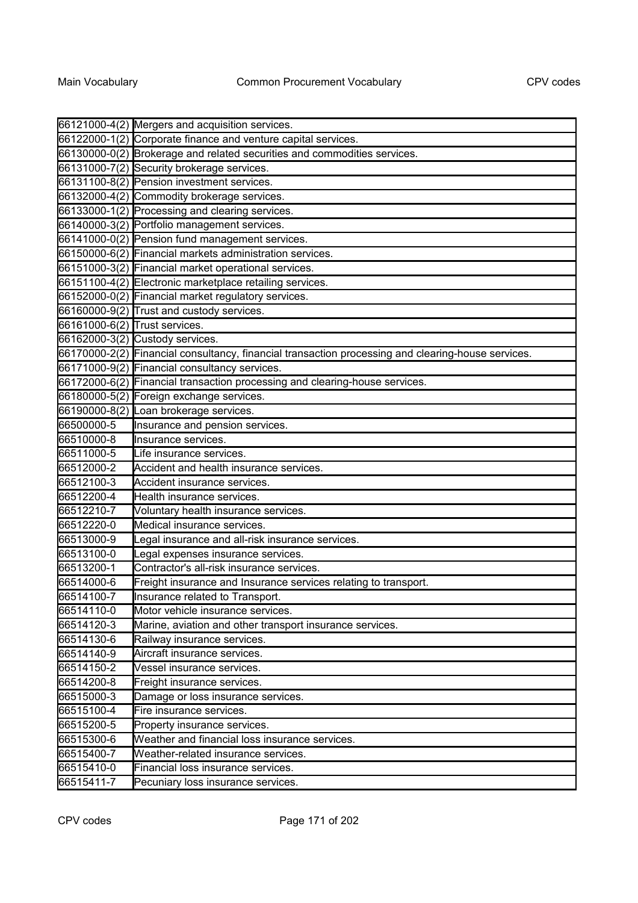| | |
|---|---|
| 66121000-4(2) | Mergers and acquisition services. |
| 66122000-1(2) | Corporate finance and venture capital services. |
| 66130000-0(2) | Brokerage and related securities and commodities services. |
| 66131000-7(2) | Security brokerage services. |
| 66131100-8(2) | Pension investment services. |
| 66132000-4(2) | Commodity brokerage services. |
| 66133000-1(2) | Processing and clearing services. |
| 66140000-3(2) | Portfolio management services. |
| 66141000-0(2) | Pension fund management services. |
| 66150000-6(2) | Financial markets administration services. |
| 66151000-3(2) | Financial market operational services. |
| 66151100-4(2) | Electronic marketplace retailing services. |
| 66152000-0(2) | Financial market regulatory services. |
| 66160000-9(2) | Trust and custody services. |
| 66161000-6(2) | Trust services. |
| 66162000-3(2) | Custody services. |
| 66170000-2(2) | Financial consultancy, financial transaction processing and clearing-house services. |
| 66171000-9(2) | Financial consultancy services. |
| 66172000-6(2) | Financial transaction processing and clearing-house services. |
| 66180000-5(2) | Foreign exchange services. |
| 66190000-8(2) | Loan brokerage services. |
| 66500000-5 | Insurance and pension services. |
| 66510000-8 | Insurance services. |
| 66511000-5 | Life insurance services. |
| 66512000-2 | Accident and health insurance services. |
| 66512100-3 | Accident insurance services. |
| 66512200-4 | Health insurance services. |
| 66512210-7 | Voluntary health insurance services. |
| 66512220-0 | Medical insurance services. |
| 66513000-9 | Legal insurance and all-risk insurance services. |
| 66513100-0 | Legal expenses insurance services. |
| 66513200-1 | Contractor's all-risk insurance services. |
| 66514000-6 | Freight insurance and Insurance services relating to transport. |
| 66514100-7 | Insurance related to Transport. |
| 66514110-0 | Motor vehicle insurance services. |
| 66514120-3 | Marine, aviation and other transport insurance services. |
| 66514130-6 | Railway insurance services. |
| 66514140-9 | Aircraft insurance services. |
| 66514150-2 | Vessel insurance services. |
| 66514200-8 | Freight insurance services. |
| 66515000-3 | Damage or loss insurance services. |
| 66515100-4 | Fire insurance services. |
| 66515200-5 | Property insurance services. |
| 66515300-6 | Weather and financial loss insurance services. |
| 66515400-7 | Weather-related insurance services. |
| 66515410-0 | Financial loss insurance services. |
| 66515411-7 | Pecuniary loss insurance services. |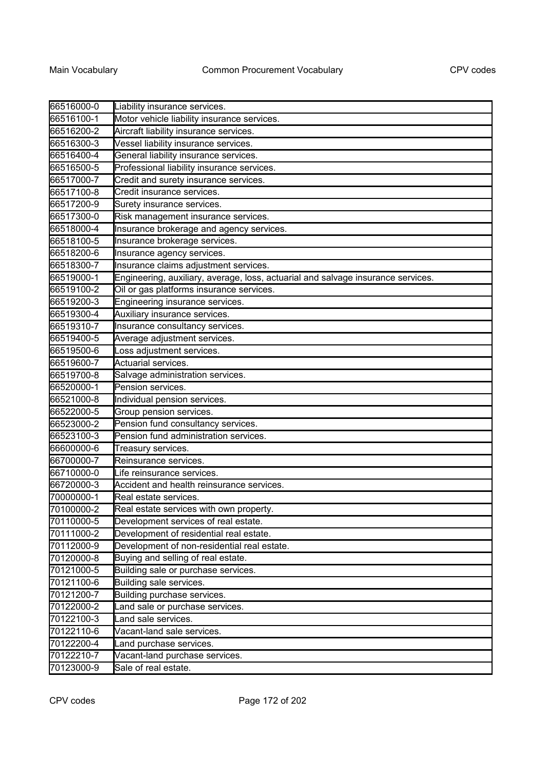| | |
|---|---|
| 66516000-0 | Liability insurance services. |
| 66516100-1 | Motor vehicle liability insurance services. |
| 66516200-2 | Aircraft liability insurance services. |
| 66516300-3 | Vessel liability insurance services. |
| 66516400-4 | General liability insurance services. |
| 66516500-5 | Professional liability insurance services. |
| 66517000-7 | Credit and surety insurance services. |
| 66517100-8 | Credit insurance services. |
| 66517200-9 | Surety insurance services. |
| 66517300-0 | Risk management insurance services. |
| 66518000-4 | Insurance brokerage and agency services. |
| 66518100-5 | Insurance brokerage services. |
| 66518200-6 | Insurance agency services. |
| 66518300-7 | Insurance claims adjustment services. |
| 66519000-1 | Engineering, auxiliary, average, loss, actuarial and salvage insurance services. |
| 66519100-2 | Oil or gas platforms insurance services. |
| 66519200-3 | Engineering insurance services. |
| 66519300-4 | Auxiliary insurance services. |
| 66519310-7 | Insurance consultancy services. |
| 66519400-5 | Average adjustment services. |
| 66519500-6 | Loss adjustment services. |
| 66519600-7 | Actuarial services. |
| 66519700-8 | Salvage administration services. |
| 66520000-1 | Pension services. |
| 66521000-8 | Individual pension services. |
| 66522000-5 | Group pension services. |
| 66523000-2 | Pension fund consultancy services. |
| 66523100-3 | Pension fund administration services. |
| 66600000-6 | Treasury services. |
| 66700000-7 | Reinsurance services. |
| 66710000-0 | Life reinsurance services. |
| 66720000-3 | Accident and health reinsurance services. |
| 70000000-1 | Real estate services. |
| 70100000-2 | Real estate services with own property. |
| 70110000-5 | Development services of real estate. |
| 70111000-2 | Development of residential real estate. |
| 70112000-9 | Development of non-residential real estate. |
| 70120000-8 | Buying and selling of real estate. |
| 70121000-5 | Building sale or purchase services. |
| 70121100-6 | Building sale services. |
| 70121200-7 | Building purchase services. |
| 70122000-2 | Land sale or purchase services. |
| 70122100-3 | Land sale services. |
| 70122110-6 | Vacant-land sale services. |
| 70122200-4 | Land purchase services. |
| 70122210-7 | Vacant-land purchase services. |
| 70123000-9 | Sale of real estate. |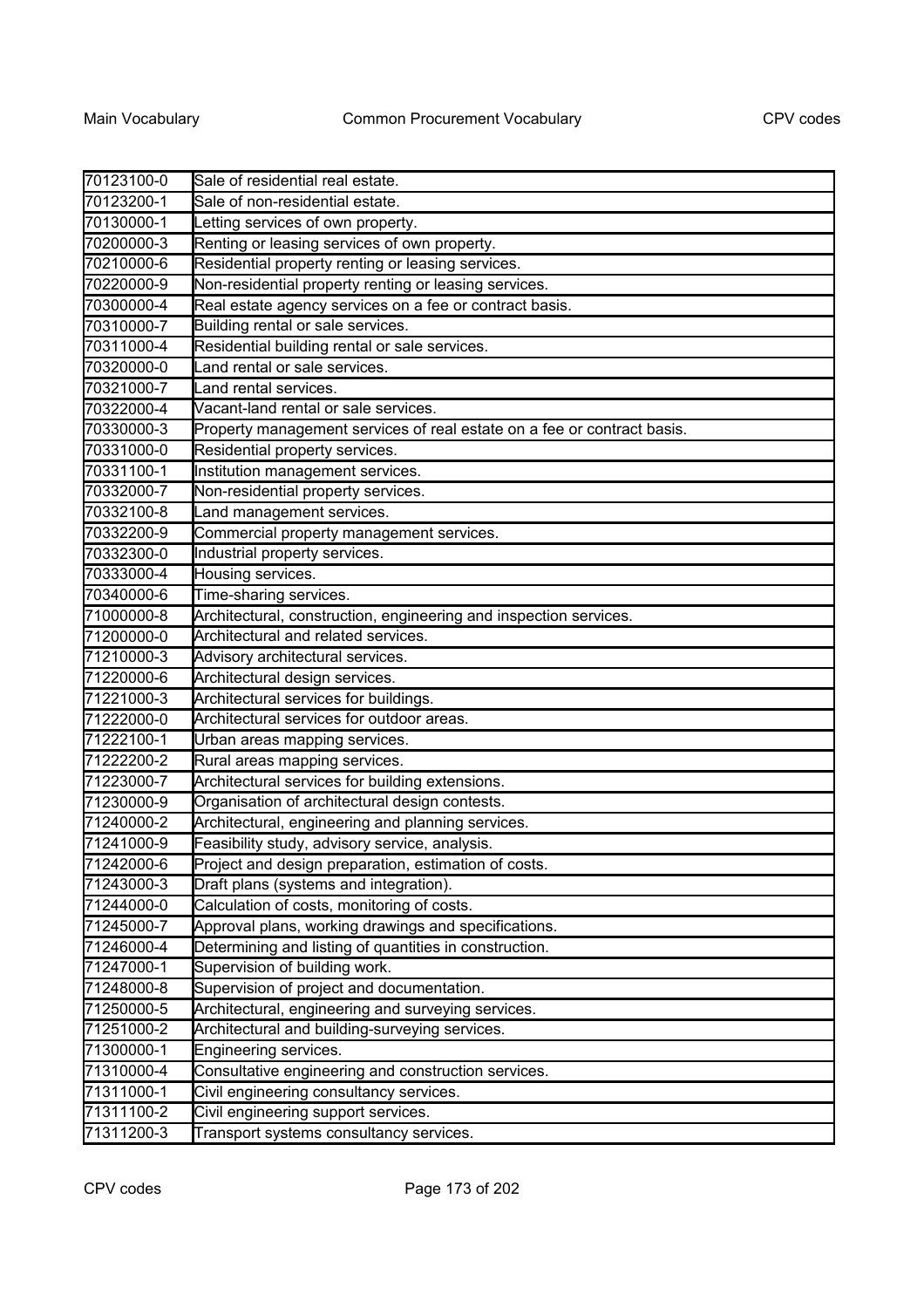| 70123100-0 | Sale of residential real estate. |
|---|---|
| 70123200-1 | Sale of non-residential estate. |
| 70130000-1 | Letting services of own property. |
| 70200000-3 | Renting or leasing services of own property. |
| 70210000-6 | Residential property renting or leasing services. |
| 70220000-9 | Non-residential property renting or leasing services. |
| 70300000-4 | Real estate agency services on a fee or contract basis. |
| 70310000-7 | Building rental or sale services. |
| 70311000-4 | Residential building rental or sale services. |
| 70320000-0 | Land rental or sale services. |
| 70321000-7 | Land rental services. |
| 70322000-4 | Vacant-land rental or sale services. |
| 70330000-3 | Property management services of real estate on a fee or contract basis. |
| 70331000-0 | Residential property services. |
| 70331100-1 | Institution management services. |
| 70332000-7 | Non-residential property services. |
| 70332100-8 | Land management services. |
| 70332200-9 | Commercial property management services. |
| 70332300-0 | Industrial property services. |
| 70333000-4 | Housing services. |
| 70340000-6 | Time-sharing services. |
| 71000000-8 | Architectural, construction, engineering and inspection services. |
| 71200000-0 | Architectural and related services. |
| 71210000-3 | Advisory architectural services. |
| 71220000-6 | Architectural design services. |
| 71221000-3 | Architectural services for buildings. |
| 71222000-0 | Architectural services for outdoor areas. |
| 71222100-1 | Urban areas mapping services. |
| 71222200-2 | Rural areas mapping services. |
| 71223000-7 | Architectural services for building extensions. |
| 71230000-9 | Organisation of architectural design contests. |
| 71240000-2 | Architectural, engineering and planning services. |
| 71241000-9 | Feasibility study, advisory service, analysis. |
| 71242000-6 | Project and design preparation, estimation of costs. |
| 71243000-3 | Draft plans (systems and integration). |
| 71244000-0 | Calculation of costs, monitoring of costs. |
| 71245000-7 | Approval plans, working drawings and specifications. |
| 71246000-4 | Determining and listing of quantities in construction. |
| 71247000-1 | Supervision of building work. |
| 71248000-8 | Supervision of project and documentation. |
| 71250000-5 | Architectural, engineering and surveying services. |
| 71251000-2 | Architectural and building-surveying services. |
| 71300000-1 | Engineering services. |
| 71310000-4 | Consultative engineering and construction services. |
| 71311000-1 | Civil engineering consultancy services. |
| 71311100-2 | Civil engineering support services. |
| 71311200-3 | Transport systems consultancy services. |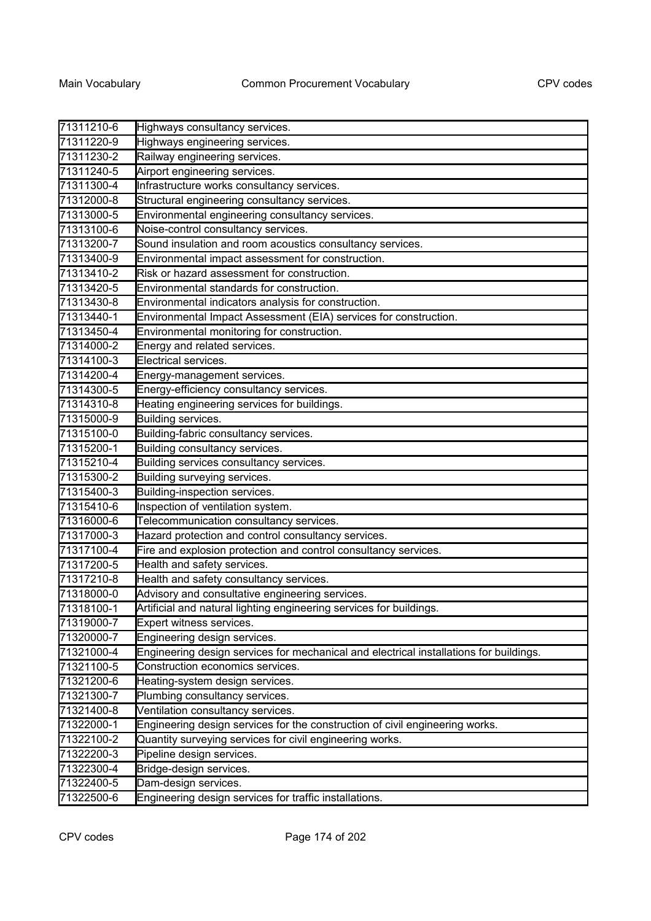| 71311210-6 | Highways consultancy services. |
|---|---|
| 71311220-9 | Highways engineering services. |
| 71311230-2 | Railway engineering services. |
| 71311240-5 | Airport engineering services. |
| 71311300-4 | Infrastructure works consultancy services. |
| 71312000-8 | Structural engineering consultancy services. |
| 71313000-5 | Environmental engineering consultancy services. |
| 71313100-6 | Noise-control consultancy services. |
| 71313200-7 | Sound insulation and room acoustics consultancy services. |
| 71313400-9 | Environmental impact assessment for construction. |
| 71313410-2 | Risk or hazard assessment for construction. |
| 71313420-5 | Environmental standards for construction. |
| 71313430-8 | Environmental indicators analysis for construction. |
| 71313440-1 | Environmental Impact Assessment (EIA) services for construction. |
| 71313450-4 | Environmental monitoring for construction. |
| 71314000-2 | Energy and related services. |
| 71314100-3 | Electrical services. |
| 71314200-4 | Energy-management services. |
| 71314300-5 | Energy-efficiency consultancy services. |
| 71314310-8 | Heating engineering services for buildings. |
| 71315000-9 | Building services. |
| 71315100-0 | Building-fabric consultancy services. |
| 71315200-1 | Building consultancy services. |
| 71315210-4 | Building services consultancy services. |
| 71315300-2 | Building surveying services. |
| 71315400-3 | Building-inspection services. |
| 71315410-6 | Inspection of ventilation system. |
| 71316000-6 | Telecommunication consultancy services. |
| 71317000-3 | Hazard protection and control consultancy services. |
| 71317100-4 | Fire and explosion protection and control consultancy services. |
| 71317200-5 | Health and safety services. |
| 71317210-8 | Health and safety consultancy services. |
| 71318000-0 | Advisory and consultative engineering services. |
| 71318100-1 | Artificial and natural lighting engineering services for buildings. |
| 71319000-7 | Expert witness services. |
| 71320000-7 | Engineering design services. |
| 71321000-4 | Engineering design services for mechanical and electrical installations for buildings. |
| 71321100-5 | Construction economics services. |
| 71321200-6 | Heating-system design services. |
| 71321300-7 | Plumbing consultancy services. |
| 71321400-8 | Ventilation consultancy services. |
| 71322000-1 | Engineering design services for the construction of civil engineering works. |
| 71322100-2 | Quantity surveying services for civil engineering works. |
| 71322200-3 | Pipeline design services. |
| 71322300-4 | Bridge-design services. |
| 71322400-5 | Dam-design services. |
| 71322500-6 | Engineering design services for traffic installations. |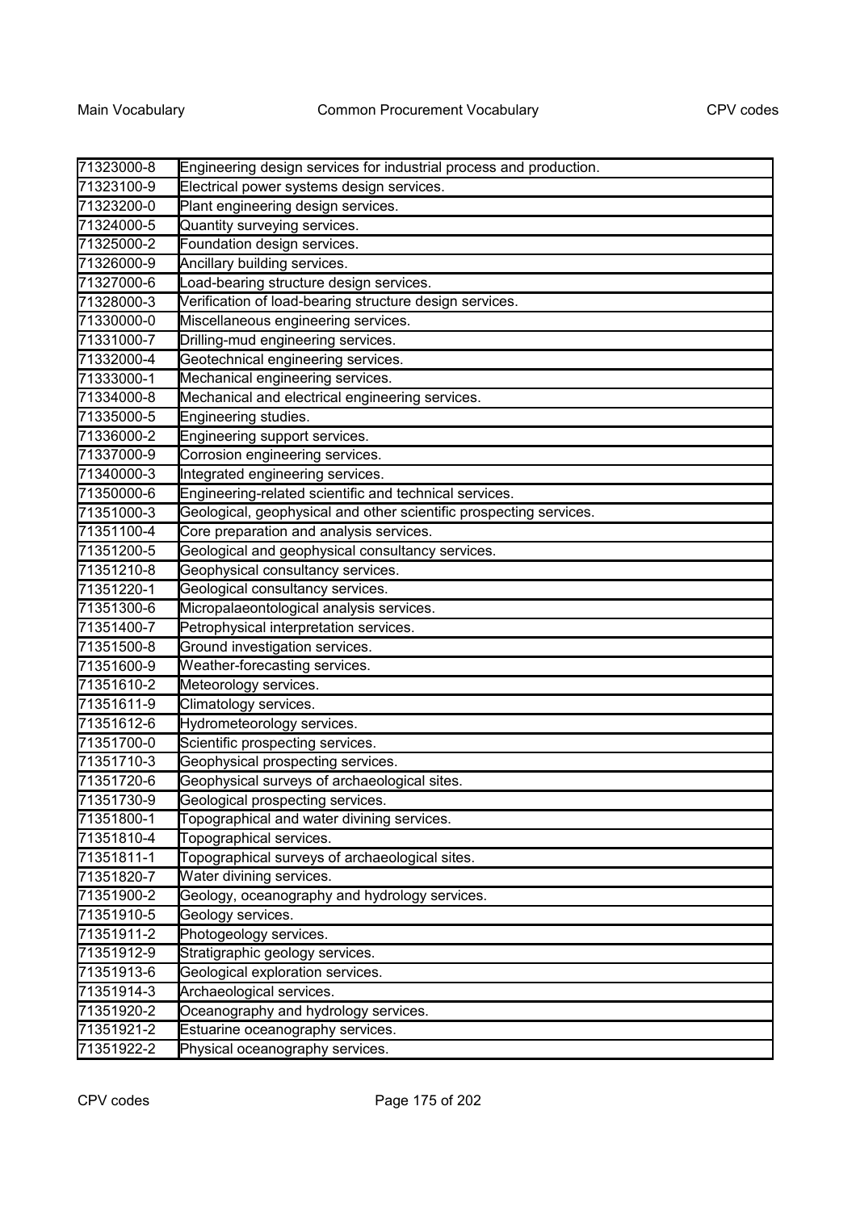| | |
|---|---|
| 71323000-8 | Engineering design services for industrial process and production. |
| 71323100-9 | Electrical power systems design services. |
| 71323200-0 | Plant engineering design services. |
| 71324000-5 | Quantity surveying services. |
| 71325000-2 | Foundation design services. |
| 71326000-9 | Ancillary building services. |
| 71327000-6 | Load-bearing structure design services. |
| 71328000-3 | Verification of load-bearing structure design services. |
| 71330000-0 | Miscellaneous engineering services. |
| 71331000-7 | Drilling-mud engineering services. |
| 71332000-4 | Geotechnical engineering services. |
| 71333000-1 | Mechanical engineering services. |
| 71334000-8 | Mechanical and electrical engineering services. |
| 71335000-5 | Engineering studies. |
| 71336000-2 | Engineering support services. |
| 71337000-9 | Corrosion engineering services. |
| 71340000-3 | Integrated engineering services. |
| 71350000-6 | Engineering-related scientific and technical services. |
| 71351000-3 | Geological, geophysical and other scientific prospecting services. |
| 71351100-4 | Core preparation and analysis services. |
| 71351200-5 | Geological and geophysical consultancy services. |
| 71351210-8 | Geophysical consultancy services. |
| 71351220-1 | Geological consultancy services. |
| 71351300-6 | Micropalaeontological analysis services. |
| 71351400-7 | Petrophysical interpretation services. |
| 71351500-8 | Ground investigation services. |
| 71351600-9 | Weather-forecasting services. |
| 71351610-2 | Meteorology services. |
| 71351611-9 | Climatology services. |
| 71351612-6 | Hydrometeorology services. |
| 71351700-0 | Scientific prospecting services. |
| 71351710-3 | Geophysical prospecting services. |
| 71351720-6 | Geophysical surveys of archaeological sites. |
| 71351730-9 | Geological prospecting services. |
| 71351800-1 | Topographical and water divining services. |
| 71351810-4 | Topographical services. |
| 71351811-1 | Topographical surveys of archaeological sites. |
| 71351820-7 | Water divining services. |
| 71351900-2 | Geology, oceanography and hydrology services. |
| 71351910-5 | Geology services. |
| 71351911-2 | Photogeology services. |
| 71351912-9 | Stratigraphic geology services. |
| 71351913-6 | Geological exploration services. |
| 71351914-3 | Archaeological services. |
| 71351920-2 | Oceanography and hydrology services. |
| 71351921-2 | Estuarine oceanography services. |
| 71351922-2 | Physical oceanography services. |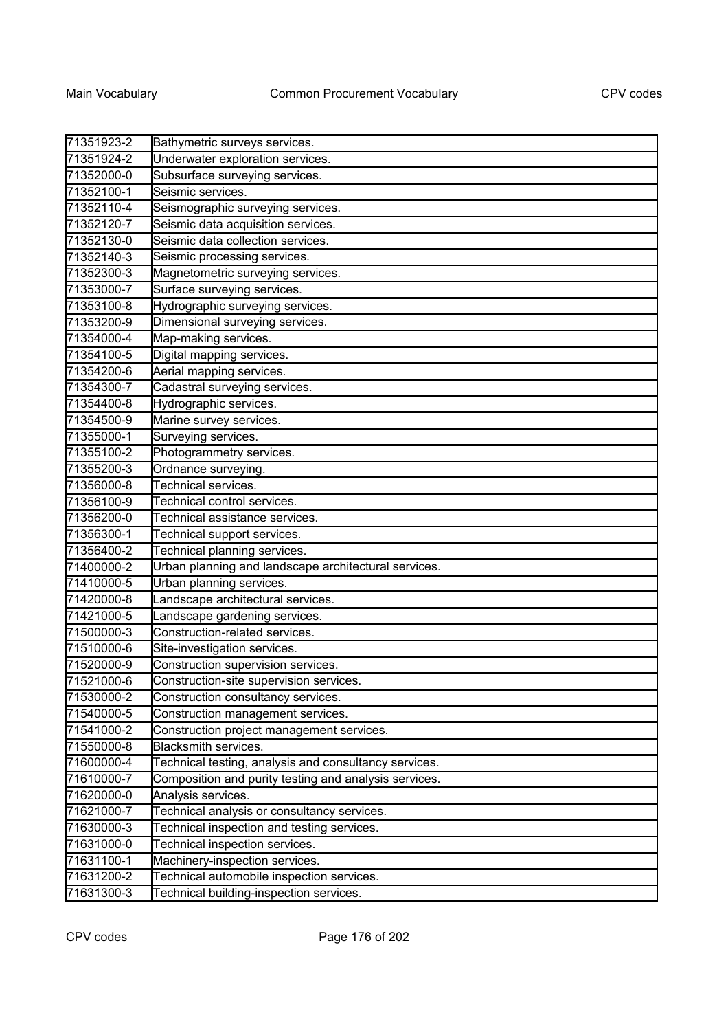| | |
|---|---|
| 71351923-2 | Bathymetric surveys services. |
| 71351924-2 | Underwater exploration services. |
| 71352000-0 | Subsurface surveying services. |
| 71352100-1 | Seismic services. |
| 71352110-4 | Seismographic surveying services. |
| 71352120-7 | Seismic data acquisition services. |
| 71352130-0 | Seismic data collection services. |
| 71352140-3 | Seismic processing services. |
| 71352300-3 | Magnetometric surveying services. |
| 71353000-7 | Surface surveying services. |
| 71353100-8 | Hydrographic surveying services. |
| 71353200-9 | Dimensional surveying services. |
| 71354000-4 | Map-making services. |
| 71354100-5 | Digital mapping services. |
| 71354200-6 | Aerial mapping services. |
| 71354300-7 | Cadastral surveying services. |
| 71354400-8 | Hydrographic services. |
| 71354500-9 | Marine survey services. |
| 71355000-1 | Surveying services. |
| 71355100-2 | Photogrammetry services. |
| 71355200-3 | Ordnance surveying. |
| 71356000-8 | Technical services. |
| 71356100-9 | Technical control services. |
| 71356200-0 | Technical assistance services. |
| 71356300-1 | Technical support services. |
| 71356400-2 | Technical planning services. |
| 71400000-2 | Urban planning and landscape architectural services. |
| 71410000-5 | Urban planning services. |
| 71420000-8 | Landscape architectural services. |
| 71421000-5 | Landscape gardening services. |
| 71500000-3 | Construction-related services. |
| 71510000-6 | Site-investigation services. |
| 71520000-9 | Construction supervision services. |
| 71521000-6 | Construction-site supervision services. |
| 71530000-2 | Construction consultancy services. |
| 71540000-5 | Construction management services. |
| 71541000-2 | Construction project management services. |
| 71550000-8 | Blacksmith services. |
| 71600000-4 | Technical testing, analysis and consultancy services. |
| 71610000-7 | Composition and purity testing and analysis services. |
| 71620000-0 | Analysis services. |
| 71621000-7 | Technical analysis or consultancy services. |
| 71630000-3 | Technical inspection and testing services. |
| 71631000-0 | Technical inspection services. |
| 71631100-1 | Machinery-inspection services. |
| 71631200-2 | Technical automobile inspection services. |
| 71631300-3 | Technical building-inspection services. |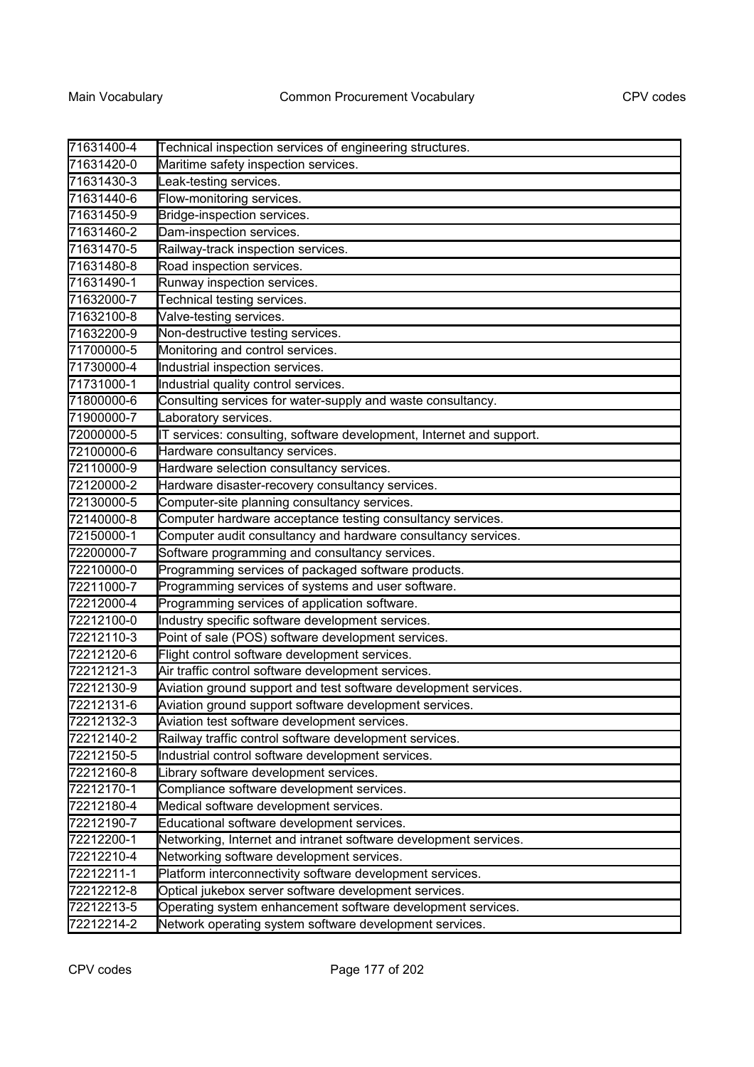| | |
|---|---|
| 71631400-4 | Technical inspection services of engineering structures. |
| 71631420-0 | Maritime safety inspection services. |
| 71631430-3 | Leak-testing services. |
| 71631440-6 | Flow-monitoring services. |
| 71631450-9 | Bridge-inspection services. |
| 71631460-2 | Dam-inspection services. |
| 71631470-5 | Railway-track inspection services. |
| 71631480-8 | Road inspection services. |
| 71631490-1 | Runway inspection services. |
| 71632000-7 | Technical testing services. |
| 71632100-8 | Valve-testing services. |
| 71632200-9 | Non-destructive testing services. |
| 71700000-5 | Monitoring and control services. |
| 71730000-4 | Industrial inspection services. |
| 71731000-1 | Industrial quality control services. |
| 71800000-6 | Consulting services for water-supply and waste consultancy. |
| 71900000-7 | Laboratory services. |
| 72000000-5 | IT services: consulting, software development, Internet and support. |
| 72100000-6 | Hardware consultancy services. |
| 72110000-9 | Hardware selection consultancy services. |
| 72120000-2 | Hardware disaster-recovery consultancy services. |
| 72130000-5 | Computer-site planning consultancy services. |
| 72140000-8 | Computer hardware acceptance testing consultancy services. |
| 72150000-1 | Computer audit consultancy and hardware consultancy services. |
| 72200000-7 | Software programming and consultancy services. |
| 72210000-0 | Programming services of packaged software products. |
| 72211000-7 | Programming services of systems and user software. |
| 72212000-4 | Programming services of application software. |
| 72212100-0 | Industry specific software development services. |
| 72212110-3 | Point of sale (POS) software development services. |
| 72212120-6 | Flight control software development services. |
| 72212121-3 | Air traffic control software development services. |
| 72212130-9 | Aviation ground support and test software development services. |
| 72212131-6 | Aviation ground support software development services. |
| 72212132-3 | Aviation test software development services. |
| 72212140-2 | Railway traffic control software development services. |
| 72212150-5 | Industrial control software development services. |
| 72212160-8 | Library software development services. |
| 72212170-1 | Compliance software development services. |
| 72212180-4 | Medical software development services. |
| 72212190-7 | Educational software development services. |
| 72212200-1 | Networking, Internet and intranet software development services. |
| 72212210-4 | Networking software development services. |
| 72212211-1 | Platform interconnectivity software development services. |
| 72212212-8 | Optical jukebox server software development services. |
| 72212213-5 | Operating system enhancement software development services. |
| 72212214-2 | Network operating system software development services. |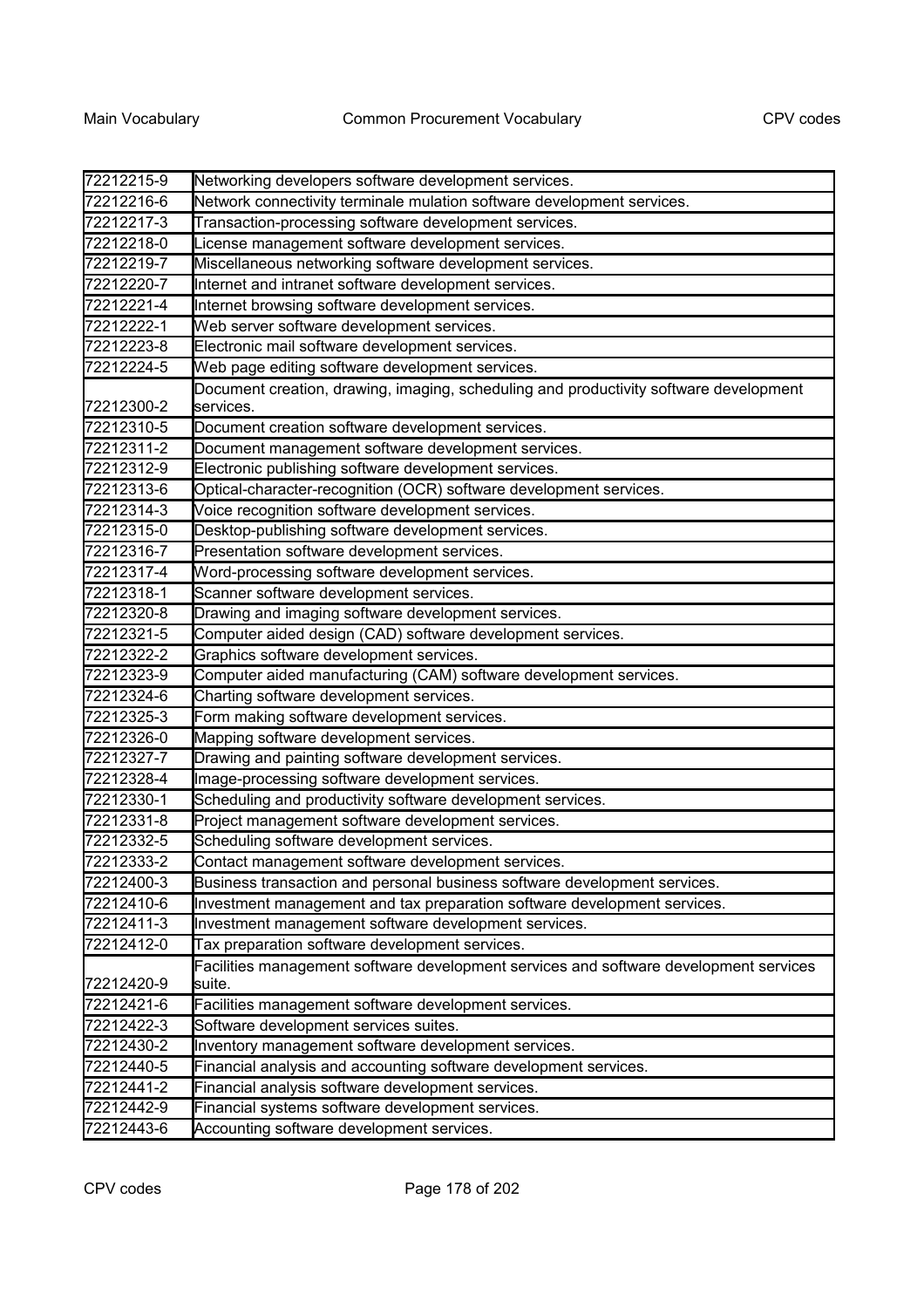| | |
|---|---|
| 72212215-9 | Networking developers software development services. |
| 72212216-6 | Network connectivity terminale mulation software development services. |
| 72212217-3 | Transaction-processing software development services. |
| 72212218-0 | License management software development services. |
| 72212219-7 | Miscellaneous networking software development services. |
| 72212220-7 | Internet and intranet software development services. |
| 72212221-4 | Internet browsing software development services. |
| 72212222-1 | Web server software development services. |
| 72212223-8 | Electronic mail software development services. |
| 72212224-5 | Web page editing software development services. |
| 72212300-2 | Document creation, drawing, imaging, scheduling and productivity software development services. |
| 72212310-5 | Document creation software development services. |
| 72212311-2 | Document management software development services. |
| 72212312-9 | Electronic publishing software development services. |
| 72212313-6 | Optical-character-recognition (OCR) software development services. |
| 72212314-3 | Voice recognition software development services. |
| 72212315-0 | Desktop-publishing software development services. |
| 72212316-7 | Presentation software development services. |
| 72212317-4 | Word-processing software development services. |
| 72212318-1 | Scanner software development services. |
| 72212320-8 | Drawing and imaging software development services. |
| 72212321-5 | Computer aided design (CAD) software development services. |
| 72212322-2 | Graphics software development services. |
| 72212323-9 | Computer aided manufacturing (CAM) software development services. |
| 72212324-6 | Charting software development services. |
| 72212325-3 | Form making software development services. |
| 72212326-0 | Mapping software development services. |
| 72212327-7 | Drawing and painting software development services. |
| 72212328-4 | Image-processing software development services. |
| 72212330-1 | Scheduling and productivity software development services. |
| 72212331-8 | Project management software development services. |
| 72212332-5 | Scheduling software development services. |
| 72212333-2 | Contact management software development services. |
| 72212400-3 | Business transaction and personal business software development services. |
| 72212410-6 | Investment management and tax preparation software development services. |
| 72212411-3 | Investment management software development services. |
| 72212412-0 | Tax preparation software development services. |
| 72212420-9 | Facilities management software development services and software development services suite. |
| 72212421-6 | Facilities management software development services. |
| 72212422-3 | Software development services suites. |
| 72212430-2 | Inventory management software development services. |
| 72212440-5 | Financial analysis and accounting software development services. |
| 72212441-2 | Financial analysis software development services. |
| 72212442-9 | Financial systems software development services. |
| 72212443-6 | Accounting software development services. |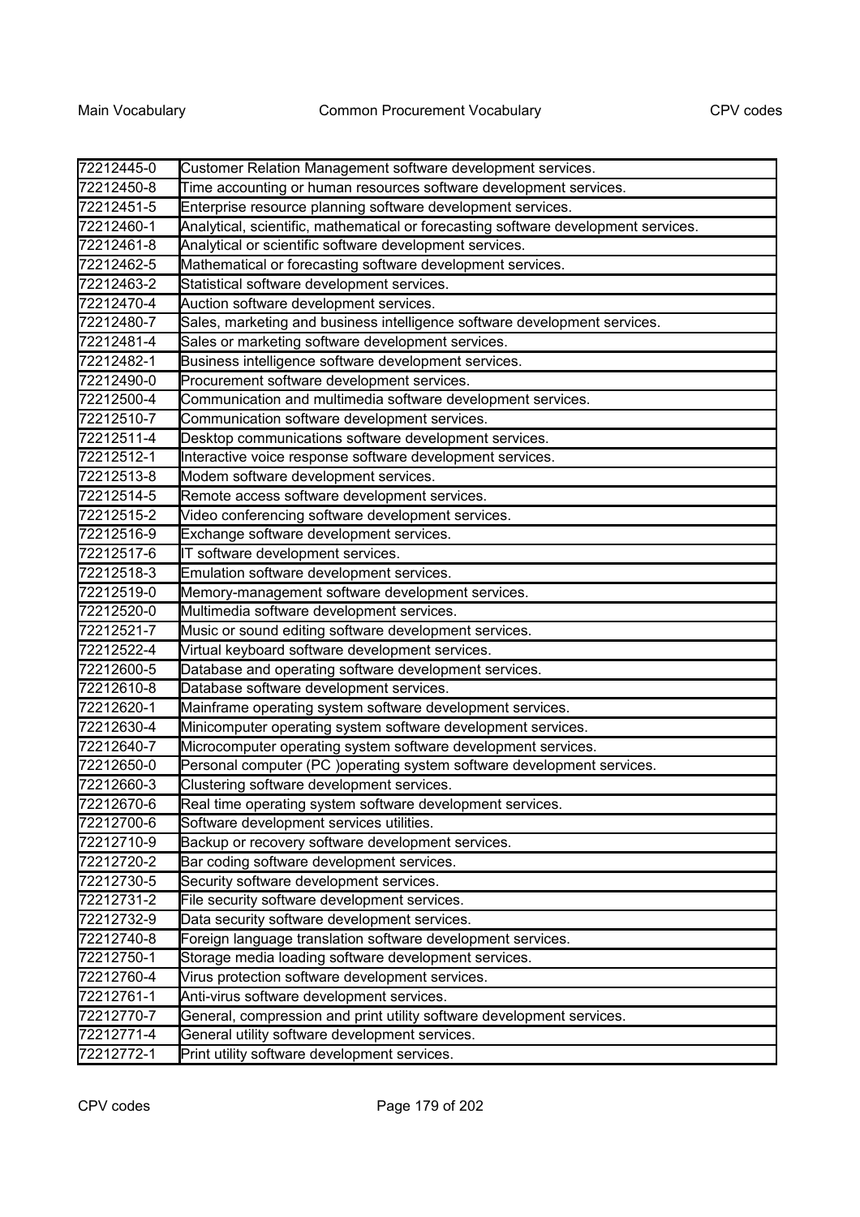| 72212445-0 | Customer Relation Management software development services. |
|---|---|
| 72212450-8 | Time accounting or human resources software development services. |
| 72212451-5 | Enterprise resource planning software development services. |
| 72212460-1 | Analytical, scientific, mathematical or forecasting software development services. |
| 72212461-8 | Analytical or scientific software development services. |
| 72212462-5 | Mathematical or forecasting software development services. |
| 72212463-2 | Statistical software development services. |
| 72212470-4 | Auction software development services. |
| 72212480-7 | Sales, marketing and business intelligence software development services. |
| 72212481-4 | Sales or marketing software development services. |
| 72212482-1 | Business intelligence software development services. |
| 72212490-0 | Procurement software development services. |
| 72212500-4 | Communication and multimedia software development services. |
| 72212510-7 | Communication software development services. |
| 72212511-4 | Desktop communications software development services. |
| 72212512-1 | Interactive voice response software development services. |
| 72212513-8 | Modem software development services. |
| 72212514-5 | Remote access software development services. |
| 72212515-2 | Video conferencing software development services. |
| 72212516-9 | Exchange software development services. |
| 72212517-6 | IT software development services. |
| 72212518-3 | Emulation software development services. |
| 72212519-0 | Memory-management software development services. |
| 72212520-0 | Multimedia software development services. |
| 72212521-7 | Music or sound editing software development services. |
| 72212522-4 | Virtual keyboard software development services. |
| 72212600-5 | Database and operating software development services. |
| 72212610-8 | Database software development services. |
| 72212620-1 | Mainframe operating system software development services. |
| 72212630-4 | Minicomputer operating system software development services. |
| 72212640-7 | Microcomputer operating system software development services. |
| 72212650-0 | Personal computer (PC )operating system software development services. |
| 72212660-3 | Clustering software development services. |
| 72212670-6 | Real time operating system software development services. |
| 72212700-6 | Software development services utilities. |
| 72212710-9 | Backup or recovery software development services. |
| 72212720-2 | Bar coding software development services. |
| 72212730-5 | Security software development services. |
| 72212731-2 | File security software development services. |
| 72212732-9 | Data security software development services. |
| 72212740-8 | Foreign language translation software development services. |
| 72212750-1 | Storage media loading software development services. |
| 72212760-4 | Virus protection software development services. |
| 72212761-1 | Anti-virus software development services. |
| 72212770-7 | General, compression and print utility software development services. |
| 72212771-4 | General utility software development services. |
| 72212772-1 | Print utility software development services. |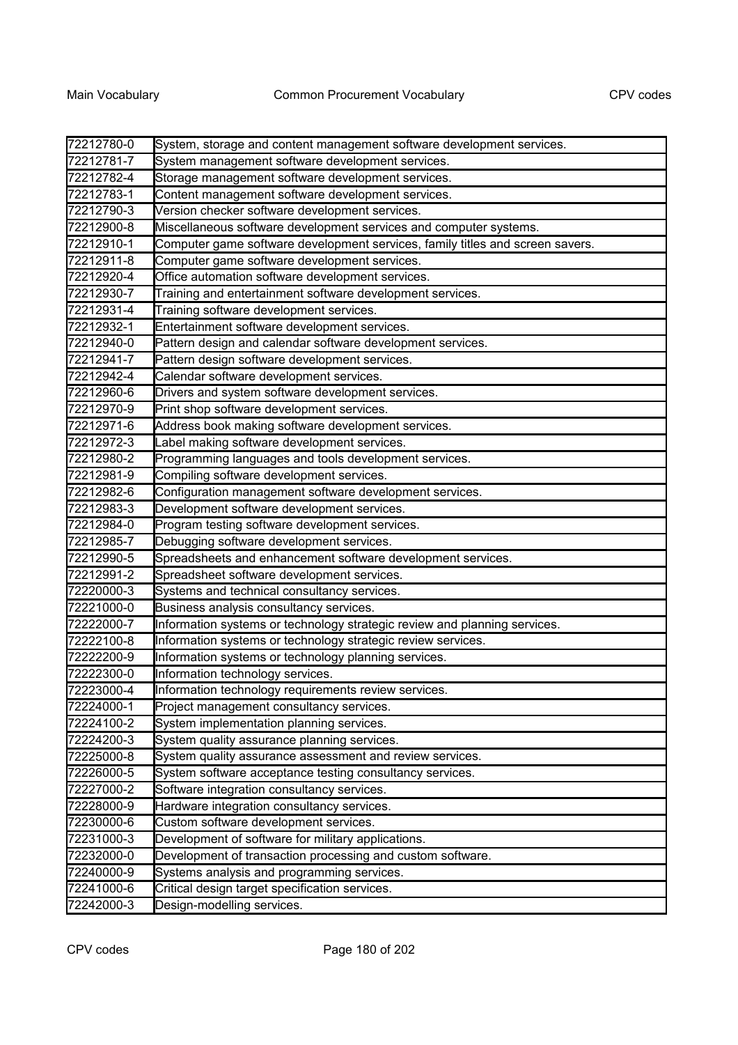| | |
|---|---|
| 72212780-0 | System, storage and content management software development services. |
| 72212781-7 | System management software development services. |
| 72212782-4 | Storage management software development services. |
| 72212783-1 | Content management software development services. |
| 72212790-3 | Version checker software development services. |
| 72212900-8 | Miscellaneous software development services and computer systems. |
| 72212910-1 | Computer game software development services, family titles and screen savers. |
| 72212911-8 | Computer game software development services. |
| 72212920-4 | Office automation software development services. |
| 72212930-7 | Training and entertainment software development services. |
| 72212931-4 | Training software development services. |
| 72212932-1 | Entertainment software development services. |
| 72212940-0 | Pattern design and calendar software development services. |
| 72212941-7 | Pattern design software development services. |
| 72212942-4 | Calendar software development services. |
| 72212960-6 | Drivers and system software development services. |
| 72212970-9 | Print shop software development services. |
| 72212971-6 | Address book making software development services. |
| 72212972-3 | Label making software development services. |
| 72212980-2 | Programming languages and tools development services. |
| 72212981-9 | Compiling software development services. |
| 72212982-6 | Configuration management software development services. |
| 72212983-3 | Development software development services. |
| 72212984-0 | Program testing software development services. |
| 72212985-7 | Debugging software development services. |
| 72212990-5 | Spreadsheets and enhancement software development services. |
| 72212991-2 | Spreadsheet software development services. |
| 72220000-3 | Systems and technical consultancy services. |
| 72221000-0 | Business analysis consultancy services. |
| 72222000-7 | Information systems or technology strategic review and planning services. |
| 72222100-8 | Information systems or technology strategic review services. |
| 72222200-9 | Information systems or technology planning services. |
| 72222300-0 | Information technology services. |
| 72223000-4 | Information technology requirements review services. |
| 72224000-1 | Project management consultancy services. |
| 72224100-2 | System implementation planning services. |
| 72224200-3 | System quality assurance planning services. |
| 72225000-8 | System quality assurance assessment and review services. |
| 72226000-5 | System software acceptance testing consultancy services. |
| 72227000-2 | Software integration consultancy services. |
| 72228000-9 | Hardware integration consultancy services. |
| 72230000-6 | Custom software development services. |
| 72231000-3 | Development of software for military applications. |
| 72232000-0 | Development of transaction processing and custom software. |
| 72240000-9 | Systems analysis and programming services. |
| 72241000-6 | Critical design target specification services. |
| 72242000-3 | Design-modelling services. |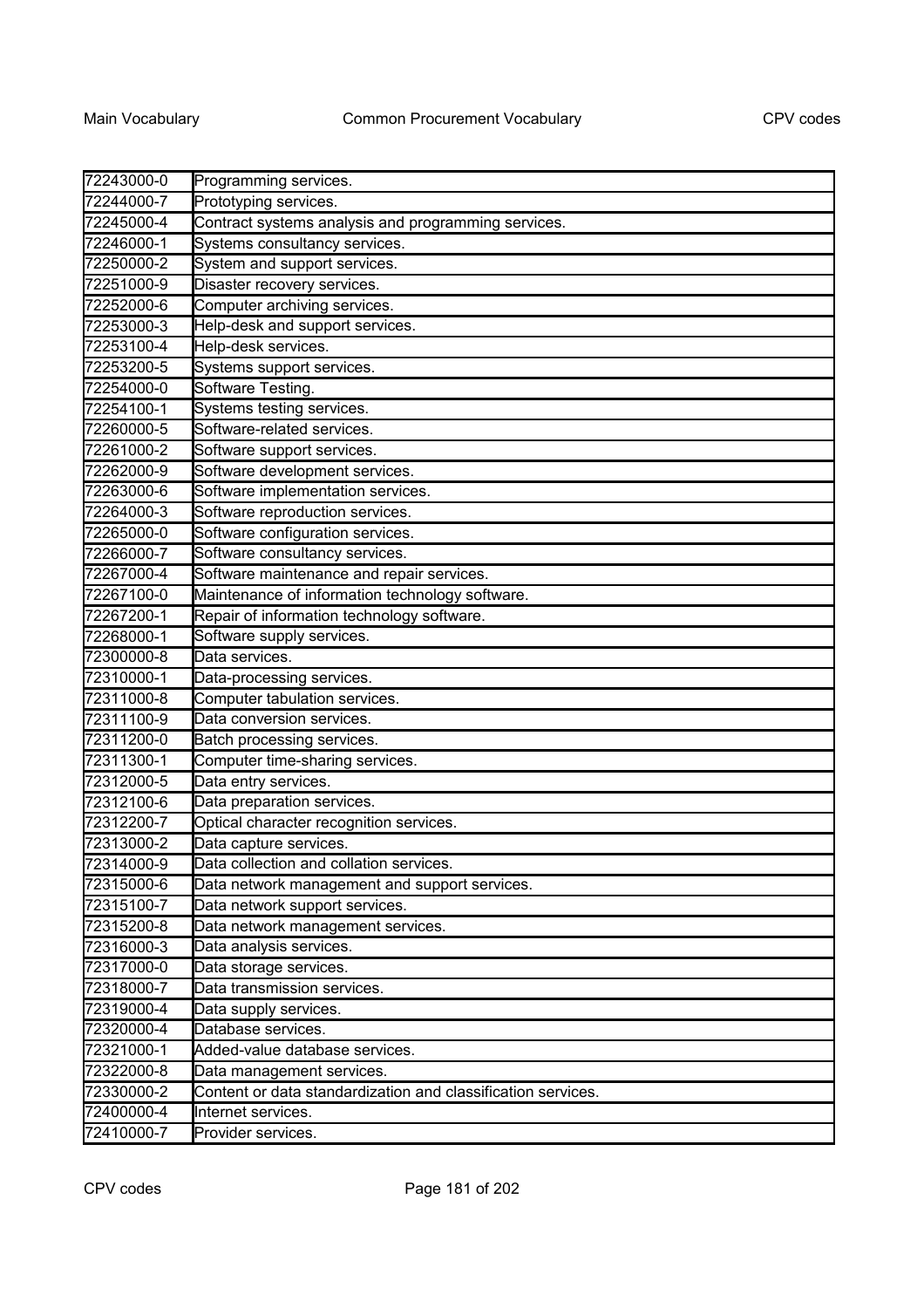| 72243000-0 | Programming services. |
|---|---|
| 72244000-7 | Prototyping services. |
| 72245000-4 | Contract systems analysis and programming services. |
| 72246000-1 | Systems consultancy services. |
| 72250000-2 | System and support services. |
| 72251000-9 | Disaster recovery services. |
| 72252000-6 | Computer archiving services. |
| 72253000-3 | Help-desk and support services. |
| 72253100-4 | Help-desk services. |
| 72253200-5 | Systems support services. |
| 72254000-0 | Software Testing. |
| 72254100-1 | Systems testing services. |
| 72260000-5 | Software-related services. |
| 72261000-2 | Software support services. |
| 72262000-9 | Software development services. |
| 72263000-6 | Software implementation services. |
| 72264000-3 | Software reproduction services. |
| 72265000-0 | Software configuration services. |
| 72266000-7 | Software consultancy services. |
| 72267000-4 | Software maintenance and repair services. |
| 72267100-0 | Maintenance of information technology software. |
| 72267200-1 | Repair of information technology software. |
| 72268000-1 | Software supply services. |
| 72300000-8 | Data services. |
| 72310000-1 | Data-processing services. |
| 72311000-8 | Computer tabulation services. |
| 72311100-9 | Data conversion services. |
| 72311200-0 | Batch processing services. |
| 72311300-1 | Computer time-sharing services. |
| 72312000-5 | Data entry services. |
| 72312100-6 | Data preparation services. |
| 72312200-7 | Optical character recognition services. |
| 72313000-2 | Data capture services. |
| 72314000-9 | Data collection and collation services. |
| 72315000-6 | Data network management and support services. |
| 72315100-7 | Data network support services. |
| 72315200-8 | Data network management services. |
| 72316000-3 | Data analysis services. |
| 72317000-0 | Data storage services. |
| 72318000-7 | Data transmission services. |
| 72319000-4 | Data supply services. |
| 72320000-4 | Database services. |
| 72321000-1 | Added-value database services. |
| 72322000-8 | Data management services. |
| 72330000-2 | Content or data standardization and classification services. |
| 72400000-4 | Internet services. |
| 72410000-7 | Provider services. |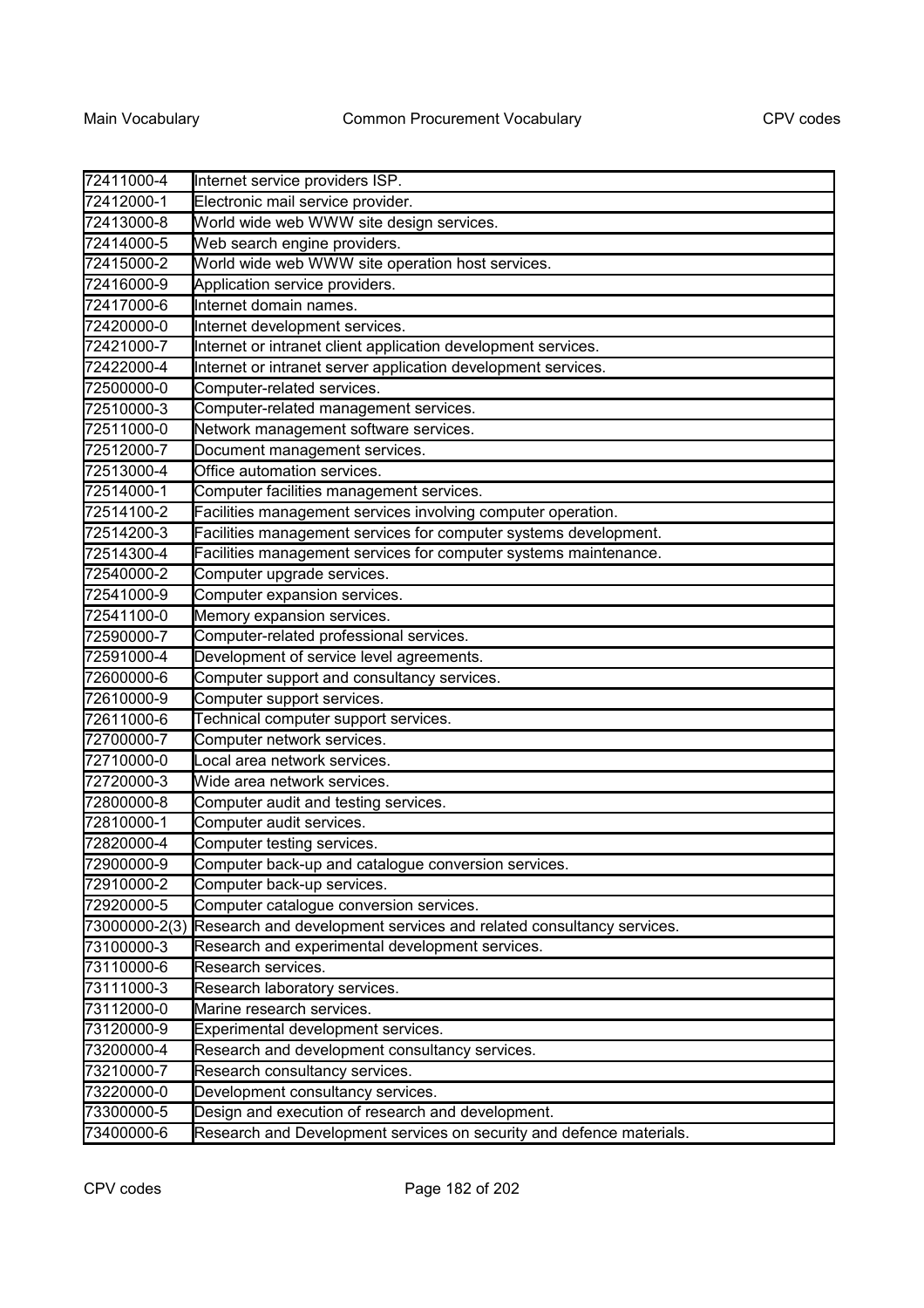| | |
|---|---|
| 72411000-4 | Internet service providers ISP. |
| 72412000-1 | Electronic mail service provider. |
| 72413000-8 | World wide web WWW site design services. |
| 72414000-5 | Web search engine providers. |
| 72415000-2 | World wide web WWW site operation host services. |
| 72416000-9 | Application service providers. |
| 72417000-6 | Internet domain names. |
| 72420000-0 | Internet development services. |
| 72421000-7 | Internet or intranet client application development services. |
| 72422000-4 | Internet or intranet server application development services. |
| 72500000-0 | Computer-related services. |
| 72510000-3 | Computer-related management services. |
| 72511000-0 | Network management software services. |
| 72512000-7 | Document management services. |
| 72513000-4 | Office automation services. |
| 72514000-1 | Computer facilities management services. |
| 72514100-2 | Facilities management services involving computer operation. |
| 72514200-3 | Facilities management services for computer systems development. |
| 72514300-4 | Facilities management services for computer systems maintenance. |
| 72540000-2 | Computer upgrade services. |
| 72541000-9 | Computer expansion services. |
| 72541100-0 | Memory expansion services. |
| 72590000-7 | Computer-related professional services. |
| 72591000-4 | Development of service level agreements. |
| 72600000-6 | Computer support and consultancy services. |
| 72610000-9 | Computer support services. |
| 72611000-6 | Technical computer support services. |
| 72700000-7 | Computer network services. |
| 72710000-0 | Local area network services. |
| 72720000-3 | Wide area network services. |
| 72800000-8 | Computer audit and testing services. |
| 72810000-1 | Computer audit services. |
| 72820000-4 | Computer testing services. |
| 72900000-9 | Computer back-up and catalogue conversion services. |
| 72910000-2 | Computer back-up services. |
| 72920000-5 | Computer catalogue conversion services. |
| 73000000-2(3) | Research and development services and related consultancy services. |
| 73100000-3 | Research and experimental development services. |
| 73110000-6 | Research services. |
| 73111000-3 | Research laboratory services. |
| 73112000-0 | Marine research services. |
| 73120000-9 | Experimental development services. |
| 73200000-4 | Research and development consultancy services. |
| 73210000-7 | Research consultancy services. |
| 73220000-0 | Development consultancy services. |
| 73300000-5 | Design and execution of research and development. |
| 73400000-6 | Research and Development services on security and defence materials. |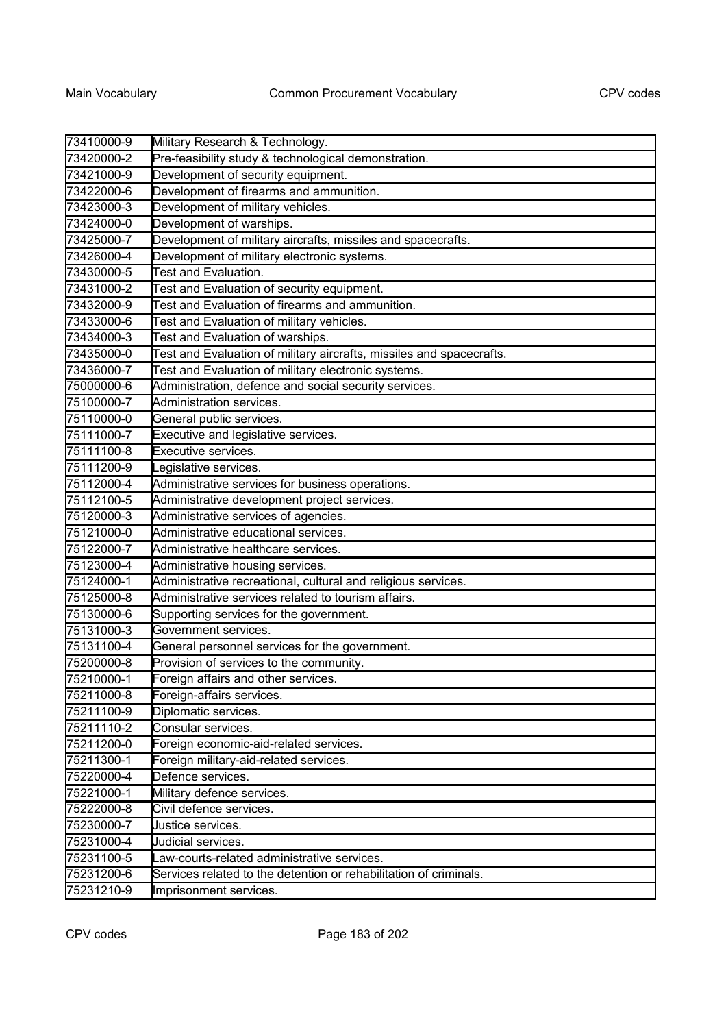| | |
|---|---|
| 73410000-9 | Military Research & Technology. |
| 73420000-2 | Pre-feasibility study & technological demonstration. |
| 73421000-9 | Development of security equipment. |
| 73422000-6 | Development of firearms and ammunition. |
| 73423000-3 | Development of military vehicles. |
| 73424000-0 | Development of warships. |
| 73425000-7 | Development of military aircrafts, missiles and spacecrafts. |
| 73426000-4 | Development of military electronic systems. |
| 73430000-5 | Test and Evaluation. |
| 73431000-2 | Test and Evaluation of security equipment. |
| 73432000-9 | Test and Evaluation of firearms and ammunition. |
| 73433000-6 | Test and Evaluation of military vehicles. |
| 73434000-3 | Test and Evaluation of warships. |
| 73435000-0 | Test and Evaluation of military aircrafts, missiles and spacecrafts. |
| 73436000-7 | Test and Evaluation of military electronic systems. |
| 75000000-6 | Administration, defence and social security services. |
| 75100000-7 | Administration services. |
| 75110000-0 | General public services. |
| 75111000-7 | Executive and legislative services. |
| 75111100-8 | Executive services. |
| 75111200-9 | Legislative services. |
| 75112000-4 | Administrative services for business operations. |
| 75112100-5 | Administrative development project services. |
| 75120000-3 | Administrative services of agencies. |
| 75121000-0 | Administrative educational services. |
| 75122000-7 | Administrative healthcare services. |
| 75123000-4 | Administrative housing services. |
| 75124000-1 | Administrative recreational, cultural and religious services. |
| 75125000-8 | Administrative services related to tourism affairs. |
| 75130000-6 | Supporting services for the government. |
| 75131000-3 | Government services. |
| 75131100-4 | General personnel services for the government. |
| 75200000-8 | Provision of services to the community. |
| 75210000-1 | Foreign affairs and other services. |
| 75211000-8 | Foreign-affairs services. |
| 75211100-9 | Diplomatic services. |
| 75211110-2 | Consular services. |
| 75211200-0 | Foreign economic-aid-related services. |
| 75211300-1 | Foreign military-aid-related services. |
| 75220000-4 | Defence services. |
| 75221000-1 | Military defence services. |
| 75222000-8 | Civil defence services. |
| 75230000-7 | Justice services. |
| 75231000-4 | Judicial services. |
| 75231100-5 | Law-courts-related administrative services. |
| 75231200-6 | Services related to the detention or rehabilitation of criminals. |
| 75231210-9 | Imprisonment services. |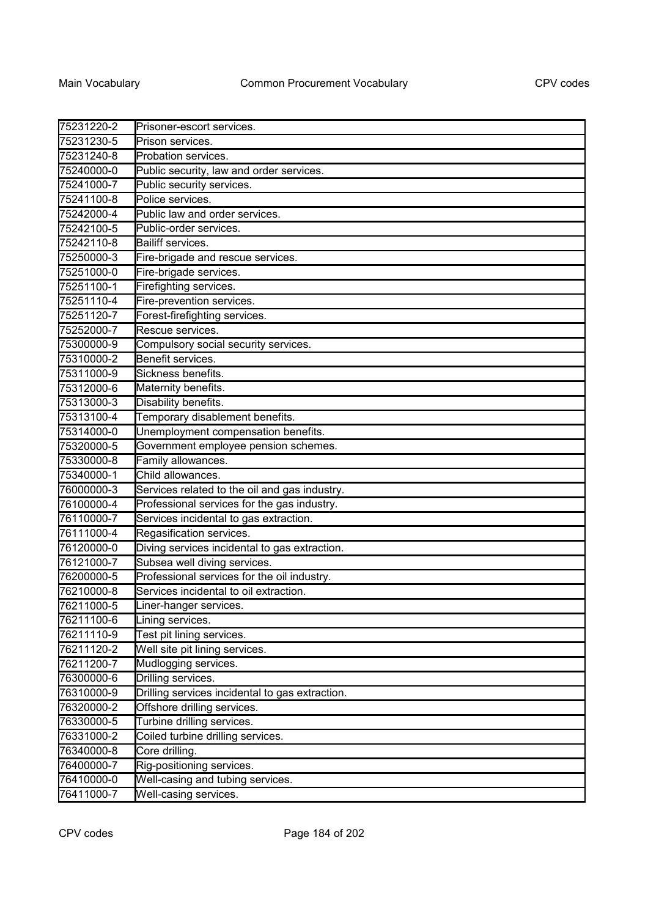| | |
|---|---|
| 75231220-2 | Prisoner-escort services. |
| 75231230-5 | Prison services. |
| 75231240-8 | Probation services. |
| 75240000-0 | Public security, law and order services. |
| 75241000-7 | Public security services. |
| 75241100-8 | Police services. |
| 75242000-4 | Public law and order services. |
| 75242100-5 | Public-order services. |
| 75242110-8 | Bailiff services. |
| 75250000-3 | Fire-brigade and rescue services. |
| 75251000-0 | Fire-brigade services. |
| 75251100-1 | Firefighting services. |
| 75251110-4 | Fire-prevention services. |
| 75251120-7 | Forest-firefighting services. |
| 75252000-7 | Rescue services. |
| 75300000-9 | Compulsory social security services. |
| 75310000-2 | Benefit services. |
| 75311000-9 | Sickness benefits. |
| 75312000-6 | Maternity benefits. |
| 75313000-3 | Disability benefits. |
| 75313100-4 | Temporary disablement benefits. |
| 75314000-0 | Unemployment compensation benefits. |
| 75320000-5 | Government employee pension schemes. |
| 75330000-8 | Family allowances. |
| 75340000-1 | Child allowances. |
| 76000000-3 | Services related to the oil and gas industry. |
| 76100000-4 | Professional services for the gas industry. |
| 76110000-7 | Services incidental to gas extraction. |
| 76111000-4 | Regasification services. |
| 76120000-0 | Diving services incidental to gas extraction. |
| 76121000-7 | Subsea well diving services. |
| 76200000-5 | Professional services for the oil industry. |
| 76210000-8 | Services incidental to oil extraction. |
| 76211000-5 | Liner-hanger services. |
| 76211100-6 | Lining services. |
| 76211110-9 | Test pit lining services. |
| 76211120-2 | Well site pit lining services. |
| 76211200-7 | Mudlogging services. |
| 76300000-6 | Drilling services. |
| 76310000-9 | Drilling services incidental to gas extraction. |
| 76320000-2 | Offshore drilling services. |
| 76330000-5 | Turbine drilling services. |
| 76331000-2 | Coiled turbine drilling services. |
| 76340000-8 | Core drilling. |
| 76400000-7 | Rig-positioning services. |
| 76410000-0 | Well-casing and tubing services. |
| 76411000-7 | Well-casing services. |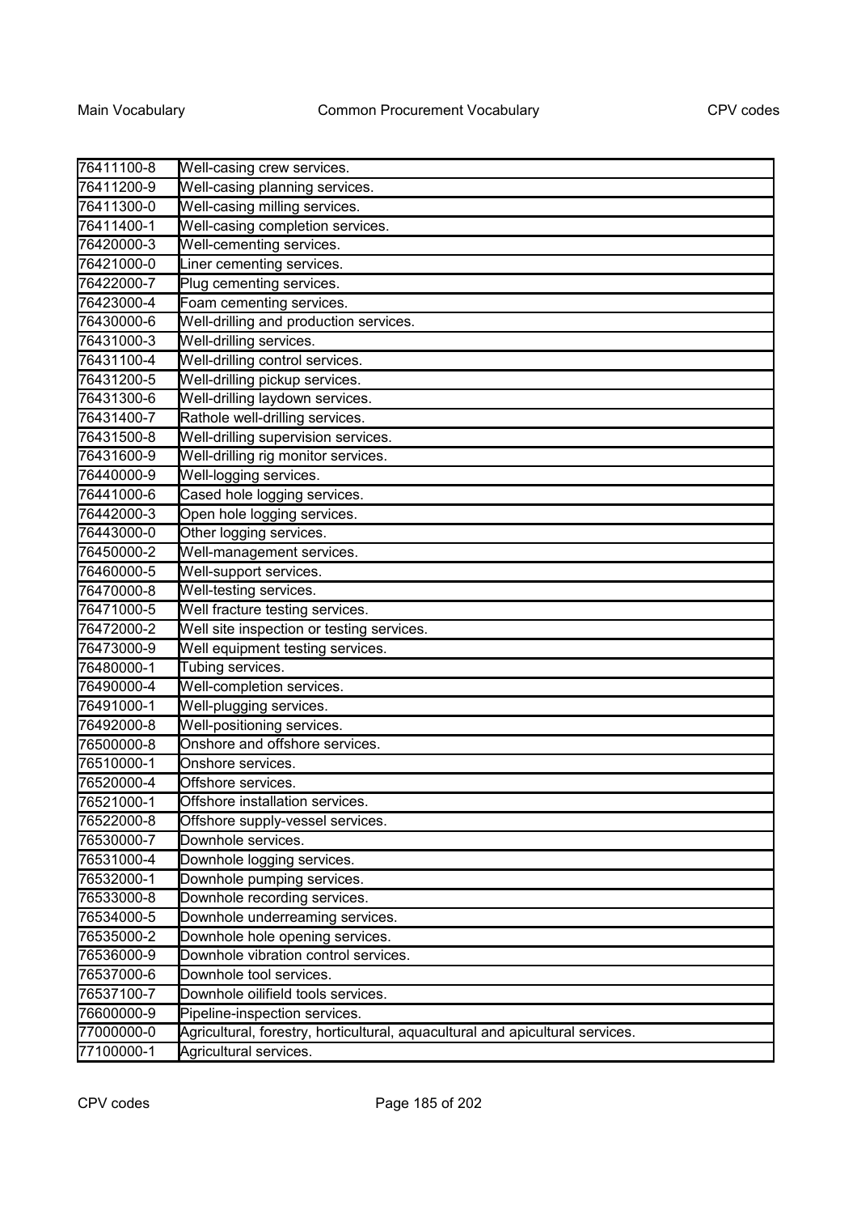| | |
|---|---|
| 76411100-8 | Well-casing crew services. |
| 76411200-9 | Well-casing planning services. |
| 76411300-0 | Well-casing milling services. |
| 76411400-1 | Well-casing completion services. |
| 76420000-3 | Well-cementing services. |
| 76421000-0 | Liner cementing services. |
| 76422000-7 | Plug cementing services. |
| 76423000-4 | Foam cementing services. |
| 76430000-6 | Well-drilling and production services. |
| 76431000-3 | Well-drilling services. |
| 76431100-4 | Well-drilling control services. |
| 76431200-5 | Well-drilling pickup services. |
| 76431300-6 | Well-drilling laydown services. |
| 76431400-7 | Rathole well-drilling services. |
| 76431500-8 | Well-drilling supervision services. |
| 76431600-9 | Well-drilling rig monitor services. |
| 76440000-9 | Well-logging services. |
| 76441000-6 | Cased hole logging services. |
| 76442000-3 | Open hole logging services. |
| 76443000-0 | Other logging services. |
| 76450000-2 | Well-management services. |
| 76460000-5 | Well-support services. |
| 76470000-8 | Well-testing services. |
| 76471000-5 | Well fracture testing services. |
| 76472000-2 | Well site inspection or testing services. |
| 76473000-9 | Well equipment testing services. |
| 76480000-1 | Tubing services. |
| 76490000-4 | Well-completion services. |
| 76491000-1 | Well-plugging services. |
| 76492000-8 | Well-positioning services. |
| 76500000-8 | Onshore and offshore services. |
| 76510000-1 | Onshore services. |
| 76520000-4 | Offshore services. |
| 76521000-1 | Offshore installation services. |
| 76522000-8 | Offshore supply-vessel services. |
| 76530000-7 | Downhole services. |
| 76531000-4 | Downhole logging services. |
| 76532000-1 | Downhole pumping services. |
| 76533000-8 | Downhole recording services. |
| 76534000-5 | Downhole underreaming services. |
| 76535000-2 | Downhole hole opening services. |
| 76536000-9 | Downhole vibration control services. |
| 76537000-6 | Downhole tool services. |
| 76537100-7 | Downhole oilifield tools services. |
| 76600000-9 | Pipeline-inspection services. |
| 77000000-0 | Agricultural, forestry, horticultural, aquacultural and apicultural services. |
| 77100000-1 | Agricultural services. |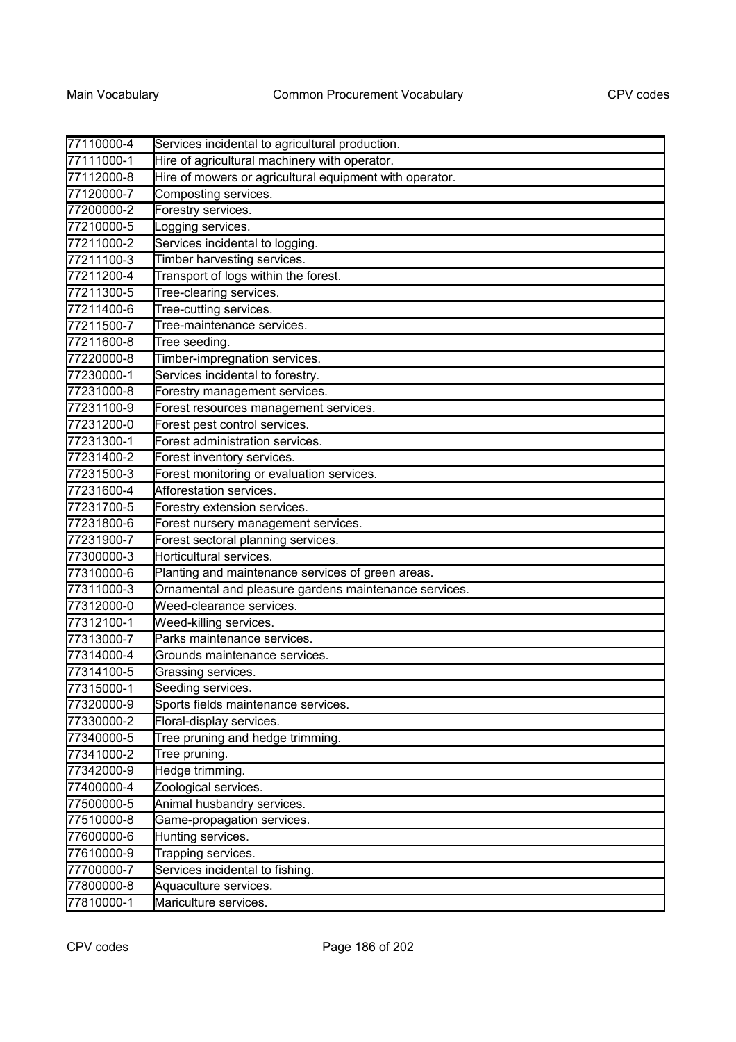| 77110000-4 | Services incidental to agricultural production. |
|---|---|
| 77111000-1 | Hire of agricultural machinery with operator. |
| 77112000-8 | Hire of mowers or agricultural equipment with operator. |
| 77120000-7 | Composting services. |
| 77200000-2 | Forestry services. |
| 77210000-5 | Logging services. |
| 77211000-2 | Services incidental to logging. |
| 77211100-3 | Timber harvesting services. |
| 77211200-4 | Transport of logs within the forest. |
| 77211300-5 | Tree-clearing services. |
| 77211400-6 | Tree-cutting services. |
| 77211500-7 | Tree-maintenance services. |
| 77211600-8 | Tree seeding. |
| 77220000-8 | Timber-impregnation services. |
| 77230000-1 | Services incidental to forestry. |
| 77231000-8 | Forestry management services. |
| 77231100-9 | Forest resources management services. |
| 77231200-0 | Forest pest control services. |
| 77231300-1 | Forest administration services. |
| 77231400-2 | Forest inventory services. |
| 77231500-3 | Forest monitoring or evaluation services. |
| 77231600-4 | Afforestation services. |
| 77231700-5 | Forestry extension services. |
| 77231800-6 | Forest nursery management services. |
| 77231900-7 | Forest sectoral planning services. |
| 77300000-3 | Horticultural services. |
| 77310000-6 | Planting and maintenance services of green areas. |
| 77311000-3 | Ornamental and pleasure gardens maintenance services. |
| 77312000-0 | Weed-clearance services. |
| 77312100-1 | Weed-killing services. |
| 77313000-7 | Parks maintenance services. |
| 77314000-4 | Grounds maintenance services. |
| 77314100-5 | Grassing services. |
| 77315000-1 | Seeding services. |
| 77320000-9 | Sports fields maintenance services. |
| 77330000-2 | Floral-display services. |
| 77340000-5 | Tree pruning and hedge trimming. |
| 77341000-2 | Tree pruning. |
| 77342000-9 | Hedge trimming. |
| 77400000-4 | Zoological services. |
| 77500000-5 | Animal husbandry services. |
| 77510000-8 | Game-propagation services. |
| 77600000-6 | Hunting services. |
| 77610000-9 | Trapping services. |
| 77700000-7 | Services incidental to fishing. |
| 77800000-8 | Aquaculture services. |
| 77810000-1 | Mariculture services. |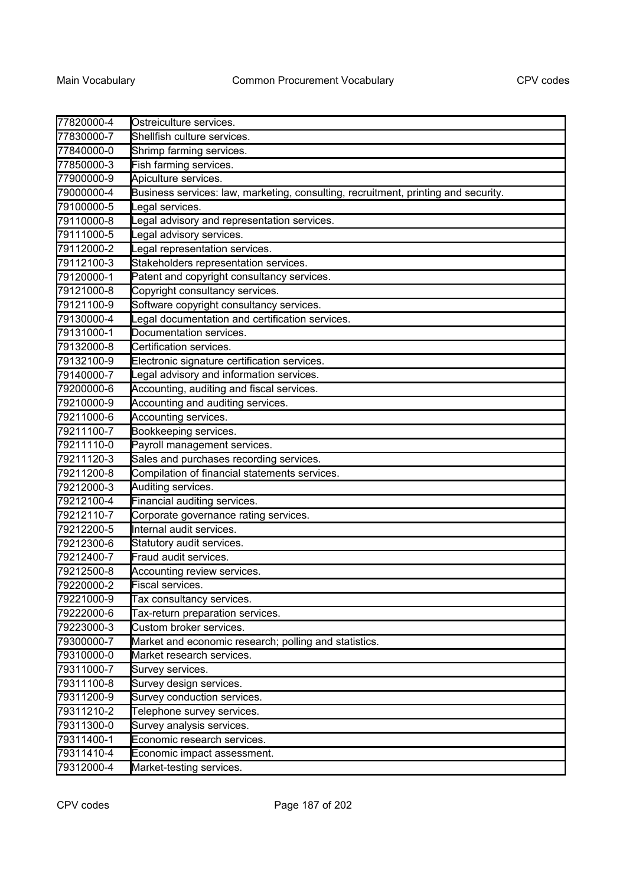| | |
|---|---|
| 77820000-4 | Ostreiculture services. |
| 77830000-7 | Shellfish culture services. |
| 77840000-0 | Shrimp farming services. |
| 77850000-3 | Fish farming services. |
| 77900000-9 | Apiculture services. |
| 79000000-4 | Business services: law, marketing, consulting, recruitment, printing and security. |
| 79100000-5 | Legal services. |
| 79110000-8 | Legal advisory and representation services. |
| 79111000-5 | Legal advisory services. |
| 79112000-2 | Legal representation services. |
| 79112100-3 | Stakeholders representation services. |
| 79120000-1 | Patent and copyright consultancy services. |
| 79121000-8 | Copyright consultancy services. |
| 79121100-9 | Software copyright consultancy services. |
| 79130000-4 | Legal documentation and certification services. |
| 79131000-1 | Documentation services. |
| 79132000-8 | Certification services. |
| 79132100-9 | Electronic signature certification services. |
| 79140000-7 | Legal advisory and information services. |
| 79200000-6 | Accounting, auditing and fiscal services. |
| 79210000-9 | Accounting and auditing services. |
| 79211000-6 | Accounting services. |
| 79211100-7 | Bookkeeping services. |
| 79211110-0 | Payroll management services. |
| 79211120-3 | Sales and purchases recording services. |
| 79211200-8 | Compilation of financial statements services. |
| 79212000-3 | Auditing services. |
| 79212100-4 | Financial auditing services. |
| 79212110-7 | Corporate governance rating services. |
| 79212200-5 | Internal audit services. |
| 79212300-6 | Statutory audit services. |
| 79212400-7 | Fraud audit services. |
| 79212500-8 | Accounting review services. |
| 79220000-2 | Fiscal services. |
| 79221000-9 | Tax consultancy services. |
| 79222000-6 | Tax-return preparation services. |
| 79223000-3 | Custom broker services. |
| 79300000-7 | Market and economic research; polling and statistics. |
| 79310000-0 | Market research services. |
| 79311000-7 | Survey services. |
| 79311100-8 | Survey design services. |
| 79311200-9 | Survey conduction services. |
| 79311210-2 | Telephone survey services. |
| 79311300-0 | Survey analysis services. |
| 79311400-1 | Economic research services. |
| 79311410-4 | Economic impact assessment. |
| 79312000-4 | Market-testing services. |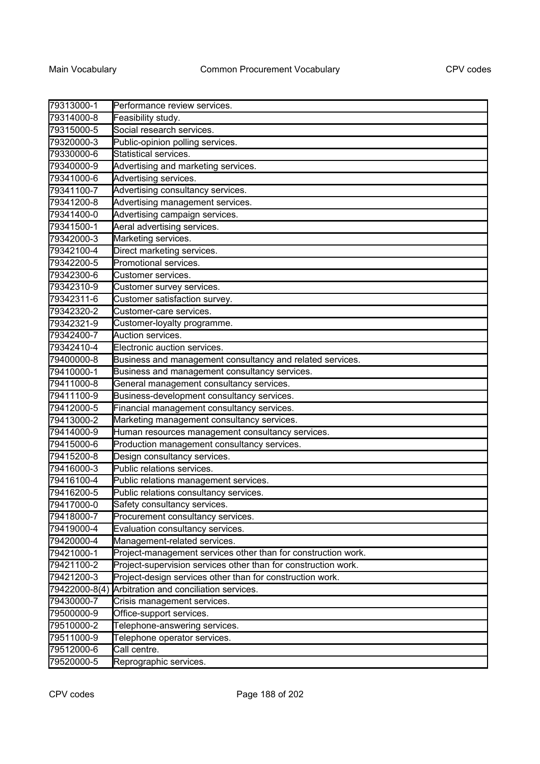| | |
|---|---|
| 79313000-1 | Performance review services. |
| 79314000-8 | Feasibility study. |
| 79315000-5 | Social research services. |
| 79320000-3 | Public-opinion polling services. |
| 79330000-6 | Statistical services. |
| 79340000-9 | Advertising and marketing services. |
| 79341000-6 | Advertising services. |
| 79341100-7 | Advertising consultancy services. |
| 79341200-8 | Advertising management services. |
| 79341400-0 | Advertising campaign services. |
| 79341500-1 | Aeral advertising services. |
| 79342000-3 | Marketing services. |
| 79342100-4 | Direct marketing services. |
| 79342200-5 | Promotional services. |
| 79342300-6 | Customer services. |
| 79342310-9 | Customer survey services. |
| 79342311-6 | Customer satisfaction survey. |
| 79342320-2 | Customer-care services. |
| 79342321-9 | Customer-loyalty programme. |
| 79342400-7 | Auction services. |
| 79342410-4 | Electronic auction services. |
| 79400000-8 | Business and management consultancy and related services. |
| 79410000-1 | Business and management consultancy services. |
| 79411000-8 | General management consultancy services. |
| 79411100-9 | Business-development consultancy services. |
| 79412000-5 | Financial management consultancy services. |
| 79413000-2 | Marketing management consultancy services. |
| 79414000-9 | Human resources management consultancy services. |
| 79415000-6 | Production management consultancy services. |
| 79415200-8 | Design consultancy services. |
| 79416000-3 | Public relations services. |
| 79416100-4 | Public relations management services. |
| 79416200-5 | Public relations consultancy services. |
| 79417000-0 | Safety consultancy services. |
| 79418000-7 | Procurement consultancy services. |
| 79419000-4 | Evaluation consultancy services. |
| 79420000-4 | Management-related services. |
| 79421000-1 | Project-management services other than for construction work. |
| 79421100-2 | Project-supervision services other than for construction work. |
| 79421200-3 | Project-design services other than for construction work. |
| 79422000-8(4) | Arbitration and conciliation services. |
| 79430000-7 | Crisis management services. |
| 79500000-9 | Office-support services. |
| 79510000-2 | Telephone-answering services. |
| 79511000-9 | Telephone operator services. |
| 79512000-6 | Call centre. |
| 79520000-5 | Reprographic services. |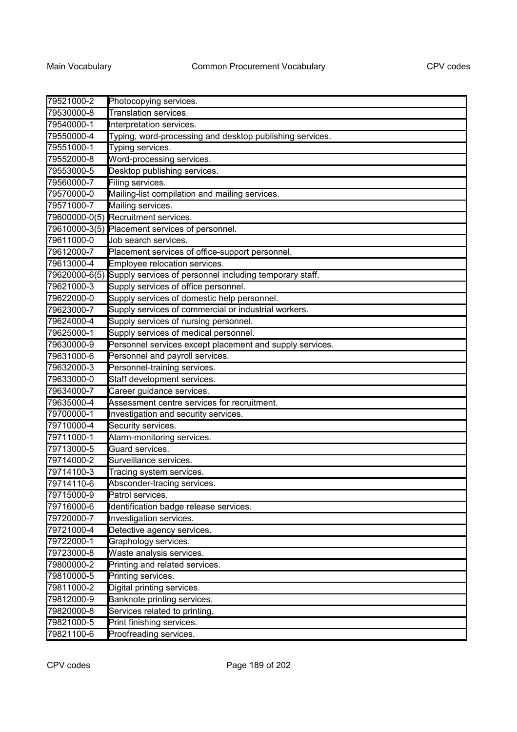| | |
|---|---|
| 79521000-2 | Photocopying services. |
| 79530000-8 | Translation services. |
| 79540000-1 | Interpretation services. |
| 79550000-4 | Typing, word-processing and desktop publishing services. |
| 79551000-1 | Typing services. |
| 79552000-8 | Word-processing services. |
| 79553000-5 | Desktop publishing services. |
| 79560000-7 | Filing services. |
| 79570000-0 | Mailing-list compilation and mailing services. |
| 79571000-7 | Mailing services. |
| 79600000-0(5) | Recruitment services. |
| 79610000-3(5) | Placement services of personnel. |
| 79611000-0 | Job search services. |
| 79612000-7 | Placement services of office-support personnel. |
| 79613000-4 | Employee relocation services. |
| 79620000-6(5) | Supply services of personnel including temporary staff. |
| 79621000-3 | Supply services of office personnel. |
| 79622000-0 | Supply services of domestic help personnel. |
| 79623000-7 | Supply services of commercial or industrial workers. |
| 79624000-4 | Supply services of nursing personnel. |
| 79625000-1 | Supply services of medical personnel. |
| 79630000-9 | Personnel services except placement and supply services. |
| 79631000-6 | Personnel and payroll services. |
| 79632000-3 | Personnel-training services. |
| 79633000-0 | Staff development services. |
| 79634000-7 | Career guidance services. |
| 79635000-4 | Assessment centre services for recruitment. |
| 79700000-1 | Investigation and security services. |
| 79710000-4 | Security services. |
| 79711000-1 | Alarm-monitoring services. |
| 79713000-5 | Guard services. |
| 79714000-2 | Surveillance services. |
| 79714100-3 | Tracing system services. |
| 79714110-6 | Absconder-tracing services. |
| 79715000-9 | Patrol services. |
| 79716000-6 | Identification badge release services. |
| 79720000-7 | Investigation services. |
| 79721000-4 | Detective agency services. |
| 79722000-1 | Graphology services. |
| 79723000-8 | Waste analysis services. |
| 79800000-2 | Printing and related services. |
| 79810000-5 | Printing services. |
| 79811000-2 | Digital printing services. |
| 79812000-9 | Banknote printing services. |
| 79820000-8 | Services related to printing. |
| 79821000-5 | Print finishing services. |
| 79821100-6 | Proofreading services. |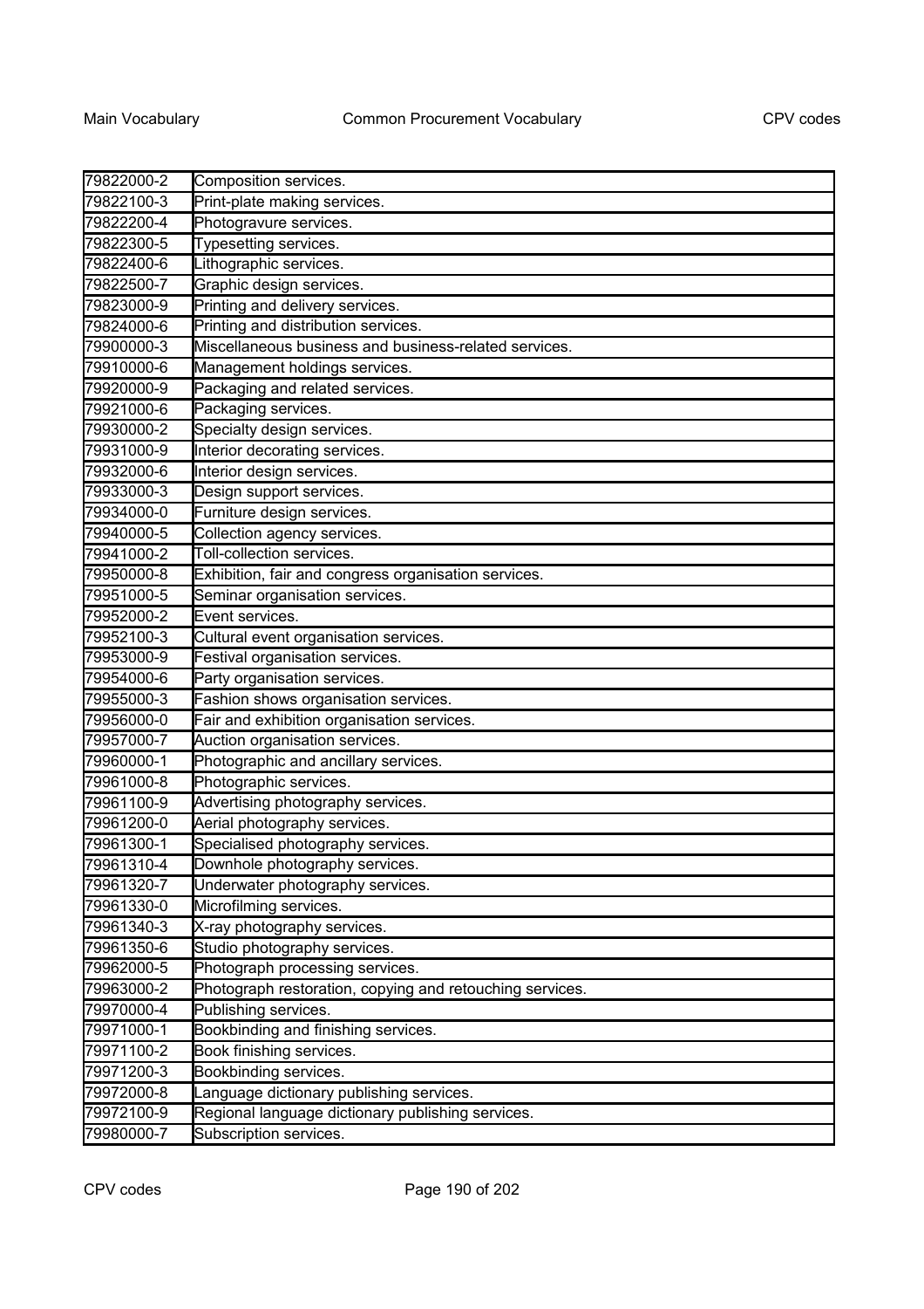| | |
|---|---|
| 79822000-2 | Composition services. |
| 79822100-3 | Print-plate making services. |
| 79822200-4 | Photogravure services. |
| 79822300-5 | Typesetting services. |
| 79822400-6 | Lithographic services. |
| 79822500-7 | Graphic design services. |
| 79823000-9 | Printing and delivery services. |
| 79824000-6 | Printing and distribution services. |
| 79900000-3 | Miscellaneous business and business-related services. |
| 79910000-6 | Management holdings services. |
| 79920000-9 | Packaging and related services. |
| 79921000-6 | Packaging services. |
| 79930000-2 | Specialty design services. |
| 79931000-9 | Interior decorating services. |
| 79932000-6 | Interior design services. |
| 79933000-3 | Design support services. |
| 79934000-0 | Furniture design services. |
| 79940000-5 | Collection agency services. |
| 79941000-2 | Toll-collection services. |
| 79950000-8 | Exhibition, fair and congress organisation services. |
| 79951000-5 | Seminar organisation services. |
| 79952000-2 | Event services. |
| 79952100-3 | Cultural event organisation services. |
| 79953000-9 | Festival organisation services. |
| 79954000-6 | Party organisation services. |
| 79955000-3 | Fashion shows organisation services. |
| 79956000-0 | Fair and exhibition organisation services. |
| 79957000-7 | Auction organisation services. |
| 79960000-1 | Photographic and ancillary services. |
| 79961000-8 | Photographic services. |
| 79961100-9 | Advertising photography services. |
| 79961200-0 | Aerial photography services. |
| 79961300-1 | Specialised photography services. |
| 79961310-4 | Downhole photography services. |
| 79961320-7 | Underwater photography services. |
| 79961330-0 | Microfilming services. |
| 79961340-3 | X-ray photography services. |
| 79961350-6 | Studio photography services. |
| 79962000-5 | Photograph processing services. |
| 79963000-2 | Photograph restoration, copying and retouching services. |
| 79970000-4 | Publishing services. |
| 79971000-1 | Bookbinding and finishing services. |
| 79971100-2 | Book finishing services. |
| 79971200-3 | Bookbinding services. |
| 79972000-8 | Language dictionary publishing services. |
| 79972100-9 | Regional language dictionary publishing services. |
| 79980000-7 | Subscription services. |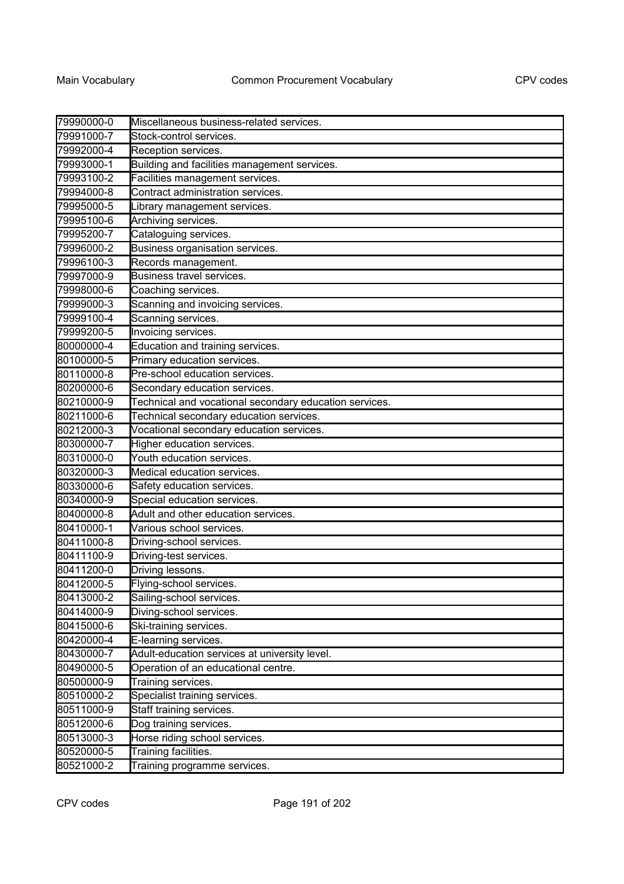| | |
|---|---|
| 79990000-0 | Miscellaneous business-related services. |
| 79991000-7 | Stock-control services. |
| 79992000-4 | Reception services. |
| 79993000-1 | Building and facilities management services. |
| 79993100-2 | Facilities management services. |
| 79994000-8 | Contract administration services. |
| 79995000-5 | Library management services. |
| 79995100-6 | Archiving services. |
| 79995200-7 | Cataloguing services. |
| 79996000-2 | Business organisation services. |
| 79996100-3 | Records management. |
| 79997000-9 | Business travel services. |
| 79998000-6 | Coaching services. |
| 79999000-3 | Scanning and invoicing services. |
| 79999100-4 | Scanning services. |
| 79999200-5 | Invoicing services. |
| 80000000-4 | Education and training services. |
| 80100000-5 | Primary education services. |
| 80110000-8 | Pre-school education services. |
| 80200000-6 | Secondary education services. |
| 80210000-9 | Technical and vocational secondary education services. |
| 80211000-6 | Technical secondary education services. |
| 80212000-3 | Vocational secondary education services. |
| 80300000-7 | Higher education services. |
| 80310000-0 | Youth education services. |
| 80320000-3 | Medical education services. |
| 80330000-6 | Safety education services. |
| 80340000-9 | Special education services. |
| 80400000-8 | Adult and other education services. |
| 80410000-1 | Various school services. |
| 80411000-8 | Driving-school services. |
| 80411100-9 | Driving-test services. |
| 80411200-0 | Driving lessons. |
| 80412000-5 | Flying-school services. |
| 80413000-2 | Sailing-school services. |
| 80414000-9 | Diving-school services. |
| 80415000-6 | Ski-training services. |
| 80420000-4 | E-learning services. |
| 80430000-7 | Adult-education services at university level. |
| 80490000-5 | Operation of an educational centre. |
| 80500000-9 | Training services. |
| 80510000-2 | Specialist training services. |
| 80511000-9 | Staff training services. |
| 80512000-6 | Dog training services. |
| 80513000-3 | Horse riding school services. |
| 80520000-5 | Training facilities. |
| 80521000-2 | Training programme services. |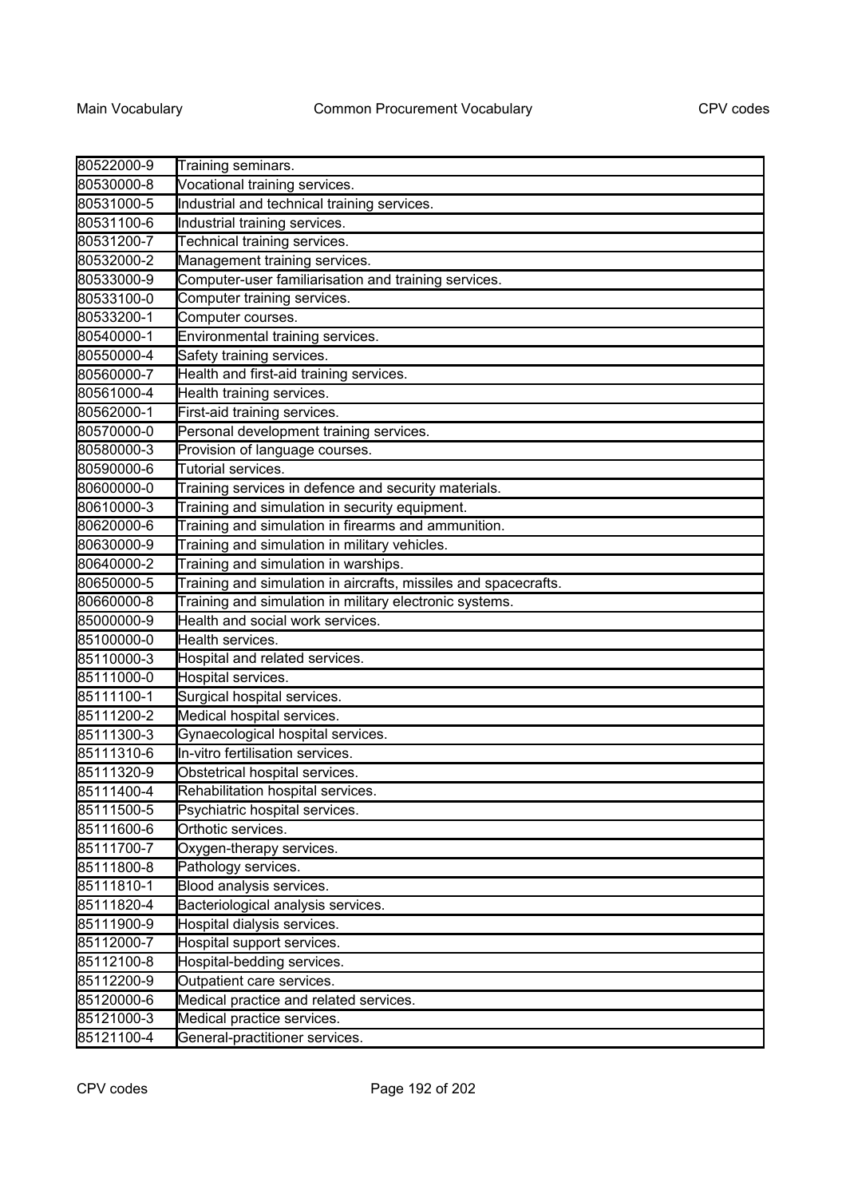| 80522000-9 | Training seminars. |
|---|---|
| 80530000-8 | Vocational training services. |
| 80531000-5 | Industrial and technical training services. |
| 80531100-6 | Industrial training services. |
| 80531200-7 | Technical training services. |
| 80532000-2 | Management training services. |
| 80533000-9 | Computer-user familiarisation and training services. |
| 80533100-0 | Computer training services. |
| 80533200-1 | Computer courses. |
| 80540000-1 | Environmental training services. |
| 80550000-4 | Safety training services. |
| 80560000-7 | Health and first-aid training services. |
| 80561000-4 | Health training services. |
| 80562000-1 | First-aid training services. |
| 80570000-0 | Personal development training services. |
| 80580000-3 | Provision of language courses. |
| 80590000-6 | Tutorial services. |
| 80600000-0 | Training services in defence and security materials. |
| 80610000-3 | Training and simulation in security equipment. |
| 80620000-6 | Training and simulation in firearms and ammunition. |
| 80630000-9 | Training and simulation in military vehicles. |
| 80640000-2 | Training and simulation in warships. |
| 80650000-5 | Training and simulation in aircrafts, missiles and spacecrafts. |
| 80660000-8 | Training and simulation in military electronic systems. |
| 85000000-9 | Health and social work services. |
| 85100000-0 | Health services. |
| 85110000-3 | Hospital and related services. |
| 85111000-0 | Hospital services. |
| 85111100-1 | Surgical hospital services. |
| 85111200-2 | Medical hospital services. |
| 85111300-3 | Gynaecological hospital services. |
| 85111310-6 | In-vitro fertilisation services. |
| 85111320-9 | Obstetrical hospital services. |
| 85111400-4 | Rehabilitation hospital services. |
| 85111500-5 | Psychiatric hospital services. |
| 85111600-6 | Orthotic services. |
| 85111700-7 | Oxygen-therapy services. |
| 85111800-8 | Pathology services. |
| 85111810-1 | Blood analysis services. |
| 85111820-4 | Bacteriological analysis services. |
| 85111900-9 | Hospital dialysis services. |
| 85112000-7 | Hospital support services. |
| 85112100-8 | Hospital-bedding services. |
| 85112200-9 | Outpatient care services. |
| 85120000-6 | Medical practice and related services. |
| 85121000-3 | Medical practice services. |
| 85121100-4 | General-practitioner services. |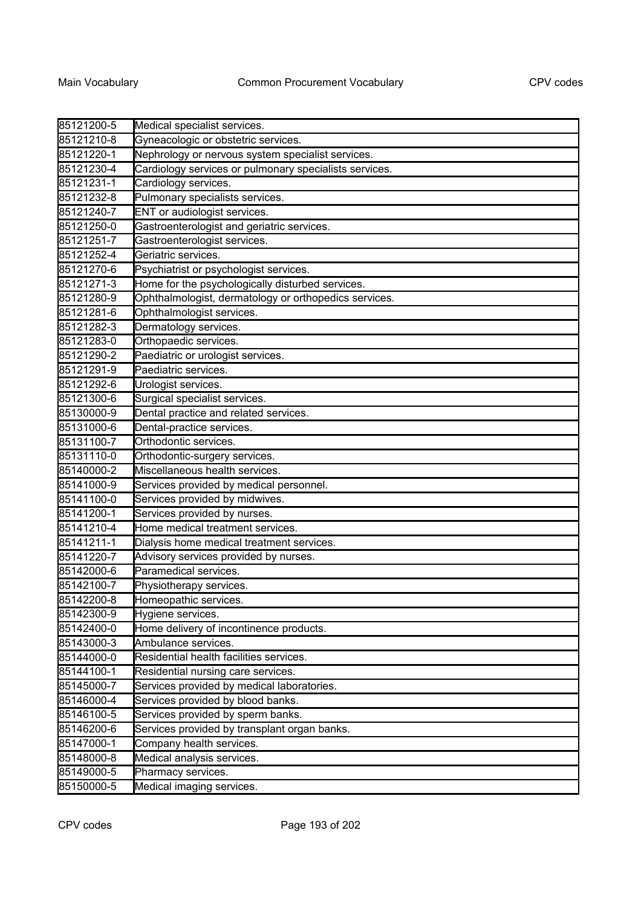| | |
|---|---|
| 85121200-5 | Medical specialist services. |
| 85121210-8 | Gyneacologic or obstetric services. |
| 85121220-1 | Nephrology or nervous system specialist services. |
| 85121230-4 | Cardiology services or pulmonary specialists services. |
| 85121231-1 | Cardiology services. |
| 85121232-8 | Pulmonary specialists services. |
| 85121240-7 | ENT or audiologist services. |
| 85121250-0 | Gastroenterologist and geriatric services. |
| 85121251-7 | Gastroenterologist services. |
| 85121252-4 | Geriatric services. |
| 85121270-6 | Psychiatrist or psychologist services. |
| 85121271-3 | Home for the psychologically disturbed services. |
| 85121280-9 | Ophthalmologist, dermatology or orthopedics services. |
| 85121281-6 | Ophthalmologist services. |
| 85121282-3 | Dermatology services. |
| 85121283-0 | Orthopaedic services. |
| 85121290-2 | Paediatric or urologist services. |
| 85121291-9 | Paediatric services. |
| 85121292-6 | Urologist services. |
| 85121300-6 | Surgical specialist services. |
| 85130000-9 | Dental practice and related services. |
| 85131000-6 | Dental-practice services. |
| 85131100-7 | Orthodontic services. |
| 85131110-0 | Orthodontic-surgery services. |
| 85140000-2 | Miscellaneous health services. |
| 85141000-9 | Services provided by medical personnel. |
| 85141100-0 | Services provided by midwives. |
| 85141200-1 | Services provided by nurses. |
| 85141210-4 | Home medical treatment services. |
| 85141211-1 | Dialysis home medical treatment services. |
| 85141220-7 | Advisory services provided by nurses. |
| 85142000-6 | Paramedical services. |
| 85142100-7 | Physiotherapy services. |
| 85142200-8 | Homeopathic services. |
| 85142300-9 | Hygiene services. |
| 85142400-0 | Home delivery of incontinence products. |
| 85143000-3 | Ambulance services. |
| 85144000-0 | Residential health facilities services. |
| 85144100-1 | Residential nursing care services. |
| 85145000-7 | Services provided by medical laboratories. |
| 85146000-4 | Services provided by blood banks. |
| 85146100-5 | Services provided by sperm banks. |
| 85146200-6 | Services provided by transplant organ banks. |
| 85147000-1 | Company health services. |
| 85148000-8 | Medical analysis services. |
| 85149000-5 | Pharmacy services. |
| 85150000-5 | Medical imaging services. |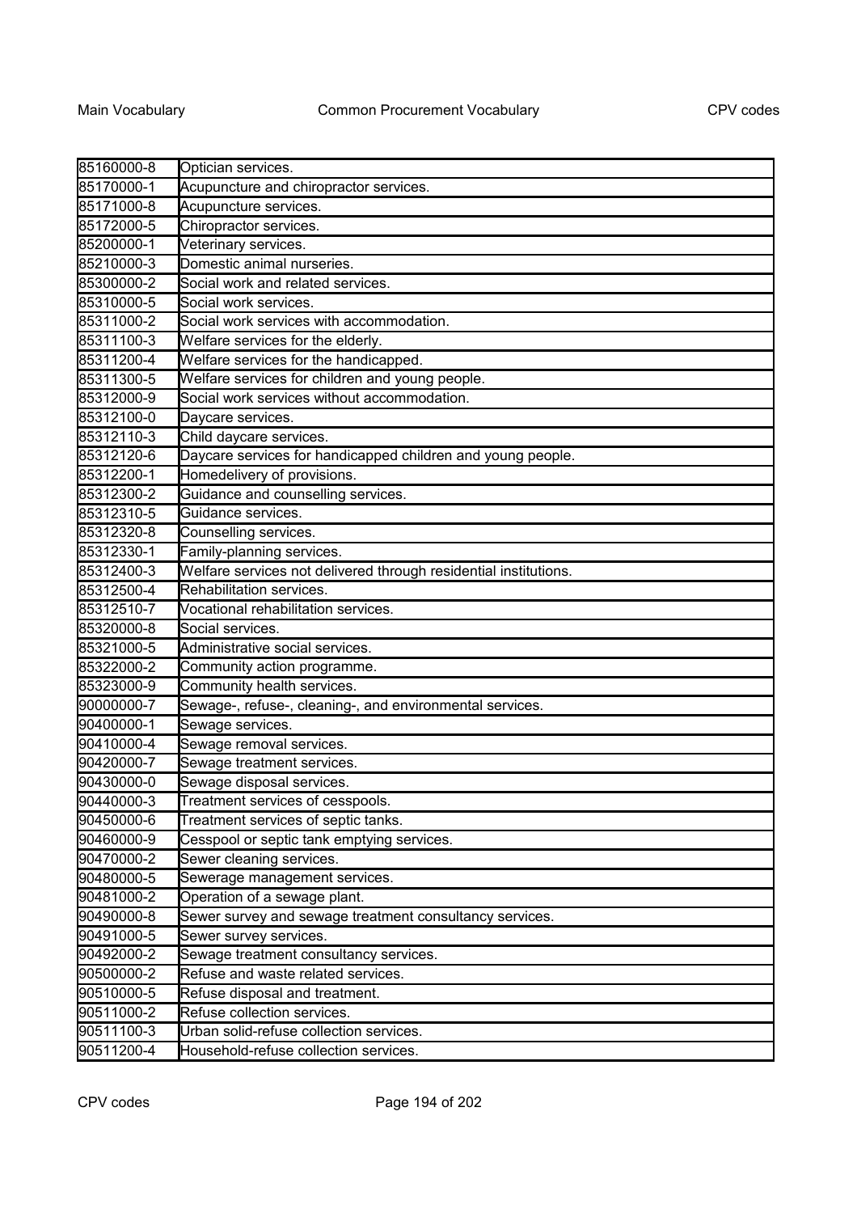| | |
|---|---|
| 85160000-8 | Optician services. |
| 85170000-1 | Acupuncture and chiropractor services. |
| 85171000-8 | Acupuncture services. |
| 85172000-5 | Chiropractor services. |
| 85200000-1 | Veterinary services. |
| 85210000-3 | Domestic animal nurseries. |
| 85300000-2 | Social work and related services. |
| 85310000-5 | Social work services. |
| 85311000-2 | Social work services with accommodation. |
| 85311100-3 | Welfare services for the elderly. |
| 85311200-4 | Welfare services for the handicapped. |
| 85311300-5 | Welfare services for children and young people. |
| 85312000-9 | Social work services without accommodation. |
| 85312100-0 | Daycare services. |
| 85312110-3 | Child daycare services. |
| 85312120-6 | Daycare services for handicapped children and young people. |
| 85312200-1 | Homedelivery of provisions. |
| 85312300-2 | Guidance and counselling services. |
| 85312310-5 | Guidance services. |
| 85312320-8 | Counselling services. |
| 85312330-1 | Family-planning services. |
| 85312400-3 | Welfare services not delivered through residential institutions. |
| 85312500-4 | Rehabilitation services. |
| 85312510-7 | Vocational rehabilitation services. |
| 85320000-8 | Social services. |
| 85321000-5 | Administrative social services. |
| 85322000-2 | Community action programme. |
| 85323000-9 | Community health services. |
| 90000000-7 | Sewage-, refuse-, cleaning-, and environmental services. |
| 90400000-1 | Sewage services. |
| 90410000-4 | Sewage removal services. |
| 90420000-7 | Sewage treatment services. |
| 90430000-0 | Sewage disposal services. |
| 90440000-3 | Treatment services of cesspools. |
| 90450000-6 | Treatment services of septic tanks. |
| 90460000-9 | Cesspool or septic tank emptying services. |
| 90470000-2 | Sewer cleaning services. |
| 90480000-5 | Sewerage management services. |
| 90481000-2 | Operation of a sewage plant. |
| 90490000-8 | Sewer survey and sewage treatment consultancy services. |
| 90491000-5 | Sewer survey services. |
| 90492000-2 | Sewage treatment consultancy services. |
| 90500000-2 | Refuse and waste related services. |
| 90510000-5 | Refuse disposal and treatment. |
| 90511000-2 | Refuse collection services. |
| 90511100-3 | Urban solid-refuse collection services. |
| 90511200-4 | Household-refuse collection services. |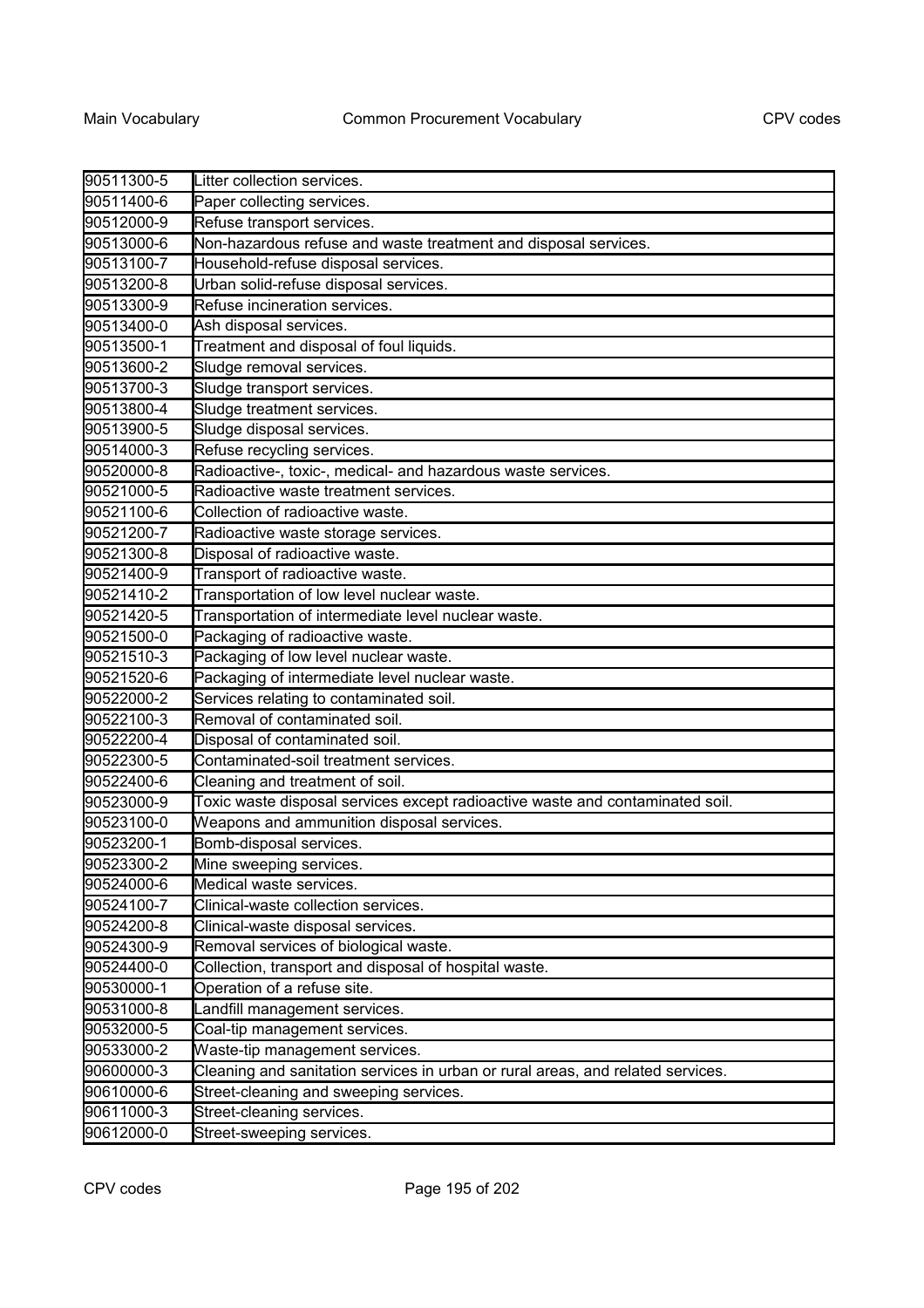| | |
|---|---|
| 90511300-5 | Litter collection services. |
| 90511400-6 | Paper collecting services. |
| 90512000-9 | Refuse transport services. |
| 90513000-6 | Non-hazardous refuse and waste treatment and disposal services. |
| 90513100-7 | Household-refuse disposal services. |
| 90513200-8 | Urban solid-refuse disposal services. |
| 90513300-9 | Refuse incineration services. |
| 90513400-0 | Ash disposal services. |
| 90513500-1 | Treatment and disposal of foul liquids. |
| 90513600-2 | Sludge removal services. |
| 90513700-3 | Sludge transport services. |
| 90513800-4 | Sludge treatment services. |
| 90513900-5 | Sludge disposal services. |
| 90514000-3 | Refuse recycling services. |
| 90520000-8 | Radioactive-, toxic-, medical- and hazardous waste services. |
| 90521000-5 | Radioactive waste treatment services. |
| 90521100-6 | Collection of radioactive waste. |
| 90521200-7 | Radioactive waste storage services. |
| 90521300-8 | Disposal of radioactive waste. |
| 90521400-9 | Transport of radioactive waste. |
| 90521410-2 | Transportation of low level nuclear waste. |
| 90521420-5 | Transportation of intermediate level nuclear waste. |
| 90521500-0 | Packaging of radioactive waste. |
| 90521510-3 | Packaging of low level nuclear waste. |
| 90521520-6 | Packaging of intermediate level nuclear waste. |
| 90522000-2 | Services relating to contaminated soil. |
| 90522100-3 | Removal of contaminated soil. |
| 90522200-4 | Disposal of contaminated soil. |
| 90522300-5 | Contaminated-soil treatment services. |
| 90522400-6 | Cleaning and treatment of soil. |
| 90523000-9 | Toxic waste disposal services except radioactive waste and contaminated soil. |
| 90523100-0 | Weapons and ammunition disposal services. |
| 90523200-1 | Bomb-disposal services. |
| 90523300-2 | Mine sweeping services. |
| 90524000-6 | Medical waste services. |
| 90524100-7 | Clinical-waste collection services. |
| 90524200-8 | Clinical-waste disposal services. |
| 90524300-9 | Removal services of biological waste. |
| 90524400-0 | Collection, transport and disposal of hospital waste. |
| 90530000-1 | Operation of a refuse site. |
| 90531000-8 | Landfill management services. |
| 90532000-5 | Coal-tip management services. |
| 90533000-2 | Waste-tip management services. |
| 90600000-3 | Cleaning and sanitation services in urban or rural areas, and related services. |
| 90610000-6 | Street-cleaning and sweeping services. |
| 90611000-3 | Street-cleaning services. |
| 90612000-0 | Street-sweeping services. |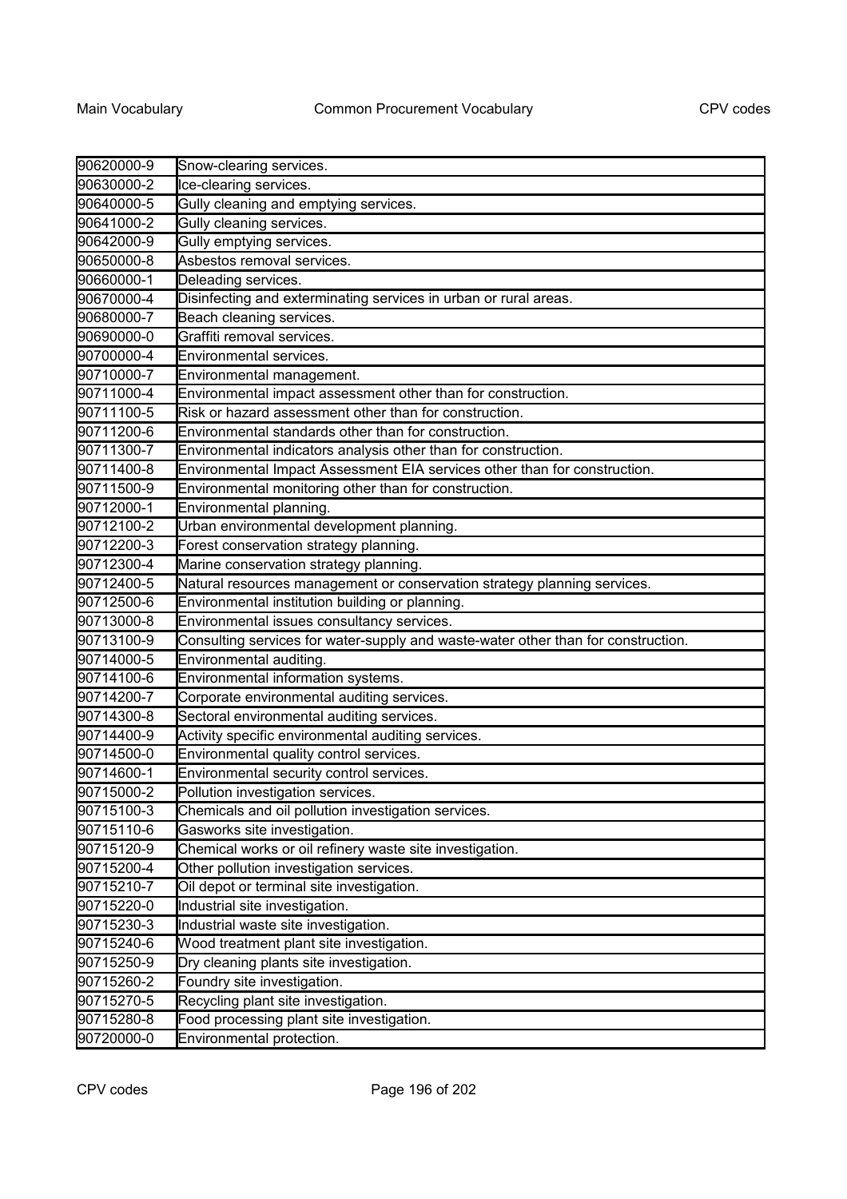| | |
|---|---|
| 90620000-9 | Snow-clearing services. |
| 90630000-2 | Ice-clearing services. |
| 90640000-5 | Gully cleaning and emptying services. |
| 90641000-2 | Gully cleaning services. |
| 90642000-9 | Gully emptying services. |
| 90650000-8 | Asbestos removal services. |
| 90660000-1 | Deleading services. |
| 90670000-4 | Disinfecting and exterminating services in urban or rural areas. |
| 90680000-7 | Beach cleaning services. |
| 90690000-0 | Graffiti removal services. |
| 90700000-4 | Environmental services. |
| 90710000-7 | Environmental management. |
| 90711000-4 | Environmental impact assessment other than for construction. |
| 90711100-5 | Risk or hazard assessment other than for construction. |
| 90711200-6 | Environmental standards other than for construction. |
| 90711300-7 | Environmental indicators analysis other than for construction. |
| 90711400-8 | Environmental Impact Assessment EIA services other than for construction. |
| 90711500-9 | Environmental monitoring other than for construction. |
| 90712000-1 | Environmental planning. |
| 90712100-2 | Urban environmental development planning. |
| 90712200-3 | Forest conservation strategy planning. |
| 90712300-4 | Marine conservation strategy planning. |
| 90712400-5 | Natural resources management or conservation strategy planning services. |
| 90712500-6 | Environmental institution building or planning. |
| 90713000-8 | Environmental issues consultancy services. |
| 90713100-9 | Consulting services for water-supply and waste-water other than for construction. |
| 90714000-5 | Environmental auditing. |
| 90714100-6 | Environmental information systems. |
| 90714200-7 | Corporate environmental auditing services. |
| 90714300-8 | Sectoral environmental auditing services. |
| 90714400-9 | Activity specific environmental auditing services. |
| 90714500-0 | Environmental quality control services. |
| 90714600-1 | Environmental security control services. |
| 90715000-2 | Pollution investigation services. |
| 90715100-3 | Chemicals and oil pollution investigation services. |
| 90715110-6 | Gasworks site investigation. |
| 90715120-9 | Chemical works or oil refinery waste site investigation. |
| 90715200-4 | Other pollution investigation services. |
| 90715210-7 | Oil depot or terminal site investigation. |
| 90715220-0 | Industrial site investigation. |
| 90715230-3 | Industrial waste site investigation. |
| 90715240-6 | Wood treatment plant site investigation. |
| 90715250-9 | Dry cleaning plants site investigation. |
| 90715260-2 | Foundry site investigation. |
| 90715270-5 | Recycling plant site investigation. |
| 90715280-8 | Food processing plant site investigation. |
| 90720000-0 | Environmental protection. |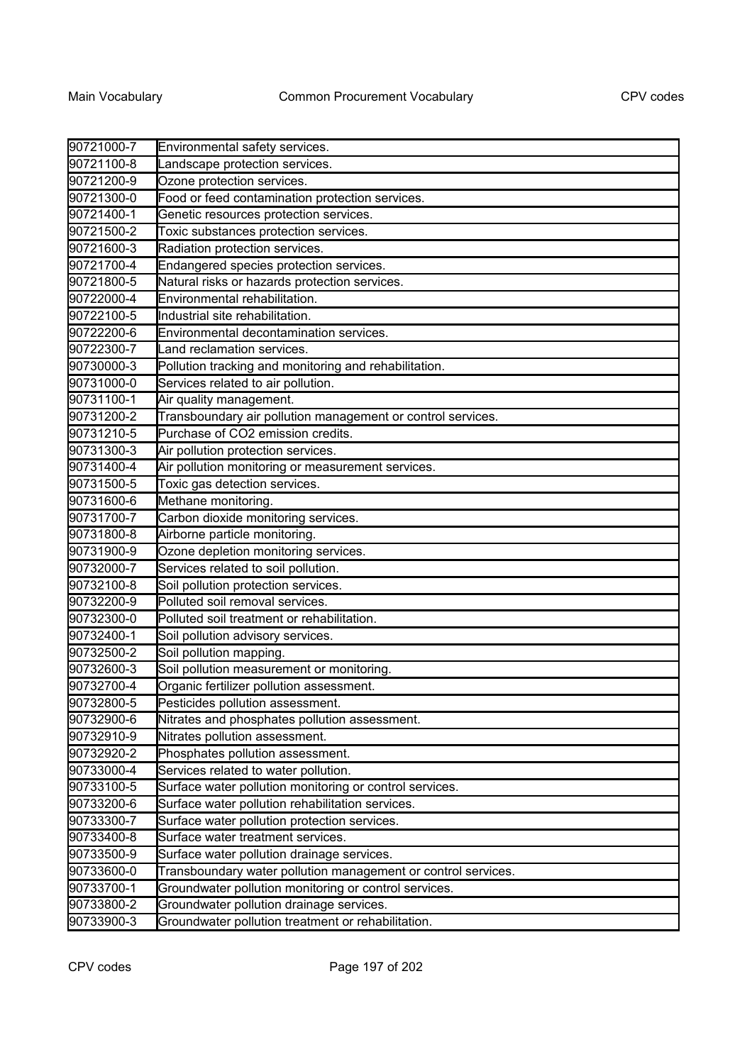| | |
|---|---|
| 90721000-7 | Environmental safety services. |
| 90721100-8 | Landscape protection services. |
| 90721200-9 | Ozone protection services. |
| 90721300-0 | Food or feed contamination protection services. |
| 90721400-1 | Genetic resources protection services. |
| 90721500-2 | Toxic substances protection services. |
| 90721600-3 | Radiation protection services. |
| 90721700-4 | Endangered species protection services. |
| 90721800-5 | Natural risks or hazards protection services. |
| 90722000-4 | Environmental rehabilitation. |
| 90722100-5 | Industrial site rehabilitation. |
| 90722200-6 | Environmental decontamination services. |
| 90722300-7 | Land reclamation services. |
| 90730000-3 | Pollution tracking and monitoring and rehabilitation. |
| 90731000-0 | Services related to air pollution. |
| 90731100-1 | Air quality management. |
| 90731200-2 | Transboundary air pollution management or control services. |
| 90731210-5 | Purchase of $CO_2$ emission credits. |
| 90731300-3 | Air pollution protection services. |
| 90731400-4 | Air pollution monitoring or measurement services. |
| 90731500-5 | Toxic gas detection services. |
| 90731600-6 | Methane monitoring. |
| 90731700-7 | Carbon dioxide monitoring services. |
| 90731800-8 | Airborne particle monitoring. |
| 90731900-9 | Ozone depletion monitoring services. |
| 90732000-7 | Services related to soil pollution. |
| 90732100-8 | Soil pollution protection services. |
| 90732200-9 | Polluted soil removal services. |
| 90732300-0 | Polluted soil treatment or rehabilitation. |
| 90732400-1 | Soil pollution advisory services. |
| 90732500-2 | Soil pollution mapping. |
| 90732600-3 | Soil pollution measurement or monitoring. |
| 90732700-4 | Organic fertilizer pollution assessment. |
| 90732800-5 | Pesticides pollution assessment. |
| 90732900-6 | Nitrates and phosphates pollution assessment. |
| 90732910-9 | Nitrates pollution assessment. |
| 90732920-2 | Phosphates pollution assessment. |
| 90733000-4 | Services related to water pollution. |
| 90733100-5 | Surface water pollution monitoring or control services. |
| 90733200-6 | Surface water pollution rehabilitation services. |
| 90733300-7 | Surface water pollution protection services. |
| 90733400-8 | Surface water treatment services. |
| 90733500-9 | Surface water pollution drainage services. |
| 90733600-0 | Transboundary water pollution management or control services. |
| 90733700-1 | Groundwater pollution monitoring or control services. |
| 90733800-2 | Groundwater pollution drainage services. |
| 90733900-3 | Groundwater pollution treatment or rehabilitation. |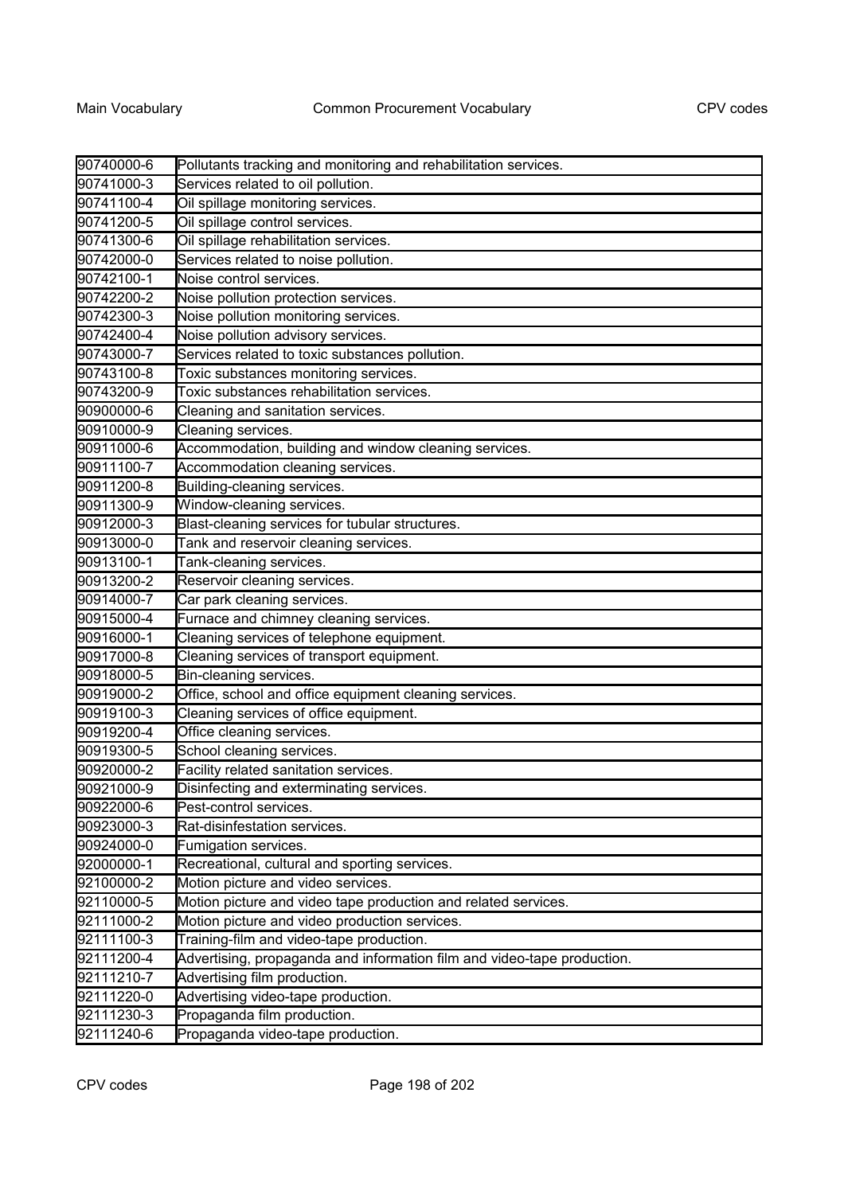| | |
|---|---|
| 90740000-6 | Pollutants tracking and monitoring and rehabilitation services. |
| 90741000-3 | Services related to oil pollution. |
| 90741100-4 | Oil spillage monitoring services. |
| 90741200-5 | Oil spillage control services. |
| 90741300-6 | Oil spillage rehabilitation services. |
| 90742000-0 | Services related to noise pollution. |
| 90742100-1 | Noise control services. |
| 90742200-2 | Noise pollution protection services. |
| 90742300-3 | Noise pollution monitoring services. |
| 90742400-4 | Noise pollution advisory services. |
| 90743000-7 | Services related to toxic substances pollution. |
| 90743100-8 | Toxic substances monitoring services. |
| 90743200-9 | Toxic substances rehabilitation services. |
| 90900000-6 | Cleaning and sanitation services. |
| 90910000-9 | Cleaning services. |
| 90911000-6 | Accommodation, building and window cleaning services. |
| 90911100-7 | Accommodation cleaning services. |
| 90911200-8 | Building-cleaning services. |
| 90911300-9 | Window-cleaning services. |
| 90912000-3 | Blast-cleaning services for tubular structures. |
| 90913000-0 | Tank and reservoir cleaning services. |
| 90913100-1 | Tank-cleaning services. |
| 90913200-2 | Reservoir cleaning services. |
| 90914000-7 | Car park cleaning services. |
| 90915000-4 | Furnace and chimney cleaning services. |
| 90916000-1 | Cleaning services of telephone equipment. |
| 90917000-8 | Cleaning services of transport equipment. |
| 90918000-5 | Bin-cleaning services. |
| 90919000-2 | Office, school and office equipment cleaning services. |
| 90919100-3 | Cleaning services of office equipment. |
| 90919200-4 | Office cleaning services. |
| 90919300-5 | School cleaning services. |
| 90920000-2 | Facility related sanitation services. |
| 90921000-9 | Disinfecting and exterminating services. |
| 90922000-6 | Pest-control services. |
| 90923000-3 | Rat-disinfestation services. |
| 90924000-0 | Fumigation services. |
| 92000000-1 | Recreational, cultural and sporting services. |
| 92100000-2 | Motion picture and video services. |
| 92110000-5 | Motion picture and video tape production and related services. |
| 92111000-2 | Motion picture and video production services. |
| 92111100-3 | Training-film and video-tape production. |
| 92111200-4 | Advertising, propaganda and information film and video-tape production. |
| 92111210-7 | Advertising film production. |
| 92111220-0 | Advertising video-tape production. |
| 92111230-3 | Propaganda film production. |
| 92111240-6 | Propaganda video-tape production. |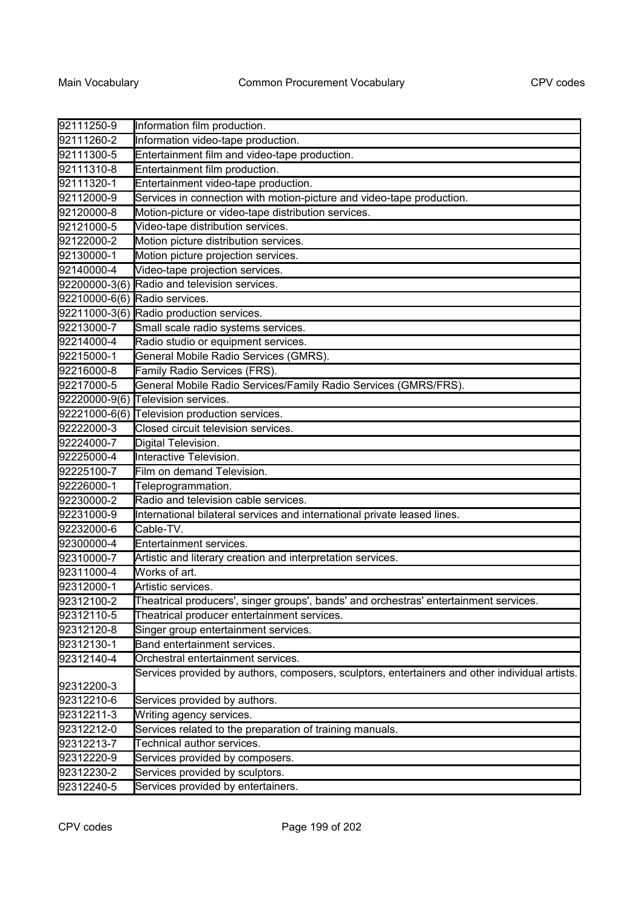| | |
|---|---|
| 92111250-9 | Information film production. |
| 92111260-2 | Information video-tape production. |
| 92111300-5 | Entertainment film and video-tape production. |
| 92111310-8 | Entertainment film production. |
| 92111320-1 | Entertainment video-tape production. |
| 92112000-9 | Services in connection with motion-picture and video-tape production. |
| 92120000-8 | Motion-picture or video-tape distribution services. |
| 92121000-5 | Video-tape distribution services. |
| 92122000-2 | Motion picture distribution services. |
| 92130000-1 | Motion picture projection services. |
| 92140000-4 | Video-tape projection services. |
| 92200000-3(6) | Radio and television services. |
| 92210000-6(6) | Radio services. |
| 92211000-3(6) | Radio production services. |
| 92213000-7 | Small scale radio systems services. |
| 92214000-4 | Radio studio or equipment services. |
| 92215000-1 | General Mobile Radio Services (GMRS). |
| 92216000-8 | Family Radio Services (FRS). |
| 92217000-5 | General Mobile Radio Services/Family Radio Services (GMRS/FRS). |
| 92220000-9(6) | Television services. |
| 92221000-6(6) | Television production services. |
| 92222000-3 | Closed circuit television services. |
| 92224000-7 | Digital Television. |
| 92225000-4 | Interactive Television. |
| 92225100-7 | Film on demand Television. |
| 92226000-1 | Teleprogrammation. |
| 92230000-2 | Radio and television cable services. |
| 92231000-9 | International bilateral services and international private leased lines. |
| 92232000-6 | Cable-TV. |
| 92300000-4 | Entertainment services. |
| 92310000-7 | Artistic and literary creation and interpretation services. |
| 92311000-4 | Works of art. |
| 92312000-1 | Artistic services. |
| 92312100-2 | Theatrical producers', singer groups', bands' and orchestras' entertainment services. |
| 92312110-5 | Theatrical producer entertainment services. |
| 92312120-8 | Singer group entertainment services. |
| 92312130-1 | Band entertainment services. |
| 92312140-4 | Orchestral entertainment services. |
| 92312200-3 | Services provided by authors, composers, sculptors, entertainers and other individual artists. |
| 92312210-6 | Services provided by authors. |
| 92312211-3 | Writing agency services. |
| 92312212-0 | Services related to the preparation of training manuals. |
| 92312213-7 | Technical author services. |
| 92312220-9 | Services provided by composers. |
| 92312230-2 | Services provided by sculptors. |
| 92312240-5 | Services provided by entertainers. |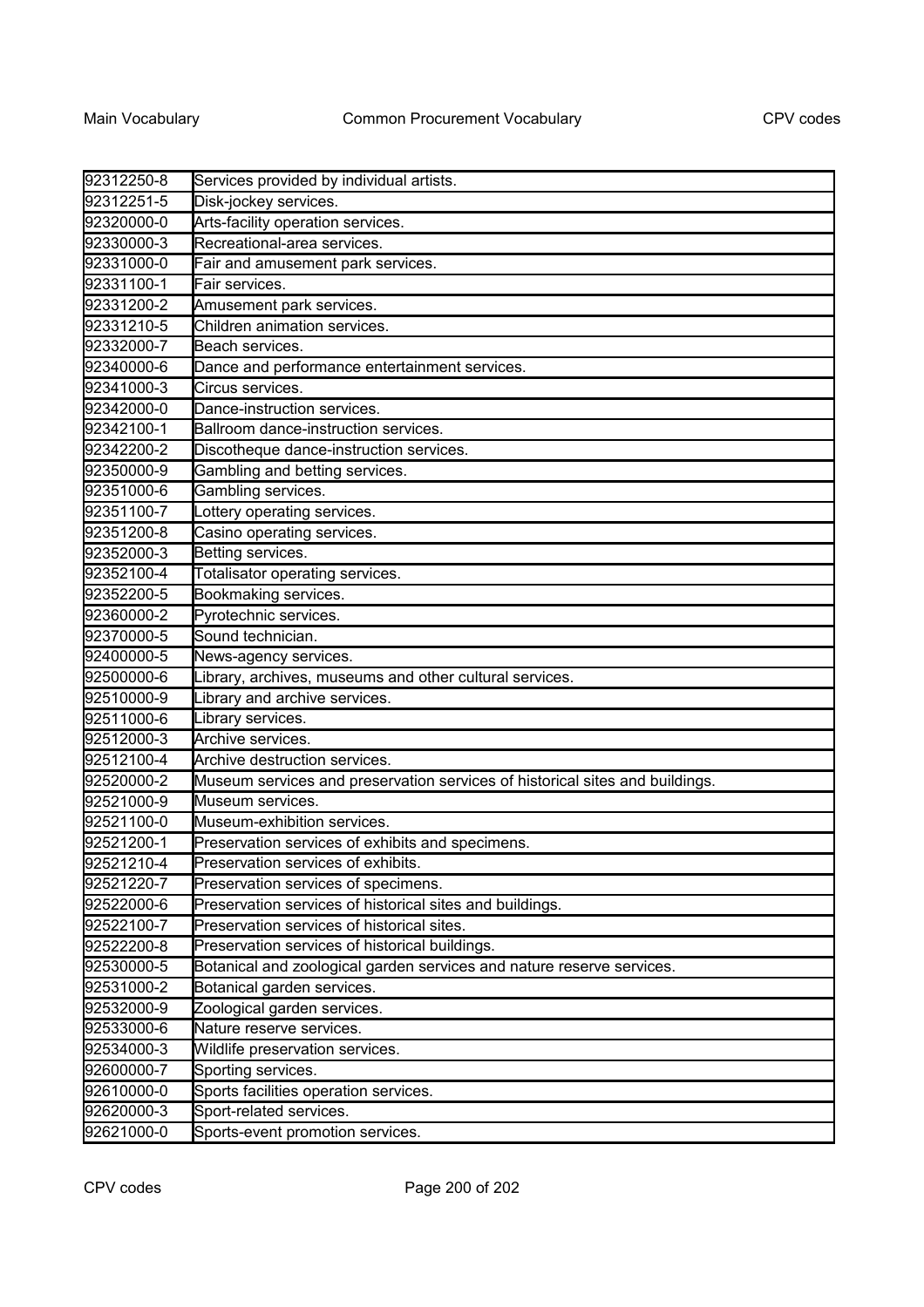| 92312250-8 | Services provided by individual artists. |
|---|---|
| 92312251-5 | Disk-jockey services. |
| 92320000-0 | Arts-facility operation services. |
| 92330000-3 | Recreational-area services. |
| 92331000-0 | Fair and amusement park services. |
| 92331100-1 | Fair services. |
| 92331200-2 | Amusement park services. |
| 92331210-5 | Children animation services. |
| 92332000-7 | Beach services. |
| 92340000-6 | Dance and performance entertainment services. |
| 92341000-3 | Circus services. |
| 92342000-0 | Dance-instruction services. |
| 92342100-1 | Ballroom dance-instruction services. |
| 92342200-2 | Discotheque dance-instruction services. |
| 92350000-9 | Gambling and betting services. |
| 92351000-6 | Gambling services. |
| 92351100-7 | Lottery operating services. |
| 92351200-8 | Casino operating services. |
| 92352000-3 | Betting services. |
| 92352100-4 | Totalisator operating services. |
| 92352200-5 | Bookmaking services. |
| 92360000-2 | Pyrotechnic services. |
| 92370000-5 | Sound technician. |
| 92400000-5 | News-agency services. |
| 92500000-6 | Library, archives, museums and other cultural services. |
| 92510000-9 | Library and archive services. |
| 92511000-6 | Library services. |
| 92512000-3 | Archive services. |
| 92512100-4 | Archive destruction services. |
| 92520000-2 | Museum services and preservation services of historical sites and buildings. |
| 92521000-9 | Museum services. |
| 92521100-0 | Museum-exhibition services. |
| 92521200-1 | Preservation services of exhibits and specimens. |
| 92521210-4 | Preservation services of exhibits. |
| 92521220-7 | Preservation services of specimens. |
| 92522000-6 | Preservation services of historical sites and buildings. |
| 92522100-7 | Preservation services of historical sites. |
| 92522200-8 | Preservation services of historical buildings. |
| 92530000-5 | Botanical and zoological garden services and nature reserve services. |
| 92531000-2 | Botanical garden services. |
| 92532000-9 | Zoological garden services. |
| 92533000-6 | Nature reserve services. |
| 92534000-3 | Wildlife preservation services. |
| 92600000-7 | Sporting services. |
| 92610000-0 | Sports facilities operation services. |
| 92620000-3 | Sport-related services. |
| 92621000-0 | Sports-event promotion services. |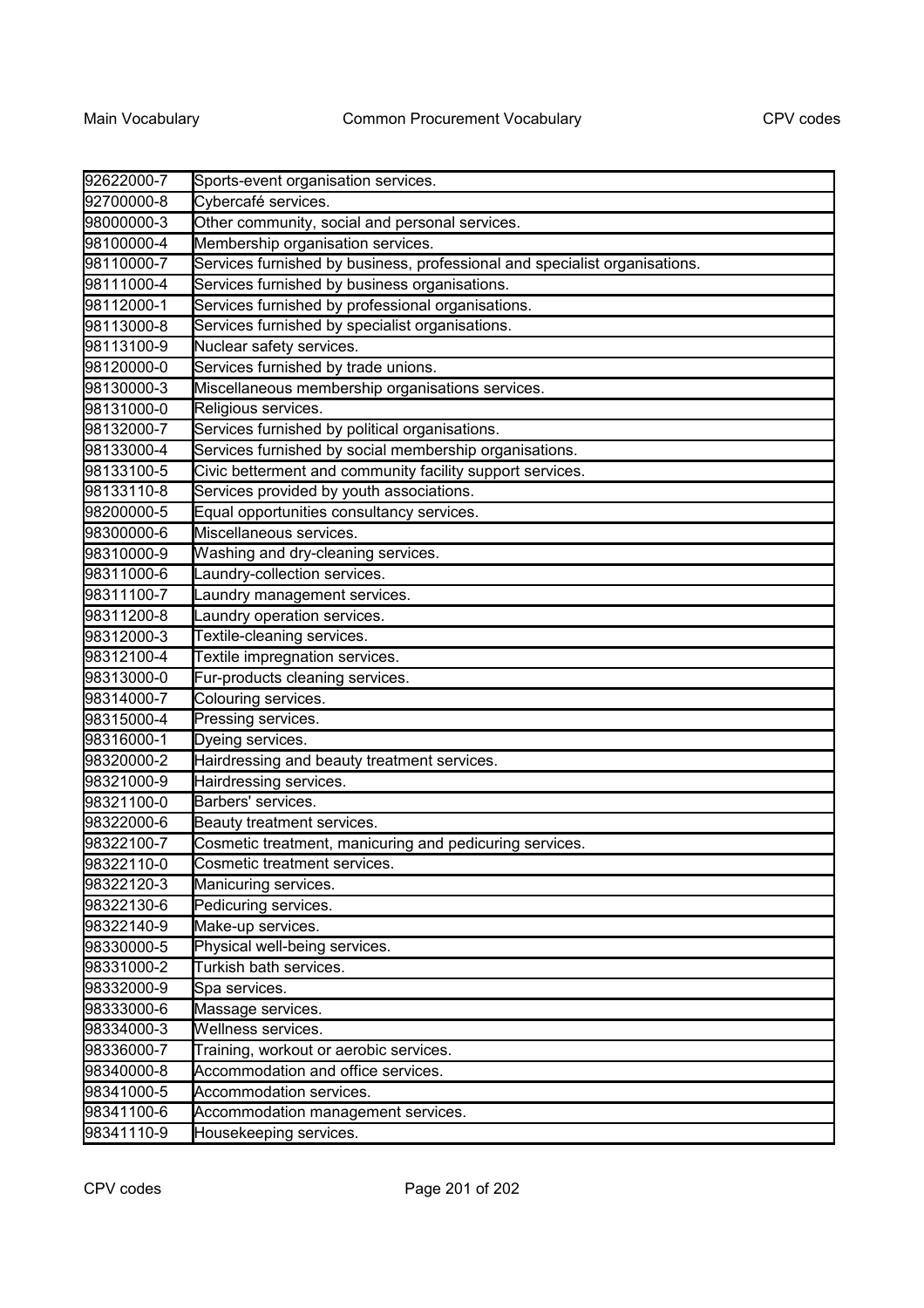| | |
|---|---|
| 92622000-7 | Sports-event organisation services. |
| 92700000-8 | Cybercafé services. |
| 98000000-3 | Other community, social and personal services. |
| 98100000-4 | Membership organisation services. |
| 98110000-7 | Services furnished by business, professional and specialist organisations. |
| 98111000-4 | Services furnished by business organisations. |
| 98112000-1 | Services furnished by professional organisations. |
| 98113000-8 | Services furnished by specialist organisations. |
| 98113100-9 | Nuclear safety services. |
| 98120000-0 | Services furnished by trade unions. |
| 98130000-3 | Miscellaneous membership organisations services. |
| 98131000-0 | Religious services. |
| 98132000-7 | Services furnished by political organisations. |
| 98133000-4 | Services furnished by social membership organisations. |
| 98133100-5 | Civic betterment and community facility support services. |
| 98133110-8 | Services provided by youth associations. |
| 98200000-5 | Equal opportunities consultancy services. |
| 98300000-6 | Miscellaneous services. |
| 98310000-9 | Washing and dry-cleaning services. |
| 98311000-6 | Laundry-collection services. |
| 98311100-7 | Laundry management services. |
| 98311200-8 | Laundry operation services. |
| 98312000-3 | Textile-cleaning services. |
| 98312100-4 | Textile impregnation services. |
| 98313000-0 | Fur-products cleaning services. |
| 98314000-7 | Colouring services. |
| 98315000-4 | Pressing services. |
| 98316000-1 | Dyeing services. |
| 98320000-2 | Hairdressing and beauty treatment services. |
| 98321000-9 | Hairdressing services. |
| 98321100-0 | Barbers' services. |
| 98322000-6 | Beauty treatment services. |
| 98322100-7 | Cosmetic treatment, manicuring and pedicuring services. |
| 98322110-0 | Cosmetic treatment services. |
| 98322120-3 | Manicuring services. |
| 98322130-6 | Pedicuring services. |
| 98322140-9 | Make-up services. |
| 98330000-5 | Physical well-being services. |
| 98331000-2 | Turkish bath services. |
| 98332000-9 | Spa services. |
| 98333000-6 | Massage services. |
| 98334000-3 | Wellness services. |
| 98336000-7 | Training, workout or aerobic services. |
| 98340000-8 | Accommodation and office services. |
| 98341000-5 | Accommodation services. |
| 98341100-6 | Accommodation management services. |
| 98341110-9 | Housekeeping services. |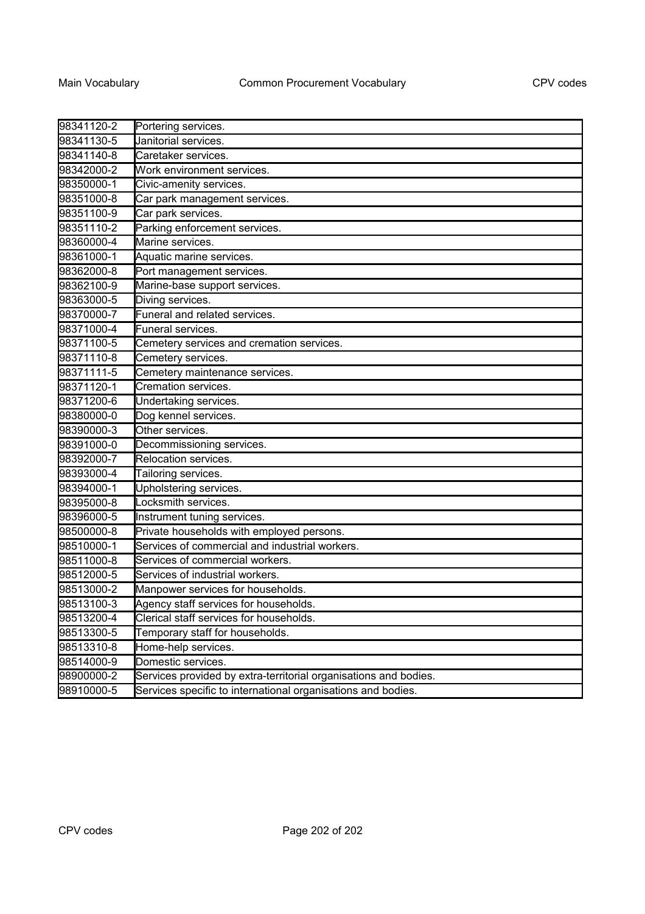| | |
|---|---|
| 98341120-2 | Portering services. |
| 98341130-5 | Janitorial services. |
| 98341140-8 | Caretaker services. |
| 98342000-2 | Work environment services. |
| 98350000-1 | Civic-amenity services. |
| 98351000-8 | Car park management services. |
| 98351100-9 | Car park services. |
| 98351110-2 | Parking enforcement services. |
| 98360000-4 | Marine services. |
| 98361000-1 | Aquatic marine services. |
| 98362000-8 | Port management services. |
| 98362100-9 | Marine-base support services. |
| 98363000-5 | Diving services. |
| 98370000-7 | Funeral and related services. |
| 98371000-4 | Funeral services. |
| 98371100-5 | Cemetery services and cremation services. |
| 98371110-8 | Cemetery services. |
| 98371111-5 | Cemetery maintenance services. |
| 98371120-1 | Cremation services. |
| 98371200-6 | Undertaking services. |
| 98380000-0 | Dog kennel services. |
| 98390000-3 | Other services. |
| 98391000-0 | Decommissioning services. |
| 98392000-7 | Relocation services. |
| 98393000-4 | Tailoring services. |
| 98394000-1 | Upholstering services. |
| 98395000-8 | Locksmith services. |
| 98396000-5 | Instrument tuning services. |
| 98500000-8 | Private households with employed persons. |
| 98510000-1 | Services of commercial and industrial workers. |
| 98511000-8 | Services of commercial workers. |
| 98512000-5 | Services of industrial workers. |
| 98513000-2 | Manpower services for households. |
| 98513100-3 | Agency staff services for households. |
| 98513200-4 | Clerical staff services for households. |
| 98513300-5 | Temporary staff for households. |
| 98513310-8 | Home-help services. |
| 98514000-9 | Domestic services. |
| 98900000-2 | Services provided by extra-territorial organisations and bodies. |
| 98910000-5 | Services specific to international organisations and bodies. |